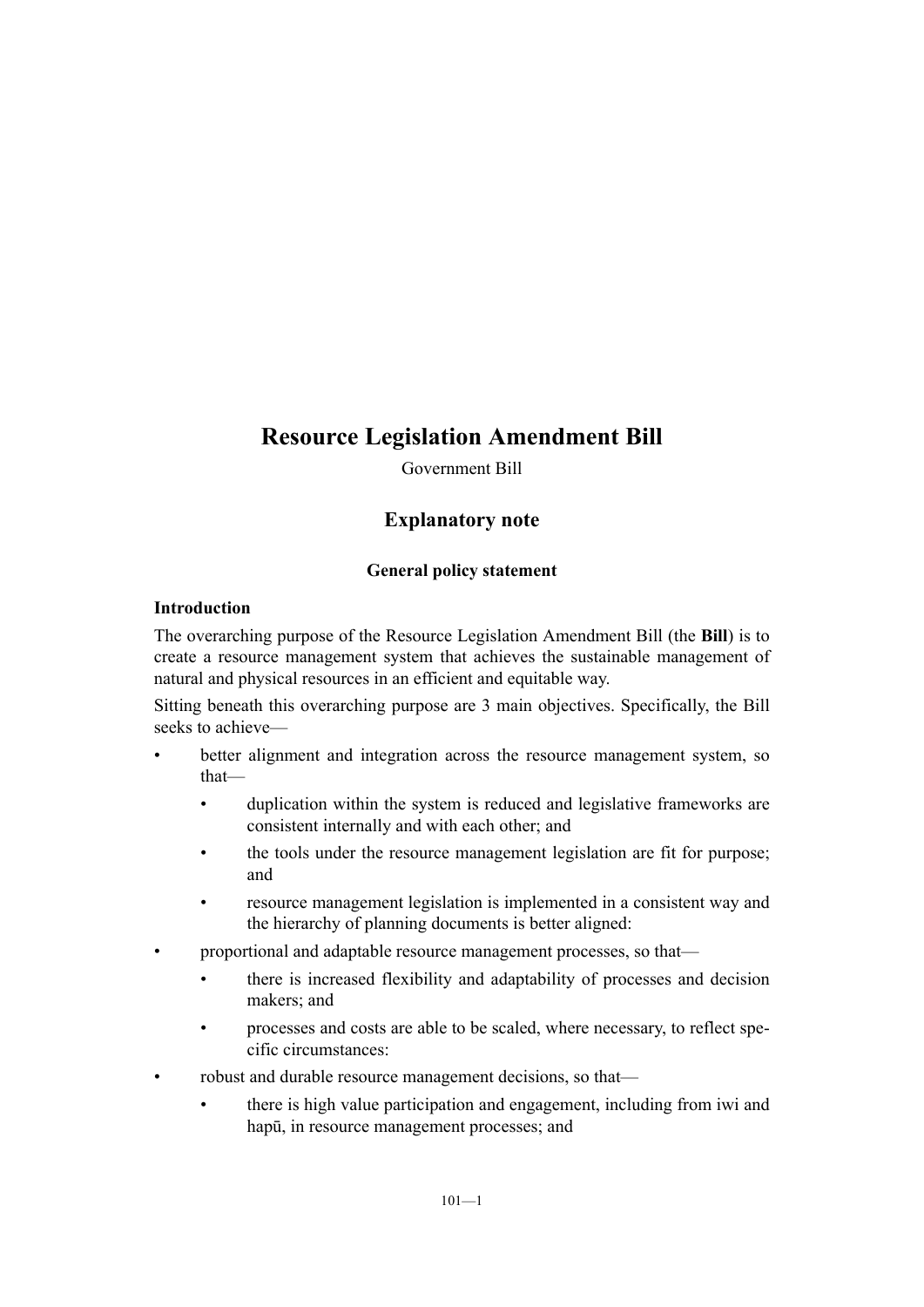# Resource Legislation Amendment Bill

Government Bill

## Explanatory note

### General policy statement

#### Introduction

The overarching purpose of the Resource Legislation Amendment Bill (the **Bill**) is to create a resource management system that achieves the sustainable management of natural and physical resources in an efficient and equitable way.

Sitting beneath this overarching purpose are 3 main objectives. Specifically, the Bill seeks to achieve—

- better alignment and integration across the resource management system, so that—
  - duplication within the system is reduced and legislative frameworks are consistent internally and with each other; and
  - the tools under the resource management legislation are fit for purpose; and
  - resource management legislation is implemented in a consistent way and the hierarchy of planning documents is better aligned:
- proportional and adaptable resource management processes, so that—
  - there is increased flexibility and adaptability of processes and decision makers; and
  - processes and costs are able to be scaled, where necessary, to reflect specific circumstances:
- robust and durable resource management decisions, so that—
  - there is high value participation and engagement, including from iwi and hapū, in resource management processes; and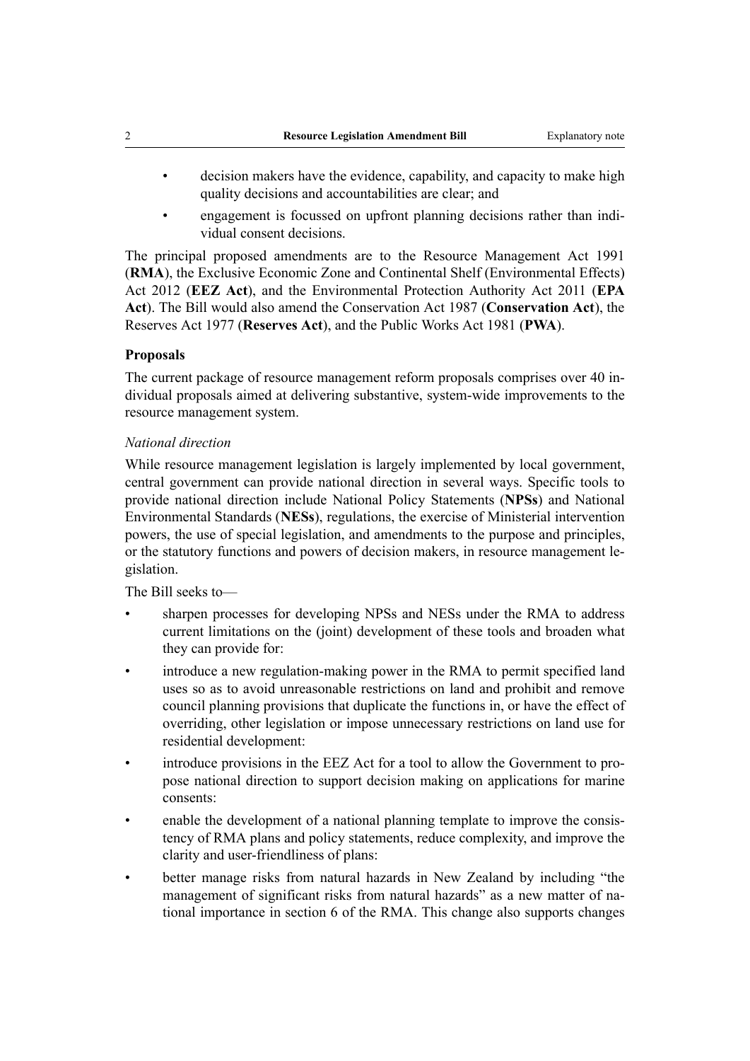- decision makers have the evidence, capability, and capacity to make high quality decisions and accountabilities are clear; and
- engagement is focussed on upfront planning decisions rather than individual consent decisions.

The principal proposed amendments are to the Resource Management Act 1991 (**RMA**), the Exclusive Economic Zone and Continental Shelf (Environmental Effects) Act 2012 (**EEZ Act**), and the Environmental Protection Authority Act 2011 (**EPA Act**). The Bill would also amend the Conservation Act 1987 (**Conservation Act**), the Reserves Act 1977 (**Reserves Act**), and the Public Works Act 1981 (**PWA**).

### Proposals

The current package of resource management reform proposals comprises over 40 individual proposals aimed at delivering substantive, system-wide improvements to the resource management system.

*National direction*

While resource management legislation is largely implemented by local government, central government can provide national direction in several ways. Specific tools to provide national direction include National Policy Statements (**NPSs**) and National Environmental Standards (**NESs**), regulations, the exercise of Ministerial intervention powers, the use of special legislation, and amendments to the purpose and principles, or the statutory functions and powers of decision makers, in resource management legislation.

The Bill seeks to—

- sharpen processes for developing NPSs and NESs under the RMA to address current limitations on the (joint) development of these tools and broaden what they can provide for:
- introduce a new regulation-making power in the RMA to permit specified land uses so as to avoid unreasonable restrictions on land and prohibit and remove council planning provisions that duplicate the functions in, or have the effect of overriding, other legislation or impose unnecessary restrictions on land use for residential development:
- introduce provisions in the EEZ Act for a tool to allow the Government to propose national direction to support decision making on applications for marine consents:
- enable the development of a national planning template to improve the consistency of RMA plans and policy statements, reduce complexity, and improve the clarity and user-friendliness of plans:
- better manage risks from natural hazards in New Zealand by including "the management of significant risks from natural hazards" as a new matter of national importance in section 6 of the RMA. This change also supports changes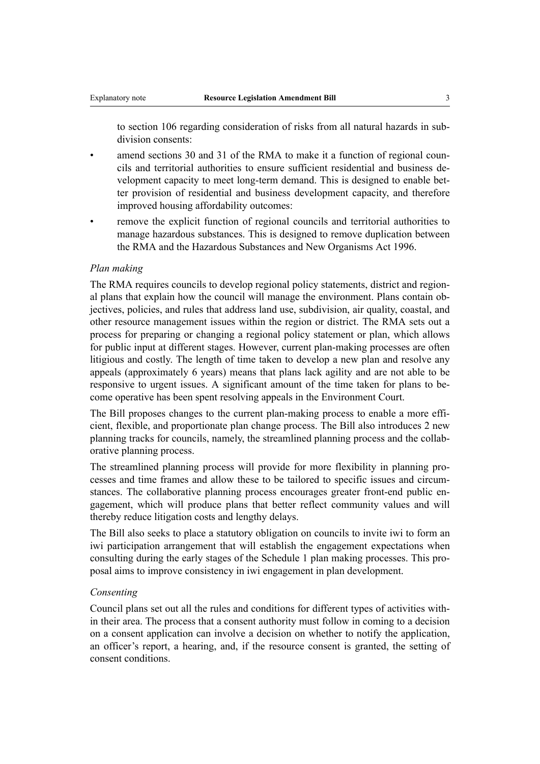to section 106 regarding consideration of risks from all natural hazards in subdivision consents:

- amend sections 30 and 31 of the RMA to make it a function of regional councils and territorial authorities to ensure sufficient residential and business development capacity to meet long-term demand. This is designed to enable better provision of residential and business development capacity, and therefore improved housing affordability outcomes:
- remove the explicit function of regional councils and territorial authorities to manage hazardous substances. This is designed to remove duplication between the RMA and the Hazardous Substances and New Organisms Act 1996.

*Plan making*

The RMA requires councils to develop regional policy statements, district and regional plans that explain how the council will manage the environment. Plans contain objectives, policies, and rules that address land use, subdivision, air quality, coastal, and other resource management issues within the region or district. The RMA sets out a process for preparing or changing a regional policy statement or plan, which allows for public input at different stages. However, current plan-making processes are often litigious and costly. The length of time taken to develop a new plan and resolve any appeals (approximately 6 years) means that plans lack agility and are not able to be responsive to urgent issues. A significant amount of the time taken for plans to become operative has been spent resolving appeals in the Environment Court.

The Bill proposes changes to the current plan-making process to enable a more efficient, flexible, and proportionate plan change process. The Bill also introduces 2 new planning tracks for councils, namely, the streamlined planning process and the collaborative planning process.

The streamlined planning process will provide for more flexibility in planning processes and time frames and allow these to be tailored to specific issues and circumstances. The collaborative planning process encourages greater front-end public engagement, which will produce plans that better reflect community values and will thereby reduce litigation costs and lengthy delays.

The Bill also seeks to place a statutory obligation on councils to invite iwi to form an iwi participation arrangement that will establish the engagement expectations when consulting during the early stages of the Schedule 1 plan making processes. This proposal aims to improve consistency in iwi engagement in plan development.

*Consenting*

Council plans set out all the rules and conditions for different types of activities within their area. The process that a consent authority must follow in coming to a decision on a consent application can involve a decision on whether to notify the application, an officer's report, a hearing, and, if the resource consent is granted, the setting of consent conditions.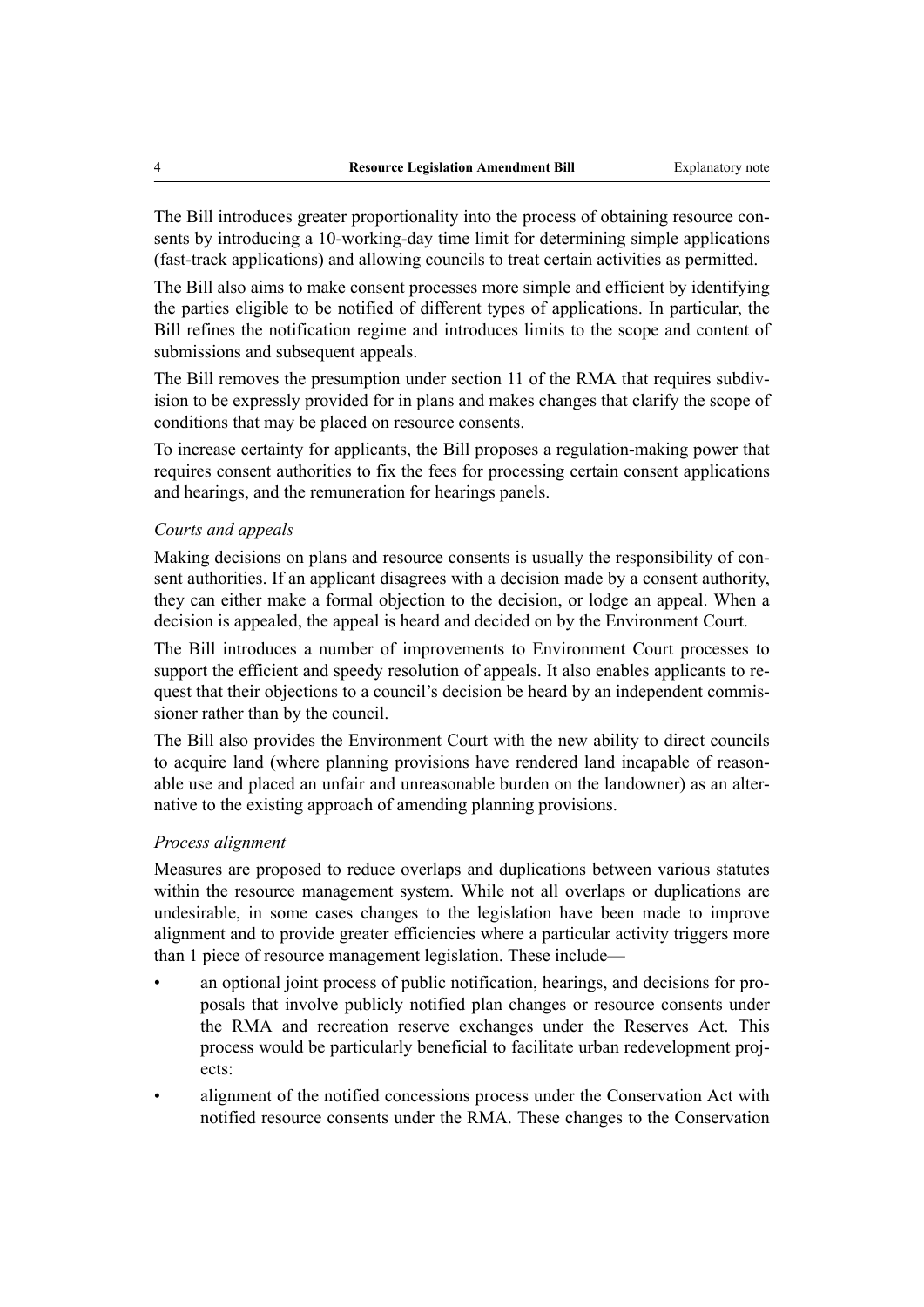The Bill introduces greater proportionality into the process of obtaining resource consents by introducing a 10-working-day time limit for determining simple applications (fast-track applications) and allowing councils to treat certain activities as permitted.

The Bill also aims to make consent processes more simple and efficient by identifying the parties eligible to be notified of different types of applications. In particular, the Bill refines the notification regime and introduces limits to the scope and content of submissions and subsequent appeals.

The Bill removes the presumption under section 11 of the RMA that requires subdivision to be expressly provided for in plans and makes changes that clarify the scope of conditions that may be placed on resource consents.

To increase certainty for applicants, the Bill proposes a regulation-making power that requires consent authorities to fix the fees for processing certain consent applications and hearings, and the remuneration for hearings panels.

*Courts and appeals*

Making decisions on plans and resource consents is usually the responsibility of consent authorities. If an applicant disagrees with a decision made by a consent authority, they can either make a formal objection to the decision, or lodge an appeal. When a decision is appealed, the appeal is heard and decided on by the Environment Court.

The Bill introduces a number of improvements to Environment Court processes to support the efficient and speedy resolution of appeals. It also enables applicants to request that their objections to a council's decision be heard by an independent commissioner rather than by the council.

The Bill also provides the Environment Court with the new ability to direct councils to acquire land (where planning provisions have rendered land incapable of reasonable use and placed an unfair and unreasonable burden on the landowner) as an alternative to the existing approach of amending planning provisions.

*Process alignment*

Measures are proposed to reduce overlaps and duplications between various statutes within the resource management system. While not all overlaps or duplications are undesirable, in some cases changes to the legislation have been made to improve alignment and to provide greater efficiencies where a particular activity triggers more than 1 piece of resource management legislation. These include—

- an optional joint process of public notification, hearings, and decisions for proposals that involve publicly notified plan changes or resource consents under the RMA and recreation reserve exchanges under the Reserves Act. This process would be particularly beneficial to facilitate urban redevelopment projects:
- alignment of the notified concessions process under the Conservation Act with notified resource consents under the RMA. These changes to the Conservation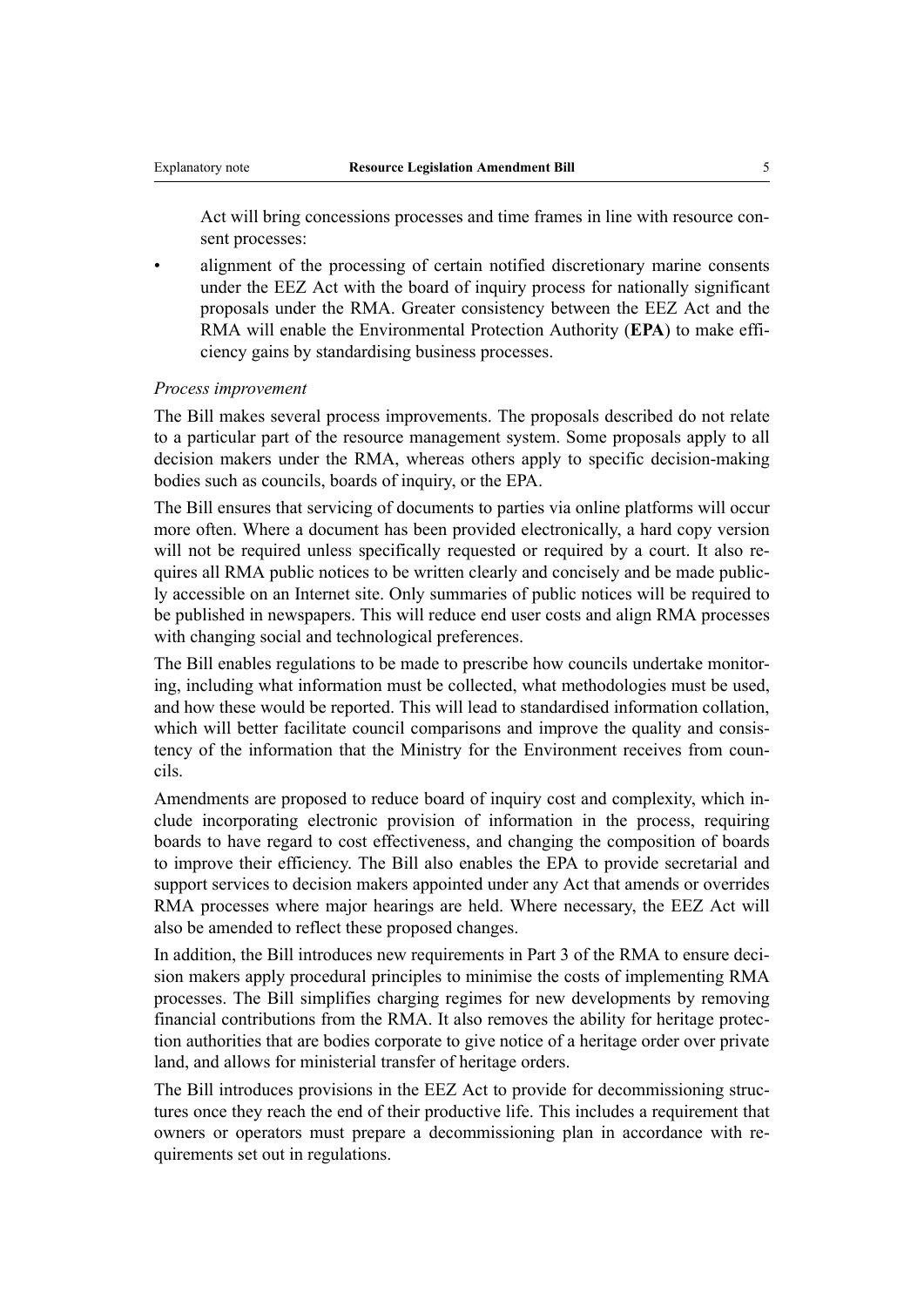Act will bring concessions processes and time frames in line with resource consent processes:

- alignment of the processing of certain notified discretionary marine consents under the EEZ Act with the board of inquiry process for nationally significant proposals under the RMA. Greater consistency between the EEZ Act and the RMA will enable the Environmental Protection Authority (**EPA**) to make efficiency gains by standardising business processes.

*Process improvement*

The Bill makes several process improvements. The proposals described do not relate to a particular part of the resource management system. Some proposals apply to all decision makers under the RMA, whereas others apply to specific decision-making bodies such as councils, boards of inquiry, or the EPA.

The Bill ensures that servicing of documents to parties via online platforms will occur more often. Where a document has been provided electronically, a hard copy version will not be required unless specifically requested or required by a court. It also requires all RMA public notices to be written clearly and concisely and be made publicly accessible on an Internet site. Only summaries of public notices will be required to be published in newspapers. This will reduce end user costs and align RMA processes with changing social and technological preferences.

The Bill enables regulations to be made to prescribe how councils undertake monitoring, including what information must be collected, what methodologies must be used, and how these would be reported. This will lead to standardised information collation, which will better facilitate council comparisons and improve the quality and consistency of the information that the Ministry for the Environment receives from councils.

Amendments are proposed to reduce board of inquiry cost and complexity, which include incorporating electronic provision of information in the process, requiring boards to have regard to cost effectiveness, and changing the composition of boards to improve their efficiency. The Bill also enables the EPA to provide secretarial and support services to decision makers appointed under any Act that amends or overrides RMA processes where major hearings are held. Where necessary, the EEZ Act will also be amended to reflect these proposed changes.

In addition, the Bill introduces new requirements in Part 3 of the RMA to ensure decision makers apply procedural principles to minimise the costs of implementing RMA processes. The Bill simplifies charging regimes for new developments by removing financial contributions from the RMA. It also removes the ability for heritage protection authorities that are bodies corporate to give notice of a heritage order over private land, and allows for ministerial transfer of heritage orders.

The Bill introduces provisions in the EEZ Act to provide for decommissioning structures once they reach the end of their productive life. This includes a requirement that owners or operators must prepare a decommissioning plan in accordance with requirements set out in regulations.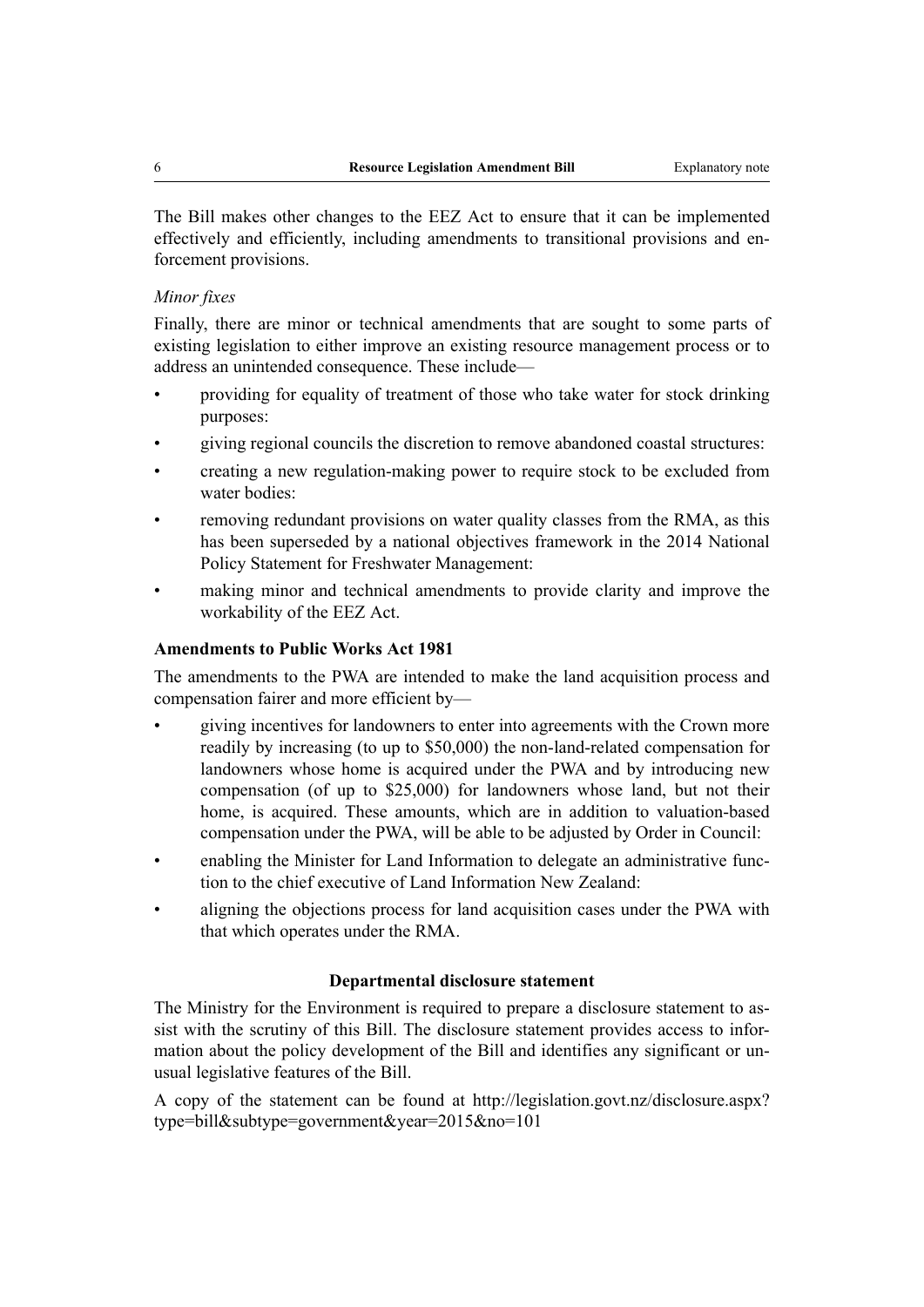The Bill makes other changes to the EEZ Act to ensure that it can be implemented effectively and efficiently, including amendments to transitional provisions and enforcement provisions.

*Minor fixes*

Finally, there are minor or technical amendments that are sought to some parts of existing legislation to either improve an existing resource management process or to address an unintended consequence. These include—

- providing for equality of treatment of those who take water for stock drinking purposes:
- giving regional councils the discretion to remove abandoned coastal structures:
- creating a new regulation-making power to require stock to be excluded from water bodies:
- removing redundant provisions on water quality classes from the RMA, as this has been superseded by a national objectives framework in the 2014 National Policy Statement for Freshwater Management:
- making minor and technical amendments to provide clarity and improve the workability of the EEZ Act.

**Amendments to Public Works Act 1981**

The amendments to the PWA are intended to make the land acquisition process and compensation fairer and more efficient by—

- giving incentives for landowners to enter into agreements with the Crown more readily by increasing (to up to $50,000) the non-land-related compensation for landowners whose home is acquired under the PWA and by introducing new compensation (of up to $25,000) for landowners whose land, but not their home, is acquired. These amounts, which are in addition to valuation-based compensation under the PWA, will be able to be adjusted by Order in Council:
- enabling the Minister for Land Information to delegate an administrative function to the chief executive of Land Information New Zealand:
- aligning the objections process for land acquisition cases under the PWA with that which operates under the RMA.

## Departmental disclosure statement

The Ministry for the Environment is required to prepare a disclosure statement to assist with the scrutiny of this Bill. The disclosure statement provides access to information about the policy development of the Bill and identifies any significant or unusual legislative features of the Bill.

A copy of the statement can be found at http://legislation.govt.nz/disclosure.aspx?type=bill&subtype=government&year=2015&no=101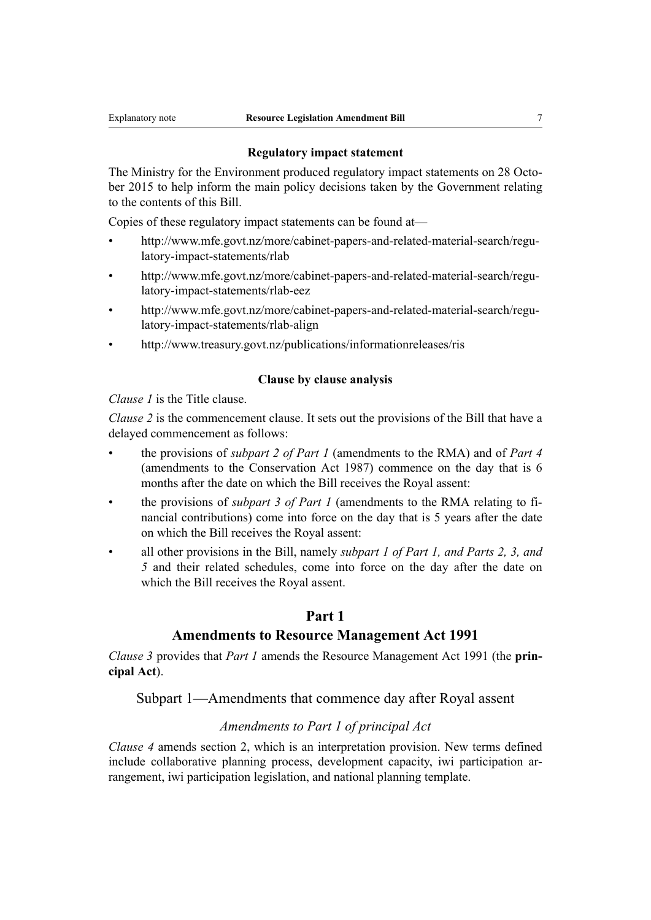## Regulatory impact statement

The Ministry for the Environment produced regulatory impact statements on 28 October 2015 to help inform the main policy decisions taken by the Government relating to the contents of this Bill.

Copies of these regulatory impact statements can be found at—

- http://www.mfe.govt.nz/more/cabinet-papers-and-related-material-search/regulatory-impact-statements/rlab
- http://www.mfe.govt.nz/more/cabinet-papers-and-related-material-search/regulatory-impact-statements/rlab-eez
- http://www.mfe.govt.nz/more/cabinet-papers-and-related-material-search/regulatory-impact-statements/rlab-align
- http://www.treasury.govt.nz/publications/informationreleases/ris

## Clause by clause analysis

*Clause 1* is the Title clause.

*Clause 2* is the commencement clause. It sets out the provisions of the Bill that have a delayed commencement as follows:

- the provisions of *subpart 2 of Part 1* (amendments to the RMA) and of *Part 4* (amendments to the Conservation Act 1987) commence on the day that is 6 months after the date on which the Bill receives the Royal assent:
- the provisions of *subpart 3 of Part 1* (amendments to the RMA relating to financial contributions) come into force on the day that is 5 years after the date on which the Bill receives the Royal assent:
- all other provisions in the Bill, namely *subpart 1 of Part 1, and Parts 2, 3, and 5* and their related schedules, come into force on the day after the date on which the Bill receives the Royal assent.

# Part 1
# Amendments to Resource Management Act 1991

*Clause 3* provides that *Part 1* amends the Resource Management Act 1991 (the **principal Act**).

## Subpart 1—Amendments that commence day after Royal assent

### *Amendments to Part 1 of principal Act*

*Clause 4* amends section 2, which is an interpretation provision. New terms defined include collaborative planning process, development capacity, iwi participation arrangement, iwi participation legislation, and national planning template.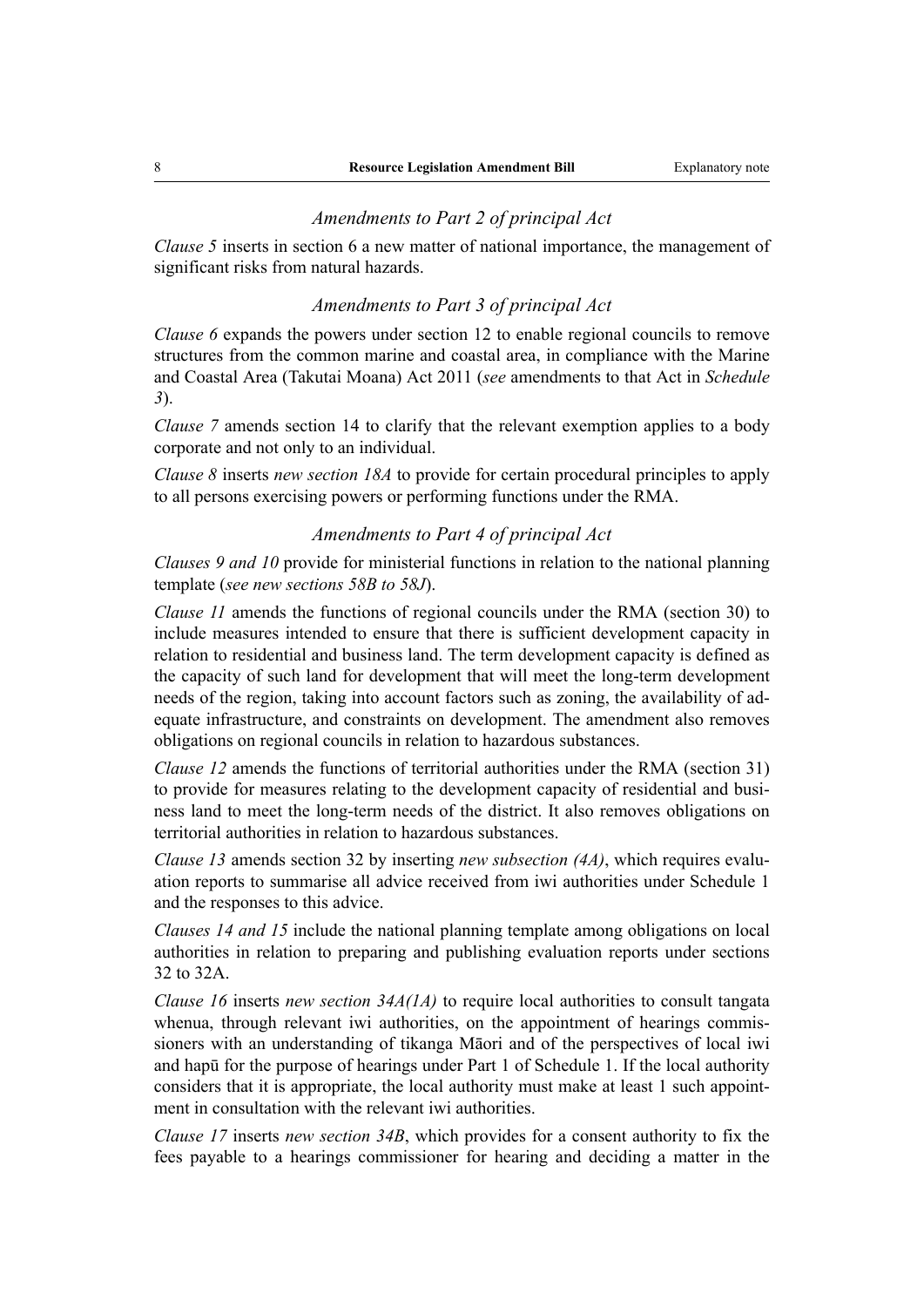### *Amendments to Part 2 of principal Act*

*Clause 5* inserts in section 6 a new matter of national importance, the management of significant risks from natural hazards.

### *Amendments to Part 3 of principal Act*

*Clause 6* expands the powers under section 12 to enable regional councils to remove structures from the common marine and coastal area, in compliance with the Marine and Coastal Area (Takutai Moana) Act 2011 (*see* amendments to that Act in *Schedule 3*).

*Clause 7* amends section 14 to clarify that the relevant exemption applies to a body corporate and not only to an individual.

*Clause 8* inserts *new section 18A* to provide for certain procedural principles to apply to all persons exercising powers or performing functions under the RMA.

### *Amendments to Part 4 of principal Act*

*Clauses 9 and 10* provide for ministerial functions in relation to the national planning template (*see new sections 58B to 58J*).

*Clause 11* amends the functions of regional councils under the RMA (section 30) to include measures intended to ensure that there is sufficient development capacity in relation to residential and business land. The term development capacity is defined as the capacity of such land for development that will meet the long-term development needs of the region, taking into account factors such as zoning, the availability of adequate infrastructure, and constraints on development. The amendment also removes obligations on regional councils in relation to hazardous substances.

*Clause 12* amends the functions of territorial authorities under the RMA (section 31) to provide for measures relating to the development capacity of residential and business land to meet the long-term needs of the district. It also removes obligations on territorial authorities in relation to hazardous substances.

*Clause 13* amends section 32 by inserting *new subsection (4A)*, which requires evaluation reports to summarise all advice received from iwi authorities under Schedule 1 and the responses to this advice.

*Clauses 14 and 15* include the national planning template among obligations on local authorities in relation to preparing and publishing evaluation reports under sections 32 to 32A.

*Clause 16* inserts *new section 34A(1A)* to require local authorities to consult tangata whenua, through relevant iwi authorities, on the appointment of hearings commissioners with an understanding of tikanga Māori and of the perspectives of local iwi and hapū for the purpose of hearings under Part 1 of Schedule 1. If the local authority considers that it is appropriate, the local authority must make at least 1 such appointment in consultation with the relevant iwi authorities.

*Clause 17* inserts *new section 34B*, which provides for a consent authority to fix the fees payable to a hearings commissioner for hearing and deciding a matter in the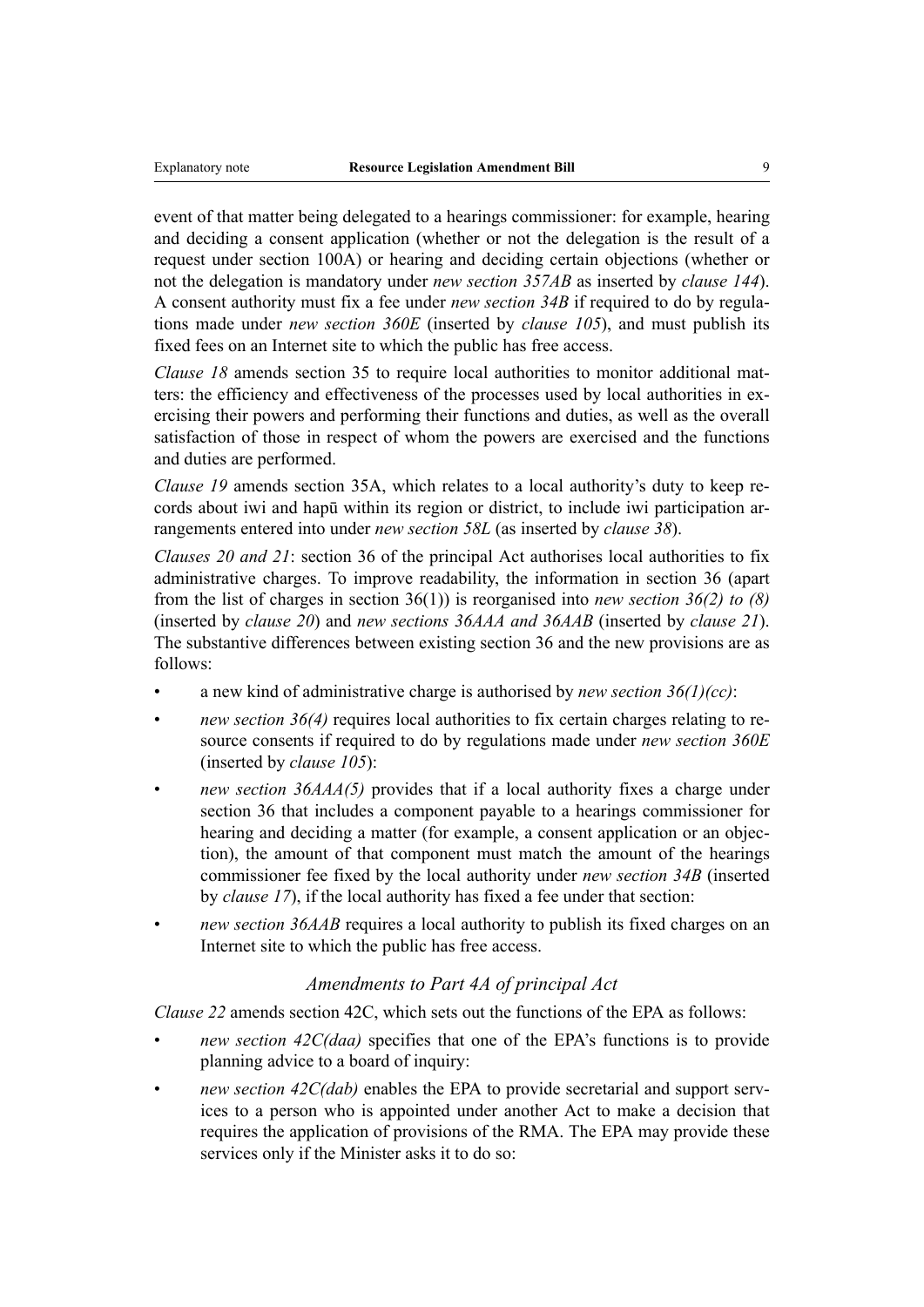event of that matter being delegated to a hearings commissioner: for example, hearing and deciding a consent application (whether or not the delegation is the result of a request under section 100A) or hearing and deciding certain objections (whether or not the delegation is mandatory under *new section 357AB* as inserted by *clause 144*). A consent authority must fix a fee under *new section 34B* if required to do by regulations made under *new section 360E* (inserted by *clause 105*), and must publish its fixed fees on an Internet site to which the public has free access.

*Clause 18* amends section 35 to require local authorities to monitor additional matters: the efficiency and effectiveness of the processes used by local authorities in exercising their powers and performing their functions and duties, as well as the overall satisfaction of those in respect of whom the powers are exercised and the functions and duties are performed.

*Clause 19* amends section 35A, which relates to a local authority's duty to keep records about iwi and hapū within its region or district, to include iwi participation arrangements entered into under *new section 58L* (as inserted by *clause 38*).

*Clauses 20 and 21*: section 36 of the principal Act authorises local authorities to fix administrative charges. To improve readability, the information in section 36 (apart from the list of charges in section 36(1)) is reorganised into *new section 36(2) to (8)* (inserted by *clause 20*) and *new sections 36AAA and 36AAB* (inserted by *clause 21*). The substantive differences between existing section 36 and the new provisions are as follows:

- a new kind of administrative charge is authorised by *new section 36(1)(cc)*:
- *new section 36(4)* requires local authorities to fix certain charges relating to resource consents if required to do by regulations made under *new section 360E* (inserted by *clause 105*):
- *new section 36AAA(5)* provides that if a local authority fixes a charge under section 36 that includes a component payable to a hearings commissioner for hearing and deciding a matter (for example, a consent application or an objection), the amount of that component must match the amount of the hearings commissioner fee fixed by the local authority under *new section 34B* (inserted by *clause 17*), if the local authority has fixed a fee under that section:
- *new section 36AAB* requires a local authority to publish its fixed charges on an Internet site to which the public has free access.

### *Amendments to Part 4A of principal Act*

*Clause 22* amends section 42C, which sets out the functions of the EPA as follows:

- *new section 42C(daa)* specifies that one of the EPA's functions is to provide planning advice to a board of inquiry:
- *new section 42C(dab)* enables the EPA to provide secretarial and support services to a person who is appointed under another Act to make a decision that requires the application of provisions of the RMA. The EPA may provide these services only if the Minister asks it to do so: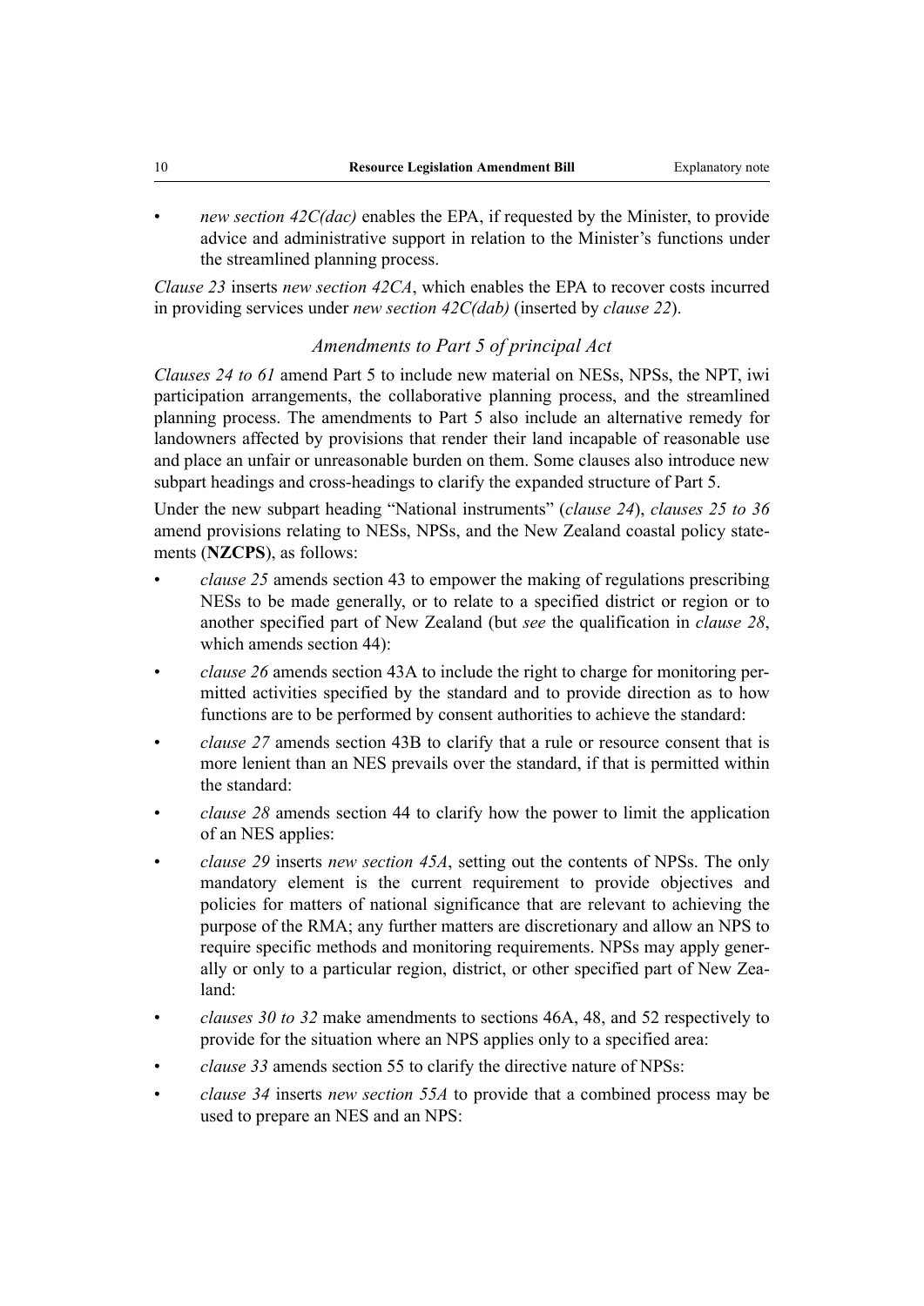- *new section 42C(dac)* enables the EPA, if requested by the Minister, to provide advice and administrative support in relation to the Minister's functions under the streamlined planning process.

*Clause 23* inserts *new section 42CA*, which enables the EPA to recover costs incurred in providing services under *new section 42C(dab)* (inserted by *clause 22*).

### *Amendments to Part 5 of principal Act*

*Clauses 24 to 61* amend Part 5 to include new material on NESs, NPSs, the NPT, iwi participation arrangements, the collaborative planning process, and the streamlined planning process. The amendments to Part 5 also include an alternative remedy for landowners affected by provisions that render their land incapable of reasonable use and place an unfair or unreasonable burden on them. Some clauses also introduce new subpart headings and cross-headings to clarify the expanded structure of Part 5.

Under the new subpart heading "National instruments" (*clause 24*), *clauses 25 to 36* amend provisions relating to NESs, NPSs, and the New Zealand coastal policy statements (**NZCPS**), as follows:

- *clause 25* amends section 43 to empower the making of regulations prescribing NESs to be made generally, or to relate to a specified district or region or to another specified part of New Zealand (but *see* the qualification in *clause 28*, which amends section 44):
- *clause 26* amends section 43A to include the right to charge for monitoring permitted activities specified by the standard and to provide direction as to how functions are to be performed by consent authorities to achieve the standard:
- *clause 27* amends section 43B to clarify that a rule or resource consent that is more lenient than an NES prevails over the standard, if that is permitted within the standard:
- *clause 28* amends section 44 to clarify how the power to limit the application of an NES applies:
- *clause 29* inserts *new section 45A*, setting out the contents of NPSs. The only mandatory element is the current requirement to provide objectives and policies for matters of national significance that are relevant to achieving the purpose of the RMA; any further matters are discretionary and allow an NPS to require specific methods and monitoring requirements. NPSs may apply generally or only to a particular region, district, or other specified part of New Zealand:
- *clauses 30 to 32* make amendments to sections 46A, 48, and 52 respectively to provide for the situation where an NPS applies only to a specified area:
- *clause 33* amends section 55 to clarify the directive nature of NPSs:
- *clause 34* inserts *new section 55A* to provide that a combined process may be used to prepare an NES and an NPS: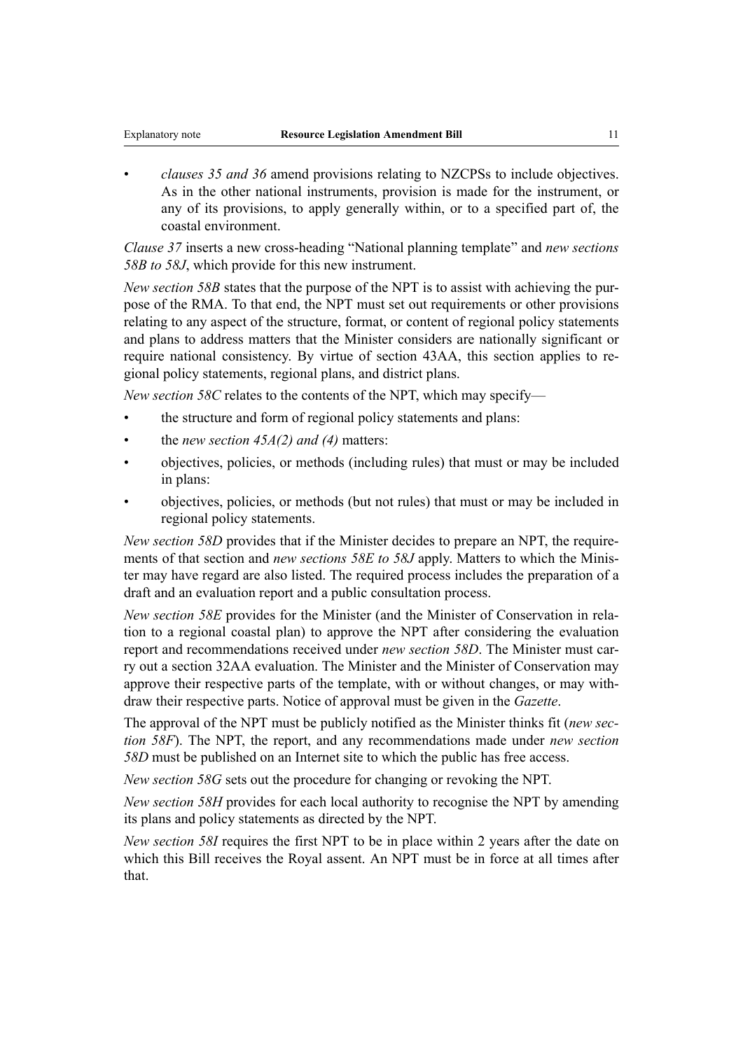- *clauses 35 and 36* amend provisions relating to NZCPSs to include objectives. As in the other national instruments, provision is made for the instrument, or any of its provisions, to apply generally within, or to a specified part of, the coastal environment.

*Clause 37* inserts a new cross-heading "National planning template" and *new sections 58B to 58J*, which provide for this new instrument.

*New section 58B* states that the purpose of the NPT is to assist with achieving the purpose of the RMA. To that end, the NPT must set out requirements or other provisions relating to any aspect of the structure, format, or content of regional policy statements and plans to address matters that the Minister considers are nationally significant or require national consistency. By virtue of section 43AA, this section applies to regional policy statements, regional plans, and district plans.

*New section 58C* relates to the contents of the NPT, which may specify—

- the structure and form of regional policy statements and plans:
- the *new section 45A(2) and (4)* matters:
- objectives, policies, or methods (including rules) that must or may be included in plans:
- objectives, policies, or methods (but not rules) that must or may be included in regional policy statements.

*New section 58D* provides that if the Minister decides to prepare an NPT, the requirements of that section and *new sections 58E to 58J* apply. Matters to which the Minister may have regard are also listed. The required process includes the preparation of a draft and an evaluation report and a public consultation process.

*New section 58E* provides for the Minister (and the Minister of Conservation in relation to a regional coastal plan) to approve the NPT after considering the evaluation report and recommendations received under *new section 58D*. The Minister must carry out a section 32AA evaluation. The Minister and the Minister of Conservation may approve their respective parts of the template, with or without changes, or may withdraw their respective parts. Notice of approval must be given in the *Gazette*.

The approval of the NPT must be publicly notified as the Minister thinks fit (*new section 58F*). The NPT, the report, and any recommendations made under *new section 58D* must be published on an Internet site to which the public has free access.

*New section 58G* sets out the procedure for changing or revoking the NPT.

*New section 58H* provides for each local authority to recognise the NPT by amending its plans and policy statements as directed by the NPT.

*New section 58I* requires the first NPT to be in place within 2 years after the date on which this Bill receives the Royal assent. An NPT must be in force at all times after that.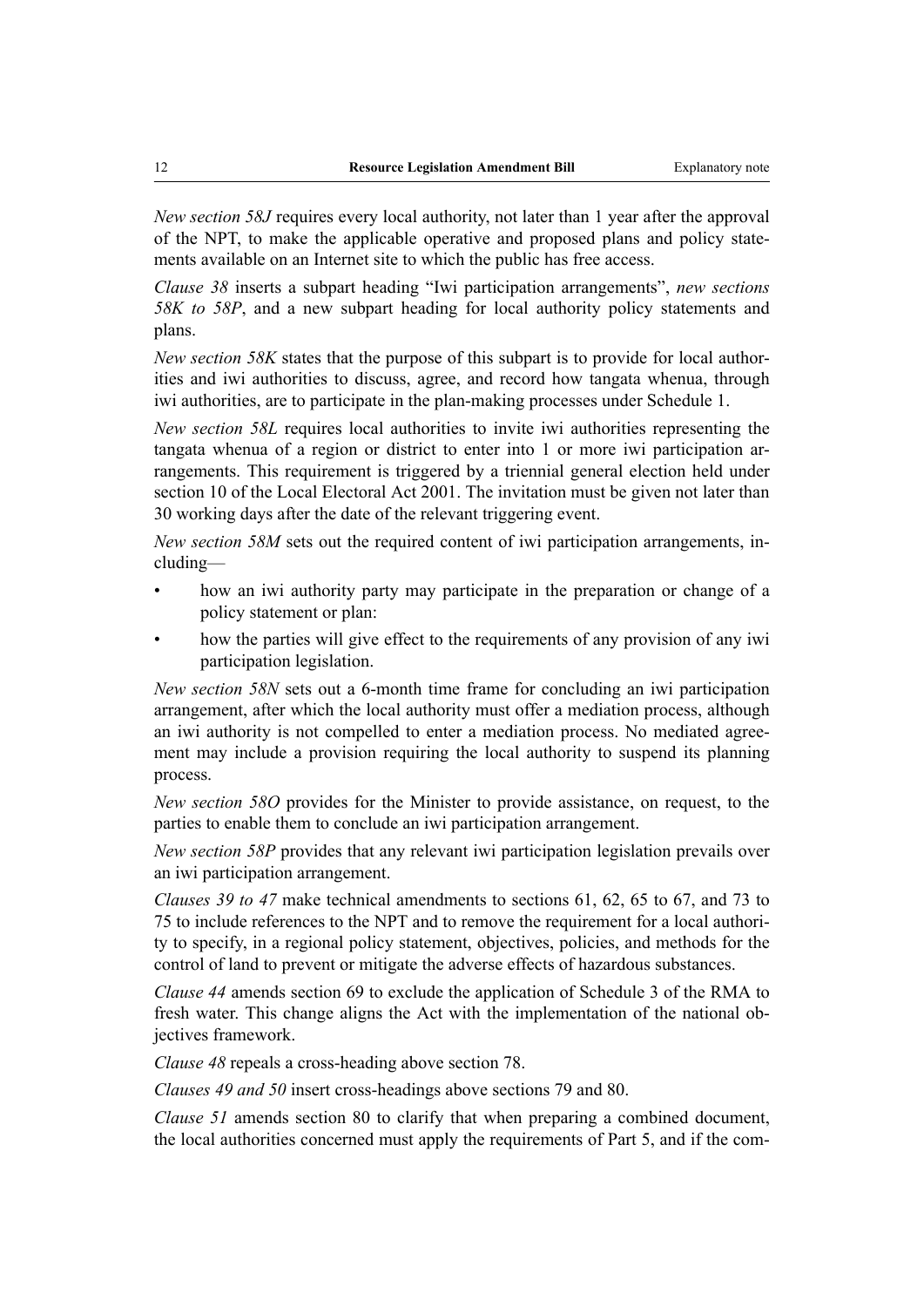*New section 58J* requires every local authority, not later than 1 year after the approval of the NPT, to make the applicable operative and proposed plans and policy statements available on an Internet site to which the public has free access.

*Clause 38* inserts a subpart heading "Iwi participation arrangements", *new sections 58K to 58P*, and a new subpart heading for local authority policy statements and plans.

*New section 58K* states that the purpose of this subpart is to provide for local authorities and iwi authorities to discuss, agree, and record how tangata whenua, through iwi authorities, are to participate in the plan-making processes under Schedule 1.

*New section 58L* requires local authorities to invite iwi authorities representing the tangata whenua of a region or district to enter into 1 or more iwi participation arrangements. This requirement is triggered by a triennial general election held under section 10 of the Local Electoral Act 2001. The invitation must be given not later than 30 working days after the date of the relevant triggering event.

*New section 58M* sets out the required content of iwi participation arrangements, including—

- how an iwi authority party may participate in the preparation or change of a policy statement or plan:
- how the parties will give effect to the requirements of any provision of any iwi participation legislation.

*New section 58N* sets out a 6-month time frame for concluding an iwi participation arrangement, after which the local authority must offer a mediation process, although an iwi authority is not compelled to enter a mediation process. No mediated agreement may include a provision requiring the local authority to suspend its planning process.

*New section 58O* provides for the Minister to provide assistance, on request, to the parties to enable them to conclude an iwi participation arrangement.

*New section 58P* provides that any relevant iwi participation legislation prevails over an iwi participation arrangement.

*Clauses 39 to 47* make technical amendments to sections 61, 62, 65 to 67, and 73 to 75 to include references to the NPT and to remove the requirement for a local authority to specify, in a regional policy statement, objectives, policies, and methods for the control of land to prevent or mitigate the adverse effects of hazardous substances.

*Clause 44* amends section 69 to exclude the application of Schedule 3 of the RMA to fresh water. This change aligns the Act with the implementation of the national objectives framework.

*Clause 48* repeals a cross-heading above section 78.

*Clauses 49 and 50* insert cross-headings above sections 79 and 80.

*Clause 51* amends section 80 to clarify that when preparing a combined document, the local authorities concerned must apply the requirements of Part 5, and if the com-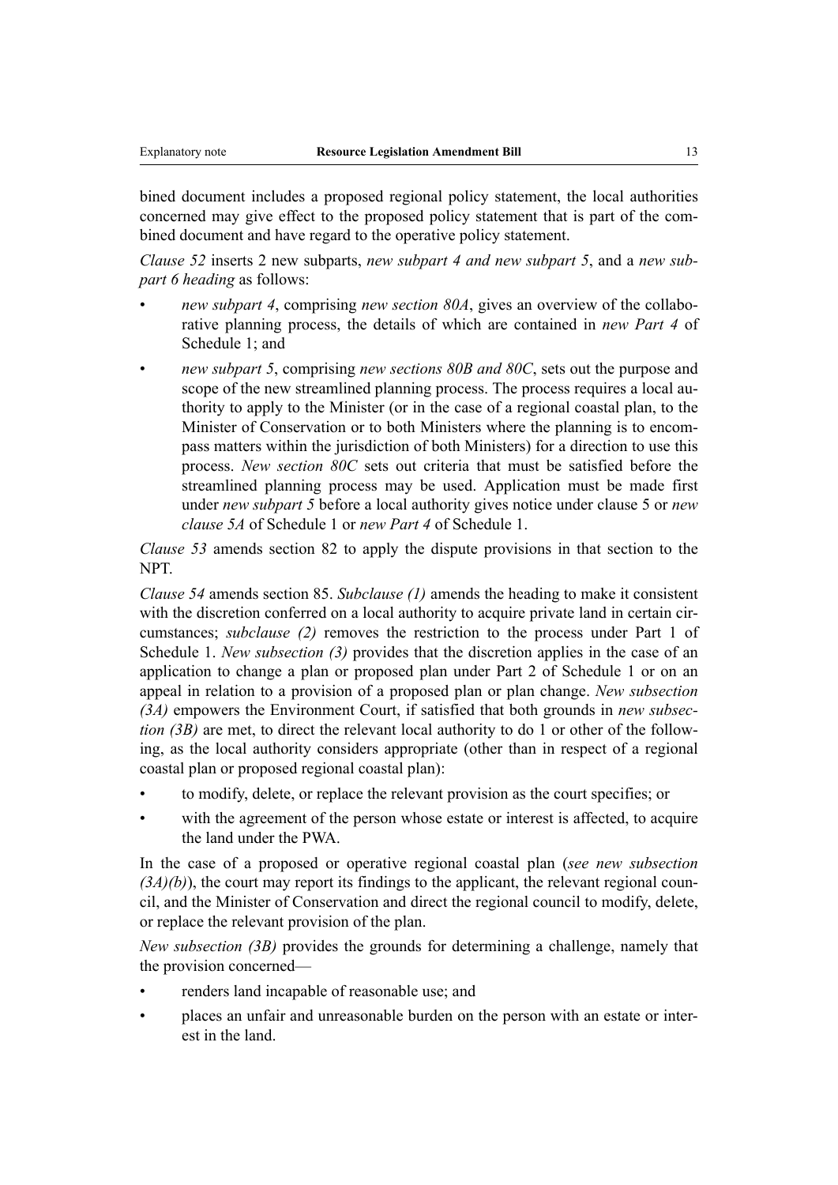bined document includes a proposed regional policy statement, the local authorities concerned may give effect to the proposed policy statement that is part of the combined document and have regard to the operative policy statement.

*Clause 52* inserts 2 new subparts, *new subpart 4 and new subpart 5*, and a *new subpart 6 heading* as follows:

- *new subpart 4*, comprising *new section 80A*, gives an overview of the collaborative planning process, the details of which are contained in *new Part 4* of Schedule 1; and
- *new subpart 5*, comprising *new sections 80B and 80C*, sets out the purpose and scope of the new streamlined planning process. The process requires a local authority to apply to the Minister (or in the case of a regional coastal plan, to the Minister of Conservation or to both Ministers where the planning is to encompass matters within the jurisdiction of both Ministers) for a direction to use this process. *New section 80C* sets out criteria that must be satisfied before the streamlined planning process may be used. Application must be made first under *new subpart 5* before a local authority gives notice under clause 5 or *new clause 5A* of Schedule 1 or *new Part 4* of Schedule 1.

*Clause 53* amends section 82 to apply the dispute provisions in that section to the NPT.

*Clause 54* amends section 85. *Subclause (1)* amends the heading to make it consistent with the discretion conferred on a local authority to acquire private land in certain circumstances; *subclause (2)* removes the restriction to the process under Part 1 of Schedule 1. *New subsection (3)* provides that the discretion applies in the case of an application to change a plan or proposed plan under Part 2 of Schedule 1 or on an appeal in relation to a provision of a proposed plan or plan change. *New subsection (3A)* empowers the Environment Court, if satisfied that both grounds in *new subsection (3B)* are met, to direct the relevant local authority to do 1 or other of the following, as the local authority considers appropriate (other than in respect of a regional coastal plan or proposed regional coastal plan):

- to modify, delete, or replace the relevant provision as the court specifies; or
- with the agreement of the person whose estate or interest is affected, to acquire the land under the PWA.

In the case of a proposed or operative regional coastal plan (*see new subsection (3A)(b)*), the court may report its findings to the applicant, the relevant regional council, and the Minister of Conservation and direct the regional council to modify, delete, or replace the relevant provision of the plan.

*New subsection (3B)* provides the grounds for determining a challenge, namely that the provision concerned—

- renders land incapable of reasonable use; and
- places an unfair and unreasonable burden on the person with an estate or interest in the land.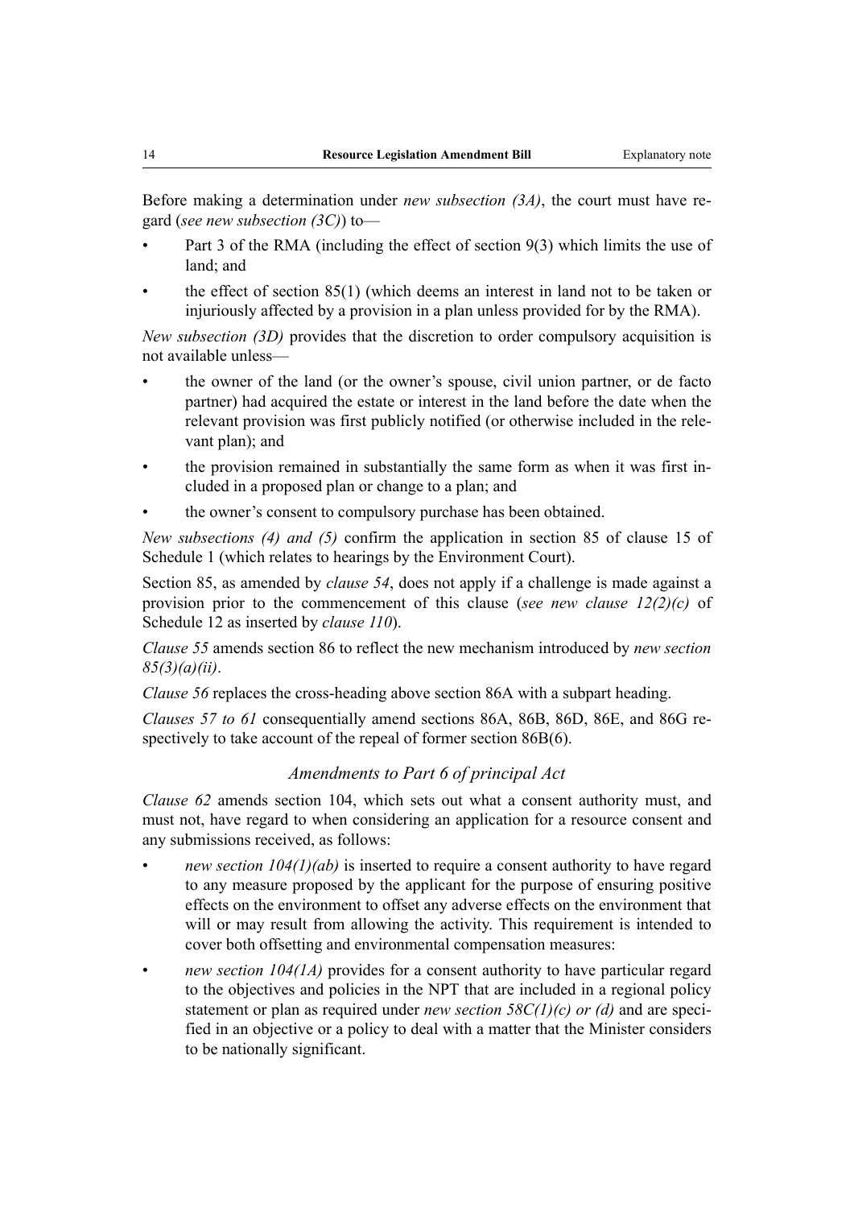Before making a determination under *new subsection (3A)*, the court must have regard (*see new subsection (3C)*) to—

- Part 3 of the RMA (including the effect of section 9(3) which limits the use of land; and
- the effect of section 85(1) (which deems an interest in land not to be taken or injuriously affected by a provision in a plan unless provided for by the RMA).

*New subsection (3D)* provides that the discretion to order compulsory acquisition is not available unless—

- the owner of the land (or the owner's spouse, civil union partner, or de facto partner) had acquired the estate or interest in the land before the date when the relevant provision was first publicly notified (or otherwise included in the relevant plan); and
- the provision remained in substantially the same form as when it was first included in a proposed plan or change to a plan; and
- the owner's consent to compulsory purchase has been obtained.

*New subsections (4) and (5)* confirm the application in section 85 of clause 15 of Schedule 1 (which relates to hearings by the Environment Court).

Section 85, as amended by *clause 54*, does not apply if a challenge is made against a provision prior to the commencement of this clause (*see new clause 12(2)(c)* of Schedule 12 as inserted by *clause 110*).

*Clause 55* amends section 86 to reflect the new mechanism introduced by *new section 85(3)(a)(ii)*.

*Clause 56* replaces the cross-heading above section 86A with a subpart heading.

*Clauses 57 to 61* consequentially amend sections 86A, 86B, 86D, 86E, and 86G respectively to take account of the repeal of former section 86B(6).

### *Amendments to Part 6 of principal Act*

*Clause 62* amends section 104, which sets out what a consent authority must, and must not, have regard to when considering an application for a resource consent and any submissions received, as follows:

- *new section 104(1)(ab)* is inserted to require a consent authority to have regard to any measure proposed by the applicant for the purpose of ensuring positive effects on the environment to offset any adverse effects on the environment that will or may result from allowing the activity. This requirement is intended to cover both offsetting and environmental compensation measures:
- *new section 104(1A)* provides for a consent authority to have particular regard to the objectives and policies in the NPT that are included in a regional policy statement or plan as required under *new section 58C(1)(c) or (d)* and are specified in an objective or a policy to deal with a matter that the Minister considers to be nationally significant.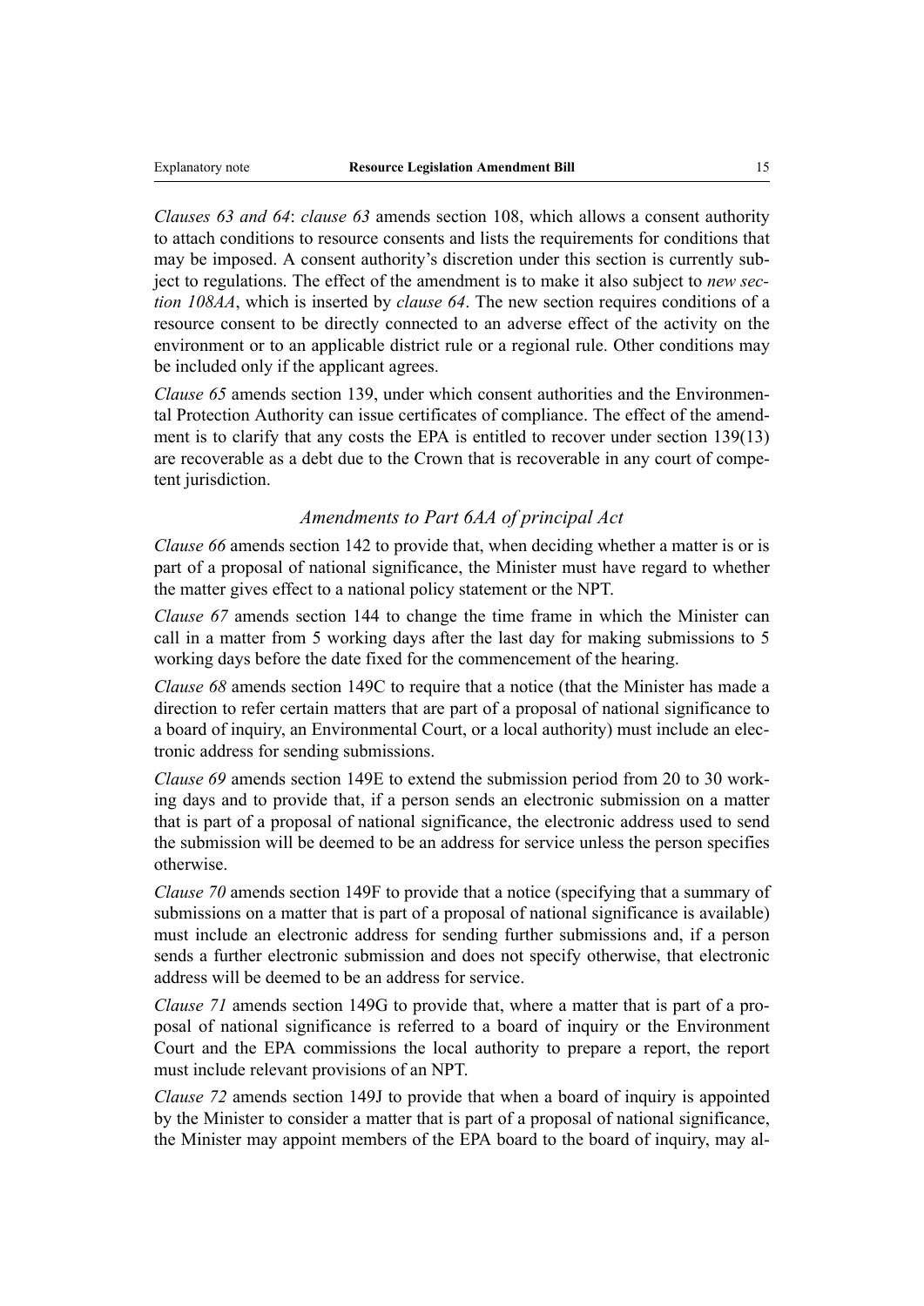*Clauses 63 and 64*: *clause 63* amends section 108, which allows a consent authority to attach conditions to resource consents and lists the requirements for conditions that may be imposed. A consent authority's discretion under this section is currently subject to regulations. The effect of the amendment is to make it also subject to *new section 108AA*, which is inserted by *clause 64*. The new section requires conditions of a resource consent to be directly connected to an adverse effect of the activity on the environment or to an applicable district rule or a regional rule. Other conditions may be included only if the applicant agrees.

*Clause 65* amends section 139, under which consent authorities and the Environmental Protection Authority can issue certificates of compliance. The effect of the amendment is to clarify that any costs the EPA is entitled to recover under section 139(13) are recoverable as a debt due to the Crown that is recoverable in any court of competent jurisdiction.

### *Amendments to Part 6AA of principal Act*

*Clause 66* amends section 142 to provide that, when deciding whether a matter is or is part of a proposal of national significance, the Minister must have regard to whether the matter gives effect to a national policy statement or the NPT.

*Clause 67* amends section 144 to change the time frame in which the Minister can call in a matter from 5 working days after the last day for making submissions to 5 working days before the date fixed for the commencement of the hearing.

*Clause 68* amends section 149C to require that a notice (that the Minister has made a direction to refer certain matters that are part of a proposal of national significance to a board of inquiry, an Environmental Court, or a local authority) must include an electronic address for sending submissions.

*Clause 69* amends section 149E to extend the submission period from 20 to 30 working days and to provide that, if a person sends an electronic submission on a matter that is part of a proposal of national significance, the electronic address used to send the submission will be deemed to be an address for service unless the person specifies otherwise.

*Clause 70* amends section 149F to provide that a notice (specifying that a summary of submissions on a matter that is part of a proposal of national significance is available) must include an electronic address for sending further submissions and, if a person sends a further electronic submission and does not specify otherwise, that electronic address will be deemed to be an address for service.

*Clause 71* amends section 149G to provide that, where a matter that is part of a proposal of national significance is referred to a board of inquiry or the Environment Court and the EPA commissions the local authority to prepare a report, the report must include relevant provisions of an NPT.

*Clause 72* amends section 149J to provide that when a board of inquiry is appointed by the Minister to consider a matter that is part of a proposal of national significance, the Minister may appoint members of the EPA board to the board of inquiry, may al-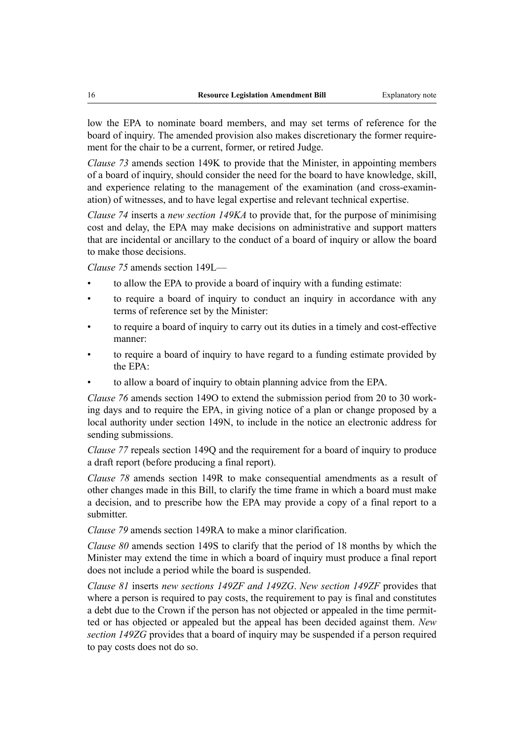low the EPA to nominate board members, and may set terms of reference for the board of inquiry. The amended provision also makes discretionary the former requirement for the chair to be a current, former, or retired Judge.

*Clause 73* amends section 149K to provide that the Minister, in appointing members of a board of inquiry, should consider the need for the board to have knowledge, skill, and experience relating to the management of the examination (and cross-examination) of witnesses, and to have legal expertise and relevant technical expertise.

*Clause 74* inserts a *new section 149KA* to provide that, for the purpose of minimising cost and delay, the EPA may make decisions on administrative and support matters that are incidental or ancillary to the conduct of a board of inquiry or allow the board to make those decisions.

*Clause 75* amends section 149L—

- to allow the EPA to provide a board of inquiry with a funding estimate:
- to require a board of inquiry to conduct an inquiry in accordance with any terms of reference set by the Minister:
- to require a board of inquiry to carry out its duties in a timely and cost-effective manner:
- to require a board of inquiry to have regard to a funding estimate provided by the EPA:
- to allow a board of inquiry to obtain planning advice from the EPA.

*Clause 76* amends section 149O to extend the submission period from 20 to 30 working days and to require the EPA, in giving notice of a plan or change proposed by a local authority under section 149N, to include in the notice an electronic address for sending submissions.

*Clause 77* repeals section 149Q and the requirement for a board of inquiry to produce a draft report (before producing a final report).

*Clause 78* amends section 149R to make consequential amendments as a result of other changes made in this Bill, to clarify the time frame in which a board must make a decision, and to prescribe how the EPA may provide a copy of a final report to a submitter.

*Clause 79* amends section 149RA to make a minor clarification.

*Clause 80* amends section 149S to clarify that the period of 18 months by which the Minister may extend the time in which a board of inquiry must produce a final report does not include a period while the board is suspended.

*Clause 81* inserts *new sections 149ZF and 149ZG*. *New section 149ZF* provides that where a person is required to pay costs, the requirement to pay is final and constitutes a debt due to the Crown if the person has not objected or appealed in the time permitted or has objected or appealed but the appeal has been decided against them. *New section 149ZG* provides that a board of inquiry may be suspended if a person required to pay costs does not do so.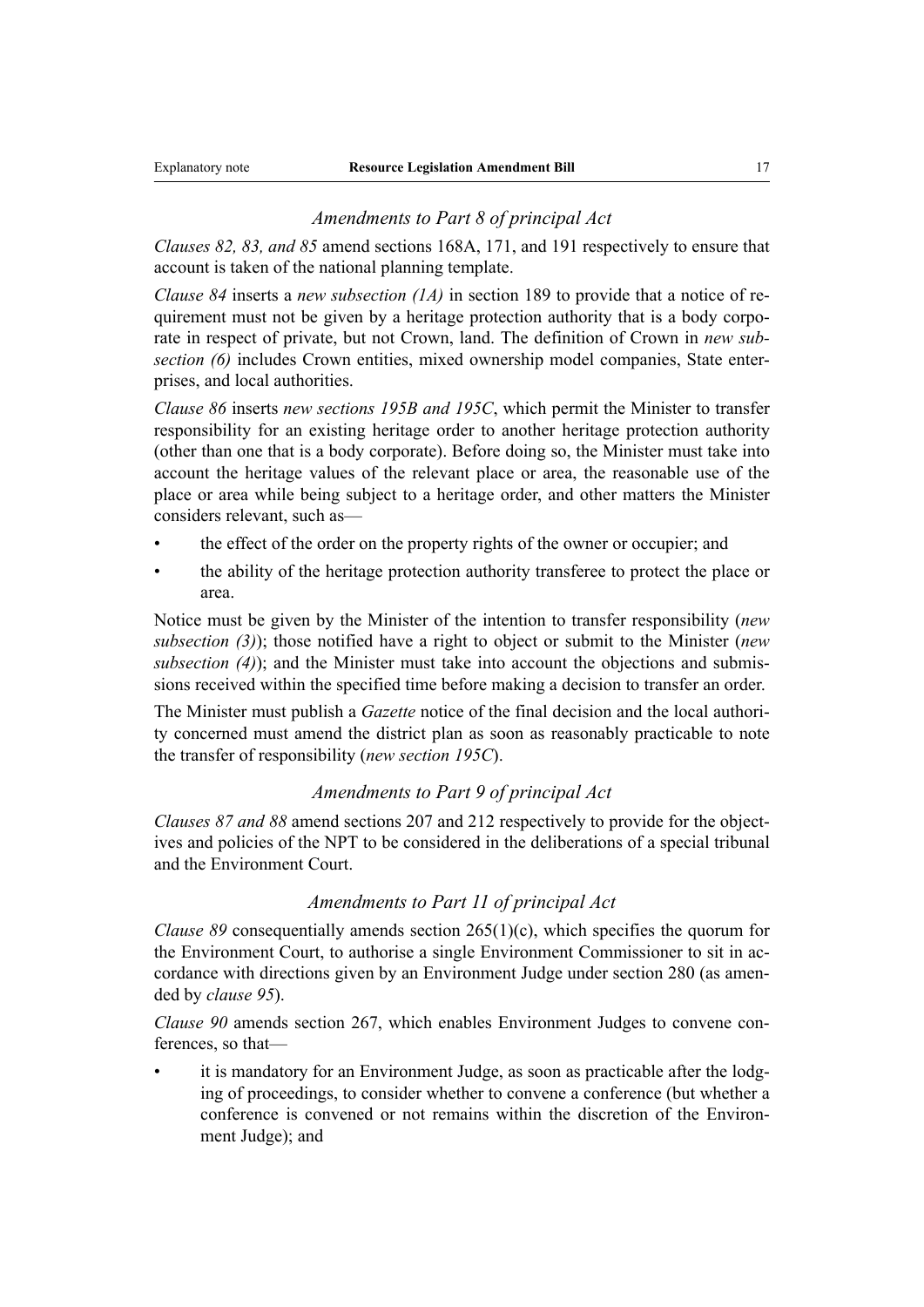### *Amendments to Part 8 of principal Act*

*Clauses 82, 83, and 85* amend sections 168A, 171, and 191 respectively to ensure that account is taken of the national planning template.

*Clause 84* inserts a *new subsection (1A)* in section 189 to provide that a notice of requirement must not be given by a heritage protection authority that is a body corporate in respect of private, but not Crown, land. The definition of Crown in *new subsection (6)* includes Crown entities, mixed ownership model companies, State enterprises, and local authorities.

*Clause 86* inserts *new sections 195B and 195C*, which permit the Minister to transfer responsibility for an existing heritage order to another heritage protection authority (other than one that is a body corporate). Before doing so, the Minister must take into account the heritage values of the relevant place or area, the reasonable use of the place or area while being subject to a heritage order, and other matters the Minister considers relevant, such as—

- the effect of the order on the property rights of the owner or occupier; and
- the ability of the heritage protection authority transferee to protect the place or area.

Notice must be given by the Minister of the intention to transfer responsibility (*new subsection (3)*); those notified have a right to object or submit to the Minister (*new subsection (4)*); and the Minister must take into account the objections and submissions received within the specified time before making a decision to transfer an order.

The Minister must publish a *Gazette* notice of the final decision and the local authority concerned must amend the district plan as soon as reasonably practicable to note the transfer of responsibility (*new section 195C*).

### *Amendments to Part 9 of principal Act*

*Clauses 87 and 88* amend sections 207 and 212 respectively to provide for the objectives and policies of the NPT to be considered in the deliberations of a special tribunal and the Environment Court.

### *Amendments to Part 11 of principal Act*

*Clause 89* consequentially amends section 265(1)(c), which specifies the quorum for the Environment Court, to authorise a single Environment Commissioner to sit in accordance with directions given by an Environment Judge under section 280 (as amended by *clause 95*).

*Clause 90* amends section 267, which enables Environment Judges to convene conferences, so that—

- it is mandatory for an Environment Judge, as soon as practicable after the lodging of proceedings, to consider whether to convene a conference (but whether a conference is convened or not remains within the discretion of the Environment Judge); and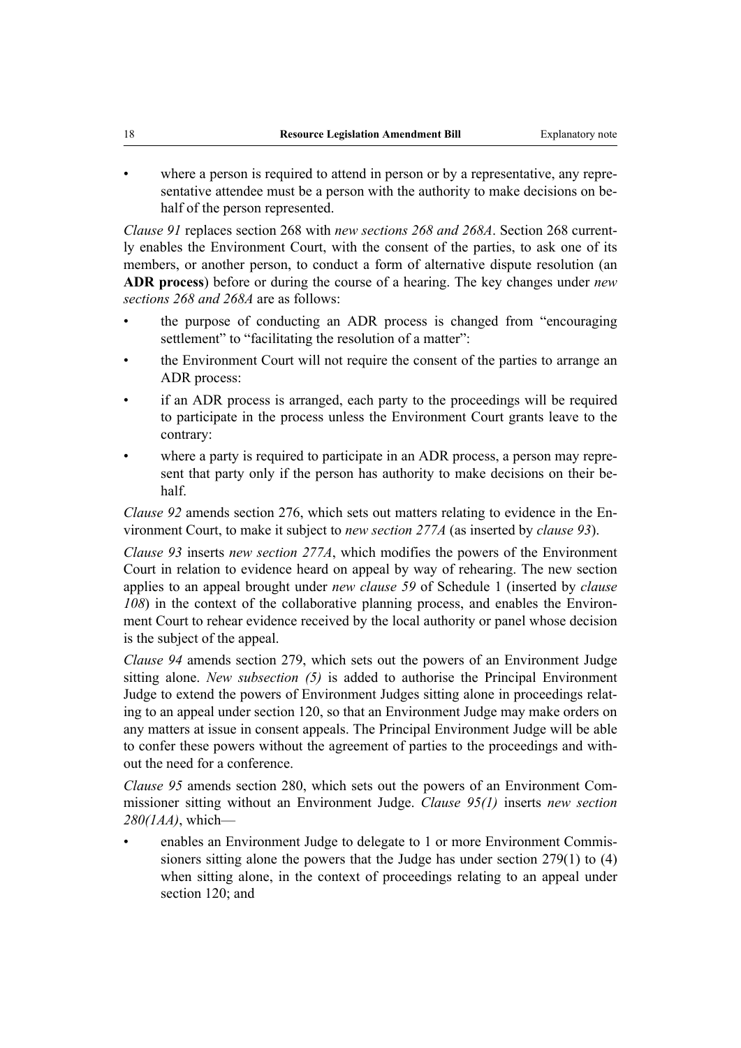- where a person is required to attend in person or by a representative, any representative attendee must be a person with the authority to make decisions on behalf of the person represented.

*Clause 91* replaces section 268 with *new sections 268 and 268A*. Section 268 currently enables the Environment Court, with the consent of the parties, to ask one of its members, or another person, to conduct a form of alternative dispute resolution (an **ADR process**) before or during the course of a hearing. The key changes under *new sections 268 and 268A* are as follows:

- the purpose of conducting an ADR process is changed from "encouraging settlement" to "facilitating the resolution of a matter":
- the Environment Court will not require the consent of the parties to arrange an ADR process:
- if an ADR process is arranged, each party to the proceedings will be required to participate in the process unless the Environment Court grants leave to the contrary:
- where a party is required to participate in an ADR process, a person may represent that party only if the person has authority to make decisions on their behalf.

*Clause 92* amends section 276, which sets out matters relating to evidence in the Environment Court, to make it subject to *new section 277A* (as inserted by *clause 93*).

*Clause 93* inserts *new section 277A*, which modifies the powers of the Environment Court in relation to evidence heard on appeal by way of rehearing. The new section applies to an appeal brought under *new clause 59* of Schedule 1 (inserted by *clause 108*) in the context of the collaborative planning process, and enables the Environment Court to rehear evidence received by the local authority or panel whose decision is the subject of the appeal.

*Clause 94* amends section 279, which sets out the powers of an Environment Judge sitting alone. *New subsection (5)* is added to authorise the Principal Environment Judge to extend the powers of Environment Judges sitting alone in proceedings relating to an appeal under section 120, so that an Environment Judge may make orders on any matters at issue in consent appeals. The Principal Environment Judge will be able to confer these powers without the agreement of parties to the proceedings and without the need for a conference.

*Clause 95* amends section 280, which sets out the powers of an Environment Commissioner sitting without an Environment Judge. *Clause 95(1)* inserts *new section 280(1AA)*, which—

- enables an Environment Judge to delegate to 1 or more Environment Commissioners sitting alone the powers that the Judge has under section 279(1) to (4) when sitting alone, in the context of proceedings relating to an appeal under section 120; and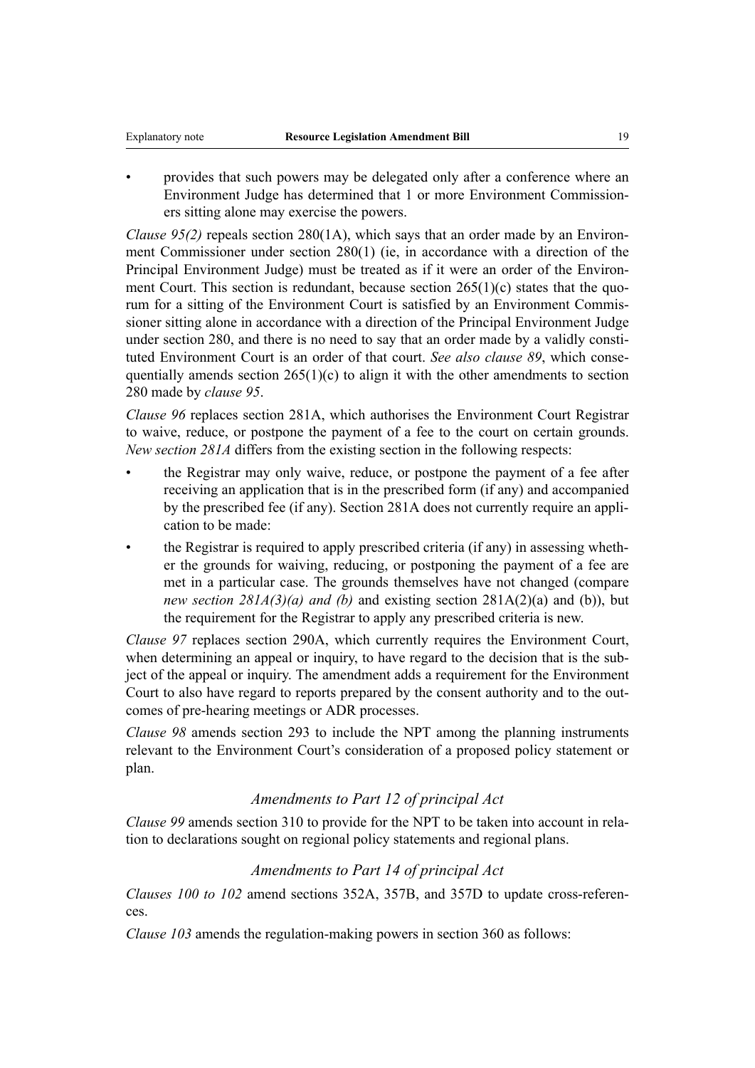- provides that such powers may be delegated only after a conference where an Environment Judge has determined that 1 or more Environment Commissioners sitting alone may exercise the powers.

*Clause 95(2)* repeals section 280(1A), which says that an order made by an Environment Commissioner under section 280(1) (ie, in accordance with a direction of the Principal Environment Judge) must be treated as if it were an order of the Environment Court. This section is redundant, because section 265(1)(c) states that the quorum for a sitting of the Environment Court is satisfied by an Environment Commissioner sitting alone in accordance with a direction of the Principal Environment Judge under section 280, and there is no need to say that an order made by a validly constituted Environment Court is an order of that court. *See also clause 89*, which consequentially amends section 265(1)(c) to align it with the other amendments to section 280 made by *clause 95*.

*Clause 96* replaces section 281A, which authorises the Environment Court Registrar to waive, reduce, or postpone the payment of a fee to the court on certain grounds. *New section 281A* differs from the existing section in the following respects:

- the Registrar may only waive, reduce, or postpone the payment of a fee after receiving an application that is in the prescribed form (if any) and accompanied by the prescribed fee (if any). Section 281A does not currently require an application to be made:
- the Registrar is required to apply prescribed criteria (if any) in assessing whether the grounds for waiving, reducing, or postponing the payment of a fee are met in a particular case. The grounds themselves have not changed (compare *new section 281A(3)(a) and (b)* and existing section 281A(2)(a) and (b)), but the requirement for the Registrar to apply any prescribed criteria is new.

*Clause 97* replaces section 290A, which currently requires the Environment Court, when determining an appeal or inquiry, to have regard to the decision that is the subject of the appeal or inquiry. The amendment adds a requirement for the Environment Court to also have regard to reports prepared by the consent authority and to the outcomes of pre-hearing meetings or ADR processes.

*Clause 98* amends section 293 to include the NPT among the planning instruments relevant to the Environment Court's consideration of a proposed policy statement or plan.

### *Amendments to Part 12 of principal Act*

*Clause 99* amends section 310 to provide for the NPT to be taken into account in relation to declarations sought on regional policy statements and regional plans.

### *Amendments to Part 14 of principal Act*

*Clauses 100 to 102* amend sections 352A, 357B, and 357D to update cross-references.

*Clause 103* amends the regulation-making powers in section 360 as follows: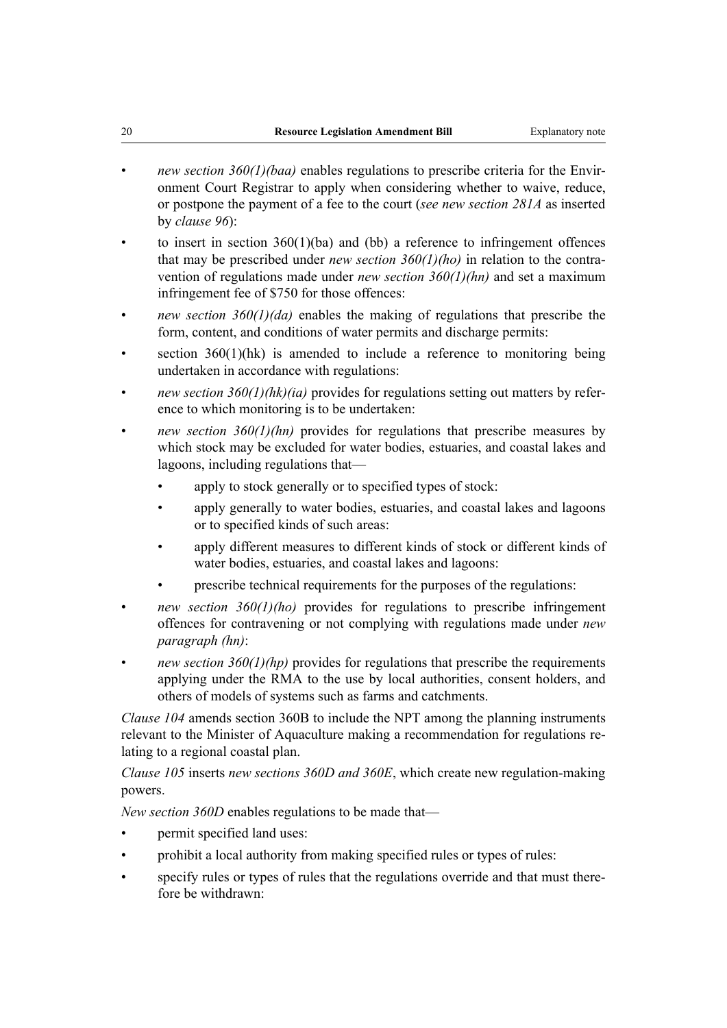- *new section 360(1)(baa)* enables regulations to prescribe criteria for the Environment Court Registrar to apply when considering whether to waive, reduce, or postpone the payment of a fee to the court (*see new section 281A* as inserted by *clause 96*):
- to insert in section 360(1)(ba) and (bb) a reference to infringement offences that may be prescribed under *new section 360(1)(ho)* in relation to the contravention of regulations made under *new section 360(1)(hn)* and set a maximum infringement fee of $750 for those offences:
- *new section 360(1)(da)* enables the making of regulations that prescribe the form, content, and conditions of water permits and discharge permits:
- section 360(1)(hk) is amended to include a reference to monitoring being undertaken in accordance with regulations:
- *new section 360(1)(hk)(ia)* provides for regulations setting out matters by reference to which monitoring is to be undertaken:
- *new section 360(1)(hn)* provides for regulations that prescribe measures by which stock may be excluded for water bodies, estuaries, and coastal lakes and lagoons, including regulations that—
  - apply to stock generally or to specified types of stock:
  - apply generally to water bodies, estuaries, and coastal lakes and lagoons or to specified kinds of such areas:
  - apply different measures to different kinds of stock or different kinds of water bodies, estuaries, and coastal lakes and lagoons:
  - prescribe technical requirements for the purposes of the regulations:
- *new section 360(1)(ho)* provides for regulations to prescribe infringement offences for contravening or not complying with regulations made under *new paragraph (hn)*:
- *new section 360(1)(hp)* provides for regulations that prescribe the requirements applying under the RMA to the use by local authorities, consent holders, and others of models of systems such as farms and catchments.

*Clause 104* amends section 360B to include the NPT among the planning instruments relevant to the Minister of Aquaculture making a recommendation for regulations relating to a regional coastal plan.

*Clause 105* inserts *new sections 360D and 360E*, which create new regulation-making powers.

*New section 360D* enables regulations to be made that—

- permit specified land uses:
- prohibit a local authority from making specified rules or types of rules:
- specify rules or types of rules that the regulations override and that must therefore be withdrawn: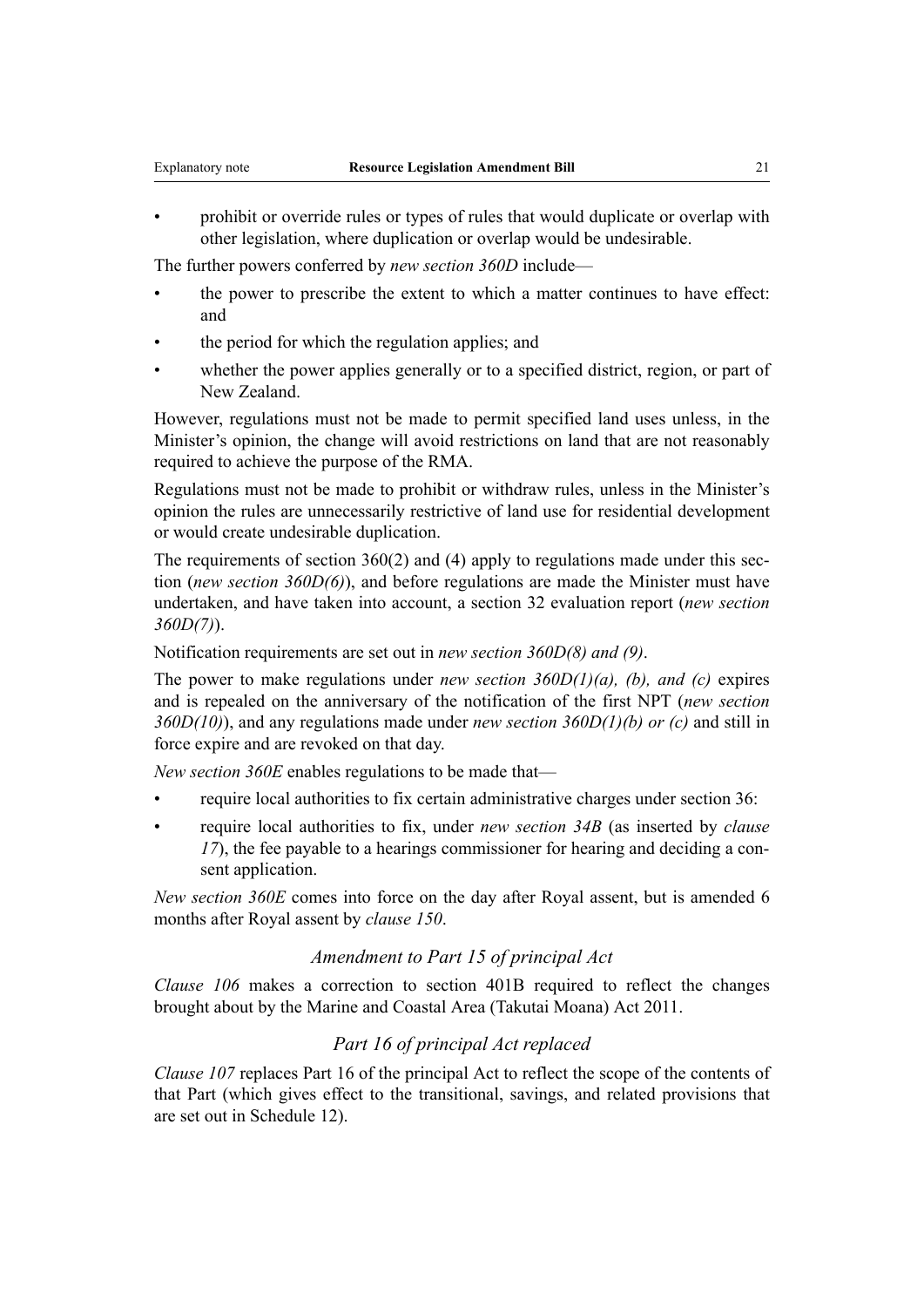- prohibit or override rules or types of rules that would duplicate or overlap with other legislation, where duplication or overlap would be undesirable.

The further powers conferred by *new section 360D* include—

- the power to prescribe the extent to which a matter continues to have effect: and
- the period for which the regulation applies; and
- whether the power applies generally or to a specified district, region, or part of New Zealand.

However, regulations must not be made to permit specified land uses unless, in the Minister's opinion, the change will avoid restrictions on land that are not reasonably required to achieve the purpose of the RMA.

Regulations must not be made to prohibit or withdraw rules, unless in the Minister's opinion the rules are unnecessarily restrictive of land use for residential development or would create undesirable duplication.

The requirements of section 360(2) and (4) apply to regulations made under this section (*new section 360D(6)*), and before regulations are made the Minister must have undertaken, and have taken into account, a section 32 evaluation report (*new section 360D(7)*).

Notification requirements are set out in *new section 360D(8) and (9)*.

The power to make regulations under *new section 360D(1)(a), (b), and (c)* expires and is repealed on the anniversary of the notification of the first NPT (*new section 360D(10)*), and any regulations made under *new section 360D(1)(b) or (c)* and still in force expire and are revoked on that day.

*New section 360E* enables regulations to be made that—

- require local authorities to fix certain administrative charges under section 36:
- require local authorities to fix, under *new section 34B* (as inserted by *clause 17*), the fee payable to a hearings commissioner for hearing and deciding a consent application.

*New section 360E* comes into force on the day after Royal assent, but is amended 6 months after Royal assent by *clause 150*.

### *Amendment to Part 15 of principal Act*

*Clause 106* makes a correction to section 401B required to reflect the changes brought about by the Marine and Coastal Area (Takutai Moana) Act 2011.

### *Part 16 of principal Act replaced*

*Clause 107* replaces Part 16 of the principal Act to reflect the scope of the contents of that Part (which gives effect to the transitional, savings, and related provisions that are set out in Schedule 12).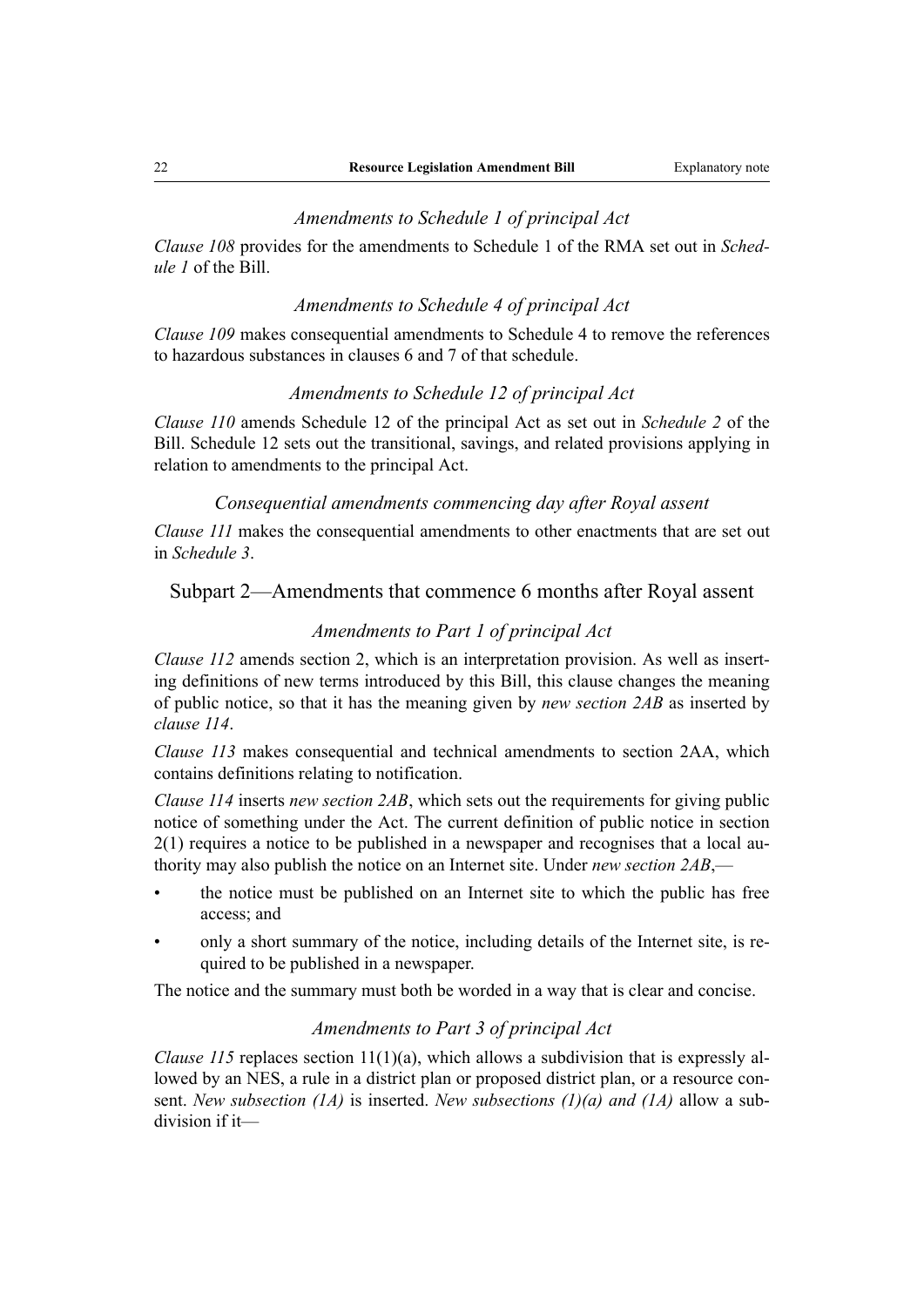### *Amendments to Schedule 1 of principal Act*

*Clause 108* provides for the amendments to Schedule 1 of the RMA set out in *Schedule 1* of the Bill.

### *Amendments to Schedule 4 of principal Act*

*Clause 109* makes consequential amendments to Schedule 4 to remove the references to hazardous substances in clauses 6 and 7 of that schedule.

### *Amendments to Schedule 12 of principal Act*

*Clause 110* amends Schedule 12 of the principal Act as set out in *Schedule 2* of the Bill. Schedule 12 sets out the transitional, savings, and related provisions applying in relation to amendments to the principal Act.

### *Consequential amendments commencing day after Royal assent*

*Clause 111* makes the consequential amendments to other enactments that are set out in *Schedule 3*.

## Subpart 2—Amendments that commence 6 months after Royal assent

### *Amendments to Part 1 of principal Act*

*Clause 112* amends section 2, which is an interpretation provision. As well as inserting definitions of new terms introduced by this Bill, this clause changes the meaning of public notice, so that it has the meaning given by *new section 2AB* as inserted by *clause 114*.

*Clause 113* makes consequential and technical amendments to section 2AA, which contains definitions relating to notification.

*Clause 114* inserts *new section 2AB*, which sets out the requirements for giving public notice of something under the Act. The current definition of public notice in section 2(1) requires a notice to be published in a newspaper and recognises that a local authority may also publish the notice on an Internet site. Under *new section 2AB*,—

- the notice must be published on an Internet site to which the public has free access; and
- only a short summary of the notice, including details of the Internet site, is required to be published in a newspaper.

The notice and the summary must both be worded in a way that is clear and concise.

### *Amendments to Part 3 of principal Act*

*Clause 115* replaces section 11(1)(a), which allows a subdivision that is expressly allowed by an NES, a rule in a district plan or proposed district plan, or a resource consent. *New subsection (1A)* is inserted. *New subsections (1)(a) and (1A)* allow a subdivision if it—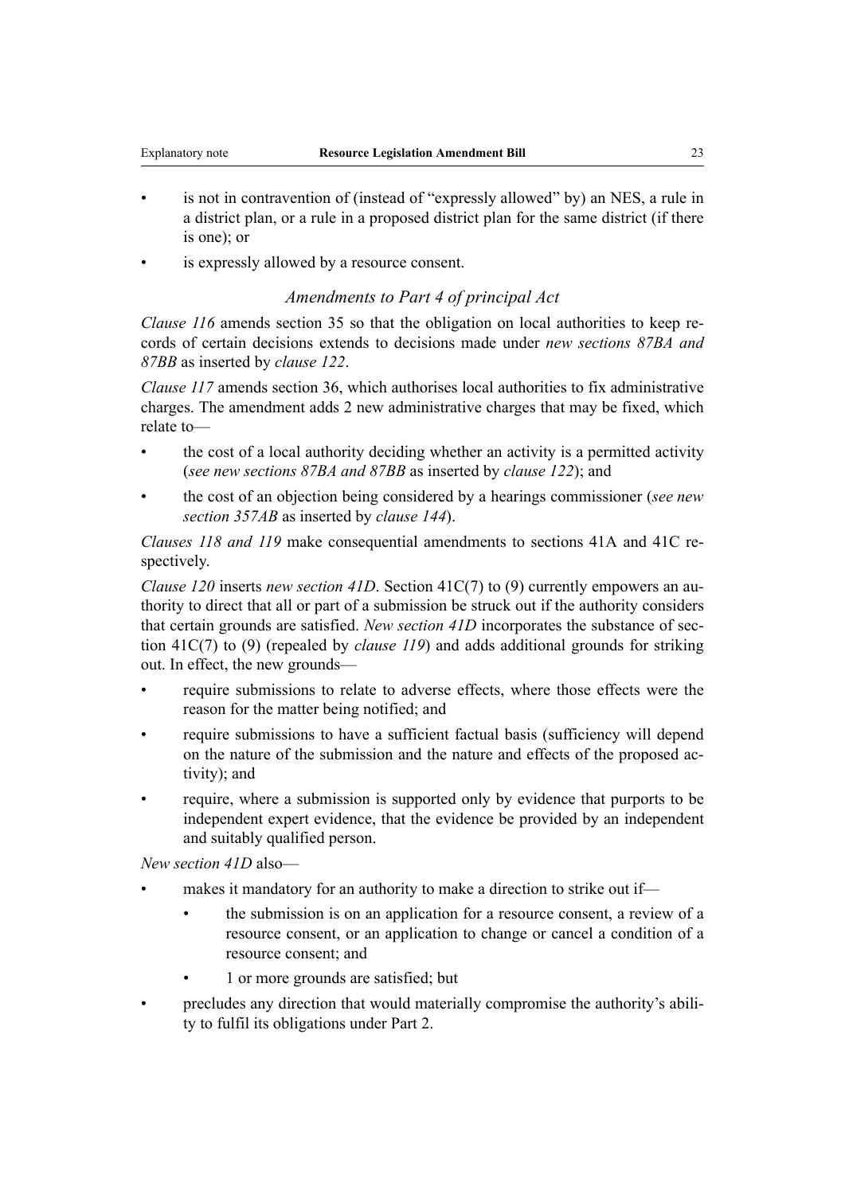- is not in contravention of (instead of "expressly allowed" by) an NES, a rule in a district plan, or a rule in a proposed district plan for the same district (if there is one); or
- is expressly allowed by a resource consent.

### *Amendments to Part 4 of principal Act*

*Clause 116* amends section 35 so that the obligation on local authorities to keep records of certain decisions extends to decisions made under *new sections 87BA and 87BB* as inserted by *clause 122*.

*Clause 117* amends section 36, which authorises local authorities to fix administrative charges. The amendment adds 2 new administrative charges that may be fixed, which relate to—

- the cost of a local authority deciding whether an activity is a permitted activity (*see new sections 87BA and 87BB* as inserted by *clause 122*); and
- the cost of an objection being considered by a hearings commissioner (*see new section 357AB* as inserted by *clause 144*).

*Clauses 118 and 119* make consequential amendments to sections 41A and 41C respectively.

*Clause 120* inserts *new section 41D*. Section 41C(7) to (9) currently empowers an authority to direct that all or part of a submission be struck out if the authority considers that certain grounds are satisfied. *New section 41D* incorporates the substance of section 41C(7) to (9) (repealed by *clause 119*) and adds additional grounds for striking out. In effect, the new grounds—

- require submissions to relate to adverse effects, where those effects were the reason for the matter being notified; and
- require submissions to have a sufficient factual basis (sufficiency will depend on the nature of the submission and the nature and effects of the proposed activity); and
- require, where a submission is supported only by evidence that purports to be independent expert evidence, that the evidence be provided by an independent and suitably qualified person.

*New section 41D* also—

- makes it mandatory for an authority to make a direction to strike out if—
  - the submission is on an application for a resource consent, a review of a resource consent, or an application to change or cancel a condition of a resource consent; and
  - 1 or more grounds are satisfied; but
- precludes any direction that would materially compromise the authority's ability to fulfil its obligations under Part 2.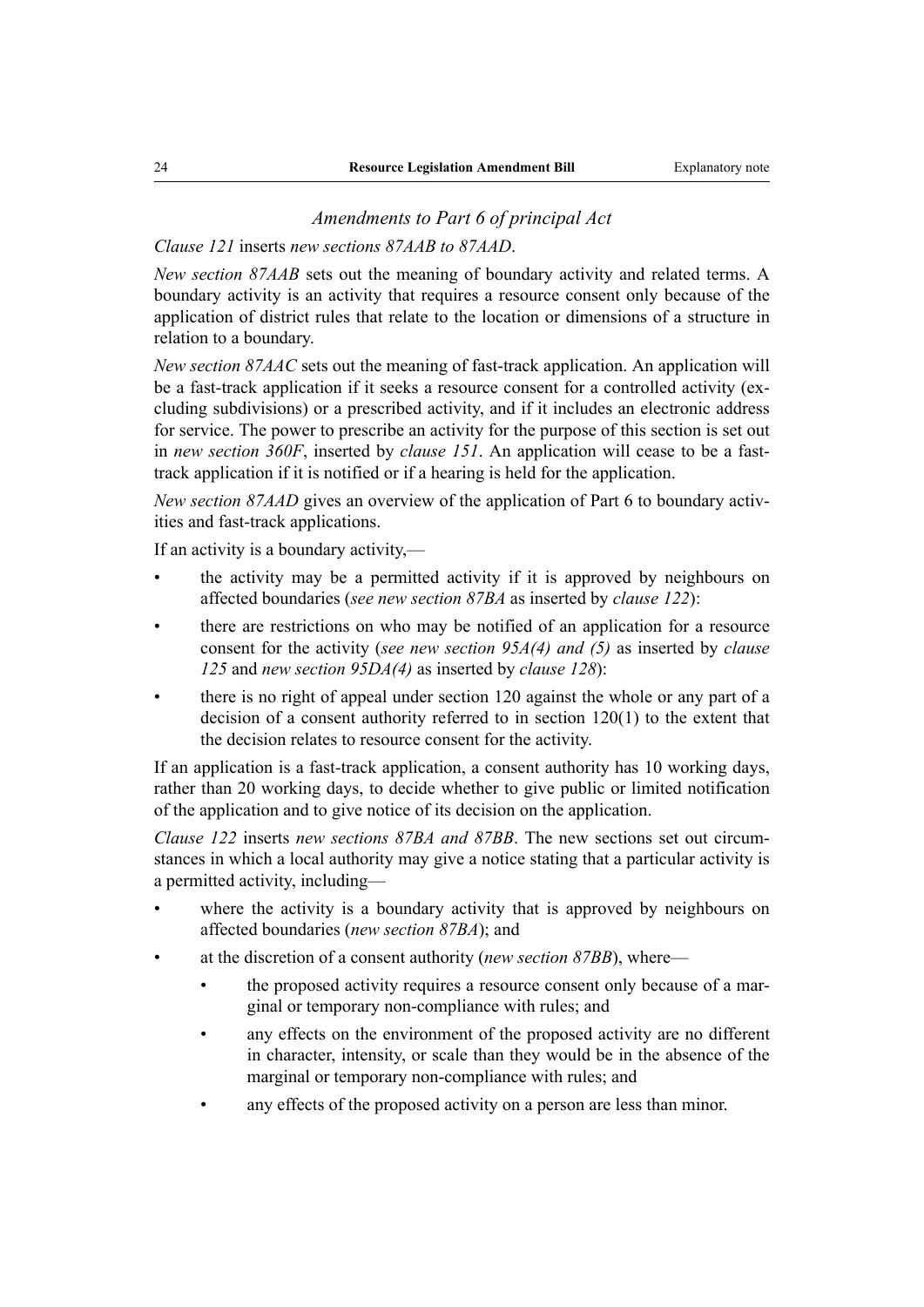### *Amendments to Part 6 of principal Act*

*Clause 121* inserts *new sections 87AAB to 87AAD*.

*New section 87AAB* sets out the meaning of boundary activity and related terms. A boundary activity is an activity that requires a resource consent only because of the application of district rules that relate to the location or dimensions of a structure in relation to a boundary.

*New section 87AAC* sets out the meaning of fast-track application. An application will be a fast-track application if it seeks a resource consent for a controlled activity (excluding subdivisions) or a prescribed activity, and if it includes an electronic address for service. The power to prescribe an activity for the purpose of this section is set out in *new section 360F*, inserted by *clause 151*. An application will cease to be a fast-track application if it is notified or if a hearing is held for the application.

*New section 87AAD* gives an overview of the application of Part 6 to boundary activities and fast-track applications.

If an activity is a boundary activity,—

- the activity may be a permitted activity if it is approved by neighbours on affected boundaries (*see new section 87BA* as inserted by *clause 122*):
- there are restrictions on who may be notified of an application for a resource consent for the activity (*see new section 95A(4) and (5)* as inserted by *clause 125* and *new section 95DA(4)* as inserted by *clause 128*):
- there is no right of appeal under section 120 against the whole or any part of a decision of a consent authority referred to in section 120(1) to the extent that the decision relates to resource consent for the activity.

If an application is a fast-track application, a consent authority has 10 working days, rather than 20 working days, to decide whether to give public or limited notification of the application and to give notice of its decision on the application.

*Clause 122* inserts *new sections 87BA and 87BB*. The new sections set out circumstances in which a local authority may give a notice stating that a particular activity is a permitted activity, including—

- where the activity is a boundary activity that is approved by neighbours on affected boundaries (*new section 87BA*); and
- at the discretion of a consent authority (*new section 87BB*), where—
  - the proposed activity requires a resource consent only because of a marginal or temporary non-compliance with rules; and
  - any effects on the environment of the proposed activity are no different in character, intensity, or scale than they would be in the absence of the marginal or temporary non-compliance with rules; and
  - any effects of the proposed activity on a person are less than minor.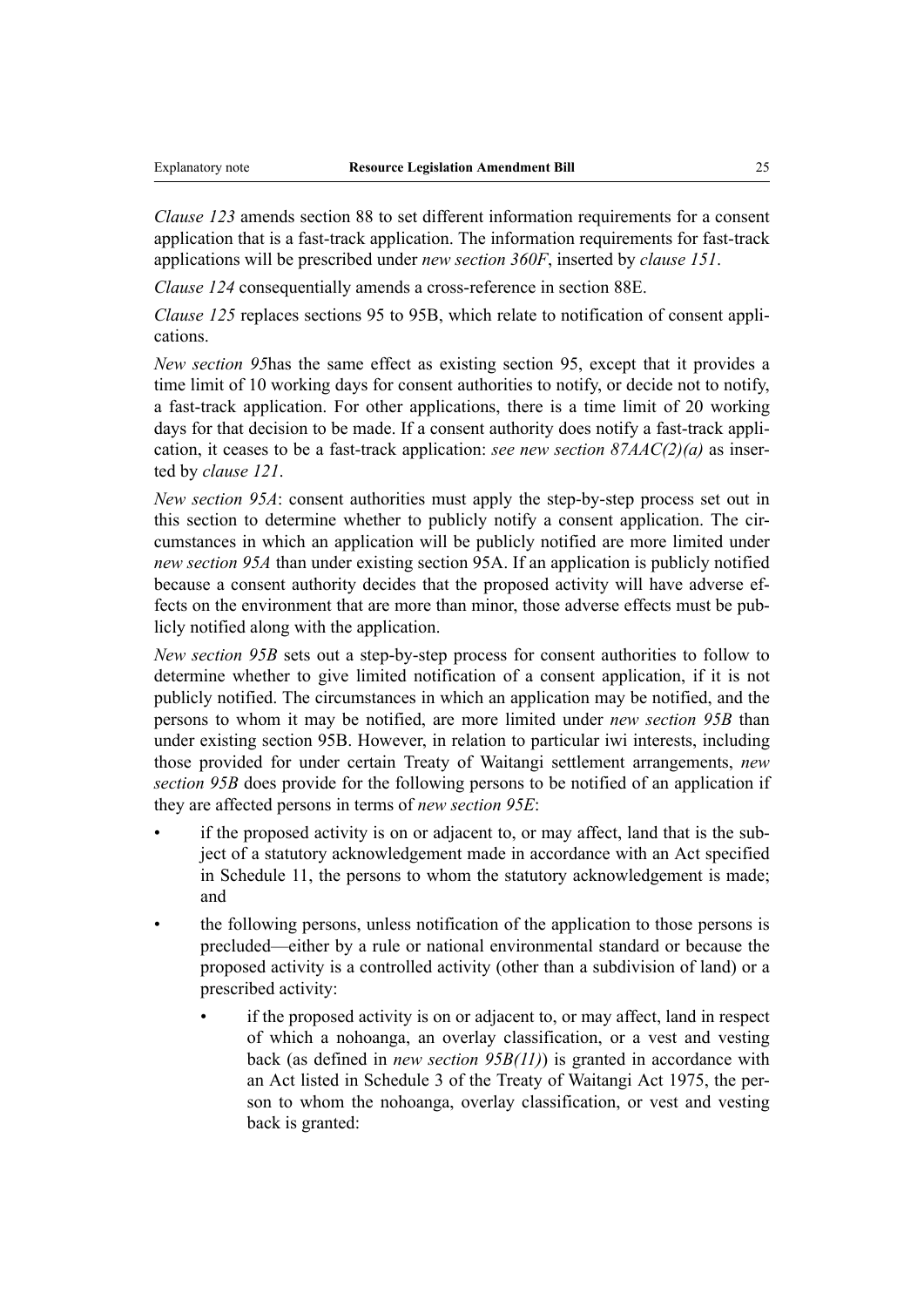*Clause 123* amends section 88 to set different information requirements for a consent application that is a fast-track application. The information requirements for fast-track applications will be prescribed under *new section 360F*, inserted by *clause 151*.

*Clause 124* consequentially amends a cross-reference in section 88E.

*Clause 125* replaces sections 95 to 95B, which relate to notification of consent applications.

*New section 95*has the same effect as existing section 95, except that it provides a time limit of 10 working days for consent authorities to notify, or decide not to notify, a fast-track application. For other applications, there is a time limit of 20 working days for that decision to be made. If a consent authority does notify a fast-track application, it ceases to be a fast-track application: *see new section 87AAC(2)(a)* as inserted by *clause 121*.

*New section 95A*: consent authorities must apply the step-by-step process set out in this section to determine whether to publicly notify a consent application. The circumstances in which an application will be publicly notified are more limited under *new section 95A* than under existing section 95A. If an application is publicly notified because a consent authority decides that the proposed activity will have adverse effects on the environment that are more than minor, those adverse effects must be publicly notified along with the application.

*New section 95B* sets out a step-by-step process for consent authorities to follow to determine whether to give limited notification of a consent application, if it is not publicly notified. The circumstances in which an application may be notified, and the persons to whom it may be notified, are more limited under *new section 95B* than under existing section 95B. However, in relation to particular iwi interests, including those provided for under certain Treaty of Waitangi settlement arrangements, *new section 95B* does provide for the following persons to be notified of an application if they are affected persons in terms of *new section 95E*:

- if the proposed activity is on or adjacent to, or may affect, land that is the subject of a statutory acknowledgement made in accordance with an Act specified in Schedule 11, the persons to whom the statutory acknowledgement is made; and
- the following persons, unless notification of the application to those persons is precluded—either by a rule or national environmental standard or because the proposed activity is a controlled activity (other than a subdivision of land) or a prescribed activity:
  - if the proposed activity is on or adjacent to, or may affect, land in respect of which a nohoanga, an overlay classification, or a vest and vesting back (as defined in *new section 95B(11)*) is granted in accordance with an Act listed in Schedule 3 of the Treaty of Waitangi Act 1975, the person to whom the nohoanga, overlay classification, or vest and vesting back is granted: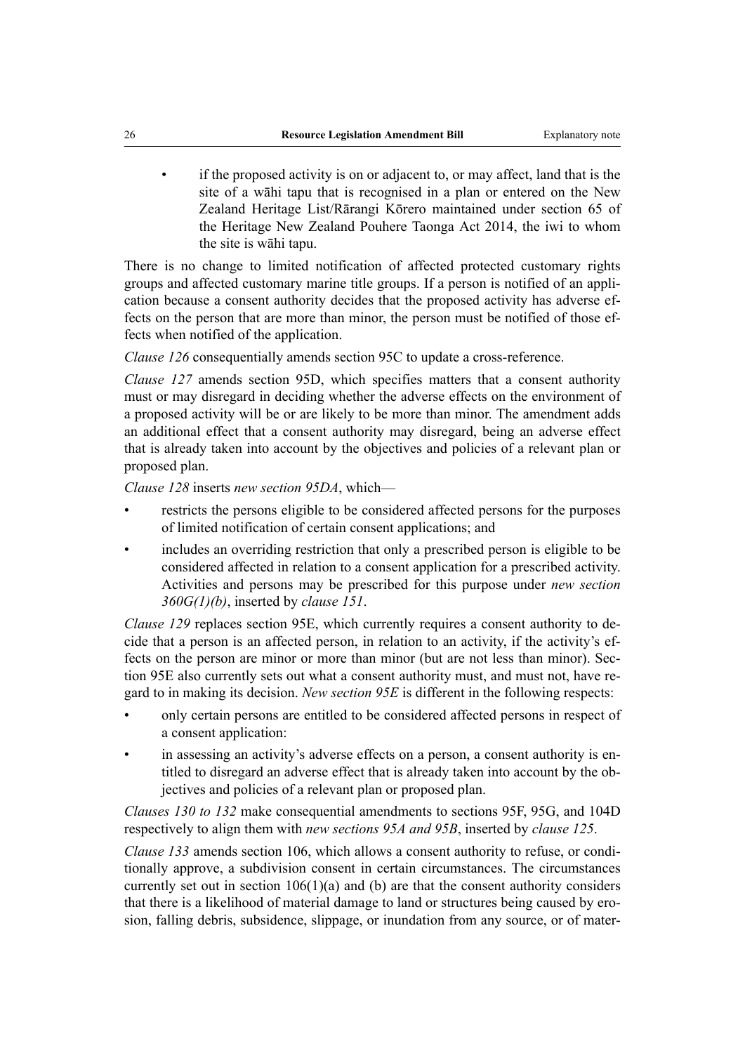- if the proposed activity is on or adjacent to, or may affect, land that is the site of a wāhi tapu that is recognised in a plan or entered on the New Zealand Heritage List/Rārangi Kōrero maintained under section 65 of the Heritage New Zealand Pouhere Taonga Act 2014, the iwi to whom the site is wāhi tapu.

There is no change to limited notification of affected protected customary rights groups and affected customary marine title groups. If a person is notified of an application because a consent authority decides that the proposed activity has adverse effects on the person that are more than minor, the person must be notified of those effects when notified of the application.

*Clause 126* consequentially amends section 95C to update a cross-reference.

*Clause 127* amends section 95D, which specifies matters that a consent authority must or may disregard in deciding whether the adverse effects on the environment of a proposed activity will be or are likely to be more than minor. The amendment adds an additional effect that a consent authority may disregard, being an adverse effect that is already taken into account by the objectives and policies of a relevant plan or proposed plan.

*Clause 128* inserts *new section 95DA*, which—

- restricts the persons eligible to be considered affected persons for the purposes of limited notification of certain consent applications; and
- includes an overriding restriction that only a prescribed person is eligible to be considered affected in relation to a consent application for a prescribed activity. Activities and persons may be prescribed for this purpose under *new section 360G(1)(b)*, inserted by *clause 151*.

*Clause 129* replaces section 95E, which currently requires a consent authority to decide that a person is an affected person, in relation to an activity, if the activity's effects on the person are minor or more than minor (but are not less than minor). Section 95E also currently sets out what a consent authority must, and must not, have regard to in making its decision. *New section 95E* is different in the following respects:

- only certain persons are entitled to be considered affected persons in respect of a consent application:
- in assessing an activity's adverse effects on a person, a consent authority is entitled to disregard an adverse effect that is already taken into account by the objectives and policies of a relevant plan or proposed plan.

*Clauses 130 to 132* make consequential amendments to sections 95F, 95G, and 104D respectively to align them with *new sections 95A and 95B*, inserted by *clause 125*.

*Clause 133* amends section 106, which allows a consent authority to refuse, or conditionally approve, a subdivision consent in certain circumstances. The circumstances currently set out in section 106(1)(a) and (b) are that the consent authority considers that there is a likelihood of material damage to land or structures being caused by erosion, falling debris, subsidence, slippage, or inundation from any source, or of mater-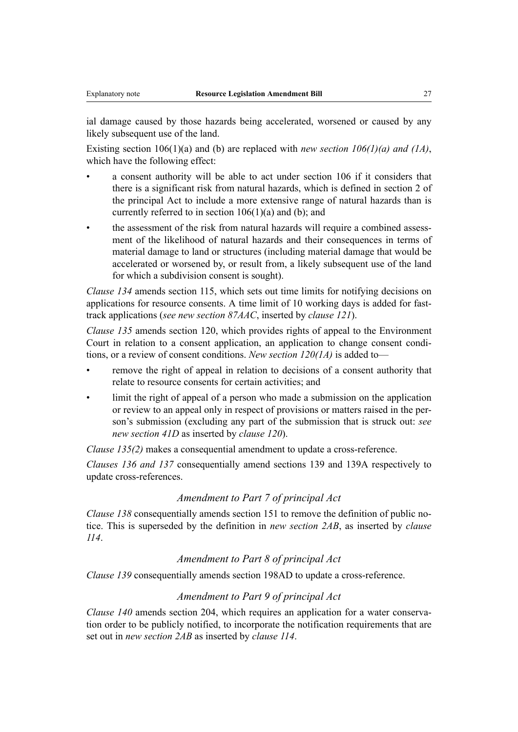ial damage caused by those hazards being accelerated, worsened or caused by any likely subsequent use of the land.

Existing section 106(1)(a) and (b) are replaced with *new section 106(1)(a) and (1A)*, which have the following effect:

- a consent authority will be able to act under section 106 if it considers that there is a significant risk from natural hazards, which is defined in section 2 of the principal Act to include a more extensive range of natural hazards than is currently referred to in section 106(1)(a) and (b); and
- the assessment of the risk from natural hazards will require a combined assessment of the likelihood of natural hazards and their consequences in terms of material damage to land or structures (including material damage that would be accelerated or worsened by, or result from, a likely subsequent use of the land for which a subdivision consent is sought).

*Clause 134* amends section 115, which sets out time limits for notifying decisions on applications for resource consents. A time limit of 10 working days is added for fast-track applications (*see new section 87AAC*, inserted by *clause 121*).

*Clause 135* amends section 120, which provides rights of appeal to the Environment Court in relation to a consent application, an application to change consent conditions, or a review of consent conditions. *New section 120(1A)* is added to—

- remove the right of appeal in relation to decisions of a consent authority that relate to resource consents for certain activities; and
- limit the right of appeal of a person who made a submission on the application or review to an appeal only in respect of provisions or matters raised in the person's submission (excluding any part of the submission that is struck out: *see new section 41D* as inserted by *clause 120*).

*Clause 135(2)* makes a consequential amendment to update a cross-reference.

*Clauses 136 and 137* consequentially amend sections 139 and 139A respectively to update cross-references.

### *Amendment to Part 7 of principal Act*

*Clause 138* consequentially amends section 151 to remove the definition of public notice. This is superseded by the definition in *new section 2AB*, as inserted by *clause 114*.

### *Amendment to Part 8 of principal Act*

*Clause 139* consequentially amends section 198AD to update a cross-reference.

### *Amendment to Part 9 of principal Act*

*Clause 140* amends section 204, which requires an application for a water conservation order to be publicly notified, to incorporate the notification requirements that are set out in *new section 2AB* as inserted by *clause 114*.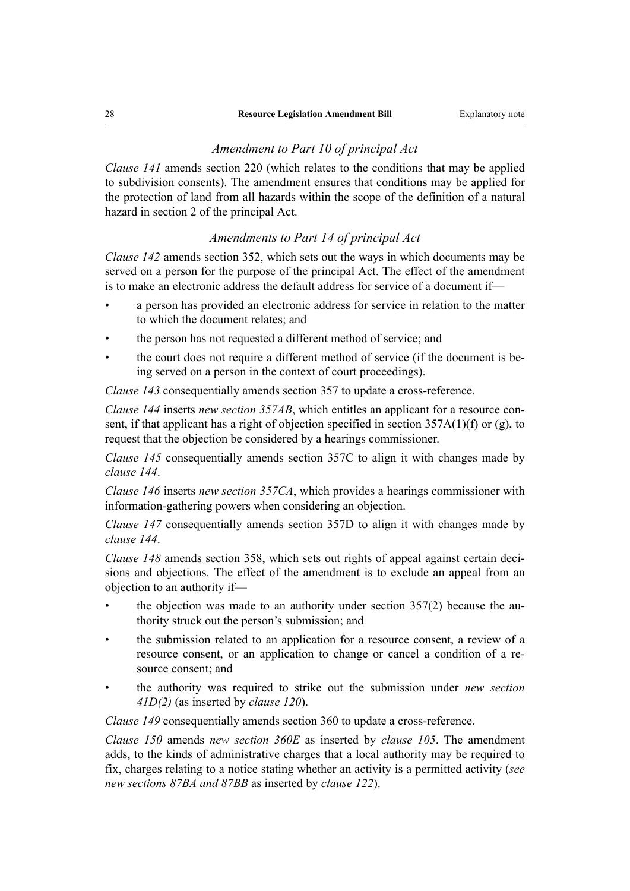### *Amendment to Part 10 of principal Act*

*Clause 141* amends section 220 (which relates to the conditions that may be applied to subdivision consents). The amendment ensures that conditions may be applied for the protection of land from all hazards within the scope of the definition of a natural hazard in section 2 of the principal Act.

### *Amendments to Part 14 of principal Act*

*Clause 142* amends section 352, which sets out the ways in which documents may be served on a person for the purpose of the principal Act. The effect of the amendment is to make an electronic address the default address for service of a document if—

- a person has provided an electronic address for service in relation to the matter to which the document relates; and
- the person has not requested a different method of service; and
- the court does not require a different method of service (if the document is being served on a person in the context of court proceedings).

*Clause 143* consequentially amends section 357 to update a cross-reference.

*Clause 144* inserts *new section 357AB*, which entitles an applicant for a resource consent, if that applicant has a right of objection specified in section 357A(1)(f) or (g), to request that the objection be considered by a hearings commissioner.

*Clause 145* consequentially amends section 357C to align it with changes made by *clause 144*.

*Clause 146* inserts *new section 357CA*, which provides a hearings commissioner with information-gathering powers when considering an objection.

*Clause 147* consequentially amends section 357D to align it with changes made by *clause 144*.

*Clause 148* amends section 358, which sets out rights of appeal against certain decisions and objections. The effect of the amendment is to exclude an appeal from an objection to an authority if—

- the objection was made to an authority under section 357(2) because the authority struck out the person's submission; and
- the submission related to an application for a resource consent, a review of a resource consent, or an application to change or cancel a condition of a resource consent; and
- the authority was required to strike out the submission under *new section 41D(2)* (as inserted by *clause 120*).

*Clause 149* consequentially amends section 360 to update a cross-reference.

*Clause 150* amends *new section 360E* as inserted by *clause 105*. The amendment adds, to the kinds of administrative charges that a local authority may be required to fix, charges relating to a notice stating whether an activity is a permitted activity (*see new sections 87BA and 87BB* as inserted by *clause 122*).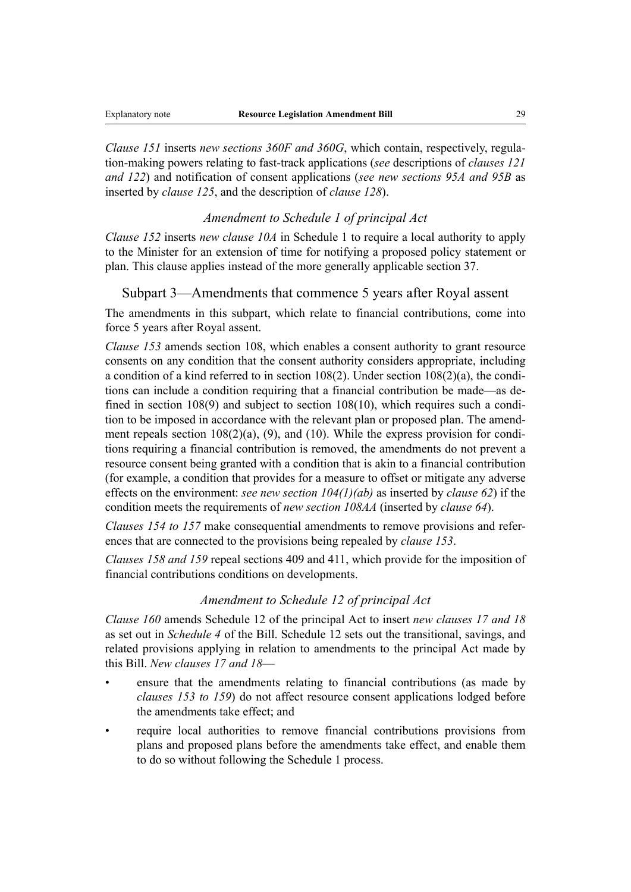*Clause 151* inserts *new sections 360F and 360G*, which contain, respectively, regulation-making powers relating to fast-track applications (*see* descriptions of *clauses 121 and 122*) and notification of consent applications (*see new sections 95A and 95B* as inserted by *clause 125*, and the description of *clause 128*).

### *Amendment to Schedule 1 of principal Act*

*Clause 152* inserts *new clause 10A* in Schedule 1 to require a local authority to apply to the Minister for an extension of time for notifying a proposed policy statement or plan. This clause applies instead of the more generally applicable section 37.

## Subpart 3—Amendments that commence 5 years after Royal assent

The amendments in this subpart, which relate to financial contributions, come into force 5 years after Royal assent.

*Clause 153* amends section 108, which enables a consent authority to grant resource consents on any condition that the consent authority considers appropriate, including a condition of a kind referred to in section 108(2). Under section 108(2)(a), the conditions can include a condition requiring that a financial contribution be made—as defined in section 108(9) and subject to section 108(10), which requires such a condition to be imposed in accordance with the relevant plan or proposed plan. The amendment repeals section 108(2)(a), (9), and (10). While the express provision for conditions requiring a financial contribution is removed, the amendments do not prevent a resource consent being granted with a condition that is akin to a financial contribution (for example, a condition that provides for a measure to offset or mitigate any adverse effects on the environment: *see new section 104(1)(ab)* as inserted by *clause 62*) if the condition meets the requirements of *new section 108AA* (inserted by *clause 64*).

*Clauses 154 to 157* make consequential amendments to remove provisions and references that are connected to the provisions being repealed by *clause 153*.

*Clauses 158 and 159* repeal sections 409 and 411, which provide for the imposition of financial contributions conditions on developments.

### *Amendment to Schedule 12 of principal Act*

*Clause 160* amends Schedule 12 of the principal Act to insert *new clauses 17 and 18* as set out in *Schedule 4* of the Bill. Schedule 12 sets out the transitional, savings, and related provisions applying in relation to amendments to the principal Act made by this Bill. *New clauses 17 and 18*—

- ensure that the amendments relating to financial contributions (as made by *clauses 153 to 159*) do not affect resource consent applications lodged before the amendments take effect; and
- require local authorities to remove financial contributions provisions from plans and proposed plans before the amendments take effect, and enable them to do so without following the Schedule 1 process.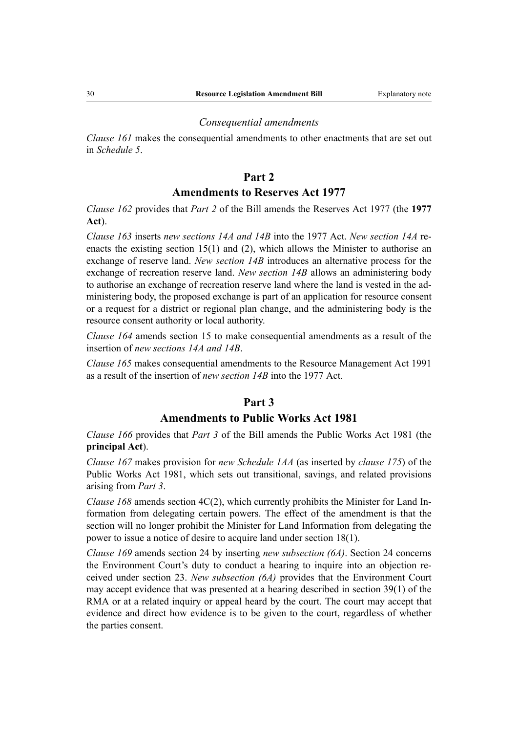*Consequential amendments*

*Clause 161* makes the consequential amendments to other enactments that are set out in *Schedule 5*.

## Part 2
## Amendments to Reserves Act 1977

*Clause 162* provides that *Part 2* of the Bill amends the Reserves Act 1977 (the **1977 Act**).

*Clause 163* inserts *new sections 14A and 14B* into the 1977 Act. *New section 14A* re-enacts the existing section 15(1) and (2), which allows the Minister to authorise an exchange of reserve land. *New section 14B* introduces an alternative process for the exchange of recreation reserve land. *New section 14B* allows an administering body to authorise an exchange of recreation reserve land where the land is vested in the administering body, the proposed exchange is part of an application for resource consent or a request for a district or regional plan change, and the administering body is the resource consent authority or local authority.

*Clause 164* amends section 15 to make consequential amendments as a result of the insertion of *new sections 14A and 14B*.

*Clause 165* makes consequential amendments to the Resource Management Act 1991 as a result of the insertion of *new section 14B* into the 1977 Act.

## Part 3
## Amendments to Public Works Act 1981

*Clause 166* provides that *Part 3* of the Bill amends the Public Works Act 1981 (the **principal Act**).

*Clause 167* makes provision for *new Schedule 1AA* (as inserted by *clause 175*) of the Public Works Act 1981, which sets out transitional, savings, and related provisions arising from *Part 3*.

*Clause 168* amends section 4C(2), which currently prohibits the Minister for Land Information from delegating certain powers. The effect of the amendment is that the section will no longer prohibit the Minister for Land Information from delegating the power to issue a notice of desire to acquire land under section 18(1).

*Clause 169* amends section 24 by inserting *new subsection (6A)*. Section 24 concerns the Environment Court's duty to conduct a hearing to inquire into an objection received under section 23. *New subsection (6A)* provides that the Environment Court may accept evidence that was presented at a hearing described in section 39(1) of the RMA or at a related inquiry or appeal heard by the court. The court may accept that evidence and direct how evidence is to be given to the court, regardless of whether the parties consent.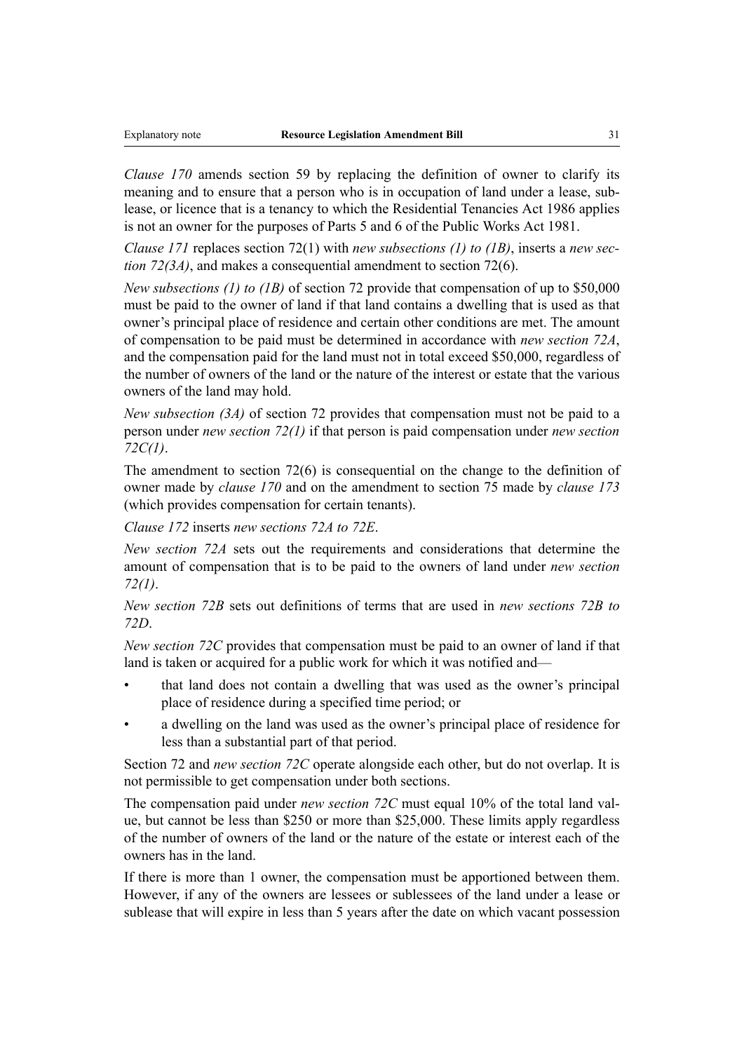*Clause 170* amends section 59 by replacing the definition of owner to clarify its meaning and to ensure that a person who is in occupation of land under a lease, sublease, or licence that is a tenancy to which the Residential Tenancies Act 1986 applies is not an owner for the purposes of Parts 5 and 6 of the Public Works Act 1981.

*Clause 171* replaces section 72(1) with *new subsections (1) to (1B)*, inserts a *new section 72(3A)*, and makes a consequential amendment to section 72(6).

*New subsections (1) to (1B)* of section 72 provide that compensation of up to $50,000 must be paid to the owner of land if that land contains a dwelling that is used as that owner's principal place of residence and certain other conditions are met. The amount of compensation to be paid must be determined in accordance with *new section 72A*, and the compensation paid for the land must not in total exceed $50,000, regardless of the number of owners of the land or the nature of the interest or estate that the various owners of the land may hold.

*New subsection (3A)* of section 72 provides that compensation must not be paid to a person under *new section 72(1)* if that person is paid compensation under *new section 72C(1)*.

The amendment to section 72(6) is consequential on the change to the definition of owner made by *clause 170* and on the amendment to section 75 made by *clause 173* (which provides compensation for certain tenants).

*Clause 172* inserts *new sections 72A to 72E*.

*New section 72A* sets out the requirements and considerations that determine the amount of compensation that is to be paid to the owners of land under *new section 72(1)*.

*New section 72B* sets out definitions of terms that are used in *new sections 72B to 72D*.

*New section 72C* provides that compensation must be paid to an owner of land if that land is taken or acquired for a public work for which it was notified and—

- that land does not contain a dwelling that was used as the owner's principal place of residence during a specified time period; or
- a dwelling on the land was used as the owner's principal place of residence for less than a substantial part of that period.

Section 72 and *new section 72C* operate alongside each other, but do not overlap. It is not permissible to get compensation under both sections.

The compensation paid under *new section 72C* must equal 10% of the total land value, but cannot be less than $250 or more than $25,000. These limits apply regardless of the number of owners of the land or the nature of the estate or interest each of the owners has in the land.

If there is more than 1 owner, the compensation must be apportioned between them. However, if any of the owners are lessees or sublessees of the land under a lease or sublease that will expire in less than 5 years after the date on which vacant possession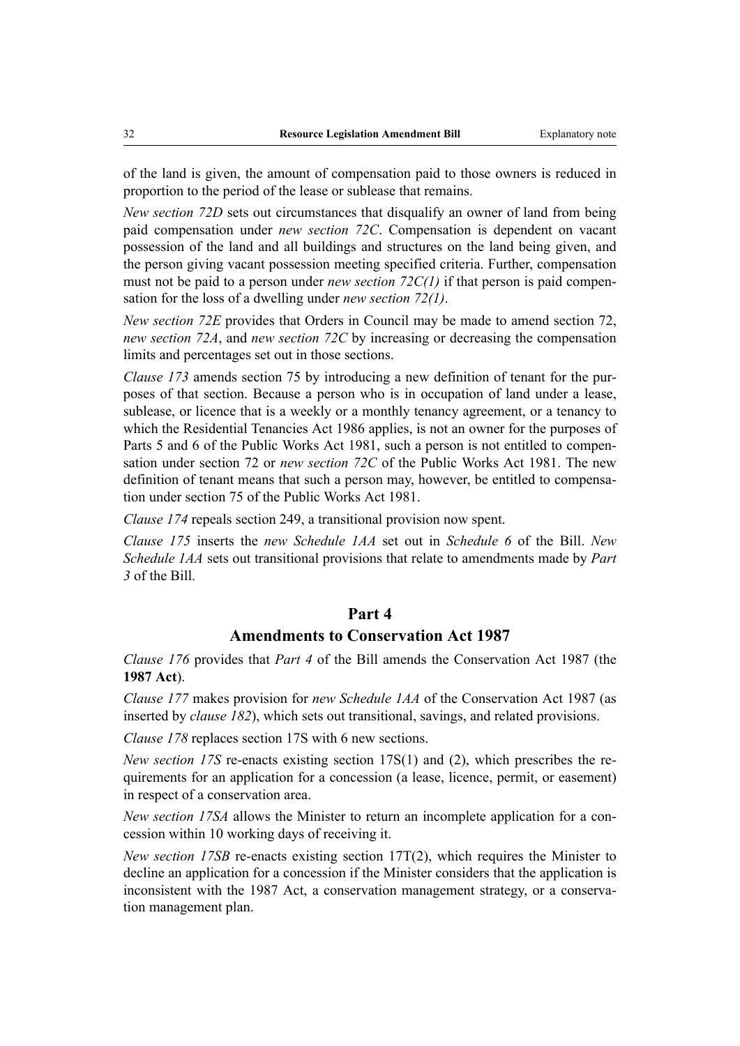of the land is given, the amount of compensation paid to those owners is reduced in proportion to the period of the lease or sublease that remains.

*New section 72D* sets out circumstances that disqualify an owner of land from being paid compensation under *new section 72C*. Compensation is dependent on vacant possession of the land and all buildings and structures on the land being given, and the person giving vacant possession meeting specified criteria. Further, compensation must not be paid to a person under *new section 72C(1)* if that person is paid compensation for the loss of a dwelling under *new section 72(1)*.

*New section 72E* provides that Orders in Council may be made to amend section 72, *new section 72A*, and *new section 72C* by increasing or decreasing the compensation limits and percentages set out in those sections.

*Clause 173* amends section 75 by introducing a new definition of tenant for the purposes of that section. Because a person who is in occupation of land under a lease, sublease, or licence that is a weekly or a monthly tenancy agreement, or a tenancy to which the Residential Tenancies Act 1986 applies, is not an owner for the purposes of Parts 5 and 6 of the Public Works Act 1981, such a person is not entitled to compensation under section 72 or *new section 72C* of the Public Works Act 1981. The new definition of tenant means that such a person may, however, be entitled to compensation under section 75 of the Public Works Act 1981.

*Clause 174* repeals section 249, a transitional provision now spent.

*Clause 175* inserts the *new Schedule 1AA* set out in *Schedule 6* of the Bill. *New Schedule 1AA* sets out transitional provisions that relate to amendments made by *Part 3* of the Bill.

## Part 4

## Amendments to Conservation Act 1987

*Clause 176* provides that *Part 4* of the Bill amends the Conservation Act 1987 (the **1987 Act**).

*Clause 177* makes provision for *new Schedule 1AA* of the Conservation Act 1987 (as inserted by *clause 182*), which sets out transitional, savings, and related provisions.

*Clause 178* replaces section 17S with 6 new sections.

*New section 17S* re-enacts existing section 17S(1) and (2), which prescribes the requirements for an application for a concession (a lease, licence, permit, or easement) in respect of a conservation area.

*New section 17SA* allows the Minister to return an incomplete application for a concession within 10 working days of receiving it.

*New section 17SB* re-enacts existing section 17T(2), which requires the Minister to decline an application for a concession if the Minister considers that the application is inconsistent with the 1987 Act, a conservation management strategy, or a conservation management plan.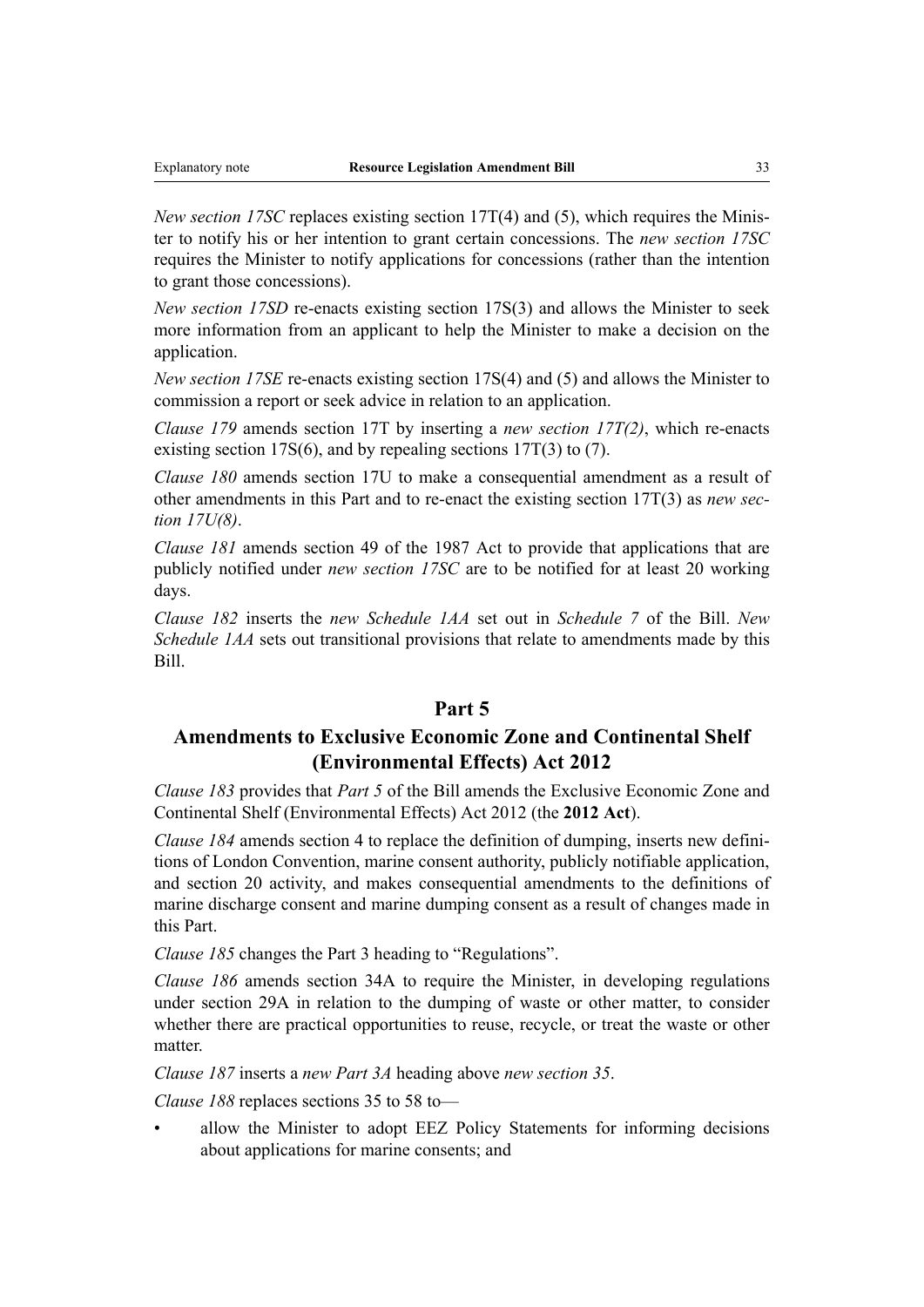*New section 17SC* replaces existing section 17T(4) and (5), which requires the Minister to notify his or her intention to grant certain concessions. The *new section 17SC* requires the Minister to notify applications for concessions (rather than the intention to grant those concessions).

*New section 17SD* re-enacts existing section 17S(3) and allows the Minister to seek more information from an applicant to help the Minister to make a decision on the application.

*New section 17SE* re-enacts existing section 17S(4) and (5) and allows the Minister to commission a report or seek advice in relation to an application.

*Clause 179* amends section 17T by inserting a *new section 17T(2)*, which re-enacts existing section 17S(6), and by repealing sections 17T(3) to (7).

*Clause 180* amends section 17U to make a consequential amendment as a result of other amendments in this Part and to re-enact the existing section 17T(3) as *new section 17U(8)*.

*Clause 181* amends section 49 of the 1987 Act to provide that applications that are publicly notified under *new section 17SC* are to be notified for at least 20 working days.

*Clause 182* inserts the *new Schedule 1AA* set out in *Schedule 7* of the Bill. *New Schedule 1AA* sets out transitional provisions that relate to amendments made by this Bill.

## Part 5
## Amendments to Exclusive Economic Zone and Continental Shelf (Environmental Effects) Act 2012

*Clause 183* provides that *Part 5* of the Bill amends the Exclusive Economic Zone and Continental Shelf (Environmental Effects) Act 2012 (the **2012 Act**).

*Clause 184* amends section 4 to replace the definition of dumping, inserts new definitions of London Convention, marine consent authority, publicly notifiable application, and section 20 activity, and makes consequential amendments to the definitions of marine discharge consent and marine dumping consent as a result of changes made in this Part.

*Clause 185* changes the Part 3 heading to "Regulations".

*Clause 186* amends section 34A to require the Minister, in developing regulations under section 29A in relation to the dumping of waste or other matter, to consider whether there are practical opportunities to reuse, recycle, or treat the waste or other matter.

*Clause 187* inserts a *new Part 3A* heading above *new section 35*.

*Clause 188* replaces sections 35 to 58 to—

- allow the Minister to adopt EEZ Policy Statements for informing decisions about applications for marine consents; and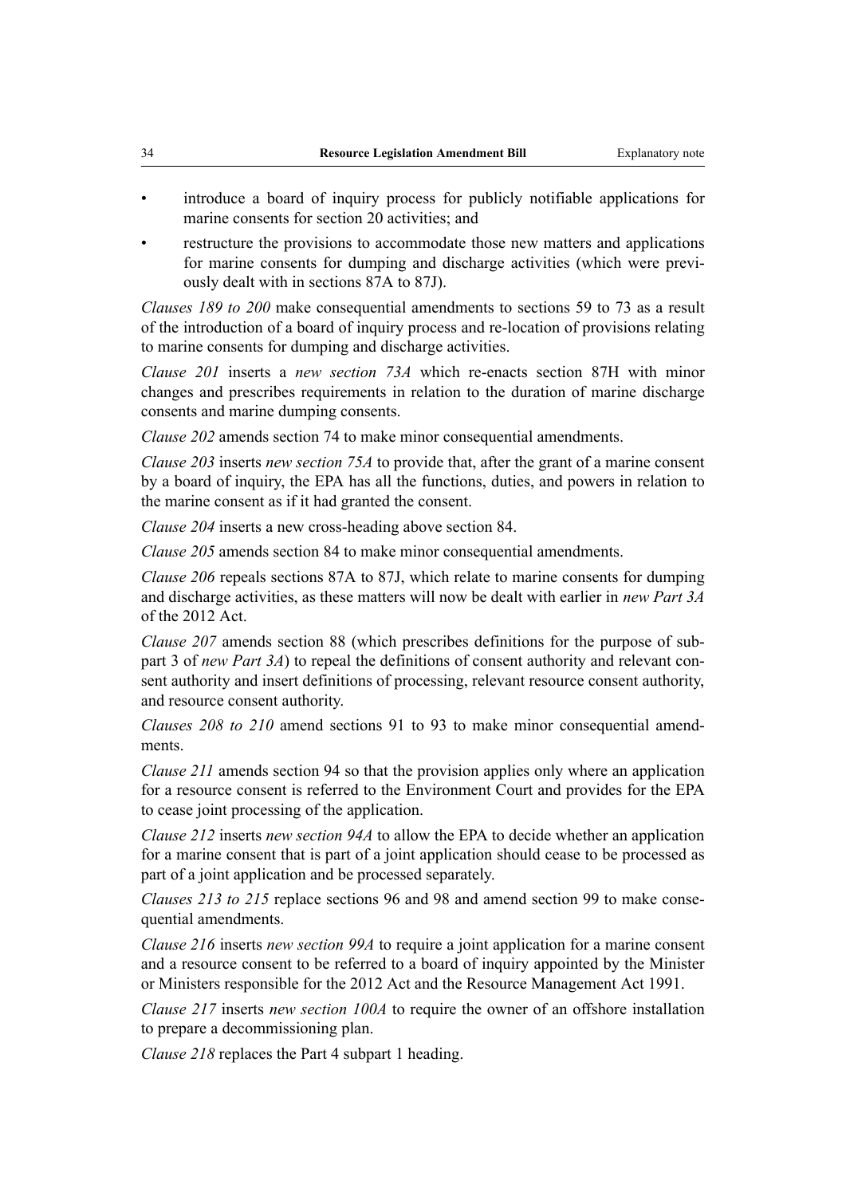- introduce a board of inquiry process for publicly notifiable applications for marine consents for section 20 activities; and
- restructure the provisions to accommodate those new matters and applications for marine consents for dumping and discharge activities (which were previously dealt with in sections 87A to 87J).

*Clauses 189 to 200* make consequential amendments to sections 59 to 73 as a result of the introduction of a board of inquiry process and re-location of provisions relating to marine consents for dumping and discharge activities.

*Clause 201* inserts a *new section 73A* which re-enacts section 87H with minor changes and prescribes requirements in relation to the duration of marine discharge consents and marine dumping consents.

*Clause 202* amends section 74 to make minor consequential amendments.

*Clause 203* inserts *new section 75A* to provide that, after the grant of a marine consent by a board of inquiry, the EPA has all the functions, duties, and powers in relation to the marine consent as if it had granted the consent.

*Clause 204* inserts a new cross-heading above section 84.

*Clause 205* amends section 84 to make minor consequential amendments.

*Clause 206* repeals sections 87A to 87J, which relate to marine consents for dumping and discharge activities, as these matters will now be dealt with earlier in *new Part 3A* of the 2012 Act.

*Clause 207* amends section 88 (which prescribes definitions for the purpose of subpart 3 of *new Part 3A*) to repeal the definitions of consent authority and relevant consent authority and insert definitions of processing, relevant resource consent authority, and resource consent authority.

*Clauses 208 to 210* amend sections 91 to 93 to make minor consequential amendments.

*Clause 211* amends section 94 so that the provision applies only where an application for a resource consent is referred to the Environment Court and provides for the EPA to cease joint processing of the application.

*Clause 212* inserts *new section 94A* to allow the EPA to decide whether an application for a marine consent that is part of a joint application should cease to be processed as part of a joint application and be processed separately.

*Clauses 213 to 215* replace sections 96 and 98 and amend section 99 to make consequential amendments.

*Clause 216* inserts *new section 99A* to require a joint application for a marine consent and a resource consent to be referred to a board of inquiry appointed by the Minister or Ministers responsible for the 2012 Act and the Resource Management Act 1991.

*Clause 217* inserts *new section 100A* to require the owner of an offshore installation to prepare a decommissioning plan.

*Clause 218* replaces the Part 4 subpart 1 heading.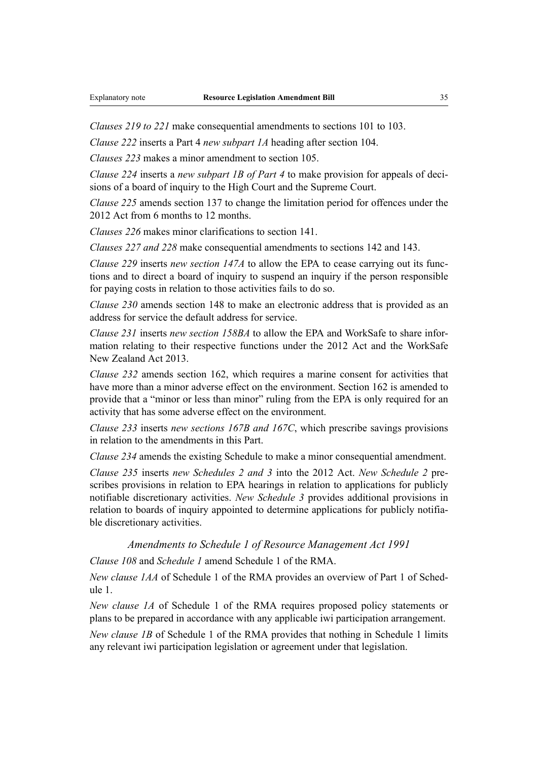*Clauses 219 to 221* make consequential amendments to sections 101 to 103.

*Clause 222* inserts a Part 4 *new subpart 1A* heading after section 104.

*Clauses 223* makes a minor amendment to section 105.

*Clause 224* inserts a *new subpart 1B of Part 4* to make provision for appeals of decisions of a board of inquiry to the High Court and the Supreme Court.

*Clause 225* amends section 137 to change the limitation period for offences under the 2012 Act from 6 months to 12 months.

*Clauses 226* makes minor clarifications to section 141.

*Clauses 227 and 228* make consequential amendments to sections 142 and 143.

*Clause 229* inserts *new section 147A* to allow the EPA to cease carrying out its functions and to direct a board of inquiry to suspend an inquiry if the person responsible for paying costs in relation to those activities fails to do so.

*Clause 230* amends section 148 to make an electronic address that is provided as an address for service the default address for service.

*Clause 231* inserts *new section 158BA* to allow the EPA and WorkSafe to share information relating to their respective functions under the 2012 Act and the WorkSafe New Zealand Act 2013.

*Clause 232* amends section 162, which requires a marine consent for activities that have more than a minor adverse effect on the environment. Section 162 is amended to provide that a "minor or less than minor" ruling from the EPA is only required for an activity that has some adverse effect on the environment.

*Clause 233* inserts *new sections 167B and 167C*, which prescribe savings provisions in relation to the amendments in this Part.

*Clause 234* amends the existing Schedule to make a minor consequential amendment.

*Clause 235* inserts *new Schedules 2 and 3* into the 2012 Act. *New Schedule 2* prescribes provisions in relation to EPA hearings in relation to applications for publicly notifiable discretionary activities. *New Schedule 3* provides additional provisions in relation to boards of inquiry appointed to determine applications for publicly notifiable discretionary activities.

### *Amendments to Schedule 1 of Resource Management Act 1991*

*Clause 108* and *Schedule 1* amend Schedule 1 of the RMA.

*New clause 1AA* of Schedule 1 of the RMA provides an overview of Part 1 of Schedule 1.

*New clause 1A* of Schedule 1 of the RMA requires proposed policy statements or plans to be prepared in accordance with any applicable iwi participation arrangement.

*New clause 1B* of Schedule 1 of the RMA provides that nothing in Schedule 1 limits any relevant iwi participation legislation or agreement under that legislation.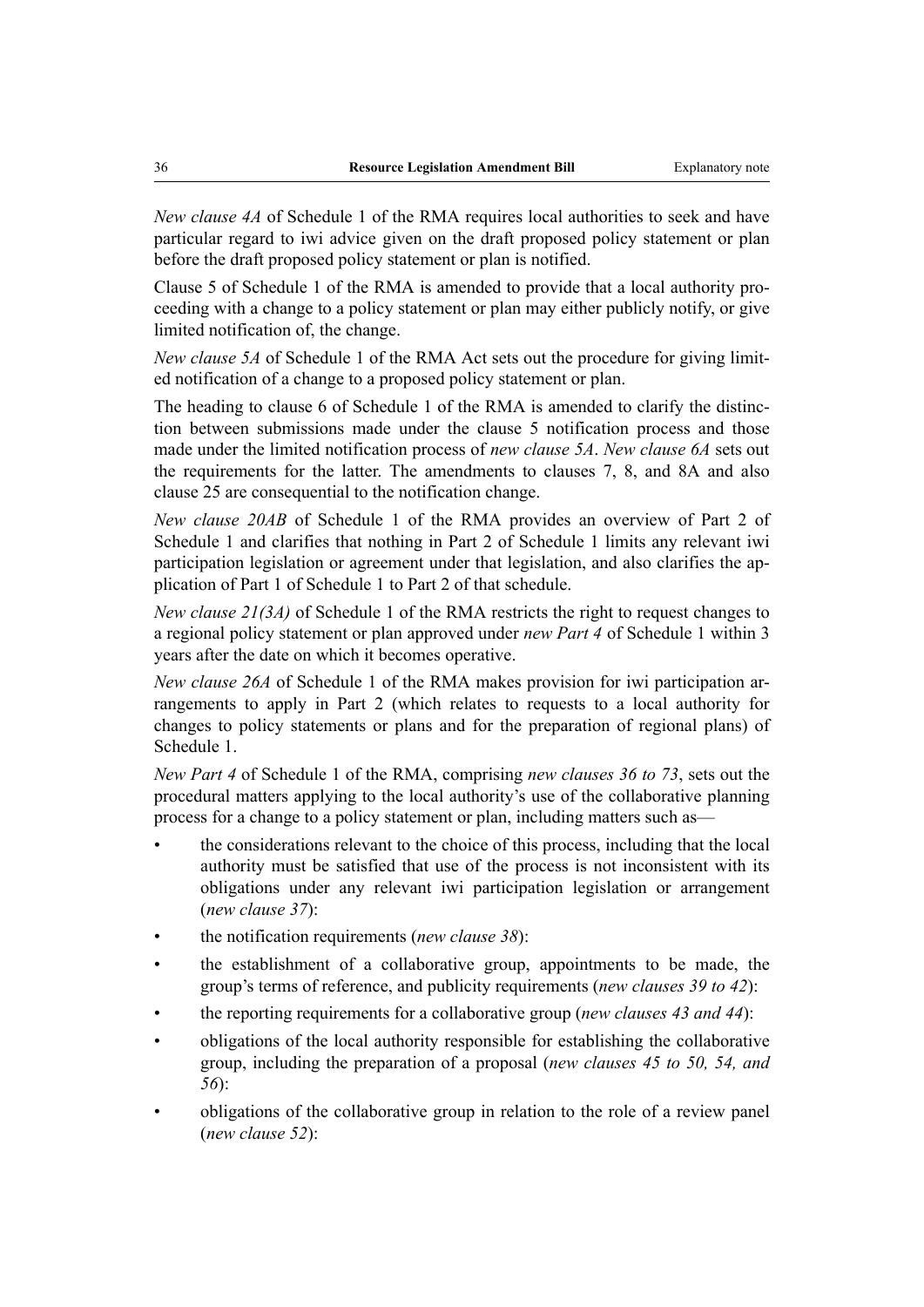*New clause 4A* of Schedule 1 of the RMA requires local authorities to seek and have particular regard to iwi advice given on the draft proposed policy statement or plan before the draft proposed policy statement or plan is notified.

Clause 5 of Schedule 1 of the RMA is amended to provide that a local authority proceeding with a change to a policy statement or plan may either publicly notify, or give limited notification of, the change.

*New clause 5A* of Schedule 1 of the RMA Act sets out the procedure for giving limited notification of a change to a proposed policy statement or plan.

The heading to clause 6 of Schedule 1 of the RMA is amended to clarify the distinction between submissions made under the clause 5 notification process and those made under the limited notification process of *new clause 5A*. *New clause 6A* sets out the requirements for the latter. The amendments to clauses 7, 8, and 8A and also clause 25 are consequential to the notification change.

*New clause 20AB* of Schedule 1 of the RMA provides an overview of Part 2 of Schedule 1 and clarifies that nothing in Part 2 of Schedule 1 limits any relevant iwi participation legislation or agreement under that legislation, and also clarifies the application of Part 1 of Schedule 1 to Part 2 of that schedule.

*New clause 21(3A)* of Schedule 1 of the RMA restricts the right to request changes to a regional policy statement or plan approved under *new Part 4* of Schedule 1 within 3 years after the date on which it becomes operative.

*New clause 26A* of Schedule 1 of the RMA makes provision for iwi participation arrangements to apply in Part 2 (which relates to requests to a local authority for changes to policy statements or plans and for the preparation of regional plans) of Schedule 1.

*New Part 4* of Schedule 1 of the RMA, comprising *new clauses 36 to 73*, sets out the procedural matters applying to the local authority's use of the collaborative planning process for a change to a policy statement or plan, including matters such as—

- the considerations relevant to the choice of this process, including that the local authority must be satisfied that use of the process is not inconsistent with its obligations under any relevant iwi participation legislation or arrangement (*new clause 37*):
- the notification requirements (*new clause 38*):
- the establishment of a collaborative group, appointments to be made, the group's terms of reference, and publicity requirements (*new clauses 39 to 42*):
- the reporting requirements for a collaborative group (*new clauses 43 and 44*):
- obligations of the local authority responsible for establishing the collaborative group, including the preparation of a proposal (*new clauses 45 to 50, 54, and 56*):
- obligations of the collaborative group in relation to the role of a review panel (*new clause 52*):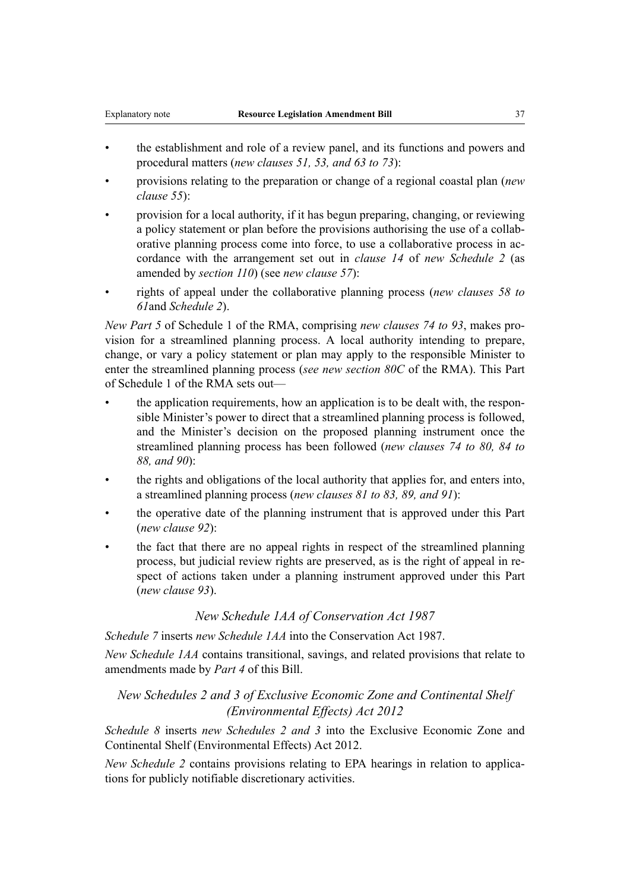- the establishment and role of a review panel, and its functions and powers and procedural matters (*new clauses 51, 53, and 63 to 73*):
- provisions relating to the preparation or change of a regional coastal plan (*new clause 55*):
- provision for a local authority, if it has begun preparing, changing, or reviewing a policy statement or plan before the provisions authorising the use of a collaborative planning process come into force, to use a collaborative process in accordance with the arrangement set out in *clause 14* of *new Schedule 2* (as amended by *section 110*) (see *new clause 57*):
- rights of appeal under the collaborative planning process (*new clauses 58 to 61*and *Schedule 2*).

*New Part 5* of Schedule 1 of the RMA, comprising *new clauses 74 to 93*, makes provision for a streamlined planning process. A local authority intending to prepare, change, or vary a policy statement or plan may apply to the responsible Minister to enter the streamlined planning process (*see new section 80C* of the RMA). This Part of Schedule 1 of the RMA sets out—

- the application requirements, how an application is to be dealt with, the responsible Minister's power to direct that a streamlined planning process is followed, and the Minister's decision on the proposed planning instrument once the streamlined planning process has been followed (*new clauses 74 to 80, 84 to 88, and 90*):
- the rights and obligations of the local authority that applies for, and enters into, a streamlined planning process (*new clauses 81 to 83, 89, and 91*):
- the operative date of the planning instrument that is approved under this Part (*new clause 92*):
- the fact that there are no appeal rights in respect of the streamlined planning process, but judicial review rights are preserved, as is the right of appeal in respect of actions taken under a planning instrument approved under this Part (*new clause 93*).

### *New Schedule 1AA of Conservation Act 1987*

*Schedule 7* inserts *new Schedule 1AA* into the Conservation Act 1987.

*New Schedule 1AA* contains transitional, savings, and related provisions that relate to amendments made by *Part 4* of this Bill.

### *New Schedules 2 and 3 of Exclusive Economic Zone and Continental Shelf (Environmental Effects) Act 2012*

*Schedule 8* inserts *new Schedules 2 and 3* into the Exclusive Economic Zone and Continental Shelf (Environmental Effects) Act 2012.

*New Schedule 2* contains provisions relating to EPA hearings in relation to applications for publicly notifiable discretionary activities.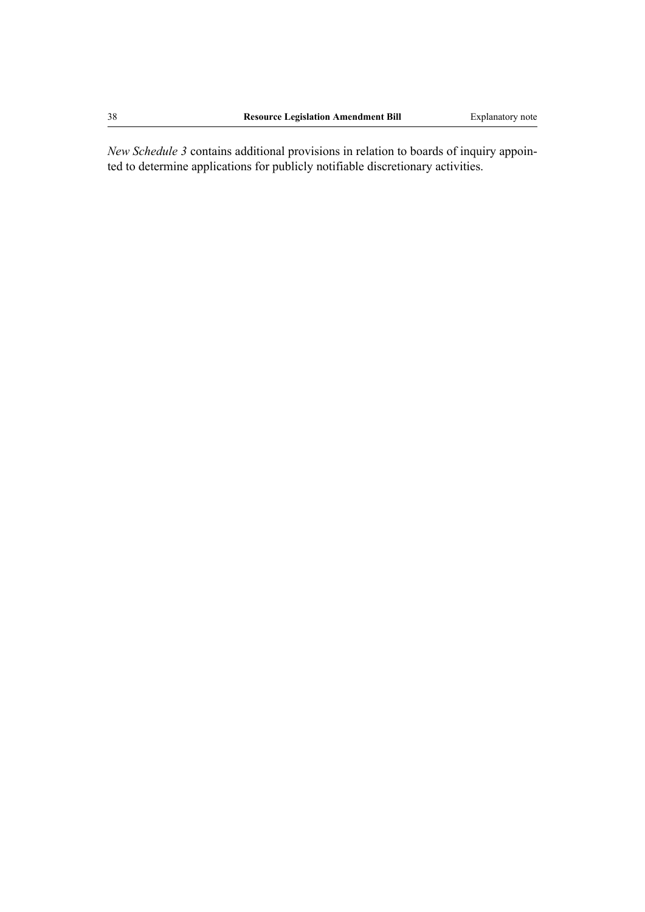*New Schedule 3* contains additional provisions in relation to boards of inquiry appointed to determine applications for publicly notifiable discretionary activities.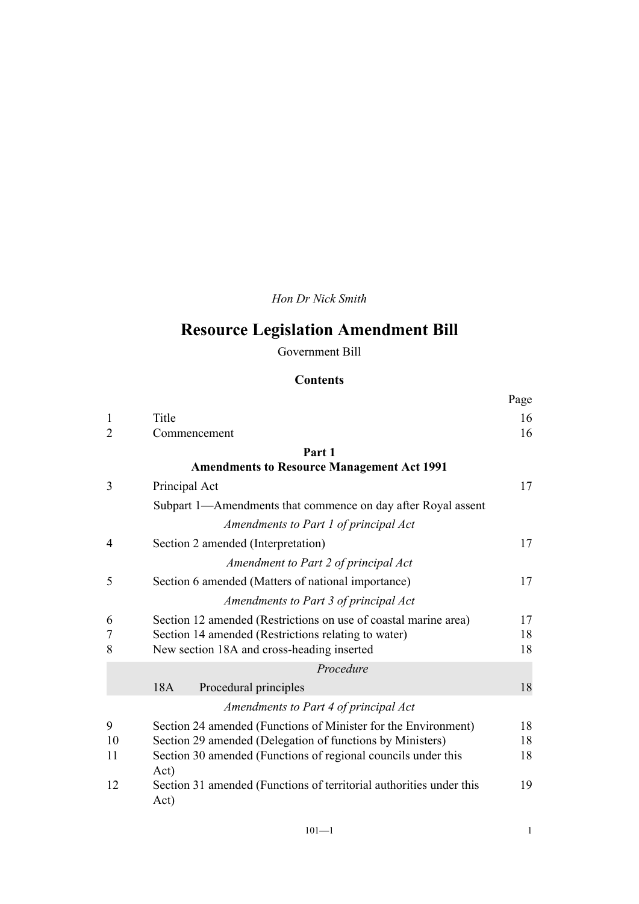*Hon Dr Nick Smith*

# Resource Legislation Amendment Bill

Government Bill

## Contents

| | | Page |
|---|---|---|
| 1 | Title | 16 |
| 2 | Commencement | 16 |
| | **Part 1** **Amendments to Resource Management Act 1991** | |
| 3 | Principal Act | 17 |
| | Subpart 1—Amendments that commence on day after Royal assent | |
| | *Amendments to Part 1 of principal Act* | |
| 4 | Section 2 amended (Interpretation) | 17 |
| | *Amendment to Part 2 of principal Act* | |
| 5 | Section 6 amended (Matters of national importance) | 17 |
| | *Amendments to Part 3 of principal Act* | |
| 6 | Section 12 amended (Restrictions on use of coastal marine area) | 17 |
| 7 | Section 14 amended (Restrictions relating to water) | 18 |
| 8 | New section 18A and cross-heading inserted | 18 |
| | *Procedure* | |
| | 18A Procedural principles | 18 |
| | *Amendments to Part 4 of principal Act* | |
| 9 | Section 24 amended (Functions of Minister for the Environment) | 18 |
| 10 | Section 29 amended (Delegation of functions by Ministers) | 18 |
| 11 | Section 30 amended (Functions of regional councils under this Act) | 18 |
| 12 | Section 31 amended (Functions of territorial authorities under this Act) | 19 |

101—1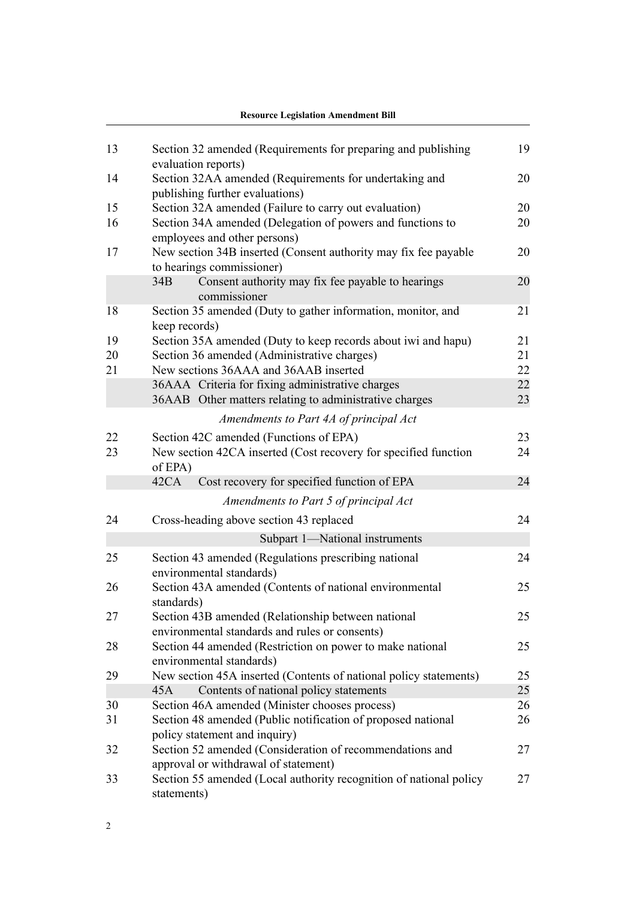| | | |
|---|---|---|
| 13 | Section 32 amended (Requirements for preparing and publishing evaluation reports) | 19 |
| 14 | Section 32AA amended (Requirements for undertaking and publishing further evaluations) | 20 |
| 15 | Section 32A amended (Failure to carry out evaluation) | 20 |
| 16 | Section 34A amended (Delegation of powers and functions to employees and other persons) | 20 |
| 17 | New section 34B inserted (Consent authority may fix fee payable to hearings commissioner) | 20 |
| | 34B Consent authority may fix fee payable to hearings commissioner | 20 |
| 18 | Section 35 amended (Duty to gather information, monitor, and keep records) | 21 |
| 19 | Section 35A amended (Duty to keep records about iwi and hapu) | 21 |
| 20 | Section 36 amended (Administrative charges) | 21 |
| 21 | New sections 36AAA and 36AAB inserted | 22 |
| | 36AAA Criteria for fixing administrative charges | 22 |
| | 36AAB Other matters relating to administrative charges | 23 |

*Amendments to Part 4A of principal Act*

| | | |
|---|---|---|
| 22 | Section 42C amended (Functions of EPA) | 23 |
| 23 | New section 42CA inserted (Cost recovery for specified function of EPA) | 24 |
| | 42CA Cost recovery for specified function of EPA | 24 |

*Amendments to Part 5 of principal Act*

| | | |
|---|---|---|
| 24 | Cross-heading above section 43 replaced | 24 |

Subpart 1—National instruments

| | | |
|---|---|---|
| 25 | Section 43 amended (Regulations prescribing national environmental standards) | 24 |
| 26 | Section 43A amended (Contents of national environmental standards) | 25 |
| 27 | Section 43B amended (Relationship between national environmental standards and rules or consents) | 25 |
| 28 | Section 44 amended (Restriction on power to make national environmental standards) | 25 |
| 29 | New section 45A inserted (Contents of national policy statements) | 25 |
| | 45A Contents of national policy statements | 25 |
| 30 | Section 46A amended (Minister chooses process) | 26 |
| 31 | Section 48 amended (Public notification of proposed national policy statement and inquiry) | 26 |
| 32 | Section 52 amended (Consideration of recommendations and approval or withdrawal of statement) | 27 |
| 33 | Section 55 amended (Local authority recognition of national policy statements) | 27 |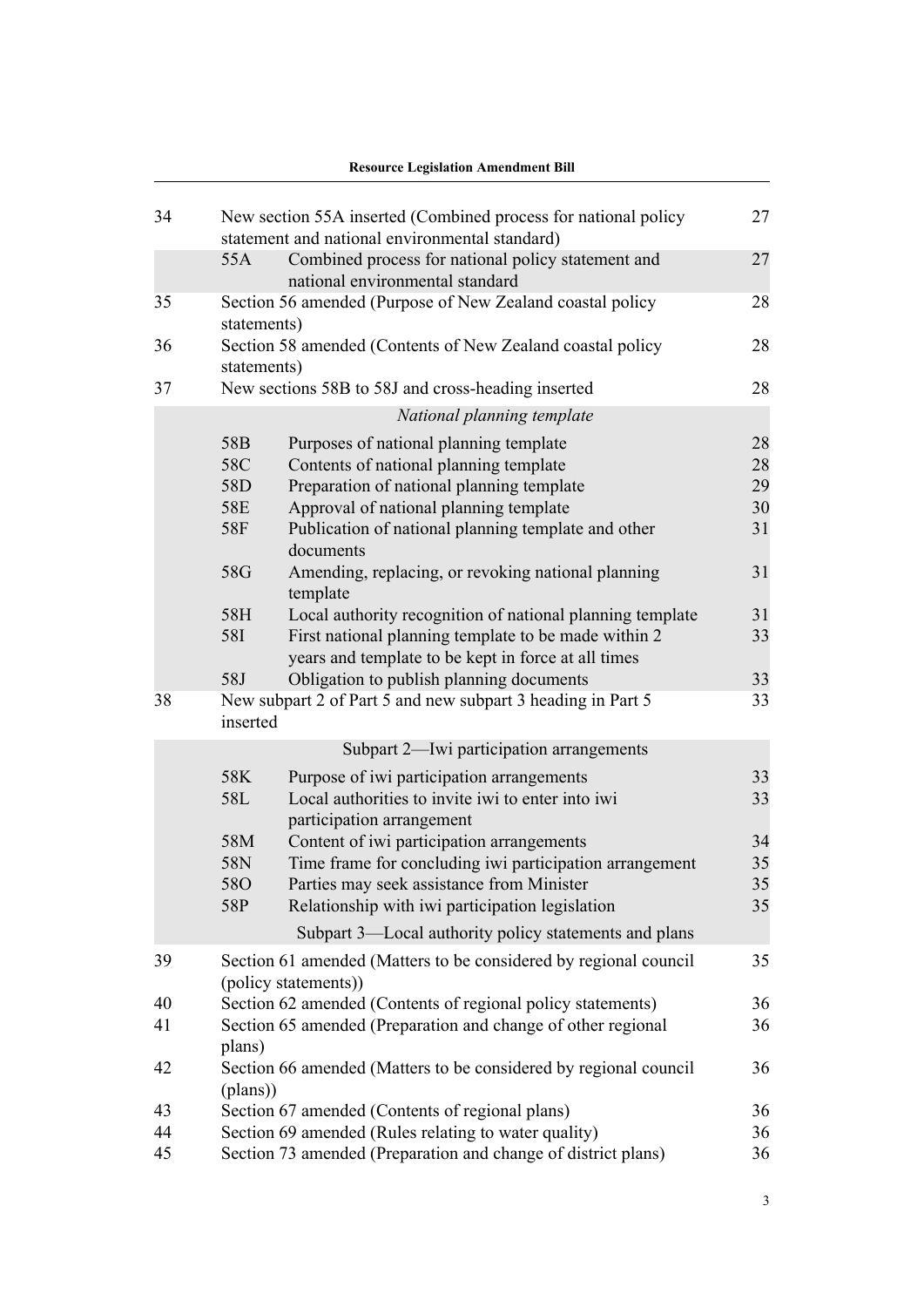| | | | |
|---|---|---|---|
| 34 | New section 55A inserted (Combined process for national policy statement and national environmental standard) | | 27 |
| | 55A | Combined process for national policy statement and national environmental standard | 27 |
| 35 | Section 56 amended (Purpose of New Zealand coastal policy statements) | | 28 |
| 36 | Section 58 amended (Contents of New Zealand coastal policy statements) | | 28 |
| 37 | New sections 58B to 58J and cross-heading inserted | | 28 |
| | | *National planning template* | |
| | 58B | Purposes of national planning template | 28 |
| | 58C | Contents of national planning template | 28 |
| | 58D | Preparation of national planning template | 29 |
| | 58E | Approval of national planning template | 30 |
| | 58F | Publication of national planning template and other documents | 31 |
| | 58G | Amending, replacing, or revoking national planning template | 31 |
| | 58H | Local authority recognition of national planning template | 31 |
| | 58I | First national planning template to be made within 2 years and template to be kept in force at all times | 33 |
| | 58J | Obligation to publish planning documents | 33 |
| 38 | New subpart 2 of Part 5 and new subpart 3 heading in Part 5 inserted | | 33 |
| | | Subpart 2—Iwi participation arrangements | |
| | 58K | Purpose of iwi participation arrangements | 33 |
| | 58L | Local authorities to invite iwi to enter into iwi participation arrangement | 33 |
| | 58M | Content of iwi participation arrangements | 34 |
| | 58N | Time frame for concluding iwi participation arrangement | 35 |
| | 58O | Parties may seek assistance from Minister | 35 |
| | 58P | Relationship with iwi participation legislation | 35 |
| | | Subpart 3—Local authority policy statements and plans | |
| 39 | Section 61 amended (Matters to be considered by regional council (policy statements)) | | 35 |
| 40 | Section 62 amended (Contents of regional policy statements) | | 36 |
| 41 | Section 65 amended (Preparation and change of other regional plans) | | 36 |
| 42 | Section 66 amended (Matters to be considered by regional council (plans)) | | 36 |
| 43 | Section 67 amended (Contents of regional plans) | | 36 |
| 44 | Section 69 amended (Rules relating to water quality) | | 36 |
| 45 | Section 73 amended (Preparation and change of district plans) | | 36 |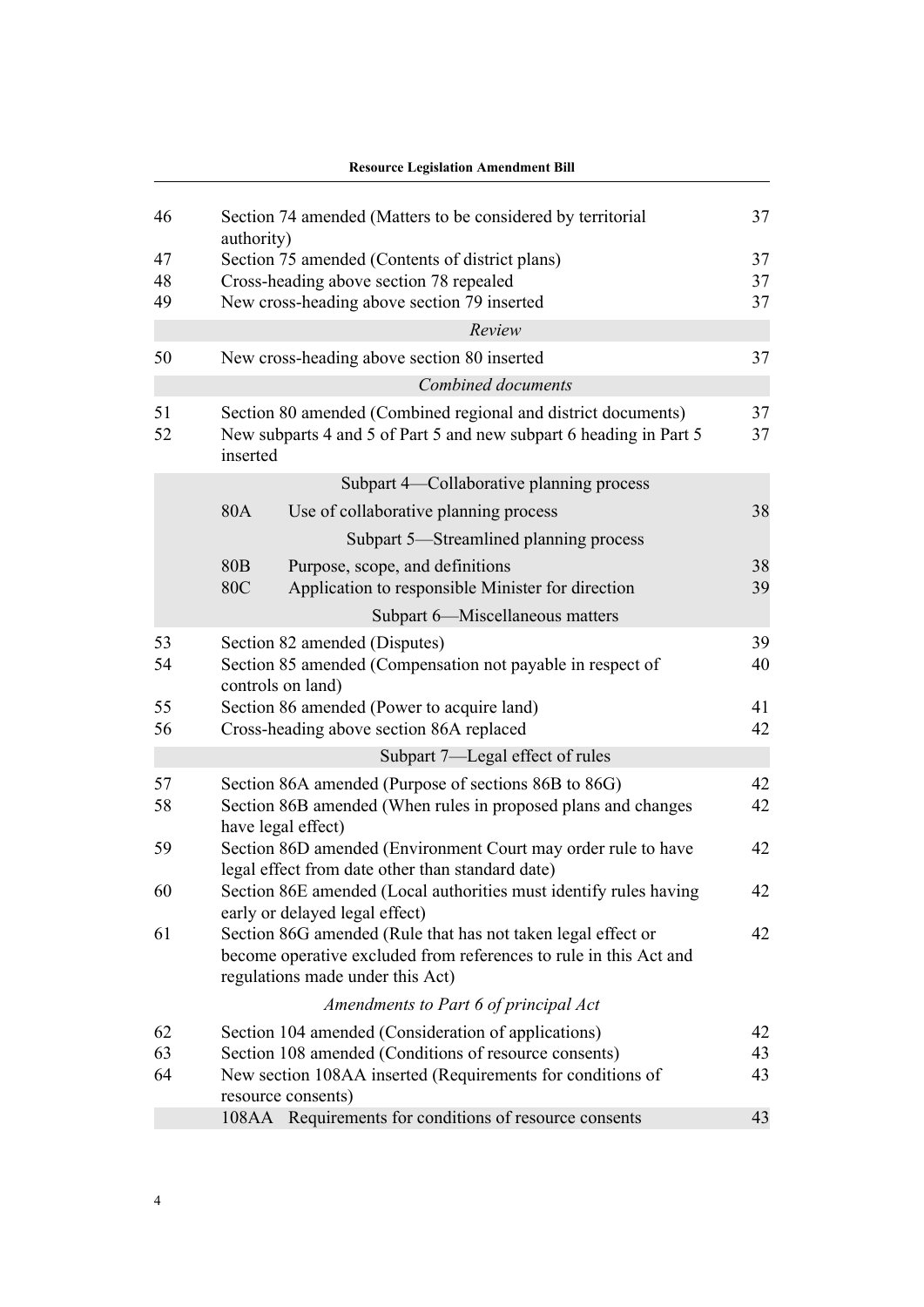| | | |
|---|---|---|
| 46 | Section 74 amended (Matters to be considered by territorial authority) | 37 |
| 47 | Section 75 amended (Contents of district plans) | 37 |
| 48 | Cross-heading above section 78 repealed | 37 |
| 49 | New cross-heading above section 79 inserted | 37 |
| | *Review* | |
| 50 | New cross-heading above section 80 inserted | 37 |
| | *Combined documents* | |
| 51 | Section 80 amended (Combined regional and district documents) | 37 |
| 52 | New subparts 4 and 5 of Part 5 and new subpart 6 heading in Part 5 inserted | 37 |
| | Subpart 4—Collaborative planning process | |
| | 80A Use of collaborative planning process | 38 |
| | Subpart 5—Streamlined planning process | |
| | 80B Purpose, scope, and definitions | 38 |
| | 80C Application to responsible Minister for direction | 39 |
| | Subpart 6—Miscellaneous matters | |
| 53 | Section 82 amended (Disputes) | 39 |
| 54 | Section 85 amended (Compensation not payable in respect of controls on land) | 40 |
| 55 | Section 86 amended (Power to acquire land) | 41 |
| 56 | Cross-heading above section 86A replaced | 42 |
| | Subpart 7—Legal effect of rules | |
| 57 | Section 86A amended (Purpose of sections 86B to 86G) | 42 |
| 58 | Section 86B amended (When rules in proposed plans and changes have legal effect) | 42 |
| 59 | Section 86D amended (Environment Court may order rule to have legal effect from date other than standard date) | 42 |
| 60 | Section 86E amended (Local authorities must identify rules having early or delayed legal effect) | 42 |
| 61 | Section 86G amended (Rule that has not taken legal effect or become operative excluded from references to rule in this Act and regulations made under this Act) | 42 |
| | *Amendments to Part 6 of principal Act* | |
| 62 | Section 104 amended (Consideration of applications) | 42 |
| 63 | Section 108 amended (Conditions of resource consents) | 43 |
| 64 | New section 108AA inserted (Requirements for conditions of resource consents) | 43 |
| | 108AA Requirements for conditions of resource consents | 43 |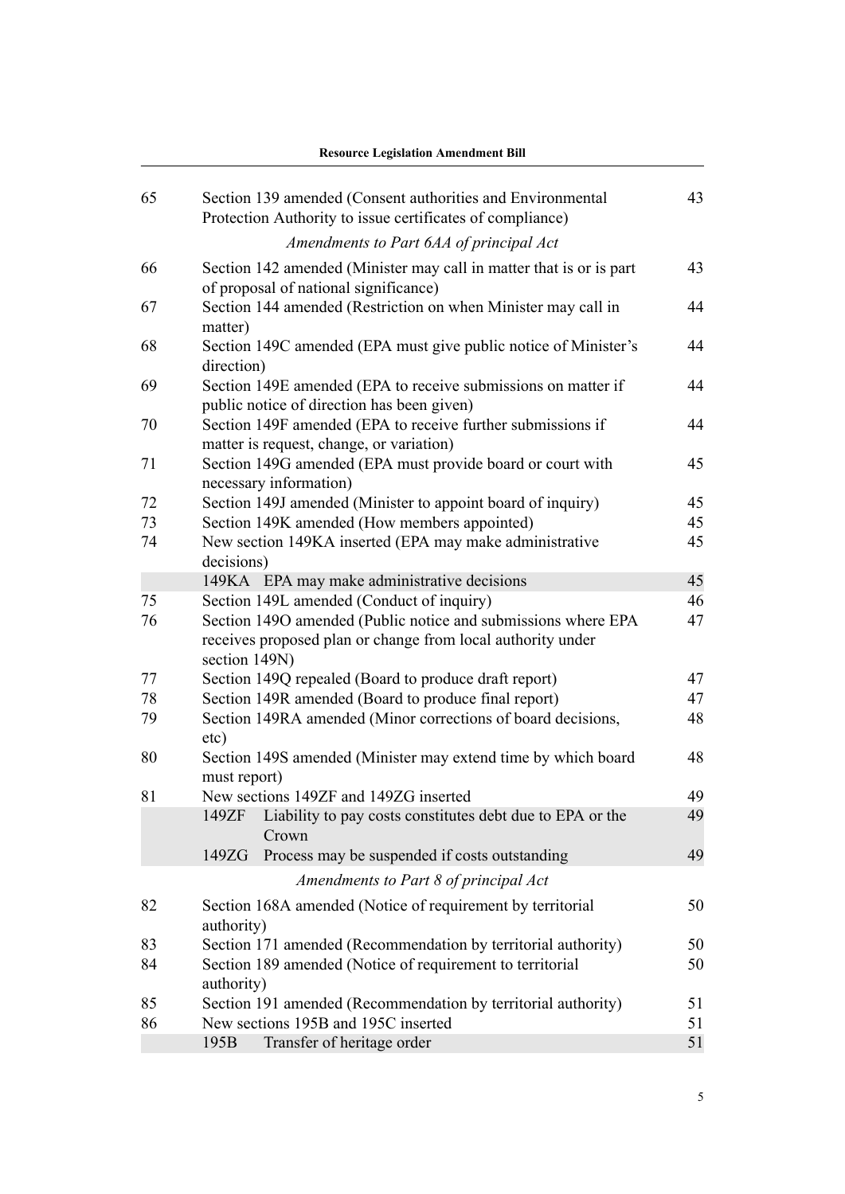| | | |
|---|---|---|
| 65 | Section 139 amended (Consent authorities and Environmental Protection Authority to issue certificates of compliance) | 43 |
| | *Amendments to Part 6AA of principal Act* | |
| 66 | Section 142 amended (Minister may call in matter that is or is part of proposal of national significance) | 43 |
| 67 | Section 144 amended (Restriction on when Minister may call in matter) | 44 |
| 68 | Section 149C amended (EPA must give public notice of Minister's direction) | 44 |
| 69 | Section 149E amended (EPA to receive submissions on matter if public notice of direction has been given) | 44 |
| 70 | Section 149F amended (EPA to receive further submissions if matter is request, change, or variation) | 44 |
| 71 | Section 149G amended (EPA must provide board or court with necessary information) | 45 |
| 72 | Section 149J amended (Minister to appoint board of inquiry) | 45 |
| 73 | Section 149K amended (How members appointed) | 45 |
| 74 | New section 149KA inserted (EPA may make administrative decisions) | 45 |
| | 149KA EPA may make administrative decisions | 45 |
| 75 | Section 149L amended (Conduct of inquiry) | 46 |
| 76 | Section 149O amended (Public notice and submissions where EPA receives proposed plan or change from local authority under section 149N) | 47 |
| 77 | Section 149Q repealed (Board to produce draft report) | 47 |
| 78 | Section 149R amended (Board to produce final report) | 47 |
| 79 | Section 149RA amended (Minor corrections of board decisions, etc) | 48 |
| 80 | Section 149S amended (Minister may extend time by which board must report) | 48 |
| 81 | New sections 149ZF and 149ZG inserted | 49 |
| | 149ZF Liability to pay costs constitutes debt due to EPA or the Crown | 49 |
| | 149ZG Process may be suspended if costs outstanding | 49 |
| | *Amendments to Part 8 of principal Act* | |
| 82 | Section 168A amended (Notice of requirement by territorial authority) | 50 |
| 83 | Section 171 amended (Recommendation by territorial authority) | 50 |
| 84 | Section 189 amended (Notice of requirement to territorial authority) | 50 |
| 85 | Section 191 amended (Recommendation by territorial authority) | 51 |
| 86 | New sections 195B and 195C inserted | 51 |
| | 195B Transfer of heritage order | 51 |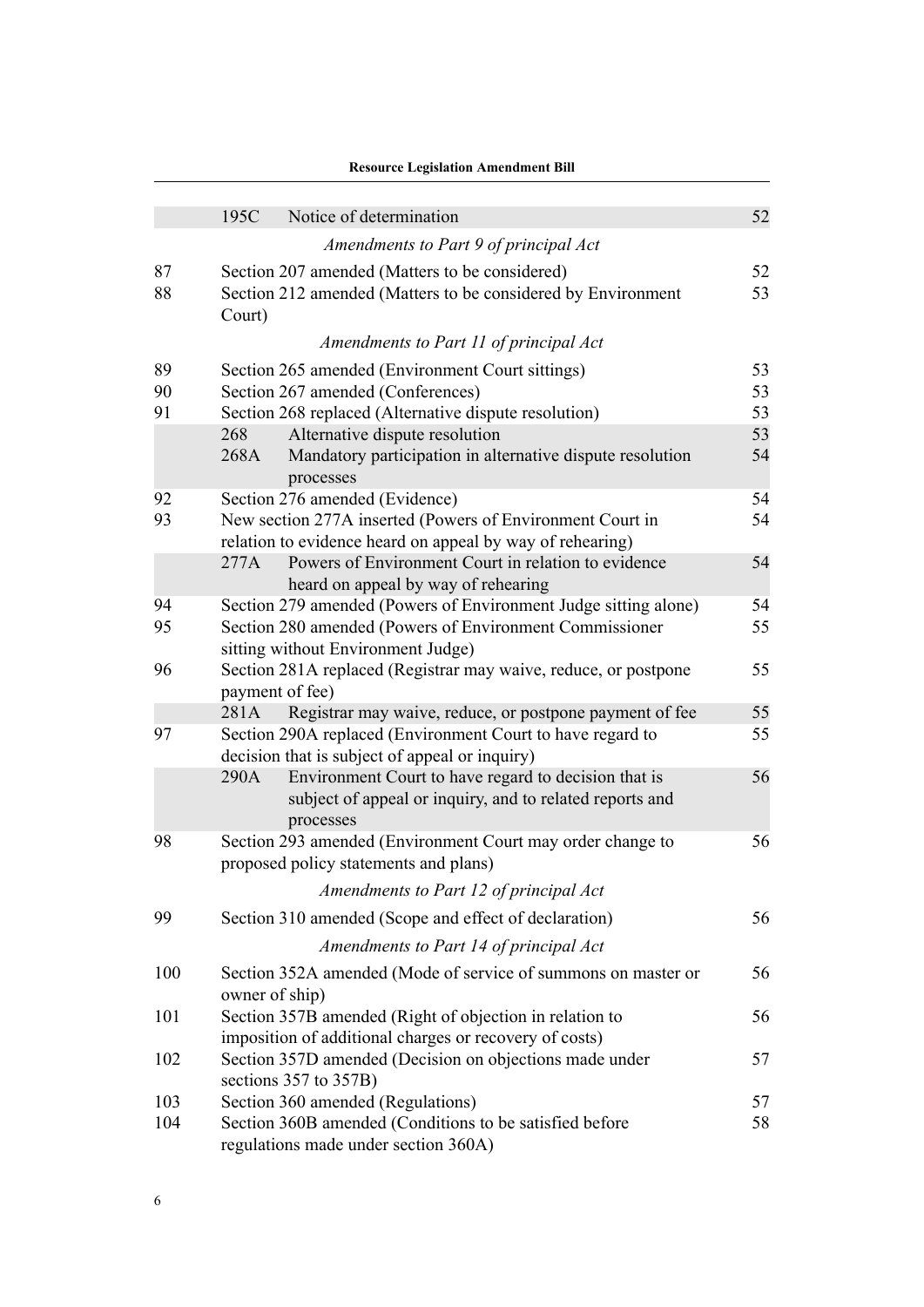| | | | |
|---|---|---|---|
| | 195C | Notice of determination | 52 |

*Amendments to Part 9 of principal Act*

| | | |
|---|---|---|
| 87 | Section 207 amended (Matters to be considered) | 52 |
| 88 | Section 212 amended (Matters to be considered by Environment Court) | 53 |

*Amendments to Part 11 of principal Act*

| | | | |
|---|---|---|---|
| 89 | Section 265 amended (Environment Court sittings) | | 53 |
| 90 | Section 267 amended (Conferences) | | 53 |
| 91 | Section 268 replaced (Alternative dispute resolution) | | 53 |
| | 268 | Alternative dispute resolution | 53 |
| | 268A | Mandatory participation in alternative dispute resolution processes | 54 |
| 92 | Section 276 amended (Evidence) | | 54 |
| 93 | New section 277A inserted (Powers of Environment Court in relation to evidence heard on appeal by way of rehearing) | | 54 |
| | 277A | Powers of Environment Court in relation to evidence heard on appeal by way of rehearing | 54 |
| 94 | Section 279 amended (Powers of Environment Judge sitting alone) | | 54 |
| 95 | Section 280 amended (Powers of Environment Commissioner sitting without Environment Judge) | | 55 |
| 96 | Section 281A replaced (Registrar may waive, reduce, or postpone payment of fee) | | 55 |
| | 281A | Registrar may waive, reduce, or postpone payment of fee | 55 |
| 97 | Section 290A replaced (Environment Court to have regard to decision that is subject of appeal or inquiry) | | 55 |
| | 290A | Environment Court to have regard to decision that is subject of appeal or inquiry, and to related reports and processes | 56 |
| 98 | Section 293 amended (Environment Court may order change to proposed policy statements and plans) | | 56 |

*Amendments to Part 12 of principal Act*

| | | |
|---|---|---|
| 99 | Section 310 amended (Scope and effect of declaration) | 56 |

*Amendments to Part 14 of principal Act*

| | | |
|---|---|---|
| 100 | Section 352A amended (Mode of service of summons on master or owner of ship) | 56 |
| 101 | Section 357B amended (Right of objection in relation to imposition of additional charges or recovery of costs) | 56 |
| 102 | Section 357D amended (Decision on objections made under sections 357 to 357B) | 57 |
| 103 | Section 360 amended (Regulations) | 57 |
| 104 | Section 360B amended (Conditions to be satisfied before regulations made under section 360A) | 58 |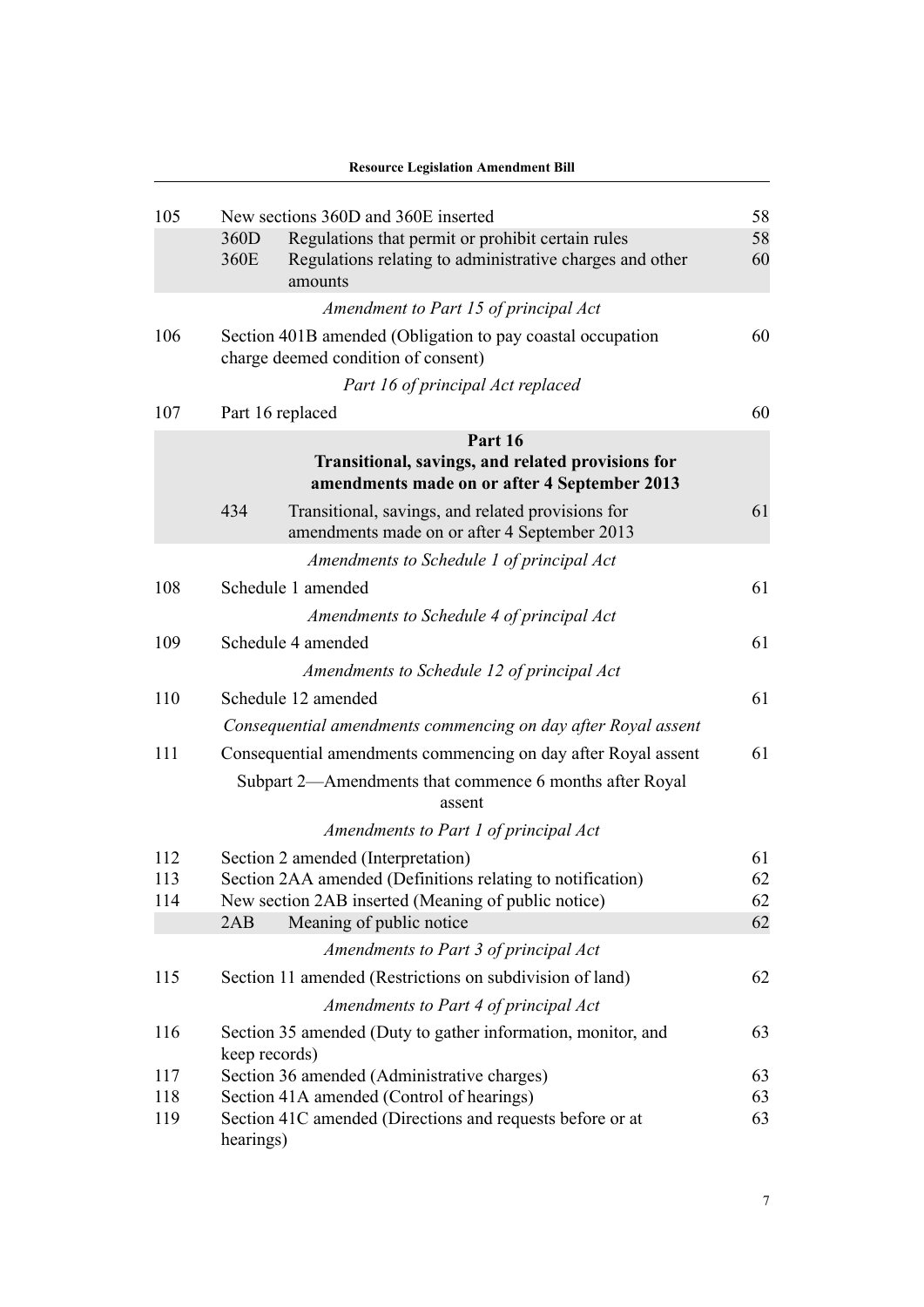| | | | |
|---|---|---|---|
| 105 | New sections 360D and 360E inserted | | 58 |
| | 360D | Regulations that permit or prohibit certain rules | 58 |
| | 360E | Regulations relating to administrative charges and other amounts | 60 |
| | *Amendment to Part 15 of principal Act* | | |
| 106 | Section 401B amended (Obligation to pay coastal occupation charge deemed condition of consent) | | 60 |
| | *Part 16 of principal Act replaced* | | |
| 107 | Part 16 replaced | | 60 |
| | **Part 16 Transitional, savings, and related provisions for amendments made on or after 4 September 2013** | | |
| | 434 | Transitional, savings, and related provisions for amendments made on or after 4 September 2013 | 61 |
| | *Amendments to Schedule 1 of principal Act* | | |
| 108 | Schedule 1 amended | | 61 |
| | *Amendments to Schedule 4 of principal Act* | | |
| 109 | Schedule 4 amended | | 61 |
| | *Amendments to Schedule 12 of principal Act* | | |
| 110 | Schedule 12 amended | | 61 |
| | *Consequential amendments commencing on day after Royal assent* | | |
| 111 | Consequential amendments commencing on day after Royal assent | | 61 |
| | Subpart 2—Amendments that commence 6 months after Royal assent | | |
| | *Amendments to Part 1 of principal Act* | | |
| 112 | Section 2 amended (Interpretation) | | 61 |
| 113 | Section 2AA amended (Definitions relating to notification) | | 62 |
| 114 | New section 2AB inserted (Meaning of public notice) | | 62 |
| | 2AB | Meaning of public notice | 62 |
| | *Amendments to Part 3 of principal Act* | | |
| 115 | Section 11 amended (Restrictions on subdivision of land) | | 62 |
| | *Amendments to Part 4 of principal Act* | | |
| 116 | Section 35 amended (Duty to gather information, monitor, and keep records) | | 63 |
| 117 | Section 36 amended (Administrative charges) | | 63 |
| 118 | Section 41A amended (Control of hearings) | | 63 |
| 119 | Section 41C amended (Directions and requests before or at hearings) | | 63 |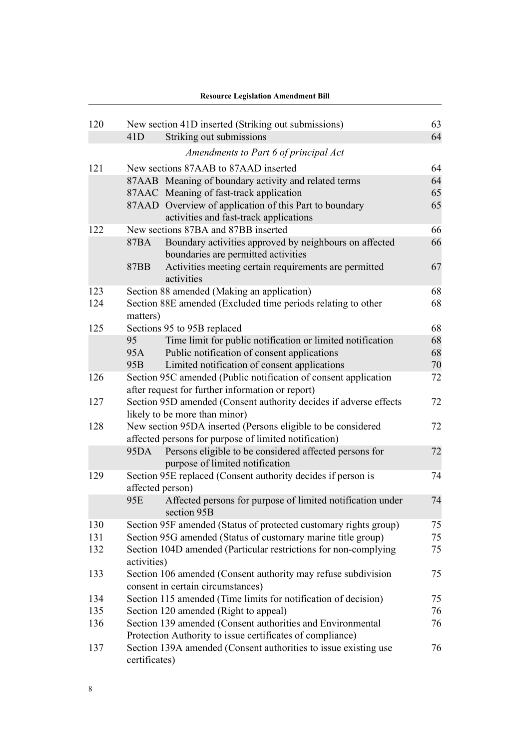| | | | |
|---|---|---|---|
| 120 | New section 41D inserted (Striking out submissions) | | 63 |
| | 41D | Striking out submissions | 64 |
| | *Amendments to Part 6 of principal Act* | | |
| 121 | New sections 87AAB to 87AAD inserted | | 64 |
| | 87AAB | Meaning of boundary activity and related terms | 64 |
| | 87AAC | Meaning of fast-track application | 65 |
| | 87AAD | Overview of application of this Part to boundary activities and fast-track applications | 65 |
| 122 | New sections 87BA and 87BB inserted | | 66 |
| | 87BA | Boundary activities approved by neighbours on affected boundaries are permitted activities | 66 |
| | 87BB | Activities meeting certain requirements are permitted activities | 67 |
| 123 | Section 88 amended (Making an application) | | 68 |
| 124 | Section 88E amended (Excluded time periods relating to other matters) | | 68 |
| 125 | Sections 95 to 95B replaced | | 68 |
| | 95 | Time limit for public notification or limited notification | 68 |
| | 95A | Public notification of consent applications | 68 |
| | 95B | Limited notification of consent applications | 70 |
| 126 | Section 95C amended (Public notification of consent application after request for further information or report) | | 72 |
| 127 | Section 95D amended (Consent authority decides if adverse effects likely to be more than minor) | | 72 |
| 128 | New section 95DA inserted (Persons eligible to be considered affected persons for purpose of limited notification) | | 72 |
| | 95DA | Persons eligible to be considered affected persons for purpose of limited notification | 72 |
| 129 | Section 95E replaced (Consent authority decides if person is affected person) | | 74 |
| | 95E | Affected persons for purpose of limited notification under section 95B | 74 |
| 130 | Section 95F amended (Status of protected customary rights group) | | 75 |
| 131 | Section 95G amended (Status of customary marine title group) | | 75 |
| 132 | Section 104D amended (Particular restrictions for non-complying activities) | | 75 |
| 133 | Section 106 amended (Consent authority may refuse subdivision consent in certain circumstances) | | 75 |
| 134 | Section 115 amended (Time limits for notification of decision) | | 75 |
| 135 | Section 120 amended (Right to appeal) | | 76 |
| 136 | Section 139 amended (Consent authorities and Environmental Protection Authority to issue certificates of compliance) | | 76 |
| 137 | Section 139A amended (Consent authorities to issue existing use certificates) | | 76 |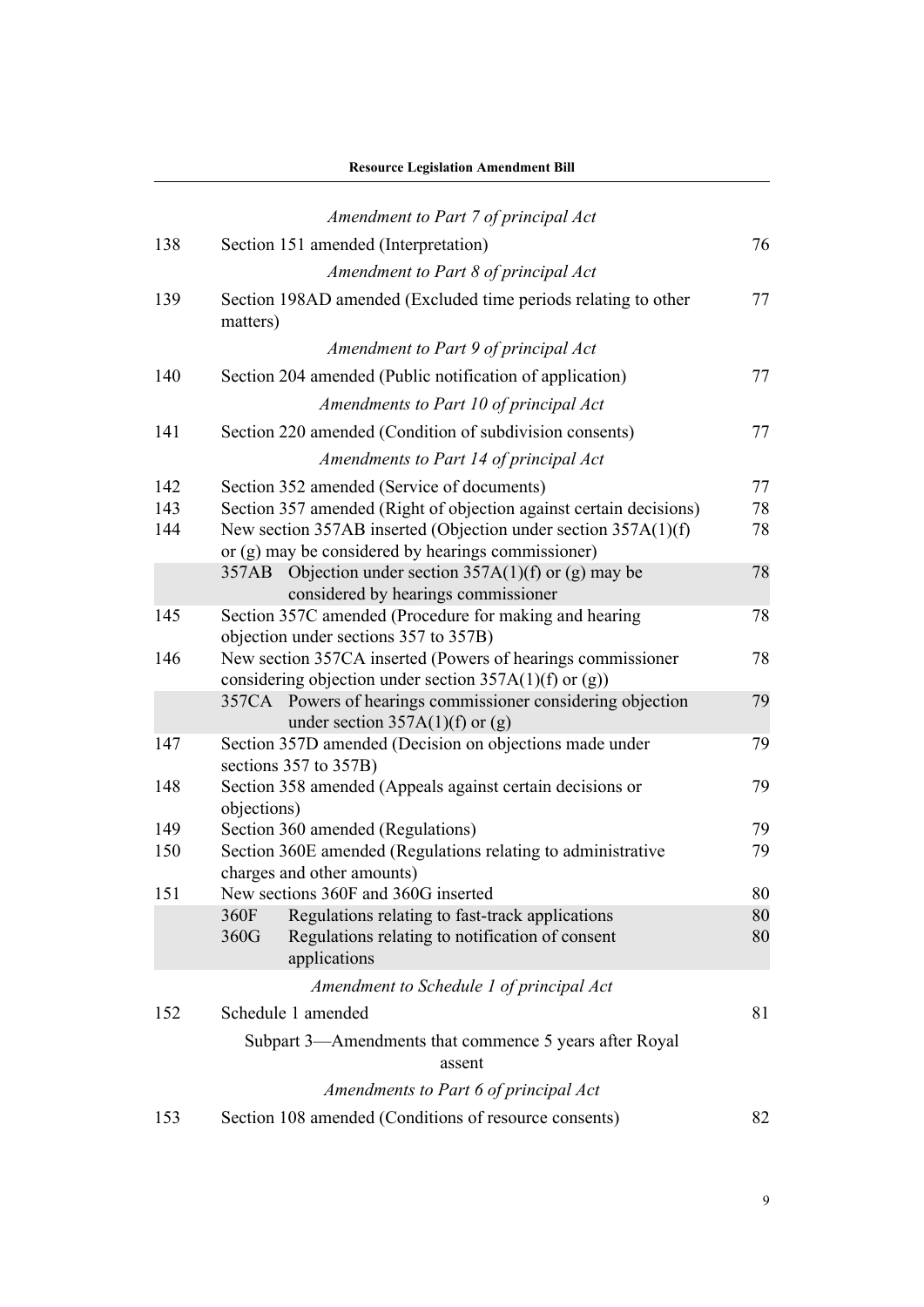*Amendment to Part 7 of principal Act*

| | | |
|---|---|---|
| 138 | Section 151 amended (Interpretation) | 76 |

*Amendment to Part 8 of principal Act*

| | | |
|---|---|---|
| 139 | Section 198AD amended (Excluded time periods relating to other matters) | 77 |

*Amendment to Part 9 of principal Act*

| | | |
|---|---|---|
| 140 | Section 204 amended (Public notification of application) | 77 |

*Amendments to Part 10 of principal Act*

| | | |
|---|---|---|
| 141 | Section 220 amended (Condition of subdivision consents) | 77 |

*Amendments to Part 14 of principal Act*

| | | |
|---|---|---|
| 142 | Section 352 amended (Service of documents) | 77 |
| 143 | Section 357 amended (Right of objection against certain decisions) | 78 |
| 144 | New section 357AB inserted (Objection under section 357A(1)(f) or (g) may be considered by hearings commissioner) | 78 |
| | 357AB Objection under section 357A(1)(f) or (g) may be considered by hearings commissioner | 78 |
| 145 | Section 357C amended (Procedure for making and hearing objection under sections 357 to 357B) | 78 |
| 146 | New section 357CA inserted (Powers of hearings commissioner considering objection under section 357A(1)(f) or (g)) | 78 |
| | 357CA Powers of hearings commissioner considering objection under section 357A(1)(f) or (g) | 79 |
| 147 | Section 357D amended (Decision on objections made under sections 357 to 357B) | 79 |
| 148 | Section 358 amended (Appeals against certain decisions or objections) | 79 |
| 149 | Section 360 amended (Regulations) | 79 |
| 150 | Section 360E amended (Regulations relating to administrative charges and other amounts) | 79 |
| 151 | New sections 360F and 360G inserted | 80 |
| | 360F Regulations relating to fast-track applications | 80 |
| | 360G Regulations relating to notification of consent applications | 80 |

*Amendment to Schedule 1 of principal Act*

| | | |
|---|---|---|
| 152 | Schedule 1 amended | 81 |

Subpart 3—Amendments that commence 5 years after Royal assent

*Amendments to Part 6 of principal Act*

| | | |
|---|---|---|
| 153 | Section 108 amended (Conditions of resource consents) | 82 |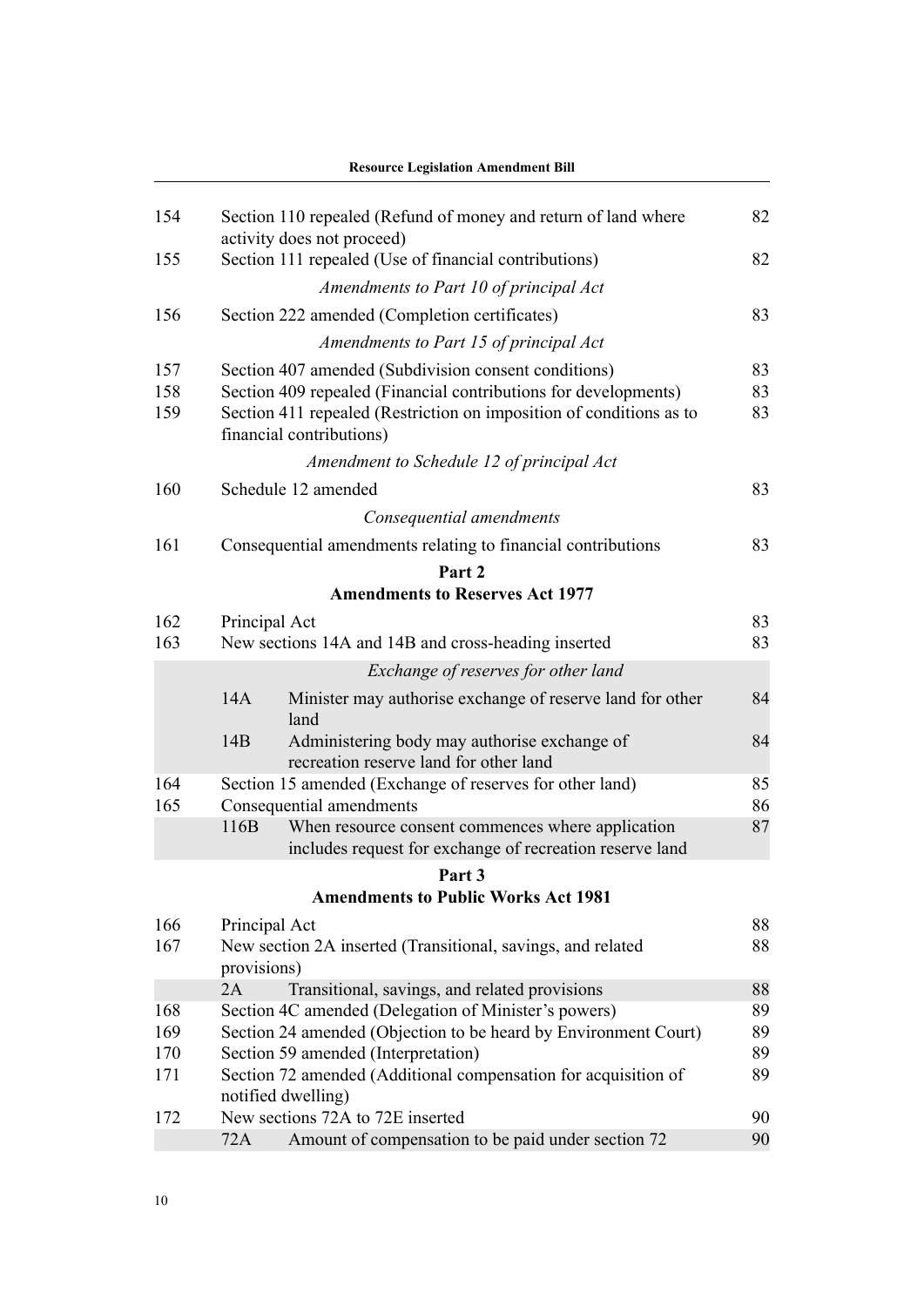| | | |
|---|---|---|
| 154 | Section 110 repealed (Refund of money and return of land where activity does not proceed) | 82 |
| 155 | Section 111 repealed (Use of financial contributions) | 82 |
| | *Amendments to Part 10 of principal Act* | |
| 156 | Section 222 amended (Completion certificates) | 83 |
| | *Amendments to Part 15 of principal Act* | |
| 157 | Section 407 amended (Subdivision consent conditions) | 83 |
| 158 | Section 409 repealed (Financial contributions for developments) | 83 |
| 159 | Section 411 repealed (Restriction on imposition of conditions as to financial contributions) | 83 |
| | *Amendment to Schedule 12 of principal Act* | |
| 160 | Schedule 12 amended | 83 |
| | *Consequential amendments* | |
| 161 | Consequential amendments relating to financial contributions | 83 |

**Part 2**
**Amendments to Reserves Act 1977**

| | | |
|---|---|---|
| 162 | Principal Act | 83 |
| 163 | New sections 14A and 14B and cross-heading inserted | 83 |
| | *Exchange of reserves for other land* | |
| | 14A Minister may authorise exchange of reserve land for other land | 84 |
| | 14B Administering body may authorise exchange of recreation reserve land for other land | 84 |
| 164 | Section 15 amended (Exchange of reserves for other land) | 85 |
| 165 | Consequential amendments | 86 |
| | 116B When resource consent commences where application includes request for exchange of recreation reserve land | 87 |

**Part 3**
**Amendments to Public Works Act 1981**

| | | |
|---|---|---|
| 166 | Principal Act | 88 |
| 167 | New section 2A inserted (Transitional, savings, and related provisions) | 88 |
| | 2A Transitional, savings, and related provisions | 88 |
| 168 | Section 4C amended (Delegation of Minister's powers) | 89 |
| 169 | Section 24 amended (Objection to be heard by Environment Court) | 89 |
| 170 | Section 59 amended (Interpretation) | 89 |
| 171 | Section 72 amended (Additional compensation for acquisition of notified dwelling) | 89 |
| 172 | New sections 72A to 72E inserted | 90 |
| | 72A Amount of compensation to be paid under section 72 | 90 |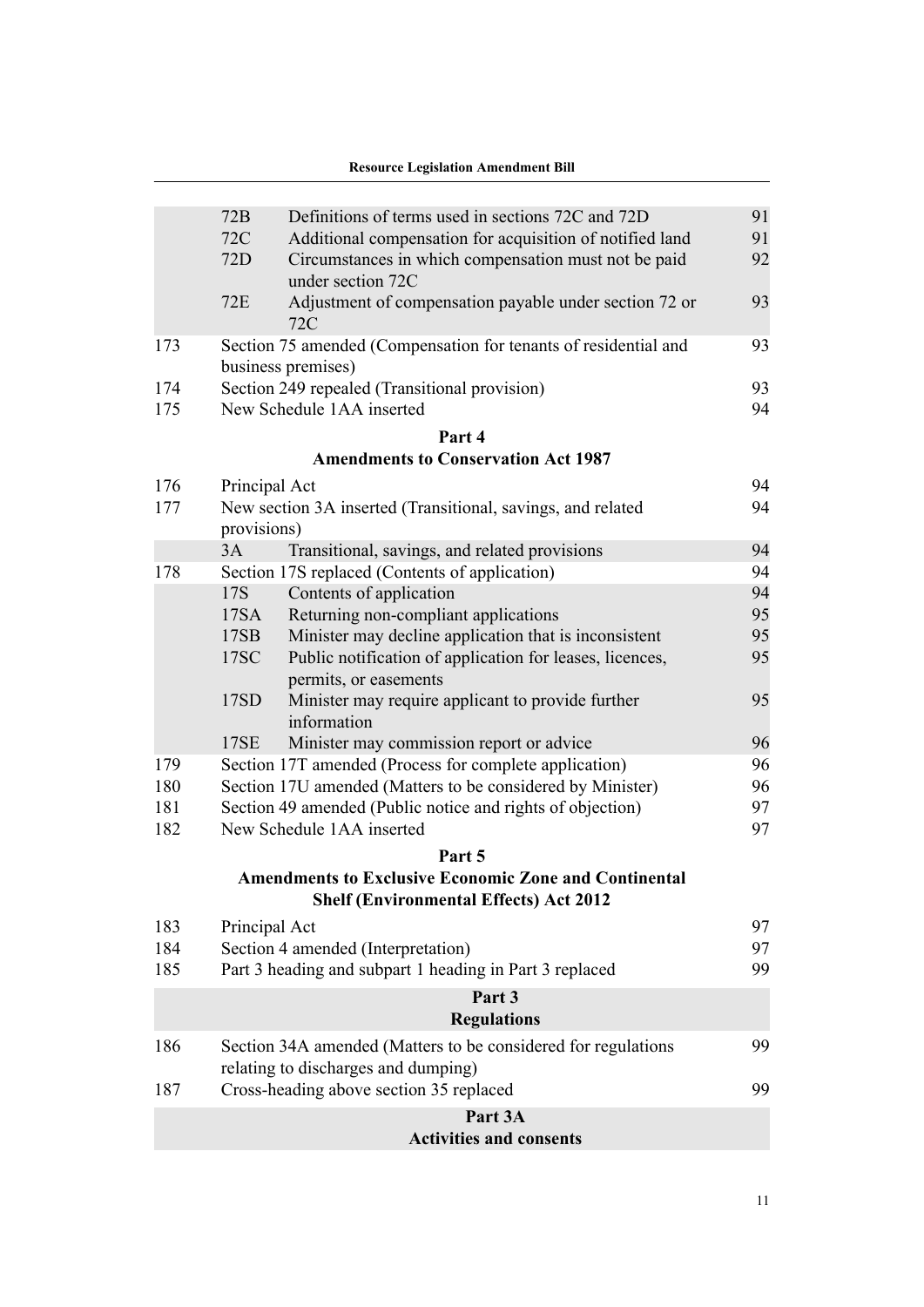| | | | |
|---|---|---|---|
| | 72B | Definitions of terms used in sections 72C and 72D | 91 |
| | 72C | Additional compensation for acquisition of notified land | 91 |
| | 72D | Circumstances in which compensation must not be paid under section 72C | 92 |
| | 72E | Adjustment of compensation payable under section 72 or 72C | 93 |
| 173 | Section 75 amended (Compensation for tenants of residential and business premises) | | 93 |
| 174 | Section 249 repealed (Transitional provision) | | 93 |
| 175 | New Schedule 1AA inserted | | 94 |

## Part 4
## Amendments to Conservation Act 1987

| | | | |
|---|---|---|---|
| 176 | Principal Act | | 94 |
| 177 | New section 3A inserted (Transitional, savings, and related provisions) | | 94 |
| | 3A | Transitional, savings, and related provisions | 94 |
| 178 | Section 17S replaced (Contents of application) | | 94 |
| | 17S | Contents of application | 94 |
| | 17SA | Returning non-compliant applications | 95 |
| | 17SB | Minister may decline application that is inconsistent | 95 |
| | 17SC | Public notification of application for leases, licences, permits, or easements | 95 |
| | 17SD | Minister may require applicant to provide further information | 95 |
| | 17SE | Minister may commission report or advice | 96 |
| 179 | Section 17T amended (Process for complete application) | | 96 |
| 180 | Section 17U amended (Matters to be considered by Minister) | | 96 |
| 181 | Section 49 amended (Public notice and rights of objection) | | 97 |
| 182 | New Schedule 1AA inserted | | 97 |

## Part 5
## Amendments to Exclusive Economic Zone and Continental Shelf (Environmental Effects) Act 2012

| | | |
|---|---|---|
| 183 | Principal Act | 97 |
| 184 | Section 4 amended (Interpretation) | 97 |
| 185 | Part 3 heading and subpart 1 heading in Part 3 replaced | 99 |

### Part 3
### Regulations

| | | |
|---|---|---|
| 186 | Section 34A amended (Matters to be considered for regulations relating to discharges and dumping) | 99 |
| 187 | Cross-heading above section 35 replaced | 99 |

### Part 3A
### Activities and consents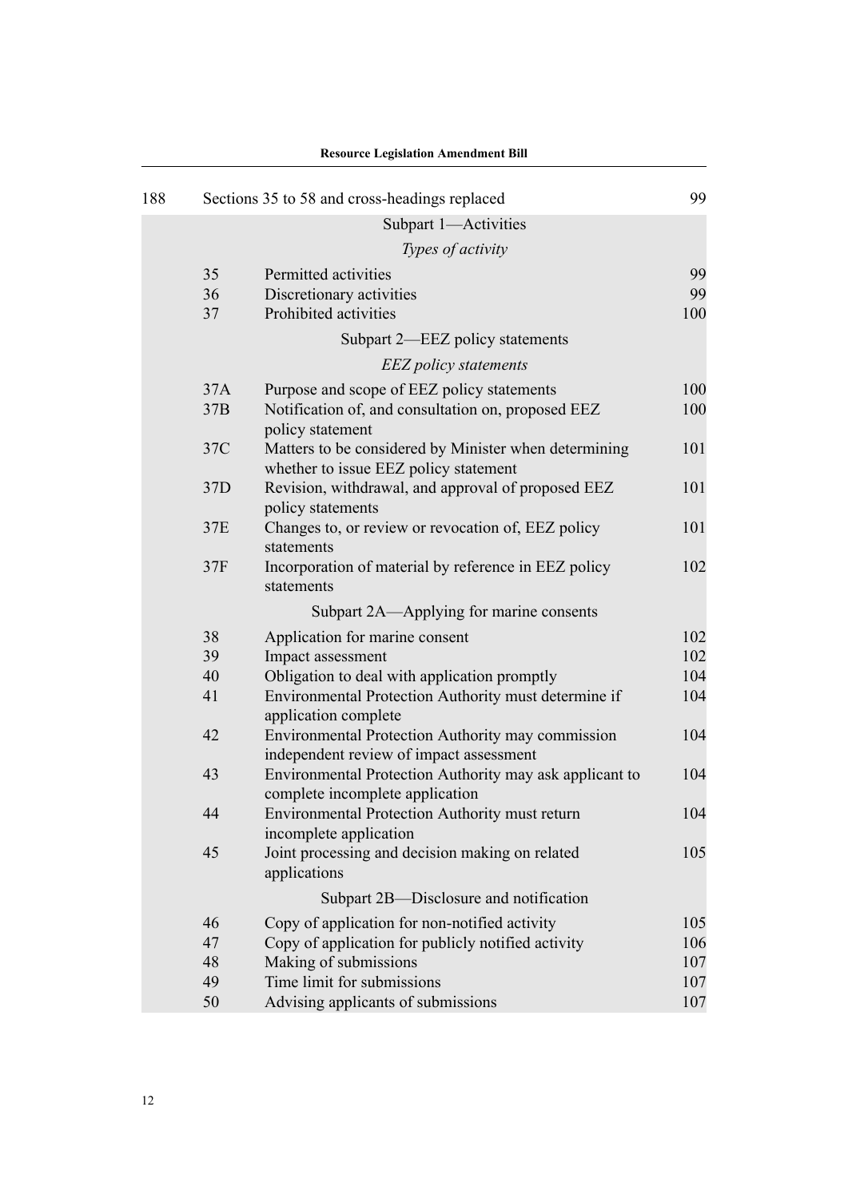| | | | |
|---|---|---|---|
| 188 | Sections 35 to 58 and cross-headings replaced | | 99 |
| | | Subpart 1—Activities | |
| | | *Types of activity* | |
| | 35 | Permitted activities | 99 |
| | 36 | Discretionary activities | 99 |
| | 37 | Prohibited activities | 100 |
| | | Subpart 2—EEZ policy statements | |
| | | *EEZ policy statements* | |
| | 37A | Purpose and scope of EEZ policy statements | 100 |
| | 37B | Notification of, and consultation on, proposed EEZ policy statement | 100 |
| | 37C | Matters to be considered by Minister when determining whether to issue EEZ policy statement | 101 |
| | 37D | Revision, withdrawal, and approval of proposed EEZ policy statements | 101 |
| | 37E | Changes to, or review or revocation of, EEZ policy statements | 101 |
| | 37F | Incorporation of material by reference in EEZ policy statements | 102 |
| | | Subpart 2A—Applying for marine consents | |
| | 38 | Application for marine consent | 102 |
| | 39 | Impact assessment | 102 |
| | 40 | Obligation to deal with application promptly | 104 |
| | 41 | Environmental Protection Authority must determine if application complete | 104 |
| | 42 | Environmental Protection Authority may commission independent review of impact assessment | 104 |
| | 43 | Environmental Protection Authority may ask applicant to complete incomplete application | 104 |
| | 44 | Environmental Protection Authority must return incomplete application | 104 |
| | 45 | Joint processing and decision making on related applications | 105 |
| | | Subpart 2B—Disclosure and notification | |
| | 46 | Copy of application for non-notified activity | 105 |
| | 47 | Copy of application for publicly notified activity | 106 |
| | 48 | Making of submissions | 107 |
| | 49 | Time limit for submissions | 107 |
| | 50 | Advising applicants of submissions | 107 |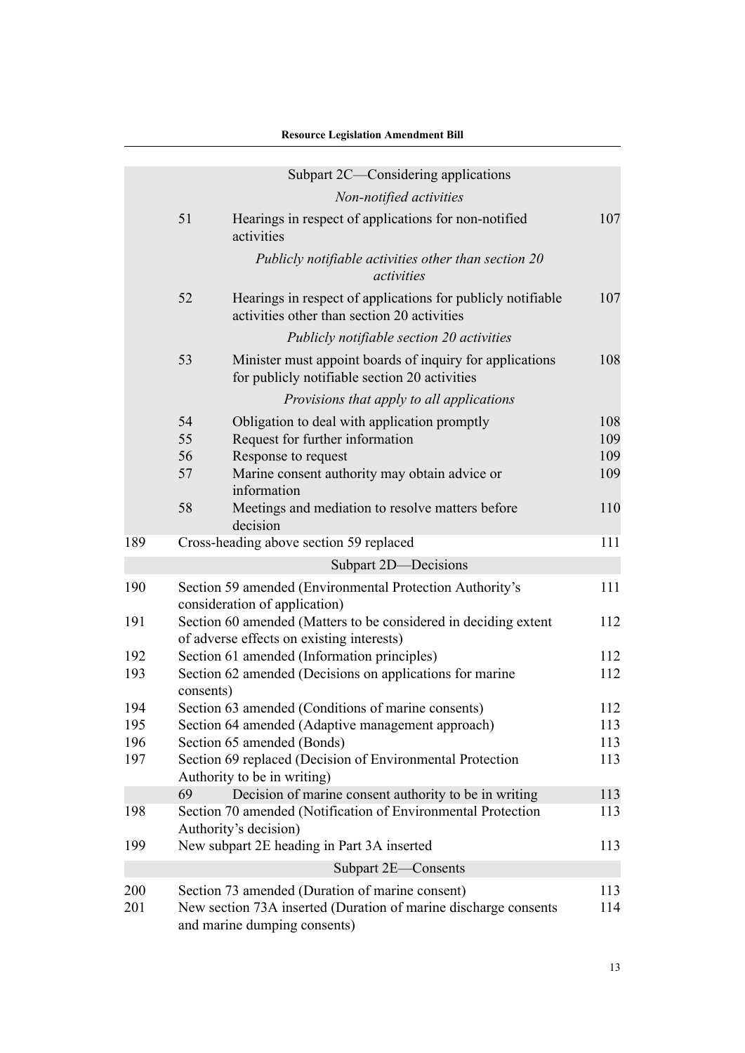| | | | |
|---|---|---|---|
| | | Subpart 2C—Considering applications | |
| | | *Non-notified activities* | |
| | 51 | Hearings in respect of applications for non-notified activities | 107 |
| | | *Publicly notifiable activities other than section 20 activities* | |
| | 52 | Hearings in respect of applications for publicly notifiable activities other than section 20 activities | 107 |
| | | *Publicly notifiable section 20 activities* | |
| | 53 | Minister must appoint boards of inquiry for applications for publicly notifiable section 20 activities | 108 |
| | | *Provisions that apply to all applications* | |
| | 54 | Obligation to deal with application promptly | 108 |
| | 55 | Request for further information | 109 |
| | 56 | Response to request | 109 |
| | 57 | Marine consent authority may obtain advice or information | 109 |
| | 58 | Meetings and mediation to resolve matters before decision | 110 |
| 189 | Cross-heading above section 59 replaced | | 111 |
| | | Subpart 2D—Decisions | |
| 190 | Section 59 amended (Environmental Protection Authority's consideration of application) | | 111 |
| 191 | Section 60 amended (Matters to be considered in deciding extent of adverse effects on existing interests) | | 112 |
| 192 | Section 61 amended (Information principles) | | 112 |
| 193 | Section 62 amended (Decisions on applications for marine consents) | | 112 |
| 194 | Section 63 amended (Conditions of marine consents) | | 112 |
| 195 | Section 64 amended (Adaptive management approach) | | 113 |
| 196 | Section 65 amended (Bonds) | | 113 |
| 197 | Section 69 replaced (Decision of Environmental Protection Authority to be in writing) | | 113 |
| | 69 | Decision of marine consent authority to be in writing | 113 |
| 198 | Section 70 amended (Notification of Environmental Protection Authority's decision) | | 113 |
| 199 | New subpart 2E heading in Part 3A inserted | | 113 |
| | | Subpart 2E—Consents | |
| 200 | Section 73 amended (Duration of marine consent) | | 113 |
| 201 | New section 73A inserted (Duration of marine discharge consents and marine dumping consents) | | 114 |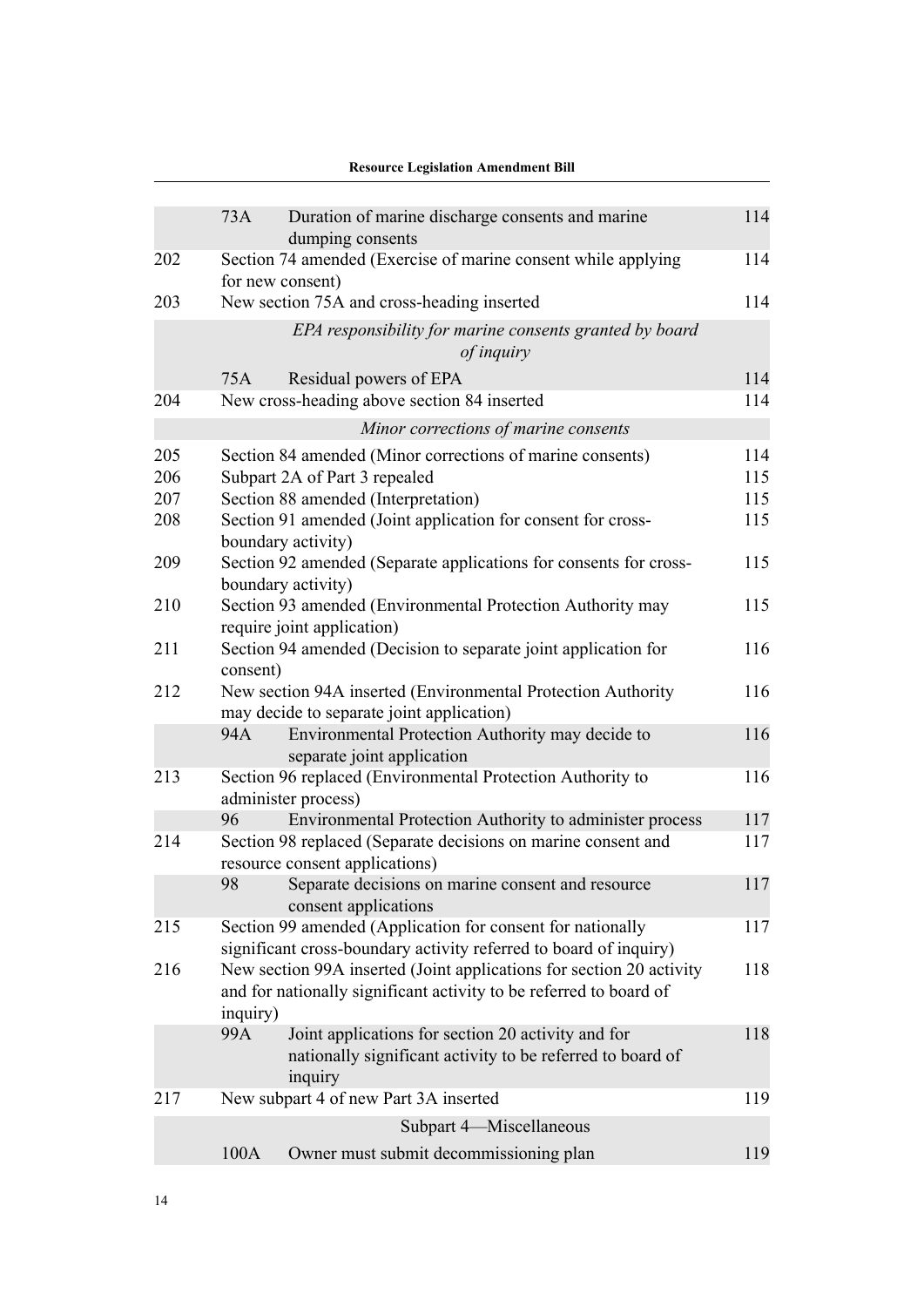| | | | |
|---|---|---|---|
| | 73A | Duration of marine discharge consents and marine dumping consents | 114 |
| 202 | Section 74 amended (Exercise of marine consent while applying for new consent) | | 114 |
| 203 | New section 75A and cross-heading inserted | | 114 |
| | *EPA responsibility for marine consents granted by board of inquiry* | | |
| | 75A | Residual powers of EPA | 114 |
| 204 | New cross-heading above section 84 inserted | | 114 |
| | *Minor corrections of marine consents* | | |
| 205 | Section 84 amended (Minor corrections of marine consents) | | 114 |
| 206 | Subpart 2A of Part 3 repealed | | 115 |
| 207 | Section 88 amended (Interpretation) | | 115 |
| 208 | Section 91 amended (Joint application for consent for cross-boundary activity) | | 115 |
| 209 | Section 92 amended (Separate applications for consents for cross-boundary activity) | | 115 |
| 210 | Section 93 amended (Environmental Protection Authority may require joint application) | | 115 |
| 211 | Section 94 amended (Decision to separate joint application for consent) | | 116 |
| 212 | New section 94A inserted (Environmental Protection Authority may decide to separate joint application) | | 116 |
| | 94A | Environmental Protection Authority may decide to separate joint application | 116 |
| 213 | Section 96 replaced (Environmental Protection Authority to administer process) | | 116 |
| | 96 | Environmental Protection Authority to administer process | 117 |
| 214 | Section 98 replaced (Separate decisions on marine consent and resource consent applications) | | 117 |
| | 98 | Separate decisions on marine consent and resource consent applications | 117 |
| 215 | Section 99 amended (Application for consent for nationally significant cross-boundary activity referred to board of inquiry) | | 117 |
| 216 | New section 99A inserted (Joint applications for section 20 activity and for nationally significant activity to be referred to board of inquiry) | | 118 |
| | 99A | Joint applications for section 20 activity and for nationally significant activity to be referred to board of inquiry | 118 |
| 217 | New subpart 4 of new Part 3A inserted | | 119 |
| | Subpart 4—Miscellaneous | | |
| | 100A | Owner must submit decommissioning plan | 119 |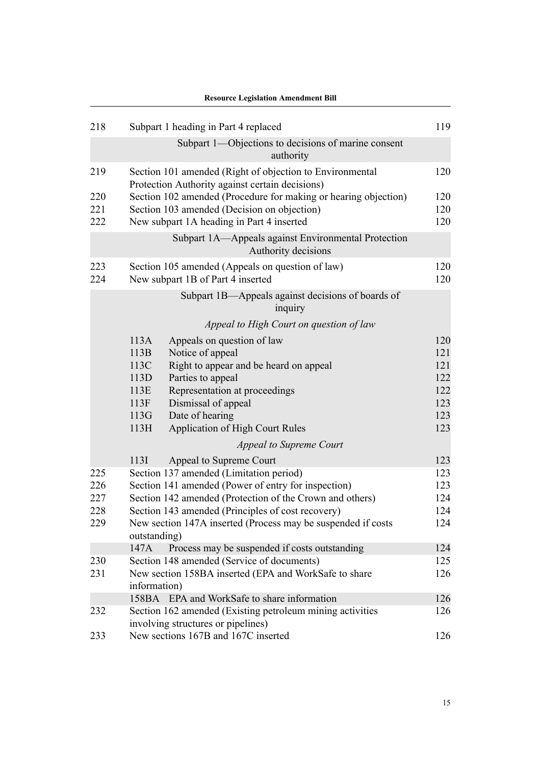| | | |
|---|---|---|
| 218 | Subpart 1 heading in Part 4 replaced | 119 |
| | Subpart 1—Objections to decisions of marine consent authority | |
| 219 | Section 101 amended (Right of objection to Environmental Protection Authority against certain decisions) | 120 |
| 220 | Section 102 amended (Procedure for making or hearing objection) | 120 |
| 221 | Section 103 amended (Decision on objection) | 120 |
| 222 | New subpart 1A heading in Part 4 inserted | 120 |
| | Subpart 1A—Appeals against Environmental Protection Authority decisions | |
| 223 | Section 105 amended (Appeals on question of law) | 120 |
| 224 | New subpart 1B of Part 4 inserted | 120 |
| | Subpart 1B—Appeals against decisions of boards of inquiry | |
| | *Appeal to High Court on question of law* | |
| | 113A Appeals on question of law | 120 |
| | 113B Notice of appeal | 121 |
| | 113C Right to appear and be heard on appeal | 121 |
| | 113D Parties to appeal | 122 |
| | 113E Representation at proceedings | 122 |
| | 113F Dismissal of appeal | 123 |
| | 113G Date of hearing | 123 |
| | 113H Application of High Court Rules | 123 |
| | *Appeal to Supreme Court* | |
| | 113I Appeal to Supreme Court | 123 |
| 225 | Section 137 amended (Limitation period) | 123 |
| 226 | Section 141 amended (Power of entry for inspection) | 123 |
| 227 | Section 142 amended (Protection of the Crown and others) | 124 |
| 228 | Section 143 amended (Principles of cost recovery) | 124 |
| 229 | New section 147A inserted (Process may be suspended if costs outstanding) | 124 |
| | 147A Process may be suspended if costs outstanding | 124 |
| 230 | Section 148 amended (Service of documents) | 125 |
| 231 | New section 158BA inserted (EPA and WorkSafe to share information) | 126 |
| | 158BA EPA and WorkSafe to share information | 126 |
| 232 | Section 162 amended (Existing petroleum mining activities involving structures or pipelines) | 126 |
| 233 | New sections 167B and 167C inserted | 126 |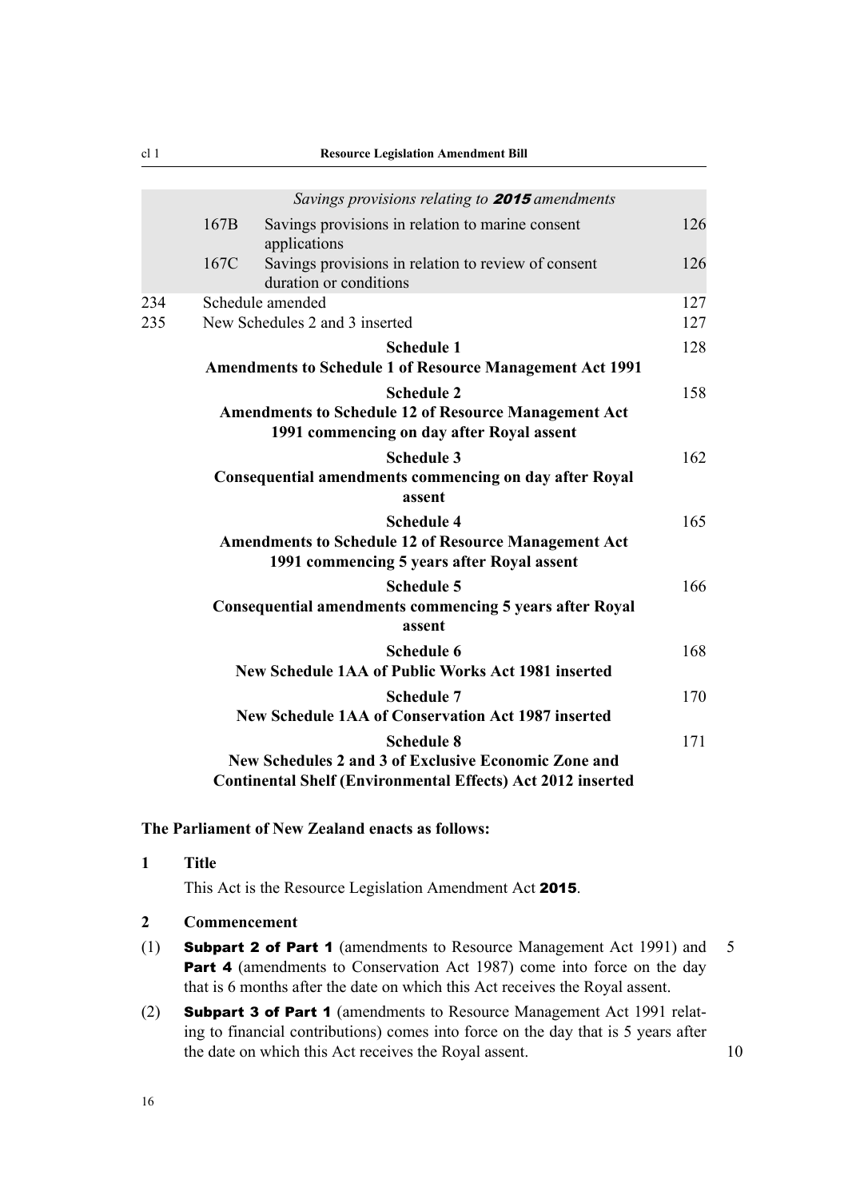*Savings provisions relating to **2015** amendments*

| | | | |
|---|---|---|---|
| | 167B | Savings provisions in relation to marine consent applications | 126 |
| | 167C | Savings provisions in relation to review of consent duration or conditions | 126 |
| 234 | | Schedule amended | 127 |
| 235 | | New Schedules 2 and 3 inserted | 127 |

**Schedule 1**
**Amendments to Schedule 1 of Resource Management Act 1991** — 128

**Schedule 2**
**Amendments to Schedule 12 of Resource Management Act 1991 commencing on day after Royal assent** — 158

**Schedule 3**
**Consequential amendments commencing on day after Royal assent** — 162

**Schedule 4**
**Amendments to Schedule 12 of Resource Management Act 1991 commencing 5 years after Royal assent** — 165

**Schedule 5**
**Consequential amendments commencing 5 years after Royal assent** — 166

**Schedule 6**
**New Schedule 1AA of Public Works Act 1981 inserted** — 168

**Schedule 7**
**New Schedule 1AA of Conservation Act 1987 inserted** — 170

**Schedule 8**
**New Schedules 2 and 3 of Exclusive Economic Zone and Continental Shelf (Environmental Effects) Act 2012 inserted** — 171

**The Parliament of New Zealand enacts as follows:**

**1 Title**

This Act is the Resource Legislation Amendment Act **2015**.

**2 Commencement**

(1) **Subpart 2 of Part 1** (amendments to Resource Management Act 1991) and **Part 4** (amendments to Conservation Act 1987) come into force on the day that is 6 months after the date on which this Act receives the Royal assent.

(2) **Subpart 3 of Part 1** (amendments to Resource Management Act 1991 relating to financial contributions) comes into force on the day that is 5 years after the date on which this Act receives the Royal assent.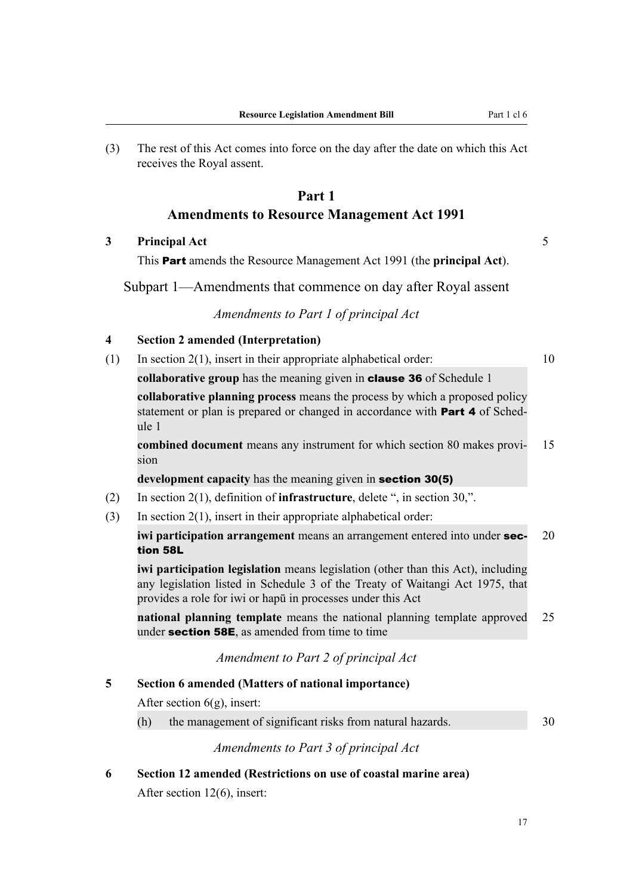(3) The rest of this Act comes into force on the day after the date on which this Act receives the Royal assent.

# Part 1
# Amendments to Resource Management Act 1991

### 3 Principal Act

This **Part** amends the Resource Management Act 1991 (the **principal Act**).

## Subpart 1—Amendments that commence on day after Royal assent

*Amendments to Part 1 of principal Act*

### 4 Section 2 amended (Interpretation)

(1) In section 2(1), insert in their appropriate alphabetical order:

**collaborative group** has the meaning given in **clause 36** of Schedule 1

**collaborative planning process** means the process by which a proposed policy statement or plan is prepared or changed in accordance with **Part 4** of Schedule 1

**combined document** means any instrument for which section 80 makes provision

**development capacity** has the meaning given in **section 30(5)**

(2) In section 2(1), definition of **infrastructure**, delete ", in section 30,".

(3) In section 2(1), insert in their appropriate alphabetical order:

**iwi participation arrangement** means an arrangement entered into under **section 58L**

**iwi participation legislation** means legislation (other than this Act), including any legislation listed in Schedule 3 of the Treaty of Waitangi Act 1975, that provides a role for iwi or hapū in processes under this Act

**national planning template** means the national planning template approved under **section 58E**, as amended from time to time

*Amendment to Part 2 of principal Act*

### 5 Section 6 amended (Matters of national importance)

After section 6(g), insert:

(h) the management of significant risks from natural hazards.

*Amendments to Part 3 of principal Act*

### 6 Section 12 amended (Restrictions on use of coastal marine area)

After section 12(6), insert: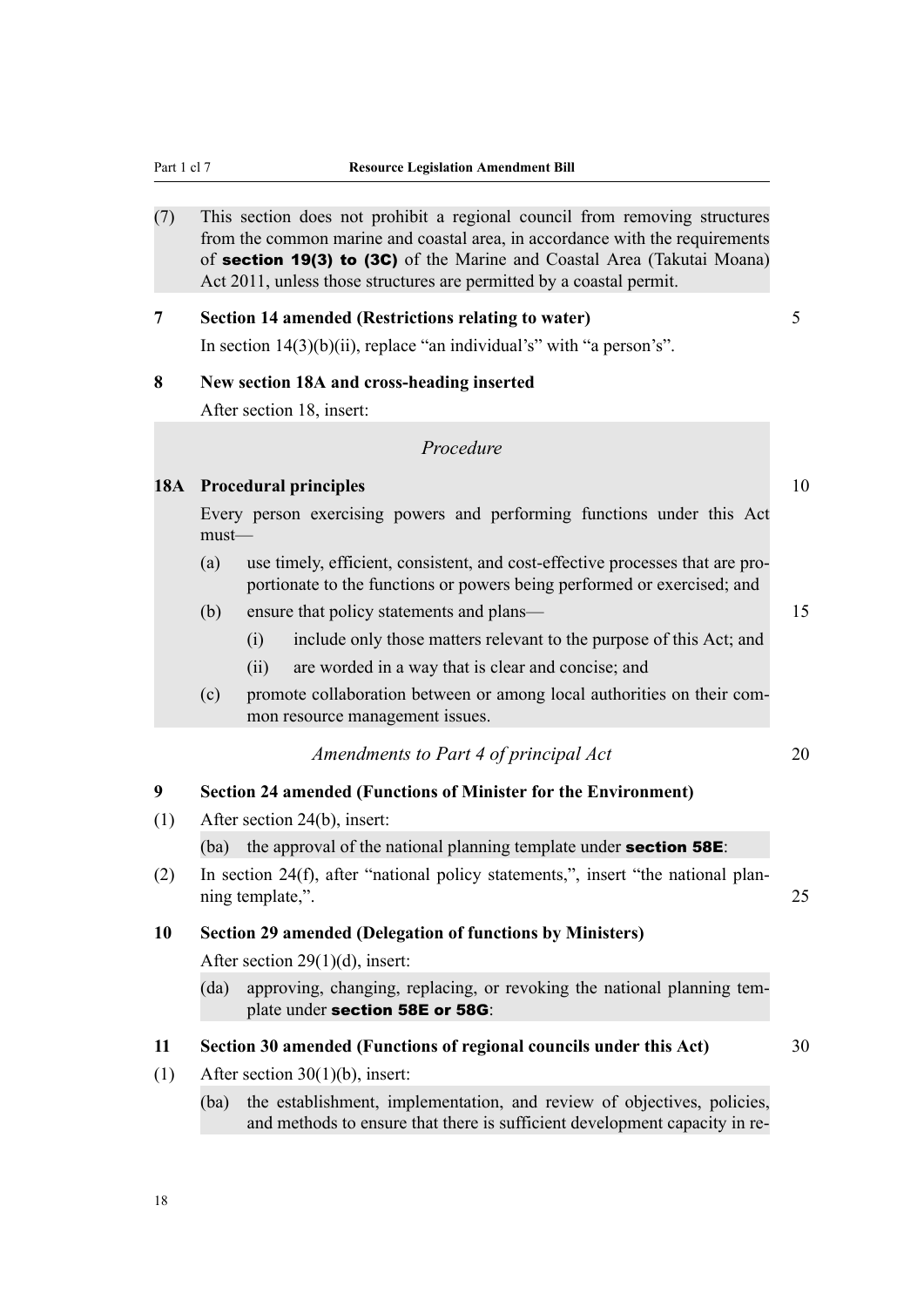(7) This section does not prohibit a regional council from removing structures from the common marine and coastal area, in accordance with the requirements of **section 19(3) to (3C)** of the Marine and Coastal Area (Takutai Moana) Act 2011, unless those structures are permitted by a coastal permit.

**7 Section 14 amended (Restrictions relating to water)**

In section 14(3)(b)(ii), replace "an individual's" with "a person's".

**8 New section 18A and cross-heading inserted**

After section 18, insert:

*Procedure*

**18A Procedural principles**

Every person exercising powers and performing functions under this Act must—

(a) use timely, efficient, consistent, and cost-effective processes that are proportionate to the functions or powers being performed or exercised; and

(b) ensure that policy statements and plans—

(i) include only those matters relevant to the purpose of this Act; and

(ii) are worded in a way that is clear and concise; and

(c) promote collaboration between or among local authorities on their common resource management issues.

*Amendments to Part 4 of principal Act*

**9 Section 24 amended (Functions of Minister for the Environment)**

(1) After section 24(b), insert:

(ba) the approval of the national planning template under **section 58E**:

(2) In section 24(f), after "national policy statements,", insert "the national planning template,".

**10 Section 29 amended (Delegation of functions by Ministers)**

After section 29(1)(d), insert:

(da) approving, changing, replacing, or revoking the national planning template under **section 58E or 58G**:

**11 Section 30 amended (Functions of regional councils under this Act)**

(1) After section 30(1)(b), insert:

(ba) the establishment, implementation, and review of objectives, policies, and methods to ensure that there is sufficient development capacity in re-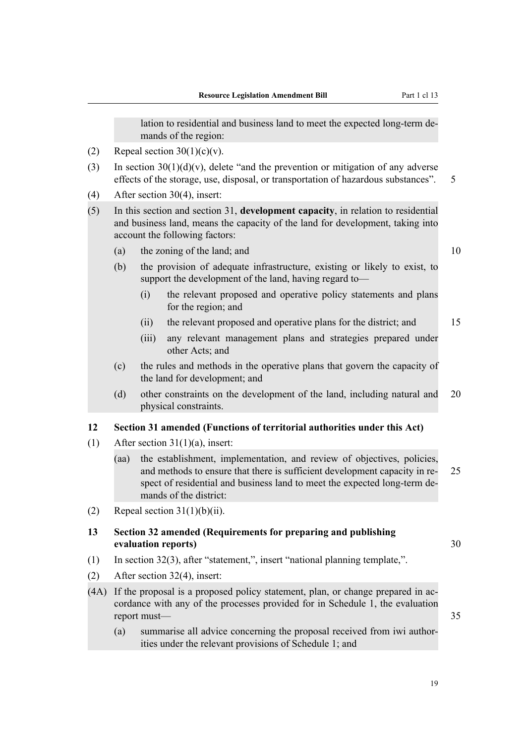lation to residential and business land to meet the expected long-term demands of the region:

(2) Repeal section 30(1)(c)(v).

(3) In section 30(1)(d)(v), delete "and the prevention or mitigation of any adverse effects of the storage, use, disposal, or transportation of hazardous substances".

(4) After section 30(4), insert:

(5) In this section and section 31, **development capacity**, in relation to residential and business land, means the capacity of the land for development, taking into account the following factors:

  (a) the zoning of the land; and

  (b) the provision of adequate infrastructure, existing or likely to exist, to support the development of the land, having regard to—

    (i) the relevant proposed and operative policy statements and plans for the region; and

    (ii) the relevant proposed and operative plans for the district; and

    (iii) any relevant management plans and strategies prepared under other Acts; and

  (c) the rules and methods in the operative plans that govern the capacity of the land for development; and

  (d) other constraints on the development of the land, including natural and physical constraints.

### 12 Section 31 amended (Functions of territorial authorities under this Act)

(1) After section 31(1)(a), insert:

  (aa) the establishment, implementation, and review of objectives, policies, and methods to ensure that there is sufficient development capacity in respect of residential and business land to meet the expected long-term demands of the district:

(2) Repeal section 31(1)(b)(ii).

### 13 Section 32 amended (Requirements for preparing and publishing evaluation reports)

(1) In section 32(3), after "statement,", insert "national planning template,".

(2) After section 32(4), insert:

(4A) If the proposal is a proposed policy statement, plan, or change prepared in accordance with any of the processes provided for in Schedule 1, the evaluation report must—

  (a) summarise all advice concerning the proposal received from iwi authorities under the relevant provisions of Schedule 1; and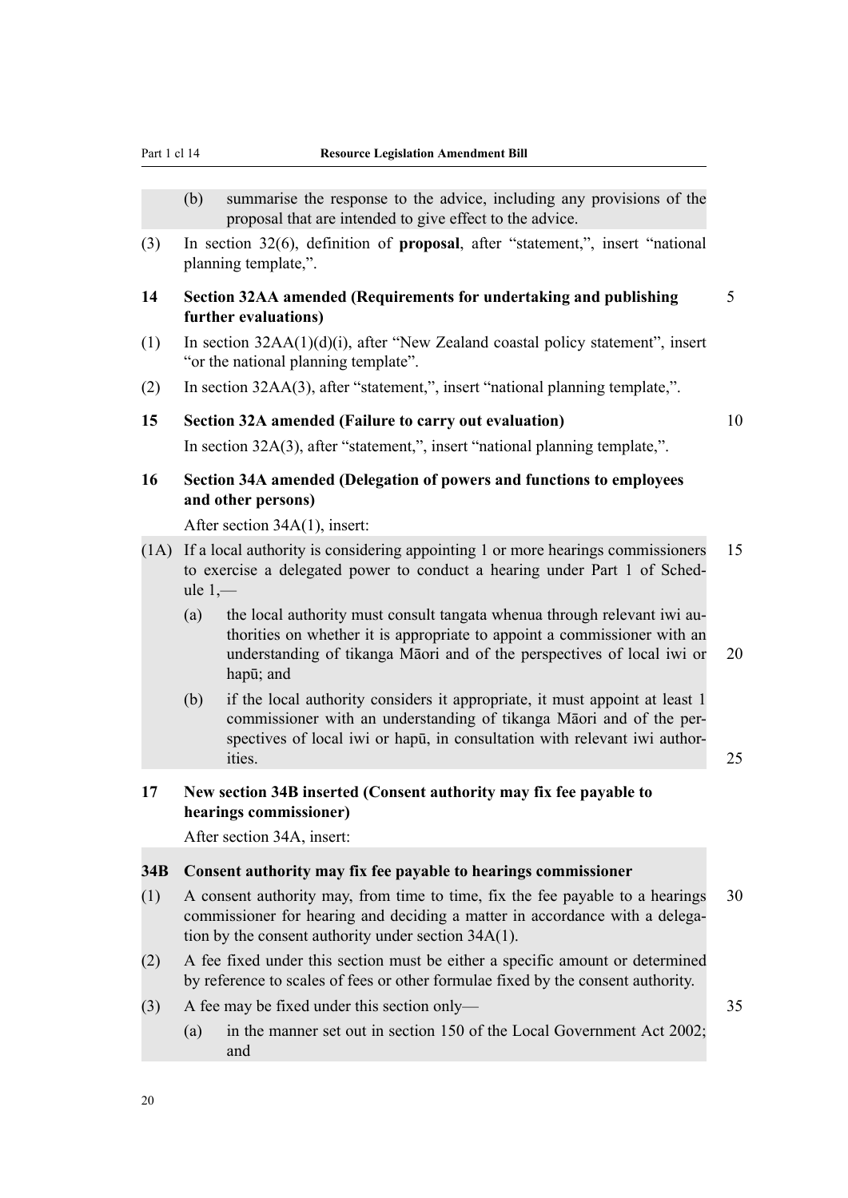(b) summarise the response to the advice, including any provisions of the proposal that are intended to give effect to the advice.

(3) In section 32(6), definition of **proposal**, after "statement,", insert "national planning template,".

### 14 Section 32AA amended (Requirements for undertaking and publishing further evaluations)

(1) In section 32AA(1)(d)(i), after "New Zealand coastal policy statement", insert "or the national planning template".

(2) In section 32AA(3), after "statement,", insert "national planning template,".

### 15 Section 32A amended (Failure to carry out evaluation)

In section 32A(3), after "statement,", insert "national planning template,".

### 16 Section 34A amended (Delegation of powers and functions to employees and other persons)

After section 34A(1), insert:

(1A) If a local authority is considering appointing 1 or more hearings commissioners to exercise a delegated power to conduct a hearing under Part 1 of Schedule 1,—

(a) the local authority must consult tangata whenua through relevant iwi authorities on whether it is appropriate to appoint a commissioner with an understanding of tikanga Māori and of the perspectives of local iwi or hapū; and

(b) if the local authority considers it appropriate, it must appoint at least 1 commissioner with an understanding of tikanga Māori and of the perspectives of local iwi or hapū, in consultation with relevant iwi authorities.

### 17 New section 34B inserted (Consent authority may fix fee payable to hearings commissioner)

After section 34A, insert:

**34B Consent authority may fix fee payable to hearings commissioner**

(1) A consent authority may, from time to time, fix the fee payable to a hearings commissioner for hearing and deciding a matter in accordance with a delegation by the consent authority under section 34A(1).

(2) A fee fixed under this section must be either a specific amount or determined by reference to scales of fees or other formulae fixed by the consent authority.

(3) A fee may be fixed under this section only—

(a) in the manner set out in section 150 of the Local Government Act 2002; and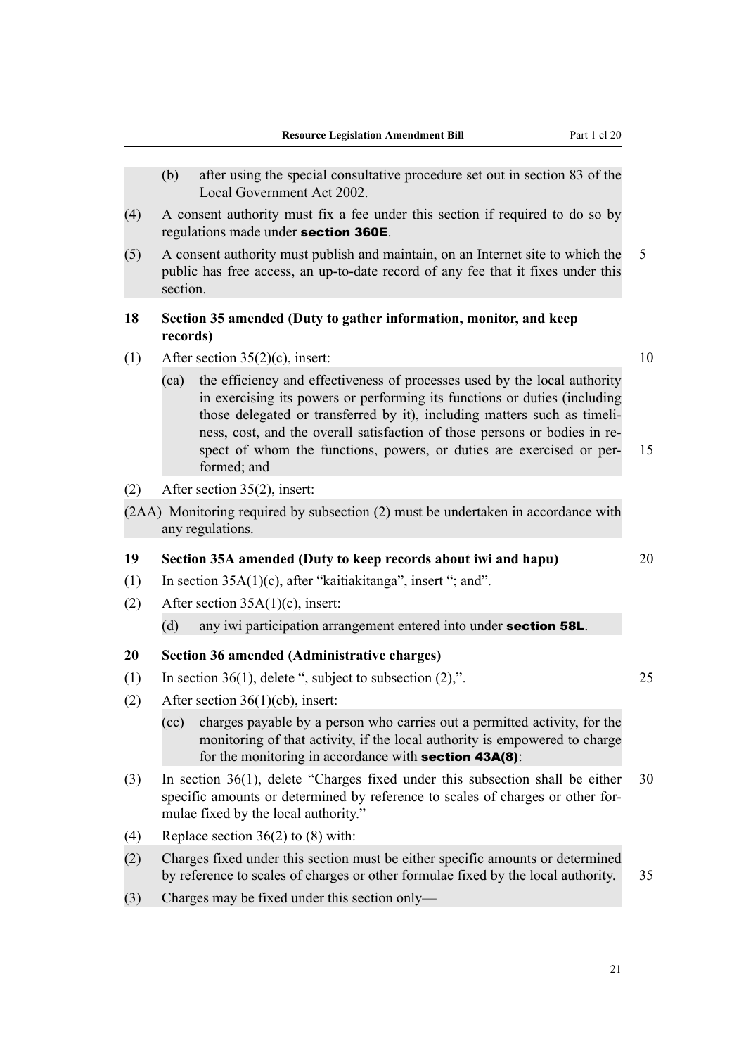(b) after using the special consultative procedure set out in section 83 of the Local Government Act 2002.

(4) A consent authority must fix a fee under this section if required to do so by regulations made under **section 360E**.

(5) A consent authority must publish and maintain, on an Internet site to which the public has free access, an up-to-date record of any fee that it fixes under this section.

### 18 Section 35 amended (Duty to gather information, monitor, and keep records)

(1) After section 35(2)(c), insert:

(ca) the efficiency and effectiveness of processes used by the local authority in exercising its powers or performing its functions or duties (including those delegated or transferred by it), including matters such as timeliness, cost, and the overall satisfaction of those persons or bodies in respect of whom the functions, powers, or duties are exercised or performed; and

(2) After section 35(2), insert:

(2AA) Monitoring required by subsection (2) must be undertaken in accordance with any regulations.

### 19 Section 35A amended (Duty to keep records about iwi and hapu)

(1) In section 35A(1)(c), after "kaitiakitanga", insert "; and".

(2) After section 35A(1)(c), insert:

(d) any iwi participation arrangement entered into under **section 58L**.

### 20 Section 36 amended (Administrative charges)

(1) In section 36(1), delete ", subject to subsection (2),".

(2) After section 36(1)(cb), insert:

(cc) charges payable by a person who carries out a permitted activity, for the monitoring of that activity, if the local authority is empowered to charge for the monitoring in accordance with **section 43A(8)**:

(3) In section 36(1), delete "Charges fixed under this subsection shall be either specific amounts or determined by reference to scales of charges or other formulae fixed by the local authority."

(4) Replace section 36(2) to (8) with:

(2) Charges fixed under this section must be either specific amounts or determined by reference to scales of charges or other formulae fixed by the local authority.

(3) Charges may be fixed under this section only—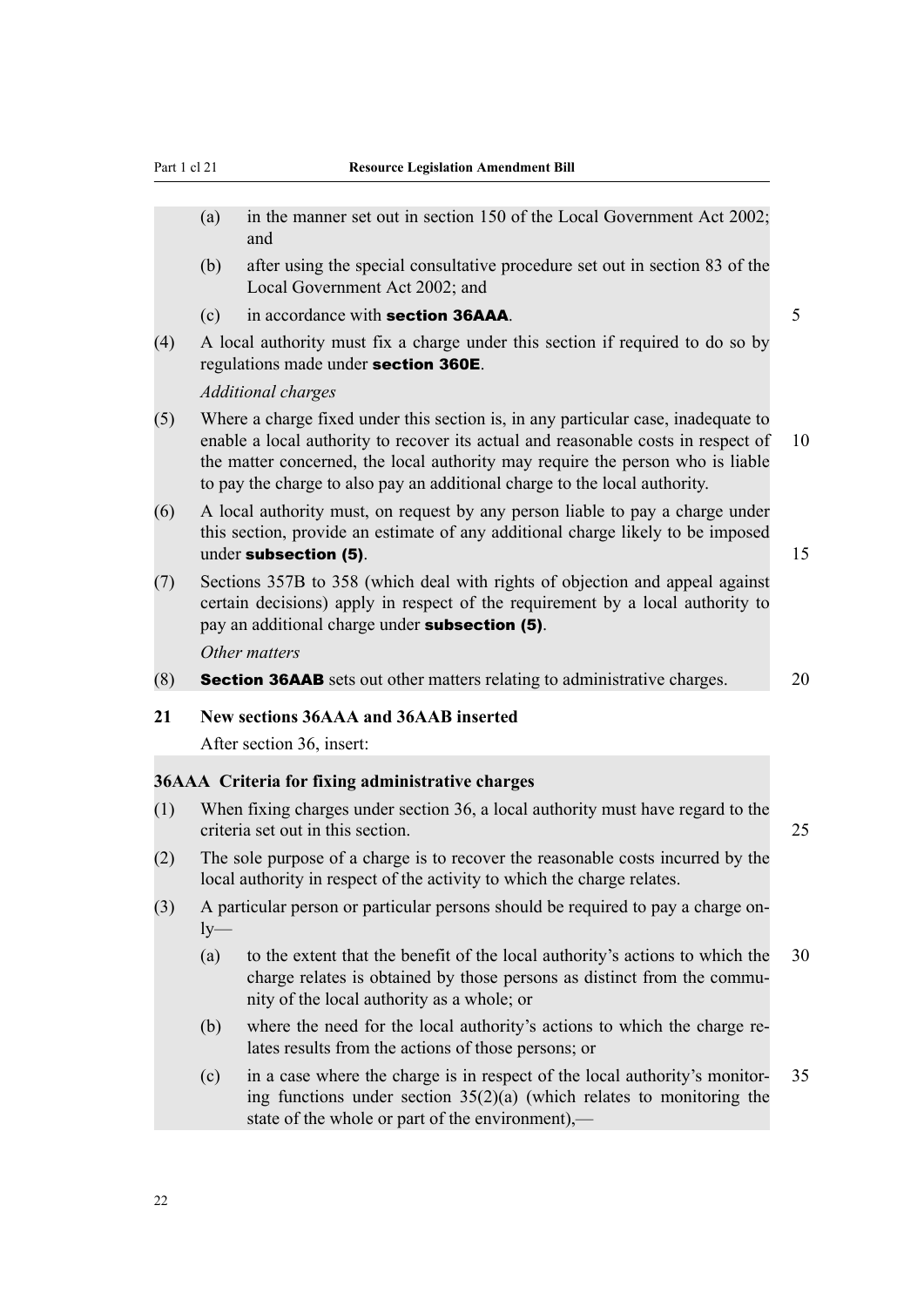(a) in the manner set out in section 150 of the Local Government Act 2002; and

(b) after using the special consultative procedure set out in section 83 of the Local Government Act 2002; and

(c) in accordance with **section 36AAA**.

(4) A local authority must fix a charge under this section if required to do so by regulations made under **section 360E**.

*Additional charges*

(5) Where a charge fixed under this section is, in any particular case, inadequate to enable a local authority to recover its actual and reasonable costs in respect of the matter concerned, the local authority may require the person who is liable to pay the charge to also pay an additional charge to the local authority.

(6) A local authority must, on request by any person liable to pay a charge under this section, provide an estimate of any additional charge likely to be imposed under **subsection (5)**.

(7) Sections 357B to 358 (which deal with rights of objection and appeal against certain decisions) apply in respect of the requirement by a local authority to pay an additional charge under **subsection (5)**.

*Other matters*

(8) **Section 36AAB** sets out other matters relating to administrative charges.

**21 New sections 36AAA and 36AAB inserted**

After section 36, insert:

**36AAA Criteria for fixing administrative charges**

(1) When fixing charges under section 36, a local authority must have regard to the criteria set out in this section.

(2) The sole purpose of a charge is to recover the reasonable costs incurred by the local authority in respect of the activity to which the charge relates.

(3) A particular person or particular persons should be required to pay a charge only—

(a) to the extent that the benefit of the local authority's actions to which the charge relates is obtained by those persons as distinct from the community of the local authority as a whole; or

(b) where the need for the local authority's actions to which the charge relates results from the actions of those persons; or

(c) in a case where the charge is in respect of the local authority's monitoring functions under section 35(2)(a) (which relates to monitoring the state of the whole or part of the environment),—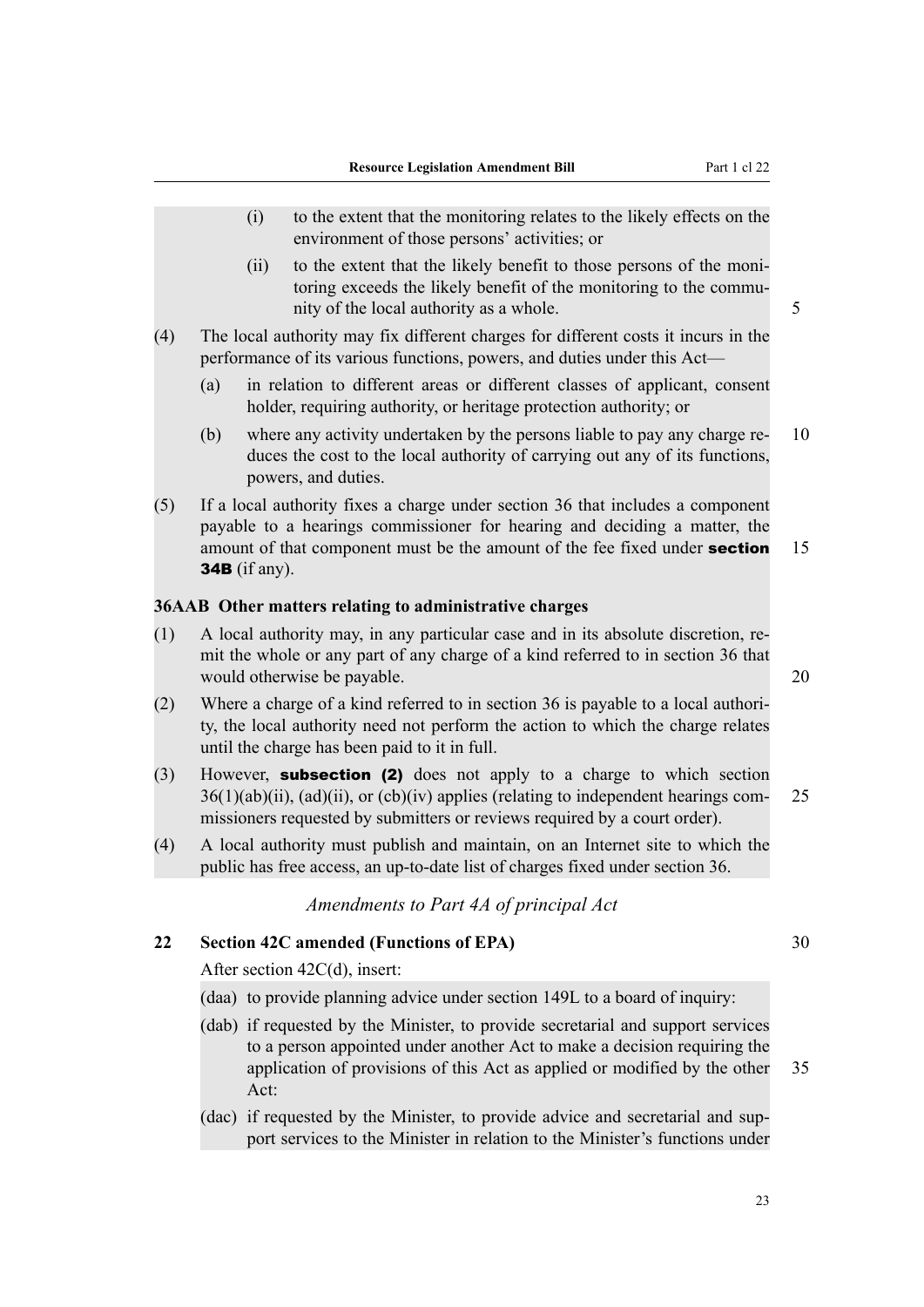(i) to the extent that the monitoring relates to the likely effects on the environment of those persons' activities; or

(ii) to the extent that the likely benefit to those persons of the monitoring exceeds the likely benefit of the monitoring to the community of the local authority as a whole.

(4) The local authority may fix different charges for different costs it incurs in the performance of its various functions, powers, and duties under this Act—

(a) in relation to different areas or different classes of applicant, consent holder, requiring authority, or heritage protection authority; or

(b) where any activity undertaken by the persons liable to pay any charge reduces the cost to the local authority of carrying out any of its functions, powers, and duties.

(5) If a local authority fixes a charge under section 36 that includes a component payable to a hearings commissioner for hearing and deciding a matter, the amount of that component must be the amount of the fee fixed under **section 34B** (if any).

**36AAB Other matters relating to administrative charges**

(1) A local authority may, in any particular case and in its absolute discretion, remit the whole or any part of any charge of a kind referred to in section 36 that would otherwise be payable.

(2) Where a charge of a kind referred to in section 36 is payable to a local authority, the local authority need not perform the action to which the charge relates until the charge has been paid to it in full.

(3) However, **subsection (2)** does not apply to a charge to which section 36(1)(ab)(ii), (ad)(ii), or (cb)(iv) applies (relating to independent hearings commissioners requested by submitters or reviews required by a court order).

(4) A local authority must publish and maintain, on an Internet site to which the public has free access, an up-to-date list of charges fixed under section 36.

*Amendments to Part 4A of principal Act*

**22 Section 42C amended (Functions of EPA)**

After section 42C(d), insert:

(daa) to provide planning advice under section 149L to a board of inquiry:

(dab) if requested by the Minister, to provide secretarial and support services to a person appointed under another Act to make a decision requiring the application of provisions of this Act as applied or modified by the other Act:

(dac) if requested by the Minister, to provide advice and secretarial and support services to the Minister in relation to the Minister's functions under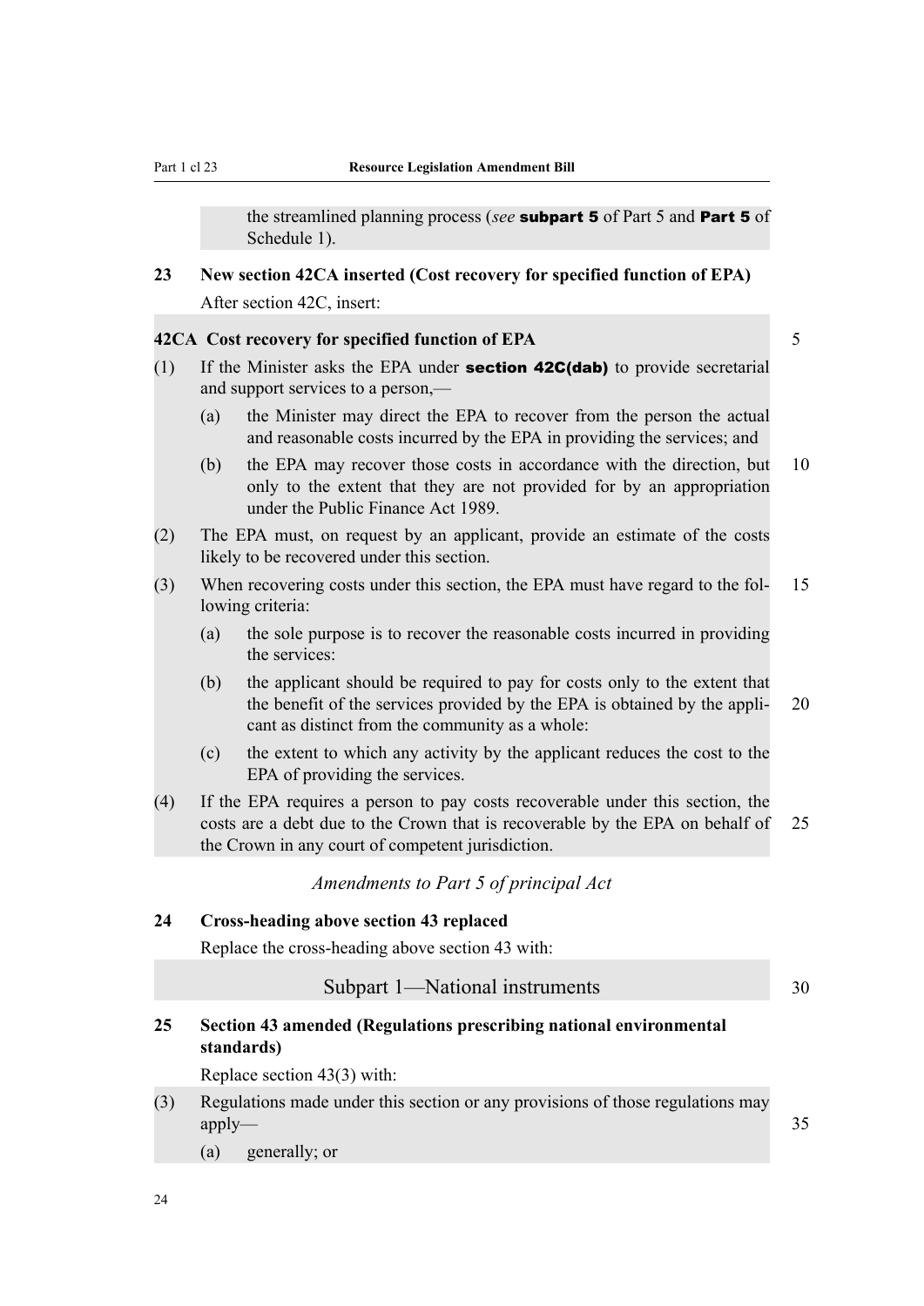the streamlined planning process (*see* **subpart 5** of Part 5 and **Part 5** of Schedule 1).

**23 New section 42CA inserted (Cost recovery for specified function of EPA)**

After section 42C, insert:

**42CA Cost recovery for specified function of EPA**

(1) If the Minister asks the EPA under **section 42C(dab)** to provide secretarial and support services to a person,—

(a) the Minister may direct the EPA to recover from the person the actual and reasonable costs incurred by the EPA in providing the services; and

(b) the EPA may recover those costs in accordance with the direction, but only to the extent that they are not provided for by an appropriation under the Public Finance Act 1989.

(2) The EPA must, on request by an applicant, provide an estimate of the costs likely to be recovered under this section.

(3) When recovering costs under this section, the EPA must have regard to the following criteria:

(a) the sole purpose is to recover the reasonable costs incurred in providing the services:

(b) the applicant should be required to pay for costs only to the extent that the benefit of the services provided by the EPA is obtained by the applicant as distinct from the community as a whole:

(c) the extent to which any activity by the applicant reduces the cost to the EPA of providing the services.

(4) If the EPA requires a person to pay costs recoverable under this section, the costs are a debt due to the Crown that is recoverable by the EPA on behalf of the Crown in any court of competent jurisdiction.

*Amendments to Part 5 of principal Act*

**24 Cross-heading above section 43 replaced**

Replace the cross-heading above section 43 with:

Subpart 1—National instruments

**25 Section 43 amended (Regulations prescribing national environmental standards)**

Replace section 43(3) with:

(3) Regulations made under this section or any provisions of those regulations may apply—

(a) generally; or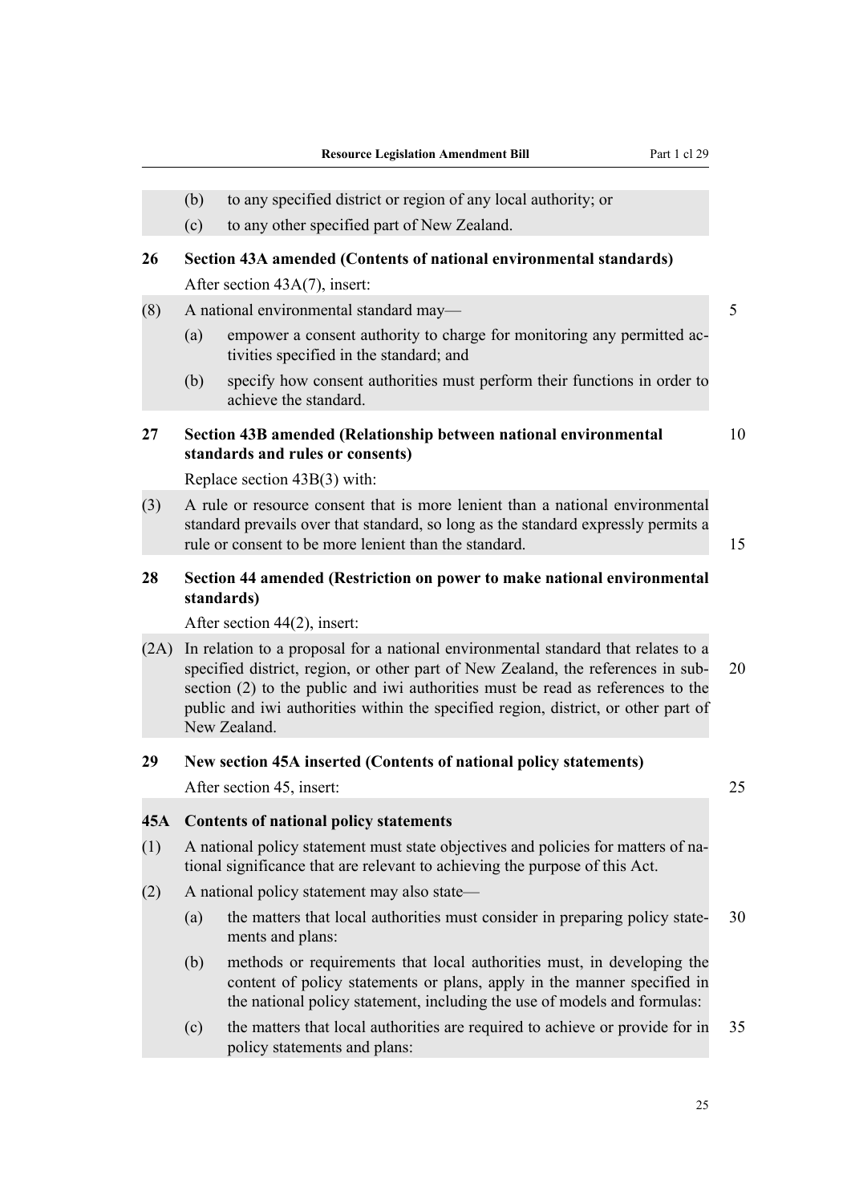(b) to any specified district or region of any local authority; or

(c) to any other specified part of New Zealand.

### 26 Section 43A amended (Contents of national environmental standards)

After section 43A(7), insert:

(8) A national environmental standard may—

(a) empower a consent authority to charge for monitoring any permitted activities specified in the standard; and

(b) specify how consent authorities must perform their functions in order to achieve the standard.

### 27 Section 43B amended (Relationship between national environmental standards and rules or consents)

Replace section 43B(3) with:

(3) A rule or resource consent that is more lenient than a national environmental standard prevails over that standard, so long as the standard expressly permits a rule or consent to be more lenient than the standard.

### 28 Section 44 amended (Restriction on power to make national environmental standards)

After section 44(2), insert:

(2A) In relation to a proposal for a national environmental standard that relates to a specified district, region, or other part of New Zealand, the references in subsection (2) to the public and iwi authorities must be read as references to the public and iwi authorities within the specified region, district, or other part of New Zealand.

### 29 New section 45A inserted (Contents of national policy statements)

After section 45, insert:

### 45A Contents of national policy statements

(1) A national policy statement must state objectives and policies for matters of national significance that are relevant to achieving the purpose of this Act.

(2) A national policy statement may also state—

(a) the matters that local authorities must consider in preparing policy statements and plans:

(b) methods or requirements that local authorities must, in developing the content of policy statements or plans, apply in the manner specified in the national policy statement, including the use of models and formulas:

(c) the matters that local authorities are required to achieve or provide for in policy statements and plans: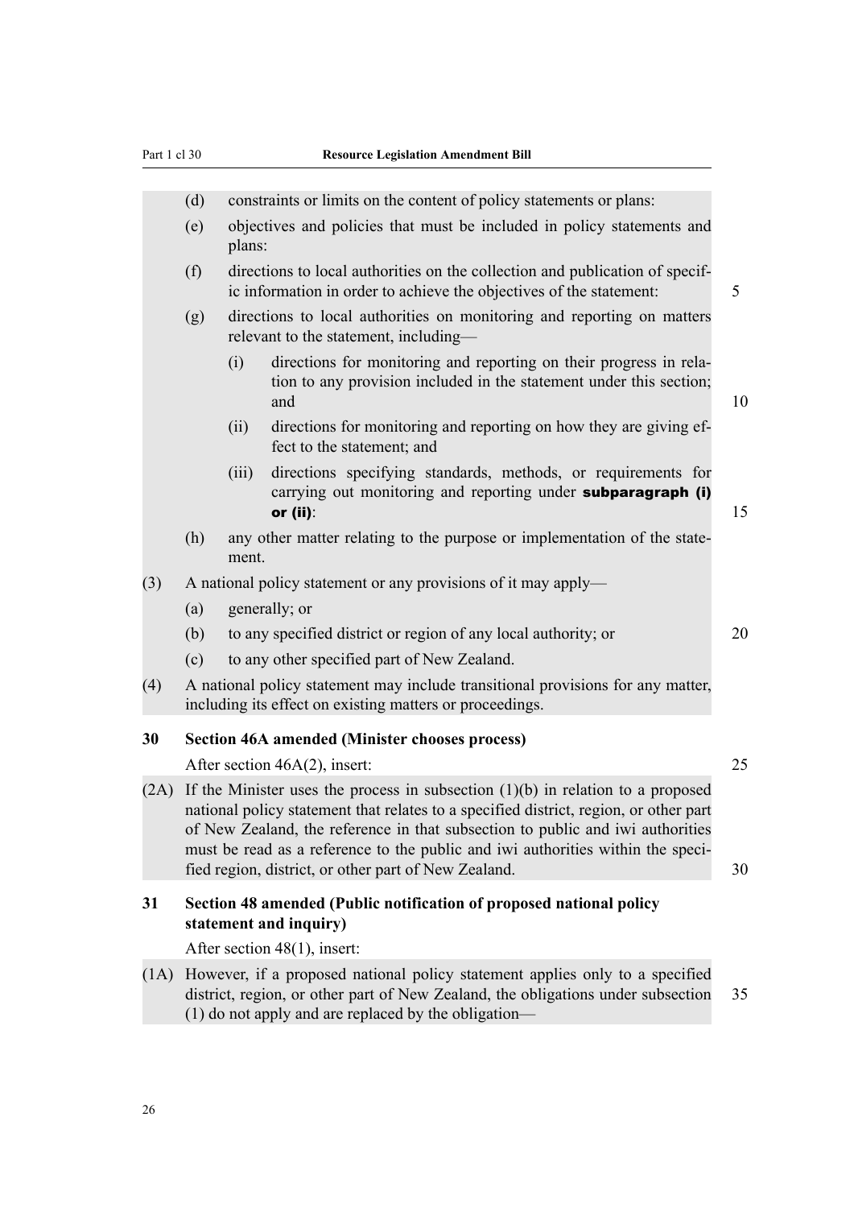(d) constraints or limits on the content of policy statements or plans:

(e) objectives and policies that must be included in policy statements and plans:

(f) directions to local authorities on the collection and publication of specific information in order to achieve the objectives of the statement:

(g) directions to local authorities on monitoring and reporting on matters relevant to the statement, including—

(i) directions for monitoring and reporting on their progress in relation to any provision included in the statement under this section; and

(ii) directions for monitoring and reporting on how they are giving effect to the statement; and

(iii) directions specifying standards, methods, or requirements for carrying out monitoring and reporting under **subparagraph (i) or (ii)**:

(h) any other matter relating to the purpose or implementation of the statement.

(3) A national policy statement or any provisions of it may apply—

(a) generally; or

(b) to any specified district or region of any local authority; or

(c) to any other specified part of New Zealand.

(4) A national policy statement may include transitional provisions for any matter, including its effect on existing matters or proceedings.

### 30 Section 46A amended (Minister chooses process)

After section 46A(2), insert:

(2A) If the Minister uses the process in subsection (1)(b) in relation to a proposed national policy statement that relates to a specified district, region, or other part of New Zealand, the reference in that subsection to public and iwi authorities must be read as a reference to the public and iwi authorities within the specified region, district, or other part of New Zealand.

### 31 Section 48 amended (Public notification of proposed national policy statement and inquiry)

After section 48(1), insert:

(1A) However, if a proposed national policy statement applies only to a specified district, region, or other part of New Zealand, the obligations under subsection (1) do not apply and are replaced by the obligation—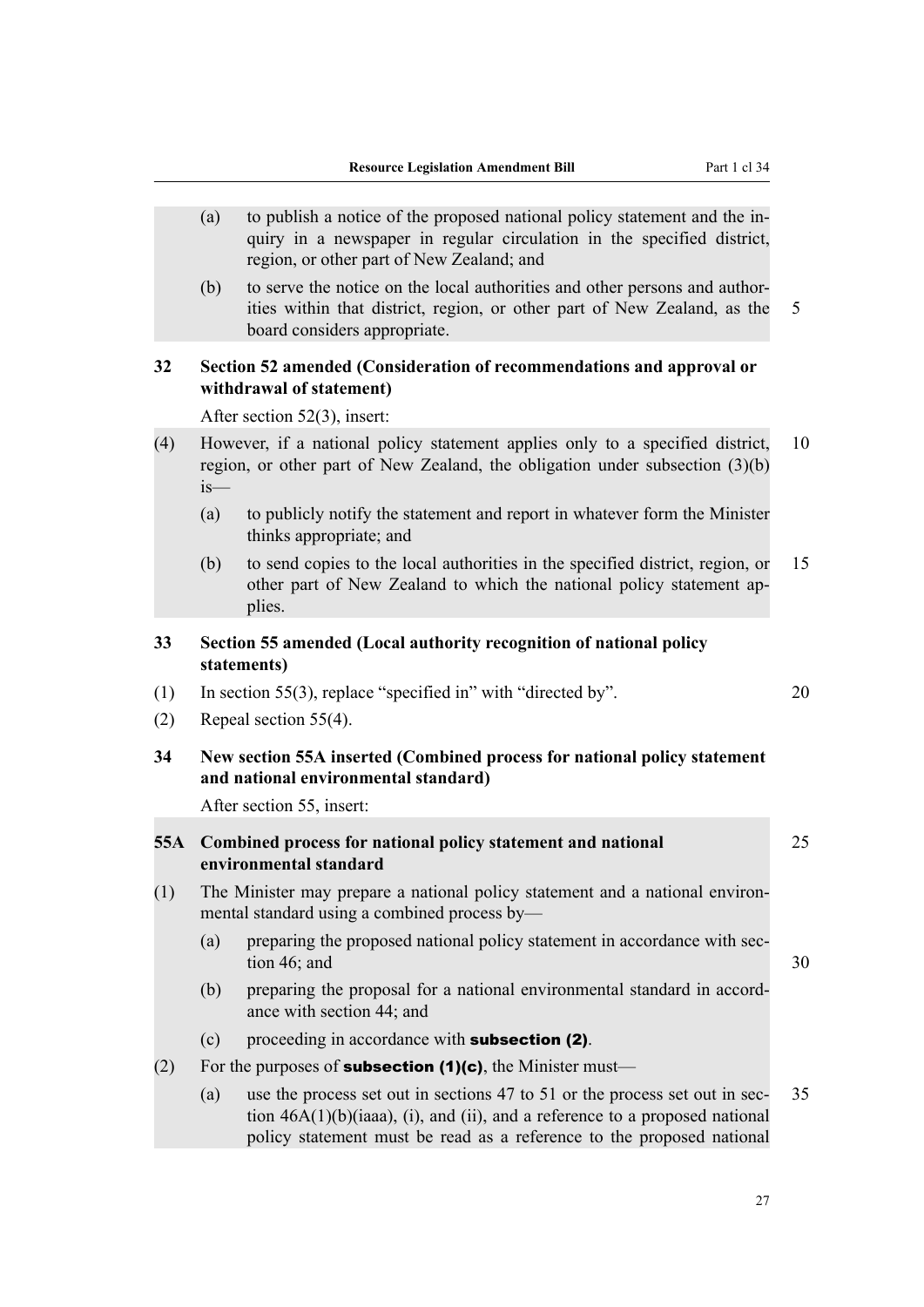(a) to publish a notice of the proposed national policy statement and the inquiry in a newspaper in regular circulation in the specified district, region, or other part of New Zealand; and

(b) to serve the notice on the local authorities and other persons and authorities within that district, region, or other part of New Zealand, as the board considers appropriate.

**32 Section 52 amended (Consideration of recommendations and approval or withdrawal of statement)**

After section 52(3), insert:

(4) However, if a national policy statement applies only to a specified district, region, or other part of New Zealand, the obligation under subsection (3)(b) is—

(a) to publicly notify the statement and report in whatever form the Minister thinks appropriate; and

(b) to send copies to the local authorities in the specified district, region, or other part of New Zealand to which the national policy statement applies.

**33 Section 55 amended (Local authority recognition of national policy statements)**

(1) In section 55(3), replace "specified in" with "directed by".

(2) Repeal section 55(4).

**34 New section 55A inserted (Combined process for national policy statement and national environmental standard)**

After section 55, insert:

**55A Combined process for national policy statement and national environmental standard**

(1) The Minister may prepare a national policy statement and a national environmental standard using a combined process by—

(a) preparing the proposed national policy statement in accordance with section 46; and

(b) preparing the proposal for a national environmental standard in accordance with section 44; and

(c) proceeding in accordance with **subsection (2)**.

(2) For the purposes of **subsection (1)(c)**, the Minister must—

(a) use the process set out in sections 47 to 51 or the process set out in section 46A(1)(b)(iaaa), (i), and (ii), and a reference to a proposed national policy statement must be read as a reference to the proposed national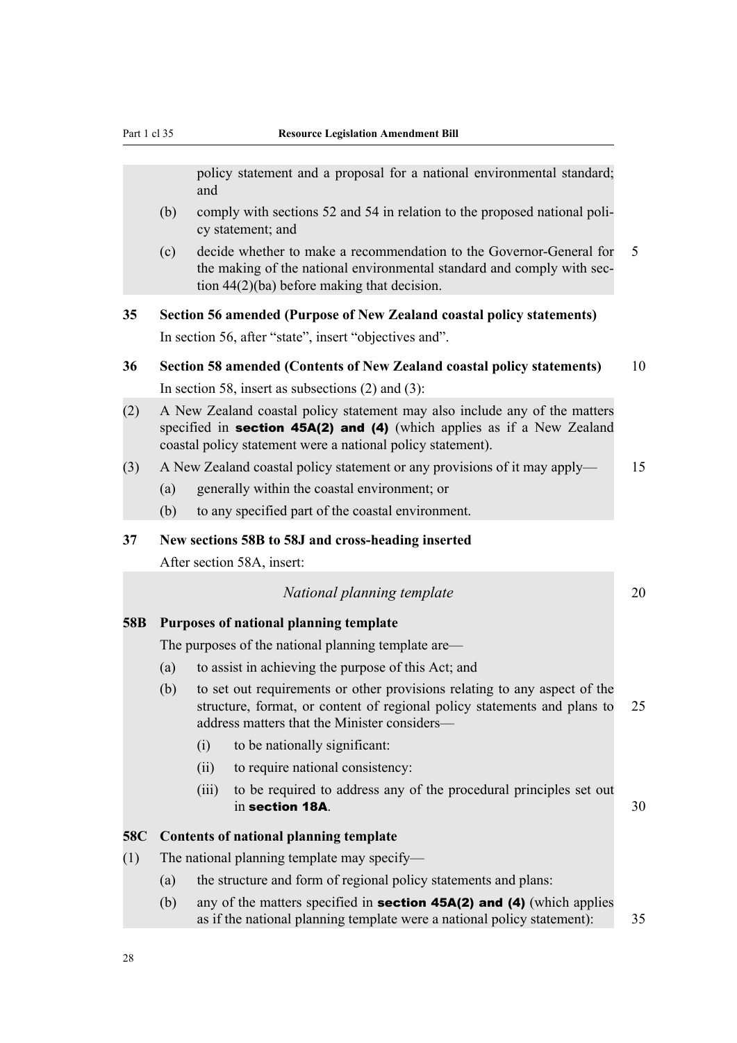policy statement and a proposal for a national environmental standard; and

(b) comply with sections 52 and 54 in relation to the proposed national policy statement; and

(c) decide whether to make a recommendation to the Governor-General for the making of the national environmental standard and comply with section 44(2)(ba) before making that decision.

**35 Section 56 amended (Purpose of New Zealand coastal policy statements)**

In section 56, after "state", insert "objectives and".

**36 Section 58 amended (Contents of New Zealand coastal policy statements)**

In section 58, insert as subsections (2) and (3):

(2) A New Zealand coastal policy statement may also include any of the matters specified in **section 45A(2) and (4)** (which applies as if a New Zealand coastal policy statement were a national policy statement).

(3) A New Zealand coastal policy statement or any provisions of it may apply—

(a) generally within the coastal environment; or

(b) to any specified part of the coastal environment.

**37 New sections 58B to 58J and cross-heading inserted**

After section 58A, insert:

*National planning template*

**58B Purposes of national planning template**

The purposes of the national planning template are—

(a) to assist in achieving the purpose of this Act; and

(b) to set out requirements or other provisions relating to any aspect of the structure, format, or content of regional policy statements and plans to address matters that the Minister considers—

(i) to be nationally significant:

(ii) to require national consistency:

(iii) to be required to address any of the procedural principles set out in **section 18A**.

**58C Contents of national planning template**

(1) The national planning template may specify—

(a) the structure and form of regional policy statements and plans:

(b) any of the matters specified in **section 45A(2) and (4)** (which applies as if the national planning template were a national policy statement):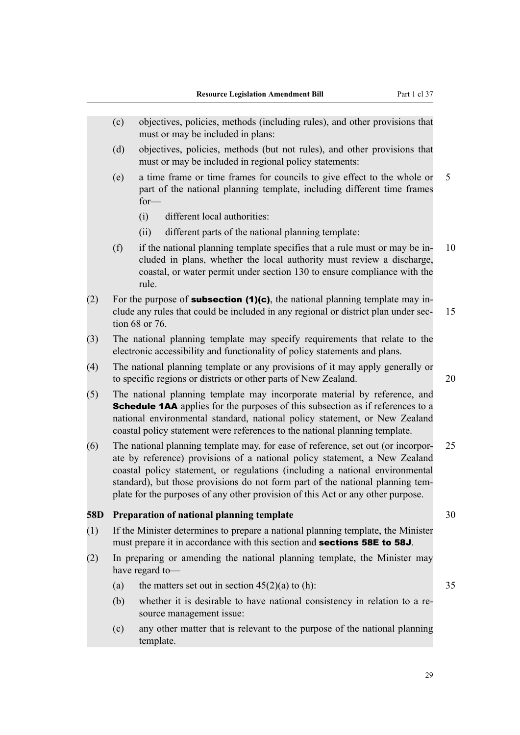(c) objectives, policies, methods (including rules), and other provisions that must or may be included in plans:

(d) objectives, policies, methods (but not rules), and other provisions that must or may be included in regional policy statements:

(e) a time frame or time frames for councils to give effect to the whole or part of the national planning template, including different time frames for—

  (i) different local authorities:

  (ii) different parts of the national planning template:

(f) if the national planning template specifies that a rule must or may be included in plans, whether the local authority must review a discharge, coastal, or water permit under section 130 to ensure compliance with the rule.

(2) For the purpose of **subsection (1)(c)**, the national planning template may include any rules that could be included in any regional or district plan under section 68 or 76.

(3) The national planning template may specify requirements that relate to the electronic accessibility and functionality of policy statements and plans.

(4) The national planning template or any provisions of it may apply generally or to specific regions or districts or other parts of New Zealand.

(5) The national planning template may incorporate material by reference, and **Schedule 1AA** applies for the purposes of this subsection as if references to a national environmental standard, national policy statement, or New Zealand coastal policy statement were references to the national planning template.

(6) The national planning template may, for ease of reference, set out (or incorporate by reference) provisions of a national policy statement, a New Zealand coastal policy statement, or regulations (including a national environmental standard), but those provisions do not form part of the national planning template for the purposes of any other provision of this Act or any other purpose.

**58D Preparation of national planning template**

(1) If the Minister determines to prepare a national planning template, the Minister must prepare it in accordance with this section and **sections 58E to 58J**.

(2) In preparing or amending the national planning template, the Minister may have regard to—

(a) the matters set out in section 45(2)(a) to (h):

(b) whether it is desirable to have national consistency in relation to a resource management issue:

(c) any other matter that is relevant to the purpose of the national planning template.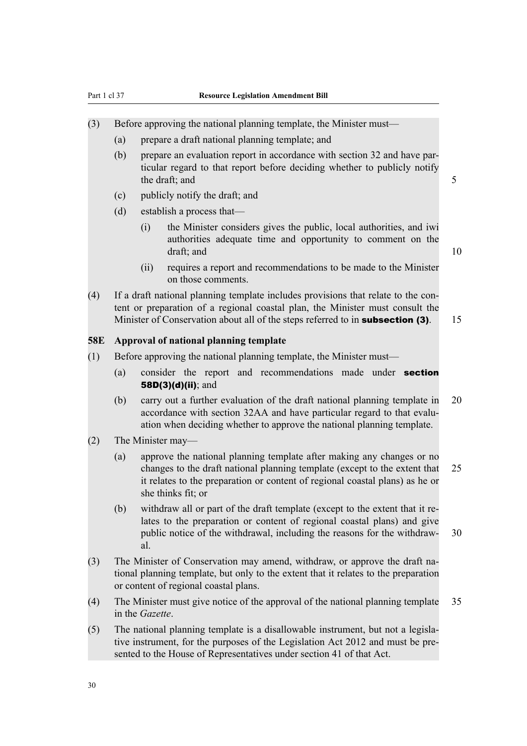(3) Before approving the national planning template, the Minister must—

(a) prepare a draft national planning template; and

(b) prepare an evaluation report in accordance with section 32 and have particular regard to that report before deciding whether to publicly notify the draft; and

(c) publicly notify the draft; and

(d) establish a process that—

(i) the Minister considers gives the public, local authorities, and iwi authorities adequate time and opportunity to comment on the draft; and

(ii) requires a report and recommendations to be made to the Minister on those comments.

(4) If a draft national planning template includes provisions that relate to the content or preparation of a regional coastal plan, the Minister must consult the Minister of Conservation about all of the steps referred to in **subsection (3)**.

**58E Approval of national planning template**

(1) Before approving the national planning template, the Minister must—

(a) consider the report and recommendations made under **section 58D(3)(d)(ii)**; and

(b) carry out a further evaluation of the draft national planning template in accordance with section 32AA and have particular regard to that evaluation when deciding whether to approve the national planning template.

(2) The Minister may—

(a) approve the national planning template after making any changes or no changes to the draft national planning template (except to the extent that it relates to the preparation or content of regional coastal plans) as he or she thinks fit; or

(b) withdraw all or part of the draft template (except to the extent that it relates to the preparation or content of regional coastal plans) and give public notice of the withdrawal, including the reasons for the withdrawal.

(3) The Minister of Conservation may amend, withdraw, or approve the draft national planning template, but only to the extent that it relates to the preparation or content of regional coastal plans.

(4) The Minister must give notice of the approval of the national planning template in the *Gazette*.

(5) The national planning template is a disallowable instrument, but not a legislative instrument, for the purposes of the Legislation Act 2012 and must be presented to the House of Representatives under section 41 of that Act.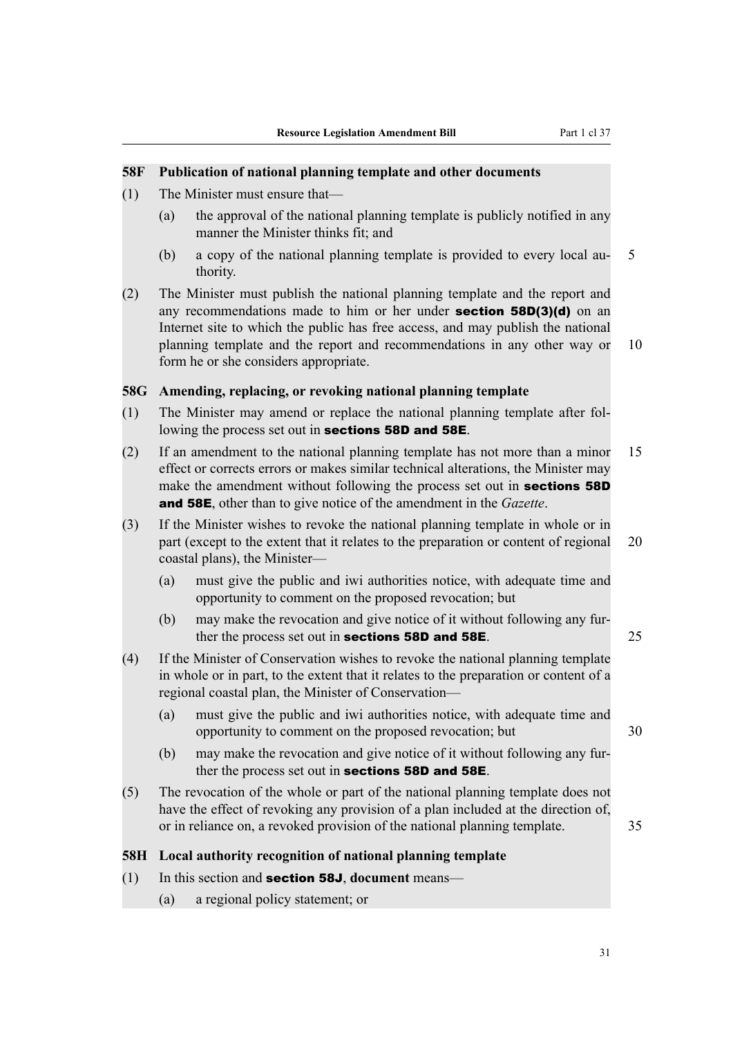### 58F Publication of national planning template and other documents

(1) The Minister must ensure that—

(a) the approval of the national planning template is publicly notified in any manner the Minister thinks fit; and

(b) a copy of the national planning template is provided to every local authority.

(2) The Minister must publish the national planning template and the report and any recommendations made to him or her under **section 58D(3)(d)** on an Internet site to which the public has free access, and may publish the national planning template and the report and recommendations in any other way or form he or she considers appropriate.

### 58G Amending, replacing, or revoking national planning template

(1) The Minister may amend or replace the national planning template after following the process set out in **sections 58D and 58E**.

(2) If an amendment to the national planning template has not more than a minor effect or corrects errors or makes similar technical alterations, the Minister may make the amendment without following the process set out in **sections 58D and 58E**, other than to give notice of the amendment in the *Gazette*.

(3) If the Minister wishes to revoke the national planning template in whole or in part (except to the extent that it relates to the preparation or content of regional coastal plans), the Minister—

(a) must give the public and iwi authorities notice, with adequate time and opportunity to comment on the proposed revocation; but

(b) may make the revocation and give notice of it without following any further the process set out in **sections 58D and 58E**.

(4) If the Minister of Conservation wishes to revoke the national planning template in whole or in part, to the extent that it relates to the preparation or content of a regional coastal plan, the Minister of Conservation—

(a) must give the public and iwi authorities notice, with adequate time and opportunity to comment on the proposed revocation; but

(b) may make the revocation and give notice of it without following any further the process set out in **sections 58D and 58E**.

(5) The revocation of the whole or part of the national planning template does not have the effect of revoking any provision of a plan included at the direction of, or in reliance on, a revoked provision of the national planning template.

### 58H Local authority recognition of national planning template

(1) In this section and **section 58J**, **document** means—

(a) a regional policy statement; or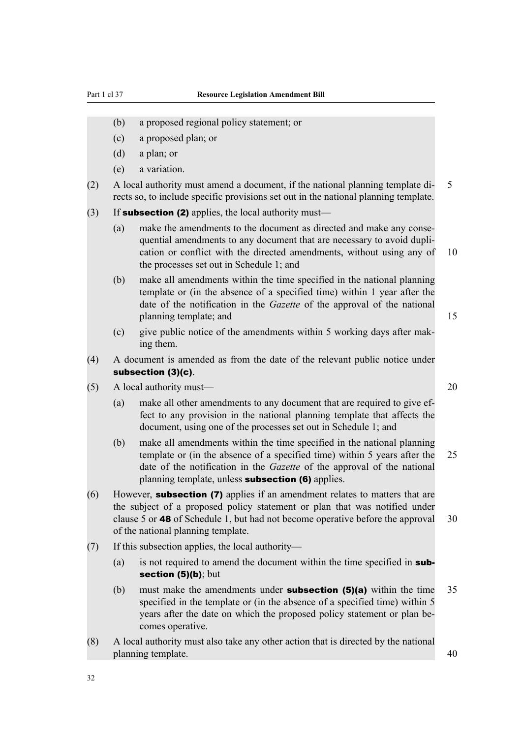(b) a proposed regional policy statement; or

(c) a proposed plan; or

(d) a plan; or

(e) a variation.

(2) A local authority must amend a document, if the national planning template directs so, to include specific provisions set out in the national planning template.

(3) If **subsection (2)** applies, the local authority must—

(a) make the amendments to the document as directed and make any consequential amendments to any document that are necessary to avoid duplication or conflict with the directed amendments, without using any of the processes set out in Schedule 1; and

(b) make all amendments within the time specified in the national planning template or (in the absence of a specified time) within 1 year after the date of the notification in the *Gazette* of the approval of the national planning template; and

(c) give public notice of the amendments within 5 working days after making them.

(4) A document is amended as from the date of the relevant public notice under **subsection (3)(c)**.

(5) A local authority must—

(a) make all other amendments to any document that are required to give effect to any provision in the national planning template that affects the document, using one of the processes set out in Schedule 1; and

(b) make all amendments within the time specified in the national planning template or (in the absence of a specified time) within 5 years after the date of the notification in the *Gazette* of the approval of the national planning template, unless **subsection (6)** applies.

(6) However, **subsection (7)** applies if an amendment relates to matters that are the subject of a proposed policy statement or plan that was notified under clause 5 or **48** of Schedule 1, but had not become operative before the approval of the national planning template.

(7) If this subsection applies, the local authority—

(a) is not required to amend the document within the time specified in **subsection (5)(b)**; but

(b) must make the amendments under **subsection (5)(a)** within the time specified in the template or (in the absence of a specified time) within 5 years after the date on which the proposed policy statement or plan becomes operative.

(8) A local authority must also take any other action that is directed by the national planning template.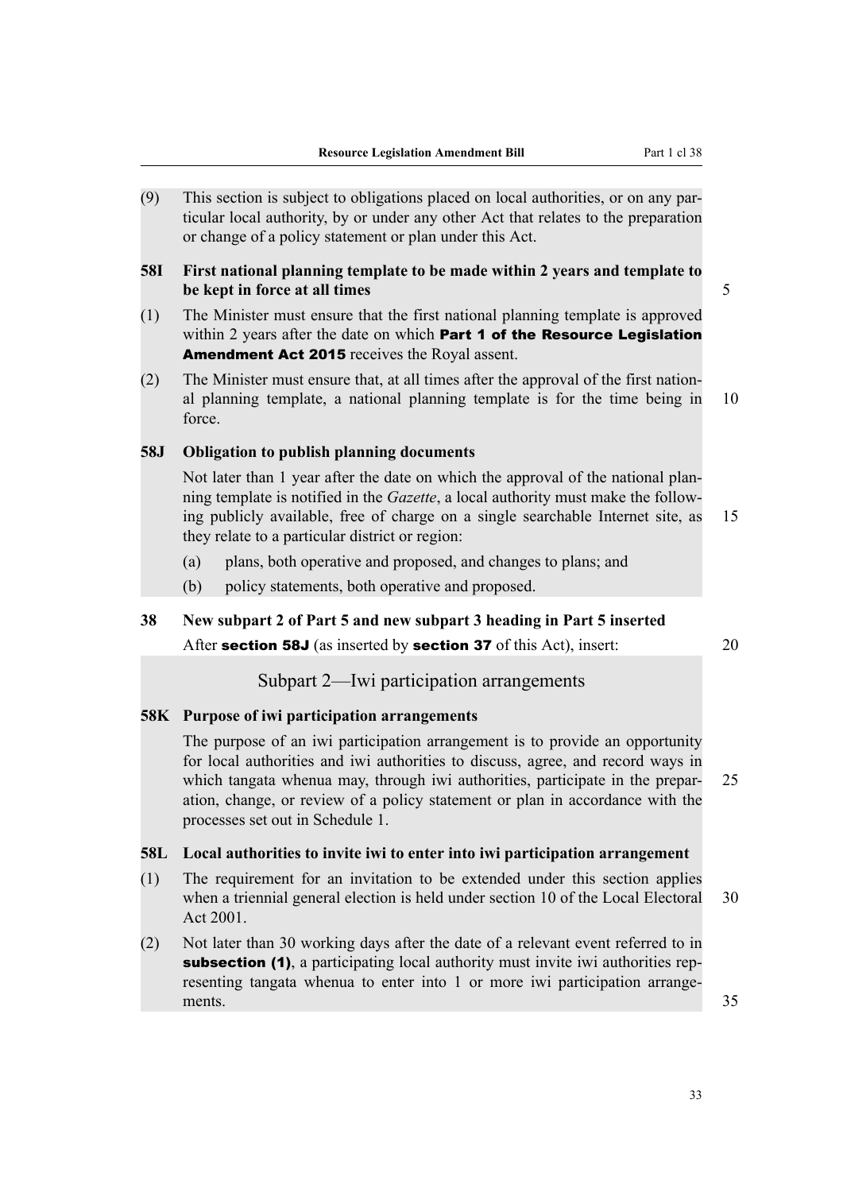(9) This section is subject to obligations placed on local authorities, or on any particular local authority, by or under any other Act that relates to the preparation or change of a policy statement or plan under this Act.

**58I First national planning template to be made within 2 years and template to be kept in force at all times**

(1) The Minister must ensure that the first national planning template is approved within 2 years after the date on which **Part 1 of the Resource Legislation Amendment Act 2015** receives the Royal assent.

(2) The Minister must ensure that, at all times after the approval of the first national planning template, a national planning template is for the time being in force.

**58J Obligation to publish planning documents**

Not later than 1 year after the date on which the approval of the national planning template is notified in the *Gazette*, a local authority must make the following publicly available, free of charge on a single searchable Internet site, as they relate to a particular district or region:

(a) plans, both operative and proposed, and changes to plans; and

(b) policy statements, both operative and proposed.

**38 New subpart 2 of Part 5 and new subpart 3 heading in Part 5 inserted**

After **section 58J** (as inserted by **section 37** of this Act), insert:

## Subpart 2—Iwi participation arrangements

**58K Purpose of iwi participation arrangements**

The purpose of an iwi participation arrangement is to provide an opportunity for local authorities and iwi authorities to discuss, agree, and record ways in which tangata whenua may, through iwi authorities, participate in the preparation, change, or review of a policy statement or plan in accordance with the processes set out in Schedule 1.

**58L Local authorities to invite iwi to enter into iwi participation arrangement**

(1) The requirement for an invitation to be extended under this section applies when a triennial general election is held under section 10 of the Local Electoral Act 2001.

(2) Not later than 30 working days after the date of a relevant event referred to in **subsection (1)**, a participating local authority must invite iwi authorities representing tangata whenua to enter into 1 or more iwi participation arrangements.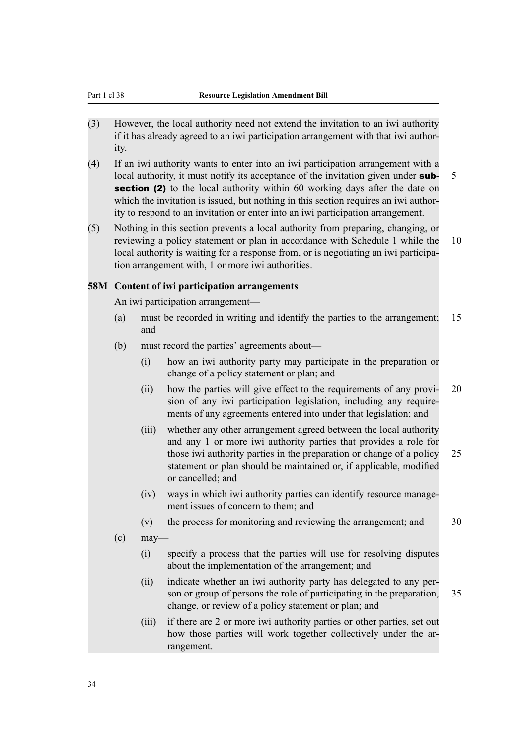(3) However, the local authority need not extend the invitation to an iwi authority if it has already agreed to an iwi participation arrangement with that iwi authority.

(4) If an iwi authority wants to enter into an iwi participation arrangement with a local authority, it must notify its acceptance of the invitation given under **subsection (2)** to the local authority within 60 working days after the date on which the invitation is issued, but nothing in this section requires an iwi authority to respond to an invitation or enter into an iwi participation arrangement.

(5) Nothing in this section prevents a local authority from preparing, changing, or reviewing a policy statement or plan in accordance with Schedule 1 while the local authority is waiting for a response from, or is negotiating an iwi participation arrangement with, 1 or more iwi authorities.

**58M Content of iwi participation arrangements**

An iwi participation arrangement—

(a) must be recorded in writing and identify the parties to the arrangement; and

(b) must record the parties' agreements about—

(i) how an iwi authority party may participate in the preparation or change of a policy statement or plan; and

(ii) how the parties will give effect to the requirements of any provision of any iwi participation legislation, including any requirements of any agreements entered into under that legislation; and

(iii) whether any other arrangement agreed between the local authority and any 1 or more iwi authority parties that provides a role for those iwi authority parties in the preparation or change of a policy statement or plan should be maintained or, if applicable, modified or cancelled; and

(iv) ways in which iwi authority parties can identify resource management issues of concern to them; and

(v) the process for monitoring and reviewing the arrangement; and

(c) may—

(i) specify a process that the parties will use for resolving disputes about the implementation of the arrangement; and

(ii) indicate whether an iwi authority party has delegated to any person or group of persons the role of participating in the preparation, change, or review of a policy statement or plan; and

(iii) if there are 2 or more iwi authority parties or other parties, set out how those parties will work together collectively under the arrangement.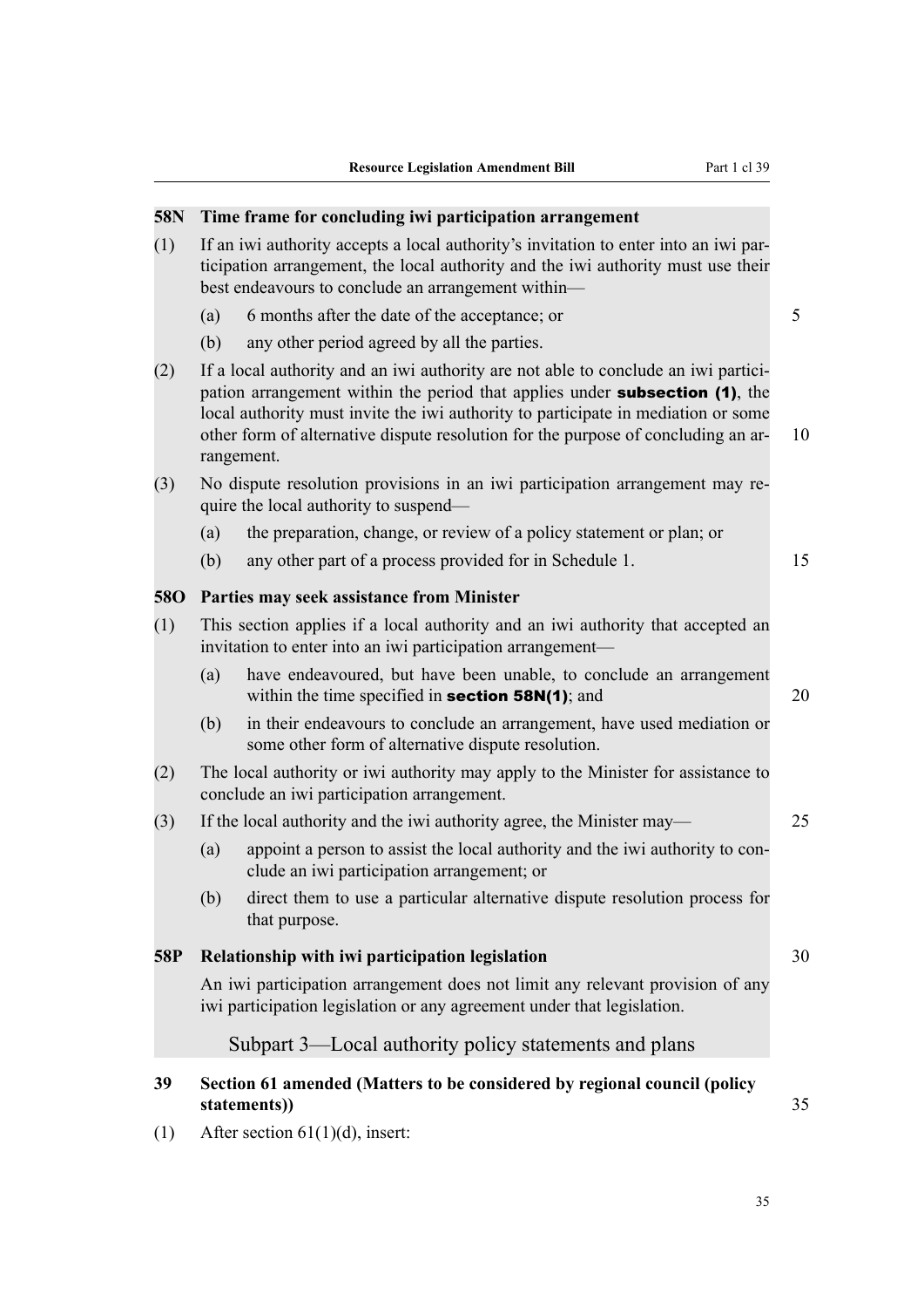### 58N Time frame for concluding iwi participation arrangement

(1) If an iwi authority accepts a local authority's invitation to enter into an iwi participation arrangement, the local authority and the iwi authority must use their best endeavours to conclude an arrangement within—

(a) 6 months after the date of the acceptance; or

(b) any other period agreed by all the parties.

(2) If a local authority and an iwi authority are not able to conclude an iwi participation arrangement within the period that applies under **subsection (1)**, the local authority must invite the iwi authority to participate in mediation or some other form of alternative dispute resolution for the purpose of concluding an arrangement.

(3) No dispute resolution provisions in an iwi participation arrangement may require the local authority to suspend—

(a) the preparation, change, or review of a policy statement or plan; or

(b) any other part of a process provided for in Schedule 1.

### 58O Parties may seek assistance from Minister

(1) This section applies if a local authority and an iwi authority that accepted an invitation to enter into an iwi participation arrangement—

(a) have endeavoured, but have been unable, to conclude an arrangement within the time specified in **section 58N(1)**; and

(b) in their endeavours to conclude an arrangement, have used mediation or some other form of alternative dispute resolution.

(2) The local authority or iwi authority may apply to the Minister for assistance to conclude an iwi participation arrangement.

(3) If the local authority and the iwi authority agree, the Minister may—

(a) appoint a person to assist the local authority and the iwi authority to conclude an iwi participation arrangement; or

(b) direct them to use a particular alternative dispute resolution process for that purpose.

### 58P Relationship with iwi participation legislation

An iwi participation arrangement does not limit any relevant provision of any iwi participation legislation or any agreement under that legislation.

## Subpart 3—Local authority policy statements and plans

### 39 Section 61 amended (Matters to be considered by regional council (policy statements))

(1) After section 61(1)(d), insert: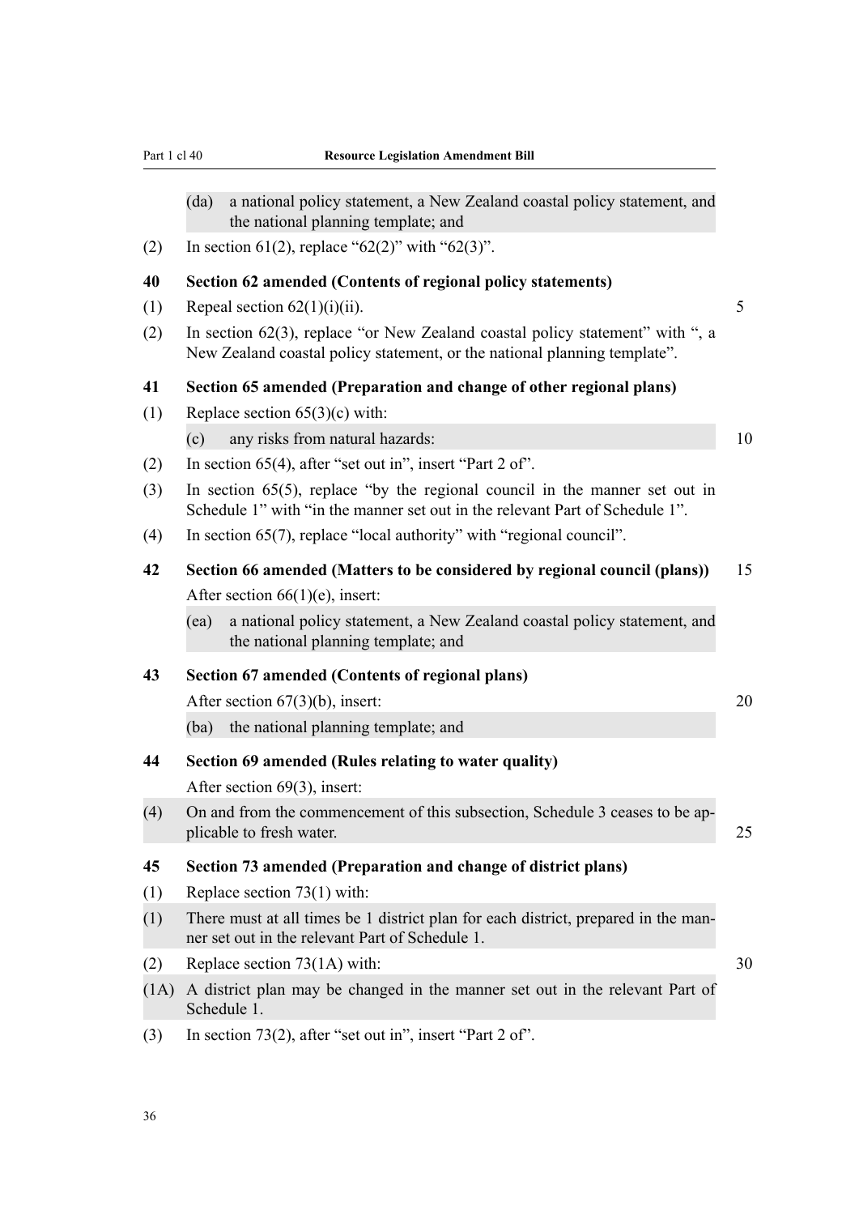(da) a national policy statement, a New Zealand coastal policy statement, and the national planning template; and

(2) In section 61(2), replace “62(2)” with “62(3)”.

**40 Section 62 amended (Contents of regional policy statements)**

(1) Repeal section 62(1)(i)(ii).

(2) In section 62(3), replace “or New Zealand coastal policy statement” with “, a New Zealand coastal policy statement, or the national planning template”.

**41 Section 65 amended (Preparation and change of other regional plans)**

(1) Replace section 65(3)(c) with:

(c) any risks from natural hazards:

(2) In section 65(4), after “set out in”, insert “Part 2 of”.

(3) In section 65(5), replace “by the regional council in the manner set out in Schedule 1” with “in the manner set out in the relevant Part of Schedule 1”.

(4) In section 65(7), replace “local authority” with “regional council”.

**42 Section 66 amended (Matters to be considered by regional council (plans))**

After section 66(1)(e), insert:

(ea) a national policy statement, a New Zealand coastal policy statement, and the national planning template; and

**43 Section 67 amended (Contents of regional plans)**

After section 67(3)(b), insert:

(ba) the national planning template; and

**44 Section 69 amended (Rules relating to water quality)**

After section 69(3), insert:

(4) On and from the commencement of this subsection, Schedule 3 ceases to be applicable to fresh water.

**45 Section 73 amended (Preparation and change of district plans)**

(1) Replace section 73(1) with:

(1) There must at all times be 1 district plan for each district, prepared in the manner set out in the relevant Part of Schedule 1.

(2) Replace section 73(1A) with:

(1A) A district plan may be changed in the manner set out in the relevant Part of Schedule 1.

(3) In section 73(2), after “set out in”, insert “Part 2 of”.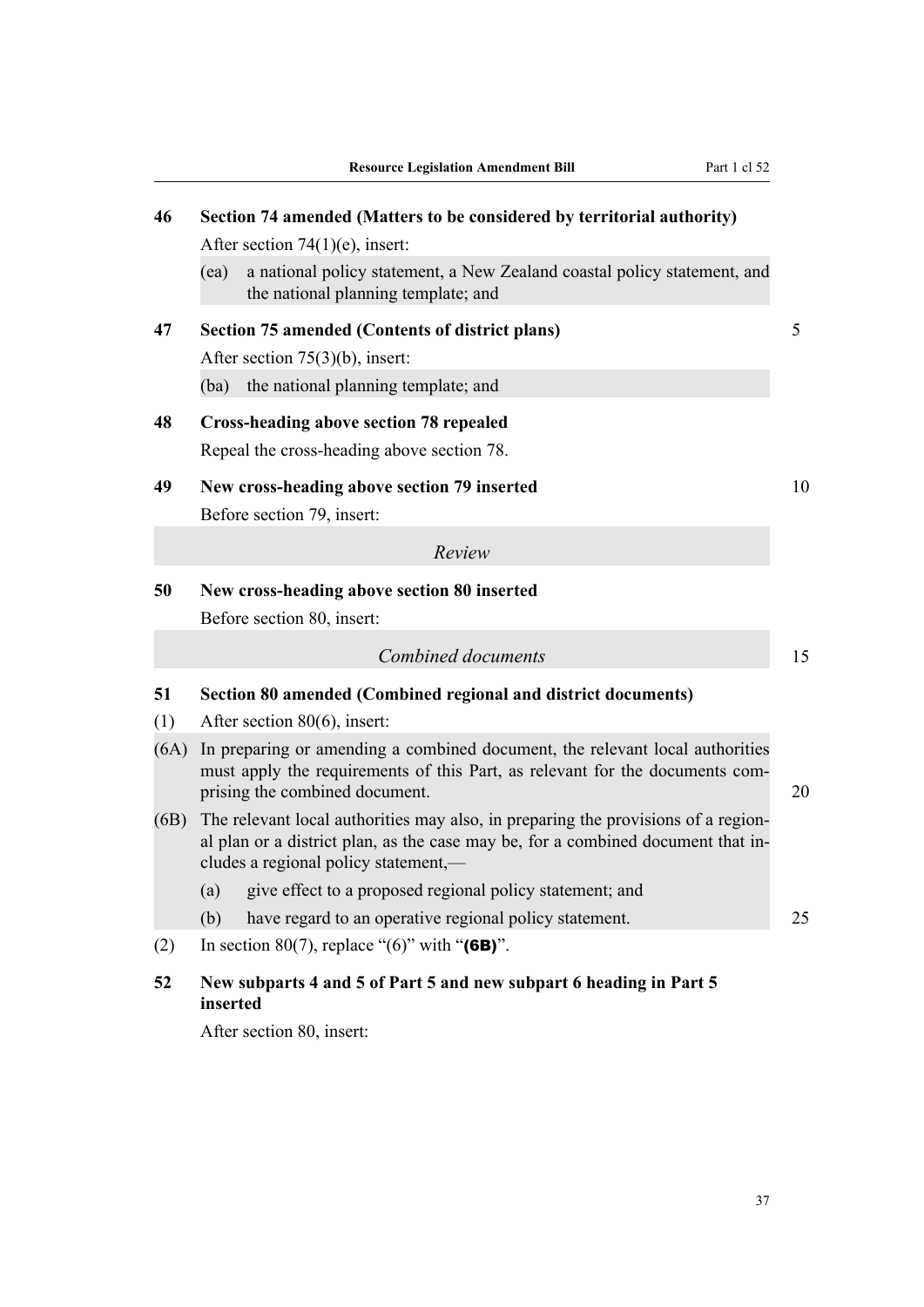**46 Section 74 amended (Matters to be considered by territorial authority)**

After section 74(1)(e), insert:

(ea) a national policy statement, a New Zealand coastal policy statement, and the national planning template; and

**47 Section 75 amended (Contents of district plans)**

After section 75(3)(b), insert:

(ba) the national planning template; and

**48 Cross-heading above section 78 repealed**

Repeal the cross-heading above section 78.

**49 New cross-heading above section 79 inserted**

Before section 79, insert:

*Review*

**50 New cross-heading above section 80 inserted**

Before section 80, insert:

*Combined documents*

**51 Section 80 amended (Combined regional and district documents)**

(1) After section 80(6), insert:

(6A) In preparing or amending a combined document, the relevant local authorities must apply the requirements of this Part, as relevant for the documents comprising the combined document.

(6B) The relevant local authorities may also, in preparing the provisions of a regional plan or a district plan, as the case may be, for a combined document that includes a regional policy statement,—

(a) give effect to a proposed regional policy statement; and

(b) have regard to an operative regional policy statement.

(2) In section 80(7), replace "(6)" with "**(6B)**".

**52 New subparts 4 and 5 of Part 5 and new subpart 6 heading in Part 5 inserted**

After section 80, insert: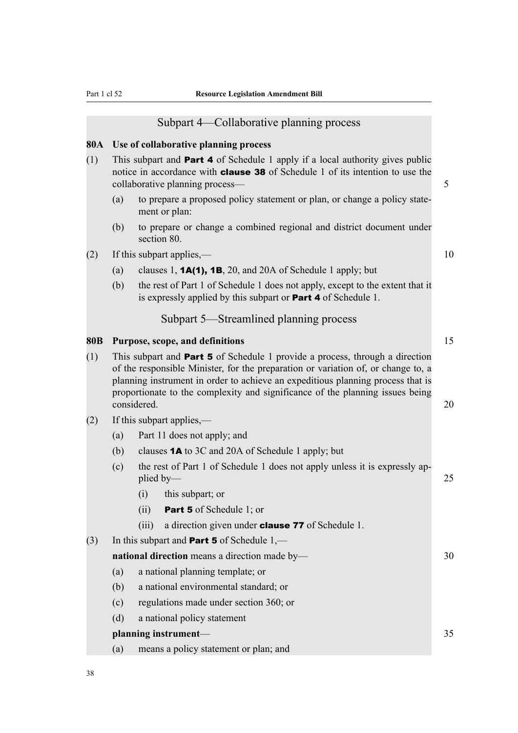## Subpart 4—Collaborative planning process

**80A Use of collaborative planning process**

(1) This subpart and **Part 4** of Schedule 1 apply if a local authority gives public notice in accordance with **clause 38** of Schedule 1 of its intention to use the collaborative planning process—

- (a) to prepare a proposed policy statement or plan, or change a policy statement or plan:
- (b) to prepare or change a combined regional and district document under section 80.

(2) If this subpart applies,—

- (a) clauses 1, **1A(1), 1B**, 20, and 20A of Schedule 1 apply; but
- (b) the rest of Part 1 of Schedule 1 does not apply, except to the extent that it is expressly applied by this subpart or **Part 4** of Schedule 1.

## Subpart 5—Streamlined planning process

**80B Purpose, scope, and definitions**

(1) This subpart and **Part 5** of Schedule 1 provide a process, through a direction of the responsible Minister, for the preparation or variation of, or change to, a planning instrument in order to achieve an expeditious planning process that is proportionate to the complexity and significance of the planning issues being considered.

(2) If this subpart applies,—

- (a) Part 11 does not apply; and
- (b) clauses **1A** to 3C and 20A of Schedule 1 apply; but
- (c) the rest of Part 1 of Schedule 1 does not apply unless it is expressly applied by—
  - (i) this subpart; or
  - (ii) **Part 5** of Schedule 1; or
  - (iii) a direction given under **clause 77** of Schedule 1.

(3) In this subpart and **Part 5** of Schedule 1,—

**national direction** means a direction made by—

- (a) a national planning template; or
- (b) a national environmental standard; or
- (c) regulations made under section 360; or
- (d) a national policy statement

**planning instrument**—

- (a) means a policy statement or plan; and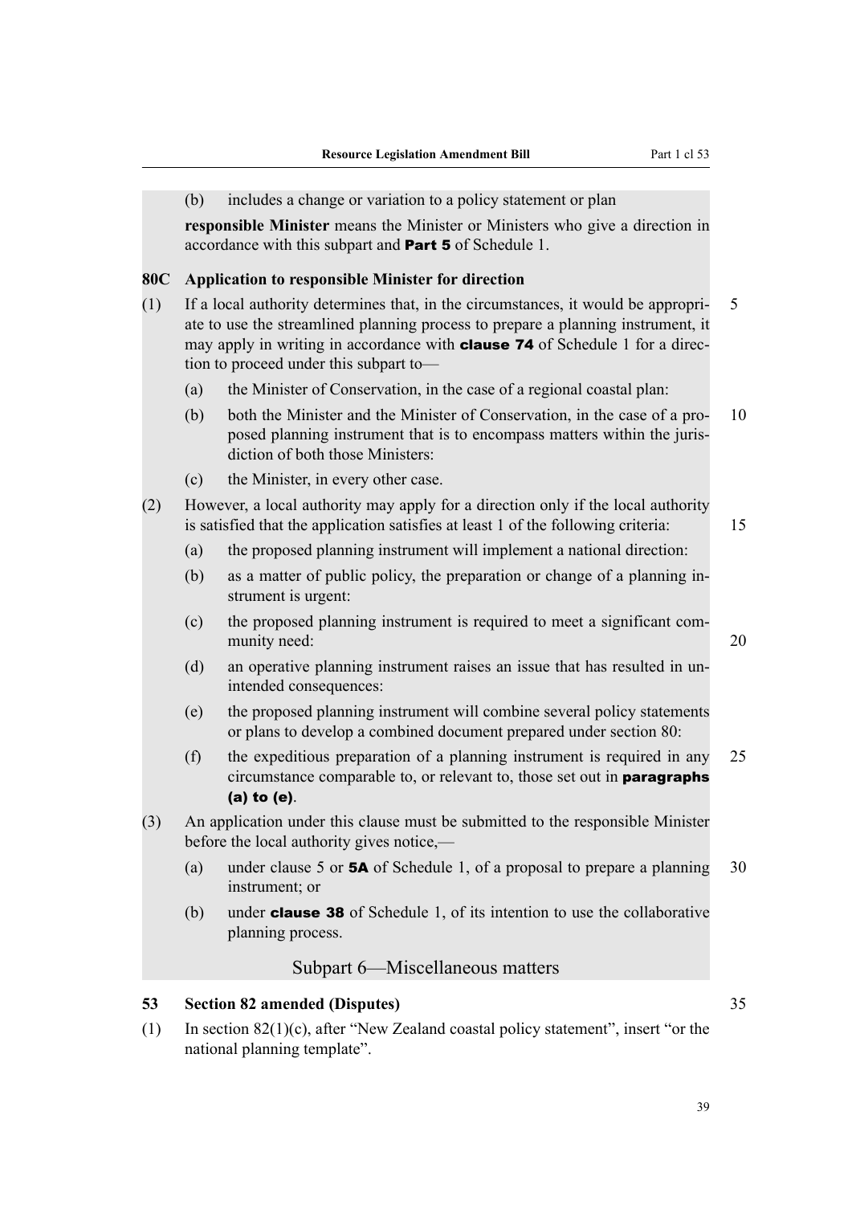(b) includes a change or variation to a policy statement or plan

**responsible Minister** means the Minister or Ministers who give a direction in accordance with this subpart and **Part 5** of Schedule 1.

**80C Application to responsible Minister for direction**

(1) If a local authority determines that, in the circumstances, it would be appropriate to use the streamlined planning process to prepare a planning instrument, it may apply in writing in accordance with **clause 74** of Schedule 1 for a direction to proceed under this subpart to—

(a) the Minister of Conservation, in the case of a regional coastal plan:

(b) both the Minister and the Minister of Conservation, in the case of a proposed planning instrument that is to encompass matters within the jurisdiction of both those Ministers:

(c) the Minister, in every other case.

(2) However, a local authority may apply for a direction only if the local authority is satisfied that the application satisfies at least 1 of the following criteria:

(a) the proposed planning instrument will implement a national direction:

(b) as a matter of public policy, the preparation or change of a planning instrument is urgent:

(c) the proposed planning instrument is required to meet a significant community need:

(d) an operative planning instrument raises an issue that has resulted in unintended consequences:

(e) the proposed planning instrument will combine several policy statements or plans to develop a combined document prepared under section 80:

(f) the expeditious preparation of a planning instrument is required in any circumstance comparable to, or relevant to, those set out in **paragraphs (a) to (e)**.

(3) An application under this clause must be submitted to the responsible Minister before the local authority gives notice,—

(a) under clause 5 or **5A** of Schedule 1, of a proposal to prepare a planning instrument; or

(b) under **clause 38** of Schedule 1, of its intention to use the collaborative planning process.

## Subpart 6—Miscellaneous matters

**53 Section 82 amended (Disputes)**

(1) In section 82(1)(c), after "New Zealand coastal policy statement", insert "or the national planning template".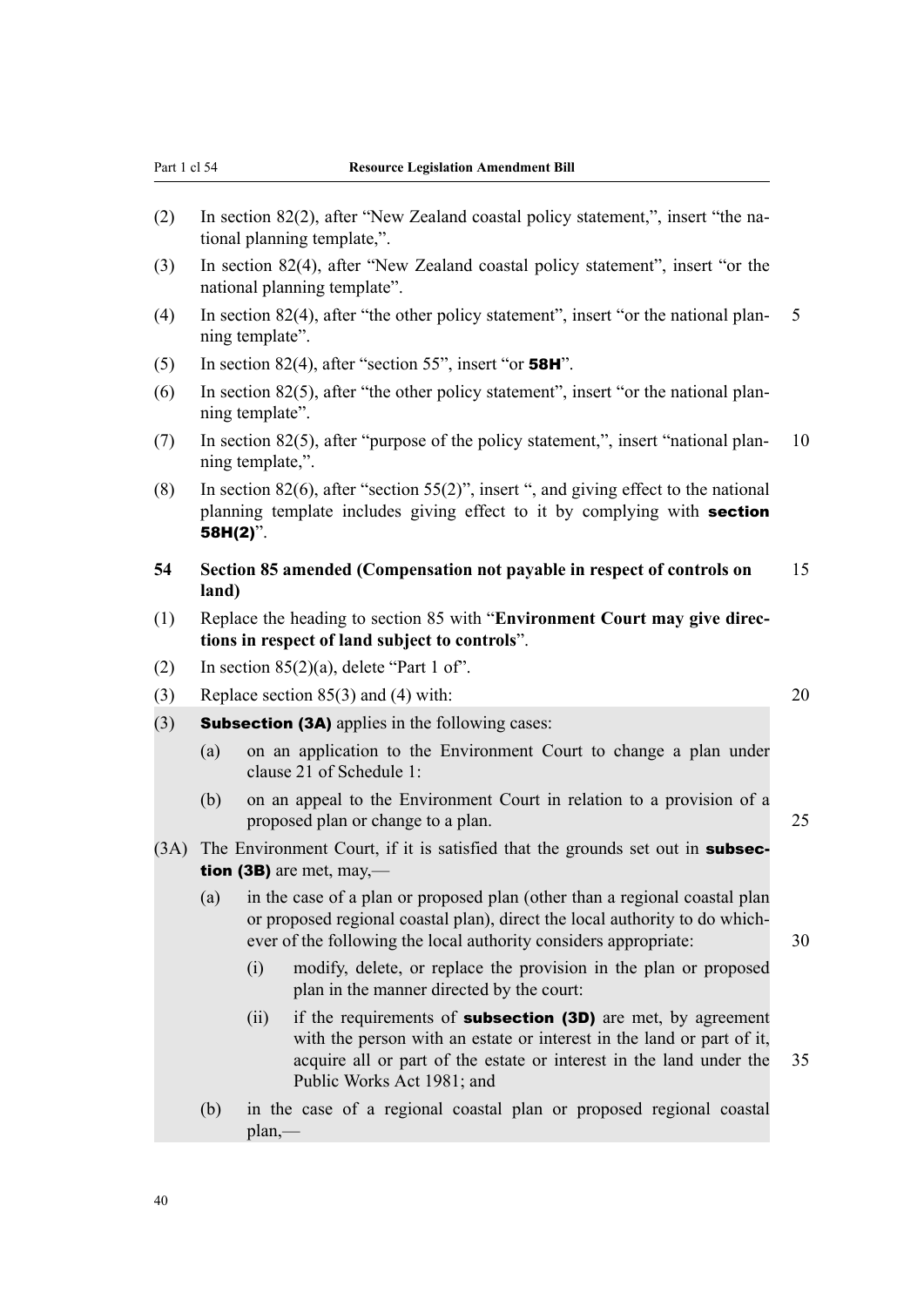(2) In section 82(2), after "New Zealand coastal policy statement,", insert "the national planning template,".

(3) In section 82(4), after "New Zealand coastal policy statement", insert "or the national planning template".

(4) In section 82(4), after "the other policy statement", insert "or the national planning template".

(5) In section 82(4), after "section 55", insert "or **58H**".

(6) In section 82(5), after "the other policy statement", insert "or the national planning template".

(7) In section 82(5), after "purpose of the policy statement,", insert "national planning template,".

(8) In section 82(6), after "section 55(2)", insert ", and giving effect to the national planning template includes giving effect to it by complying with **section 58H(2)**".

**54 Section 85 amended (Compensation not payable in respect of controls on land)**

(1) Replace the heading to section 85 with "**Environment Court may give directions in respect of land subject to controls**".

(2) In section 85(2)(a), delete "Part 1 of".

(3) Replace section 85(3) and (4) with:

(3) **Subsection (3A)** applies in the following cases:

- (a) on an application to the Environment Court to change a plan under clause 21 of Schedule 1:
- (b) on an appeal to the Environment Court in relation to a provision of a proposed plan or change to a plan.

(3A) The Environment Court, if it is satisfied that the grounds set out in **subsection (3B)** are met, may,—

- (a) in the case of a plan or proposed plan (other than a regional coastal plan or proposed regional coastal plan), direct the local authority to do whichever of the following the local authority considers appropriate:
  - (i) modify, delete, or replace the provision in the plan or proposed plan in the manner directed by the court:
  - (ii) if the requirements of **subsection (3D)** are met, by agreement with the person with an estate or interest in the land or part of it, acquire all or part of the estate or interest in the land under the Public Works Act 1981; and
- (b) in the case of a regional coastal plan or proposed regional coastal plan,—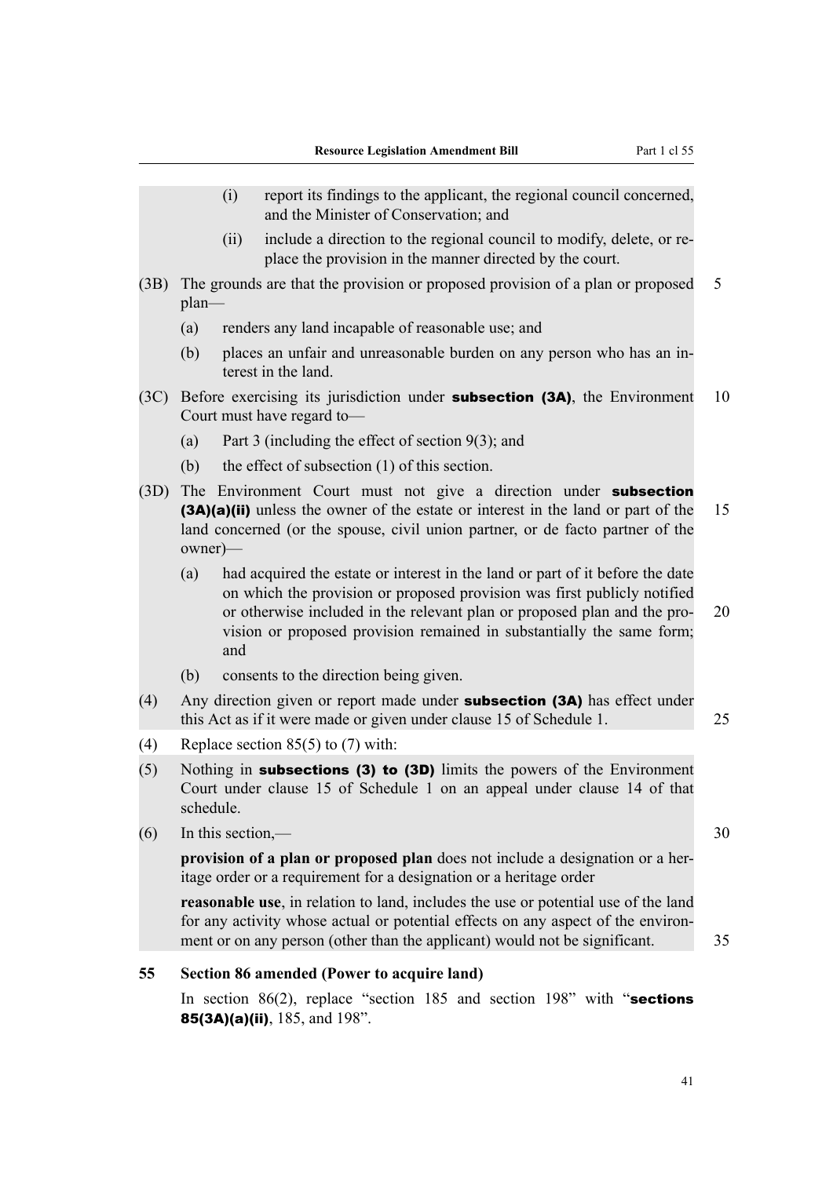(i) report its findings to the applicant, the regional council concerned, and the Minister of Conservation; and

(ii) include a direction to the regional council to modify, delete, or replace the provision in the manner directed by the court.

(3B) The grounds are that the provision or proposed provision of a plan or proposed plan—

(a) renders any land incapable of reasonable use; and

(b) places an unfair and unreasonable burden on any person who has an interest in the land.

(3C) Before exercising its jurisdiction under **subsection (3A)**, the Environment Court must have regard to—

(a) Part 3 (including the effect of section 9(3); and

(b) the effect of subsection (1) of this section.

(3D) The Environment Court must not give a direction under **subsection (3A)(a)(ii)** unless the owner of the estate or interest in the land or part of the land concerned (or the spouse, civil union partner, or de facto partner of the owner)—

(a) had acquired the estate or interest in the land or part of it before the date on which the provision or proposed provision was first publicly notified or otherwise included in the relevant plan or proposed plan and the provision or proposed provision remained in substantially the same form; and

(b) consents to the direction being given.

(4) Any direction given or report made under **subsection (3A)** has effect under this Act as if it were made or given under clause 15 of Schedule 1.

(4) Replace section 85(5) to (7) with:

(5) Nothing in **subsections (3) to (3D)** limits the powers of the Environment Court under clause 15 of Schedule 1 on an appeal under clause 14 of that schedule.

(6) In this section,—

**provision of a plan or proposed plan** does not include a designation or a heritage order or a requirement for a designation or a heritage order

**reasonable use**, in relation to land, includes the use or potential use of the land for any activity whose actual or potential effects on any aspect of the environment or on any person (other than the applicant) would not be significant.

### 55 Section 86 amended (Power to acquire land)

In section 86(2), replace "section 185 and section 198" with "**sections 85(3A)(a)(ii)**, 185, and 198".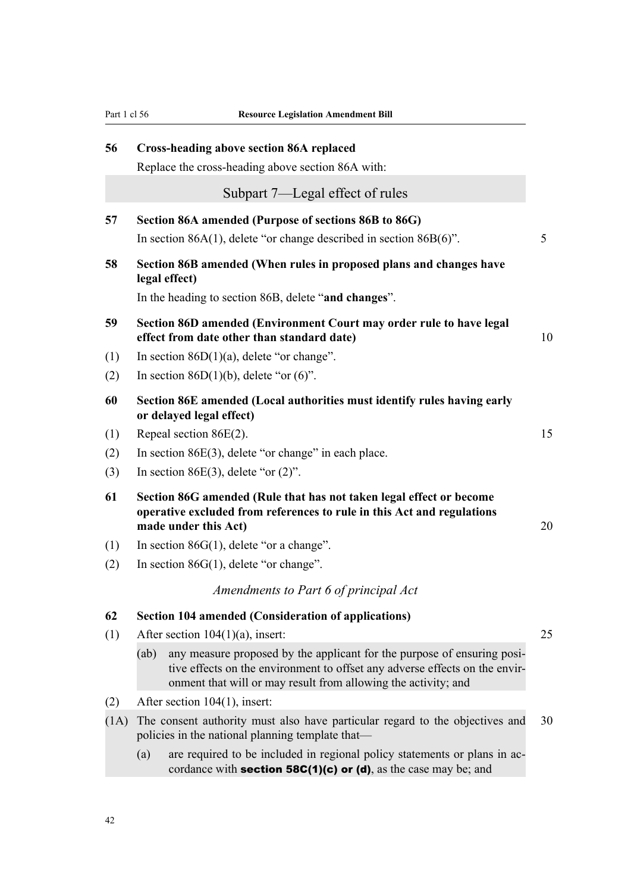### 56 Cross-heading above section 86A replaced

Replace the cross-heading above section 86A with:

> Subpart 7—Legal effect of rules

### 57 Section 86A amended (Purpose of sections 86B to 86G)

In section 86A(1), delete "or change described in section 86B(6)".

### 58 Section 86B amended (When rules in proposed plans and changes have legal effect)

In the heading to section 86B, delete "**and changes**".

### 59 Section 86D amended (Environment Court may order rule to have legal effect from date other than standard date)

(1) In section 86D(1)(a), delete "or change".

(2) In section 86D(1)(b), delete "or (6)".

### 60 Section 86E amended (Local authorities must identify rules having early or delayed legal effect)

(1) Repeal section 86E(2).

(2) In section 86E(3), delete "or change" in each place.

(3) In section 86E(3), delete "or (2)".

### 61 Section 86G amended (Rule that has not taken legal effect or become operative excluded from references to rule in this Act and regulations made under this Act)

(1) In section 86G(1), delete "or a change".

(2) In section 86G(1), delete "or change".

*Amendments to Part 6 of principal Act*

### 62 Section 104 amended (Consideration of applications)

(1) After section 104(1)(a), insert:

> (ab) any measure proposed by the applicant for the purpose of ensuring positive effects on the environment to offset any adverse effects on the environment that will or may result from allowing the activity; and

(2) After section 104(1), insert:

> (1A) The consent authority must also have particular regard to the objectives and policies in the national planning template that—
>
> (a) are required to be included in regional policy statements or plans in accordance with **section 58C(1)(c) or (d)**, as the case may be; and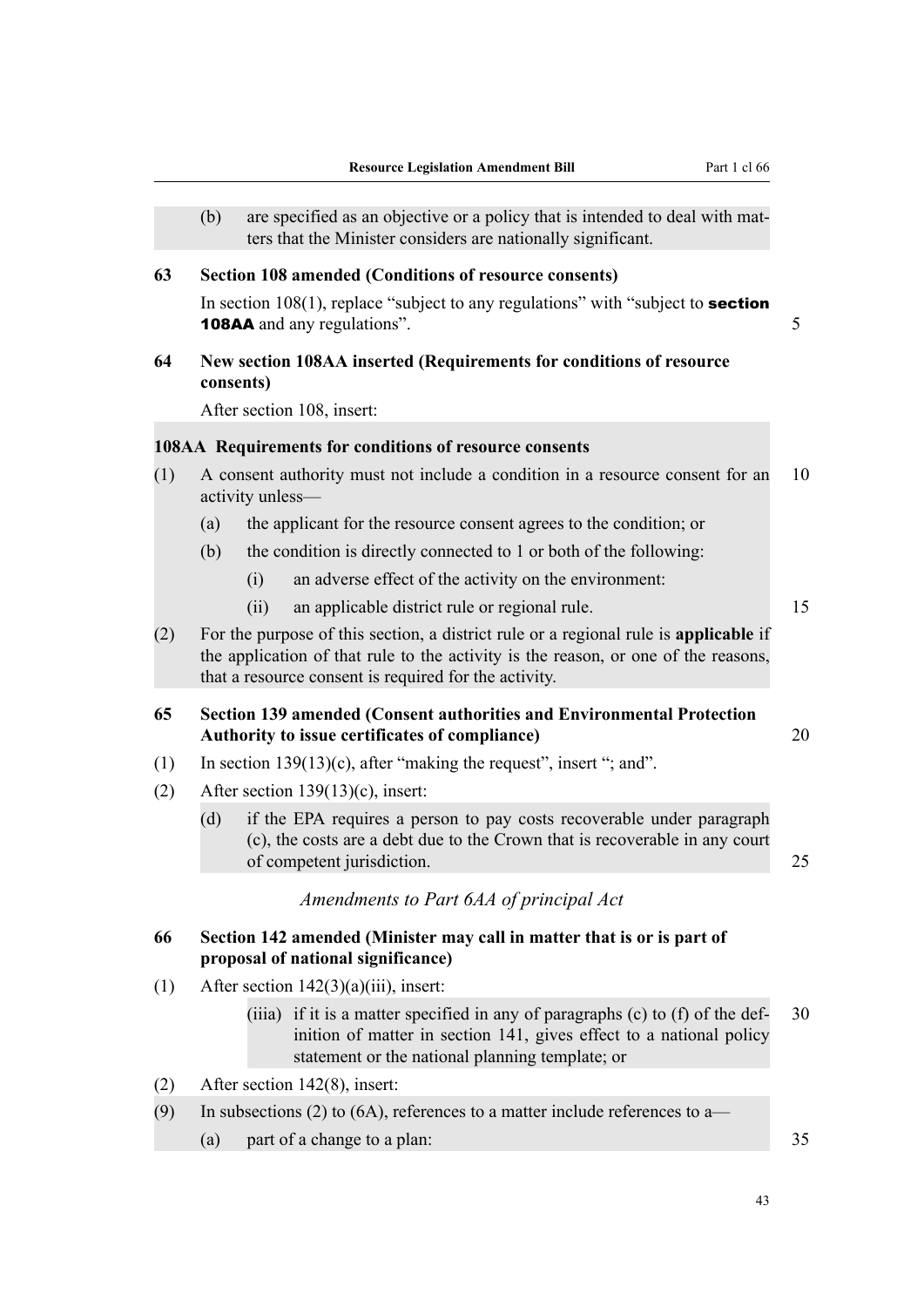(b) are specified as an objective or a policy that is intended to deal with matters that the Minister considers are nationally significant.

**63 Section 108 amended (Conditions of resource consents)**

In section 108(1), replace "subject to any regulations" with "subject to **section 108AA** and any regulations".

**64 New section 108AA inserted (Requirements for conditions of resource consents)**

After section 108, insert:

**108AA Requirements for conditions of resource consents**

(1) A consent authority must not include a condition in a resource consent for an activity unless—

(a) the applicant for the resource consent agrees to the condition; or

(b) the condition is directly connected to 1 or both of the following:

(i) an adverse effect of the activity on the environment:

(ii) an applicable district rule or regional rule.

(2) For the purpose of this section, a district rule or a regional rule is **applicable** if the application of that rule to the activity is the reason, or one of the reasons, that a resource consent is required for the activity.

**65 Section 139 amended (Consent authorities and Environmental Protection Authority to issue certificates of compliance)**

(1) In section 139(13)(c), after "making the request", insert "; and".

(2) After section 139(13)(c), insert:

(d) if the EPA requires a person to pay costs recoverable under paragraph (c), the costs are a debt due to the Crown that is recoverable in any court of competent jurisdiction.

*Amendments to Part 6AA of principal Act*

**66 Section 142 amended (Minister may call in matter that is or is part of proposal of national significance)**

(1) After section 142(3)(a)(iii), insert:

(iiia) if it is a matter specified in any of paragraphs (c) to (f) of the definition of matter in section 141, gives effect to a national policy statement or the national planning template; or

(2) After section 142(8), insert:

(9) In subsections (2) to (6A), references to a matter include references to a—

(a) part of a change to a plan: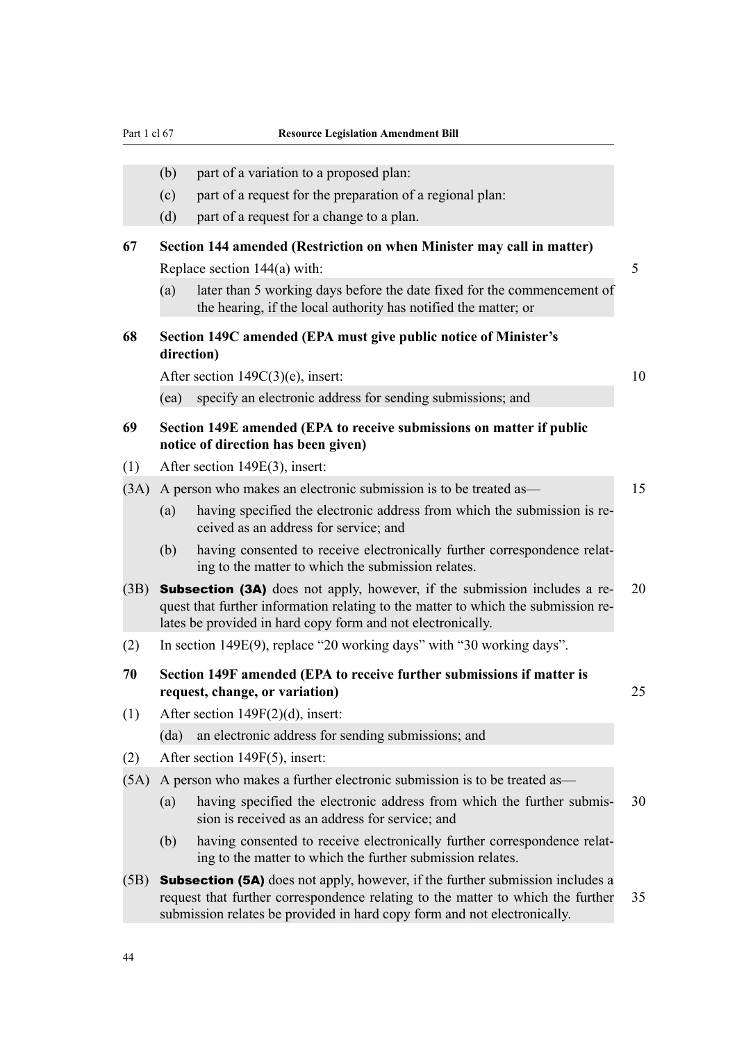(b) part of a variation to a proposed plan:

(c) part of a request for the preparation of a regional plan:

(d) part of a request for a change to a plan.

### 67 Section 144 amended (Restriction on when Minister may call in matter)

Replace section 144(a) with:

(a) later than 5 working days before the date fixed for the commencement of the hearing, if the local authority has notified the matter; or

### 68 Section 149C amended (EPA must give public notice of Minister's direction)

After section 149C(3)(e), insert:

(ea) specify an electronic address for sending submissions; and

### 69 Section 149E amended (EPA to receive submissions on matter if public notice of direction has been given)

(1) After section 149E(3), insert:

(3A) A person who makes an electronic submission is to be treated as—

(a) having specified the electronic address from which the submission is received as an address for service; and

(b) having consented to receive electronically further correspondence relating to the matter to which the submission relates.

(3B) **Subsection (3A)** does not apply, however, if the submission includes a request that further information relating to the matter to which the submission relates be provided in hard copy form and not electronically.

(2) In section 149E(9), replace "20 working days" with "30 working days".

### 70 Section 149F amended (EPA to receive further submissions if matter is request, change, or variation)

(1) After section 149F(2)(d), insert:

(da) an electronic address for sending submissions; and

(2) After section 149F(5), insert:

(5A) A person who makes a further electronic submission is to be treated as—

(a) having specified the electronic address from which the further submission is received as an address for service; and

(b) having consented to receive electronically further correspondence relating to the matter to which the further submission relates.

(5B) **Subsection (5A)** does not apply, however, if the further submission includes a request that further correspondence relating to the matter to which the further submission relates be provided in hard copy form and not electronically.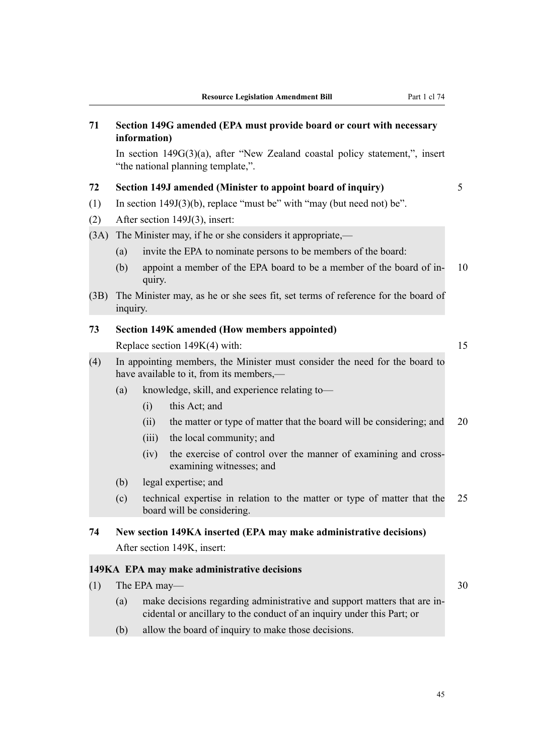### 71 Section 149G amended (EPA must provide board or court with necessary information)

In section 149G(3)(a), after "New Zealand coastal policy statement,", insert "the national planning template,".

### 72 Section 149J amended (Minister to appoint board of inquiry)

(1) In section 149J(3)(b), replace "must be" with "may (but need not) be".

(2) After section 149J(3), insert:

(3A) The Minister may, if he or she considers it appropriate,—

- (a) invite the EPA to nominate persons to be members of the board:
- (b) appoint a member of the EPA board to be a member of the board of inquiry.

(3B) The Minister may, as he or she sees fit, set terms of reference for the board of inquiry.

### 73 Section 149K amended (How members appointed)

Replace section 149K(4) with:

(4) In appointing members, the Minister must consider the need for the board to have available to it, from its members,—

- (a) knowledge, skill, and experience relating to—
  - (i) this Act; and
  - (ii) the matter or type of matter that the board will be considering; and
  - (iii) the local community; and
  - (iv) the exercise of control over the manner of examining and cross-examining witnesses; and
- (b) legal expertise; and
- (c) technical expertise in relation to the matter or type of matter that the board will be considering.

### 74 New section 149KA inserted (EPA may make administrative decisions)

After section 149K, insert:

**149KA EPA may make administrative decisions**

(1) The EPA may—

- (a) make decisions regarding administrative and support matters that are incidental or ancillary to the conduct of an inquiry under this Part; or
- (b) allow the board of inquiry to make those decisions.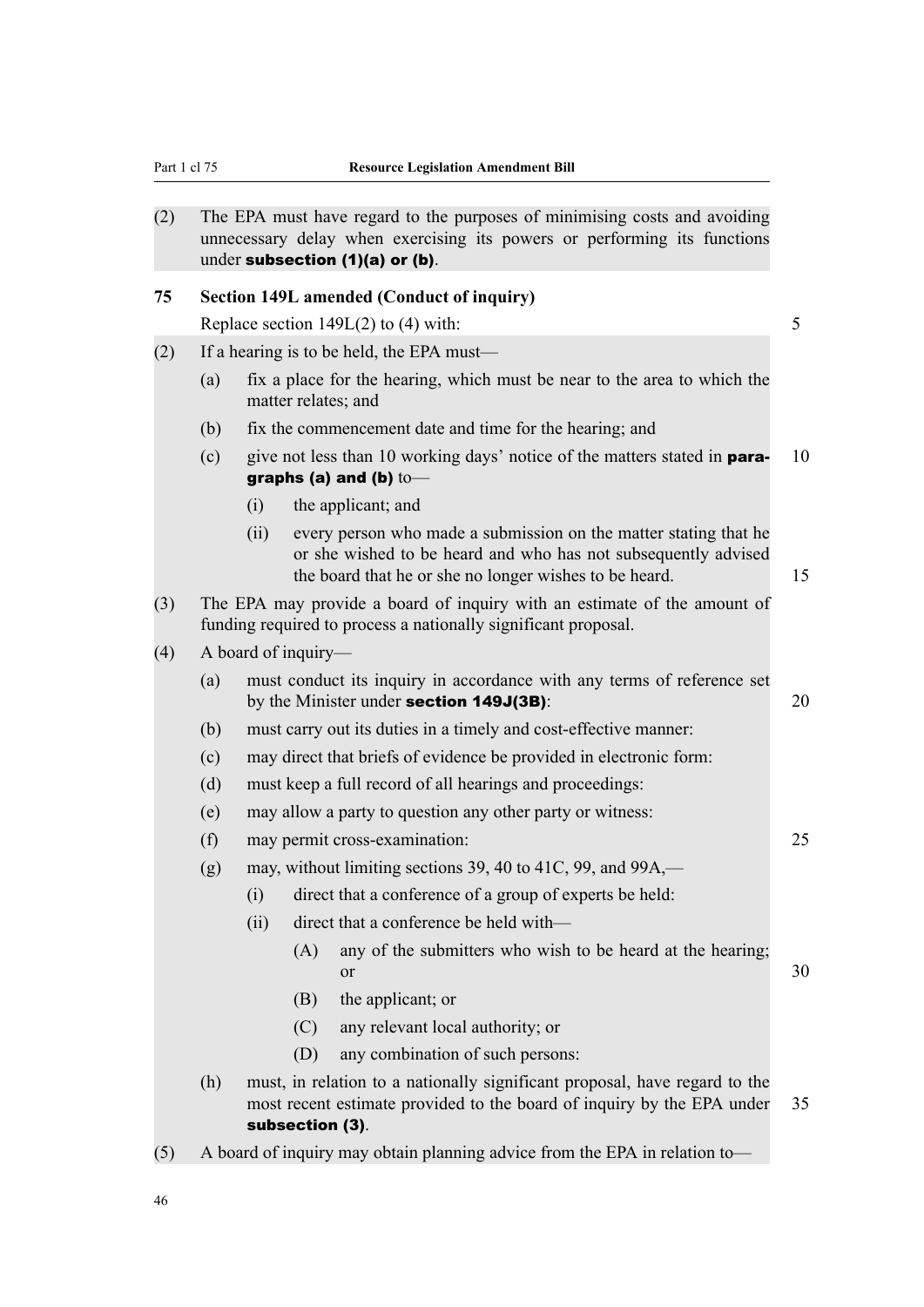(2) The EPA must have regard to the purposes of minimising costs and avoiding unnecessary delay when exercising its powers or performing its functions under **subsection (1)(a) or (b)**.

### 75 Section 149L amended (Conduct of inquiry)

Replace section 149L(2) to (4) with:

(2) If a hearing is to be held, the EPA must—

- (a) fix a place for the hearing, which must be near to the area to which the matter relates; and
- (b) fix the commencement date and time for the hearing; and
- (c) give not less than 10 working days' notice of the matters stated in **paragraphs (a) and (b)** to—
  - (i) the applicant; and
  - (ii) every person who made a submission on the matter stating that he or she wished to be heard and who has not subsequently advised the board that he or she no longer wishes to be heard.

(3) The EPA may provide a board of inquiry with an estimate of the amount of funding required to process a nationally significant proposal.

(4) A board of inquiry—

- (a) must conduct its inquiry in accordance with any terms of reference set by the Minister under **section 149J(3B)**:
- (b) must carry out its duties in a timely and cost-effective manner:
- (c) may direct that briefs of evidence be provided in electronic form:
- (d) must keep a full record of all hearings and proceedings:
- (e) may allow a party to question any other party or witness:
- (f) may permit cross-examination:
- (g) may, without limiting sections 39, 40 to 41C, 99, and 99A,—
  - (i) direct that a conference of a group of experts be held:
  - (ii) direct that a conference be held with—
    - (A) any of the submitters who wish to be heard at the hearing; or
    - (B) the applicant; or
    - (C) any relevant local authority; or
    - (D) any combination of such persons:
- (h) must, in relation to a nationally significant proposal, have regard to the most recent estimate provided to the board of inquiry by the EPA under **subsection (3)**.

(5) A board of inquiry may obtain planning advice from the EPA in relation to—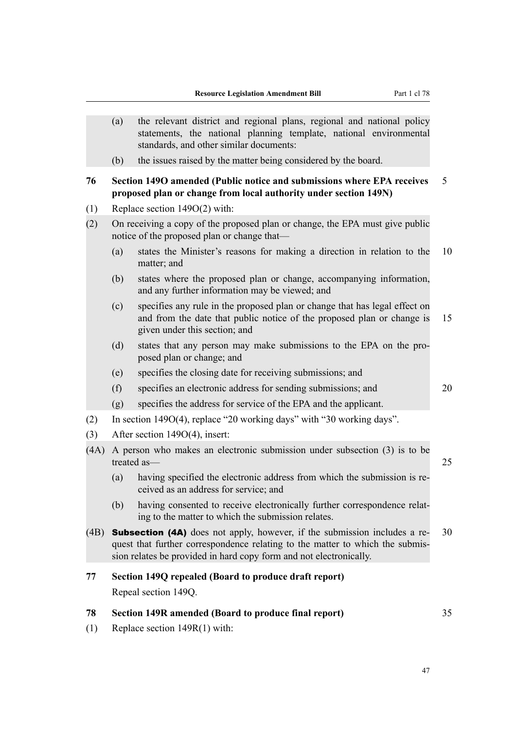(a) the relevant district and regional plans, regional and national policy statements, the national planning template, national environmental standards, and other similar documents:

(b) the issues raised by the matter being considered by the board.

**76 Section 149O amended (Public notice and submissions where EPA receives proposed plan or change from local authority under section 149N)**

(1) Replace section 149O(2) with:

(2) On receiving a copy of the proposed plan or change, the EPA must give public notice of the proposed plan or change that—

(a) states the Minister's reasons for making a direction in relation to the matter; and

(b) states where the proposed plan or change, accompanying information, and any further information may be viewed; and

(c) specifies any rule in the proposed plan or change that has legal effect on and from the date that public notice of the proposed plan or change is given under this section; and

(d) states that any person may make submissions to the EPA on the proposed plan or change; and

(e) specifies the closing date for receiving submissions; and

(f) specifies an electronic address for sending submissions; and

(g) specifies the address for service of the EPA and the applicant.

(2) In section 149O(4), replace "20 working days" with "30 working days".

(3) After section 149O(4), insert:

(4A) A person who makes an electronic submission under subsection (3) is to be treated as—

(a) having specified the electronic address from which the submission is received as an address for service; and

(b) having consented to receive electronically further correspondence relating to the matter to which the submission relates.

(4B) **Subsection (4A)** does not apply, however, if the submission includes a request that further correspondence relating to the matter to which the submission relates be provided in hard copy form and not electronically.

**77 Section 149Q repealed (Board to produce draft report)**

Repeal section 149Q.

**78 Section 149R amended (Board to produce final report)**

(1) Replace section 149R(1) with: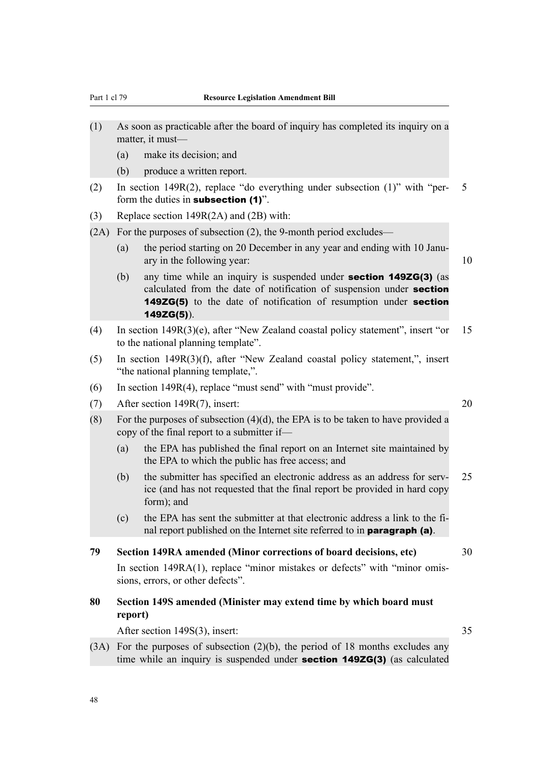(1) As soon as practicable after the board of inquiry has completed its inquiry on a matter, it must—

(a) make its decision; and

(b) produce a written report.

(2) In section 149R(2), replace "do everything under subsection (1)" with "perform the duties in **subsection (1)**".

(3) Replace section 149R(2A) and (2B) with:

(2A) For the purposes of subsection (2), the 9-month period excludes—

(a) the period starting on 20 December in any year and ending with 10 January in the following year:

(b) any time while an inquiry is suspended under **section 149ZG(3)** (as calculated from the date of notification of suspension under **section 149ZG(5)** to the date of notification of resumption under **section 149ZG(5)**).

(4) In section 149R(3)(e), after "New Zealand coastal policy statement", insert "or to the national planning template".

(5) In section 149R(3)(f), after "New Zealand coastal policy statement,", insert "the national planning template,".

(6) In section 149R(4), replace "must send" with "must provide".

(7) After section 149R(7), insert:

(8) For the purposes of subsection (4)(d), the EPA is to be taken to have provided a copy of the final report to a submitter if—

(a) the EPA has published the final report on an Internet site maintained by the EPA to which the public has free access; and

(b) the submitter has specified an electronic address as an address for service (and has not requested that the final report be provided in hard copy form); and

(c) the EPA has sent the submitter at that electronic address a link to the final report published on the Internet site referred to in **paragraph (a)**.

**79 Section 149RA amended (Minor corrections of board decisions, etc)**

In section 149RA(1), replace "minor mistakes or defects" with "minor omissions, errors, or other defects".

**80 Section 149S amended (Minister may extend time by which board must report)**

After section 149S(3), insert:

(3A) For the purposes of subsection (2)(b), the period of 18 months excludes any time while an inquiry is suspended under **section 149ZG(3)** (as calculated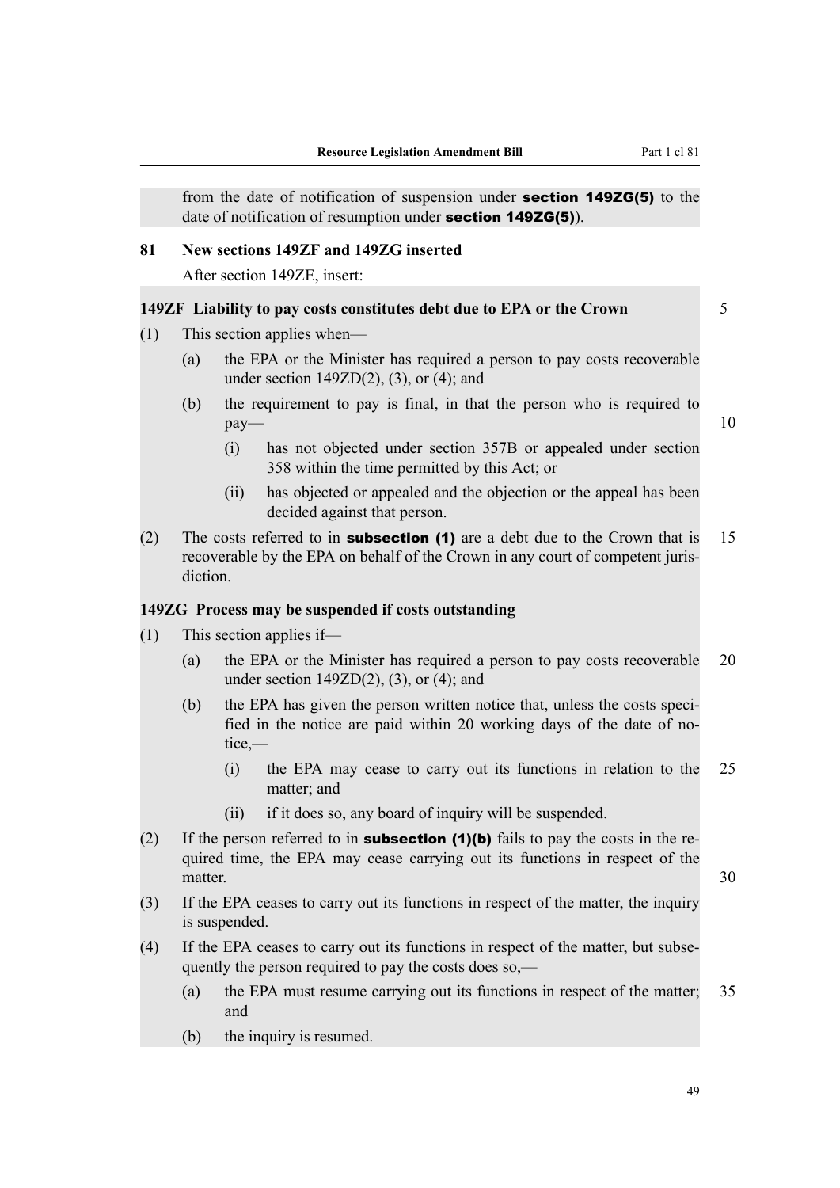from the date of notification of suspension under **section 149ZG(5)** to the date of notification of resumption under **section 149ZG(5)**).

### 81 New sections 149ZF and 149ZG inserted

After section 149ZE, insert:

#### 149ZF Liability to pay costs constitutes debt due to EPA or the Crown

(1) This section applies when—

(a) the EPA or the Minister has required a person to pay costs recoverable under section 149ZD(2), (3), or (4); and

(b) the requirement to pay is final, in that the person who is required to pay—

(i) has not objected under section 357B or appealed under section 358 within the time permitted by this Act; or

(ii) has objected or appealed and the objection or the appeal has been decided against that person.

(2) The costs referred to in **subsection (1)** are a debt due to the Crown that is recoverable by the EPA on behalf of the Crown in any court of competent jurisdiction.

#### 149ZG Process may be suspended if costs outstanding

(1) This section applies if—

(a) the EPA or the Minister has required a person to pay costs recoverable under section 149ZD(2), (3), or (4); and

(b) the EPA has given the person written notice that, unless the costs specified in the notice are paid within 20 working days of the date of notice,—

(i) the EPA may cease to carry out its functions in relation to the matter; and

(ii) if it does so, any board of inquiry will be suspended.

(2) If the person referred to in **subsection (1)(b)** fails to pay the costs in the required time, the EPA may cease carrying out its functions in respect of the matter.

(3) If the EPA ceases to carry out its functions in respect of the matter, the inquiry is suspended.

(4) If the EPA ceases to carry out its functions in respect of the matter, but subsequently the person required to pay the costs does so,—

(a) the EPA must resume carrying out its functions in respect of the matter; and

(b) the inquiry is resumed.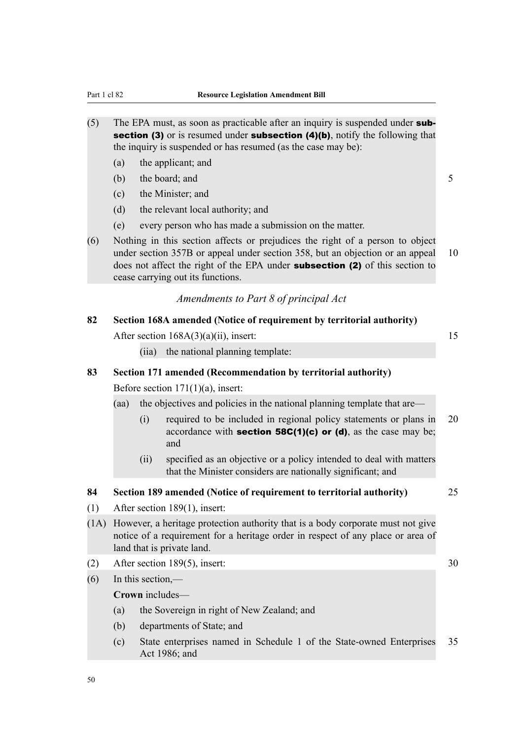(5) The EPA must, as soon as practicable after an inquiry is suspended under **subsection (3)** or is resumed under **subsection (4)(b)**, notify the following that the inquiry is suspended or has resumed (as the case may be):

(a) the applicant; and

(b) the board; and

(c) the Minister; and

(d) the relevant local authority; and

(e) every person who has made a submission on the matter.

(6) Nothing in this section affects or prejudices the right of a person to object under section 357B or appeal under section 358, but an objection or an appeal does not affect the right of the EPA under **subsection (2)** of this section to cease carrying out its functions.

*Amendments to Part 8 of principal Act*

**82 Section 168A amended (Notice of requirement by territorial authority)**

After section 168A(3)(a)(ii), insert:

(iia) the national planning template:

**83 Section 171 amended (Recommendation by territorial authority)**

Before section 171(1)(a), insert:

(aa) the objectives and policies in the national planning template that are—

(i) required to be included in regional policy statements or plans in accordance with **section 58C(1)(c) or (d)**, as the case may be; and

(ii) specified as an objective or a policy intended to deal with matters that the Minister considers are nationally significant; and

**84 Section 189 amended (Notice of requirement to territorial authority)**

(1) After section 189(1), insert:

(1A) However, a heritage protection authority that is a body corporate must not give notice of a requirement for a heritage order in respect of any place or area of land that is private land.

(2) After section 189(5), insert:

(6) In this section,—

**Crown** includes—

(a) the Sovereign in right of New Zealand; and

(b) departments of State; and

(c) State enterprises named in Schedule 1 of the State-owned Enterprises Act 1986; and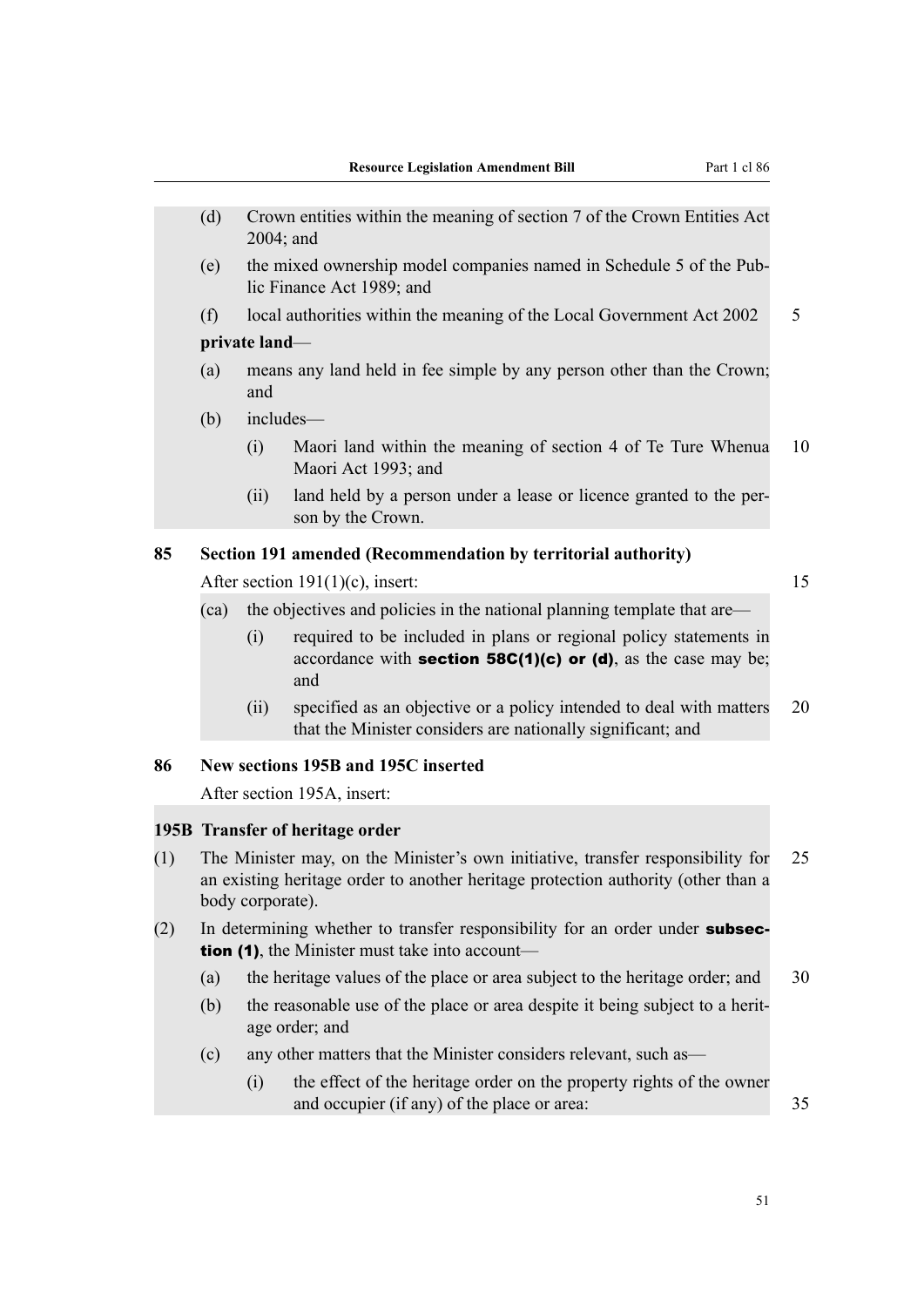(d) Crown entities within the meaning of section 7 of the Crown Entities Act 2004; and

(e) the mixed ownership model companies named in Schedule 5 of the Public Finance Act 1989; and

(f) local authorities within the meaning of the Local Government Act 2002

**private land**—

(a) means any land held in fee simple by any person other than the Crown; and

(b) includes—

(i) Maori land within the meaning of section 4 of Te Ture Whenua Maori Act 1993; and

(ii) land held by a person under a lease or licence granted to the person by the Crown.

## 85 Section 191 amended (Recommendation by territorial authority)

After section 191(1)(c), insert:

(ca) the objectives and policies in the national planning template that are—

(i) required to be included in plans or regional policy statements in accordance with **section 58C(1)(c) or (d)**, as the case may be; and

(ii) specified as an objective or a policy intended to deal with matters that the Minister considers are nationally significant; and

## 86 New sections 195B and 195C inserted

After section 195A, insert:

### 195B Transfer of heritage order

(1) The Minister may, on the Minister's own initiative, transfer responsibility for an existing heritage order to another heritage protection authority (other than a body corporate).

(2) In determining whether to transfer responsibility for an order under **subsection (1)**, the Minister must take into account—

(a) the heritage values of the place or area subject to the heritage order; and

(b) the reasonable use of the place or area despite it being subject to a heritage order; and

(c) any other matters that the Minister considers relevant, such as—

(i) the effect of the heritage order on the property rights of the owner and occupier (if any) of the place or area: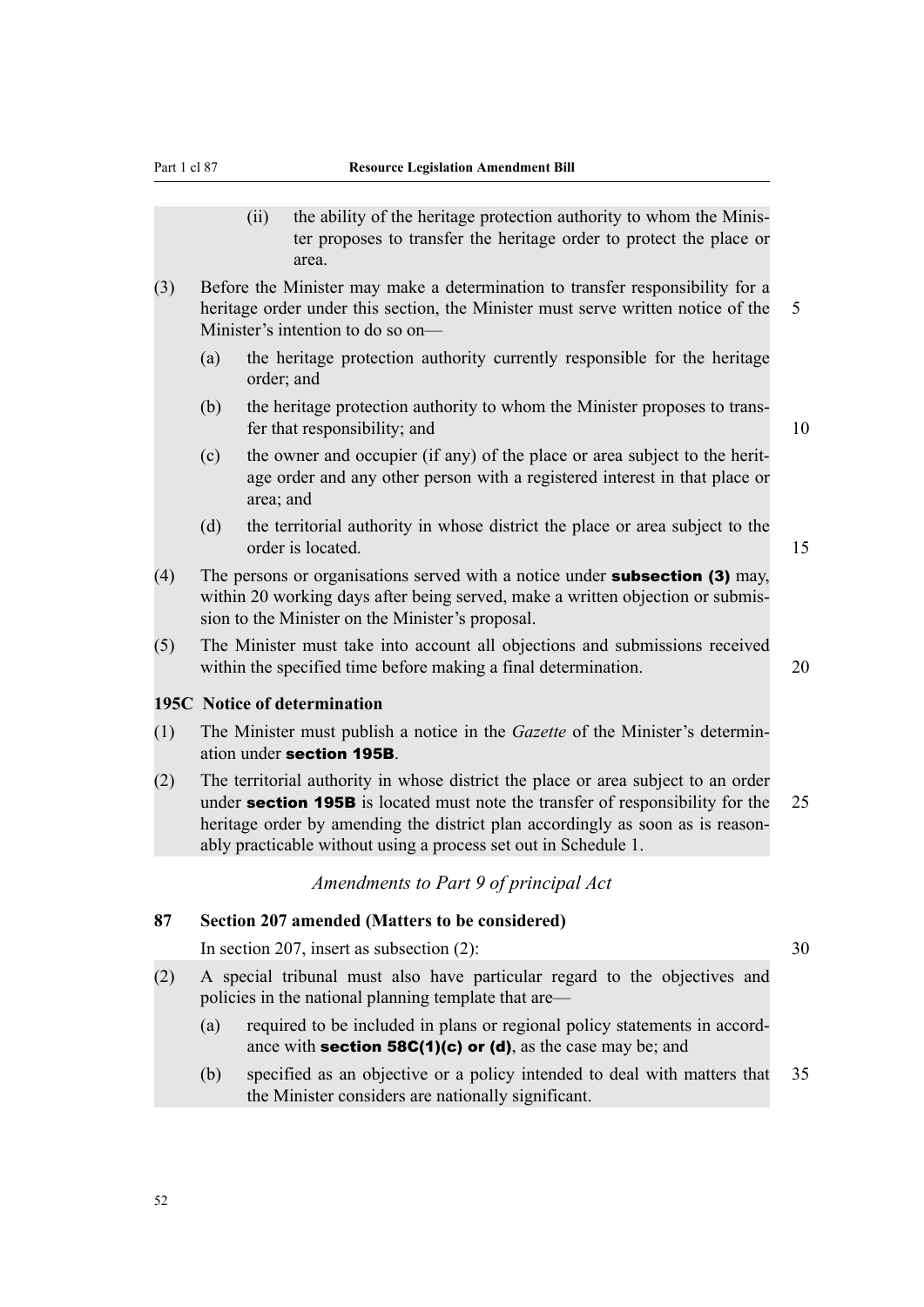(ii) the ability of the heritage protection authority to whom the Minister proposes to transfer the heritage order to protect the place or area.

(3) Before the Minister may make a determination to transfer responsibility for a heritage order under this section, the Minister must serve written notice of the Minister's intention to do so on—

(a) the heritage protection authority currently responsible for the heritage order; and

(b) the heritage protection authority to whom the Minister proposes to transfer that responsibility; and

(c) the owner and occupier (if any) of the place or area subject to the heritage order and any other person with a registered interest in that place or area; and

(d) the territorial authority in whose district the place or area subject to the order is located.

(4) The persons or organisations served with a notice under **subsection (3)** may, within 20 working days after being served, make a written objection or submission to the Minister on the Minister's proposal.

(5) The Minister must take into account all objections and submissions received within the specified time before making a final determination.

**195C Notice of determination**

(1) The Minister must publish a notice in the *Gazette* of the Minister's determination under **section 195B**.

(2) The territorial authority in whose district the place or area subject to an order under **section 195B** is located must note the transfer of responsibility for the heritage order by amending the district plan accordingly as soon as is reasonably practicable without using a process set out in Schedule 1.

*Amendments to Part 9 of principal Act*

**87 Section 207 amended (Matters to be considered)**

In section 207, insert as subsection (2):

(2) A special tribunal must also have particular regard to the objectives and policies in the national planning template that are—

(a) required to be included in plans or regional policy statements in accordance with **section 58C(1)(c) or (d)**, as the case may be; and

(b) specified as an objective or a policy intended to deal with matters that the Minister considers are nationally significant.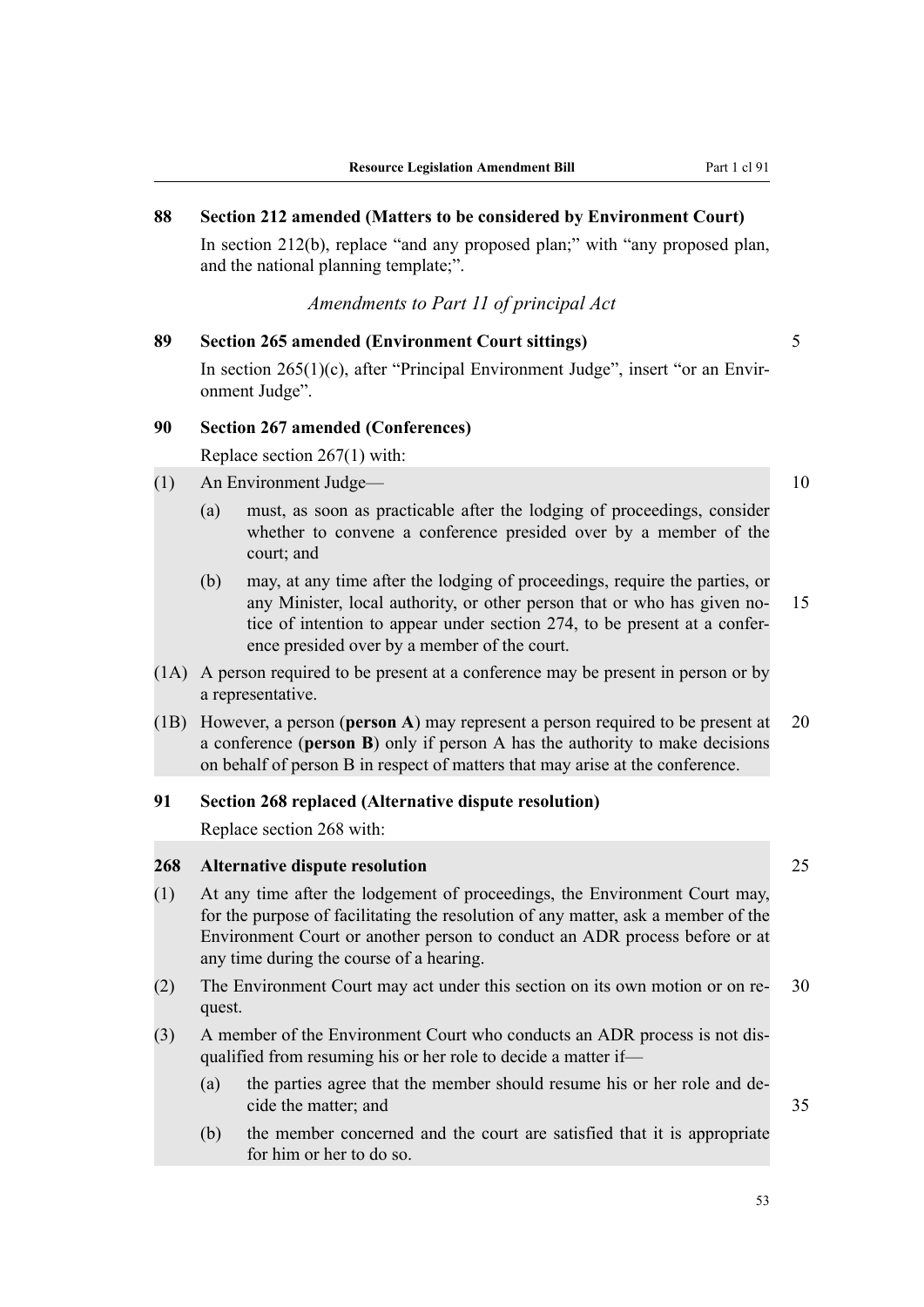### 88 Section 212 amended (Matters to be considered by Environment Court)

In section 212(b), replace "and any proposed plan;" with "any proposed plan, and the national planning template;".

*Amendments to Part 11 of principal Act*

### 89 Section 265 amended (Environment Court sittings)

In section 265(1)(c), after "Principal Environment Judge", insert "or an Environment Judge".

### 90 Section 267 amended (Conferences)

Replace section 267(1) with:

(1) An Environment Judge—

  (a) must, as soon as practicable after the lodging of proceedings, consider whether to convene a conference presided over by a member of the court; and

  (b) may, at any time after the lodging of proceedings, require the parties, or any Minister, local authority, or other person that or who has given notice of intention to appear under section 274, to be present at a conference presided over by a member of the court.

(1A) A person required to be present at a conference may be present in person or by a representative.

(1B) However, a person (**person A**) may represent a person required to be present at a conference (**person B**) only if person A has the authority to make decisions on behalf of person B in respect of matters that may arise at the conference.

### 91 Section 268 replaced (Alternative dispute resolution)

Replace section 268 with:

### 268 Alternative dispute resolution

(1) At any time after the lodgement of proceedings, the Environment Court may, for the purpose of facilitating the resolution of any matter, ask a member of the Environment Court or another person to conduct an ADR process before or at any time during the course of a hearing.

(2) The Environment Court may act under this section on its own motion or on request.

(3) A member of the Environment Court who conducts an ADR process is not disqualified from resuming his or her role to decide a matter if—

  (a) the parties agree that the member should resume his or her role and decide the matter; and

  (b) the member concerned and the court are satisfied that it is appropriate for him or her to do so.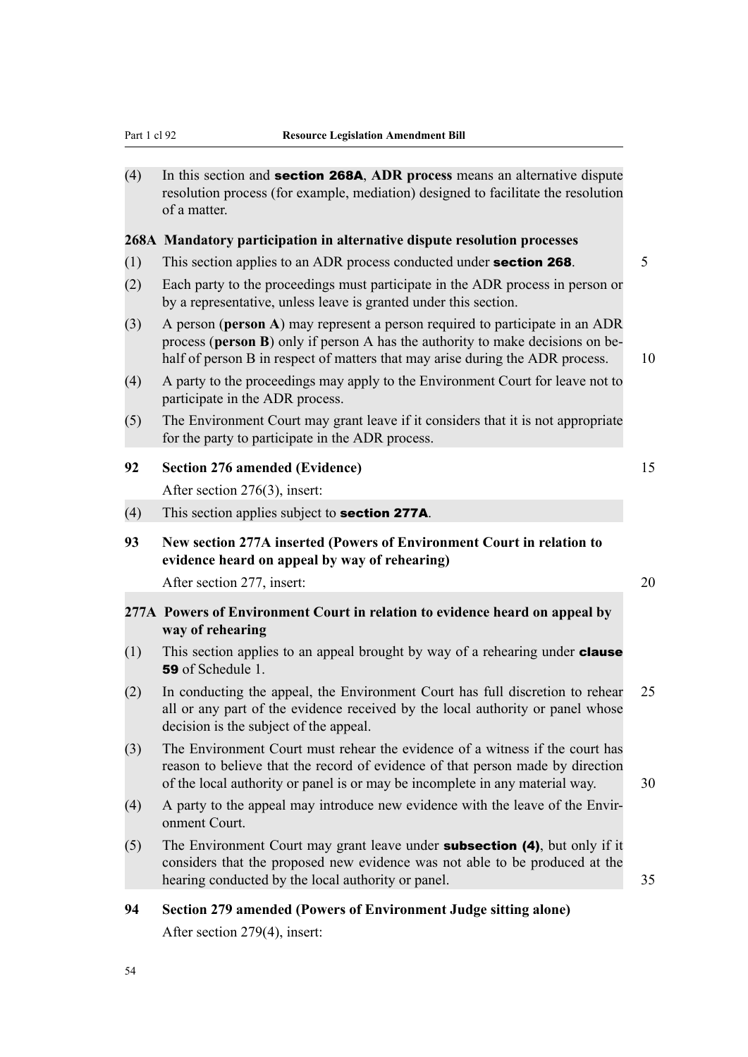(4) In this section and **section 268A**, **ADR process** means an alternative dispute resolution process (for example, mediation) designed to facilitate the resolution of a matter.

**268A Mandatory participation in alternative dispute resolution processes**

(1) This section applies to an ADR process conducted under **section 268**.

(2) Each party to the proceedings must participate in the ADR process in person or by a representative, unless leave is granted under this section.

(3) A person (**person A**) may represent a person required to participate in an ADR process (**person B**) only if person A has the authority to make decisions on behalf of person B in respect of matters that may arise during the ADR process.

(4) A party to the proceedings may apply to the Environment Court for leave not to participate in the ADR process.

(5) The Environment Court may grant leave if it considers that it is not appropriate for the party to participate in the ADR process.

**92 Section 276 amended (Evidence)**

After section 276(3), insert:

(4) This section applies subject to **section 277A**.

**93 New section 277A inserted (Powers of Environment Court in relation to evidence heard on appeal by way of rehearing)**

After section 277, insert:

**277A Powers of Environment Court in relation to evidence heard on appeal by way of rehearing**

(1) This section applies to an appeal brought by way of a rehearing under **clause 59** of Schedule 1.

(2) In conducting the appeal, the Environment Court has full discretion to rehear all or any part of the evidence received by the local authority or panel whose decision is the subject of the appeal.

(3) The Environment Court must rehear the evidence of a witness if the court has reason to believe that the record of evidence of that person made by direction of the local authority or panel is or may be incomplete in any material way.

(4) A party to the appeal may introduce new evidence with the leave of the Environment Court.

(5) The Environment Court may grant leave under **subsection (4)**, but only if it considers that the proposed new evidence was not able to be produced at the hearing conducted by the local authority or panel.

**94 Section 279 amended (Powers of Environment Judge sitting alone)**

After section 279(4), insert: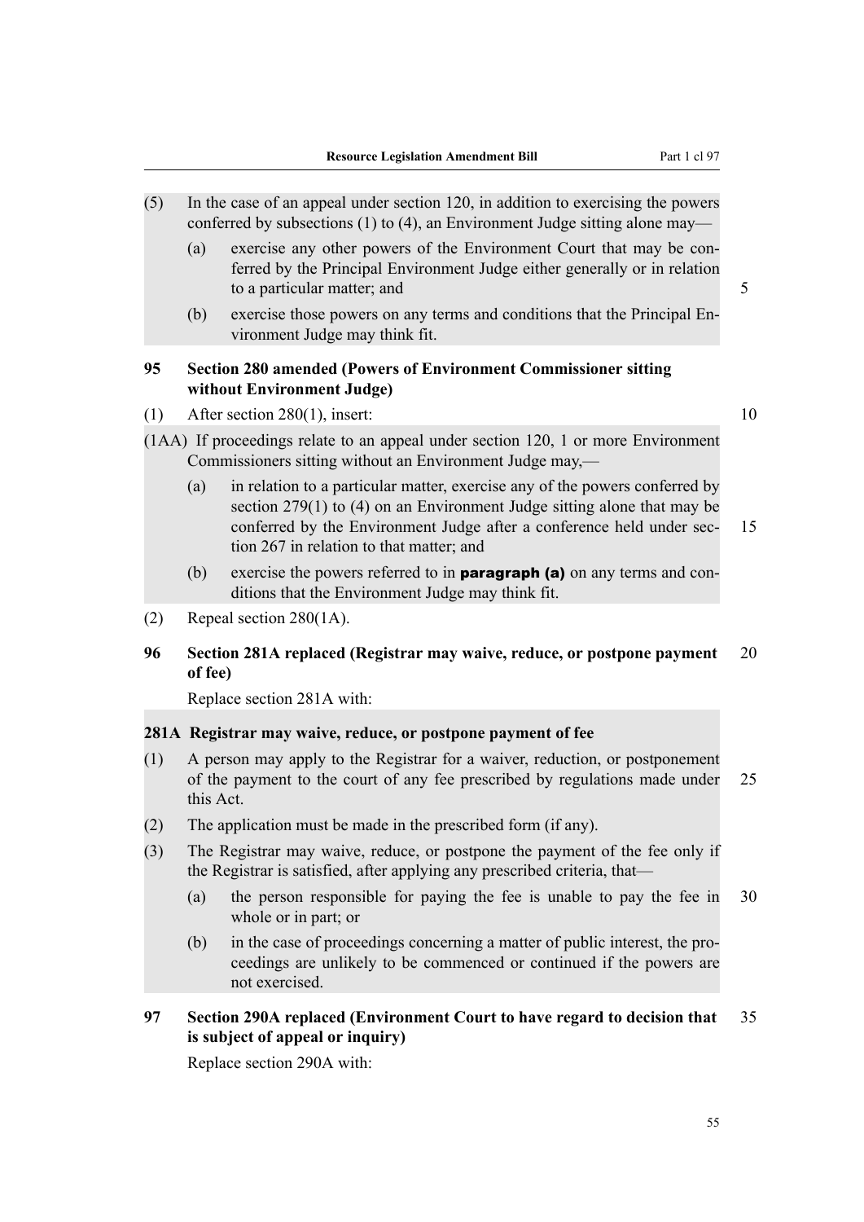(5) In the case of an appeal under section 120, in addition to exercising the powers conferred by subsections (1) to (4), an Environment Judge sitting alone may—

(a) exercise any other powers of the Environment Court that may be conferred by the Principal Environment Judge either generally or in relation to a particular matter; and

(b) exercise those powers on any terms and conditions that the Principal Environment Judge may think fit.

### 95 Section 280 amended (Powers of Environment Commissioner sitting without Environment Judge)

(1) After section 280(1), insert:

(1AA) If proceedings relate to an appeal under section 120, 1 or more Environment Commissioners sitting without an Environment Judge may,—

(a) in relation to a particular matter, exercise any of the powers conferred by section 279(1) to (4) on an Environment Judge sitting alone that may be conferred by the Environment Judge after a conference held under section 267 in relation to that matter; and

(b) exercise the powers referred to in **paragraph (a)** on any terms and conditions that the Environment Judge may think fit.

(2) Repeal section 280(1A).

### 96 Section 281A replaced (Registrar may waive, reduce, or postpone payment of fee)

Replace section 281A with:

**281A Registrar may waive, reduce, or postpone payment of fee**

(1) A person may apply to the Registrar for a waiver, reduction, or postponement of the payment to the court of any fee prescribed by regulations made under this Act.

(2) The application must be made in the prescribed form (if any).

(3) The Registrar may waive, reduce, or postpone the payment of the fee only if the Registrar is satisfied, after applying any prescribed criteria, that—

(a) the person responsible for paying the fee is unable to pay the fee in whole or in part; or

(b) in the case of proceedings concerning a matter of public interest, the proceedings are unlikely to be commenced or continued if the powers are not exercised.

### 97 Section 290A replaced (Environment Court to have regard to decision that is subject of appeal or inquiry)

Replace section 290A with: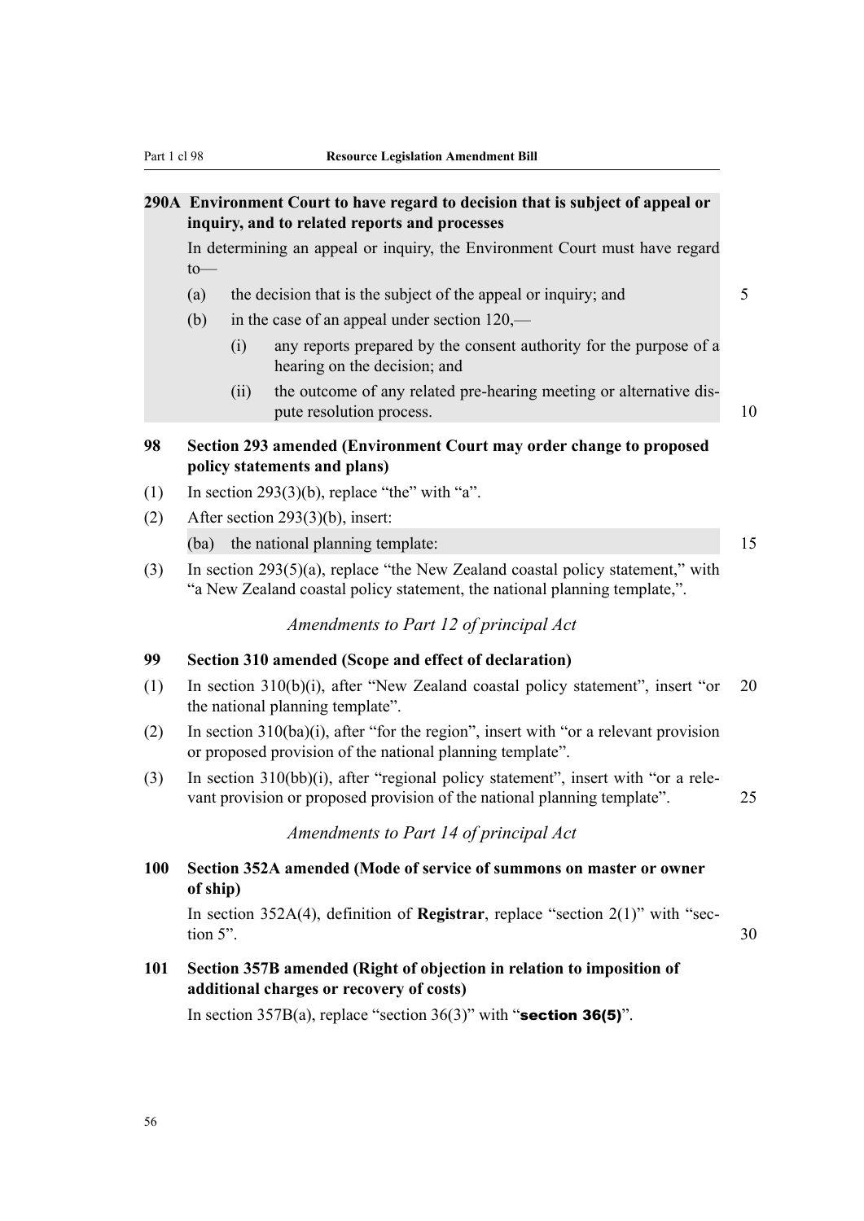**290A Environment Court to have regard to decision that is subject of appeal or inquiry, and to related reports and processes**

In determining an appeal or inquiry, the Environment Court must have regard to—

(a) the decision that is the subject of the appeal or inquiry; and

(b) in the case of an appeal under section 120,—

  (i) any reports prepared by the consent authority for the purpose of a hearing on the decision; and

  (ii) the outcome of any related pre-hearing meeting or alternative dispute resolution process.

**98 Section 293 amended (Environment Court may order change to proposed policy statements and plans)**

(1) In section 293(3)(b), replace "the" with "a".

(2) After section 293(3)(b), insert:

  (ba) the national planning template:

(3) In section 293(5)(a), replace "the New Zealand coastal policy statement," with "a New Zealand coastal policy statement, the national planning template,".

*Amendments to Part 12 of principal Act*

**99 Section 310 amended (Scope and effect of declaration)**

(1) In section 310(b)(i), after "New Zealand coastal policy statement", insert "or the national planning template".

(2) In section 310(ba)(i), after "for the region", insert with "or a relevant provision or proposed provision of the national planning template".

(3) In section 310(bb)(i), after "regional policy statement", insert with "or a relevant provision or proposed provision of the national planning template".

*Amendments to Part 14 of principal Act*

**100 Section 352A amended (Mode of service of summons on master or owner of ship)**

In section 352A(4), definition of **Registrar**, replace "section 2(1)" with "section 5".

**101 Section 357B amended (Right of objection in relation to imposition of additional charges or recovery of costs)**

In section 357B(a), replace "section 36(3)" with "**section 36(5)**".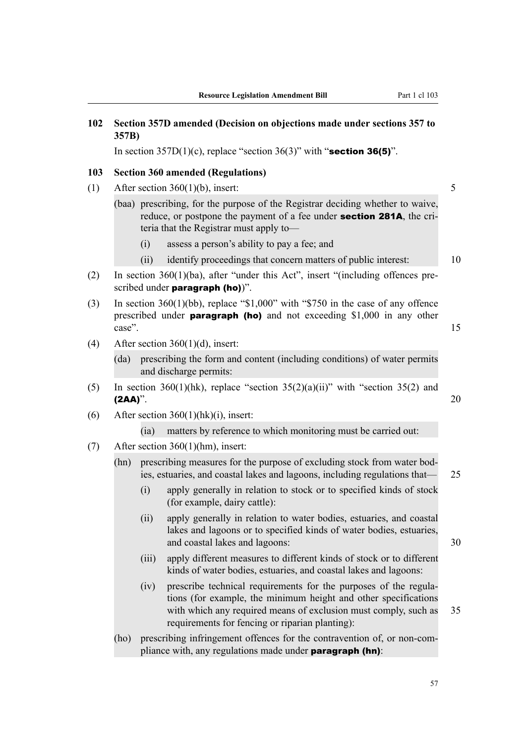### 102 Section 357D amended (Decision on objections made under sections 357 to 357B)

In section 357D(1)(c), replace "section 36(3)" with "**section 36(5)**".

### 103 Section 360 amended (Regulations)

(1) After section 360(1)(b), insert:

> (baa) prescribing, for the purpose of the Registrar deciding whether to waive, reduce, or postpone the payment of a fee under **section 281A**, the criteria that the Registrar must apply to—
>
> (i) assess a person's ability to pay a fee; and
>
> (ii) identify proceedings that concern matters of public interest:

(2) In section 360(1)(ba), after "under this Act", insert "(including offences prescribed under **paragraph (ho)**)".

(3) In section 360(1)(bb), replace "$1,000" with "$750 in the case of any offence prescribed under **paragraph (ho)** and not exceeding $1,000 in any other case".

(4) After section 360(1)(d), insert:

> (da) prescribing the form and content (including conditions) of water permits and discharge permits:

(5) In section 360(1)(hk), replace "section 35(2)(a)(ii)" with "section 35(2) and **(2AA)**".

(6) After section 360(1)(hk)(i), insert:

> (ia) matters by reference to which monitoring must be carried out:

(7) After section 360(1)(hm), insert:

> (hn) prescribing measures for the purpose of excluding stock from water bodies, estuaries, and coastal lakes and lagoons, including regulations that—
>
> (i) apply generally in relation to stock or to specified kinds of stock (for example, dairy cattle):
>
> (ii) apply generally in relation to water bodies, estuaries, and coastal lakes and lagoons or to specified kinds of water bodies, estuaries, and coastal lakes and lagoons:
>
> (iii) apply different measures to different kinds of stock or to different kinds of water bodies, estuaries, and coastal lakes and lagoons:
>
> (iv) prescribe technical requirements for the purposes of the regulations (for example, the minimum height and other specifications with which any required means of exclusion must comply, such as requirements for fencing or riparian planting):
>
> (ho) prescribing infringement offences for the contravention of, or non-compliance with, any regulations made under **paragraph (hn)**: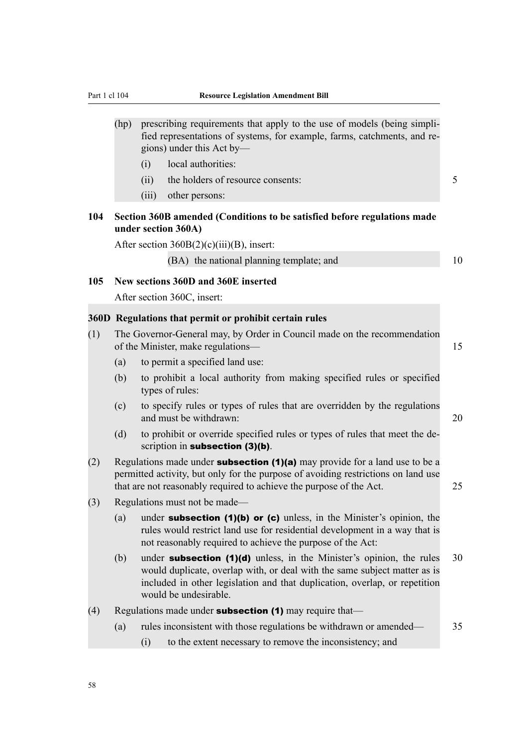(hp) prescribing requirements that apply to the use of models (being simplified representations of systems, for example, farms, catchments, and regions) under this Act by—

(i) local authorities:

(ii) the holders of resource consents:

(iii) other persons:

**104 Section 360B amended (Conditions to be satisfied before regulations made under section 360A)**

After section 360B(2)(c)(iii)(B), insert:

(BA) the national planning template; and

**105 New sections 360D and 360E inserted**

After section 360C, insert:

**360D Regulations that permit or prohibit certain rules**

(1) The Governor-General may, by Order in Council made on the recommendation of the Minister, make regulations—

(a) to permit a specified land use:

(b) to prohibit a local authority from making specified rules or specified types of rules:

(c) to specify rules or types of rules that are overridden by the regulations and must be withdrawn:

(d) to prohibit or override specified rules or types of rules that meet the description in **subsection (3)(b)**.

(2) Regulations made under **subsection (1)(a)** may provide for a land use to be a permitted activity, but only for the purpose of avoiding restrictions on land use that are not reasonably required to achieve the purpose of the Act.

(3) Regulations must not be made—

(a) under **subsection (1)(b) or (c)** unless, in the Minister's opinion, the rules would restrict land use for residential development in a way that is not reasonably required to achieve the purpose of the Act:

(b) under **subsection (1)(d)** unless, in the Minister's opinion, the rules would duplicate, overlap with, or deal with the same subject matter as is included in other legislation and that duplication, overlap, or repetition would be undesirable.

(4) Regulations made under **subsection (1)** may require that—

(a) rules inconsistent with those regulations be withdrawn or amended—

(i) to the extent necessary to remove the inconsistency; and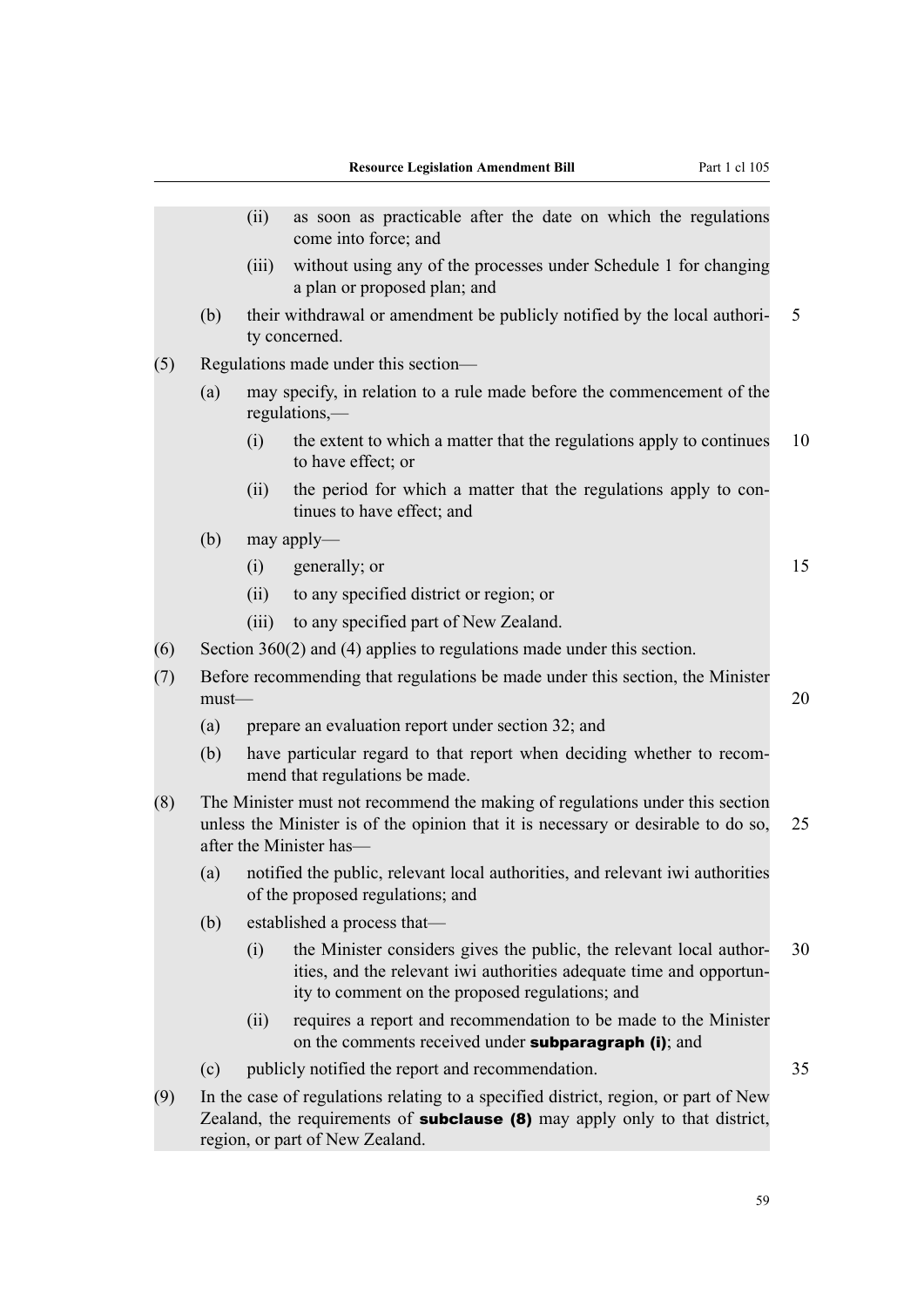(ii) as soon as practicable after the date on which the regulations come into force; and

(iii) without using any of the processes under Schedule 1 for changing a plan or proposed plan; and

(b) their withdrawal or amendment be publicly notified by the local authority concerned.

(5) Regulations made under this section—

(a) may specify, in relation to a rule made before the commencement of the regulations,—

(i) the extent to which a matter that the regulations apply to continues to have effect; or

(ii) the period for which a matter that the regulations apply to continues to have effect; and

(b) may apply—

(i) generally; or

(ii) to any specified district or region; or

(iii) to any specified part of New Zealand.

(6) Section 360(2) and (4) applies to regulations made under this section.

(7) Before recommending that regulations be made under this section, the Minister must—

(a) prepare an evaluation report under section 32; and

(b) have particular regard to that report when deciding whether to recommend that regulations be made.

(8) The Minister must not recommend the making of regulations under this section unless the Minister is of the opinion that it is necessary or desirable to do so, after the Minister has—

(a) notified the public, relevant local authorities, and relevant iwi authorities of the proposed regulations; and

(b) established a process that—

(i) the Minister considers gives the public, the relevant local authorities, and the relevant iwi authorities adequate time and opportunity to comment on the proposed regulations; and

(ii) requires a report and recommendation to be made to the Minister on the comments received under **subparagraph (i)**; and

(c) publicly notified the report and recommendation.

(9) In the case of regulations relating to a specified district, region, or part of New Zealand, the requirements of **subclause (8)** may apply only to that district, region, or part of New Zealand.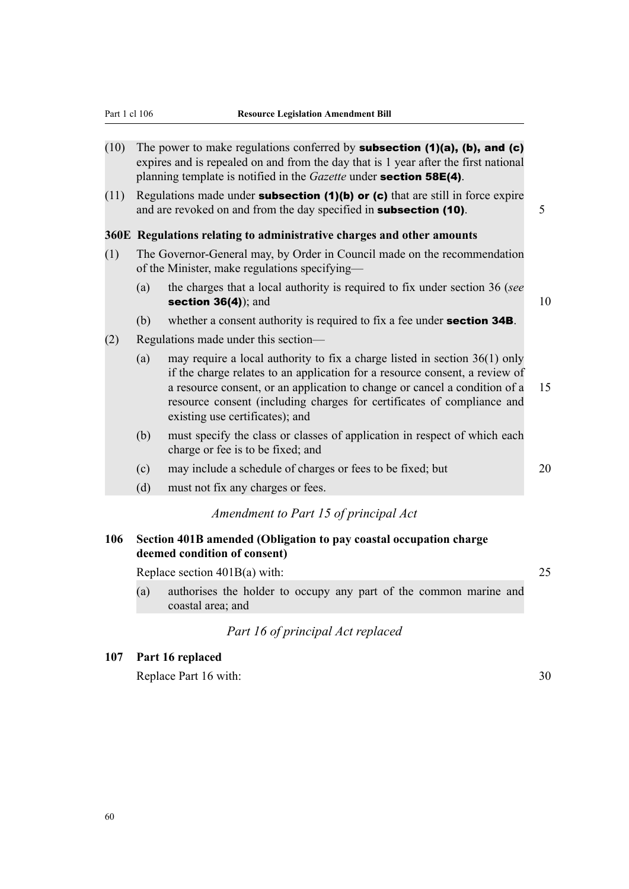(10) The power to make regulations conferred by **subsection (1)(a), (b), and (c)** expires and is repealed on and from the day that is 1 year after the first national planning template is notified in the *Gazette* under **section 58E(4)**.

(11) Regulations made under **subsection (1)(b) or (c)** that are still in force expire and are revoked on and from the day specified in **subsection (10)**.

**360E Regulations relating to administrative charges and other amounts**

(1) The Governor-General may, by Order in Council made on the recommendation of the Minister, make regulations specifying—

- (a) the charges that a local authority is required to fix under section 36 (*see* **section 36(4)**); and
- (b) whether a consent authority is required to fix a fee under **section 34B**.

(2) Regulations made under this section—

- (a) may require a local authority to fix a charge listed in section 36(1) only if the charge relates to an application for a resource consent, a review of a resource consent, or an application to change or cancel a condition of a resource consent (including charges for certificates of compliance and existing use certificates); and
- (b) must specify the class or classes of application in respect of which each charge or fee is to be fixed; and
- (c) may include a schedule of charges or fees to be fixed; but
- (d) must not fix any charges or fees.

*Amendment to Part 15 of principal Act*

**106 Section 401B amended (Obligation to pay coastal occupation charge deemed condition of consent)**

Replace section 401B(a) with:

- (a) authorises the holder to occupy any part of the common marine and coastal area; and

*Part 16 of principal Act replaced*

**107 Part 16 replaced**

Replace Part 16 with: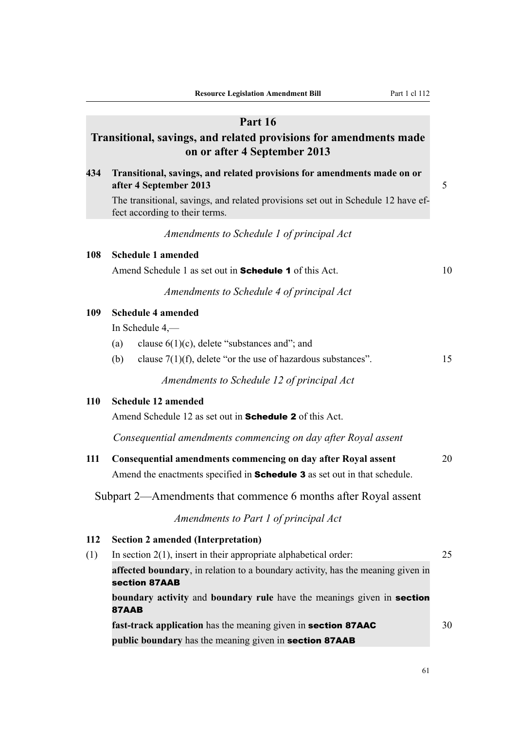## Part 16

## Transitional, savings, and related provisions for amendments made on or after 4 September 2013

**434 Transitional, savings, and related provisions for amendments made on or after 4 September 2013**

The transitional, savings, and related provisions set out in Schedule 12 have effect according to their terms.

*Amendments to Schedule 1 of principal Act*

**108 Schedule 1 amended**

Amend Schedule 1 as set out in **Schedule 1** of this Act.

*Amendments to Schedule 4 of principal Act*

**109 Schedule 4 amended**

In Schedule 4,—

(a) clause 6(1)(c), delete "substances and"; and

(b) clause 7(1)(f), delete "or the use of hazardous substances".

*Amendments to Schedule 12 of principal Act*

**110 Schedule 12 amended**

Amend Schedule 12 as set out in **Schedule 2** of this Act.

*Consequential amendments commencing on day after Royal assent*

**111 Consequential amendments commencing on day after Royal assent**

Amend the enactments specified in **Schedule 3** as set out in that schedule.

### Subpart 2—Amendments that commence 6 months after Royal assent

*Amendments to Part 1 of principal Act*

**112 Section 2 amended (Interpretation)**

(1) In section 2(1), insert in their appropriate alphabetical order:

**affected boundary**, in relation to a boundary activity, has the meaning given in **section 87AAB**

**boundary activity** and **boundary rule** have the meanings given in **section 87AAB**

**fast-track application** has the meaning given in **section 87AAC**

**public boundary** has the meaning given in **section 87AAB**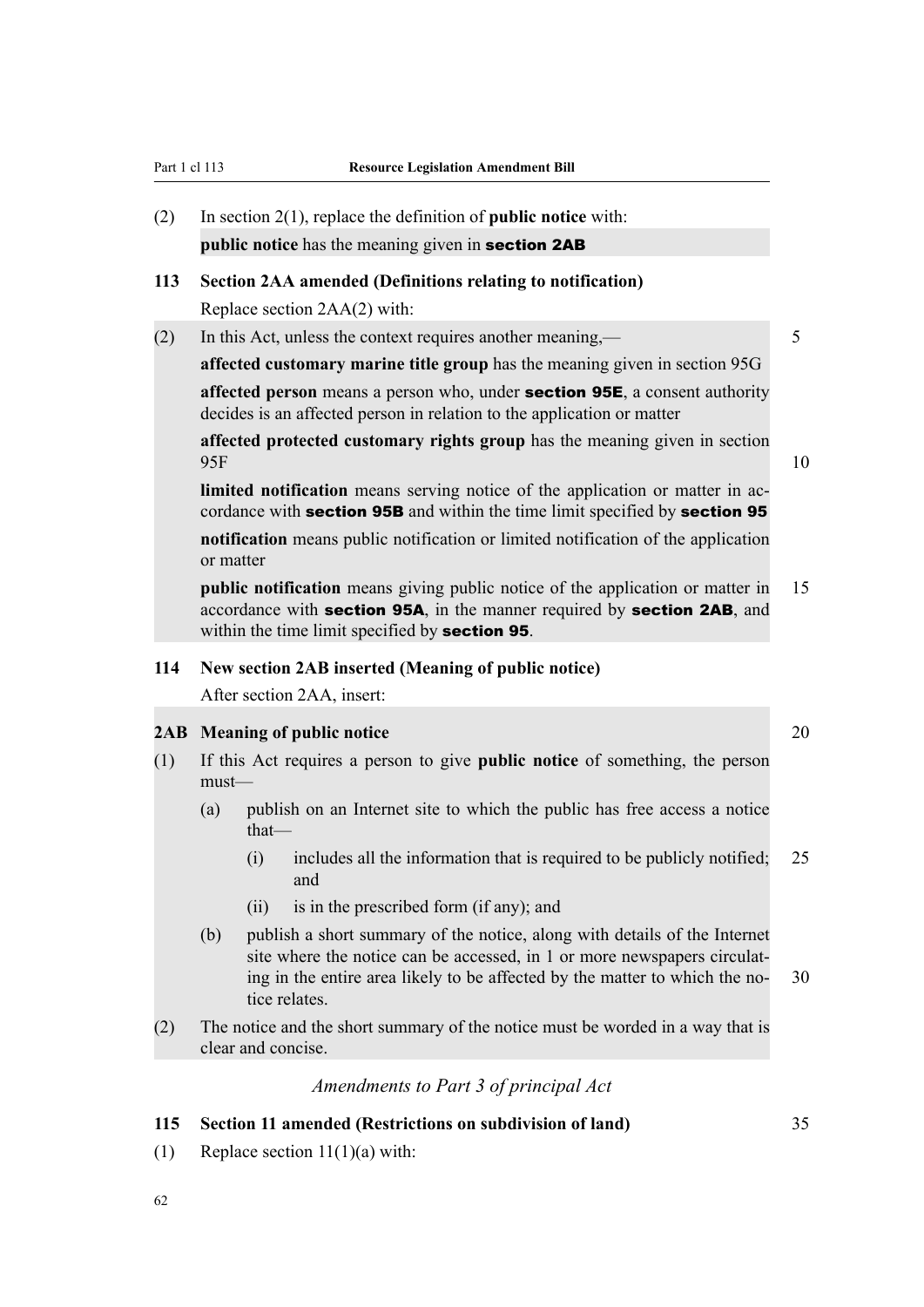(2) In section 2(1), replace the definition of **public notice** with:

**public notice** has the meaning given in **section 2AB**

### 113 Section 2AA amended (Definitions relating to notification)

Replace section 2AA(2) with:

(2) In this Act, unless the context requires another meaning,—

**affected customary marine title group** has the meaning given in section 95G

**affected person** means a person who, under **section 95E**, a consent authority decides is an affected person in relation to the application or matter

**affected protected customary rights group** has the meaning given in section 95F

**limited notification** means serving notice of the application or matter in accordance with **section 95B** and within the time limit specified by **section 95**

**notification** means public notification or limited notification of the application or matter

**public notification** means giving public notice of the application or matter in accordance with **section 95A**, in the manner required by **section 2AB**, and within the time limit specified by **section 95**.

### 114 New section 2AB inserted (Meaning of public notice)

After section 2AA, insert:

#### 2AB Meaning of public notice

(1) If this Act requires a person to give **public notice** of something, the person must—

- (a) publish on an Internet site to which the public has free access a notice that—
  - (i) includes all the information that is required to be publicly notified; and
  - (ii) is in the prescribed form (if any); and
- (b) publish a short summary of the notice, along with details of the Internet site where the notice can be accessed, in 1 or more newspapers circulating in the entire area likely to be affected by the matter to which the notice relates.

(2) The notice and the short summary of the notice must be worded in a way that is clear and concise.

*Amendments to Part 3 of principal Act*

### 115 Section 11 amended (Restrictions on subdivision of land)

(1) Replace section 11(1)(a) with: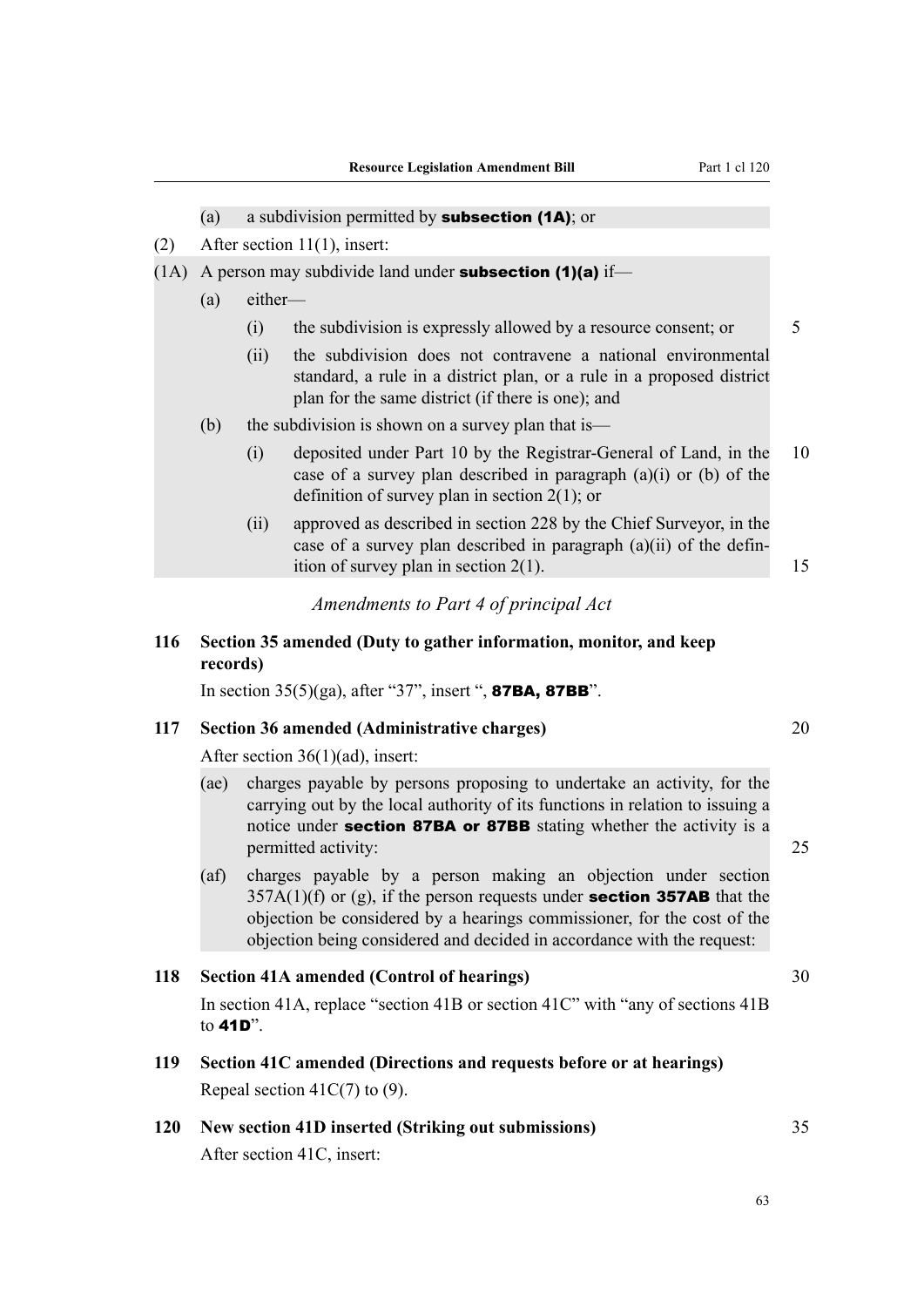(a) a subdivision permitted by **subsection (1A)**; or

(2) After section 11(1), insert:

(1A) A person may subdivide land under **subsection (1)(a)** if—

(a) either—

(i) the subdivision is expressly allowed by a resource consent; or

(ii) the subdivision does not contravene a national environmental standard, a rule in a district plan, or a rule in a proposed district plan for the same district (if there is one); and

(b) the subdivision is shown on a survey plan that is—

(i) deposited under Part 10 by the Registrar-General of Land, in the case of a survey plan described in paragraph (a)(i) or (b) of the definition of survey plan in section 2(1); or

(ii) approved as described in section 228 by the Chief Surveyor, in the case of a survey plan described in paragraph (a)(ii) of the definition of survey plan in section 2(1).

*Amendments to Part 4 of principal Act*

**116 Section 35 amended (Duty to gather information, monitor, and keep records)**

In section 35(5)(ga), after "37", insert ", **87BA, 87BB**".

**117 Section 36 amended (Administrative charges)**

After section 36(1)(ad), insert:

(ae) charges payable by persons proposing to undertake an activity, for the carrying out by the local authority of its functions in relation to issuing a notice under **section 87BA or 87BB** stating whether the activity is a permitted activity:

(af) charges payable by a person making an objection under section 357A(1)(f) or (g), if the person requests under **section 357AB** that the objection be considered by a hearings commissioner, for the cost of the objection being considered and decided in accordance with the request:

**118 Section 41A amended (Control of hearings)**

In section 41A, replace "section 41B or section 41C" with "any of sections 41B to **41D**".

**119 Section 41C amended (Directions and requests before or at hearings)**

Repeal section 41C(7) to (9).

**120 New section 41D inserted (Striking out submissions)**

After section 41C, insert: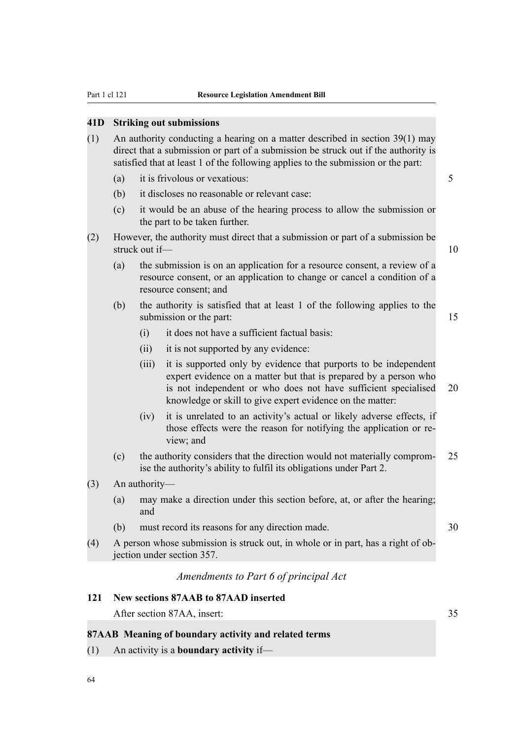### 41D Striking out submissions

(1) An authority conducting a hearing on a matter described in section 39(1) may direct that a submission or part of a submission be struck out if the authority is satisfied that at least 1 of the following applies to the submission or the part:

- (a) it is frivolous or vexatious:
- (b) it discloses no reasonable or relevant case:
- (c) it would be an abuse of the hearing process to allow the submission or the part to be taken further.

(2) However, the authority must direct that a submission or part of a submission be struck out if—

- (a) the submission is on an application for a resource consent, a review of a resource consent, or an application to change or cancel a condition of a resource consent; and
- (b) the authority is satisfied that at least 1 of the following applies to the submission or the part:
  - (i) it does not have a sufficient factual basis:
  - (ii) it is not supported by any evidence:
  - (iii) it is supported only by evidence that purports to be independent expert evidence on a matter but that is prepared by a person who is not independent or who does not have sufficient specialised knowledge or skill to give expert evidence on the matter:
  - (iv) it is unrelated to an activity's actual or likely adverse effects, if those effects were the reason for notifying the application or review; and
- (c) the authority considers that the direction would not materially compromise the authority's ability to fulfil its obligations under Part 2.

(3) An authority—

- (a) may make a direction under this section before, at, or after the hearing; and
- (b) must record its reasons for any direction made.

(4) A person whose submission is struck out, in whole or in part, has a right of objection under section 357.

*Amendments to Part 6 of principal Act*

### 121 New sections 87AAB to 87AAD inserted

After section 87AA, insert:

### 87AAB Meaning of boundary activity and related terms

(1) An activity is a **boundary activity** if—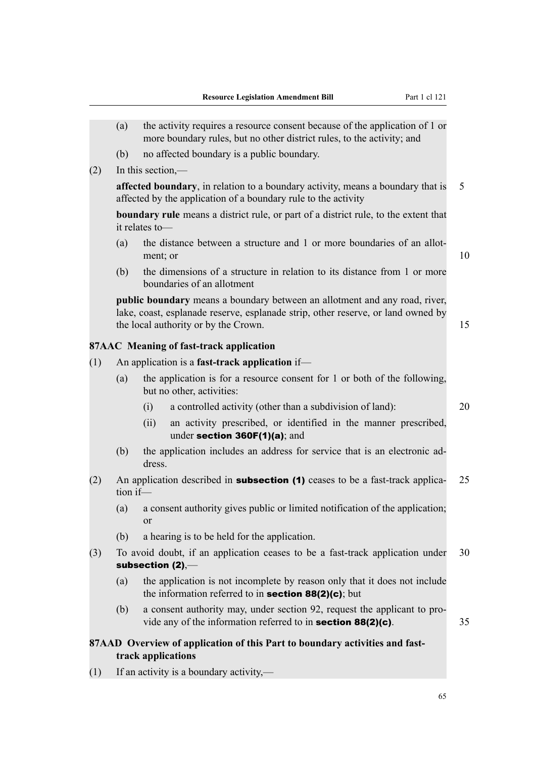(a) the activity requires a resource consent because of the application of 1 or more boundary rules, but no other district rules, to the activity; and

(b) no affected boundary is a public boundary.

(2) In this section,—

**affected boundary**, in relation to a boundary activity, means a boundary that is affected by the application of a boundary rule to the activity

**boundary rule** means a district rule, or part of a district rule, to the extent that it relates to—

(a) the distance between a structure and 1 or more boundaries of an allotment; or

(b) the dimensions of a structure in relation to its distance from 1 or more boundaries of an allotment

**public boundary** means a boundary between an allotment and any road, river, lake, coast, esplanade reserve, esplanade strip, other reserve, or land owned by the local authority or by the Crown.

**87AAC Meaning of fast-track application**

(1) An application is a **fast-track application** if—

(a) the application is for a resource consent for 1 or both of the following, but no other, activities:

(i) a controlled activity (other than a subdivision of land):

(ii) an activity prescribed, or identified in the manner prescribed, under **section 360F(1)(a)**; and

(b) the application includes an address for service that is an electronic address.

(2) An application described in **subsection (1)** ceases to be a fast-track application if—

(a) a consent authority gives public or limited notification of the application; or

(b) a hearing is to be held for the application.

(3) To avoid doubt, if an application ceases to be a fast-track application under **subsection (2)**,—

(a) the application is not incomplete by reason only that it does not include the information referred to in **section 88(2)(c)**; but

(b) a consent authority may, under section 92, request the applicant to provide any of the information referred to in **section 88(2)(c)**.

**87AAD Overview of application of this Part to boundary activities and fast-track applications**

(1) If an activity is a boundary activity,—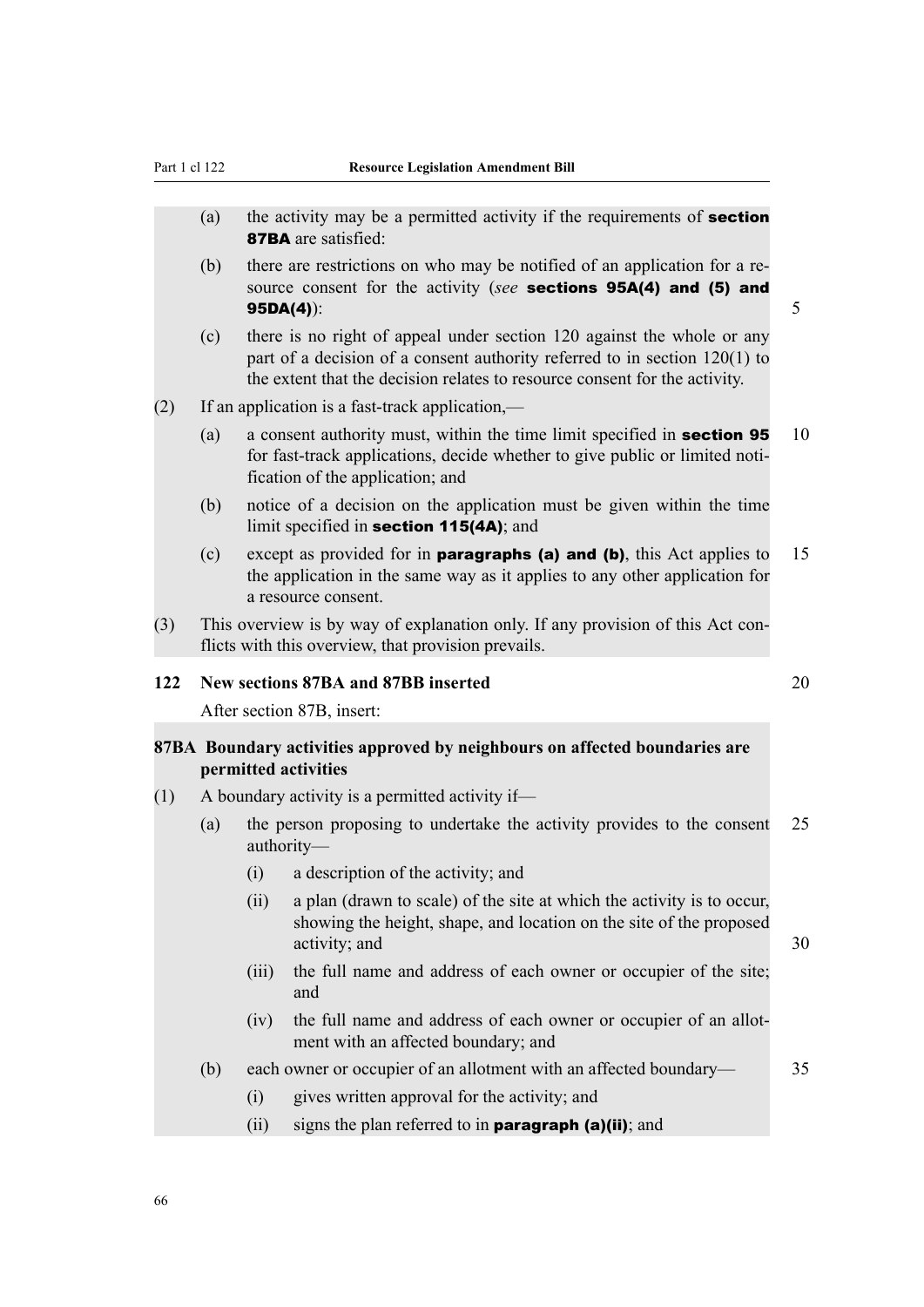(a) the activity may be a permitted activity if the requirements of **section 87BA** are satisfied:

(b) there are restrictions on who may be notified of an application for a resource consent for the activity (*see* **sections 95A(4) and (5) and 95DA(4)**):

(c) there is no right of appeal under section 120 against the whole or any part of a decision of a consent authority referred to in section 120(1) to the extent that the decision relates to resource consent for the activity.

(2) If an application is a fast-track application,—

(a) a consent authority must, within the time limit specified in **section 95** for fast-track applications, decide whether to give public or limited notification of the application; and

(b) notice of a decision on the application must be given within the time limit specified in **section 115(4A)**; and

(c) except as provided for in **paragraphs (a) and (b)**, this Act applies to the application in the same way as it applies to any other application for a resource consent.

(3) This overview is by way of explanation only. If any provision of this Act conflicts with this overview, that provision prevails.

### 122 New sections 87BA and 87BB inserted

After section 87B, insert:

#### 87BA Boundary activities approved by neighbours on affected boundaries are permitted activities

(1) A boundary activity is a permitted activity if—

(a) the person proposing to undertake the activity provides to the consent authority—

(i) a description of the activity; and

(ii) a plan (drawn to scale) of the site at which the activity is to occur, showing the height, shape, and location on the site of the proposed activity; and

(iii) the full name and address of each owner or occupier of the site; and

(iv) the full name and address of each owner or occupier of an allotment with an affected boundary; and

(b) each owner or occupier of an allotment with an affected boundary—

(i) gives written approval for the activity; and

(ii) signs the plan referred to in **paragraph (a)(ii)**; and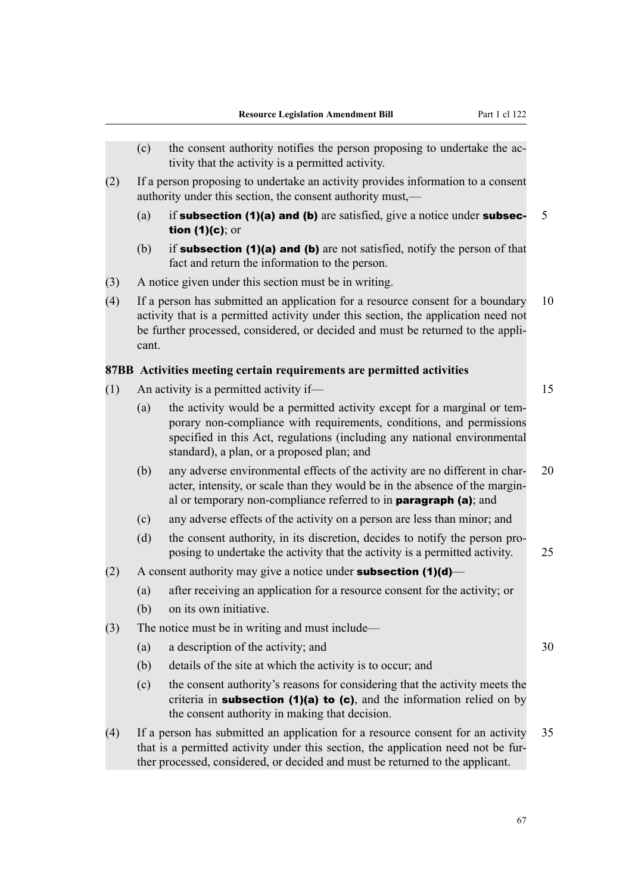(c) the consent authority notifies the person proposing to undertake the activity that the activity is a permitted activity.

(2) If a person proposing to undertake an activity provides information to a consent authority under this section, the consent authority must,—

(a) if **subsection (1)(a) and (b)** are satisfied, give a notice under **subsection (1)(c)**; or

(b) if **subsection (1)(a) and (b)** are not satisfied, notify the person of that fact and return the information to the person.

(3) A notice given under this section must be in writing.

(4) If a person has submitted an application for a resource consent for a boundary activity that is a permitted activity under this section, the application need not be further processed, considered, or decided and must be returned to the applicant.

**87BB Activities meeting certain requirements are permitted activities**

(1) An activity is a permitted activity if—

(a) the activity would be a permitted activity except for a marginal or temporary non-compliance with requirements, conditions, and permissions specified in this Act, regulations (including any national environmental standard), a plan, or a proposed plan; and

(b) any adverse environmental effects of the activity are no different in character, intensity, or scale than they would be in the absence of the marginal or temporary non-compliance referred to in **paragraph (a)**; and

(c) any adverse effects of the activity on a person are less than minor; and

(d) the consent authority, in its discretion, decides to notify the person proposing to undertake the activity that the activity is a permitted activity.

(2) A consent authority may give a notice under **subsection (1)(d)**—

(a) after receiving an application for a resource consent for the activity; or

(b) on its own initiative.

(3) The notice must be in writing and must include—

(a) a description of the activity; and

(b) details of the site at which the activity is to occur; and

(c) the consent authority's reasons for considering that the activity meets the criteria in **subsection (1)(a) to (c)**, and the information relied on by the consent authority in making that decision.

(4) If a person has submitted an application for a resource consent for an activity that is a permitted activity under this section, the application need not be further processed, considered, or decided and must be returned to the applicant.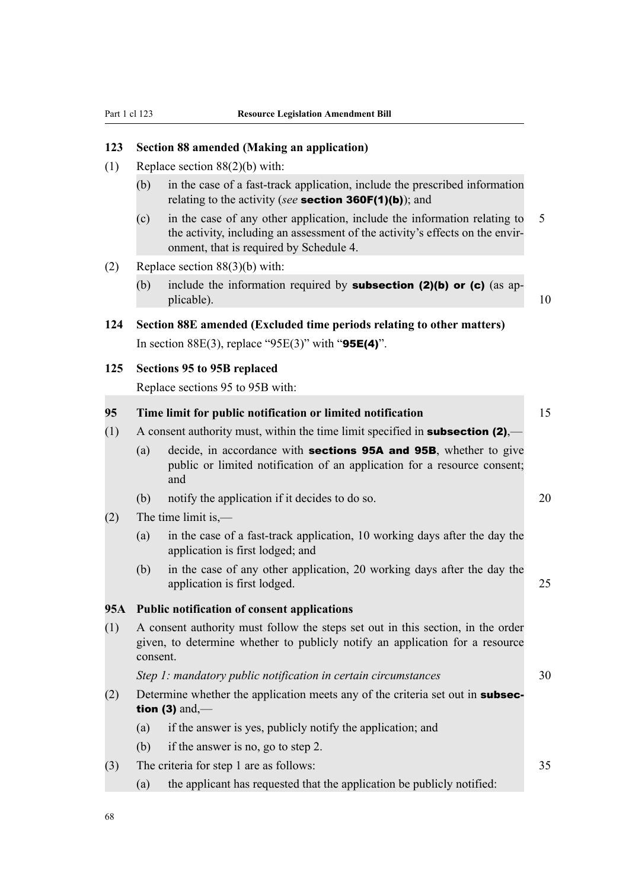### 123 Section 88 amended (Making an application)

(1) Replace section 88(2)(b) with:

> (b) in the case of a fast-track application, include the prescribed information relating to the activity (*see* **section 360F(1)(b)**); and
>
> (c) in the case of any other application, include the information relating to the activity, including an assessment of the activity's effects on the environment, that is required by Schedule 4.

(2) Replace section 88(3)(b) with:

> (b) include the information required by **subsection (2)(b) or (c)** (as applicable).

### 124 Section 88E amended (Excluded time periods relating to other matters)

In section 88E(3), replace "95E(3)" with "**95E(4)**".

### 125 Sections 95 to 95B replaced

Replace sections 95 to 95B with:

> **95 Time limit for public notification or limited notification**
>
> (1) A consent authority must, within the time limit specified in **subsection (2)**,—
>
> (a) decide, in accordance with **sections 95A and 95B**, whether to give public or limited notification of an application for a resource consent; and
>
> (b) notify the application if it decides to do so.
>
> (2) The time limit is,—
>
> (a) in the case of a fast-track application, 10 working days after the day the application is first lodged; and
>
> (b) in the case of any other application, 20 working days after the day the application is first lodged.
>
> **95A Public notification of consent applications**
>
> (1) A consent authority must follow the steps set out in this section, in the order given, to determine whether to publicly notify an application for a resource consent.
>
> *Step 1: mandatory public notification in certain circumstances*
>
> (2) Determine whether the application meets any of the criteria set out in **subsection (3)** and,—
>
> (a) if the answer is yes, publicly notify the application; and
>
> (b) if the answer is no, go to step 2.
>
> (3) The criteria for step 1 are as follows:
>
> (a) the applicant has requested that the application be publicly notified: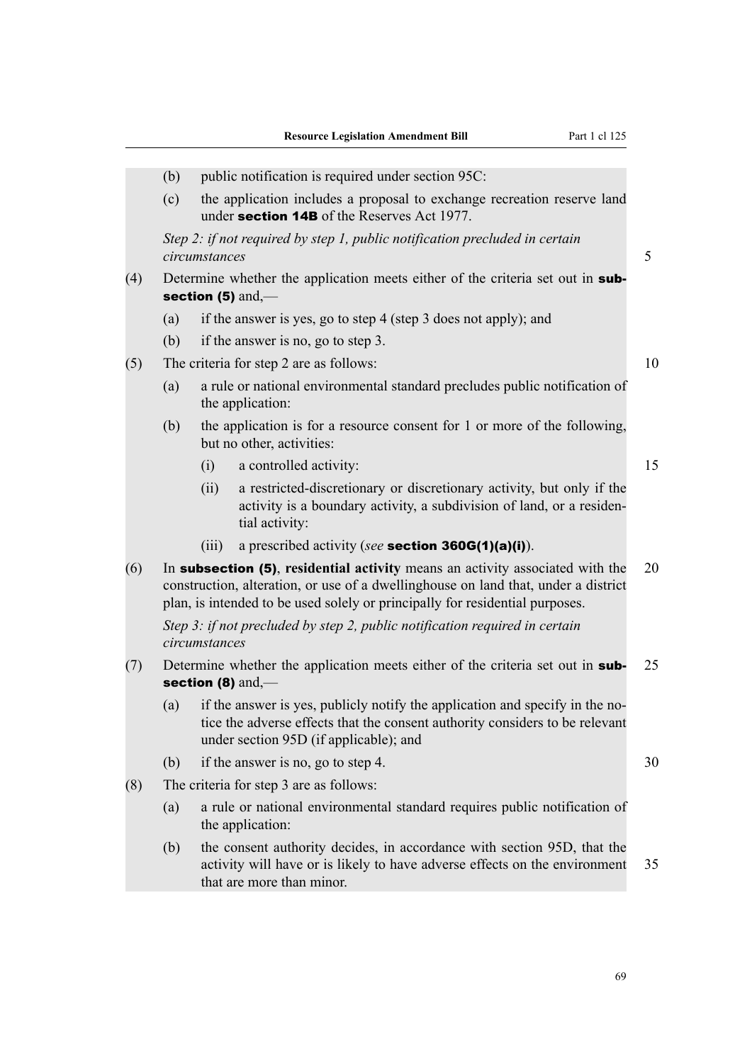(b) public notification is required under section 95C:

(c) the application includes a proposal to exchange recreation reserve land under **section 14B** of the Reserves Act 1977.

*Step 2: if not required by step 1, public notification precluded in certain circumstances*

(4) Determine whether the application meets either of the criteria set out in **subsection (5)** and,—

(a) if the answer is yes, go to step 4 (step 3 does not apply); and

(b) if the answer is no, go to step 3.

(5) The criteria for step 2 are as follows:

(a) a rule or national environmental standard precludes public notification of the application:

(b) the application is for a resource consent for 1 or more of the following, but no other, activities:

(i) a controlled activity:

(ii) a restricted-discretionary or discretionary activity, but only if the activity is a boundary activity, a subdivision of land, or a residential activity:

(iii) a prescribed activity (*see* **section 360G(1)(a)(i)**).

(6) In **subsection (5)**, **residential activity** means an activity associated with the construction, alteration, or use of a dwellinghouse on land that, under a district plan, is intended to be used solely or principally for residential purposes.

*Step 3: if not precluded by step 2, public notification required in certain circumstances*

(7) Determine whether the application meets either of the criteria set out in **subsection (8)** and,—

(a) if the answer is yes, publicly notify the application and specify in the notice the adverse effects that the consent authority considers to be relevant under section 95D (if applicable); and

(b) if the answer is no, go to step 4.

(8) The criteria for step 3 are as follows:

(a) a rule or national environmental standard requires public notification of the application:

(b) the consent authority decides, in accordance with section 95D, that the activity will have or is likely to have adverse effects on the environment that are more than minor.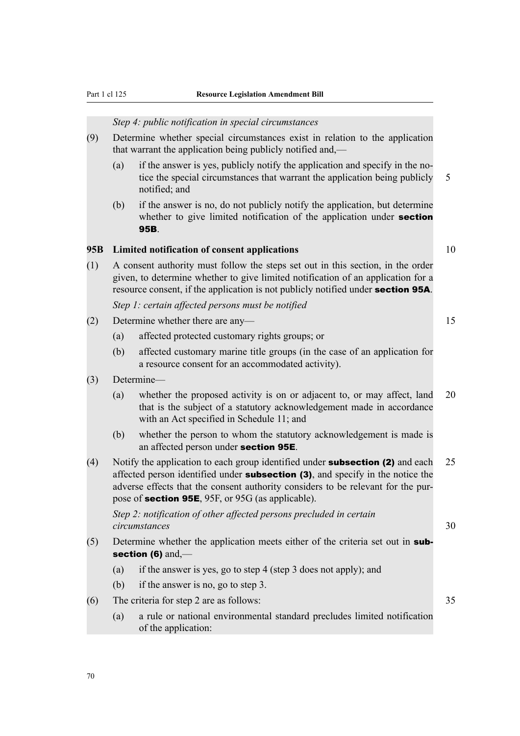*Step 4: public notification in special circumstances*

(9) Determine whether special circumstances exist in relation to the application that warrant the application being publicly notified and,—

(a) if the answer is yes, publicly notify the application and specify in the notice the special circumstances that warrant the application being publicly notified; and

(b) if the answer is no, do not publicly notify the application, but determine whether to give limited notification of the application under **section 95B**.

**95B Limited notification of consent applications**

(1) A consent authority must follow the steps set out in this section, in the order given, to determine whether to give limited notification of an application for a resource consent, if the application is not publicly notified under **section 95A**.

*Step 1: certain affected persons must be notified*

(2) Determine whether there are any—

(a) affected protected customary rights groups; or

(b) affected customary marine title groups (in the case of an application for a resource consent for an accommodated activity).

(3) Determine—

(a) whether the proposed activity is on or adjacent to, or may affect, land that is the subject of a statutory acknowledgement made in accordance with an Act specified in Schedule 11; and

(b) whether the person to whom the statutory acknowledgement is made is an affected person under **section 95E**.

(4) Notify the application to each group identified under **subsection (2)** and each affected person identified under **subsection (3)**, and specify in the notice the adverse effects that the consent authority considers to be relevant for the purpose of **section 95E**, 95F, or 95G (as applicable).

*Step 2: notification of other affected persons precluded in certain circumstances*

(5) Determine whether the application meets either of the criteria set out in **subsection (6)** and,—

(a) if the answer is yes, go to step 4 (step 3 does not apply); and

(b) if the answer is no, go to step 3.

(6) The criteria for step 2 are as follows:

(a) a rule or national environmental standard precludes limited notification of the application: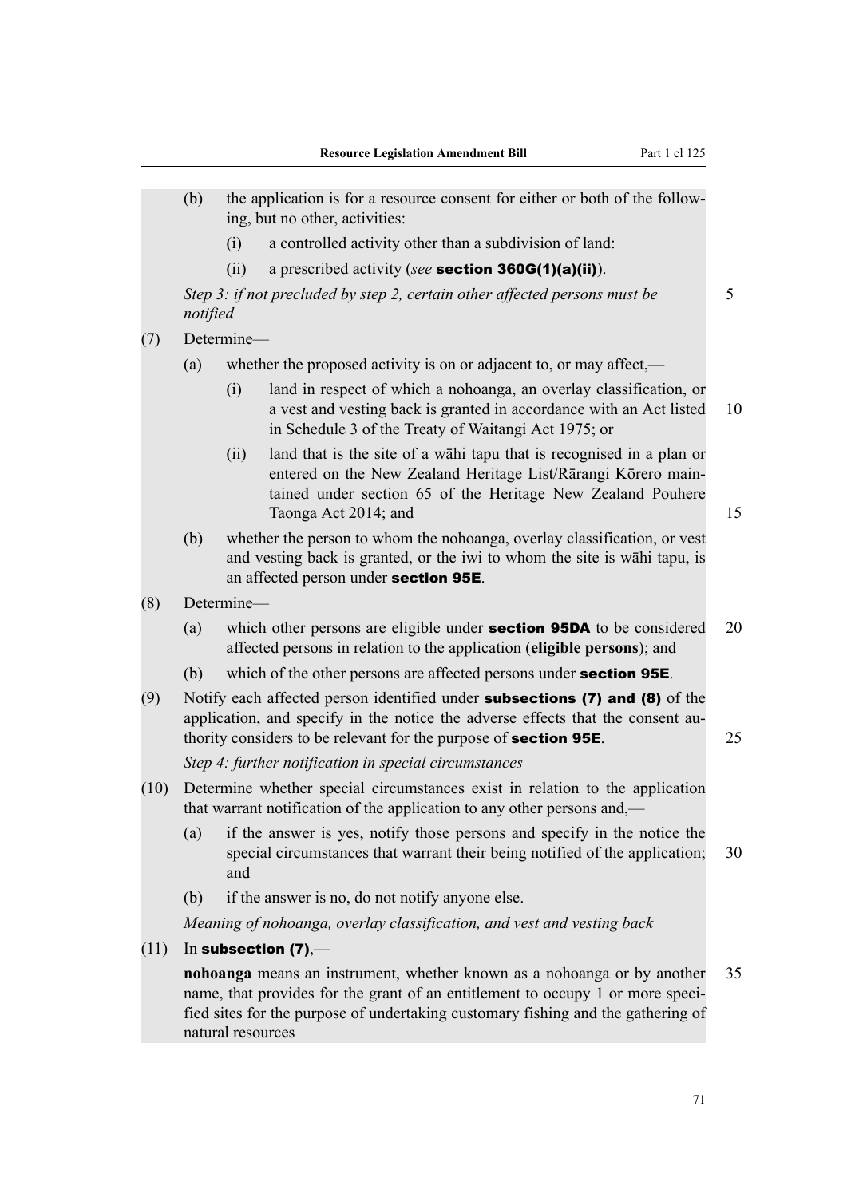(b) the application is for a resource consent for either or both of the following, but no other, activities:

    (i) a controlled activity other than a subdivision of land:

    (ii) a prescribed activity (*see* **section 360G(1)(a)(ii)**).

*Step 3: if not precluded by step 2, certain other affected persons must be notified*

(7) Determine—

(a) whether the proposed activity is on or adjacent to, or may affect,—

    (i) land in respect of which a nohoanga, an overlay classification, or a vest and vesting back is granted in accordance with an Act listed in Schedule 3 of the Treaty of Waitangi Act 1975; or

    (ii) land that is the site of a wāhi tapu that is recognised in a plan or entered on the New Zealand Heritage List/Rārangi Kōrero maintained under section 65 of the Heritage New Zealand Pouhere Taonga Act 2014; and

(b) whether the person to whom the nohoanga, overlay classification, or vest and vesting back is granted, or the iwi to whom the site is wāhi tapu, is an affected person under **section 95E**.

(8) Determine—

(a) which other persons are eligible under **section 95DA** to be considered affected persons in relation to the application (**eligible persons**); and

(b) which of the other persons are affected persons under **section 95E**.

(9) Notify each affected person identified under **subsections (7) and (8)** of the application, and specify in the notice the adverse effects that the consent authority considers to be relevant for the purpose of **section 95E**.

*Step 4: further notification in special circumstances*

(10) Determine whether special circumstances exist in relation to the application that warrant notification of the application to any other persons and,—

(a) if the answer is yes, notify those persons and specify in the notice the special circumstances that warrant their being notified of the application; and

(b) if the answer is no, do not notify anyone else.

*Meaning of nohoanga, overlay classification, and vest and vesting back*

(11) In **subsection (7)**,—

**nohoanga** means an instrument, whether known as a nohoanga or by another name, that provides for the grant of an entitlement to occupy 1 or more specified sites for the purpose of undertaking customary fishing and the gathering of natural resources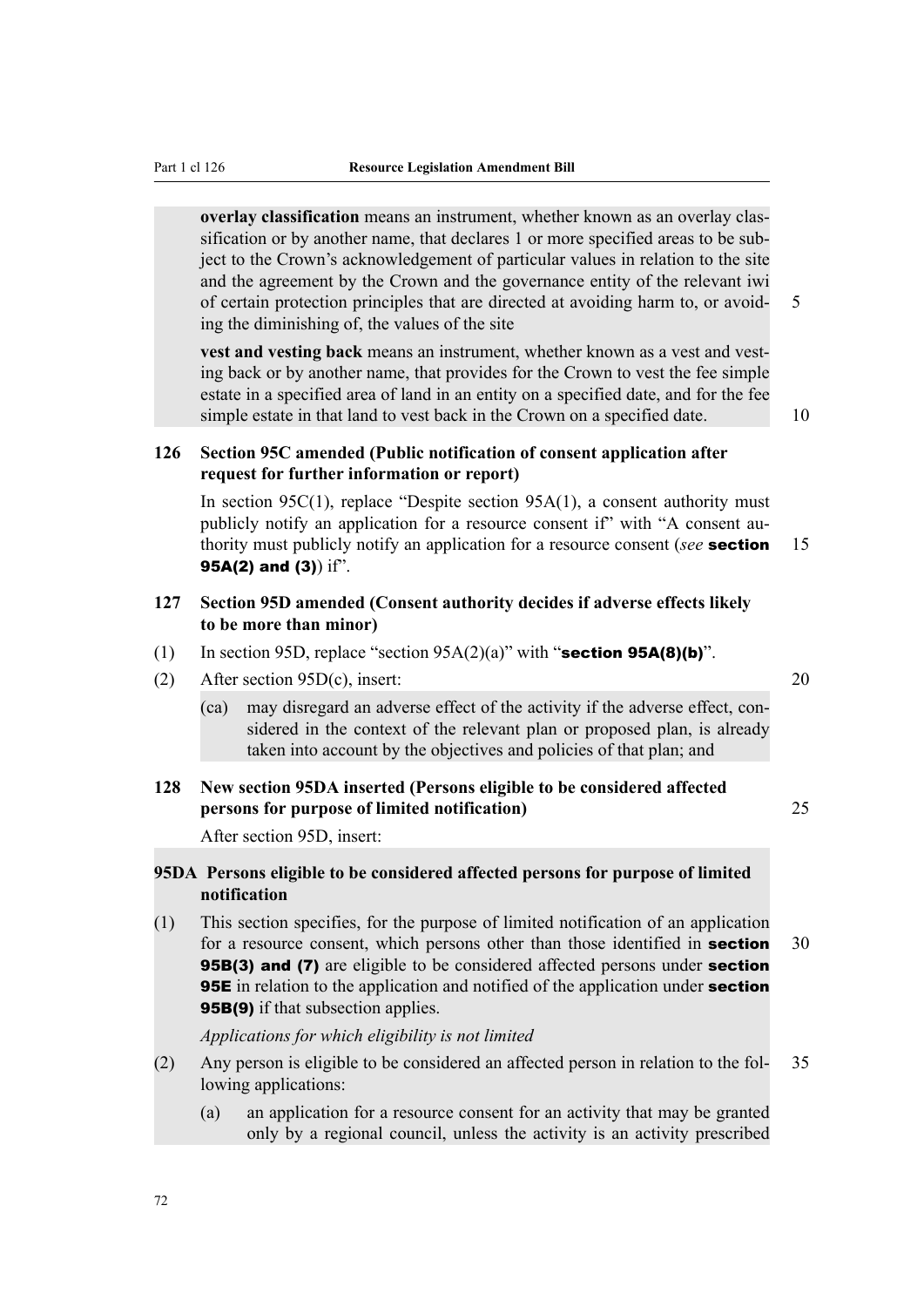**overlay classification** means an instrument, whether known as an overlay classification or by another name, that declares 1 or more specified areas to be subject to the Crown's acknowledgement of particular values in relation to the site and the agreement by the Crown and the governance entity of the relevant iwi of certain protection principles that are directed at avoiding harm to, or avoiding the diminishing of, the values of the site

**vest and vesting back** means an instrument, whether known as a vest and vesting back or by another name, that provides for the Crown to vest the fee simple estate in a specified area of land in an entity on a specified date, and for the fee simple estate in that land to vest back in the Crown on a specified date.

### 126 Section 95C amended (Public notification of consent application after request for further information or report)

In section 95C(1), replace "Despite section 95A(1), a consent authority must publicly notify an application for a resource consent if" with "A consent authority must publicly notify an application for a resource consent (*see* **section 95A(2) and (3)**) if".

### 127 Section 95D amended (Consent authority decides if adverse effects likely to be more than minor)

(1) In section 95D, replace "section 95A(2)(a)" with "**section 95A(8)(b)**".

(2) After section 95D(c), insert:

> (ca) may disregard an adverse effect of the activity if the adverse effect, considered in the context of the relevant plan or proposed plan, is already taken into account by the objectives and policies of that plan; and

### 128 New section 95DA inserted (Persons eligible to be considered affected persons for purpose of limited notification)

After section 95D, insert:

#### 95DA Persons eligible to be considered affected persons for purpose of limited notification

(1) This section specifies, for the purpose of limited notification of an application for a resource consent, which persons other than those identified in **section 95B(3) and (7)** are eligible to be considered affected persons under **section 95E** in relation to the application and notified of the application under **section 95B(9)** if that subsection applies.

*Applications for which eligibility is not limited*

(2) Any person is eligible to be considered an affected person in relation to the following applications:

(a) an application for a resource consent for an activity that may be granted only by a regional council, unless the activity is an activity prescribed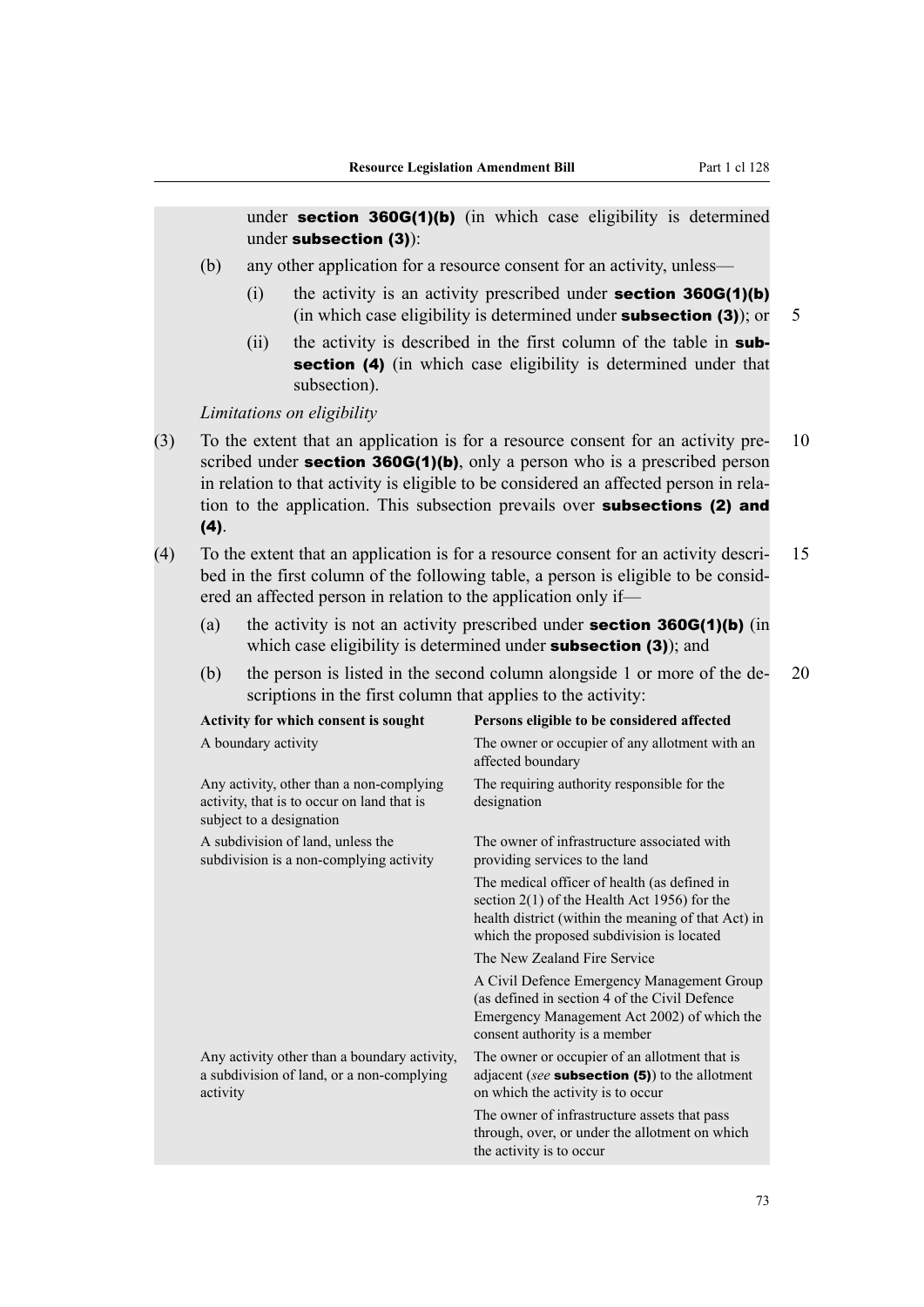under **section 360G(1)(b)** (in which case eligibility is determined under **subsection (3)**):

(b) any other application for a resource consent for an activity, unless—

(i) the activity is an activity prescribed under **section 360G(1)(b)** (in which case eligibility is determined under **subsection (3)**); or

(ii) the activity is described in the first column of the table in **subsection (4)** (in which case eligibility is determined under that subsection).

*Limitations on eligibility*

(3) To the extent that an application is for a resource consent for an activity prescribed under **section 360G(1)(b)**, only a person who is a prescribed person in relation to that activity is eligible to be considered an affected person in relation to the application. This subsection prevails over **subsections (2) and (4)**.

(4) To the extent that an application is for a resource consent for an activity described in the first column of the following table, a person is eligible to be considered an affected person in relation to the application only if—

(a) the activity is not an activity prescribed under **section 360G(1)(b)** (in which case eligibility is determined under **subsection (3)**); and

(b) the person is listed in the second column alongside 1 or more of the descriptions in the first column that applies to the activity:

| Activity for which consent is sought | Persons eligible to be considered affected |
|---|---|
| A boundary activity | The owner or occupier of any allotment with an affected boundary |
| Any activity, other than a non-complying activity, that is to occur on land that is subject to a designation | The requiring authority responsible for the designation |
| A subdivision of land, unless the subdivision is a non-complying activity | The owner of infrastructure associated with providing services to the land |
| | The medical officer of health (as defined in section 2(1) of the Health Act 1956) for the health district (within the meaning of that Act) in which the proposed subdivision is located |
| | The New Zealand Fire Service |
| | A Civil Defence Emergency Management Group (as defined in section 4 of the Civil Defence Emergency Management Act 2002) of which the consent authority is a member |
| Any activity other than a boundary activity, a subdivision of land, or a non-complying activity | The owner or occupier of an allotment that is adjacent (*see* **subsection (5)**) to the allotment on which the activity is to occur |
| | The owner of infrastructure assets that pass through, over, or under the allotment on which the activity is to occur |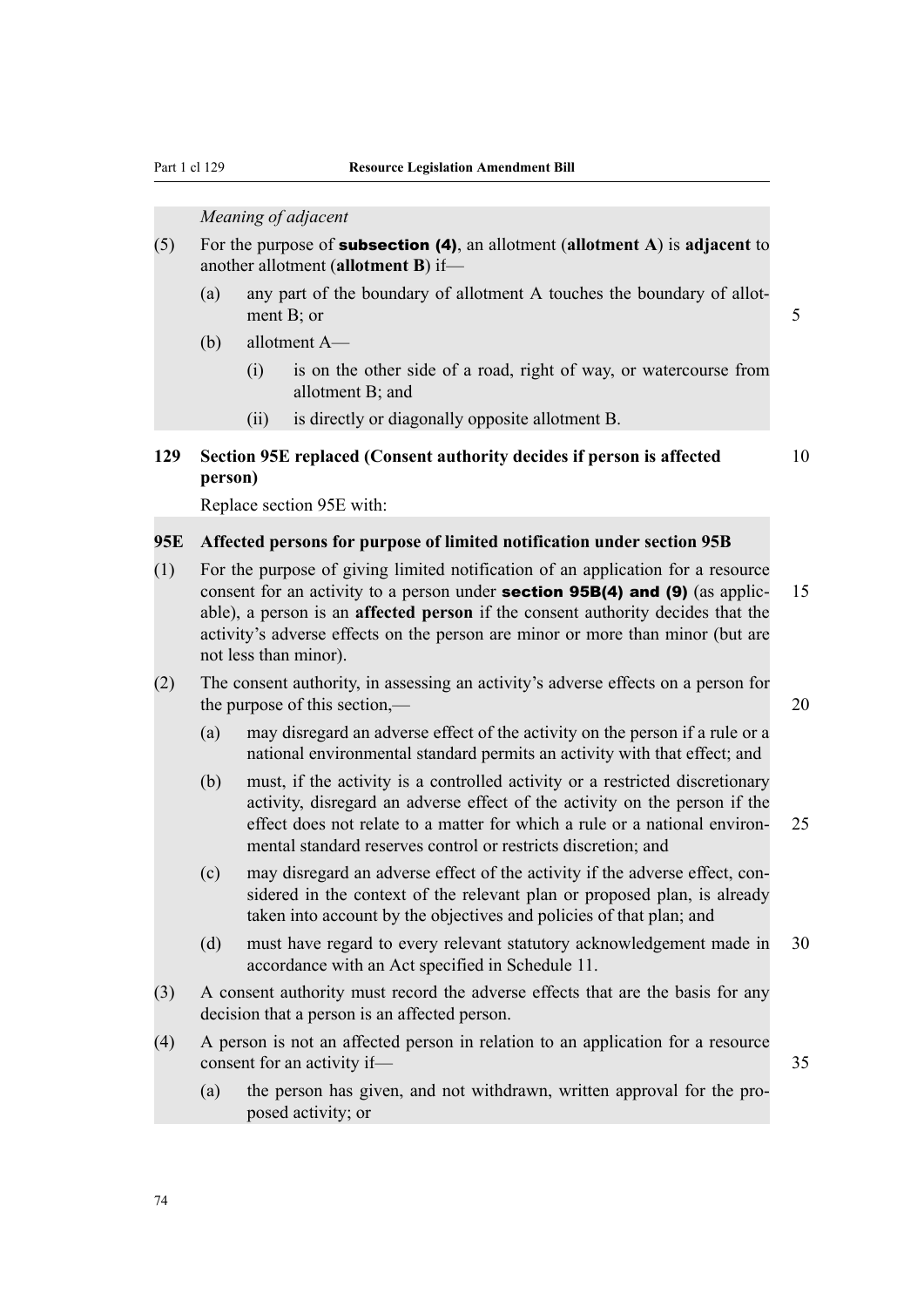*Meaning of adjacent*

(5) For the purpose of **subsection (4)**, an allotment (**allotment A**) is **adjacent** to another allotment (**allotment B**) if—

(a) any part of the boundary of allotment A touches the boundary of allotment B; or

(b) allotment A—

(i) is on the other side of a road, right of way, or watercourse from allotment B; and

(ii) is directly or diagonally opposite allotment B.

### 129 Section 95E replaced (Consent authority decides if person is affected person)

Replace section 95E with:

#### 95E Affected persons for purpose of limited notification under section 95B

(1) For the purpose of giving limited notification of an application for a resource consent for an activity to a person under **section 95B(4) and (9)** (as applicable), a person is an **affected person** if the consent authority decides that the activity's adverse effects on the person are minor or more than minor (but are not less than minor).

(2) The consent authority, in assessing an activity's adverse effects on a person for the purpose of this section,—

(a) may disregard an adverse effect of the activity on the person if a rule or a national environmental standard permits an activity with that effect; and

(b) must, if the activity is a controlled activity or a restricted discretionary activity, disregard an adverse effect of the activity on the person if the effect does not relate to a matter for which a rule or a national environmental standard reserves control or restricts discretion; and

(c) may disregard an adverse effect of the activity if the adverse effect, considered in the context of the relevant plan or proposed plan, is already taken into account by the objectives and policies of that plan; and

(d) must have regard to every relevant statutory acknowledgement made in accordance with an Act specified in Schedule 11.

(3) A consent authority must record the adverse effects that are the basis for any decision that a person is an affected person.

(4) A person is not an affected person in relation to an application for a resource consent for an activity if—

(a) the person has given, and not withdrawn, written approval for the proposed activity; or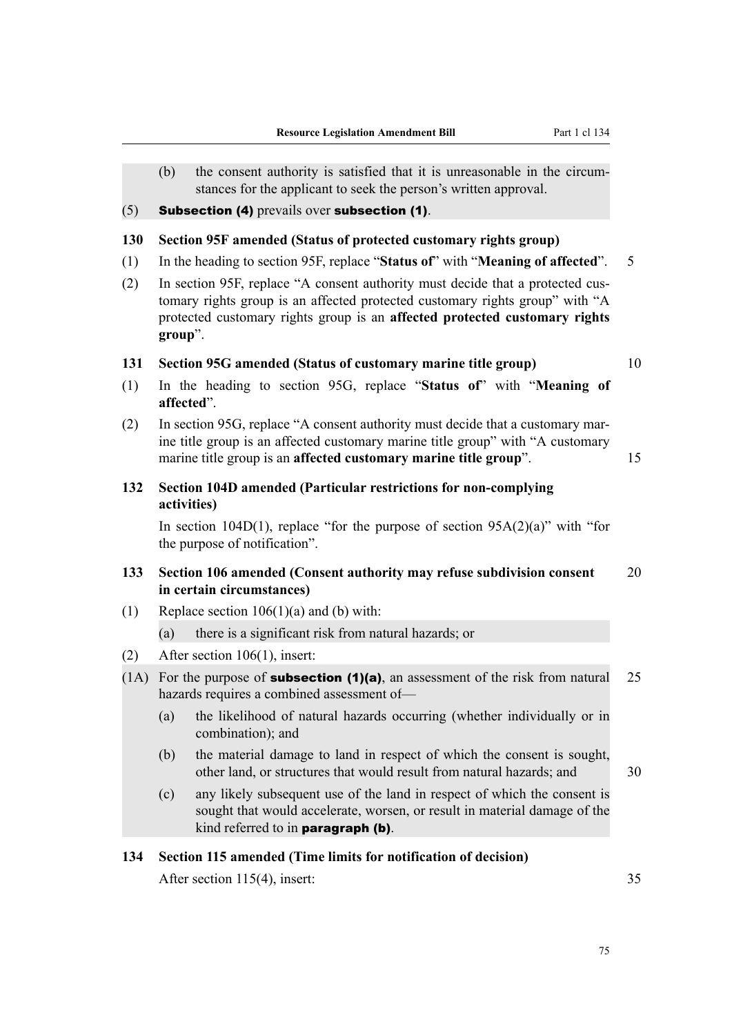(b) the consent authority is satisfied that it is unreasonable in the circumstances for the applicant to seek the person's written approval.

(5) **Subsection (4)** prevails over **subsection (1)**.

### 130 Section 95F amended (Status of protected customary rights group)

(1) In the heading to section 95F, replace "**Status of**" with "**Meaning of affected**".

(2) In section 95F, replace "A consent authority must decide that a protected customary rights group is an affected protected customary rights group" with "A protected customary rights group is an **affected protected customary rights group**".

### 131 Section 95G amended (Status of customary marine title group)

(1) In the heading to section 95G, replace "**Status of**" with "**Meaning of affected**".

(2) In section 95G, replace "A consent authority must decide that a customary marine title group is an affected customary marine title group" with "A customary marine title group is an **affected customary marine title group**".

### 132 Section 104D amended (Particular restrictions for non-complying activities)

In section 104D(1), replace "for the purpose of section 95A(2)(a)" with "for the purpose of notification".

### 133 Section 106 amended (Consent authority may refuse subdivision consent in certain circumstances)

(1) Replace section 106(1)(a) and (b) with:

(a) there is a significant risk from natural hazards; or

(2) After section 106(1), insert:

(1A) For the purpose of **subsection (1)(a)**, an assessment of the risk from natural hazards requires a combined assessment of—

(a) the likelihood of natural hazards occurring (whether individually or in combination); and

(b) the material damage to land in respect of which the consent is sought, other land, or structures that would result from natural hazards; and

(c) any likely subsequent use of the land in respect of which the consent is sought that would accelerate, worsen, or result in material damage of the kind referred to in **paragraph (b)**.

### 134 Section 115 amended (Time limits for notification of decision)

After section 115(4), insert: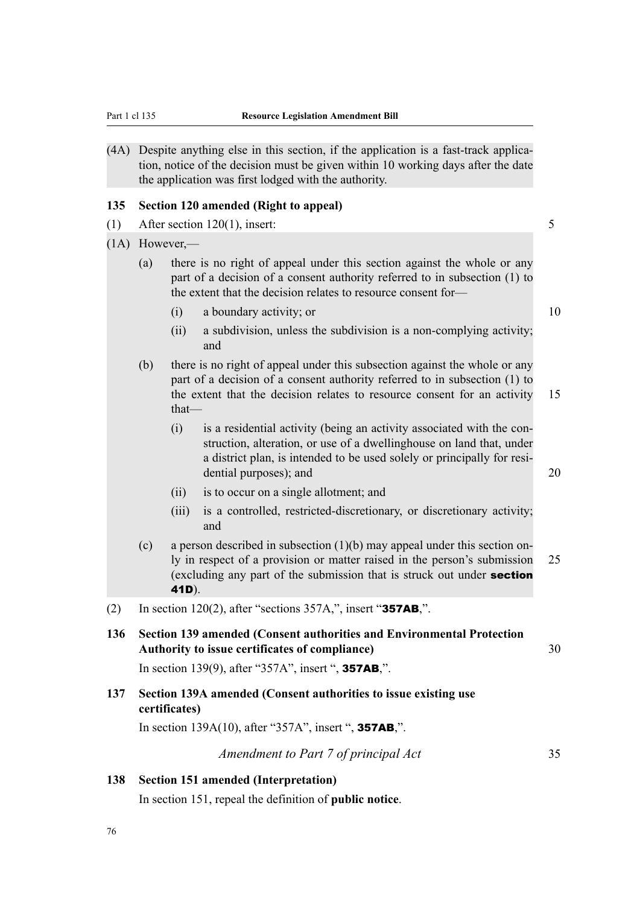(4A) Despite anything else in this section, if the application is a fast-track application, notice of the decision must be given within 10 working days after the date the application was first lodged with the authority.

**135 Section 120 amended (Right to appeal)**

(1) After section 120(1), insert:

(1A) However,—

(a) there is no right of appeal under this section against the whole or any part of a decision of a consent authority referred to in subsection (1) to the extent that the decision relates to resource consent for—

(i) a boundary activity; or

(ii) a subdivision, unless the subdivision is a non-complying activity; and

(b) there is no right of appeal under this subsection against the whole or any part of a decision of a consent authority referred to in subsection (1) to the extent that the decision relates to resource consent for an activity that—

(i) is a residential activity (being an activity associated with the construction, alteration, or use of a dwellinghouse on land that, under a district plan, is intended to be used solely or principally for residential purposes); and

(ii) is to occur on a single allotment; and

(iii) is a controlled, restricted-discretionary, or discretionary activity; and

(c) a person described in subsection (1)(b) may appeal under this section only in respect of a provision or matter raised in the person's submission (excluding any part of the submission that is struck out under **section 41D**).

(2) In section 120(2), after "sections 357A,", insert "**357AB**,".

**136 Section 139 amended (Consent authorities and Environmental Protection Authority to issue certificates of compliance)**

In section 139(9), after "357A", insert ", **357AB**,".

**137 Section 139A amended (Consent authorities to issue existing use certificates)**

In section 139A(10), after "357A", insert ", **357AB**,".

*Amendment to Part 7 of principal Act*

**138 Section 151 amended (Interpretation)**

In section 151, repeal the definition of **public notice**.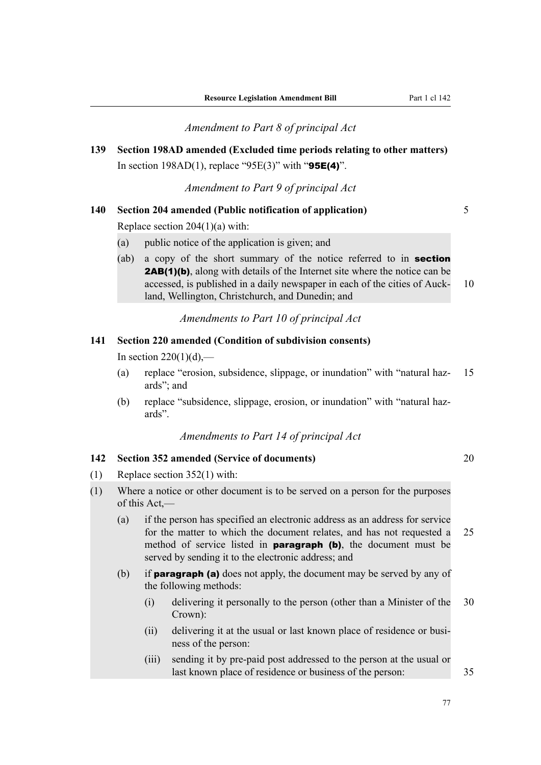*Amendment to Part 8 of principal Act*

**139 Section 198AD amended (Excluded time periods relating to other matters)**

In section 198AD(1), replace "95E(3)" with "**95E(4)**".

*Amendment to Part 9 of principal Act*

**140 Section 204 amended (Public notification of application)**

Replace section 204(1)(a) with:

(a) public notice of the application is given; and

(ab) a copy of the short summary of the notice referred to in **section 2AB(1)(b)**, along with details of the Internet site where the notice can be accessed, is published in a daily newspaper in each of the cities of Auckland, Wellington, Christchurch, and Dunedin; and

*Amendments to Part 10 of principal Act*

**141 Section 220 amended (Condition of subdivision consents)**

In section 220(1)(d),—

(a) replace "erosion, subsidence, slippage, or inundation" with "natural hazards"; and

(b) replace "subsidence, slippage, erosion, or inundation" with "natural hazards".

*Amendments to Part 14 of principal Act*

**142 Section 352 amended (Service of documents)**

(1) Replace section 352(1) with:

(1) Where a notice or other document is to be served on a person for the purposes of this Act,—

(a) if the person has specified an electronic address as an address for service for the matter to which the document relates, and has not requested a method of service listed in **paragraph (b)**, the document must be served by sending it to the electronic address; and

(b) if **paragraph (a)** does not apply, the document may be served by any of the following methods:

(i) delivering it personally to the person (other than a Minister of the Crown):

(ii) delivering it at the usual or last known place of residence or business of the person:

(iii) sending it by pre-paid post addressed to the person at the usual or last known place of residence or business of the person: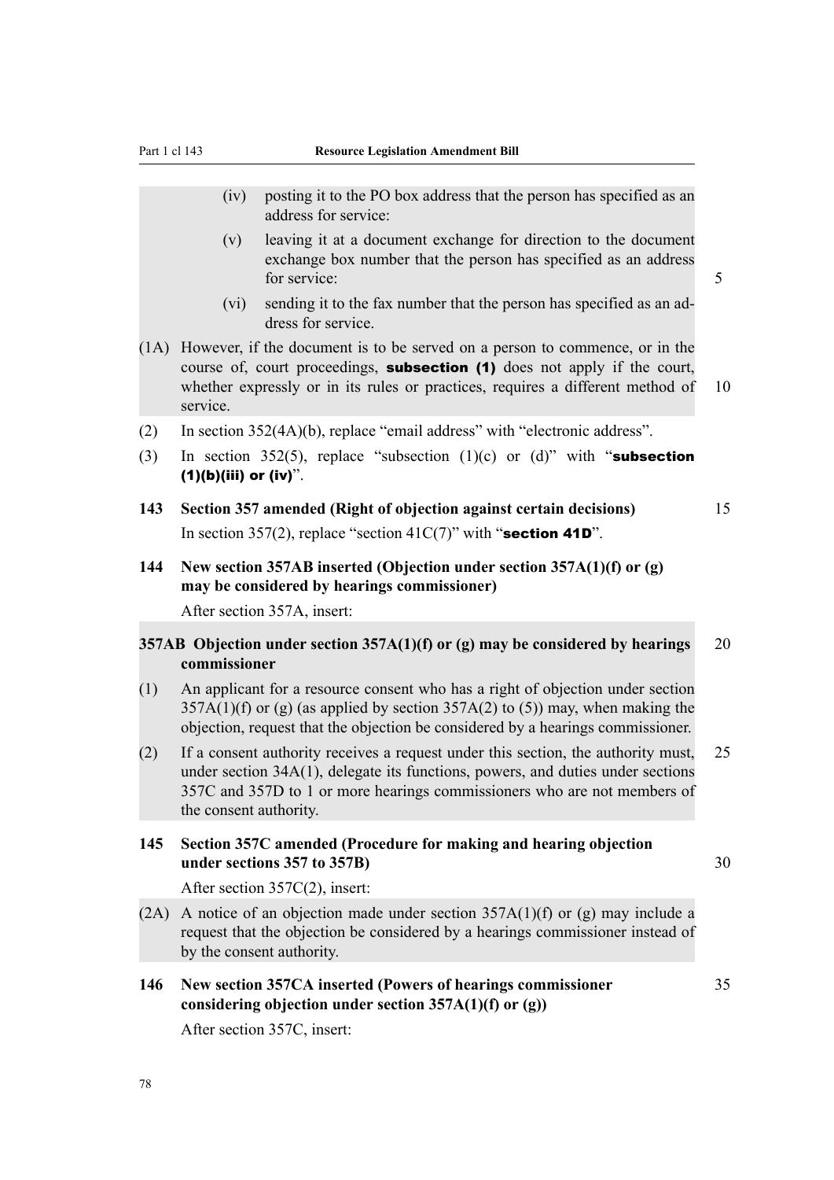(iv) posting it to the PO box address that the person has specified as an address for service:

(v) leaving it at a document exchange for direction to the document exchange box number that the person has specified as an address for service:

(vi) sending it to the fax number that the person has specified as an address for service.

(1A) However, if the document is to be served on a person to commence, or in the course of, court proceedings, **subsection (1)** does not apply if the court, whether expressly or in its rules or practices, requires a different method of service.

(2) In section 352(4A)(b), replace "email address" with "electronic address".

(3) In section 352(5), replace "subsection (1)(c) or (d)" with "**subsection (1)(b)(iii) or (iv)**".

**143 Section 357 amended (Right of objection against certain decisions)**

In section 357(2), replace "section 41C(7)" with "**section 41D**".

**144 New section 357AB inserted (Objection under section 357A(1)(f) or (g) may be considered by hearings commissioner)**

After section 357A, insert:

**357AB Objection under section 357A(1)(f) or (g) may be considered by hearings commissioner**

(1) An applicant for a resource consent who has a right of objection under section 357A(1)(f) or (g) (as applied by section 357A(2) to (5)) may, when making the objection, request that the objection be considered by a hearings commissioner.

(2) If a consent authority receives a request under this section, the authority must, under section 34A(1), delegate its functions, powers, and duties under sections 357C and 357D to 1 or more hearings commissioners who are not members of the consent authority.

**145 Section 357C amended (Procedure for making and hearing objection under sections 357 to 357B)**

After section 357C(2), insert:

(2A) A notice of an objection made under section 357A(1)(f) or (g) may include a request that the objection be considered by a hearings commissioner instead of by the consent authority.

**146 New section 357CA inserted (Powers of hearings commissioner considering objection under section 357A(1)(f) or (g))**

After section 357C, insert: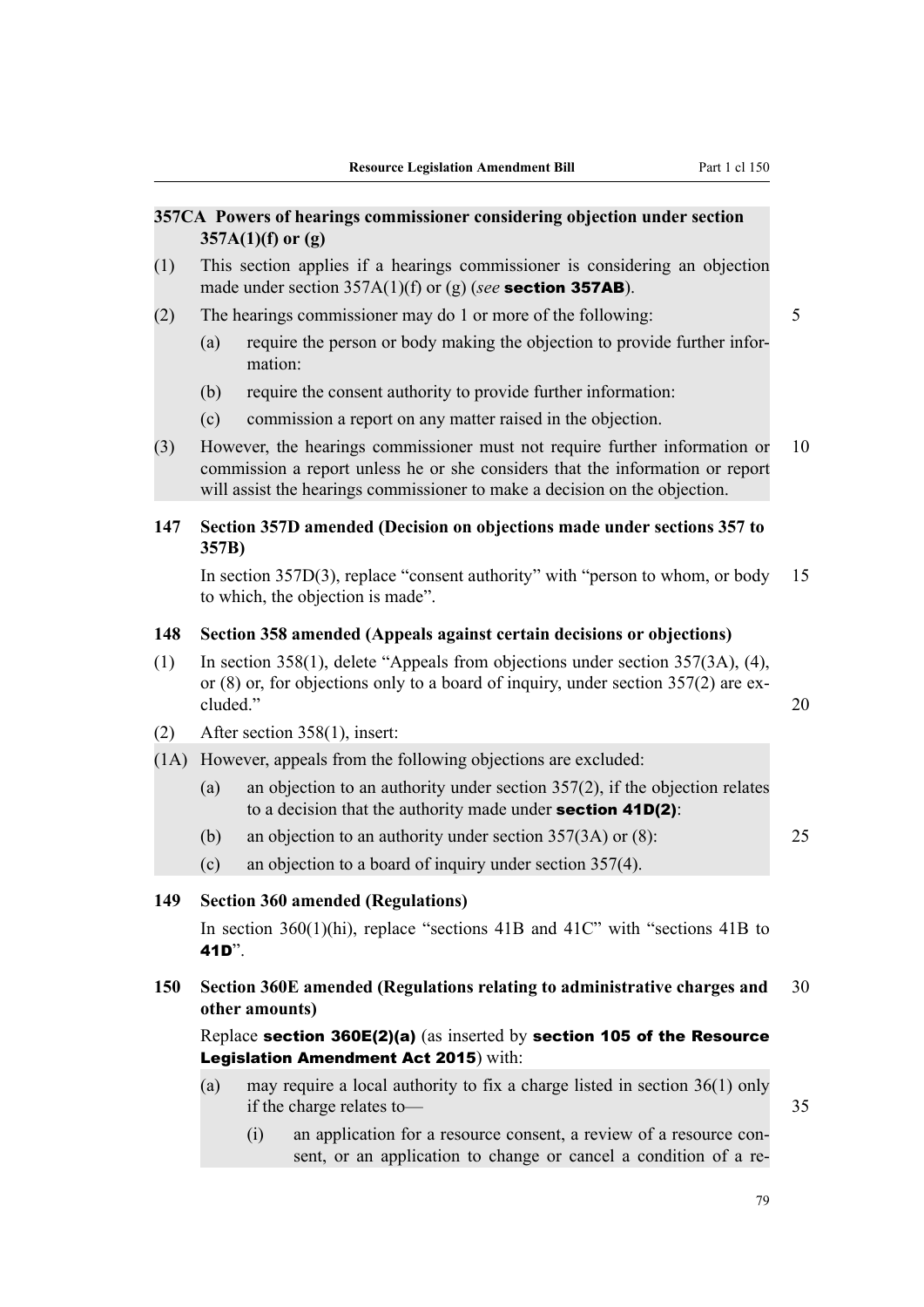**357CA Powers of hearings commissioner considering objection under section 357A(1)(f) or (g)**

(1) This section applies if a hearings commissioner is considering an objection made under section 357A(1)(f) or (g) (*see* **section 357AB**).

(2) The hearings commissioner may do 1 or more of the following:

- (a) require the person or body making the objection to provide further information:
- (b) require the consent authority to provide further information:
- (c) commission a report on any matter raised in the objection.

(3) However, the hearings commissioner must not require further information or commission a report unless he or she considers that the information or report will assist the hearings commissioner to make a decision on the objection.

### 147 Section 357D amended (Decision on objections made under sections 357 to 357B)

In section 357D(3), replace "consent authority" with "person to whom, or body to which, the objection is made".

### 148 Section 358 amended (Appeals against certain decisions or objections)

(1) In section 358(1), delete "Appeals from objections under section 357(3A), (4), or (8) or, for objections only to a board of inquiry, under section 357(2) are excluded."

(2) After section 358(1), insert:

(1A) However, appeals from the following objections are excluded:

- (a) an objection to an authority under section 357(2), if the objection relates to a decision that the authority made under **section 41D(2)**:
- (b) an objection to an authority under section 357(3A) or (8):
- (c) an objection to a board of inquiry under section 357(4).

### 149 Section 360 amended (Regulations)

In section 360(1)(hi), replace "sections 41B and 41C" with "sections 41B to **41D**".

### 150 Section 360E amended (Regulations relating to administrative charges and other amounts)

Replace **section 360E(2)(a)** (as inserted by **section 105 of the Resource Legislation Amendment Act 2015**) with:

- (a) may require a local authority to fix a charge listed in section 36(1) only if the charge relates to—
  - (i) an application for a resource consent, a review of a resource consent, or an application to change or cancel a condition of a re-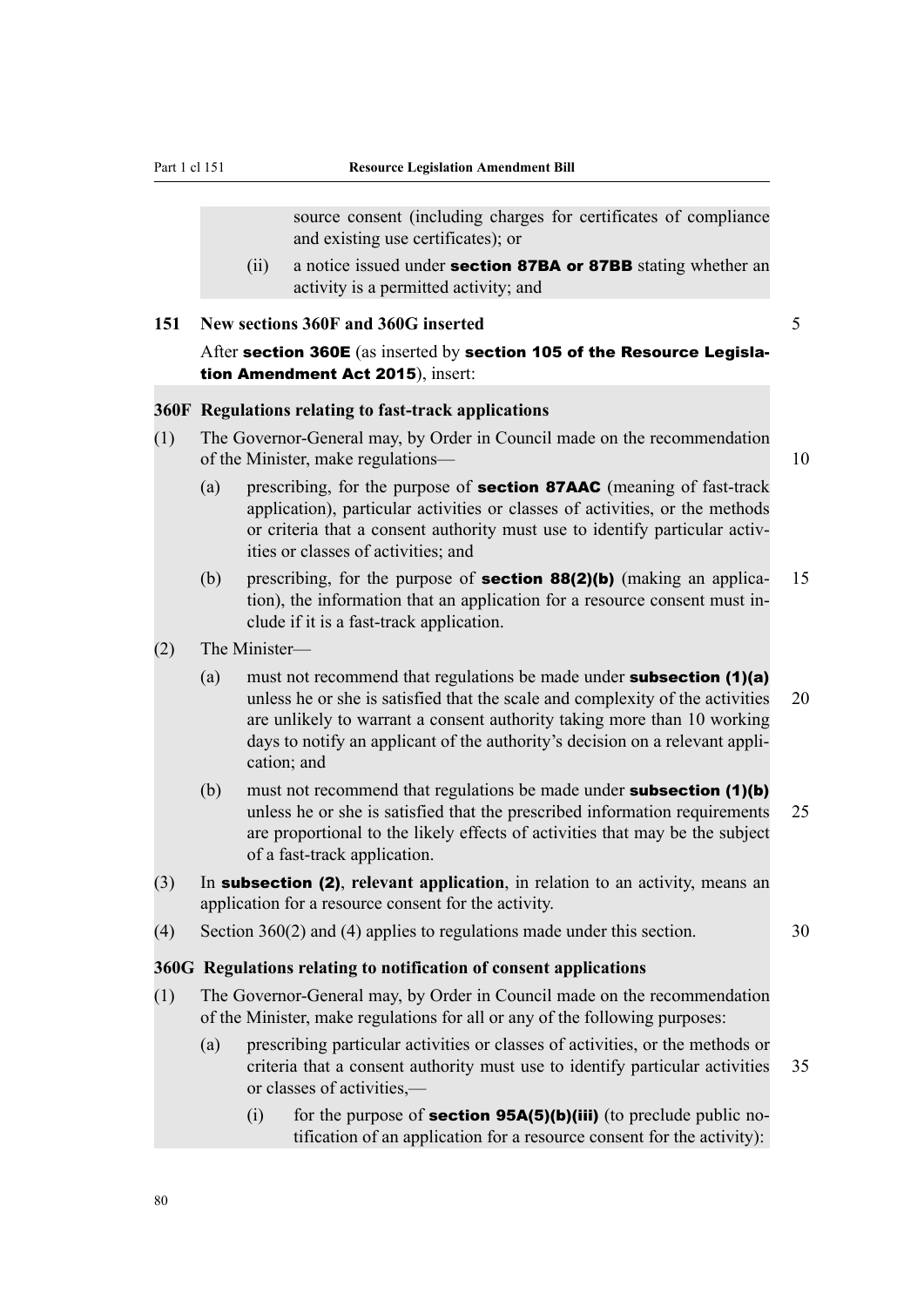source consent (including charges for certificates of compliance and existing use certificates); or

(ii) a notice issued under **section 87BA or 87BB** stating whether an activity is a permitted activity; and

**151 New sections 360F and 360G inserted**

After **section 360E** (as inserted by **section 105 of the Resource Legislation Amendment Act 2015**), insert:

**360F Regulations relating to fast-track applications**

(1) The Governor-General may, by Order in Council made on the recommendation of the Minister, make regulations—

(a) prescribing, for the purpose of **section 87AAC** (meaning of fast-track application), particular activities or classes of activities, or the methods or criteria that a consent authority must use to identify particular activities or classes of activities; and

(b) prescribing, for the purpose of **section 88(2)(b)** (making an application), the information that an application for a resource consent must include if it is a fast-track application.

(2) The Minister—

(a) must not recommend that regulations be made under **subsection (1)(a)** unless he or she is satisfied that the scale and complexity of the activities are unlikely to warrant a consent authority taking more than 10 working days to notify an applicant of the authority's decision on a relevant application; and

(b) must not recommend that regulations be made under **subsection (1)(b)** unless he or she is satisfied that the prescribed information requirements are proportional to the likely effects of activities that may be the subject of a fast-track application.

(3) In **subsection (2)**, **relevant application**, in relation to an activity, means an application for a resource consent for the activity.

(4) Section 360(2) and (4) applies to regulations made under this section.

**360G Regulations relating to notification of consent applications**

(1) The Governor-General may, by Order in Council made on the recommendation of the Minister, make regulations for all or any of the following purposes:

(a) prescribing particular activities or classes of activities, or the methods or criteria that a consent authority must use to identify particular activities or classes of activities,—

(i) for the purpose of **section 95A(5)(b)(iii)** (to preclude public notification of an application for a resource consent for the activity):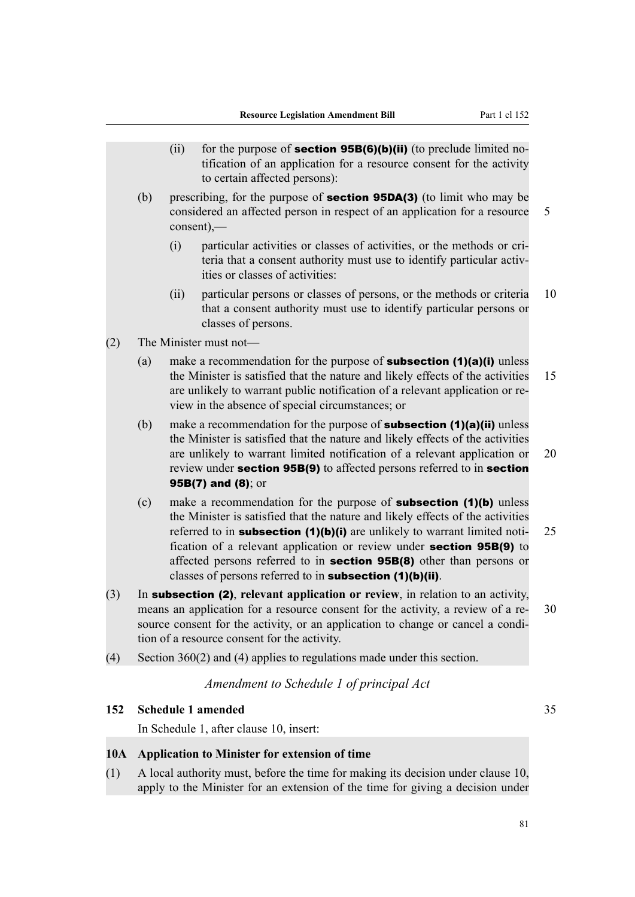(ii) for the purpose of **section 95B(6)(b)(ii)** (to preclude limited notification of an application for a resource consent for the activity to certain affected persons):

(b) prescribing, for the purpose of **section 95DA(3)** (to limit who may be considered an affected person in respect of an application for a resource consent),—

(i) particular activities or classes of activities, or the methods or criteria that a consent authority must use to identify particular activities or classes of activities:

(ii) particular persons or classes of persons, or the methods or criteria that a consent authority must use to identify particular persons or classes of persons.

(2) The Minister must not—

(a) make a recommendation for the purpose of **subsection (1)(a)(i)** unless the Minister is satisfied that the nature and likely effects of the activities are unlikely to warrant public notification of a relevant application or review in the absence of special circumstances; or

(b) make a recommendation for the purpose of **subsection (1)(a)(ii)** unless the Minister is satisfied that the nature and likely effects of the activities are unlikely to warrant limited notification of a relevant application or review under **section 95B(9)** to affected persons referred to in **section 95B(7) and (8)**; or

(c) make a recommendation for the purpose of **subsection (1)(b)** unless the Minister is satisfied that the nature and likely effects of the activities referred to in **subsection (1)(b)(i)** are unlikely to warrant limited notification of a relevant application or review under **section 95B(9)** to affected persons referred to in **section 95B(8)** other than persons or classes of persons referred to in **subsection (1)(b)(ii)**.

(3) In **subsection (2)**, **relevant application or review**, in relation to an activity, means an application for a resource consent for the activity, a review of a resource consent for the activity, or an application to change or cancel a condition of a resource consent for the activity.

(4) Section 360(2) and (4) applies to regulations made under this section.

*Amendment to Schedule 1 of principal Act*

**152 Schedule 1 amended**

In Schedule 1, after clause 10, insert:

**10A Application to Minister for extension of time**

(1) A local authority must, before the time for making its decision under clause 10, apply to the Minister for an extension of the time for giving a decision under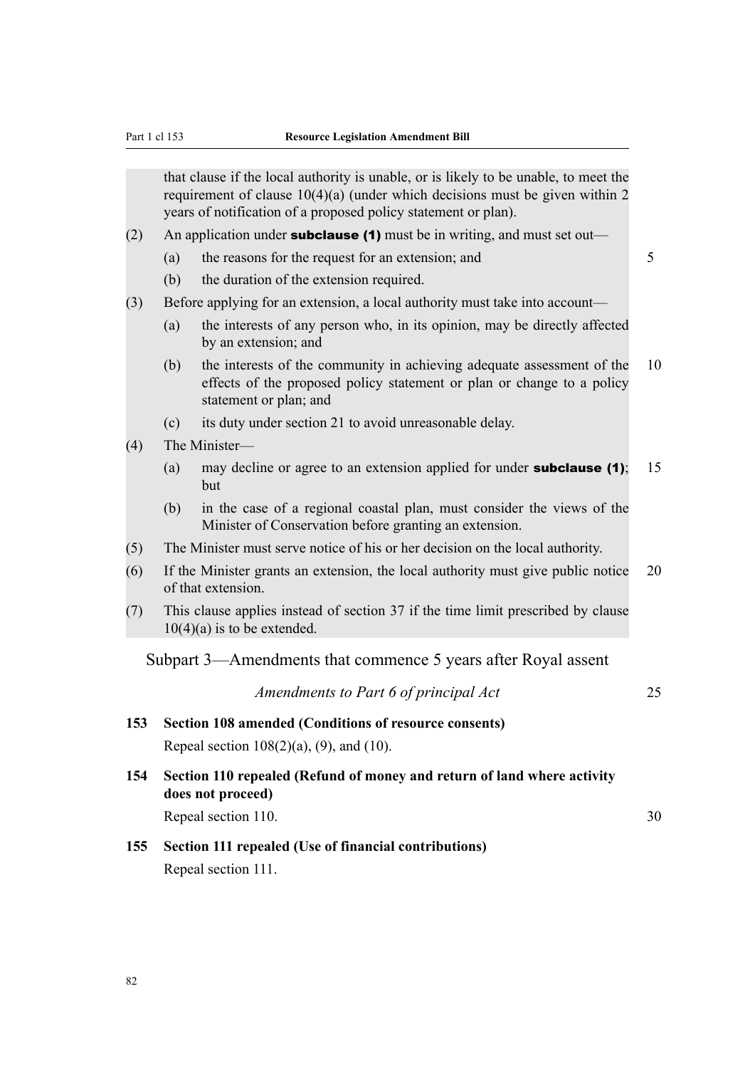that clause if the local authority is unable, or is likely to be unable, to meet the requirement of clause 10(4)(a) (under which decisions must be given within 2 years of notification of a proposed policy statement or plan).

(2) An application under **subclause (1)** must be in writing, and must set out—

(a) the reasons for the request for an extension; and

(b) the duration of the extension required.

(3) Before applying for an extension, a local authority must take into account—

(a) the interests of any person who, in its opinion, may be directly affected by an extension; and

(b) the interests of the community in achieving adequate assessment of the effects of the proposed policy statement or plan or change to a policy statement or plan; and

(c) its duty under section 21 to avoid unreasonable delay.

(4) The Minister—

(a) may decline or agree to an extension applied for under **subclause (1)**; but

(b) in the case of a regional coastal plan, must consider the views of the Minister of Conservation before granting an extension.

(5) The Minister must serve notice of his or her decision on the local authority.

(6) If the Minister grants an extension, the local authority must give public notice of that extension.

(7) This clause applies instead of section 37 if the time limit prescribed by clause 10(4)(a) is to be extended.

## Subpart 3—Amendments that commence 5 years after Royal assent

*Amendments to Part 6 of principal Act*

### 153 Section 108 amended (Conditions of resource consents)

Repeal section 108(2)(a), (9), and (10).

### 154 Section 110 repealed (Refund of money and return of land where activity does not proceed)

Repeal section 110.

### 155 Section 111 repealed (Use of financial contributions)

Repeal section 111.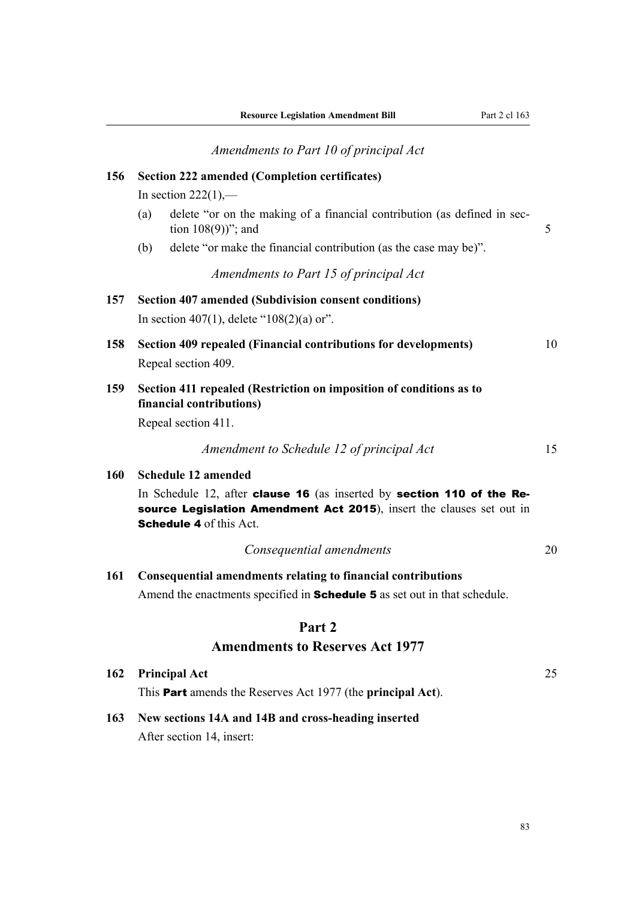*Amendments to Part 10 of principal Act*

**156 Section 222 amended (Completion certificates)**

In section 222(1),—

(a) delete "or on the making of a financial contribution (as defined in section 108(9))"; and

(b) delete "or make the financial contribution (as the case may be)".

*Amendments to Part 15 of principal Act*

**157 Section 407 amended (Subdivision consent conditions)**

In section 407(1), delete "108(2)(a) or".

**158 Section 409 repealed (Financial contributions for developments)**

Repeal section 409.

**159 Section 411 repealed (Restriction on imposition of conditions as to financial contributions)**

Repeal section 411.

*Amendment to Schedule 12 of principal Act*

**160 Schedule 12 amended**

In Schedule 12, after **clause 16** (as inserted by **section 110 of the Resource Legislation Amendment Act 2015**), insert the clauses set out in **Schedule 4** of this Act.

*Consequential amendments*

**161 Consequential amendments relating to financial contributions**

Amend the enactments specified in **Schedule 5** as set out in that schedule.

## Part 2
## Amendments to Reserves Act 1977

**162 Principal Act**

This **Part** amends the Reserves Act 1977 (the **principal Act**).

**163 New sections 14A and 14B and cross-heading inserted**

After section 14, insert: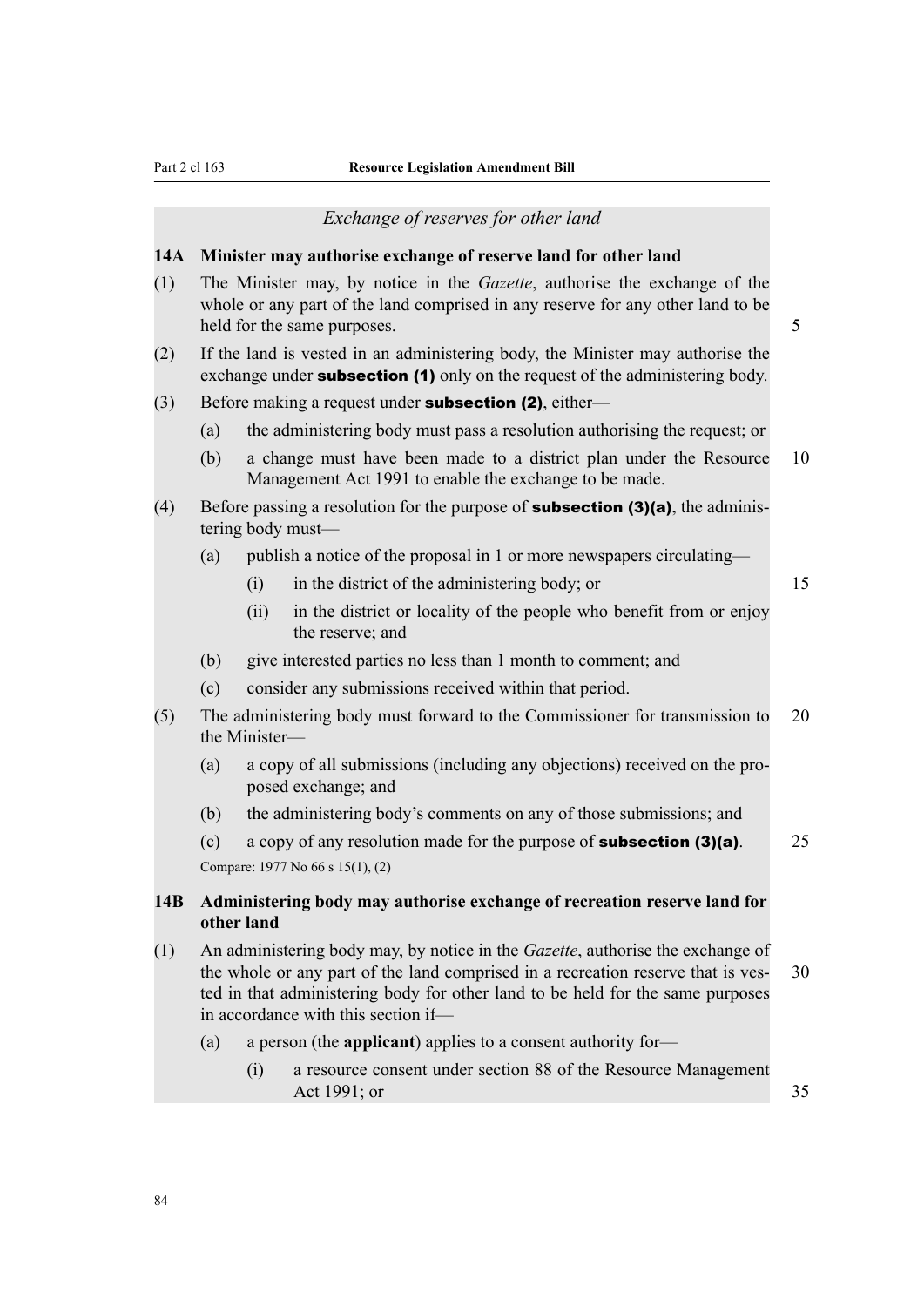*Exchange of reserves for other land*

**14A Minister may authorise exchange of reserve land for other land**

(1) The Minister may, by notice in the *Gazette*, authorise the exchange of the whole or any part of the land comprised in any reserve for any other land to be held for the same purposes.

(2) If the land is vested in an administering body, the Minister may authorise the exchange under **subsection (1)** only on the request of the administering body.

(3) Before making a request under **subsection (2)**, either—

- (a) the administering body must pass a resolution authorising the request; or
- (b) a change must have been made to a district plan under the Resource Management Act 1991 to enable the exchange to be made.

(4) Before passing a resolution for the purpose of **subsection (3)(a)**, the administering body must—

- (a) publish a notice of the proposal in 1 or more newspapers circulating—
  - (i) in the district of the administering body; or
  - (ii) in the district or locality of the people who benefit from or enjoy the reserve; and
- (b) give interested parties no less than 1 month to comment; and
- (c) consider any submissions received within that period.

(5) The administering body must forward to the Commissioner for transmission to the Minister—

- (a) a copy of all submissions (including any objections) received on the proposed exchange; and
- (b) the administering body's comments on any of those submissions; and
- (c) a copy of any resolution made for the purpose of **subsection (3)(a)**.

Compare: 1977 No 66 s 15(1), (2)

**14B Administering body may authorise exchange of recreation reserve land for other land**

(1) An administering body may, by notice in the *Gazette*, authorise the exchange of the whole or any part of the land comprised in a recreation reserve that is vested in that administering body for other land to be held for the same purposes in accordance with this section if—

- (a) a person (the **applicant**) applies to a consent authority for—
  - (i) a resource consent under section 88 of the Resource Management Act 1991; or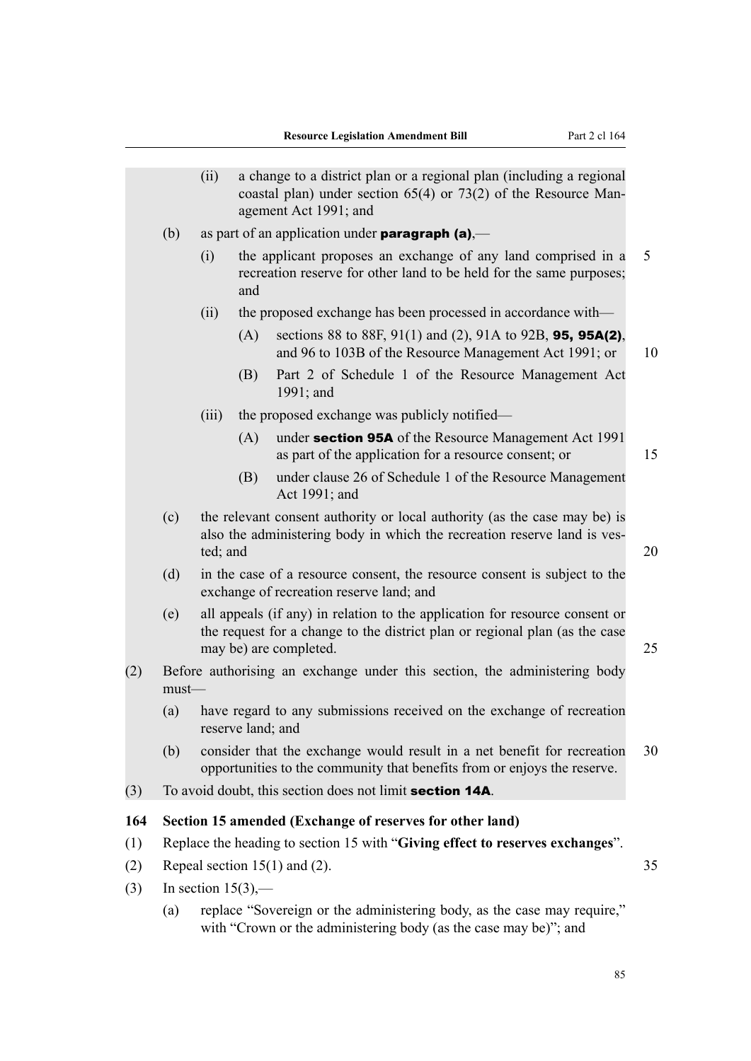(ii) a change to a district plan or a regional plan (including a regional coastal plan) under section 65(4) or 73(2) of the Resource Management Act 1991; and

(b) as part of an application under **paragraph (a)**,—

(i) the applicant proposes an exchange of any land comprised in a recreation reserve for other land to be held for the same purposes; and

(ii) the proposed exchange has been processed in accordance with—

(A) sections 88 to 88F, 91(1) and (2), 91A to 92B, **95, 95A(2)**, and 96 to 103B of the Resource Management Act 1991; or

(B) Part 2 of Schedule 1 of the Resource Management Act 1991; and

(iii) the proposed exchange was publicly notified—

(A) under **section 95A** of the Resource Management Act 1991 as part of the application for a resource consent; or

(B) under clause 26 of Schedule 1 of the Resource Management Act 1991; and

(c) the relevant consent authority or local authority (as the case may be) is also the administering body in which the recreation reserve land is vested; and

(d) in the case of a resource consent, the resource consent is subject to the exchange of recreation reserve land; and

(e) all appeals (if any) in relation to the application for resource consent or the request for a change to the district plan or regional plan (as the case may be) are completed.

(2) Before authorising an exchange under this section, the administering body must—

(a) have regard to any submissions received on the exchange of recreation reserve land; and

(b) consider that the exchange would result in a net benefit for recreation opportunities to the community that benefits from or enjoys the reserve.

(3) To avoid doubt, this section does not limit **section 14A**.

**164 Section 15 amended (Exchange of reserves for other land)**

(1) Replace the heading to section 15 with "**Giving effect to reserves exchanges**".

(2) Repeal section 15(1) and (2).

(3) In section 15(3),—

(a) replace "Sovereign or the administering body, as the case may require," with "Crown or the administering body (as the case may be)"; and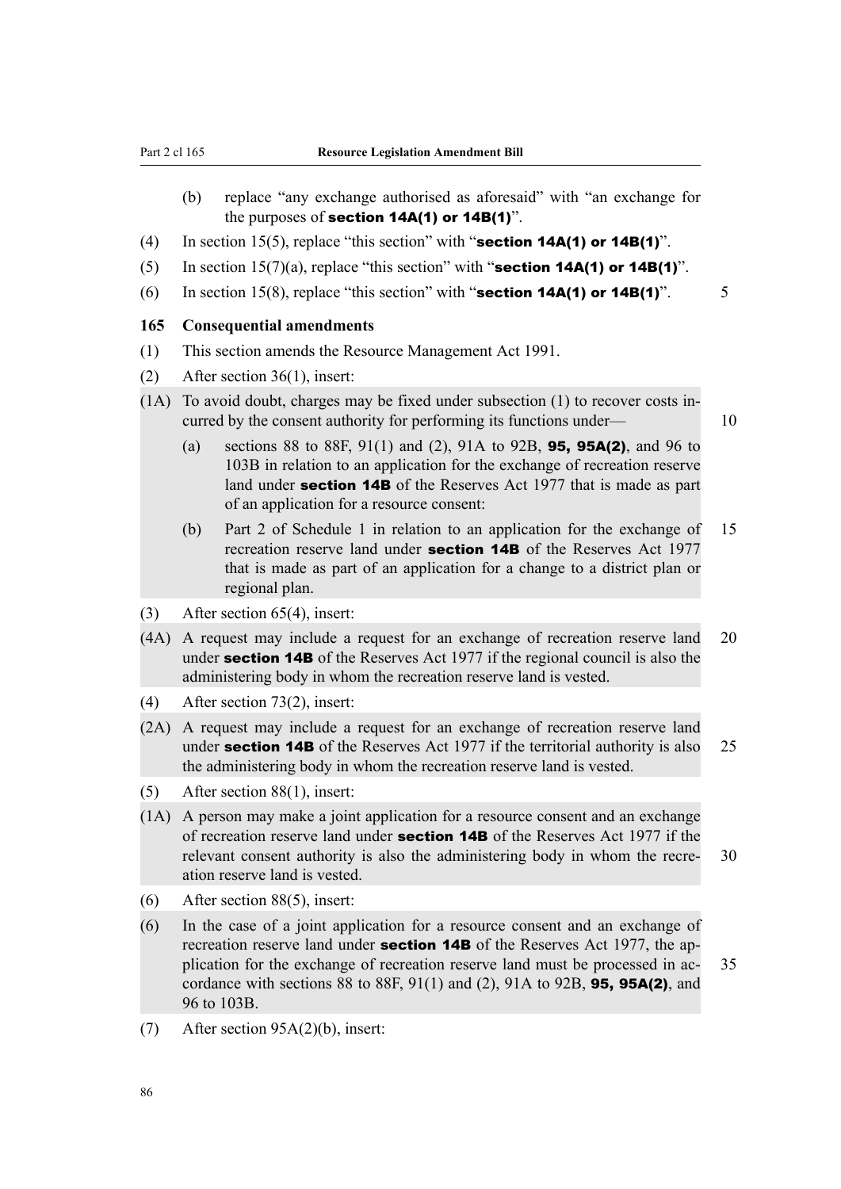(b) replace "any exchange authorised as aforesaid" with "an exchange for the purposes of **section 14A(1) or 14B(1)**".

(4) In section 15(5), replace "this section" with "**section 14A(1) or 14B(1)**".

(5) In section 15(7)(a), replace "this section" with "**section 14A(1) or 14B(1)**".

(6) In section 15(8), replace "this section" with "**section 14A(1) or 14B(1)**".

**165 Consequential amendments**

(1) This section amends the Resource Management Act 1991.

(2) After section 36(1), insert:

(1A) To avoid doubt, charges may be fixed under subsection (1) to recover costs incurred by the consent authority for performing its functions under—

(a) sections 88 to 88F, 91(1) and (2), 91A to 92B, **95, 95A(2)**, and 96 to 103B in relation to an application for the exchange of recreation reserve land under **section 14B** of the Reserves Act 1977 that is made as part of an application for a resource consent:

(b) Part 2 of Schedule 1 in relation to an application for the exchange of recreation reserve land under **section 14B** of the Reserves Act 1977 that is made as part of an application for a change to a district plan or regional plan.

(3) After section 65(4), insert:

(4A) A request may include a request for an exchange of recreation reserve land under **section 14B** of the Reserves Act 1977 if the regional council is also the administering body in whom the recreation reserve land is vested.

(4) After section 73(2), insert:

(2A) A request may include a request for an exchange of recreation reserve land under **section 14B** of the Reserves Act 1977 if the territorial authority is also the administering body in whom the recreation reserve land is vested.

(5) After section 88(1), insert:

(1A) A person may make a joint application for a resource consent and an exchange of recreation reserve land under **section 14B** of the Reserves Act 1977 if the relevant consent authority is also the administering body in whom the recreation reserve land is vested.

(6) After section 88(5), insert:

(6) In the case of a joint application for a resource consent and an exchange of recreation reserve land under **section 14B** of the Reserves Act 1977, the application for the exchange of recreation reserve land must be processed in accordance with sections 88 to 88F, 91(1) and (2), 91A to 92B, **95, 95A(2)**, and 96 to 103B.

(7) After section 95A(2)(b), insert: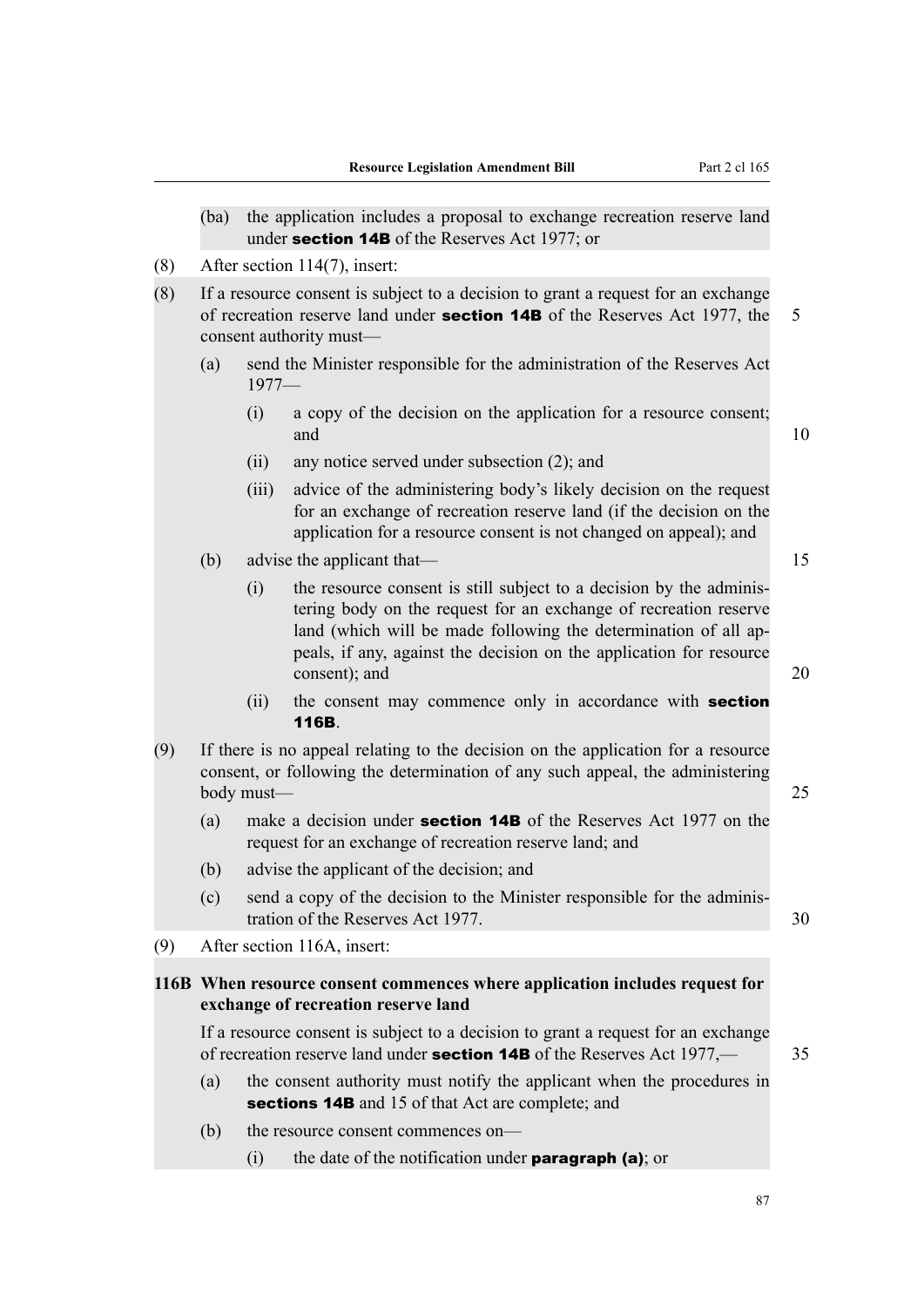(ba) the application includes a proposal to exchange recreation reserve land under **section 14B** of the Reserves Act 1977; or

(8) After section 114(7), insert:

(8) If a resource consent is subject to a decision to grant a request for an exchange of recreation reserve land under **section 14B** of the Reserves Act 1977, the consent authority must—

(a) send the Minister responsible for the administration of the Reserves Act 1977—

(i) a copy of the decision on the application for a resource consent; and

(ii) any notice served under subsection (2); and

(iii) advice of the administering body's likely decision on the request for an exchange of recreation reserve land (if the decision on the application for a resource consent is not changed on appeal); and

(b) advise the applicant that—

(i) the resource consent is still subject to a decision by the administering body on the request for an exchange of recreation reserve land (which will be made following the determination of all appeals, if any, against the decision on the application for resource consent); and

(ii) the consent may commence only in accordance with **section 116B**.

(9) If there is no appeal relating to the decision on the application for a resource consent, or following the determination of any such appeal, the administering body must—

(a) make a decision under **section 14B** of the Reserves Act 1977 on the request for an exchange of recreation reserve land; and

(b) advise the applicant of the decision; and

(c) send a copy of the decision to the Minister responsible for the administration of the Reserves Act 1977.

(9) After section 116A, insert:

**116B When resource consent commences where application includes request for exchange of recreation reserve land**

If a resource consent is subject to a decision to grant a request for an exchange of recreation reserve land under **section 14B** of the Reserves Act 1977,—

(a) the consent authority must notify the applicant when the procedures in **sections 14B** and 15 of that Act are complete; and

(b) the resource consent commences on—

(i) the date of the notification under **paragraph (a)**; or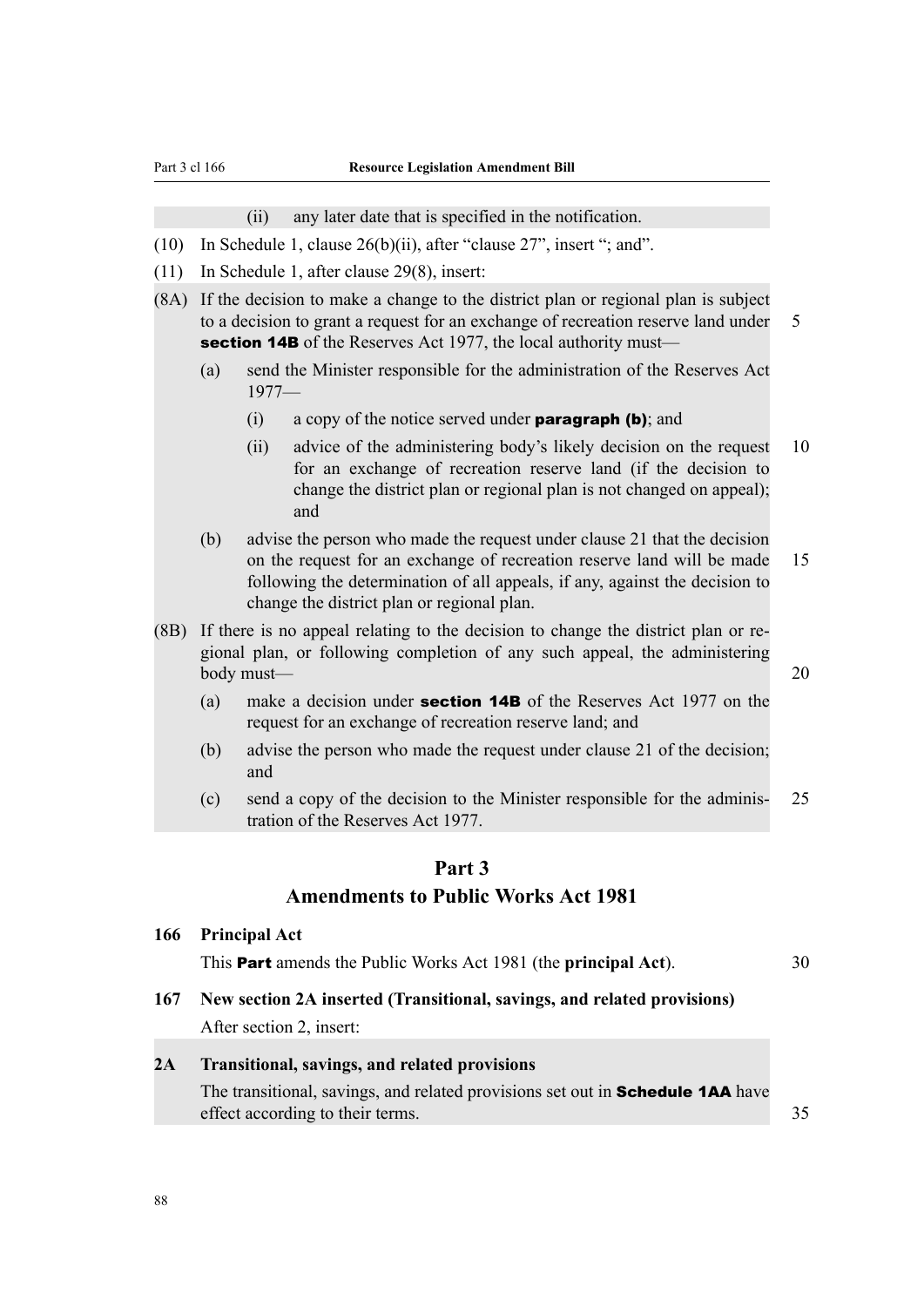(ii) any later date that is specified in the notification.

(10) In Schedule 1, clause 26(b)(ii), after "clause 27", insert "; and".

(11) In Schedule 1, after clause 29(8), insert:

(8A) If the decision to make a change to the district plan or regional plan is subject to a decision to grant a request for an exchange of recreation reserve land under **section 14B** of the Reserves Act 1977, the local authority must—

(a) send the Minister responsible for the administration of the Reserves Act 1977—

(i) a copy of the notice served under **paragraph (b)**; and

(ii) advice of the administering body's likely decision on the request for an exchange of recreation reserve land (if the decision to change the district plan or regional plan is not changed on appeal); and

(b) advise the person who made the request under clause 21 that the decision on the request for an exchange of recreation reserve land will be made following the determination of all appeals, if any, against the decision to change the district plan or regional plan.

(8B) If there is no appeal relating to the decision to change the district plan or regional plan, or following completion of any such appeal, the administering body must—

(a) make a decision under **section 14B** of the Reserves Act 1977 on the request for an exchange of recreation reserve land; and

(b) advise the person who made the request under clause 21 of the decision; and

(c) send a copy of the decision to the Minister responsible for the administration of the Reserves Act 1977.

## Part 3
## Amendments to Public Works Act 1981

### 166 Principal Act

This **Part** amends the Public Works Act 1981 (the **principal Act**).

### 167 New section 2A inserted (Transitional, savings, and related provisions)

After section 2, insert:

### 2A Transitional, savings, and related provisions

The transitional, savings, and related provisions set out in **Schedule 1AA** have effect according to their terms.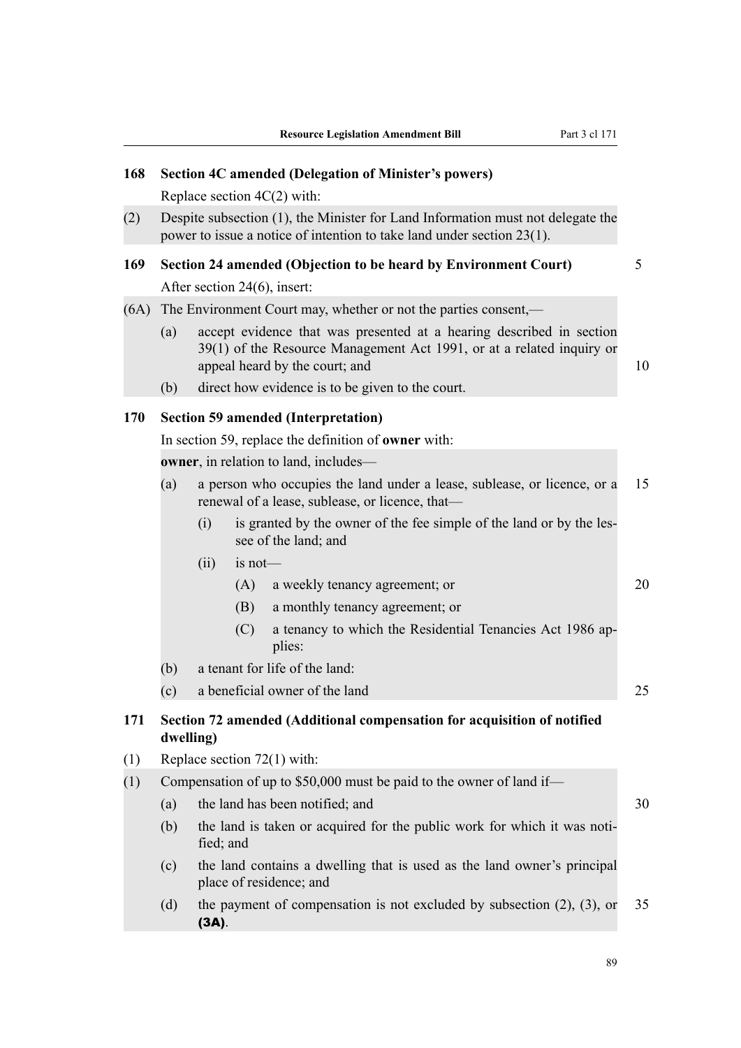### 168 Section 4C amended (Delegation of Minister's powers)

Replace section 4C(2) with:

(2) Despite subsection (1), the Minister for Land Information must not delegate the power to issue a notice of intention to take land under section 23(1).

### 169 Section 24 amended (Objection to be heard by Environment Court)

After section 24(6), insert:

(6A) The Environment Court may, whether or not the parties consent,—

- (a) accept evidence that was presented at a hearing described in section 39(1) of the Resource Management Act 1991, or at a related inquiry or appeal heard by the court; and
- (b) direct how evidence is to be given to the court.

### 170 Section 59 amended (Interpretation)

In section 59, replace the definition of **owner** with:

**owner**, in relation to land, includes—

- (a) a person who occupies the land under a lease, sublease, or licence, or a renewal of a lease, sublease, or licence, that—
  - (i) is granted by the owner of the fee simple of the land or by the lessee of the land; and
  - (ii) is not—
    - (A) a weekly tenancy agreement; or
    - (B) a monthly tenancy agreement; or
    - (C) a tenancy to which the Residential Tenancies Act 1986 applies:
- (b) a tenant for life of the land:
- (c) a beneficial owner of the land

### 171 Section 72 amended (Additional compensation for acquisition of notified dwelling)

(1) Replace section 72(1) with:

(1) Compensation of up to $50,000 must be paid to the owner of land if—

- (a) the land has been notified; and
- (b) the land is taken or acquired for the public work for which it was notified; and
- (c) the land contains a dwelling that is used as the land owner's principal place of residence; and
- (d) the payment of compensation is not excluded by subsection (2), (3), or **(3A)**.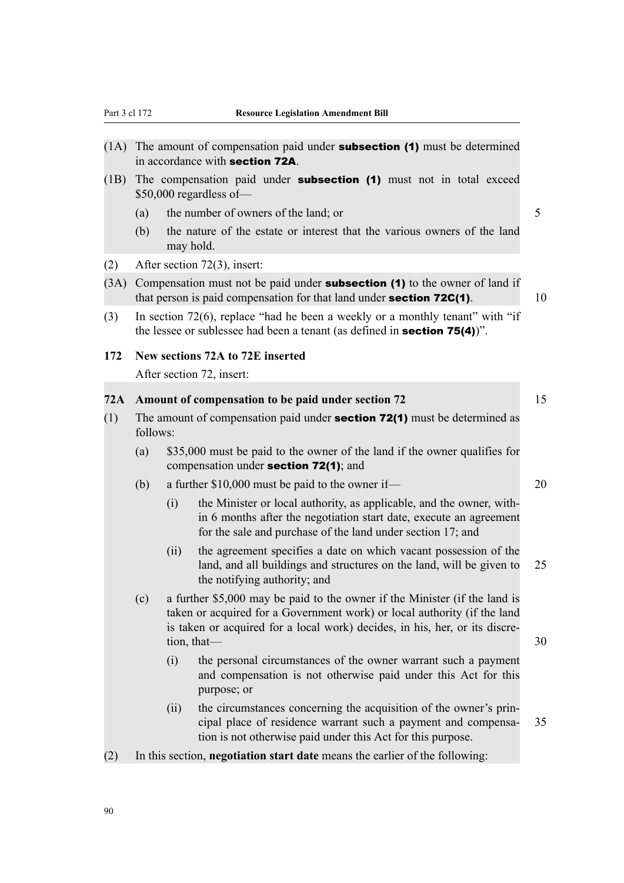(1A) The amount of compensation paid under **subsection (1)** must be determined in accordance with **section 72A**.

(1B) The compensation paid under **subsection (1)** must not in total exceed $50,000 regardless of—

(a) the number of owners of the land; or

(b) the nature of the estate or interest that the various owners of the land may hold.

(2) After section 72(3), insert:

(3A) Compensation must not be paid under **subsection (1)** to the owner of land if that person is paid compensation for that land under **section 72C(1)**.

(3) In section 72(6), replace "had he been a weekly or a monthly tenant" with "if the lessee or sublessee had been a tenant (as defined in **section 75(4)**)".

**172 New sections 72A to 72E inserted**

After section 72, insert:

**72A Amount of compensation to be paid under section 72**

(1) The amount of compensation paid under **section 72(1)** must be determined as follows:

(a) $35,000 must be paid to the owner of the land if the owner qualifies for compensation under **section 72(1)**; and

(b) a further $10,000 must be paid to the owner if—

(i) the Minister or local authority, as applicable, and the owner, within 6 months after the negotiation start date, execute an agreement for the sale and purchase of the land under section 17; and

(ii) the agreement specifies a date on which vacant possession of the land, and all buildings and structures on the land, will be given to the notifying authority; and

(c) a further $5,000 may be paid to the owner if the Minister (if the land is taken or acquired for a Government work) or local authority (if the land is taken or acquired for a local work) decides, in his, her, or its discretion, that—

(i) the personal circumstances of the owner warrant such a payment and compensation is not otherwise paid under this Act for this purpose; or

(ii) the circumstances concerning the acquisition of the owner's principal place of residence warrant such a payment and compensation is not otherwise paid under this Act for this purpose.

(2) In this section, **negotiation start date** means the earlier of the following: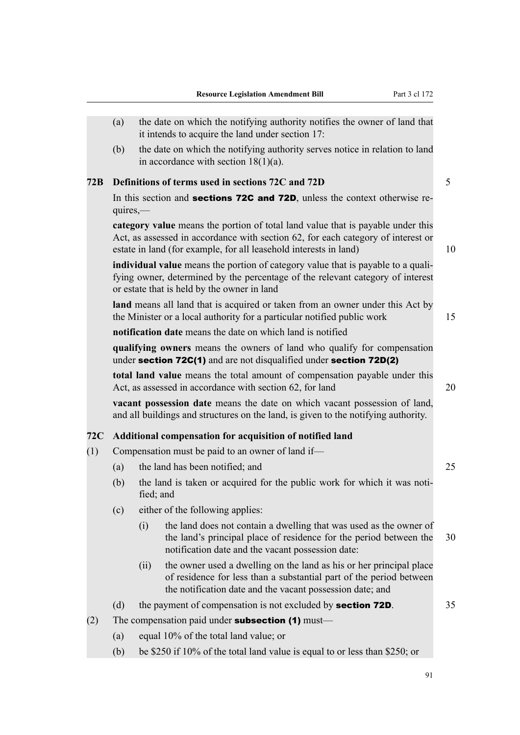(a) the date on which the notifying authority notifies the owner of land that it intends to acquire the land under section 17:

(b) the date on which the notifying authority serves notice in relation to land in accordance with section 18(1)(a).

### 72B Definitions of terms used in sections 72C and 72D

In this section and **sections 72C and 72D**, unless the context otherwise requires,—

**category value** means the portion of total land value that is payable under this Act, as assessed in accordance with section 62, for each category of interest or estate in land (for example, for all leasehold interests in land)

**individual value** means the portion of category value that is payable to a qualifying owner, determined by the percentage of the relevant category of interest or estate that is held by the owner in land

**land** means all land that is acquired or taken from an owner under this Act by the Minister or a local authority for a particular notified public work

**notification date** means the date on which land is notified

**qualifying owners** means the owners of land who qualify for compensation under **section 72C(1)** and are not disqualified under **section 72D(2)**

**total land value** means the total amount of compensation payable under this Act, as assessed in accordance with section 62, for land

**vacant possession date** means the date on which vacant possession of land, and all buildings and structures on the land, is given to the notifying authority.

### 72C Additional compensation for acquisition of notified land

(1) Compensation must be paid to an owner of land if—

(a) the land has been notified; and

(b) the land is taken or acquired for the public work for which it was notified; and

(c) either of the following applies:

(i) the land does not contain a dwelling that was used as the owner of the land's principal place of residence for the period between the notification date and the vacant possession date:

(ii) the owner used a dwelling on the land as his or her principal place of residence for less than a substantial part of the period between the notification date and the vacant possession date; and

(d) the payment of compensation is not excluded by **section 72D**.

(2) The compensation paid under **subsection (1)** must—

(a) equal 10% of the total land value; or

(b) be $250 if 10% of the total land value is equal to or less than $250; or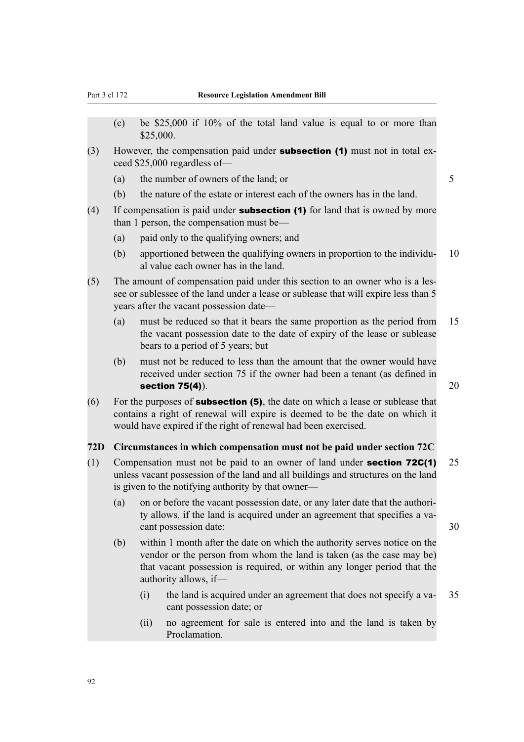(c) be $25,000 if 10% of the total land value is equal to or more than $25,000.

(3) However, the compensation paid under **subsection (1)** must not in total exceed $25,000 regardless of—

(a) the number of owners of the land; or

(b) the nature of the estate or interest each of the owners has in the land.

(4) If compensation is paid under **subsection (1)** for land that is owned by more than 1 person, the compensation must be—

(a) paid only to the qualifying owners; and

(b) apportioned between the qualifying owners in proportion to the individual value each owner has in the land.

(5) The amount of compensation paid under this section to an owner who is a lessee or sublessee of the land under a lease or sublease that will expire less than 5 years after the vacant possession date—

(a) must be reduced so that it bears the same proportion as the period from the vacant possession date to the date of expiry of the lease or sublease bears to a period of 5 years; but

(b) must not be reduced to less than the amount that the owner would have received under section 75 if the owner had been a tenant (as defined in **section 75(4)**).

(6) For the purposes of **subsection (5)**, the date on which a lease or sublease that contains a right of renewal will expire is deemed to be the date on which it would have expired if the right of renewal had been exercised.

**72D Circumstances in which compensation must not be paid under section 72C**

(1) Compensation must not be paid to an owner of land under **section 72C(1)** unless vacant possession of the land and all buildings and structures on the land is given to the notifying authority by that owner—

(a) on or before the vacant possession date, or any later date that the authority allows, if the land is acquired under an agreement that specifies a vacant possession date:

(b) within 1 month after the date on which the authority serves notice on the vendor or the person from whom the land is taken (as the case may be) that vacant possession is required, or within any longer period that the authority allows, if—

(i) the land is acquired under an agreement that does not specify a vacant possession date; or

(ii) no agreement for sale is entered into and the land is taken by Proclamation.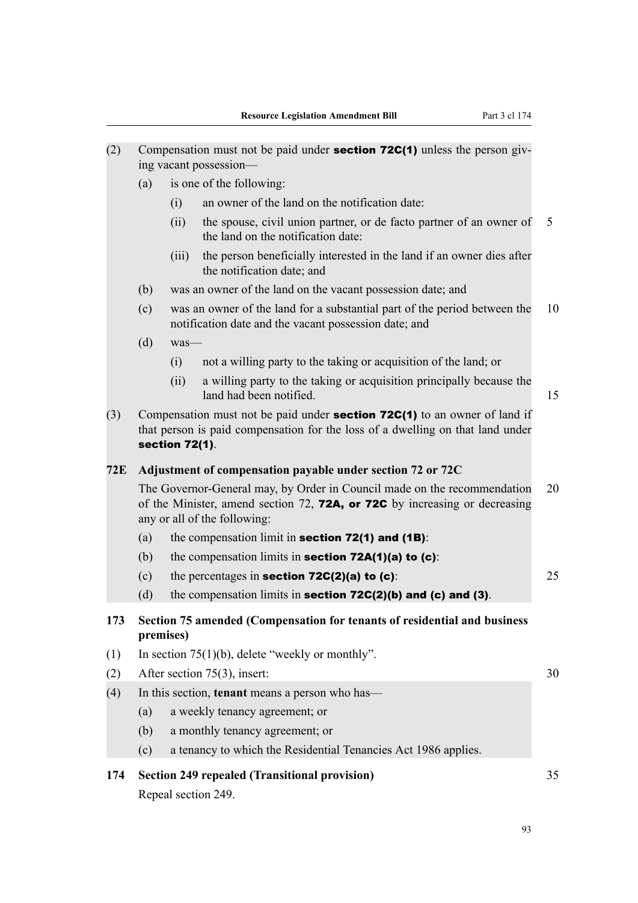(2) Compensation must not be paid under **section 72C(1)** unless the person giving vacant possession—

- (a) is one of the following:
  - (i) an owner of the land on the notification date:
  - (ii) the spouse, civil union partner, or de facto partner of an owner of the land on the notification date:
  - (iii) the person beneficially interested in the land if an owner dies after the notification date; and
- (b) was an owner of the land on the vacant possession date; and
- (c) was an owner of the land for a substantial part of the period between the notification date and the vacant possession date; and
- (d) was—
  - (i) not a willing party to the taking or acquisition of the land; or
  - (ii) a willing party to the taking or acquisition principally because the land had been notified.

(3) Compensation must not be paid under **section 72C(1)** to an owner of land if that person is paid compensation for the loss of a dwelling on that land under **section 72(1)**.

### 72E Adjustment of compensation payable under section 72 or 72C

The Governor-General may, by Order in Council made on the recommendation of the Minister, amend section 72, **72A, or 72C** by increasing or decreasing any or all of the following:

- (a) the compensation limit in **section 72(1) and (1B)**:
- (b) the compensation limits in **section 72A(1)(a) to (c)**:
- (c) the percentages in **section 72C(2)(a) to (c)**:
- (d) the compensation limits in **section 72C(2)(b) and (c) and (3)**.

### 173 Section 75 amended (Compensation for tenants of residential and business premises)

(1) In section 75(1)(b), delete "weekly or monthly".

(2) After section 75(3), insert:

(4) In this section, **tenant** means a person who has—

- (a) a weekly tenancy agreement; or
- (b) a monthly tenancy agreement; or
- (c) a tenancy to which the Residential Tenancies Act 1986 applies.

### 174 Section 249 repealed (Transitional provision)

Repeal section 249.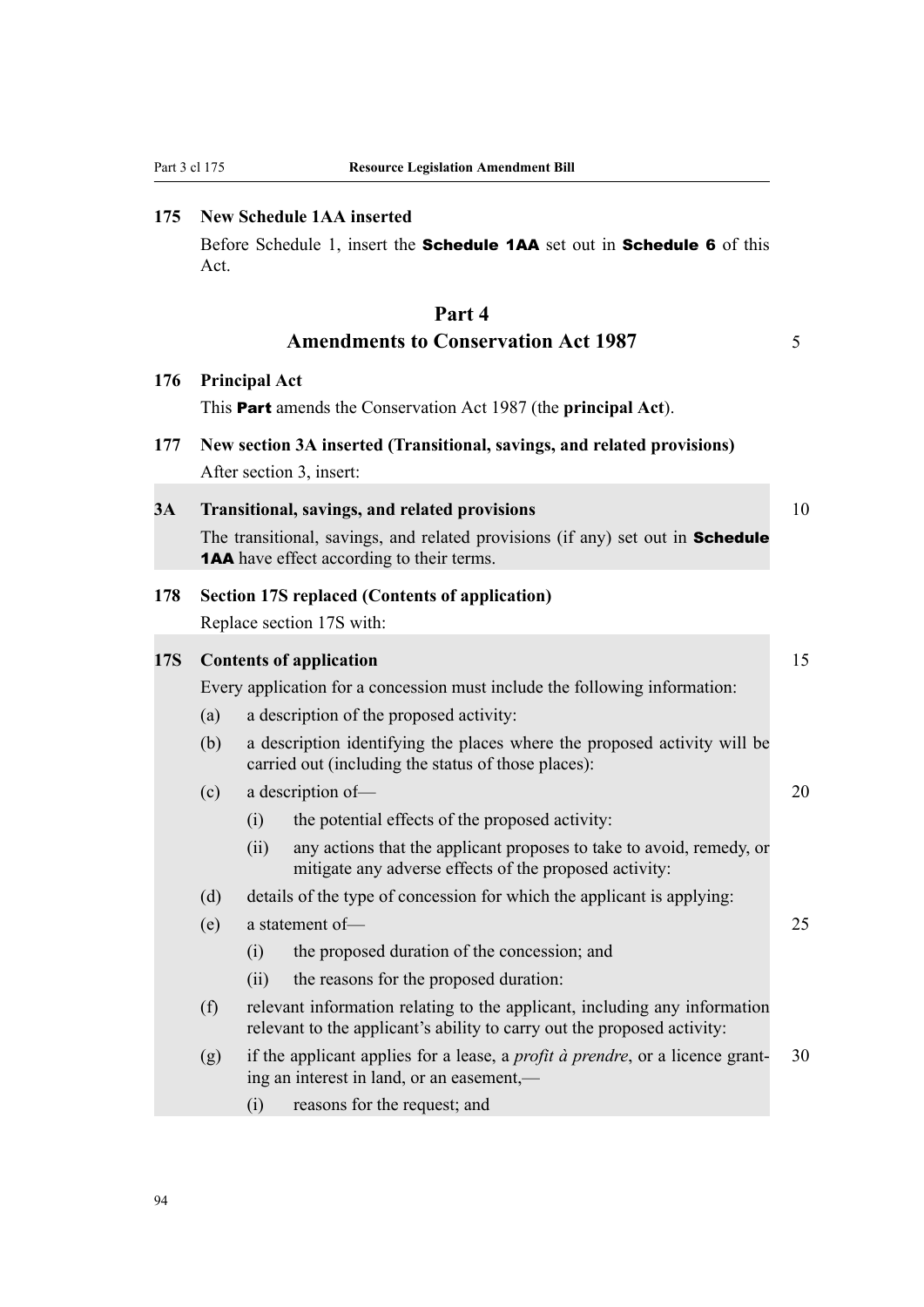### 175 New Schedule 1AA inserted

Before Schedule 1, insert the **Schedule 1AA** set out in **Schedule 6** of this Act.

## Part 4
## Amendments to Conservation Act 1987

### 176 Principal Act

This **Part** amends the Conservation Act 1987 (the **principal Act**).

### 177 New section 3A inserted (Transitional, savings, and related provisions)

After section 3, insert:

> **3A Transitional, savings, and related provisions**
>
> The transitional, savings, and related provisions (if any) set out in **Schedule 1AA** have effect according to their terms.

### 178 Section 17S replaced (Contents of application)

Replace section 17S with:

> **17S Contents of application**
>
> Every application for a concession must include the following information:
>
> (a) a description of the proposed activity:
>
> (b) a description identifying the places where the proposed activity will be carried out (including the status of those places):
>
> (c) a description of—
>
> (i) the potential effects of the proposed activity:
>
> (ii) any actions that the applicant proposes to take to avoid, remedy, or mitigate any adverse effects of the proposed activity:
>
> (d) details of the type of concession for which the applicant is applying:
>
> (e) a statement of—
>
> (i) the proposed duration of the concession; and
>
> (ii) the reasons for the proposed duration:
>
> (f) relevant information relating to the applicant, including any information relevant to the applicant's ability to carry out the proposed activity:
>
> (g) if the applicant applies for a lease, a *profit à prendre*, or a licence granting an interest in land, or an easement,—
>
> (i) reasons for the request; and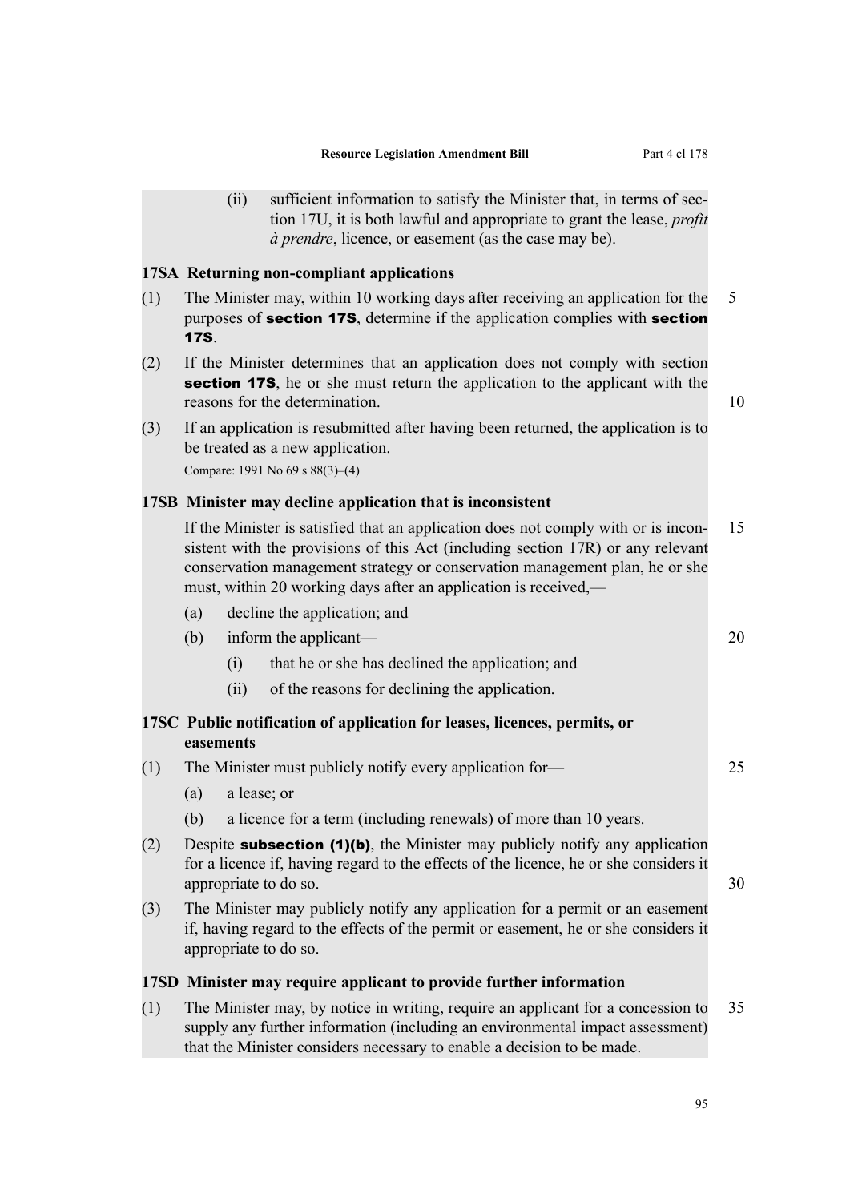(ii) sufficient information to satisfy the Minister that, in terms of section 17U, it is both lawful and appropriate to grant the lease, *profit à prendre*, licence, or easement (as the case may be).

**17SA Returning non-compliant applications**

(1) The Minister may, within 10 working days after receiving an application for the purposes of **section 17S**, determine if the application complies with **section 17S**.

(2) If the Minister determines that an application does not comply with section **section 17S**, he or she must return the application to the applicant with the reasons for the determination.

(3) If an application is resubmitted after having been returned, the application is to be treated as a new application.

Compare: 1991 No 69 s 88(3)–(4)

**17SB Minister may decline application that is inconsistent**

If the Minister is satisfied that an application does not comply with or is inconsistent with the provisions of this Act (including section 17R) or any relevant conservation management strategy or conservation management plan, he or she must, within 20 working days after an application is received,—

(a) decline the application; and

(b) inform the applicant—

(i) that he or she has declined the application; and

(ii) of the reasons for declining the application.

**17SC Public notification of application for leases, licences, permits, or easements**

(1) The Minister must publicly notify every application for—

(a) a lease; or

(b) a licence for a term (including renewals) of more than 10 years.

(2) Despite **subsection (1)(b)**, the Minister may publicly notify any application for a licence if, having regard to the effects of the licence, he or she considers it appropriate to do so.

(3) The Minister may publicly notify any application for a permit or an easement if, having regard to the effects of the permit or easement, he or she considers it appropriate to do so.

**17SD Minister may require applicant to provide further information**

(1) The Minister may, by notice in writing, require an applicant for a concession to supply any further information (including an environmental impact assessment) that the Minister considers necessary to enable a decision to be made.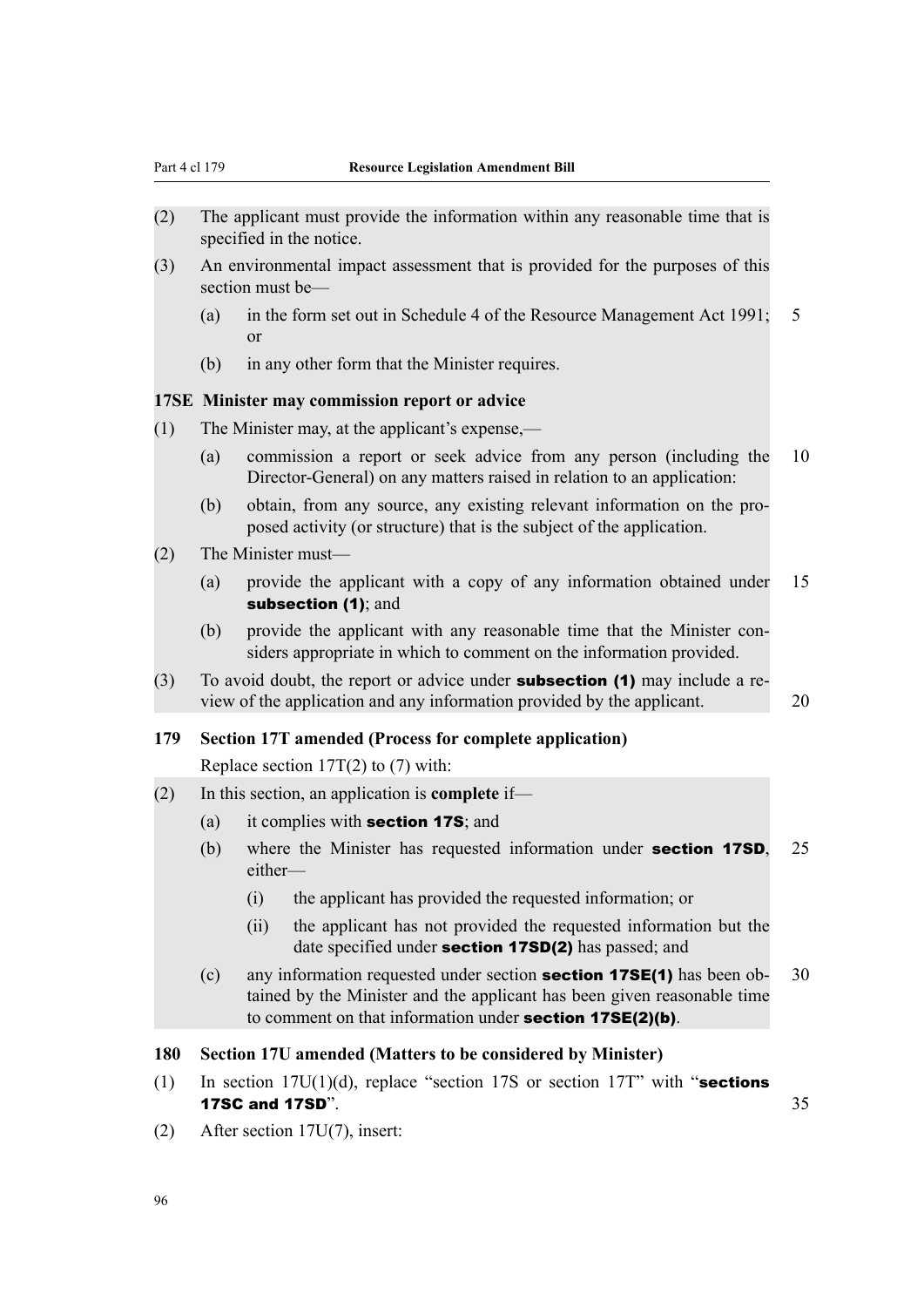(2) The applicant must provide the information within any reasonable time that is specified in the notice.

(3) An environmental impact assessment that is provided for the purposes of this section must be—

  (a) in the form set out in Schedule 4 of the Resource Management Act 1991; or

  (b) in any other form that the Minister requires.

**17SE Minister may commission report or advice**

(1) The Minister may, at the applicant's expense,—

  (a) commission a report or seek advice from any person (including the Director-General) on any matters raised in relation to an application:

  (b) obtain, from any source, any existing relevant information on the proposed activity (or structure) that is the subject of the application.

(2) The Minister must—

  (a) provide the applicant with a copy of any information obtained under **subsection (1)**; and

  (b) provide the applicant with any reasonable time that the Minister considers appropriate in which to comment on the information provided.

(3) To avoid doubt, the report or advice under **subsection (1)** may include a review of the application and any information provided by the applicant.

**179 Section 17T amended (Process for complete application)**

Replace section 17T(2) to (7) with:

(2) In this section, an application is **complete** if—

  (a) it complies with **section 17S**; and

  (b) where the Minister has requested information under **section 17SD**, either—

    (i) the applicant has provided the requested information; or

    (ii) the applicant has not provided the requested information but the date specified under **section 17SD(2)** has passed; and

  (c) any information requested under section **section 17SE(1)** has been obtained by the Minister and the applicant has been given reasonable time to comment on that information under **section 17SE(2)(b)**.

**180 Section 17U amended (Matters to be considered by Minister)**

(1) In section 17U(1)(d), replace "section 17S or section 17T" with "**sections 17SC and 17SD**".

(2) After section 17U(7), insert: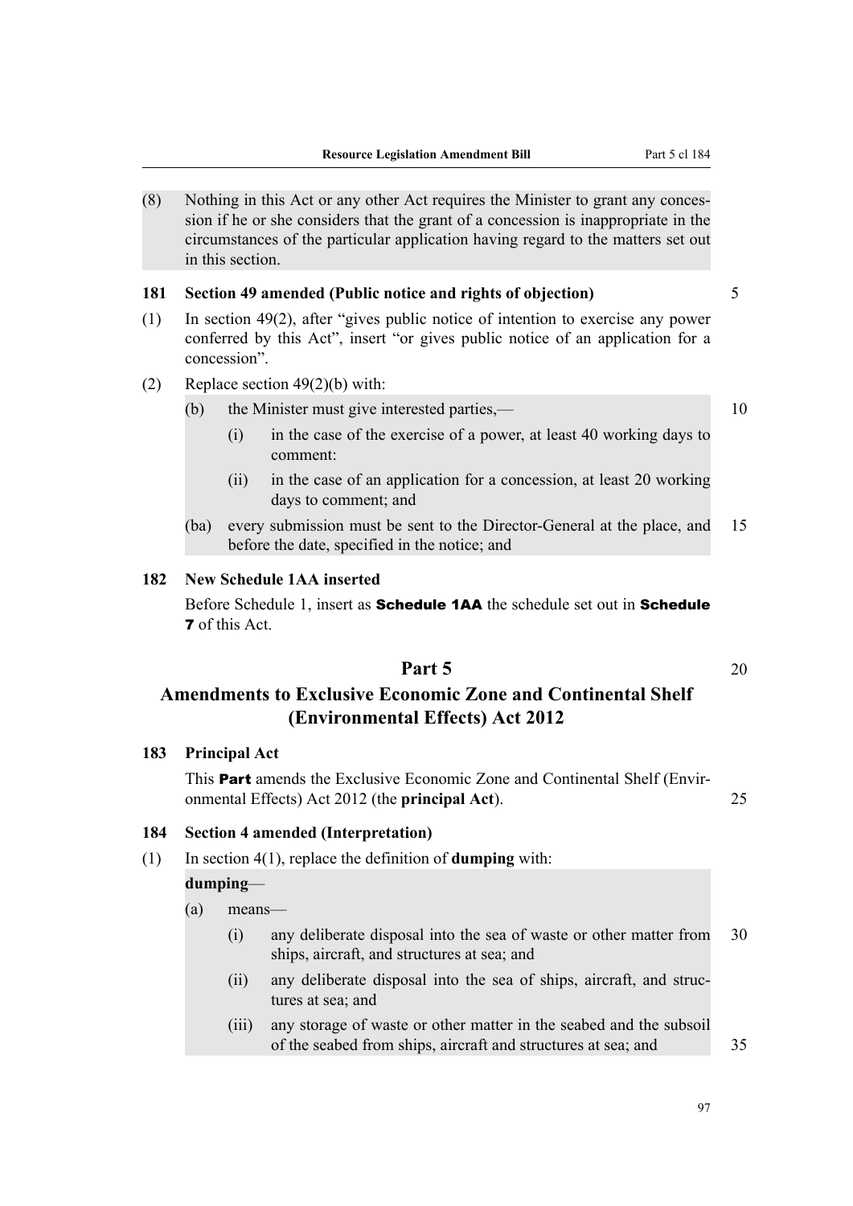(8) Nothing in this Act or any other Act requires the Minister to grant any concession if he or she considers that the grant of a concession is inappropriate in the circumstances of the particular application having regard to the matters set out in this section.

**181 Section 49 amended (Public notice and rights of objection)**

(1) In section 49(2), after "gives public notice of intention to exercise any power conferred by this Act", insert "or gives public notice of an application for a concession".

(2) Replace section 49(2)(b) with:

(b) the Minister must give interested parties,—

(i) in the case of the exercise of a power, at least 40 working days to comment:

(ii) in the case of an application for a concession, at least 20 working days to comment; and

(ba) every submission must be sent to the Director-General at the place, and before the date, specified in the notice; and

**182 New Schedule 1AA inserted**

Before Schedule 1, insert as **Schedule 1AA** the schedule set out in **Schedule 7** of this Act.

# Part 5

## Amendments to Exclusive Economic Zone and Continental Shelf (Environmental Effects) Act 2012

**183 Principal Act**

This **Part** amends the Exclusive Economic Zone and Continental Shelf (Environmental Effects) Act 2012 (the **principal Act**).

**184 Section 4 amended (Interpretation)**

(1) In section 4(1), replace the definition of **dumping** with:

**dumping**—

(a) means—

(i) any deliberate disposal into the sea of waste or other matter from ships, aircraft, and structures at sea; and

(ii) any deliberate disposal into the sea of ships, aircraft, and structures at sea; and

(iii) any storage of waste or other matter in the seabed and the subsoil of the seabed from ships, aircraft and structures at sea; and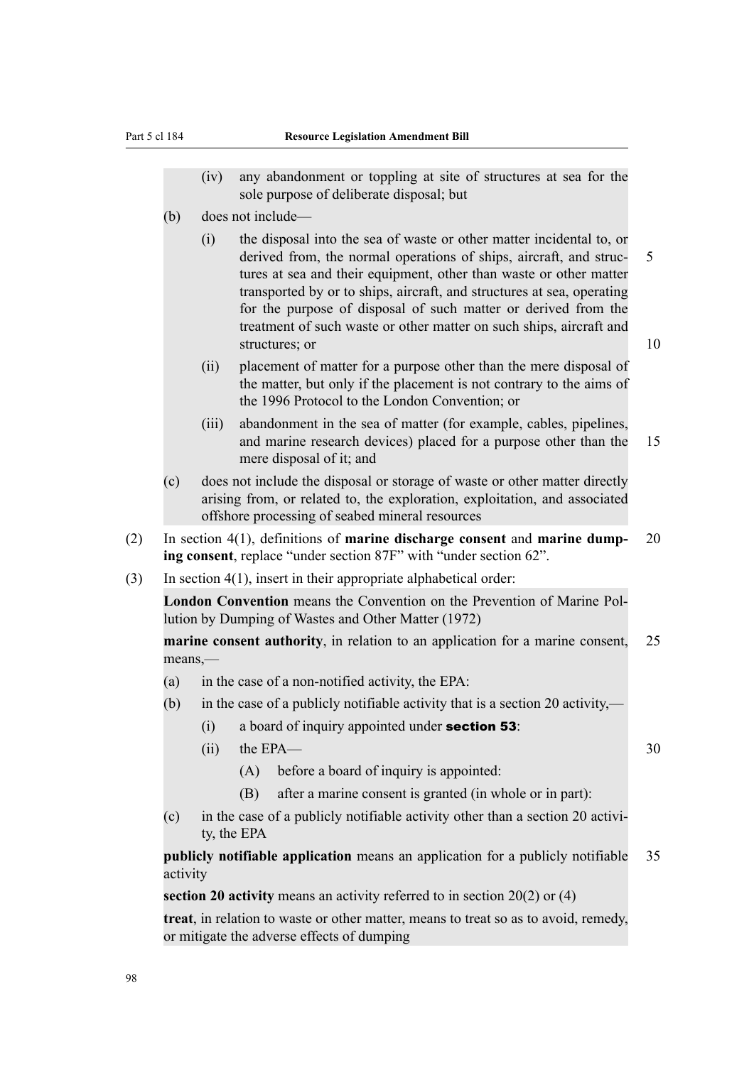(iv) any abandonment or toppling at site of structures at sea for the sole purpose of deliberate disposal; but

(b) does not include—

(i) the disposal into the sea of waste or other matter incidental to, or derived from, the normal operations of ships, aircraft, and structures at sea and their equipment, other than waste or other matter transported by or to ships, aircraft, and structures at sea, operating for the purpose of disposal of such matter or derived from the treatment of such waste or other matter on such ships, aircraft and structures; or

(ii) placement of matter for a purpose other than the mere disposal of the matter, but only if the placement is not contrary to the aims of the 1996 Protocol to the London Convention; or

(iii) abandonment in the sea of matter (for example, cables, pipelines, and marine research devices) placed for a purpose other than the mere disposal of it; and

(c) does not include the disposal or storage of waste or other matter directly arising from, or related to, the exploration, exploitation, and associated offshore processing of seabed mineral resources

(2) In section 4(1), definitions of **marine discharge consent** and **marine dumping consent**, replace "under section 87F" with "under section 62".

(3) In section 4(1), insert in their appropriate alphabetical order:

**London Convention** means the Convention on the Prevention of Marine Pollution by Dumping of Wastes and Other Matter (1972)

**marine consent authority**, in relation to an application for a marine consent, means,—

(a) in the case of a non-notified activity, the EPA:

(b) in the case of a publicly notifiable activity that is a section 20 activity,—

(i) a board of inquiry appointed under **section 53**:

(ii) the EPA—

(A) before a board of inquiry is appointed:

(B) after a marine consent is granted (in whole or in part):

(c) in the case of a publicly notifiable activity other than a section 20 activity, the EPA

**publicly notifiable application** means an application for a publicly notifiable activity

**section 20 activity** means an activity referred to in section 20(2) or (4)

**treat**, in relation to waste or other matter, means to treat so as to avoid, remedy, or mitigate the adverse effects of dumping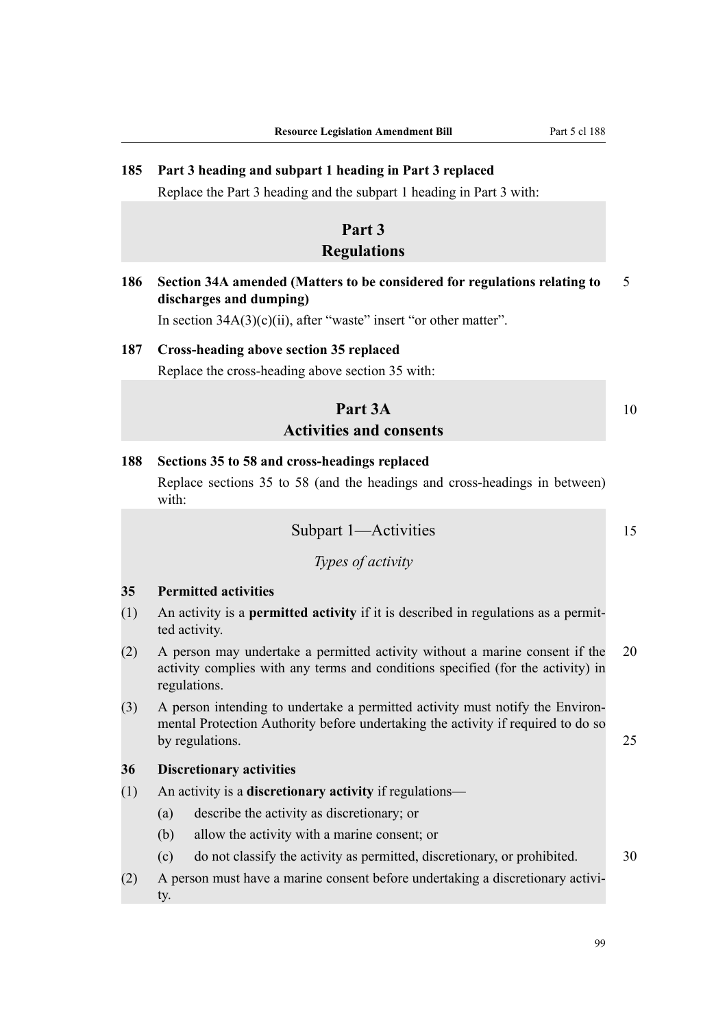### 185 Part 3 heading and subpart 1 heading in Part 3 replaced

Replace the Part 3 heading and the subpart 1 heading in Part 3 with:

## Part 3
## Regulations

### 186 Section 34A amended (Matters to be considered for regulations relating to discharges and dumping)

In section 34A(3)(c)(ii), after "waste" insert "or other matter".

### 187 Cross-heading above section 35 replaced

Replace the cross-heading above section 35 with:

## Part 3A
## Activities and consents

### 188 Sections 35 to 58 and cross-headings replaced

Replace sections 35 to 58 (and the headings and cross-headings in between) with:

## Subpart 1—Activities

*Types of activity*

### 35 Permitted activities

(1) An activity is a **permitted activity** if it is described in regulations as a permitted activity.

(2) A person may undertake a permitted activity without a marine consent if the activity complies with any terms and conditions specified (for the activity) in regulations.

(3) A person intending to undertake a permitted activity must notify the Environmental Protection Authority before undertaking the activity if required to do so by regulations.

### 36 Discretionary activities

(1) An activity is a **discretionary activity** if regulations—

- (a) describe the activity as discretionary; or
- (b) allow the activity with a marine consent; or
- (c) do not classify the activity as permitted, discretionary, or prohibited.

(2) A person must have a marine consent before undertaking a discretionary activity.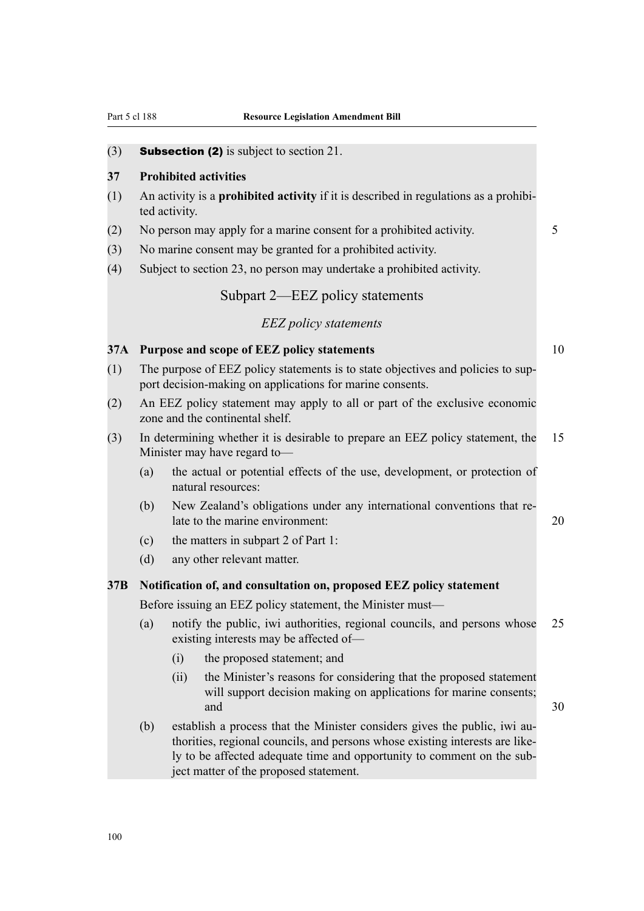(3) **Subsection (2)** is subject to section 21.

### 37 Prohibited activities

(1) An activity is a **prohibited activity** if it is described in regulations as a prohibited activity.

(2) No person may apply for a marine consent for a prohibited activity.

(3) No marine consent may be granted for a prohibited activity.

(4) Subject to section 23, no person may undertake a prohibited activity.

## Subpart 2—EEZ policy statements

*EEZ policy statements*

### 37A Purpose and scope of EEZ policy statements

(1) The purpose of EEZ policy statements is to state objectives and policies to support decision-making on applications for marine consents.

(2) An EEZ policy statement may apply to all or part of the exclusive economic zone and the continental shelf.

(3) In determining whether it is desirable to prepare an EEZ policy statement, the Minister may have regard to—

- (a) the actual or potential effects of the use, development, or protection of natural resources:
- (b) New Zealand's obligations under any international conventions that relate to the marine environment:
- (c) the matters in subpart 2 of Part 1:
- (d) any other relevant matter.

### 37B Notification of, and consultation on, proposed EEZ policy statement

Before issuing an EEZ policy statement, the Minister must—

- (a) notify the public, iwi authorities, regional councils, and persons whose existing interests may be affected of—
  - (i) the proposed statement; and
  - (ii) the Minister's reasons for considering that the proposed statement will support decision making on applications for marine consents; and
- (b) establish a process that the Minister considers gives the public, iwi authorities, regional councils, and persons whose existing interests are likely to be affected adequate time and opportunity to comment on the subject matter of the proposed statement.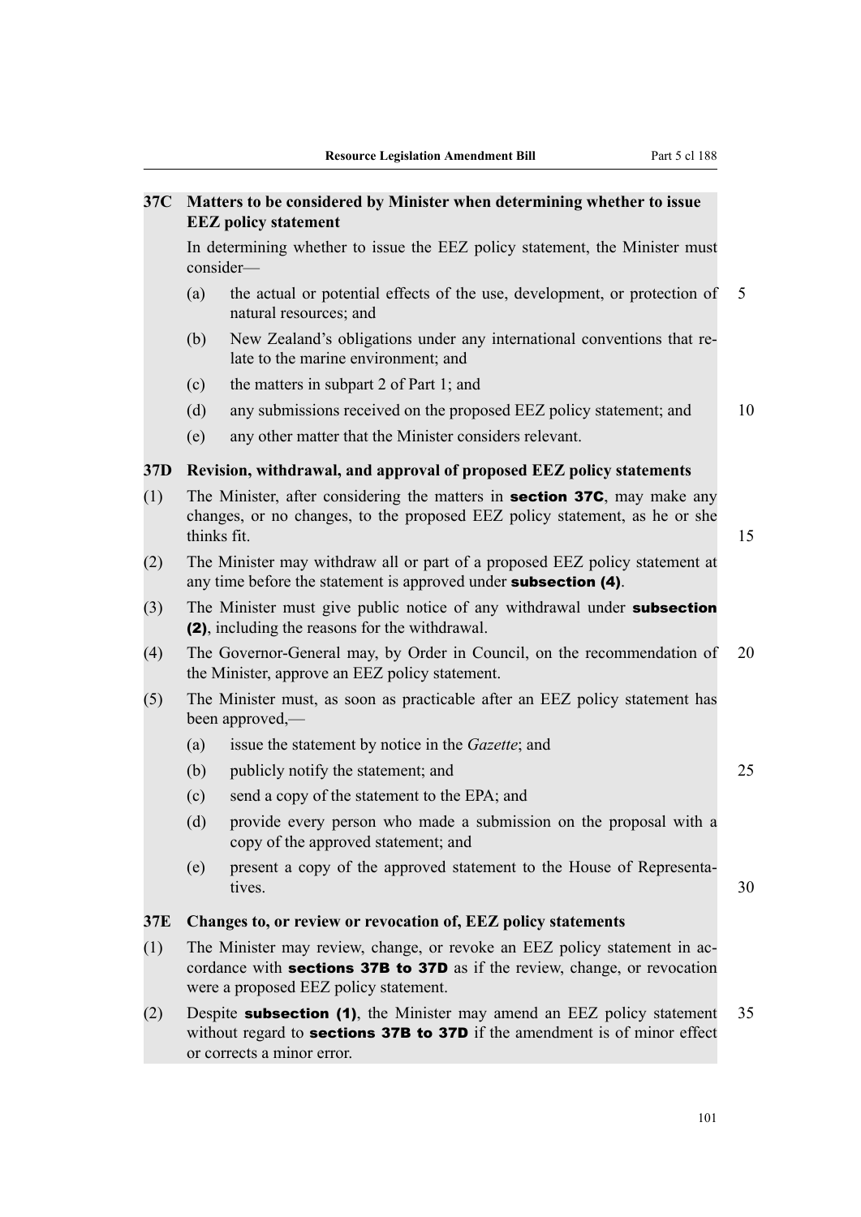### 37C Matters to be considered by Minister when determining whether to issue EEZ policy statement

In determining whether to issue the EEZ policy statement, the Minister must consider—

(a) the actual or potential effects of the use, development, or protection of natural resources; and

(b) New Zealand's obligations under any international conventions that relate to the marine environment; and

(c) the matters in subpart 2 of Part 1; and

(d) any submissions received on the proposed EEZ policy statement; and

(e) any other matter that the Minister considers relevant.

### 37D Revision, withdrawal, and approval of proposed EEZ policy statements

(1) The Minister, after considering the matters in **section 37C**, may make any changes, or no changes, to the proposed EEZ policy statement, as he or she thinks fit.

(2) The Minister may withdraw all or part of a proposed EEZ policy statement at any time before the statement is approved under **subsection (4)**.

(3) The Minister must give public notice of any withdrawal under **subsection (2)**, including the reasons for the withdrawal.

(4) The Governor-General may, by Order in Council, on the recommendation of the Minister, approve an EEZ policy statement.

(5) The Minister must, as soon as practicable after an EEZ policy statement has been approved,—

(a) issue the statement by notice in the *Gazette*; and

(b) publicly notify the statement; and

(c) send a copy of the statement to the EPA; and

(d) provide every person who made a submission on the proposal with a copy of the approved statement; and

(e) present a copy of the approved statement to the House of Representatives.

### 37E Changes to, or review or revocation of, EEZ policy statements

(1) The Minister may review, change, or revoke an EEZ policy statement in accordance with **sections 37B to 37D** as if the review, change, or revocation were a proposed EEZ policy statement.

(2) Despite **subsection (1)**, the Minister may amend an EEZ policy statement without regard to **sections 37B to 37D** if the amendment is of minor effect or corrects a minor error.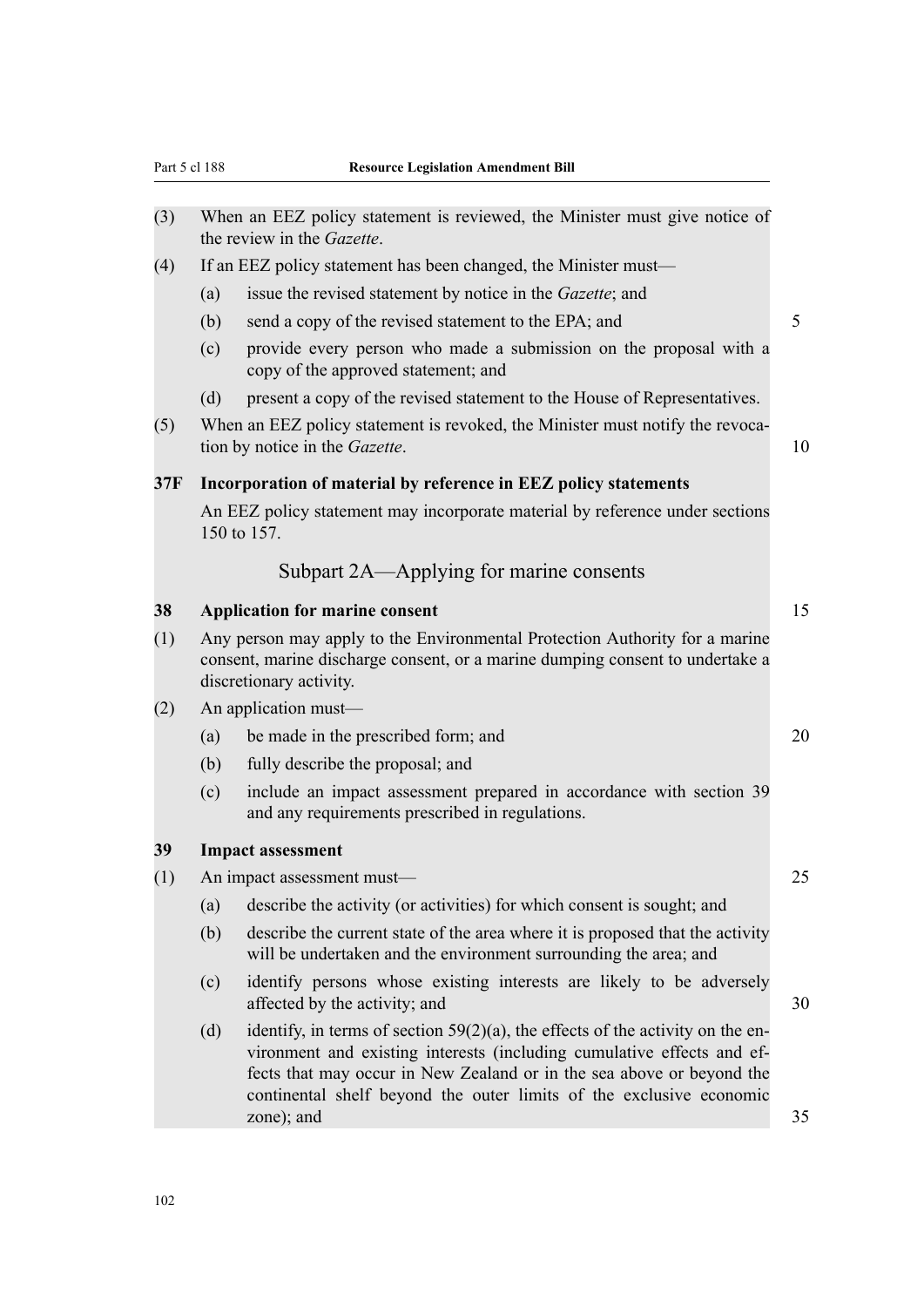(3) When an EEZ policy statement is reviewed, the Minister must give notice of the review in the *Gazette*.

(4) If an EEZ policy statement has been changed, the Minister must—

(a) issue the revised statement by notice in the *Gazette*; and

(b) send a copy of the revised statement to the EPA; and

(c) provide every person who made a submission on the proposal with a copy of the approved statement; and

(d) present a copy of the revised statement to the House of Representatives.

(5) When an EEZ policy statement is revoked, the Minister must notify the revocation by notice in the *Gazette*.

**37F Incorporation of material by reference in EEZ policy statements**

An EEZ policy statement may incorporate material by reference under sections 150 to 157.

## Subpart 2A—Applying for marine consents

**38 Application for marine consent**

(1) Any person may apply to the Environmental Protection Authority for a marine consent, marine discharge consent, or a marine dumping consent to undertake a discretionary activity.

(2) An application must—

(a) be made in the prescribed form; and

(b) fully describe the proposal; and

(c) include an impact assessment prepared in accordance with section 39 and any requirements prescribed in regulations.

**39 Impact assessment**

(1) An impact assessment must—

(a) describe the activity (or activities) for which consent is sought; and

(b) describe the current state of the area where it is proposed that the activity will be undertaken and the environment surrounding the area; and

(c) identify persons whose existing interests are likely to be adversely affected by the activity; and

(d) identify, in terms of section 59(2)(a), the effects of the activity on the environment and existing interests (including cumulative effects and effects that may occur in New Zealand or in the sea above or beyond the continental shelf beyond the outer limits of the exclusive economic zone); and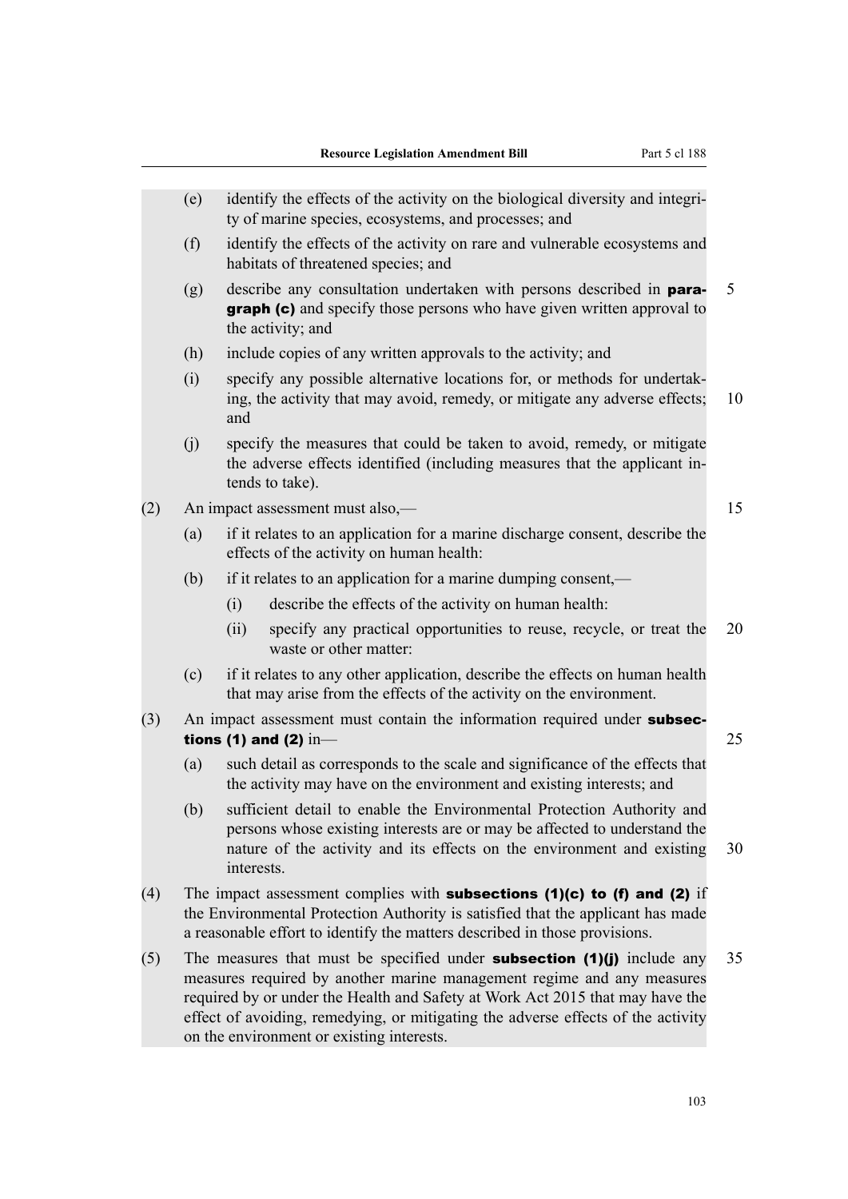(e) identify the effects of the activity on the biological diversity and integrity of marine species, ecosystems, and processes; and

(f) identify the effects of the activity on rare and vulnerable ecosystems and habitats of threatened species; and

(g) describe any consultation undertaken with persons described in **paragraph (c)** and specify those persons who have given written approval to the activity; and

(h) include copies of any written approvals to the activity; and

(i) specify any possible alternative locations for, or methods for undertaking, the activity that may avoid, remedy, or mitigate any adverse effects; and

(j) specify the measures that could be taken to avoid, remedy, or mitigate the adverse effects identified (including measures that the applicant intends to take).

(2) An impact assessment must also,—

(a) if it relates to an application for a marine discharge consent, describe the effects of the activity on human health:

(b) if it relates to an application for a marine dumping consent,—

(i) describe the effects of the activity on human health:

(ii) specify any practical opportunities to reuse, recycle, or treat the waste or other matter:

(c) if it relates to any other application, describe the effects on human health that may arise from the effects of the activity on the environment.

(3) An impact assessment must contain the information required under **subsections (1) and (2)** in—

(a) such detail as corresponds to the scale and significance of the effects that the activity may have on the environment and existing interests; and

(b) sufficient detail to enable the Environmental Protection Authority and persons whose existing interests are or may be affected to understand the nature of the activity and its effects on the environment and existing interests.

(4) The impact assessment complies with **subsections (1)(c) to (f) and (2)** if the Environmental Protection Authority is satisfied that the applicant has made a reasonable effort to identify the matters described in those provisions.

(5) The measures that must be specified under **subsection (1)(j)** include any measures required by another marine management regime and any measures required by or under the Health and Safety at Work Act 2015 that may have the effect of avoiding, remedying, or mitigating the adverse effects of the activity on the environment or existing interests.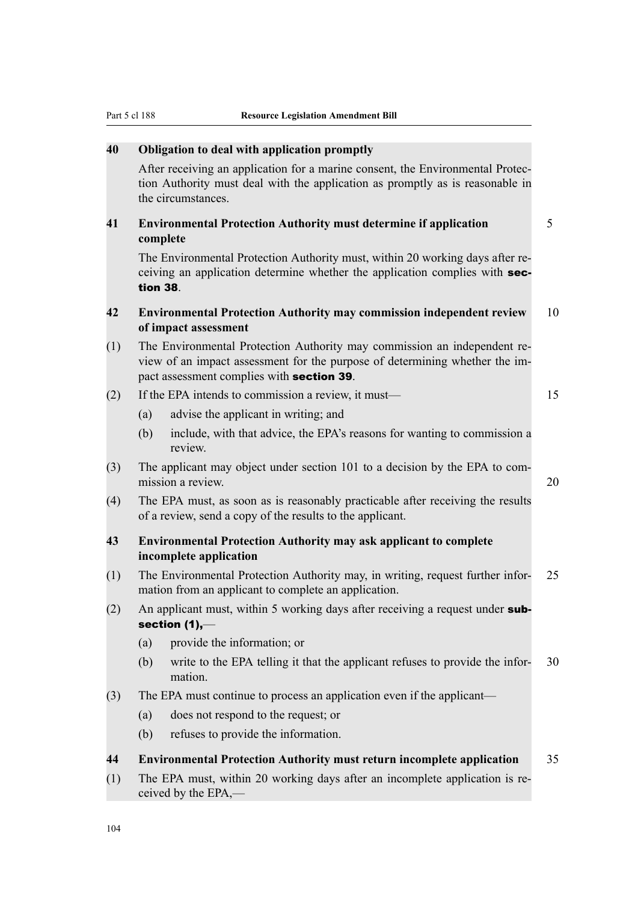### 40 Obligation to deal with application promptly

After receiving an application for a marine consent, the Environmental Protection Authority must deal with the application as promptly as is reasonable in the circumstances.

### 41 Environmental Protection Authority must determine if application complete

The Environmental Protection Authority must, within 20 working days after receiving an application determine whether the application complies with **section 38**.

### 42 Environmental Protection Authority may commission independent review of impact assessment

(1) The Environmental Protection Authority may commission an independent review of an impact assessment for the purpose of determining whether the impact assessment complies with **section 39**.

(2) If the EPA intends to commission a review, it must—

- (a) advise the applicant in writing; and
- (b) include, with that advice, the EPA's reasons for wanting to commission a review.

(3) The applicant may object under section 101 to a decision by the EPA to commission a review.

(4) The EPA must, as soon as is reasonably practicable after receiving the results of a review, send a copy of the results to the applicant.

### 43 Environmental Protection Authority may ask applicant to complete incomplete application

(1) The Environmental Protection Authority may, in writing, request further information from an applicant to complete an application.

(2) An applicant must, within 5 working days after receiving a request under **subsection (1),**—

- (a) provide the information; or
- (b) write to the EPA telling it that the applicant refuses to provide the information.

(3) The EPA must continue to process an application even if the applicant—

- (a) does not respond to the request; or
- (b) refuses to provide the information.

### 44 Environmental Protection Authority must return incomplete application

(1) The EPA must, within 20 working days after an incomplete application is received by the EPA,—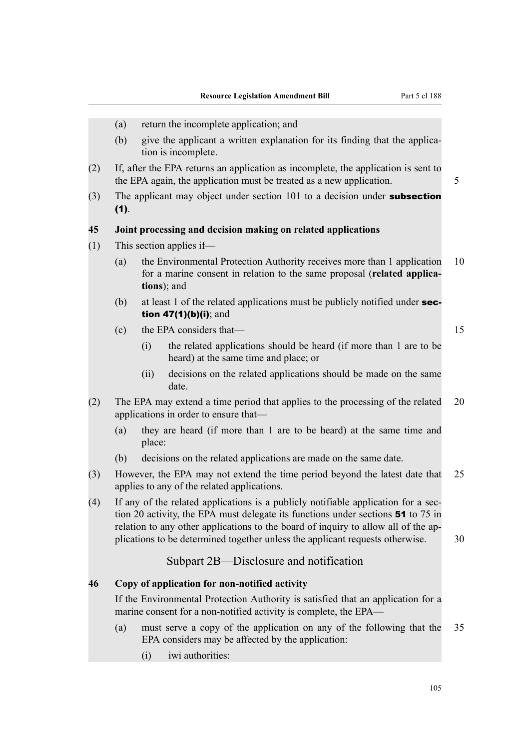(a) return the incomplete application; and

(b) give the applicant a written explanation for its finding that the application is incomplete.

(2) If, after the EPA returns an application as incomplete, the application is sent to the EPA again, the application must be treated as a new application.

(3) The applicant may object under section 101 to a decision under **subsection (1)**.

**45 Joint processing and decision making on related applications**

(1) This section applies if—

(a) the Environmental Protection Authority receives more than 1 application for a marine consent in relation to the same proposal (**related applications**); and

(b) at least 1 of the related applications must be publicly notified under **section 47(1)(b)(i)**; and

(c) the EPA considers that—

(i) the related applications should be heard (if more than 1 are to be heard) at the same time and place; or

(ii) decisions on the related applications should be made on the same date.

(2) The EPA may extend a time period that applies to the processing of the related applications in order to ensure that—

(a) they are heard (if more than 1 are to be heard) at the same time and place:

(b) decisions on the related applications are made on the same date.

(3) However, the EPA may not extend the time period beyond the latest date that applies to any of the related applications.

(4) If any of the related applications is a publicly notifiable application for a section 20 activity, the EPA must delegate its functions under sections **51** to 75 in relation to any other applications to the board of inquiry to allow all of the applications to be determined together unless the applicant requests otherwise.

## Subpart 2B—Disclosure and notification

**46 Copy of application for non-notified activity**

If the Environmental Protection Authority is satisfied that an application for a marine consent for a non-notified activity is complete, the EPA—

(a) must serve a copy of the application on any of the following that the EPA considers may be affected by the application:

(i) iwi authorities: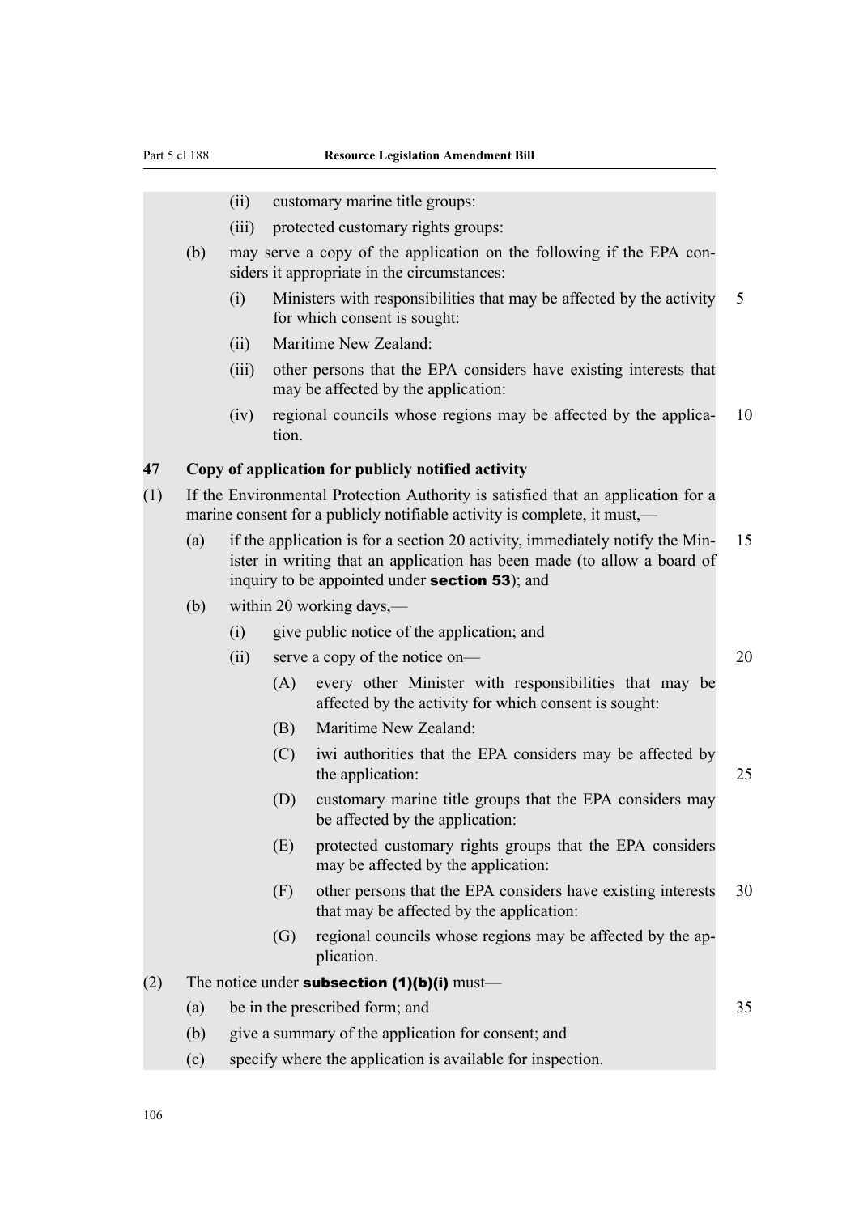(ii) customary marine title groups:

(iii) protected customary rights groups:

(b) may serve a copy of the application on the following if the EPA considers it appropriate in the circumstances:

(i) Ministers with responsibilities that may be affected by the activity for which consent is sought:

(ii) Maritime New Zealand:

(iii) other persons that the EPA considers have existing interests that may be affected by the application:

(iv) regional councils whose regions may be affected by the application.

**47 Copy of application for publicly notified activity**

(1) If the Environmental Protection Authority is satisfied that an application for a marine consent for a publicly notifiable activity is complete, it must,—

(a) if the application is for a section 20 activity, immediately notify the Minister in writing that an application has been made (to allow a board of inquiry to be appointed under **section 53**); and

(b) within 20 working days,—

(i) give public notice of the application; and

(ii) serve a copy of the notice on—

(A) every other Minister with responsibilities that may be affected by the activity for which consent is sought:

(B) Maritime New Zealand:

(C) iwi authorities that the EPA considers may be affected by the application:

(D) customary marine title groups that the EPA considers may be affected by the application:

(E) protected customary rights groups that the EPA considers may be affected by the application:

(F) other persons that the EPA considers have existing interests that may be affected by the application:

(G) regional councils whose regions may be affected by the application.

(2) The notice under **subsection (1)(b)(i)** must—

(a) be in the prescribed form; and

(b) give a summary of the application for consent; and

(c) specify where the application is available for inspection.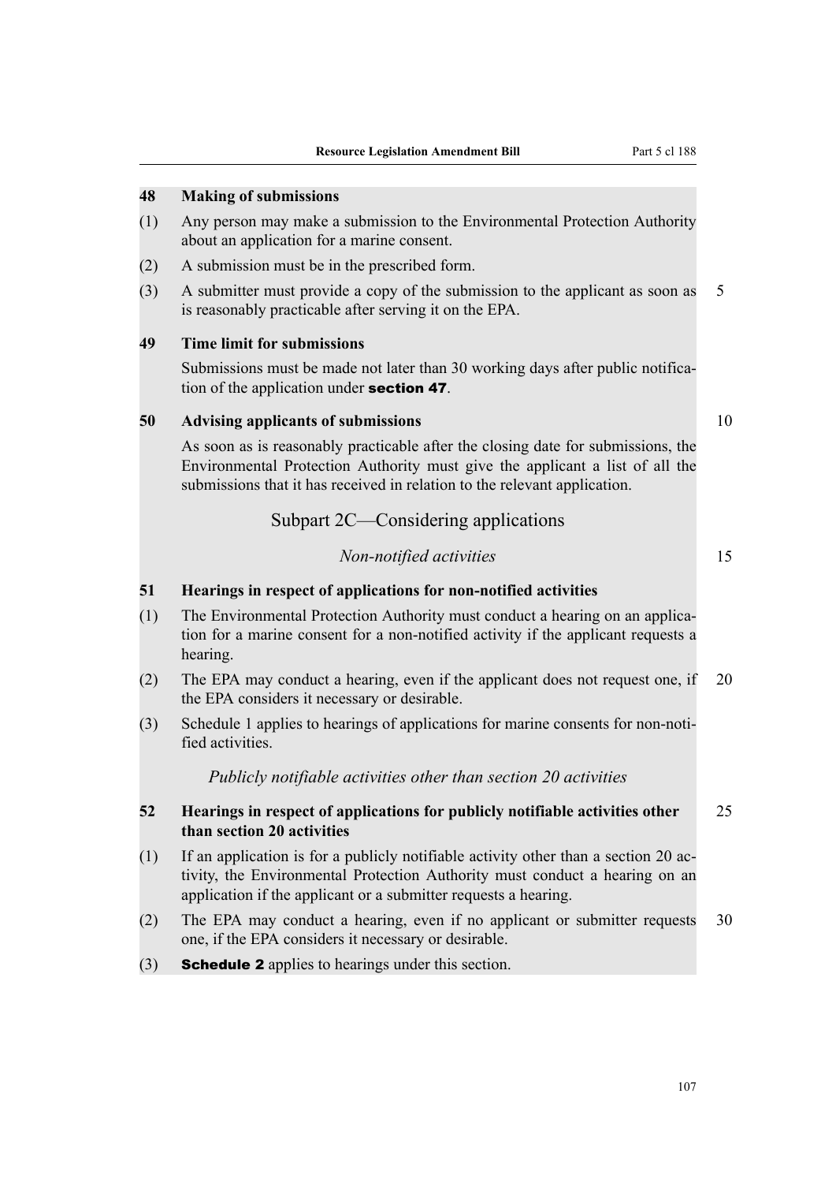### 48 Making of submissions

(1) Any person may make a submission to the Environmental Protection Authority about an application for a marine consent.

(2) A submission must be in the prescribed form.

(3) A submitter must provide a copy of the submission to the applicant as soon as is reasonably practicable after serving it on the EPA.

### 49 Time limit for submissions

Submissions must be made not later than 30 working days after public notification of the application under **section 47**.

### 50 Advising applicants of submissions

As soon as is reasonably practicable after the closing date for submissions, the Environmental Protection Authority must give the applicant a list of all the submissions that it has received in relation to the relevant application.

## Subpart 2C—Considering applications

*Non-notified activities*

### 51 Hearings in respect of applications for non-notified activities

(1) The Environmental Protection Authority must conduct a hearing on an application for a marine consent for a non-notified activity if the applicant requests a hearing.

(2) The EPA may conduct a hearing, even if the applicant does not request one, if the EPA considers it necessary or desirable.

(3) Schedule 1 applies to hearings of applications for marine consents for non-notified activities.

*Publicly notifiable activities other than section 20 activities*

### 52 Hearings in respect of applications for publicly notifiable activities other than section 20 activities

(1) If an application is for a publicly notifiable activity other than a section 20 activity, the Environmental Protection Authority must conduct a hearing on an application if the applicant or a submitter requests a hearing.

(2) The EPA may conduct a hearing, even if no applicant or submitter requests one, if the EPA considers it necessary or desirable.

(3) **Schedule 2** applies to hearings under this section.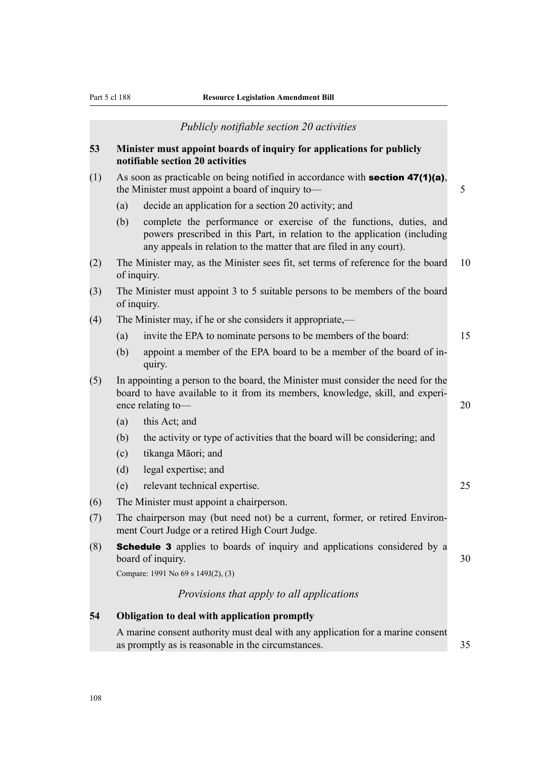*Publicly notifiable section 20 activities*

**53 Minister must appoint boards of inquiry for applications for publicly notifiable section 20 activities**

(1) As soon as practicable on being notified in accordance with **section 47(1)(a)**, the Minister must appoint a board of inquiry to—

(a) decide an application for a section 20 activity; and

(b) complete the performance or exercise of the functions, duties, and powers prescribed in this Part, in relation to the application (including any appeals in relation to the matter that are filed in any court).

(2) The Minister may, as the Minister sees fit, set terms of reference for the board of inquiry.

(3) The Minister must appoint 3 to 5 suitable persons to be members of the board of inquiry.

(4) The Minister may, if he or she considers it appropriate,—

(a) invite the EPA to nominate persons to be members of the board:

(b) appoint a member of the EPA board to be a member of the board of inquiry.

(5) In appointing a person to the board, the Minister must consider the need for the board to have available to it from its members, knowledge, skill, and experience relating to—

(a) this Act; and

(b) the activity or type of activities that the board will be considering; and

(c) tikanga Māori; and

(d) legal expertise; and

(e) relevant technical expertise.

(6) The Minister must appoint a chairperson.

(7) The chairperson may (but need not) be a current, former, or retired Environment Court Judge or a retired High Court Judge.

(8) **Schedule 3** applies to boards of inquiry and applications considered by a board of inquiry.

Compare: 1991 No 69 s 149J(2), (3)

*Provisions that apply to all applications*

**54 Obligation to deal with application promptly**

A marine consent authority must deal with any application for a marine consent as promptly as is reasonable in the circumstances.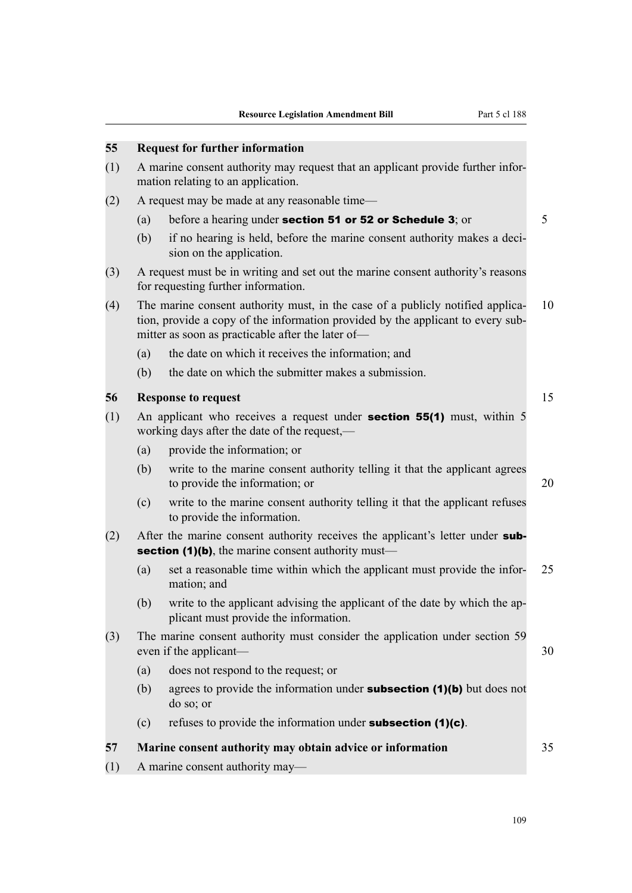### 55 Request for further information

(1) A marine consent authority may request that an applicant provide further information relating to an application.

(2) A request may be made at any reasonable time—

(a) before a hearing under **section 51 or 52 or Schedule 3**; or

(b) if no hearing is held, before the marine consent authority makes a decision on the application.

(3) A request must be in writing and set out the marine consent authority's reasons for requesting further information.

(4) The marine consent authority must, in the case of a publicly notified application, provide a copy of the information provided by the applicant to every submitter as soon as practicable after the later of—

(a) the date on which it receives the information; and

(b) the date on which the submitter makes a submission.

### 56 Response to request

(1) An applicant who receives a request under **section 55(1)** must, within 5 working days after the date of the request,—

(a) provide the information; or

(b) write to the marine consent authority telling it that the applicant agrees to provide the information; or

(c) write to the marine consent authority telling it that the applicant refuses to provide the information.

(2) After the marine consent authority receives the applicant's letter under **subsection (1)(b)**, the marine consent authority must—

(a) set a reasonable time within which the applicant must provide the information; and

(b) write to the applicant advising the applicant of the date by which the applicant must provide the information.

(3) The marine consent authority must consider the application under section 59 even if the applicant—

(a) does not respond to the request; or

(b) agrees to provide the information under **subsection (1)(b)** but does not do so; or

(c) refuses to provide the information under **subsection (1)(c)**.

### 57 Marine consent authority may obtain advice or information

(1) A marine consent authority may—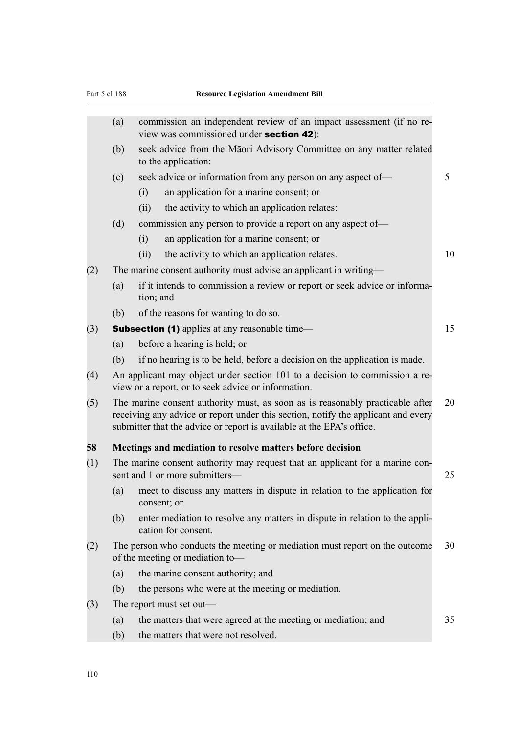(a) commission an independent review of an impact assessment (if no review was commissioned under **section 42**):

(b) seek advice from the Māori Advisory Committee on any matter related to the application:

(c) seek advice or information from any person on any aspect of—

  (i) an application for a marine consent; or

  (ii) the activity to which an application relates:

(d) commission any person to provide a report on any aspect of—

  (i) an application for a marine consent; or

  (ii) the activity to which an application relates.

(2) The marine consent authority must advise an applicant in writing—

(a) if it intends to commission a review or report or seek advice or information; and

(b) of the reasons for wanting to do so.

(3) **Subsection (1)** applies at any reasonable time—

(a) before a hearing is held; or

(b) if no hearing is to be held, before a decision on the application is made.

(4) An applicant may object under section 101 to a decision to commission a review or a report, or to seek advice or information.

(5) The marine consent authority must, as soon as is reasonably practicable after receiving any advice or report under this section, notify the applicant and every submitter that the advice or report is available at the EPA's office.

**58 Meetings and mediation to resolve matters before decision**

(1) The marine consent authority may request that an applicant for a marine consent and 1 or more submitters—

(a) meet to discuss any matters in dispute in relation to the application for consent; or

(b) enter mediation to resolve any matters in dispute in relation to the application for consent.

(2) The person who conducts the meeting or mediation must report on the outcome of the meeting or mediation to—

(a) the marine consent authority; and

(b) the persons who were at the meeting or mediation.

(3) The report must set out—

(a) the matters that were agreed at the meeting or mediation; and

(b) the matters that were not resolved.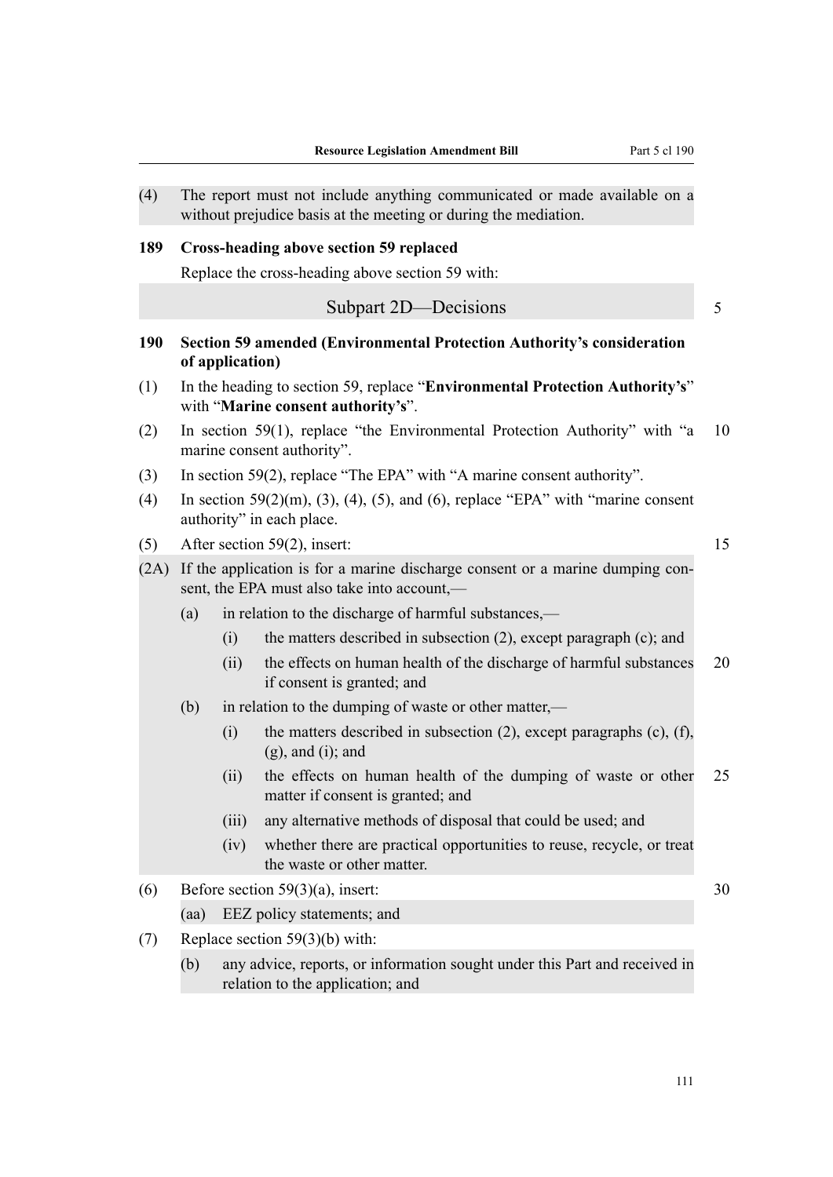(4) The report must not include anything communicated or made available on a without prejudice basis at the meeting or during the mediation.

**189 Cross-heading above section 59 replaced**

Replace the cross-heading above section 59 with:

Subpart 2D—Decisions

**190 Section 59 amended (Environmental Protection Authority's consideration of application)**

(1) In the heading to section 59, replace "**Environmental Protection Authority's**" with "**Marine consent authority's**".

(2) In section 59(1), replace "the Environmental Protection Authority" with "a marine consent authority".

(3) In section 59(2), replace "The EPA" with "A marine consent authority".

(4) In section 59(2)(m), (3), (4), (5), and (6), replace "EPA" with "marine consent authority" in each place.

(5) After section 59(2), insert:

(2A) If the application is for a marine discharge consent or a marine dumping consent, the EPA must also take into account,—

- (a) in relation to the discharge of harmful substances,—
  - (i) the matters described in subsection (2), except paragraph (c); and
  - (ii) the effects on human health of the discharge of harmful substances if consent is granted; and
- (b) in relation to the dumping of waste or other matter,—
  - (i) the matters described in subsection (2), except paragraphs (c), (f), (g), and (i); and
  - (ii) the effects on human health of the dumping of waste or other matter if consent is granted; and
  - (iii) any alternative methods of disposal that could be used; and
  - (iv) whether there are practical opportunities to reuse, recycle, or treat the waste or other matter.

(6) Before section 59(3)(a), insert:

(aa) EEZ policy statements; and

(7) Replace section 59(3)(b) with:

(b) any advice, reports, or information sought under this Part and received in relation to the application; and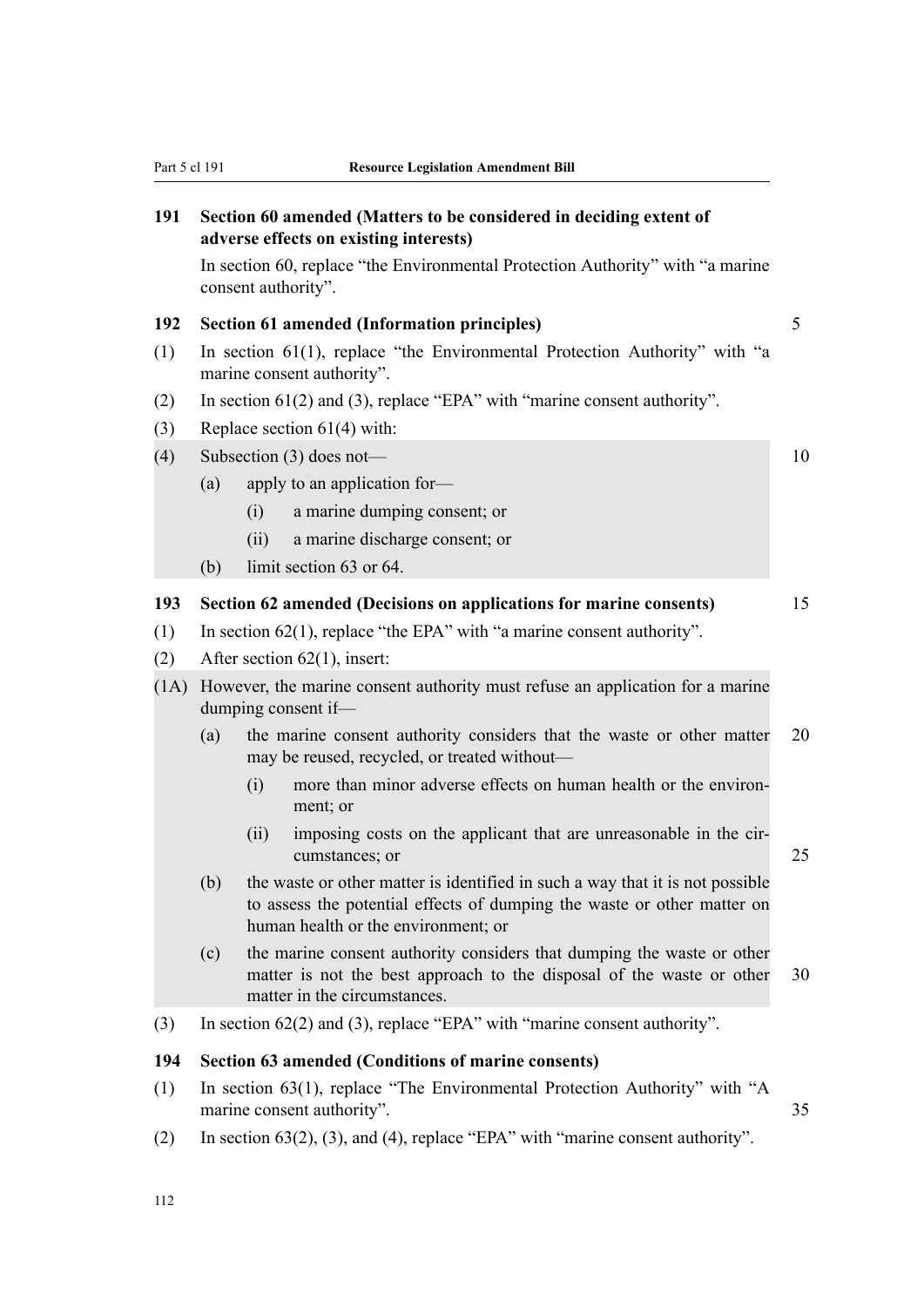### 191 Section 60 amended (Matters to be considered in deciding extent of adverse effects on existing interests)

In section 60, replace "the Environmental Protection Authority" with "a marine consent authority".

### 192 Section 61 amended (Information principles)

(1) In section 61(1), replace "the Environmental Protection Authority" with "a marine consent authority".

(2) In section 61(2) and (3), replace "EPA" with "marine consent authority".

(3) Replace section 61(4) with:

(4) Subsection (3) does not—

- (a) apply to an application for—
  - (i) a marine dumping consent; or
  - (ii) a marine discharge consent; or
- (b) limit section 63 or 64.

### 193 Section 62 amended (Decisions on applications for marine consents)

(1) In section 62(1), replace "the EPA" with "a marine consent authority".

(2) After section 62(1), insert:

(1A) However, the marine consent authority must refuse an application for a marine dumping consent if—

- (a) the marine consent authority considers that the waste or other matter may be reused, recycled, or treated without—
  - (i) more than minor adverse effects on human health or the environment; or
  - (ii) imposing costs on the applicant that are unreasonable in the circumstances; or
- (b) the waste or other matter is identified in such a way that it is not possible to assess the potential effects of dumping the waste or other matter on human health or the environment; or
- (c) the marine consent authority considers that dumping the waste or other matter is not the best approach to the disposal of the waste or other matter in the circumstances.

(3) In section 62(2) and (3), replace "EPA" with "marine consent authority".

### 194 Section 63 amended (Conditions of marine consents)

(1) In section 63(1), replace "The Environmental Protection Authority" with "A marine consent authority".

(2) In section 63(2), (3), and (4), replace "EPA" with "marine consent authority".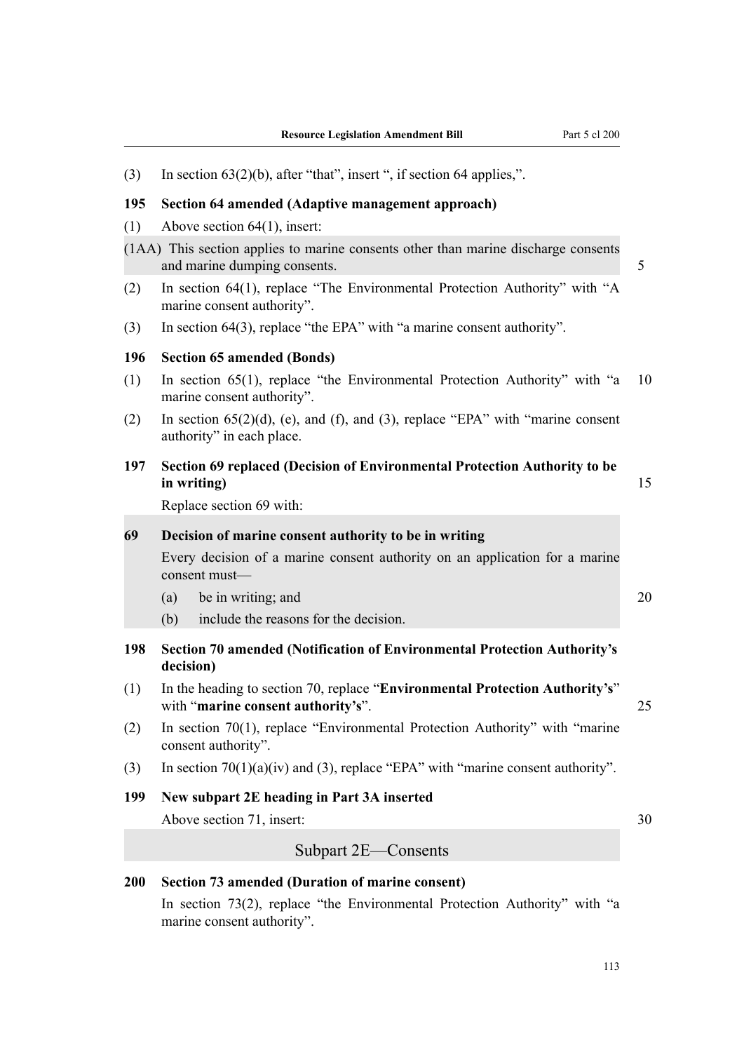(3) In section 63(2)(b), after "that", insert ", if section 64 applies,".

**195 Section 64 amended (Adaptive management approach)**

(1) Above section 64(1), insert:

(1AA) This section applies to marine consents other than marine discharge consents and marine dumping consents.

(2) In section 64(1), replace "The Environmental Protection Authority" with "A marine consent authority".

(3) In section 64(3), replace "the EPA" with "a marine consent authority".

**196 Section 65 amended (Bonds)**

(1) In section 65(1), replace "the Environmental Protection Authority" with "a marine consent authority".

(2) In section 65(2)(d), (e), and (f), and (3), replace "EPA" with "marine consent authority" in each place.

**197 Section 69 replaced (Decision of Environmental Protection Authority to be in writing)**

Replace section 69 with:

**69 Decision of marine consent authority to be in writing**

Every decision of a marine consent authority on an application for a marine consent must—

(a) be in writing; and

(b) include the reasons for the decision.

**198 Section 70 amended (Notification of Environmental Protection Authority's decision)**

(1) In the heading to section 70, replace "**Environmental Protection Authority's**" with "**marine consent authority's**".

(2) In section 70(1), replace "Environmental Protection Authority" with "marine consent authority".

(3) In section 70(1)(a)(iv) and (3), replace "EPA" with "marine consent authority".

**199 New subpart 2E heading in Part 3A inserted**

Above section 71, insert:

## Subpart 2E—Consents

**200 Section 73 amended (Duration of marine consent)**

In section 73(2), replace "the Environmental Protection Authority" with "a marine consent authority".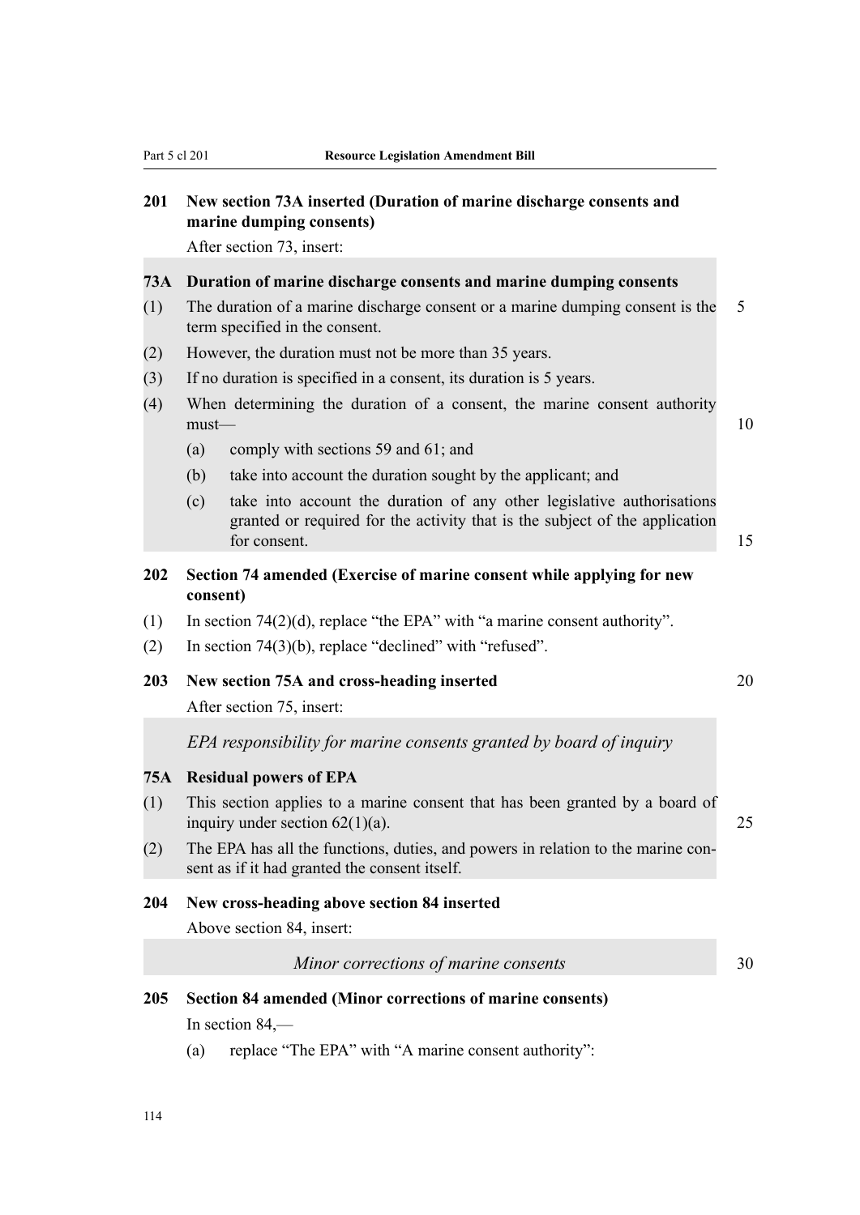**201 New section 73A inserted (Duration of marine discharge consents and marine dumping consents)**

After section 73, insert:

**73A Duration of marine discharge consents and marine dumping consents**

(1) The duration of a marine discharge consent or a marine dumping consent is the term specified in the consent.

(2) However, the duration must not be more than 35 years.

(3) If no duration is specified in a consent, its duration is 5 years.

(4) When determining the duration of a consent, the marine consent authority must—

(a) comply with sections 59 and 61; and

(b) take into account the duration sought by the applicant; and

(c) take into account the duration of any other legislative authorisations granted or required for the activity that is the subject of the application for consent.

**202 Section 74 amended (Exercise of marine consent while applying for new consent)**

(1) In section 74(2)(d), replace "the EPA" with "a marine consent authority".

(2) In section 74(3)(b), replace "declined" with "refused".

**203 New section 75A and cross-heading inserted**

After section 75, insert:

*EPA responsibility for marine consents granted by board of inquiry*

**75A Residual powers of EPA**

(1) This section applies to a marine consent that has been granted by a board of inquiry under section 62(1)(a).

(2) The EPA has all the functions, duties, and powers in relation to the marine consent as if it had granted the consent itself.

**204 New cross-heading above section 84 inserted**

Above section 84, insert:

*Minor corrections of marine consents*

**205 Section 84 amended (Minor corrections of marine consents)**

In section 84,—

(a) replace "The EPA" with "A marine consent authority":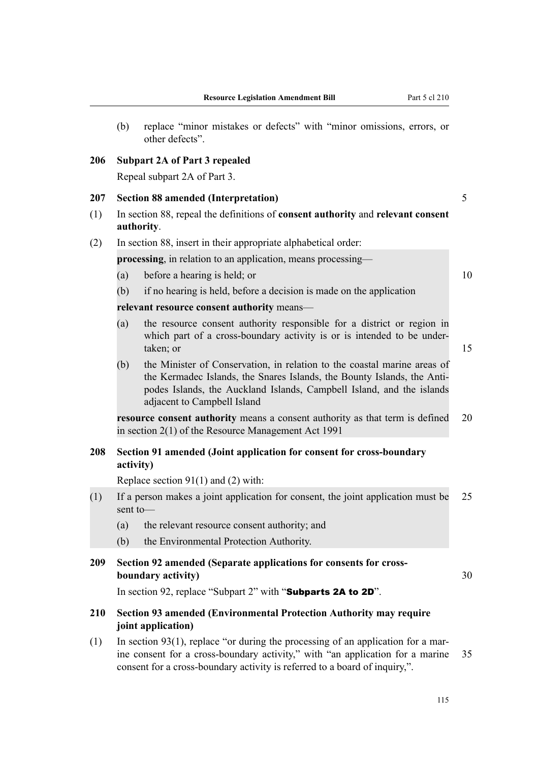(b) replace "minor mistakes or defects" with "minor omissions, errors, or other defects".

**206 Subpart 2A of Part 3 repealed**

Repeal subpart 2A of Part 3.

**207 Section 88 amended (Interpretation)**

(1) In section 88, repeal the definitions of **consent authority** and **relevant consent authority**.

(2) In section 88, insert in their appropriate alphabetical order:

**processing**, in relation to an application, means processing—

(a) before a hearing is held; or

(b) if no hearing is held, before a decision is made on the application

**relevant resource consent authority** means—

(a) the resource consent authority responsible for a district or region in which part of a cross-boundary activity is or is intended to be undertaken; or

(b) the Minister of Conservation, in relation to the coastal marine areas of the Kermadec Islands, the Snares Islands, the Bounty Islands, the Antipodes Islands, the Auckland Islands, Campbell Island, and the islands adjacent to Campbell Island

**resource consent authority** means a consent authority as that term is defined in section 2(1) of the Resource Management Act 1991

**208 Section 91 amended (Joint application for consent for cross-boundary activity)**

Replace section 91(1) and (2) with:

(1) If a person makes a joint application for consent, the joint application must be sent to—

(a) the relevant resource consent authority; and

(b) the Environmental Protection Authority.

**209 Section 92 amended (Separate applications for consents for cross-boundary activity)**

In section 92, replace "Subpart 2" with "**Subparts 2A to 2D**".

**210 Section 93 amended (Environmental Protection Authority may require joint application)**

(1) In section 93(1), replace "or during the processing of an application for a marine consent for a cross-boundary activity," with "an application for a marine consent for a cross-boundary activity is referred to a board of inquiry,".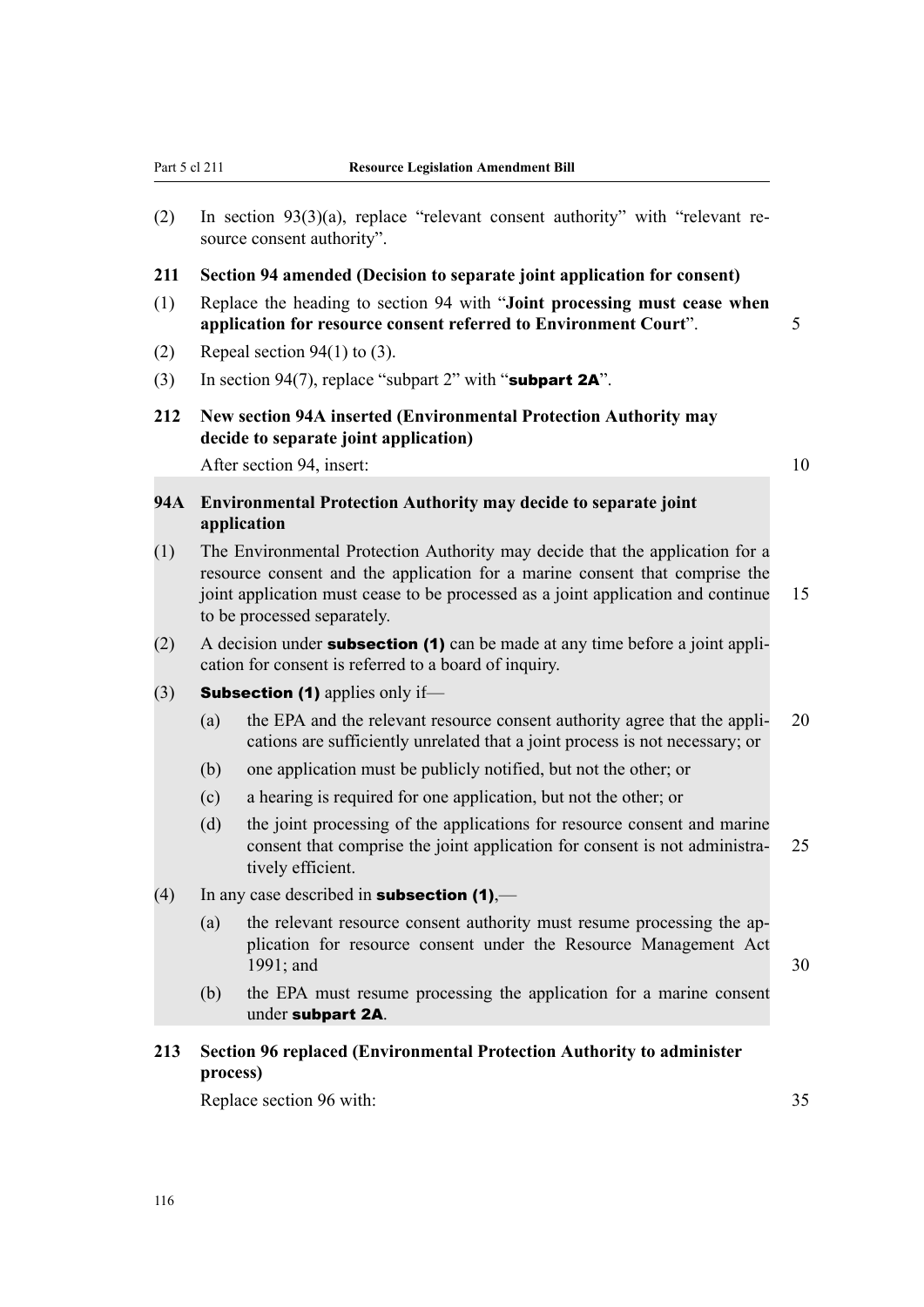(2) In section 93(3)(a), replace "relevant consent authority" with "relevant resource consent authority".

**211 Section 94 amended (Decision to separate joint application for consent)**

(1) Replace the heading to section 94 with "**Joint processing must cease when application for resource consent referred to Environment Court**".

(2) Repeal section 94(1) to (3).

(3) In section 94(7), replace "subpart 2" with "**subpart 2A**".

**212 New section 94A inserted (Environmental Protection Authority may decide to separate joint application)**

After section 94, insert:

**94A Environmental Protection Authority may decide to separate joint application**

(1) The Environmental Protection Authority may decide that the application for a resource consent and the application for a marine consent that comprise the joint application must cease to be processed as a joint application and continue to be processed separately.

(2) A decision under **subsection (1)** can be made at any time before a joint application for consent is referred to a board of inquiry.

(3) **Subsection (1)** applies only if—

- (a) the EPA and the relevant resource consent authority agree that the applications are sufficiently unrelated that a joint process is not necessary; or
- (b) one application must be publicly notified, but not the other; or
- (c) a hearing is required for one application, but not the other; or
- (d) the joint processing of the applications for resource consent and marine consent that comprise the joint application for consent is not administratively efficient.

(4) In any case described in **subsection (1)**,—

- (a) the relevant resource consent authority must resume processing the application for resource consent under the Resource Management Act 1991; and
- (b) the EPA must resume processing the application for a marine consent under **subpart 2A**.

**213 Section 96 replaced (Environmental Protection Authority to administer process)**

Replace section 96 with: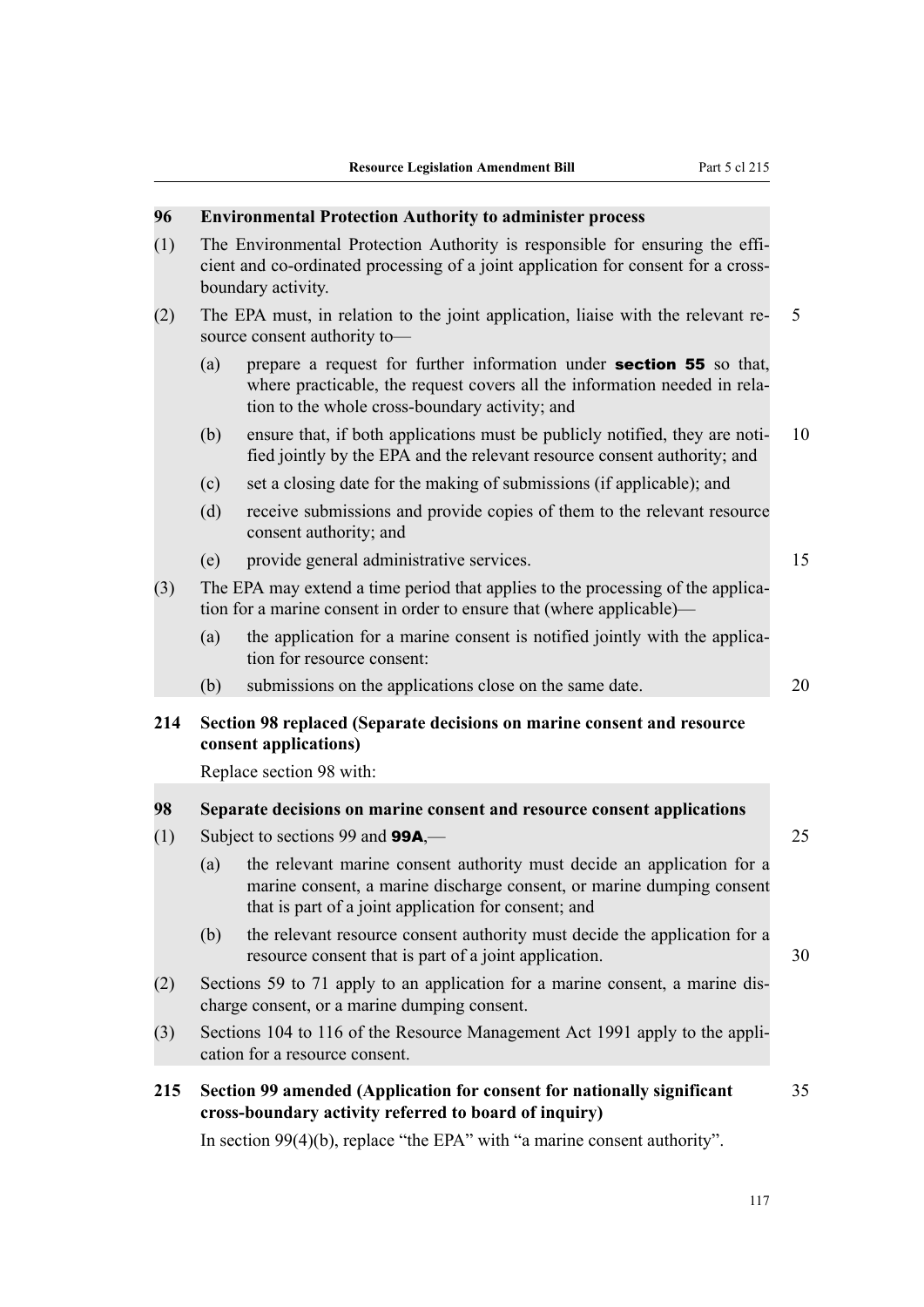### 96 Environmental Protection Authority to administer process

(1) The Environmental Protection Authority is responsible for ensuring the efficient and co-ordinated processing of a joint application for consent for a cross-boundary activity.

(2) The EPA must, in relation to the joint application, liaise with the relevant resource consent authority to—

- (a) prepare a request for further information under **section 55** so that, where practicable, the request covers all the information needed in relation to the whole cross-boundary activity; and
- (b) ensure that, if both applications must be publicly notified, they are notified jointly by the EPA and the relevant resource consent authority; and
- (c) set a closing date for the making of submissions (if applicable); and
- (d) receive submissions and provide copies of them to the relevant resource consent authority; and
- (e) provide general administrative services.

(3) The EPA may extend a time period that applies to the processing of the application for a marine consent in order to ensure that (where applicable)—

- (a) the application for a marine consent is notified jointly with the application for resource consent:
- (b) submissions on the applications close on the same date.

### 214 Section 98 replaced (Separate decisions on marine consent and resource consent applications)

Replace section 98 with:

### 98 Separate decisions on marine consent and resource consent applications

(1) Subject to sections 99 and **99A**,—

- (a) the relevant marine consent authority must decide an application for a marine consent, a marine discharge consent, or marine dumping consent that is part of a joint application for consent; and
- (b) the relevant resource consent authority must decide the application for a resource consent that is part of a joint application.

(2) Sections 59 to 71 apply to an application for a marine consent, a marine discharge consent, or a marine dumping consent.

(3) Sections 104 to 116 of the Resource Management Act 1991 apply to the application for a resource consent.

### 215 Section 99 amended (Application for consent for nationally significant cross-boundary activity referred to board of inquiry)

In section 99(4)(b), replace “the EPA” with “a marine consent authority”.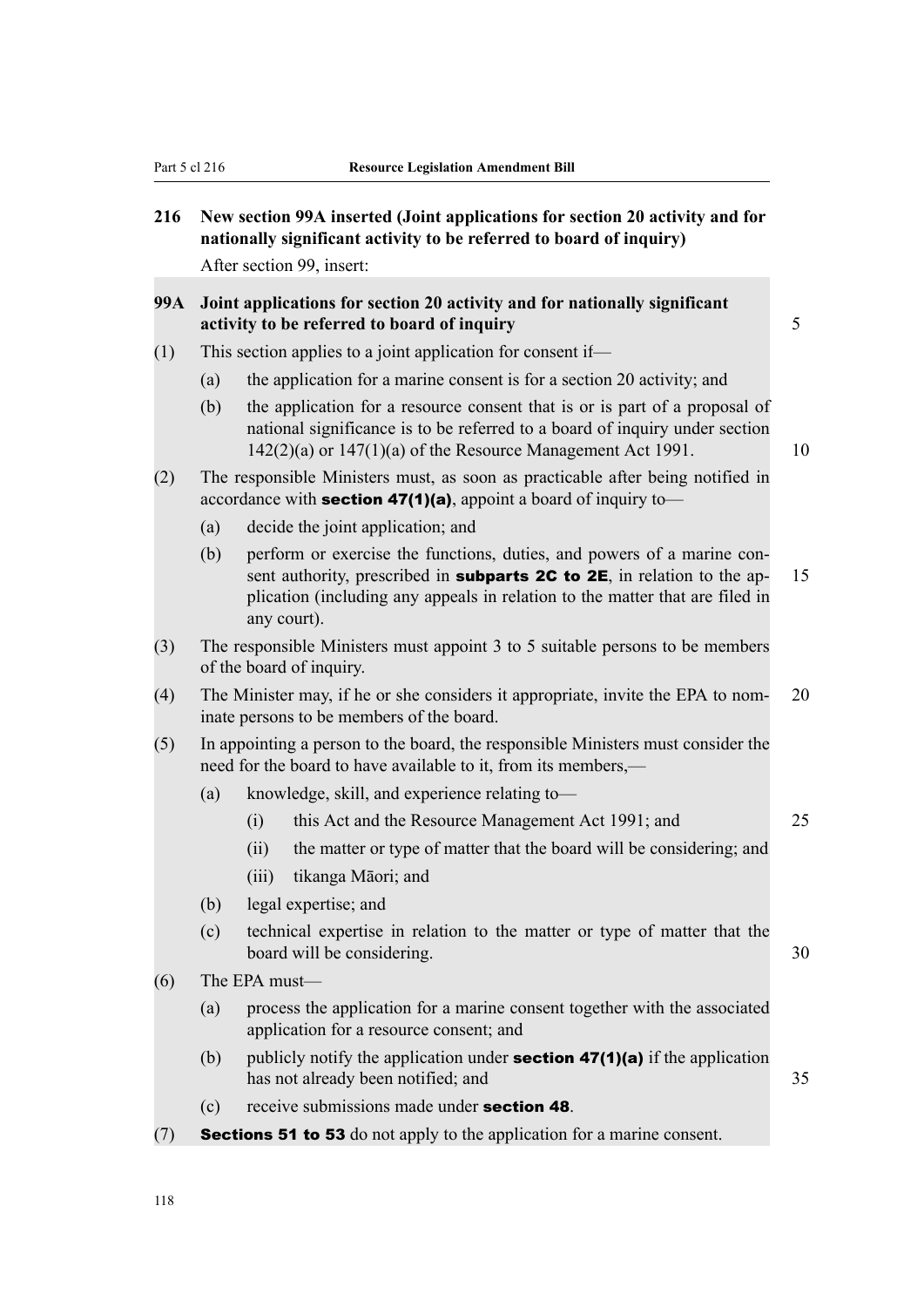## 216 New section 99A inserted (Joint applications for section 20 activity and for nationally significant activity to be referred to board of inquiry)

After section 99, insert:

### 99A Joint applications for section 20 activity and for nationally significant activity to be referred to board of inquiry

(1) This section applies to a joint application for consent if—

(a) the application for a marine consent is for a section 20 activity; and

(b) the application for a resource consent that is or is part of a proposal of national significance is to be referred to a board of inquiry under section 142(2)(a) or 147(1)(a) of the Resource Management Act 1991.

(2) The responsible Ministers must, as soon as practicable after being notified in accordance with **section 47(1)(a)**, appoint a board of inquiry to—

(a) decide the joint application; and

(b) perform or exercise the functions, duties, and powers of a marine consent authority, prescribed in **subparts 2C to 2E**, in relation to the application (including any appeals in relation to the matter that are filed in any court).

(3) The responsible Ministers must appoint 3 to 5 suitable persons to be members of the board of inquiry.

(4) The Minister may, if he or she considers it appropriate, invite the EPA to nominate persons to be members of the board.

(5) In appointing a person to the board, the responsible Ministers must consider the need for the board to have available to it, from its members,—

(a) knowledge, skill, and experience relating to—

(i) this Act and the Resource Management Act 1991; and

(ii) the matter or type of matter that the board will be considering; and

(iii) tikanga Māori; and

(b) legal expertise; and

(c) technical expertise in relation to the matter or type of matter that the board will be considering.

(6) The EPA must—

(a) process the application for a marine consent together with the associated application for a resource consent; and

(b) publicly notify the application under **section 47(1)(a)** if the application has not already been notified; and

(c) receive submissions made under **section 48**.

(7) **Sections 51 to 53** do not apply to the application for a marine consent.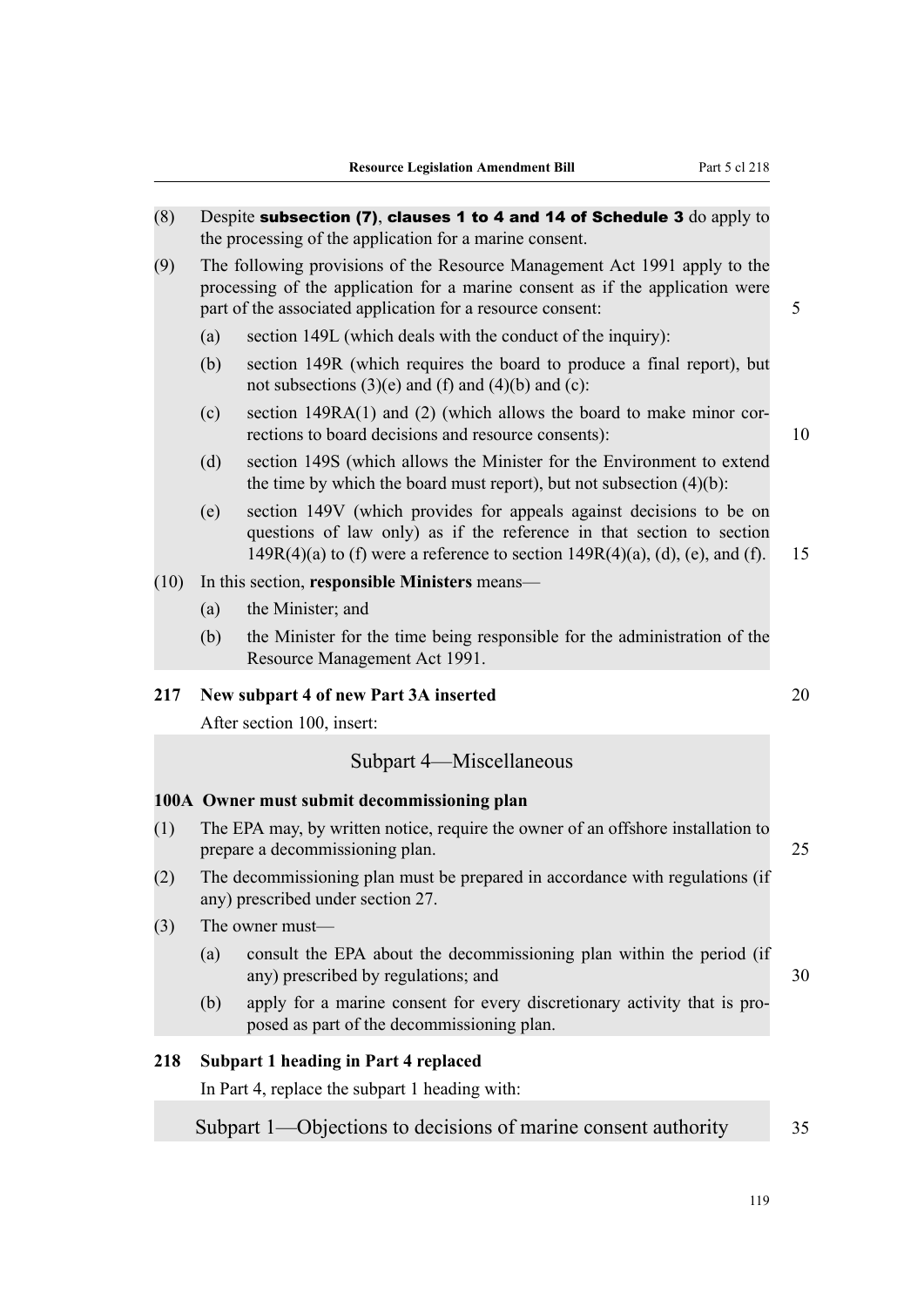(8) Despite **subsection (7)**, **clauses 1 to 4 and 14 of Schedule 3** do apply to the processing of the application for a marine consent.

(9) The following provisions of the Resource Management Act 1991 apply to the processing of the application for a marine consent as if the application were part of the associated application for a resource consent:

(a) section 149L (which deals with the conduct of the inquiry):

(b) section 149R (which requires the board to produce a final report), but not subsections (3)(e) and (f) and (4)(b) and (c):

(c) section 149RA(1) and (2) (which allows the board to make minor corrections to board decisions and resource consents):

(d) section 149S (which allows the Minister for the Environment to extend the time by which the board must report), but not subsection (4)(b):

(e) section 149V (which provides for appeals against decisions to be on questions of law only) as if the reference in that section to section 149R(4)(a) to (f) were a reference to section 149R(4)(a), (d), (e), and (f).

(10) In this section, **responsible Ministers** means—

(a) the Minister; and

(b) the Minister for the time being responsible for the administration of the Resource Management Act 1991.

### 217 New subpart 4 of new Part 3A inserted

After section 100, insert:

## Subpart 4—Miscellaneous

### 100A Owner must submit decommissioning plan

(1) The EPA may, by written notice, require the owner of an offshore installation to prepare a decommissioning plan.

(2) The decommissioning plan must be prepared in accordance with regulations (if any) prescribed under section 27.

(3) The owner must—

(a) consult the EPA about the decommissioning plan within the period (if any) prescribed by regulations; and

(b) apply for a marine consent for every discretionary activity that is proposed as part of the decommissioning plan.

### 218 Subpart 1 heading in Part 4 replaced

In Part 4, replace the subpart 1 heading with:

## Subpart 1—Objections to decisions of marine consent authority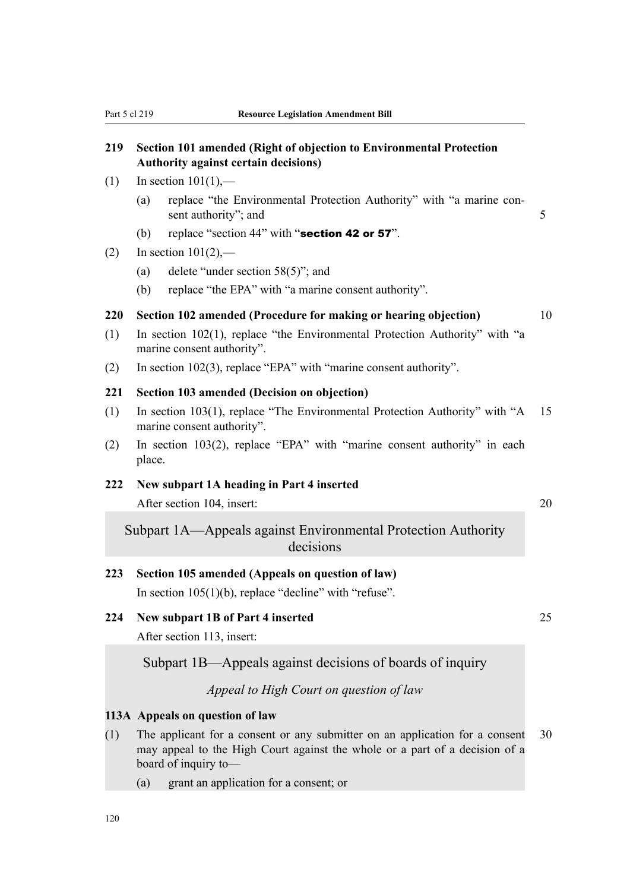**219 Section 101 amended (Right of objection to Environmental Protection Authority against certain decisions)**

(1) In section 101(1),—

(a) replace "the Environmental Protection Authority" with "a marine consent authority"; and

(b) replace "section 44" with "**section 42 or 57**".

(2) In section 101(2),—

(a) delete "under section 58(5)"; and

(b) replace "the EPA" with "a marine consent authority".

**220 Section 102 amended (Procedure for making or hearing objection)**

(1) In section 102(1), replace "the Environmental Protection Authority" with "a marine consent authority".

(2) In section 102(3), replace "EPA" with "marine consent authority".

**221 Section 103 amended (Decision on objection)**

(1) In section 103(1), replace "The Environmental Protection Authority" with "A marine consent authority".

(2) In section 103(2), replace "EPA" with "marine consent authority" in each place.

**222 New subpart 1A heading in Part 4 inserted**

After section 104, insert:

## Subpart 1A—Appeals against Environmental Protection Authority decisions

**223 Section 105 amended (Appeals on question of law)**

In section 105(1)(b), replace "decline" with "refuse".

**224 New subpart 1B of Part 4 inserted**

After section 113, insert:

## Subpart 1B—Appeals against decisions of boards of inquiry

### *Appeal to High Court on question of law*

**113A Appeals on question of law**

(1) The applicant for a consent or any submitter on an application for a consent may appeal to the High Court against the whole or a part of a decision of a board of inquiry to—

(a) grant an application for a consent; or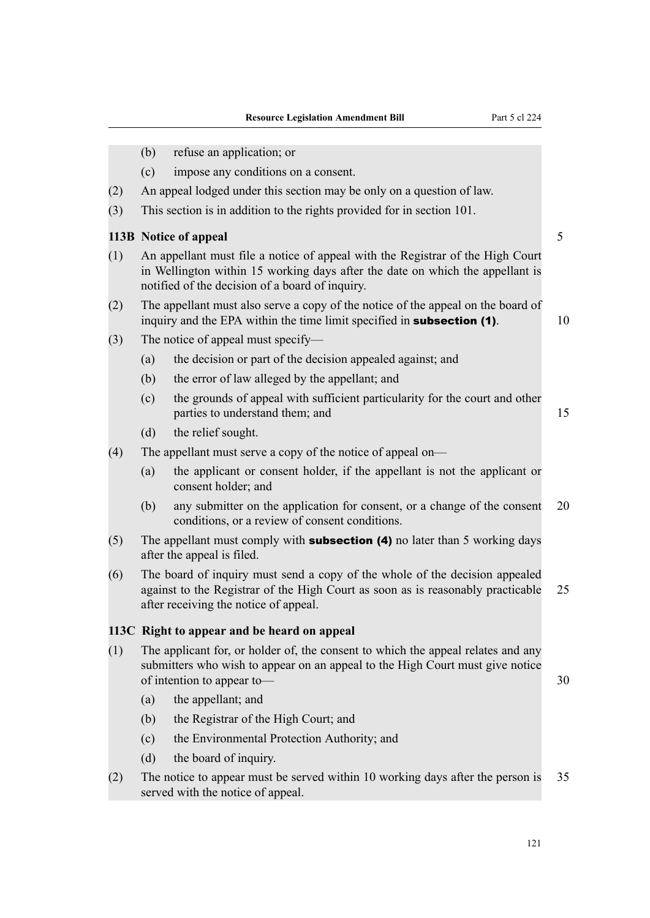(b) refuse an application; or

(c) impose any conditions on a consent.

(2) An appeal lodged under this section may be only on a question of law.

(3) This section is in addition to the rights provided for in section 101.

### 113B Notice of appeal

(1) An appellant must file a notice of appeal with the Registrar of the High Court in Wellington within 15 working days after the date on which the appellant is notified of the decision of a board of inquiry.

(2) The appellant must also serve a copy of the notice of the appeal on the board of inquiry and the EPA within the time limit specified in **subsection (1)**.

(3) The notice of appeal must specify—

(a) the decision or part of the decision appealed against; and

(b) the error of law alleged by the appellant; and

(c) the grounds of appeal with sufficient particularity for the court and other parties to understand them; and

(d) the relief sought.

(4) The appellant must serve a copy of the notice of appeal on—

(a) the applicant or consent holder, if the appellant is not the applicant or consent holder; and

(b) any submitter on the application for consent, or a change of the consent conditions, or a review of consent conditions.

(5) The appellant must comply with **subsection (4)** no later than 5 working days after the appeal is filed.

(6) The board of inquiry must send a copy of the whole of the decision appealed against to the Registrar of the High Court as soon as is reasonably practicable after receiving the notice of appeal.

### 113C Right to appear and be heard on appeal

(1) The applicant for, or holder of, the consent to which the appeal relates and any submitters who wish to appear on an appeal to the High Court must give notice of intention to appear to—

(a) the appellant; and

(b) the Registrar of the High Court; and

(c) the Environmental Protection Authority; and

(d) the board of inquiry.

(2) The notice to appear must be served within 10 working days after the person is served with the notice of appeal.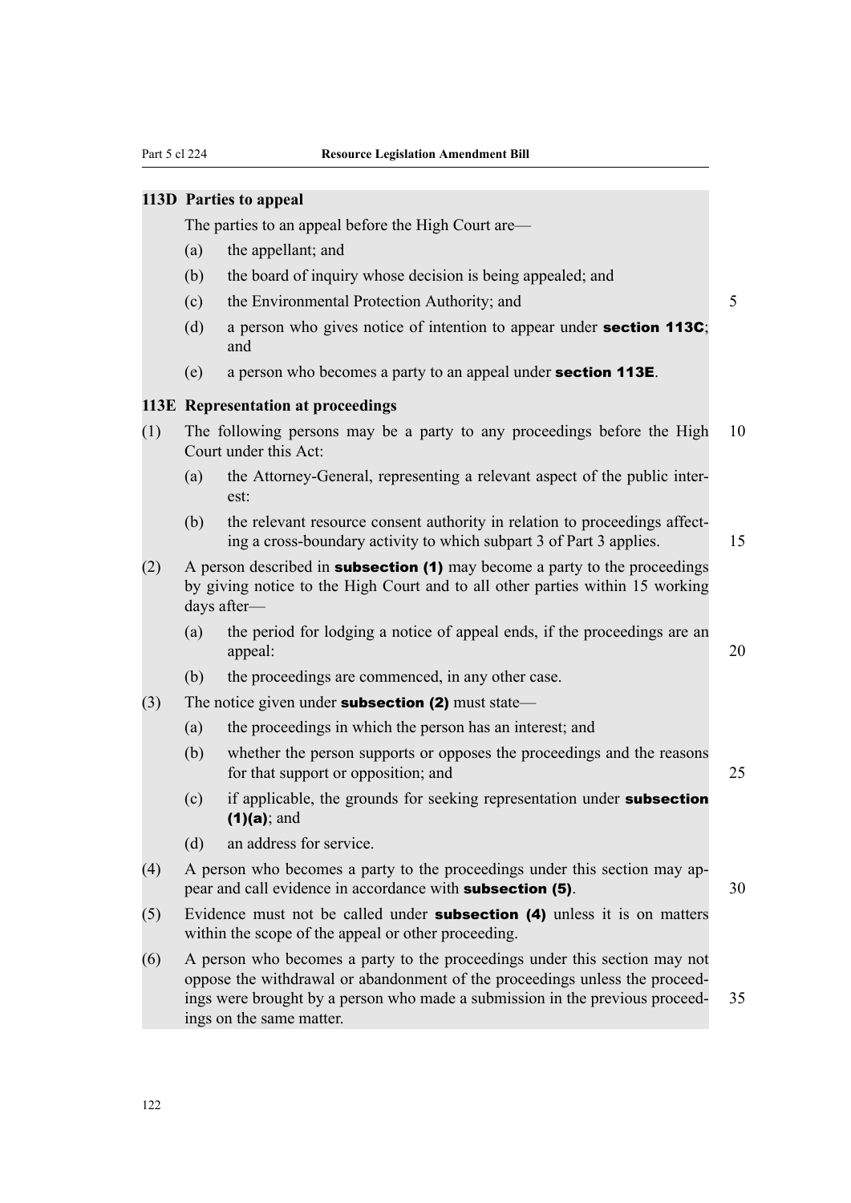### 113D Parties to appeal

The parties to an appeal before the High Court are—

(a) the appellant; and

(b) the board of inquiry whose decision is being appealed; and

(c) the Environmental Protection Authority; and

(d) a person who gives notice of intention to appear under **section 113C**; and

(e) a person who becomes a party to an appeal under **section 113E**.

### 113E Representation at proceedings

(1) The following persons may be a party to any proceedings before the High Court under this Act:

(a) the Attorney-General, representing a relevant aspect of the public interest:

(b) the relevant resource consent authority in relation to proceedings affecting a cross-boundary activity to which subpart 3 of Part 3 applies.

(2) A person described in **subsection (1)** may become a party to the proceedings by giving notice to the High Court and to all other parties within 15 working days after—

(a) the period for lodging a notice of appeal ends, if the proceedings are an appeal:

(b) the proceedings are commenced, in any other case.

(3) The notice given under **subsection (2)** must state—

(a) the proceedings in which the person has an interest; and

(b) whether the person supports or opposes the proceedings and the reasons for that support or opposition; and

(c) if applicable, the grounds for seeking representation under **subsection (1)(a)**; and

(d) an address for service.

(4) A person who becomes a party to the proceedings under this section may appear and call evidence in accordance with **subsection (5)**.

(5) Evidence must not be called under **subsection (4)** unless it is on matters within the scope of the appeal or other proceeding.

(6) A person who becomes a party to the proceedings under this section may not oppose the withdrawal or abandonment of the proceedings unless the proceedings were brought by a person who made a submission in the previous proceedings on the same matter.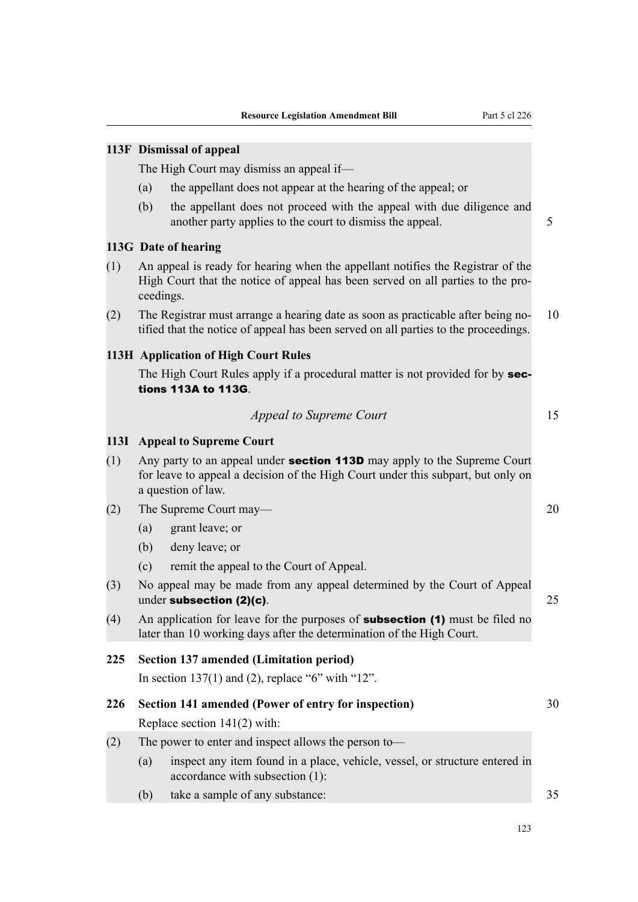**113F Dismissal of appeal**

The High Court may dismiss an appeal if—

(a) the appellant does not appear at the hearing of the appeal; or

(b) the appellant does not proceed with the appeal with due diligence and another party applies to the court to dismiss the appeal.

**113G Date of hearing**

(1) An appeal is ready for hearing when the appellant notifies the Registrar of the High Court that the notice of appeal has been served on all parties to the proceedings.

(2) The Registrar must arrange a hearing date as soon as practicable after being notified that the notice of appeal has been served on all parties to the proceedings.

**113H Application of High Court Rules**

The High Court Rules apply if a procedural matter is not provided for by **sections 113A to 113G**.

*Appeal to Supreme Court*

**113I Appeal to Supreme Court**

(1) Any party to an appeal under **section 113D** may apply to the Supreme Court for leave to appeal a decision of the High Court under this subpart, but only on a question of law.

(2) The Supreme Court may—

(a) grant leave; or

(b) deny leave; or

(c) remit the appeal to the Court of Appeal.

(3) No appeal may be made from any appeal determined by the Court of Appeal under **subsection (2)(c)**.

(4) An application for leave for the purposes of **subsection (1)** must be filed no later than 10 working days after the determination of the High Court.

**225 Section 137 amended (Limitation period)**

In section 137(1) and (2), replace “6” with “12”.

**226 Section 141 amended (Power of entry for inspection)**

Replace section 141(2) with:

(2) The power to enter and inspect allows the person to—

(a) inspect any item found in a place, vehicle, vessel, or structure entered in accordance with subsection (1):

(b) take a sample of any substance: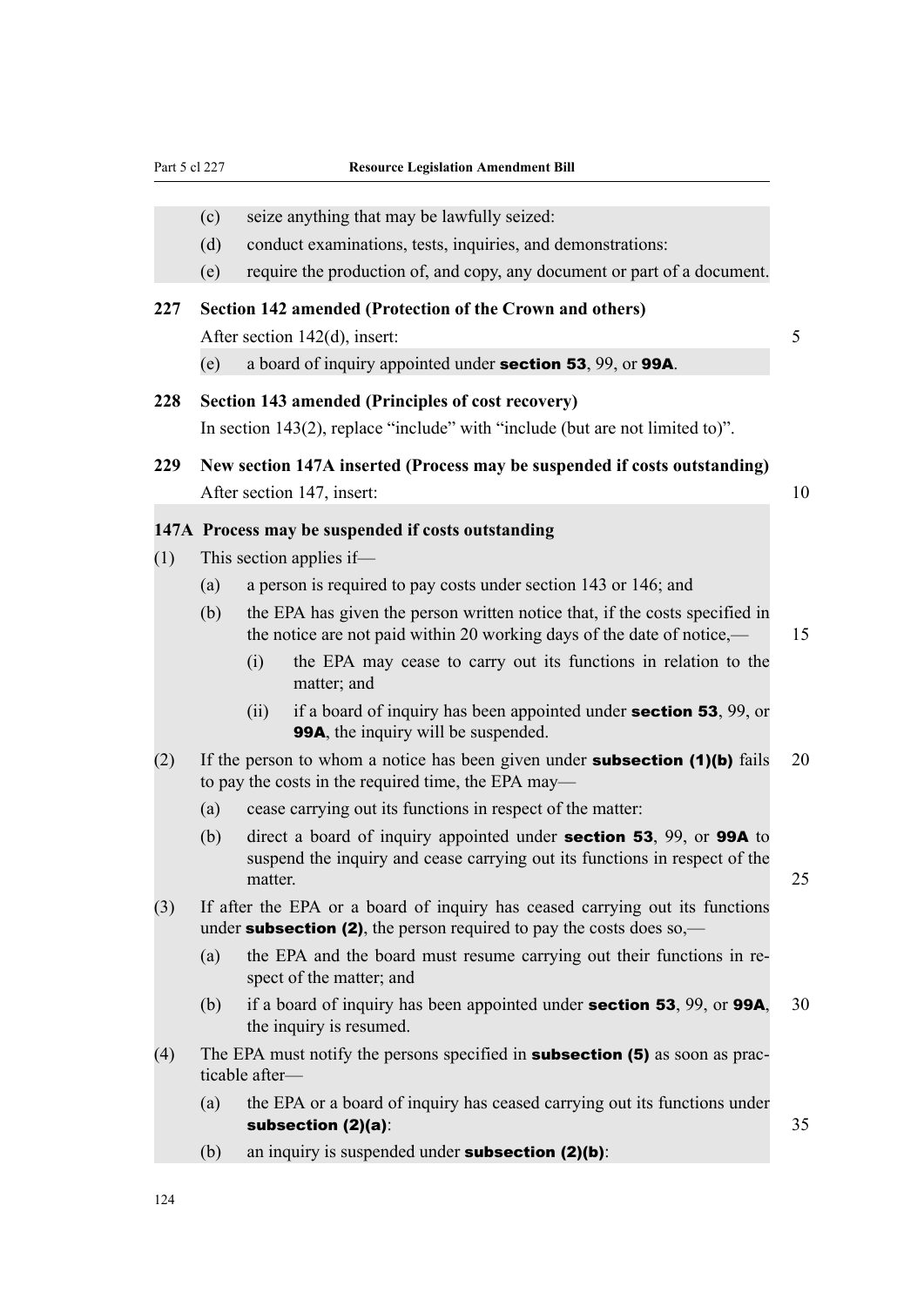(c) seize anything that may be lawfully seized:

(d) conduct examinations, tests, inquiries, and demonstrations:

(e) require the production of, and copy, any document or part of a document.

**227 Section 142 amended (Protection of the Crown and others)**

After section 142(d), insert:

(e) a board of inquiry appointed under **section 53**, 99, or **99A**.

**228 Section 143 amended (Principles of cost recovery)**

In section 143(2), replace "include" with "include (but are not limited to)".

**229 New section 147A inserted (Process may be suspended if costs outstanding)**

After section 147, insert:

**147A Process may be suspended if costs outstanding**

(1) This section applies if—

(a) a person is required to pay costs under section 143 or 146; and

(b) the EPA has given the person written notice that, if the costs specified in the notice are not paid within 20 working days of the date of notice,—

(i) the EPA may cease to carry out its functions in relation to the matter; and

(ii) if a board of inquiry has been appointed under **section 53**, 99, or **99A**, the inquiry will be suspended.

(2) If the person to whom a notice has been given under **subsection (1)(b)** fails to pay the costs in the required time, the EPA may—

(a) cease carrying out its functions in respect of the matter:

(b) direct a board of inquiry appointed under **section 53**, 99, or **99A** to suspend the inquiry and cease carrying out its functions in respect of the matter.

(3) If after the EPA or a board of inquiry has ceased carrying out its functions under **subsection (2)**, the person required to pay the costs does so,—

(a) the EPA and the board must resume carrying out their functions in respect of the matter; and

(b) if a board of inquiry has been appointed under **section 53**, 99, or **99A**, the inquiry is resumed.

(4) The EPA must notify the persons specified in **subsection (5)** as soon as practicable after—

(a) the EPA or a board of inquiry has ceased carrying out its functions under **subsection (2)(a)**:

(b) an inquiry is suspended under **subsection (2)(b)**: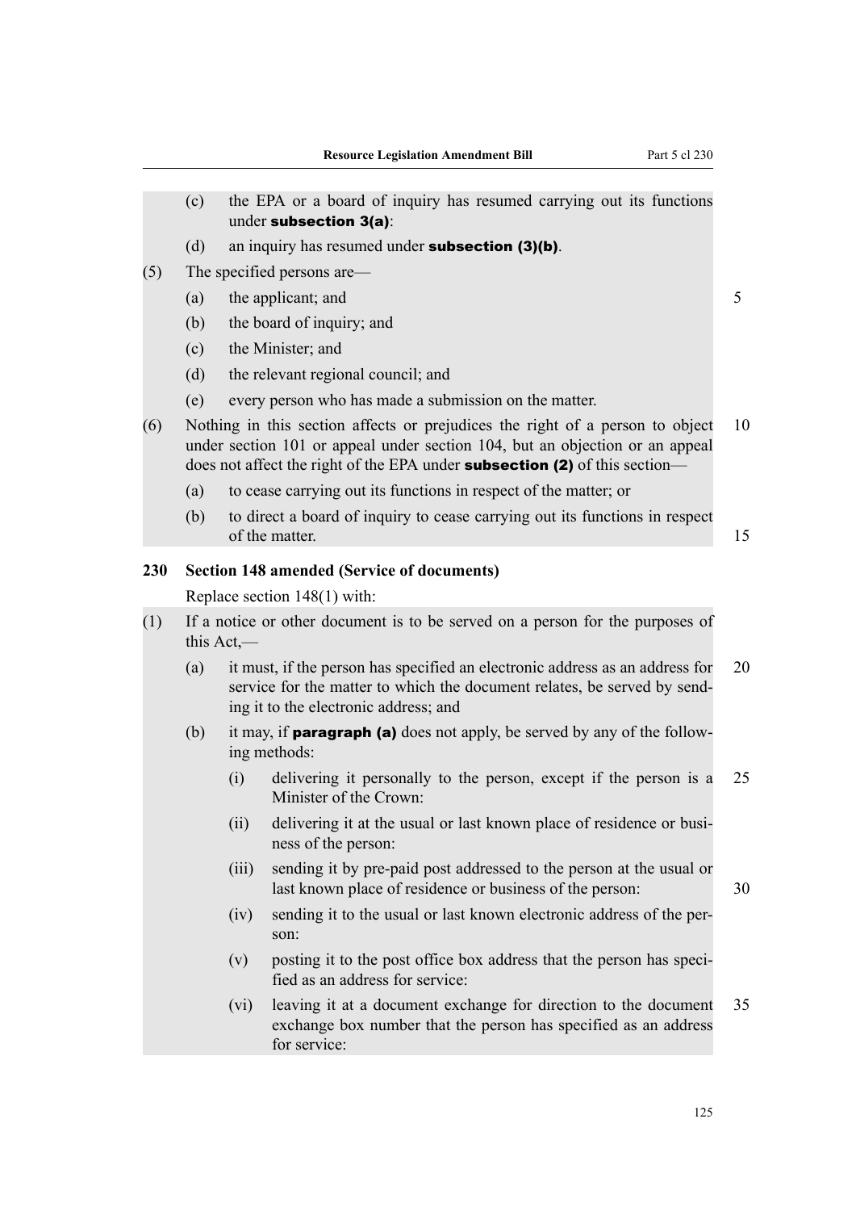(c) the EPA or a board of inquiry has resumed carrying out its functions under **subsection 3(a)**:

(d) an inquiry has resumed under **subsection (3)(b)**.

(5) The specified persons are—

(a) the applicant; and

(b) the board of inquiry; and

(c) the Minister; and

(d) the relevant regional council; and

(e) every person who has made a submission on the matter.

(6) Nothing in this section affects or prejudices the right of a person to object under section 101 or appeal under section 104, but an objection or an appeal does not affect the right of the EPA under **subsection (2)** of this section—

(a) to cease carrying out its functions in respect of the matter; or

(b) to direct a board of inquiry to cease carrying out its functions in respect of the matter.

### 230 Section 148 amended (Service of documents)

Replace section 148(1) with:

(1) If a notice or other document is to be served on a person for the purposes of this Act,—

(a) it must, if the person has specified an electronic address as an address for service for the matter to which the document relates, be served by sending it to the electronic address; and

(b) it may, if **paragraph (a)** does not apply, be served by any of the following methods:

(i) delivering it personally to the person, except if the person is a Minister of the Crown:

(ii) delivering it at the usual or last known place of residence or business of the person:

(iii) sending it by pre-paid post addressed to the person at the usual or last known place of residence or business of the person:

(iv) sending it to the usual or last known electronic address of the person:

(v) posting it to the post office box address that the person has specified as an address for service:

(vi) leaving it at a document exchange for direction to the document exchange box number that the person has specified as an address for service: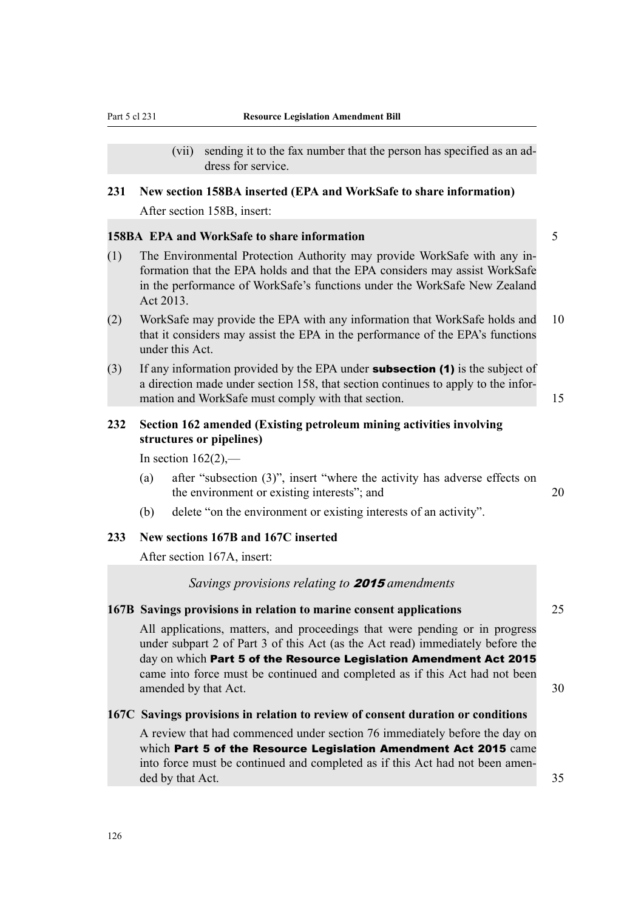(vii) sending it to the fax number that the person has specified as an address for service.

**231 New section 158BA inserted (EPA and WorkSafe to share information)**

After section 158B, insert:

**158BA EPA and WorkSafe to share information**

(1) The Environmental Protection Authority may provide WorkSafe with any information that the EPA holds and that the EPA considers may assist WorkSafe in the performance of WorkSafe's functions under the WorkSafe New Zealand Act 2013.

(2) WorkSafe may provide the EPA with any information that WorkSafe holds and that it considers may assist the EPA in the performance of the EPA's functions under this Act.

(3) If any information provided by the EPA under **subsection (1)** is the subject of a direction made under section 158, that section continues to apply to the information and WorkSafe must comply with that section.

**232 Section 162 amended (Existing petroleum mining activities involving structures or pipelines)**

In section 162(2),—

(a) after "subsection (3)", insert "where the activity has adverse effects on the environment or existing interests"; and

(b) delete "on the environment or existing interests of an activity".

**233 New sections 167B and 167C inserted**

After section 167A, insert:

*Savings provisions relating to* ***2015*** *amendments*

**167B Savings provisions in relation to marine consent applications**

All applications, matters, and proceedings that were pending or in progress under subpart 2 of Part 3 of this Act (as the Act read) immediately before the day on which **Part 5 of the Resource Legislation Amendment Act 2015** came into force must be continued and completed as if this Act had not been amended by that Act.

**167C Savings provisions in relation to review of consent duration or conditions**

A review that had commenced under section 76 immediately before the day on which **Part 5 of the Resource Legislation Amendment Act 2015** came into force must be continued and completed as if this Act had not been amended by that Act.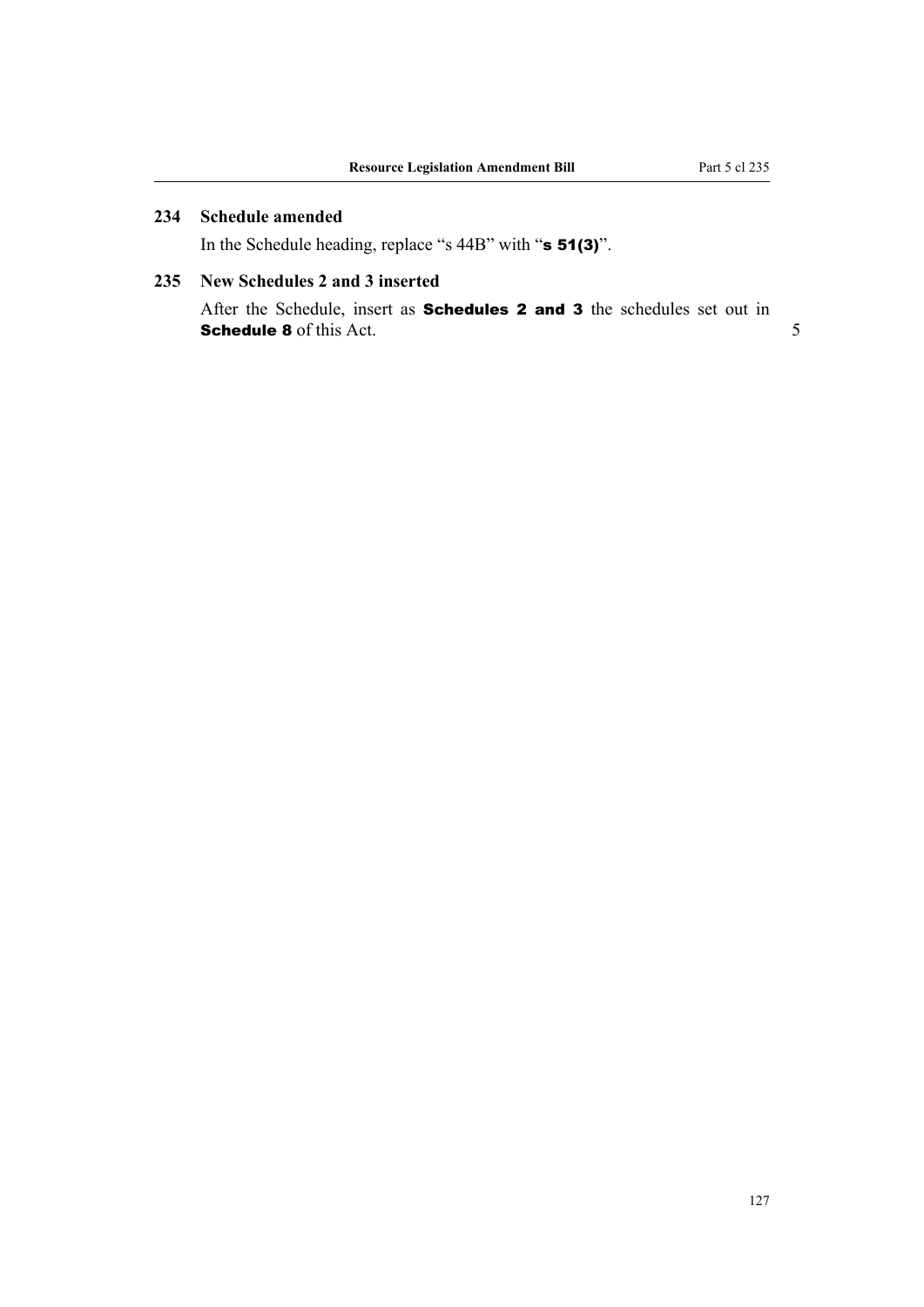### 234 Schedule amended

In the Schedule heading, replace "s 44B" with "**s 51(3)**".

### 235 New Schedules 2 and 3 inserted

After the Schedule, insert as **Schedules 2 and 3** the schedules set out in **Schedule 8** of this Act.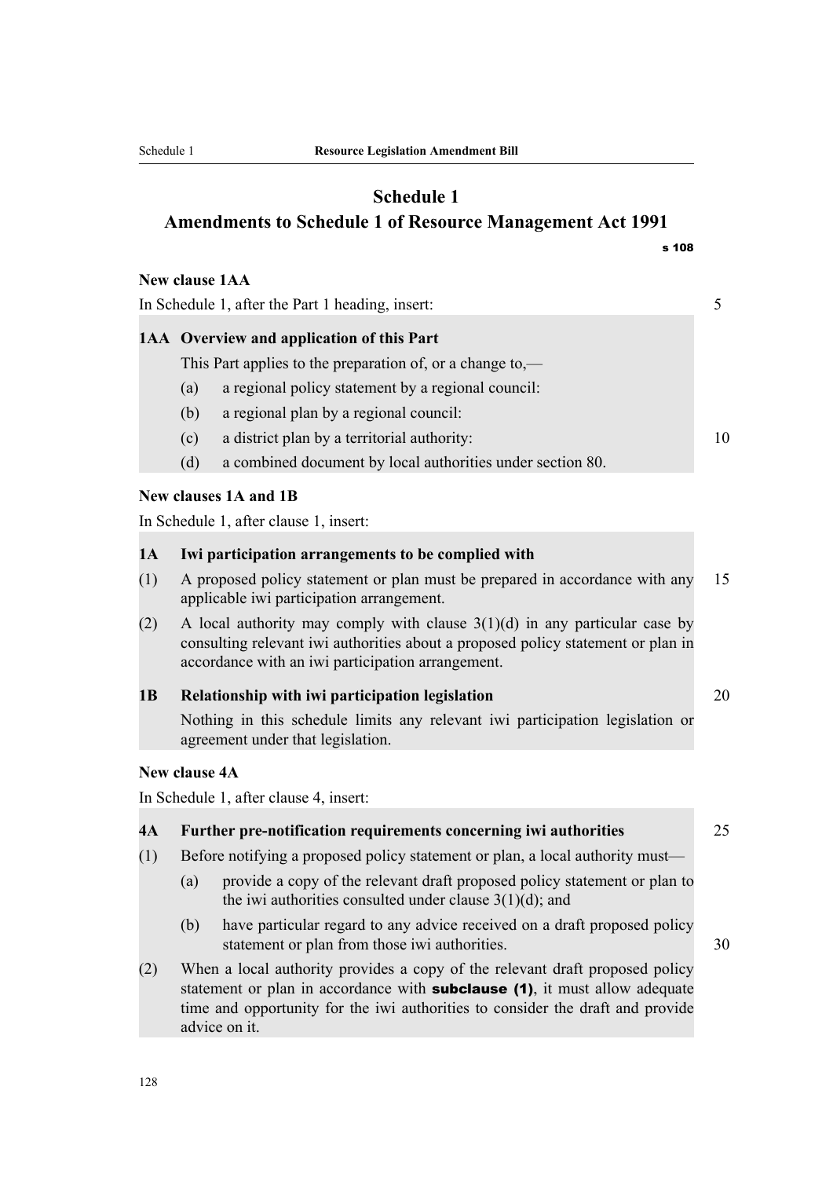# Schedule 1
## Amendments to Schedule 1 of Resource Management Act 1991

s 108

**New clause 1AA**

In Schedule 1, after the Part 1 heading, insert:

**1AA Overview and application of this Part**

This Part applies to the preparation of, or a change to,—

(a) a regional policy statement by a regional council:

(b) a regional plan by a regional council:

(c) a district plan by a territorial authority:

(d) a combined document by local authorities under section 80.

**New clauses 1A and 1B**

In Schedule 1, after clause 1, insert:

**1A Iwi participation arrangements to be complied with**

(1) A proposed policy statement or plan must be prepared in accordance with any applicable iwi participation arrangement.

(2) A local authority may comply with clause 3(1)(d) in any particular case by consulting relevant iwi authorities about a proposed policy statement or plan in accordance with an iwi participation arrangement.

**1B Relationship with iwi participation legislation**

Nothing in this schedule limits any relevant iwi participation legislation or agreement under that legislation.

**New clause 4A**

In Schedule 1, after clause 4, insert:

**4A Further pre-notification requirements concerning iwi authorities**

(1) Before notifying a proposed policy statement or plan, a local authority must—

(a) provide a copy of the relevant draft proposed policy statement or plan to the iwi authorities consulted under clause 3(1)(d); and

(b) have particular regard to any advice received on a draft proposed policy statement or plan from those iwi authorities.

(2) When a local authority provides a copy of the relevant draft proposed policy statement or plan in accordance with **subclause (1)**, it must allow adequate time and opportunity for the iwi authorities to consider the draft and provide advice on it.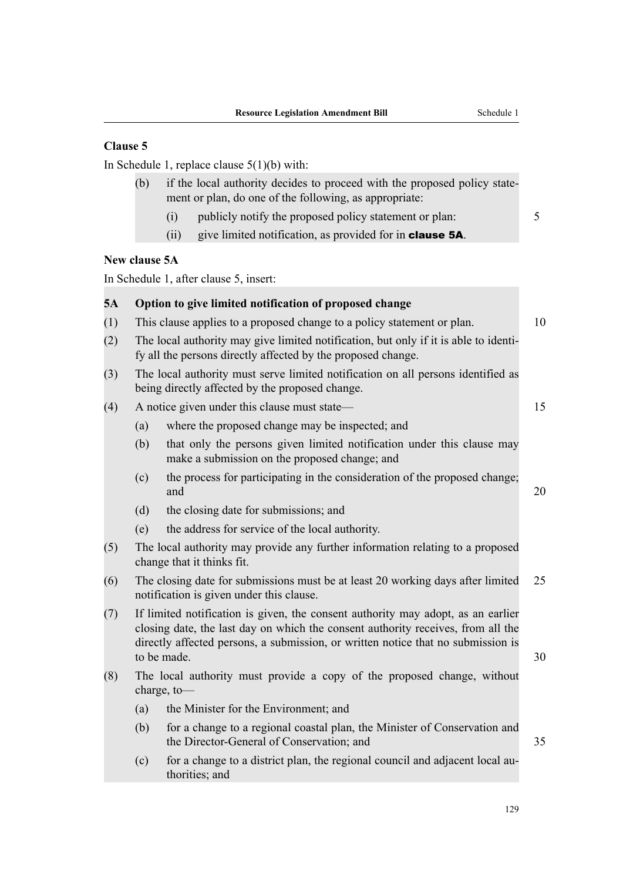**Clause 5**

In Schedule 1, replace clause 5(1)(b) with:

(b) if the local authority decides to proceed with the proposed policy statement or plan, do one of the following, as appropriate:

(i) publicly notify the proposed policy statement or plan:

(ii) give limited notification, as provided for in **clause 5A**.

**New clause 5A**

In Schedule 1, after clause 5, insert:

**5A Option to give limited notification of proposed change**

(1) This clause applies to a proposed change to a policy statement or plan.

(2) The local authority may give limited notification, but only if it is able to identify all the persons directly affected by the proposed change.

(3) The local authority must serve limited notification on all persons identified as being directly affected by the proposed change.

(4) A notice given under this clause must state—

(a) where the proposed change may be inspected; and

(b) that only the persons given limited notification under this clause may make a submission on the proposed change; and

(c) the process for participating in the consideration of the proposed change; and

(d) the closing date for submissions; and

(e) the address for service of the local authority.

(5) The local authority may provide any further information relating to a proposed change that it thinks fit.

(6) The closing date for submissions must be at least 20 working days after limited notification is given under this clause.

(7) If limited notification is given, the consent authority may adopt, as an earlier closing date, the last day on which the consent authority receives, from all the directly affected persons, a submission, or written notice that no submission is to be made.

(8) The local authority must provide a copy of the proposed change, without charge, to—

(a) the Minister for the Environment; and

(b) for a change to a regional coastal plan, the Minister of Conservation and the Director-General of Conservation; and

(c) for a change to a district plan, the regional council and adjacent local authorities; and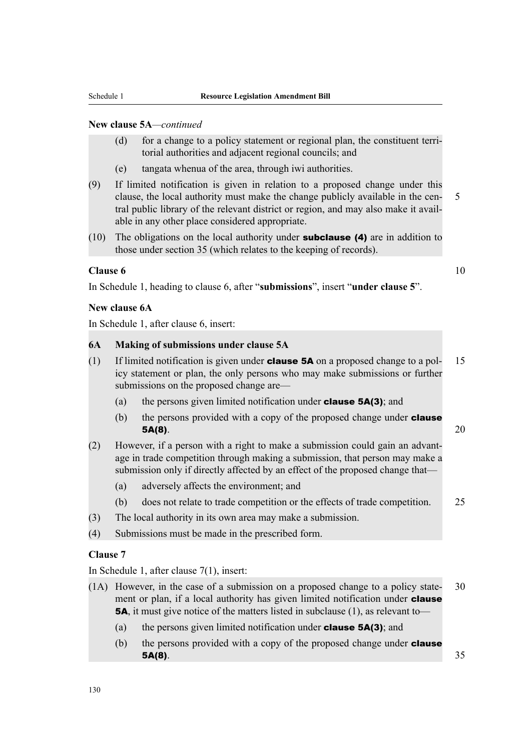**New clause 5A**—*continued*

(d) for a change to a policy statement or regional plan, the constituent territorial authorities and adjacent regional councils; and

(e) tangata whenua of the area, through iwi authorities.

(9) If limited notification is given in relation to a proposed change under this clause, the local authority must make the change publicly available in the central public library of the relevant district or region, and may also make it available in any other place considered appropriate.

(10) The obligations on the local authority under **subclause (4)** are in addition to those under section 35 (which relates to the keeping of records).

**Clause 6**

In Schedule 1, heading to clause 6, after "**submissions**", insert "**under clause 5**".

**New clause 6A**

In Schedule 1, after clause 6, insert:

**6A Making of submissions under clause 5A**

(1) If limited notification is given under **clause 5A** on a proposed change to a policy statement or plan, the only persons who may make submissions or further submissions on the proposed change are—

(a) the persons given limited notification under **clause 5A(3)**; and

(b) the persons provided with a copy of the proposed change under **clause 5A(8)**.

(2) However, if a person with a right to make a submission could gain an advantage in trade competition through making a submission, that person may make a submission only if directly affected by an effect of the proposed change that—

(a) adversely affects the environment; and

(b) does not relate to trade competition or the effects of trade competition.

(3) The local authority in its own area may make a submission.

(4) Submissions must be made in the prescribed form.

**Clause 7**

In Schedule 1, after clause 7(1), insert:

(1A) However, in the case of a submission on a proposed change to a policy statement or plan, if a local authority has given limited notification under **clause 5A**, it must give notice of the matters listed in subclause (1), as relevant to—

(a) the persons given limited notification under **clause 5A(3)**; and

(b) the persons provided with a copy of the proposed change under **clause 5A(8)**.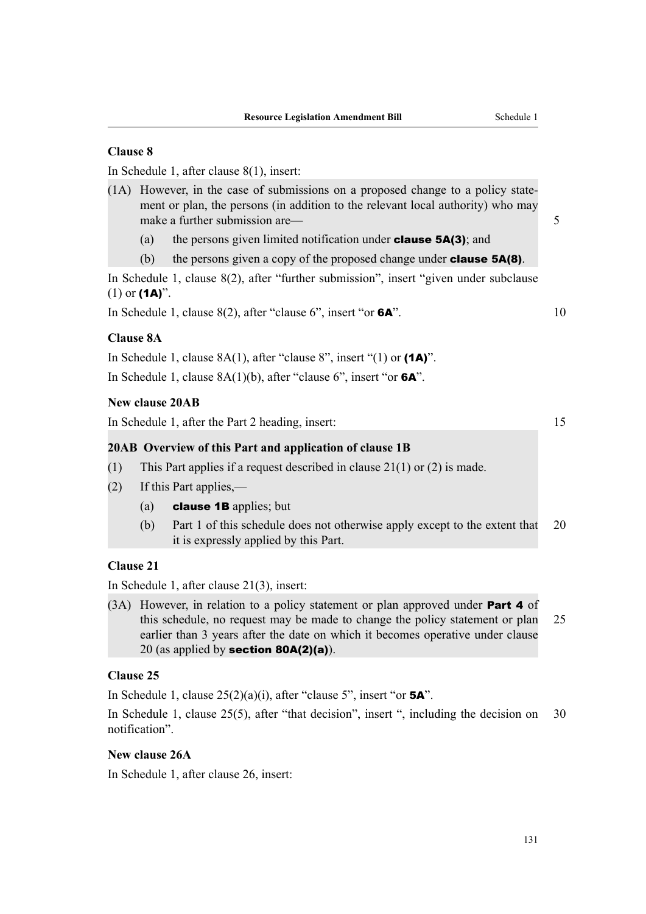### Clause 8

In Schedule 1, after clause 8(1), insert:

(1A) However, in the case of submissions on a proposed change to a policy statement or plan, the persons (in addition to the relevant local authority) who may make a further submission are—

  (a) the persons given limited notification under **clause 5A(3)**; and

  (b) the persons given a copy of the proposed change under **clause 5A(8)**.

In Schedule 1, clause 8(2), after "further submission", insert "given under subclause (1) or **(1A)**".

In Schedule 1, clause 8(2), after "clause 6", insert "or **6A**".

### Clause 8A

In Schedule 1, clause 8A(1), after "clause 8", insert "(1) or **(1A)**".

In Schedule 1, clause 8A(1)(b), after "clause 6", insert "or **6A**".

### New clause 20AB

In Schedule 1, after the Part 2 heading, insert:

**20AB Overview of this Part and application of clause 1B**

(1) This Part applies if a request described in clause 21(1) or (2) is made.

(2) If this Part applies,—

  (a) **clause 1B** applies; but

  (b) Part 1 of this schedule does not otherwise apply except to the extent that it is expressly applied by this Part.

### Clause 21

In Schedule 1, after clause 21(3), insert:

(3A) However, in relation to a policy statement or plan approved under **Part 4** of this schedule, no request may be made to change the policy statement or plan earlier than 3 years after the date on which it becomes operative under clause 20 (as applied by **section 80A(2)(a)**).

### Clause 25

In Schedule 1, clause 25(2)(a)(i), after "clause 5", insert "or **5A**".

In Schedule 1, clause 25(5), after "that decision", insert ", including the decision on notification".

### New clause 26A

In Schedule 1, after clause 26, insert: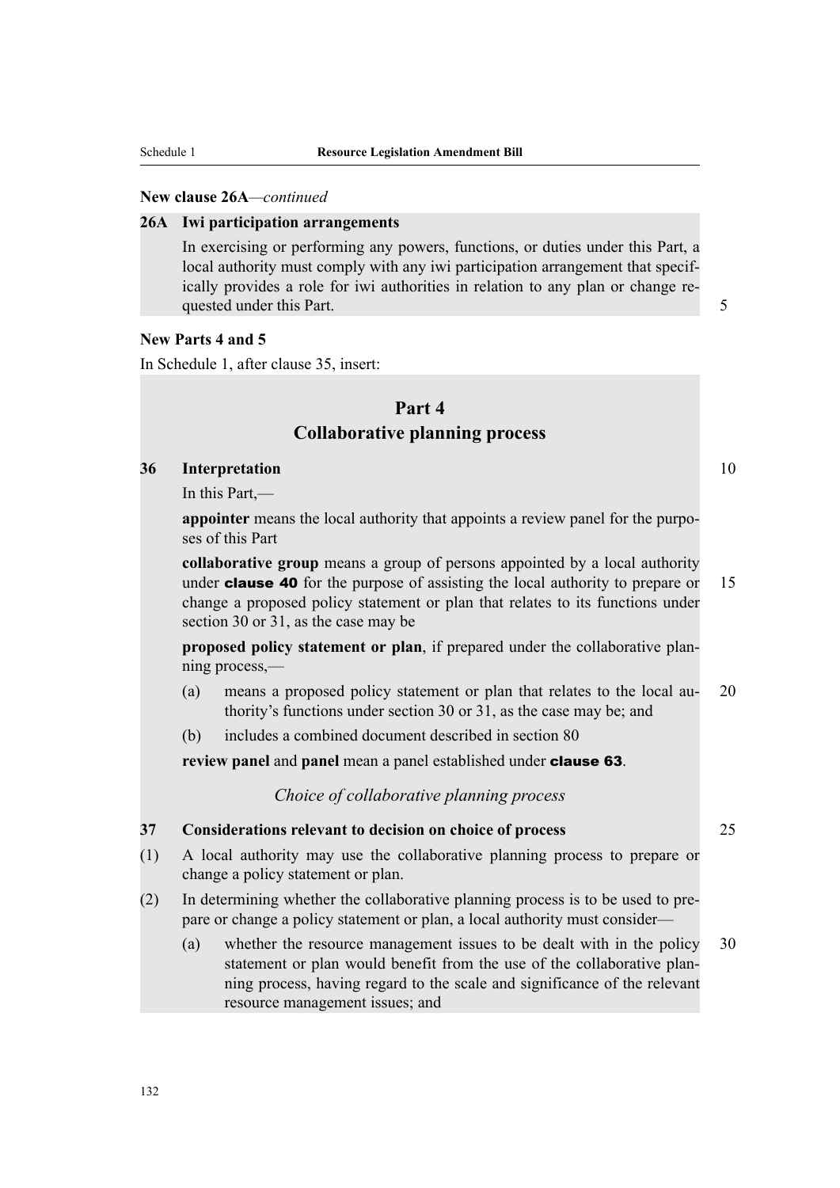**New clause 26A**—*continued*

**26A Iwi participation arrangements**

In exercising or performing any powers, functions, or duties under this Part, a local authority must comply with any iwi participation arrangement that specifically provides a role for iwi authorities in relation to any plan or change requested under this Part.

**New Parts 4 and 5**

In Schedule 1, after clause 35, insert:

## Part 4
## Collaborative planning process

**36 Interpretation**

In this Part,—

**appointer** means the local authority that appoints a review panel for the purposes of this Part

**collaborative group** means a group of persons appointed by a local authority under **clause 40** for the purpose of assisting the local authority to prepare or change a proposed policy statement or plan that relates to its functions under section 30 or 31, as the case may be

**proposed policy statement or plan**, if prepared under the collaborative planning process,—

(a) means a proposed policy statement or plan that relates to the local authority's functions under section 30 or 31, as the case may be; and

(b) includes a combined document described in section 80

**review panel** and **panel** mean a panel established under **clause 63**.

*Choice of collaborative planning process*

**37 Considerations relevant to decision on choice of process**

(1) A local authority may use the collaborative planning process to prepare or change a policy statement or plan.

(2) In determining whether the collaborative planning process is to be used to prepare or change a policy statement or plan, a local authority must consider—

(a) whether the resource management issues to be dealt with in the policy statement or plan would benefit from the use of the collaborative planning process, having regard to the scale and significance of the relevant resource management issues; and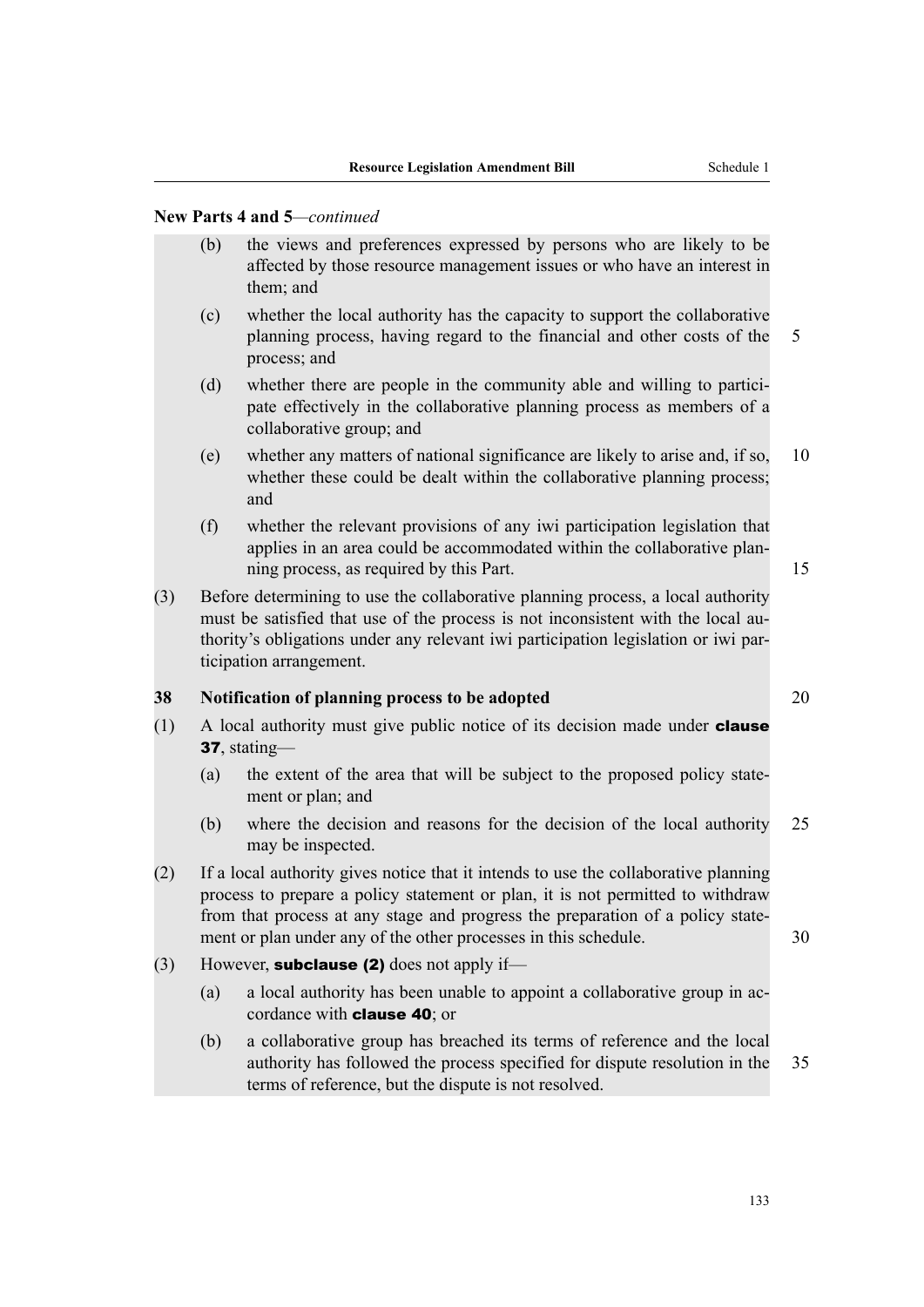**New Parts 4 and 5**—*continued*

(b) the views and preferences expressed by persons who are likely to be affected by those resource management issues or who have an interest in them; and

(c) whether the local authority has the capacity to support the collaborative planning process, having regard to the financial and other costs of the process; and

(d) whether there are people in the community able and willing to participate effectively in the collaborative planning process as members of a collaborative group; and

(e) whether any matters of national significance are likely to arise and, if so, whether these could be dealt within the collaborative planning process; and

(f) whether the relevant provisions of any iwi participation legislation that applies in an area could be accommodated within the collaborative planning process, as required by this Part.

(3) Before determining to use the collaborative planning process, a local authority must be satisfied that use of the process is not inconsistent with the local authority's obligations under any relevant iwi participation legislation or iwi participation arrangement.

### 38 Notification of planning process to be adopted

(1) A local authority must give public notice of its decision made under **clause 37**, stating—

(a) the extent of the area that will be subject to the proposed policy statement or plan; and

(b) where the decision and reasons for the decision of the local authority may be inspected.

(2) If a local authority gives notice that it intends to use the collaborative planning process to prepare a policy statement or plan, it is not permitted to withdraw from that process at any stage and progress the preparation of a policy statement or plan under any of the other processes in this schedule.

(3) However, **subclause (2)** does not apply if—

(a) a local authority has been unable to appoint a collaborative group in accordance with **clause 40**; or

(b) a collaborative group has breached its terms of reference and the local authority has followed the process specified for dispute resolution in the terms of reference, but the dispute is not resolved.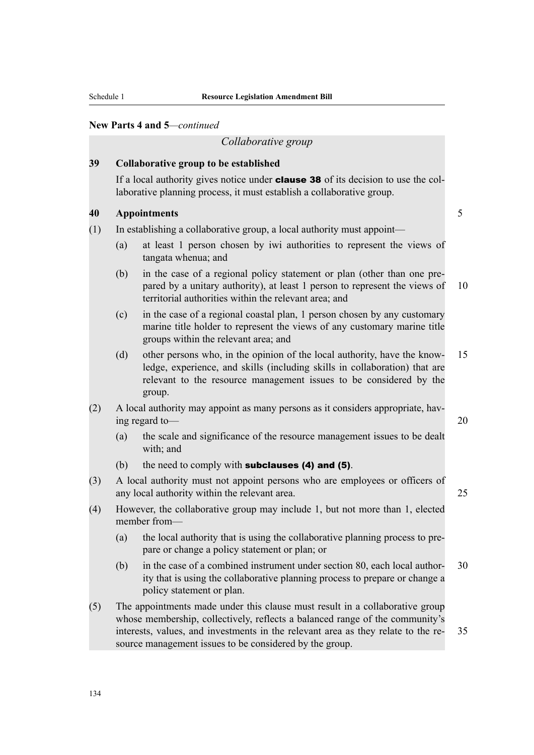**New Parts 4 and 5**—*continued*

*Collaborative group*

**39 Collaborative group to be established**

If a local authority gives notice under **clause 38** of its decision to use the collaborative planning process, it must establish a collaborative group.

**40 Appointments**

(1) In establishing a collaborative group, a local authority must appoint—

(a) at least 1 person chosen by iwi authorities to represent the views of tangata whenua; and

(b) in the case of a regional policy statement or plan (other than one prepared by a unitary authority), at least 1 person to represent the views of territorial authorities within the relevant area; and

(c) in the case of a regional coastal plan, 1 person chosen by any customary marine title holder to represent the views of any customary marine title groups within the relevant area; and

(d) other persons who, in the opinion of the local authority, have the knowledge, experience, and skills (including skills in collaboration) that are relevant to the resource management issues to be considered by the group.

(2) A local authority may appoint as many persons as it considers appropriate, having regard to—

(a) the scale and significance of the resource management issues to be dealt with; and

(b) the need to comply with **subclauses (4) and (5)**.

(3) A local authority must not appoint persons who are employees or officers of any local authority within the relevant area.

(4) However, the collaborative group may include 1, but not more than 1, elected member from—

(a) the local authority that is using the collaborative planning process to prepare or change a policy statement or plan; or

(b) in the case of a combined instrument under section 80, each local authority that is using the collaborative planning process to prepare or change a policy statement or plan.

(5) The appointments made under this clause must result in a collaborative group whose membership, collectively, reflects a balanced range of the community's interests, values, and investments in the relevant area as they relate to the resource management issues to be considered by the group.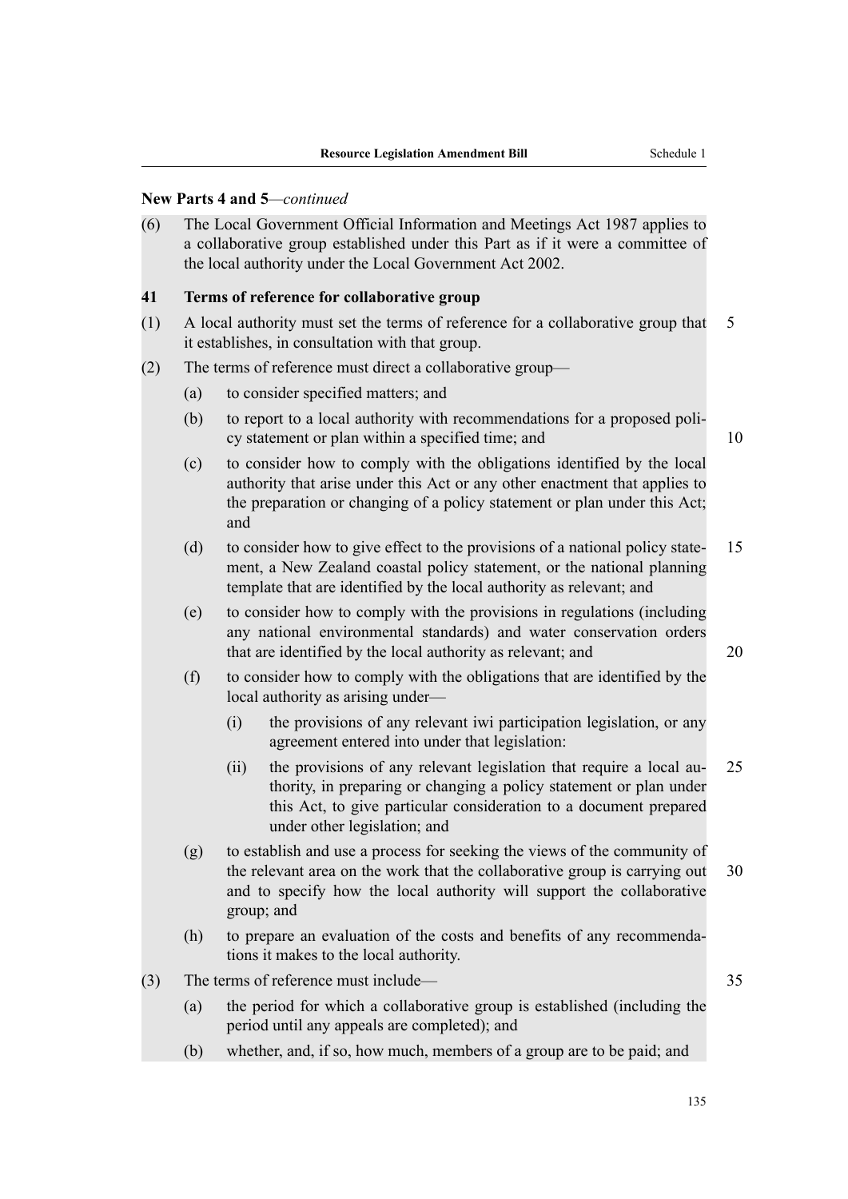**New Parts 4 and 5**—*continued*

(6) The Local Government Official Information and Meetings Act 1987 applies to a collaborative group established under this Part as if it were a committee of the local authority under the Local Government Act 2002.

**41 Terms of reference for collaborative group**

(1) A local authority must set the terms of reference for a collaborative group that it establishes, in consultation with that group.

(2) The terms of reference must direct a collaborative group—

- (a) to consider specified matters; and
- (b) to report to a local authority with recommendations for a proposed policy statement or plan within a specified time; and
- (c) to consider how to comply with the obligations identified by the local authority that arise under this Act or any other enactment that applies to the preparation or changing of a policy statement or plan under this Act; and
- (d) to consider how to give effect to the provisions of a national policy statement, a New Zealand coastal policy statement, or the national planning template that are identified by the local authority as relevant; and
- (e) to consider how to comply with the provisions in regulations (including any national environmental standards) and water conservation orders that are identified by the local authority as relevant; and
- (f) to consider how to comply with the obligations that are identified by the local authority as arising under—
  - (i) the provisions of any relevant iwi participation legislation, or any agreement entered into under that legislation:
  - (ii) the provisions of any relevant legislation that require a local authority, in preparing or changing a policy statement or plan under this Act, to give particular consideration to a document prepared under other legislation; and
- (g) to establish and use a process for seeking the views of the community of the relevant area on the work that the collaborative group is carrying out and to specify how the local authority will support the collaborative group; and
- (h) to prepare an evaluation of the costs and benefits of any recommendations it makes to the local authority.

(3) The terms of reference must include—

- (a) the period for which a collaborative group is established (including the period until any appeals are completed); and
- (b) whether, and, if so, how much, members of a group are to be paid; and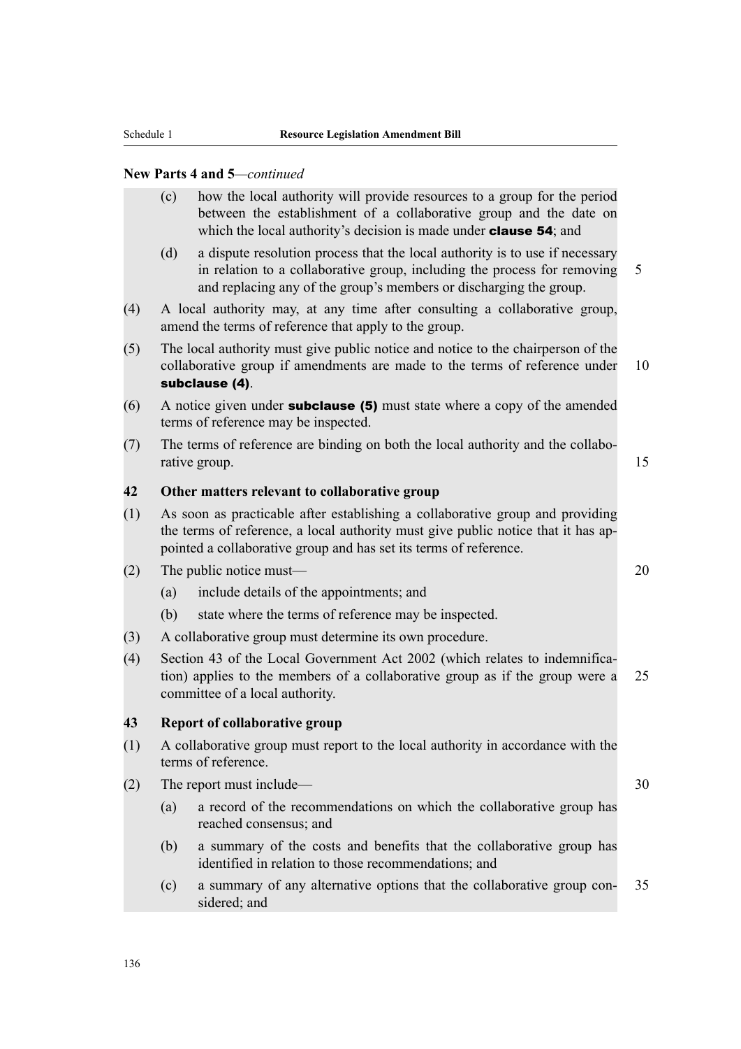**New Parts 4 and 5**—*continued*

(c) how the local authority will provide resources to a group for the period between the establishment of a collaborative group and the date on which the local authority's decision is made under **clause 54**; and

(d) a dispute resolution process that the local authority is to use if necessary in relation to a collaborative group, including the process for removing and replacing any of the group's members or discharging the group.

(4) A local authority may, at any time after consulting a collaborative group, amend the terms of reference that apply to the group.

(5) The local authority must give public notice and notice to the chairperson of the collaborative group if amendments are made to the terms of reference under **subclause (4)**.

(6) A notice given under **subclause (5)** must state where a copy of the amended terms of reference may be inspected.

(7) The terms of reference are binding on both the local authority and the collaborative group.

### 42 Other matters relevant to collaborative group

(1) As soon as practicable after establishing a collaborative group and providing the terms of reference, a local authority must give public notice that it has appointed a collaborative group and has set its terms of reference.

(2) The public notice must—

(a) include details of the appointments; and

(b) state where the terms of reference may be inspected.

(3) A collaborative group must determine its own procedure.

(4) Section 43 of the Local Government Act 2002 (which relates to indemnification) applies to the members of a collaborative group as if the group were a committee of a local authority.

### 43 Report of collaborative group

(1) A collaborative group must report to the local authority in accordance with the terms of reference.

(2) The report must include—

(a) a record of the recommendations on which the collaborative group has reached consensus; and

(b) a summary of the costs and benefits that the collaborative group has identified in relation to those recommendations; and

(c) a summary of any alternative options that the collaborative group considered; and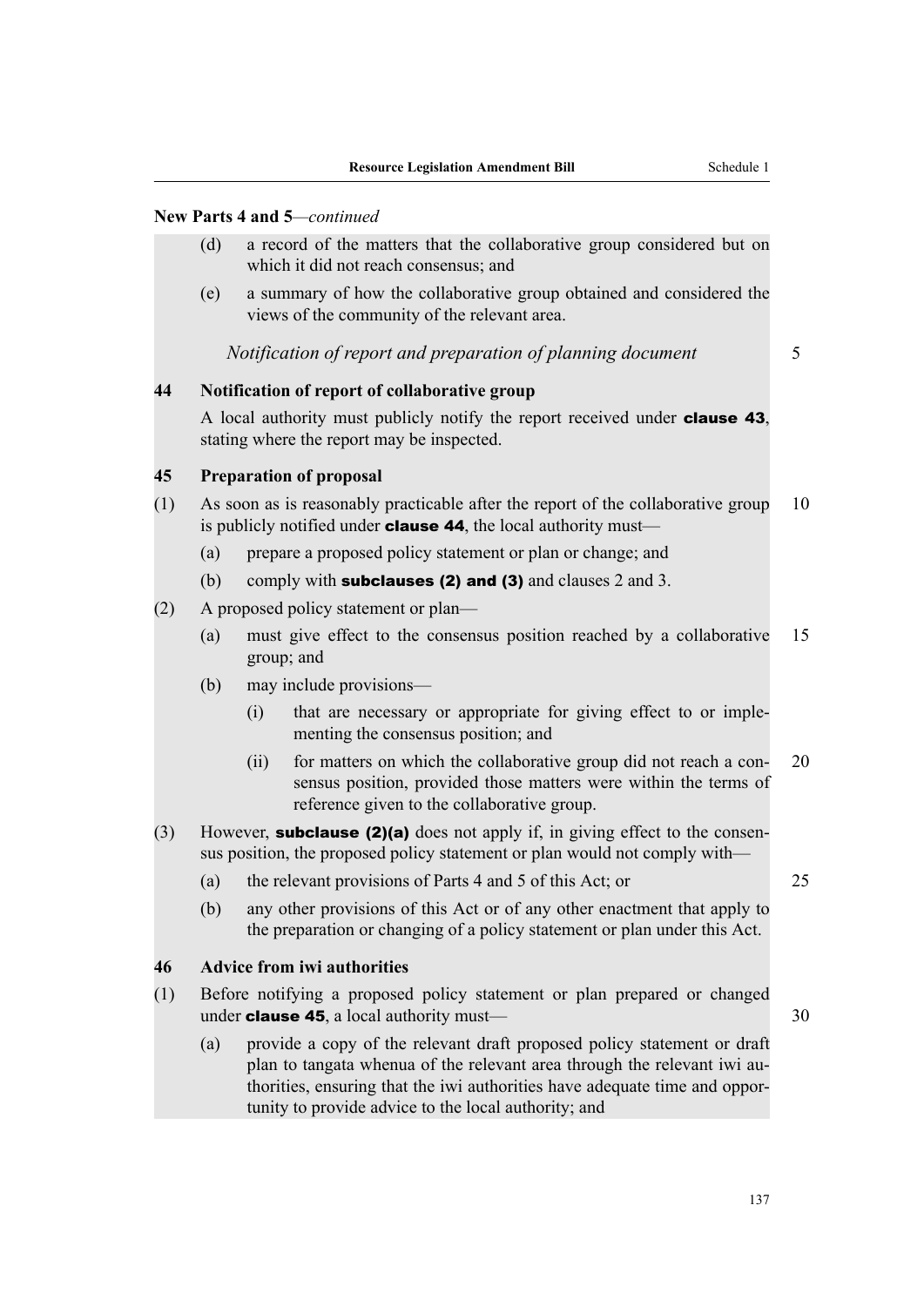**New Parts 4 and 5**—*continued*

(d) a record of the matters that the collaborative group considered but on which it did not reach consensus; and

(e) a summary of how the collaborative group obtained and considered the views of the community of the relevant area.

*Notification of report and preparation of planning document*

**44 Notification of report of collaborative group**

A local authority must publicly notify the report received under **clause 43**, stating where the report may be inspected.

**45 Preparation of proposal**

(1) As soon as is reasonably practicable after the report of the collaborative group is publicly notified under **clause 44**, the local authority must—

(a) prepare a proposed policy statement or plan or change; and

(b) comply with **subclauses (2) and (3)** and clauses 2 and 3.

(2) A proposed policy statement or plan—

(a) must give effect to the consensus position reached by a collaborative group; and

(b) may include provisions—

(i) that are necessary or appropriate for giving effect to or implementing the consensus position; and

(ii) for matters on which the collaborative group did not reach a consensus position, provided those matters were within the terms of reference given to the collaborative group.

(3) However, **subclause (2)(a)** does not apply if, in giving effect to the consensus position, the proposed policy statement or plan would not comply with—

(a) the relevant provisions of Parts 4 and 5 of this Act; or

(b) any other provisions of this Act or of any other enactment that apply to the preparation or changing of a policy statement or plan under this Act.

**46 Advice from iwi authorities**

(1) Before notifying a proposed policy statement or plan prepared or changed under **clause 45**, a local authority must—

(a) provide a copy of the relevant draft proposed policy statement or draft plan to tangata whenua of the relevant area through the relevant iwi authorities, ensuring that the iwi authorities have adequate time and opportunity to provide advice to the local authority; and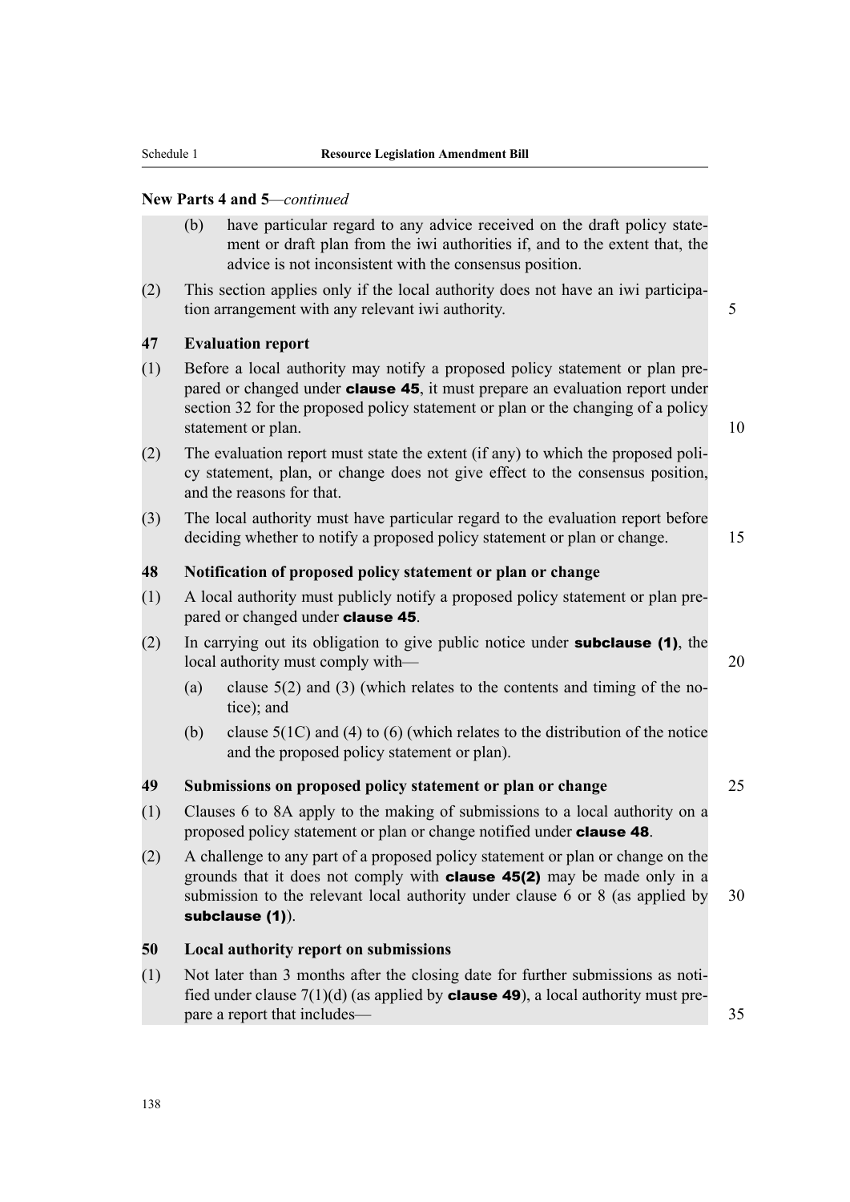**New Parts 4 and 5**—*continued*

(b) have particular regard to any advice received on the draft policy statement or draft plan from the iwi authorities if, and to the extent that, the advice is not inconsistent with the consensus position.

(2) This section applies only if the local authority does not have an iwi participation arrangement with any relevant iwi authority.

### 47 Evaluation report

(1) Before a local authority may notify a proposed policy statement or plan prepared or changed under **clause 45**, it must prepare an evaluation report under section 32 for the proposed policy statement or plan or the changing of a policy statement or plan.

(2) The evaluation report must state the extent (if any) to which the proposed policy statement, plan, or change does not give effect to the consensus position, and the reasons for that.

(3) The local authority must have particular regard to the evaluation report before deciding whether to notify a proposed policy statement or plan or change.

### 48 Notification of proposed policy statement or plan or change

(1) A local authority must publicly notify a proposed policy statement or plan prepared or changed under **clause 45**.

(2) In carrying out its obligation to give public notice under **subclause (1)**, the local authority must comply with—

(a) clause 5(2) and (3) (which relates to the contents and timing of the notice); and

(b) clause 5(1C) and (4) to (6) (which relates to the distribution of the notice and the proposed policy statement or plan).

### 49 Submissions on proposed policy statement or plan or change

(1) Clauses 6 to 8A apply to the making of submissions to a local authority on a proposed policy statement or plan or change notified under **clause 48**.

(2) A challenge to any part of a proposed policy statement or plan or change on the grounds that it does not comply with **clause 45(2)** may be made only in a submission to the relevant local authority under clause 6 or 8 (as applied by **subclause (1)**).

### 50 Local authority report on submissions

(1) Not later than 3 months after the closing date for further submissions as notified under clause 7(1)(d) (as applied by **clause 49**), a local authority must prepare a report that includes—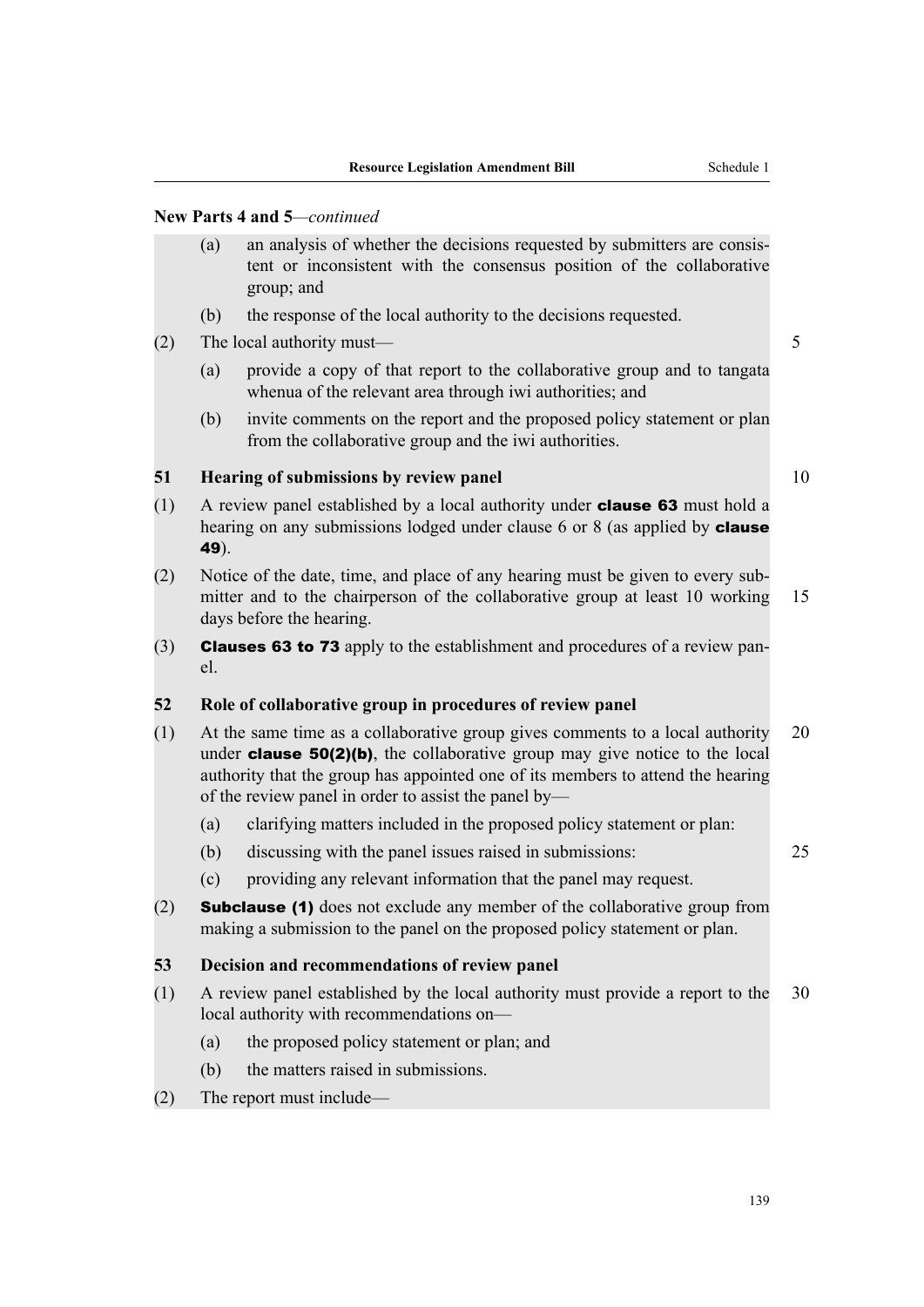New Parts 4 and 5—*continued*

(a) an analysis of whether the decisions requested by submitters are consistent or inconsistent with the consensus position of the collaborative group; and

(b) the response of the local authority to the decisions requested.

(2) The local authority must—

(a) provide a copy of that report to the collaborative group and to tangata whenua of the relevant area through iwi authorities; and

(b) invite comments on the report and the proposed policy statement or plan from the collaborative group and the iwi authorities.

**51 Hearing of submissions by review panel**

(1) A review panel established by a local authority under **clause 63** must hold a hearing on any submissions lodged under clause 6 or 8 (as applied by **clause 49**).

(2) Notice of the date, time, and place of any hearing must be given to every submitter and to the chairperson of the collaborative group at least 10 working days before the hearing.

(3) **Clauses 63 to 73** apply to the establishment and procedures of a review panel.

**52 Role of collaborative group in procedures of review panel**

(1) At the same time as a collaborative group gives comments to a local authority under **clause 50(2)(b)**, the collaborative group may give notice to the local authority that the group has appointed one of its members to attend the hearing of the review panel in order to assist the panel by—

(a) clarifying matters included in the proposed policy statement or plan:

(b) discussing with the panel issues raised in submissions:

(c) providing any relevant information that the panel may request.

(2) **Subclause (1)** does not exclude any member of the collaborative group from making a submission to the panel on the proposed policy statement or plan.

**53 Decision and recommendations of review panel**

(1) A review panel established by the local authority must provide a report to the local authority with recommendations on—

(a) the proposed policy statement or plan; and

(b) the matters raised in submissions.

(2) The report must include—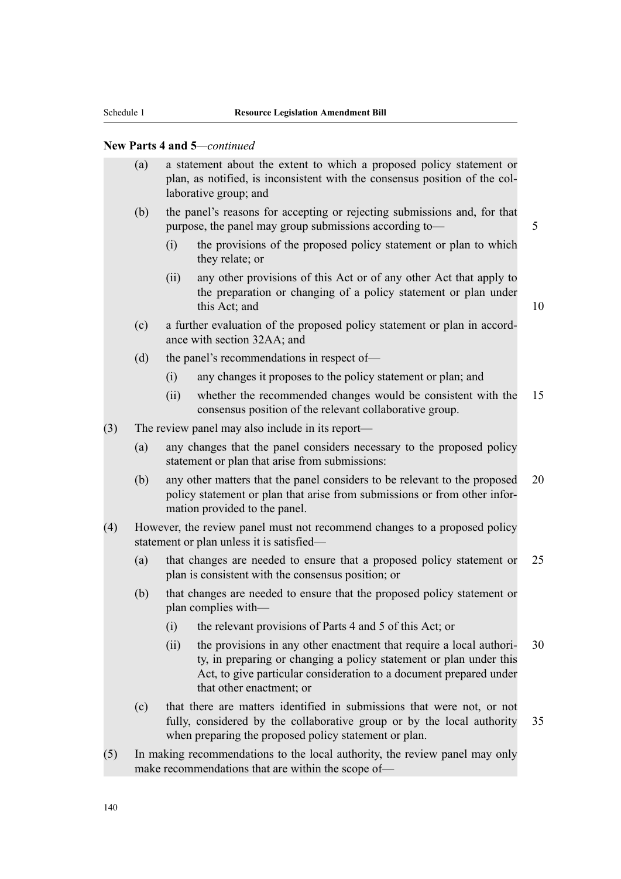**New Parts 4 and 5**—*continued*

(a) a statement about the extent to which a proposed policy statement or plan, as notified, is inconsistent with the consensus position of the collaborative group; and

(b) the panel's reasons for accepting or rejecting submissions and, for that purpose, the panel may group submissions according to—

(i) the provisions of the proposed policy statement or plan to which they relate; or

(ii) any other provisions of this Act or of any other Act that apply to the preparation or changing of a policy statement or plan under this Act; and

(c) a further evaluation of the proposed policy statement or plan in accordance with section 32AA; and

(d) the panel's recommendations in respect of—

(i) any changes it proposes to the policy statement or plan; and

(ii) whether the recommended changes would be consistent with the consensus position of the relevant collaborative group.

(3) The review panel may also include in its report—

(a) any changes that the panel considers necessary to the proposed policy statement or plan that arise from submissions:

(b) any other matters that the panel considers to be relevant to the proposed policy statement or plan that arise from submissions or from information provided to the panel.

(4) However, the review panel must not recommend changes to a proposed policy statement or plan unless it is satisfied—

(a) that changes are needed to ensure that a proposed policy statement or plan is consistent with the consensus position; or

(b) that changes are needed to ensure that the proposed policy statement or plan complies with—

(i) the relevant provisions of Parts 4 and 5 of this Act; or

(ii) the provisions in any other enactment that require a local authority, in preparing or changing a policy statement or plan under this Act, to give particular consideration to a document prepared under that other enactment; or

(c) that there are matters identified in submissions that were not, or not fully, considered by the collaborative group or by the local authority when preparing the proposed policy statement or plan.

(5) In making recommendations to the local authority, the review panel may only make recommendations that are within the scope of—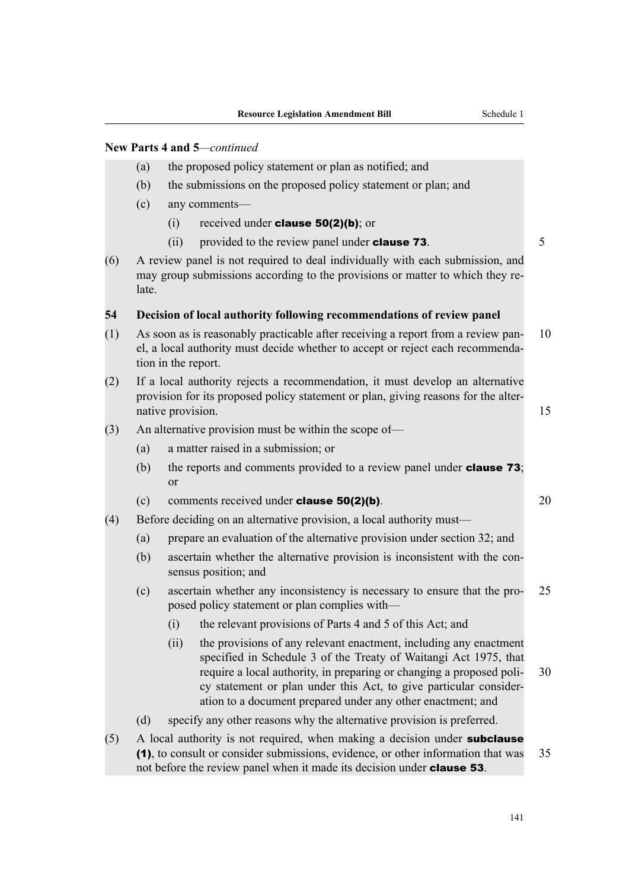New Parts 4 and 5—*continued*

(a) the proposed policy statement or plan as notified; and

(b) the submissions on the proposed policy statement or plan; and

(c) any comments—

(i) received under **clause 50(2)(b)**; or

(ii) provided to the review panel under **clause 73**.

(6) A review panel is not required to deal individually with each submission, and may group submissions according to the provisions or matter to which they relate.

**54 Decision of local authority following recommendations of review panel**

(1) As soon as is reasonably practicable after receiving a report from a review panel, a local authority must decide whether to accept or reject each recommendation in the report.

(2) If a local authority rejects a recommendation, it must develop an alternative provision for its proposed policy statement or plan, giving reasons for the alternative provision.

(3) An alternative provision must be within the scope of—

(a) a matter raised in a submission; or

(b) the reports and comments provided to a review panel under **clause 73**; or

(c) comments received under **clause 50(2)(b)**.

(4) Before deciding on an alternative provision, a local authority must—

(a) prepare an evaluation of the alternative provision under section 32; and

(b) ascertain whether the alternative provision is inconsistent with the consensus position; and

(c) ascertain whether any inconsistency is necessary to ensure that the proposed policy statement or plan complies with—

(i) the relevant provisions of Parts 4 and 5 of this Act; and

(ii) the provisions of any relevant enactment, including any enactment specified in Schedule 3 of the Treaty of Waitangi Act 1975, that require a local authority, in preparing or changing a proposed policy statement or plan under this Act, to give particular consideration to a document prepared under any other enactment; and

(d) specify any other reasons why the alternative provision is preferred.

(5) A local authority is not required, when making a decision under **subclause (1)**, to consult or consider submissions, evidence, or other information that was not before the review panel when it made its decision under **clause 53**.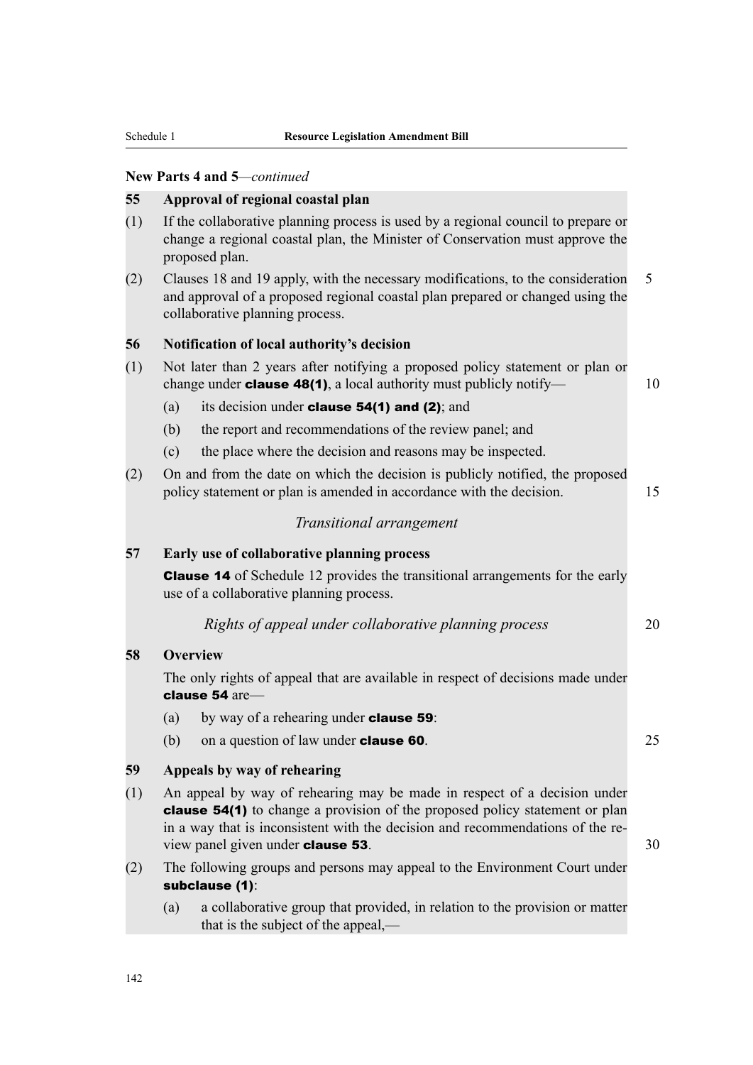**New Parts 4 and 5**—*continued*

**55 Approval of regional coastal plan**

(1) If the collaborative planning process is used by a regional council to prepare or change a regional coastal plan, the Minister of Conservation must approve the proposed plan.

(2) Clauses 18 and 19 apply, with the necessary modifications, to the consideration and approval of a proposed regional coastal plan prepared or changed using the collaborative planning process.

**56 Notification of local authority's decision**

(1) Not later than 2 years after notifying a proposed policy statement or plan or change under **clause 48(1)**, a local authority must publicly notify—

(a) its decision under **clause 54(1) and (2)**; and

(b) the report and recommendations of the review panel; and

(c) the place where the decision and reasons may be inspected.

(2) On and from the date on which the decision is publicly notified, the proposed policy statement or plan is amended in accordance with the decision.

*Transitional arrangement*

**57 Early use of collaborative planning process**

**Clause 14** of Schedule 12 provides the transitional arrangements for the early use of a collaborative planning process.

*Rights of appeal under collaborative planning process*

**58 Overview**

The only rights of appeal that are available in respect of decisions made under **clause 54** are—

(a) by way of a rehearing under **clause 59**:

(b) on a question of law under **clause 60**.

**59 Appeals by way of rehearing**

(1) An appeal by way of rehearing may be made in respect of a decision under **clause 54(1)** to change a provision of the proposed policy statement or plan in a way that is inconsistent with the decision and recommendations of the review panel given under **clause 53**.

(2) The following groups and persons may appeal to the Environment Court under **subclause (1)**:

(a) a collaborative group that provided, in relation to the provision or matter that is the subject of the appeal,—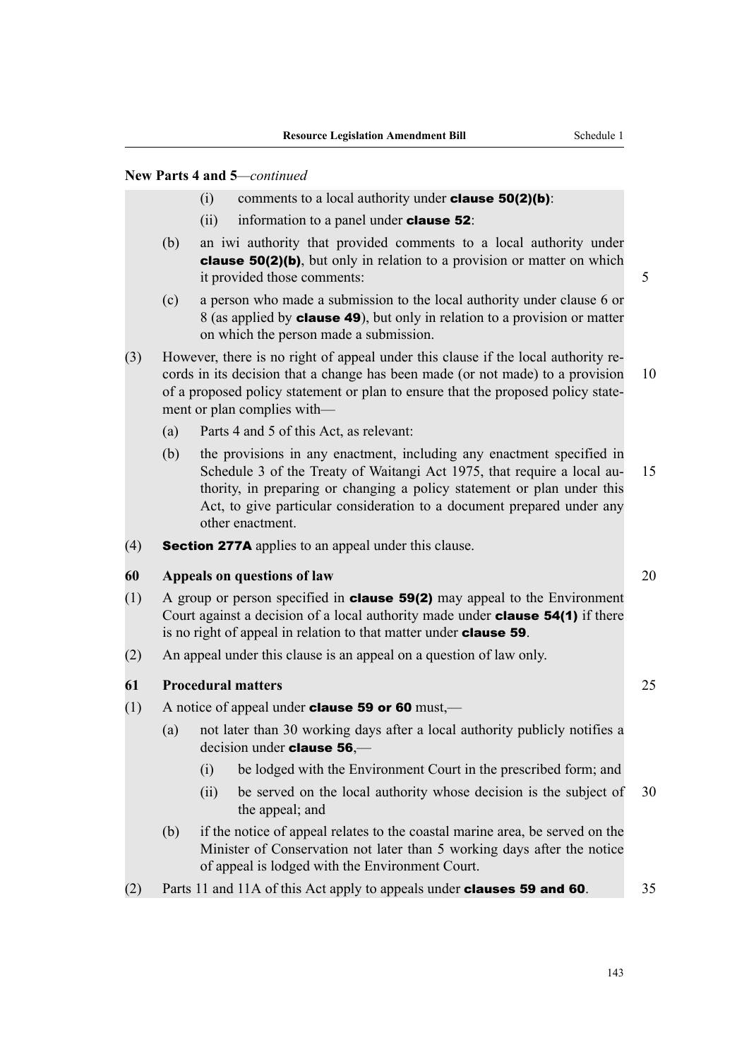**New Parts 4 and 5**—*continued*

- (i) comments to a local authority under **clause 50(2)(b)**:
- (ii) information to a panel under **clause 52**:

(b) an iwi authority that provided comments to a local authority under **clause 50(2)(b)**, but only in relation to a provision or matter on which it provided those comments:

(c) a person who made a submission to the local authority under clause 6 or 8 (as applied by **clause 49**), but only in relation to a provision or matter on which the person made a submission.

(3) However, there is no right of appeal under this clause if the local authority records in its decision that a change has been made (or not made) to a provision of a proposed policy statement or plan to ensure that the proposed policy statement or plan complies with—

(a) Parts 4 and 5 of this Act, as relevant:

(b) the provisions in any enactment, including any enactment specified in Schedule 3 of the Treaty of Waitangi Act 1975, that require a local authority, in preparing or changing a policy statement or plan under this Act, to give particular consideration to a document prepared under any other enactment.

(4) **Section 277A** applies to an appeal under this clause.

**60 Appeals on questions of law**

(1) A group or person specified in **clause 59(2)** may appeal to the Environment Court against a decision of a local authority made under **clause 54(1)** if there is no right of appeal in relation to that matter under **clause 59**.

(2) An appeal under this clause is an appeal on a question of law only.

**61 Procedural matters**

(1) A notice of appeal under **clause 59 or 60** must,—

(a) not later than 30 working days after a local authority publicly notifies a decision under **clause 56**,—

- (i) be lodged with the Environment Court in the prescribed form; and
- (ii) be served on the local authority whose decision is the subject of the appeal; and

(b) if the notice of appeal relates to the coastal marine area, be served on the Minister of Conservation not later than 5 working days after the notice of appeal is lodged with the Environment Court.

(2) Parts 11 and 11A of this Act apply to appeals under **clauses 59 and 60**.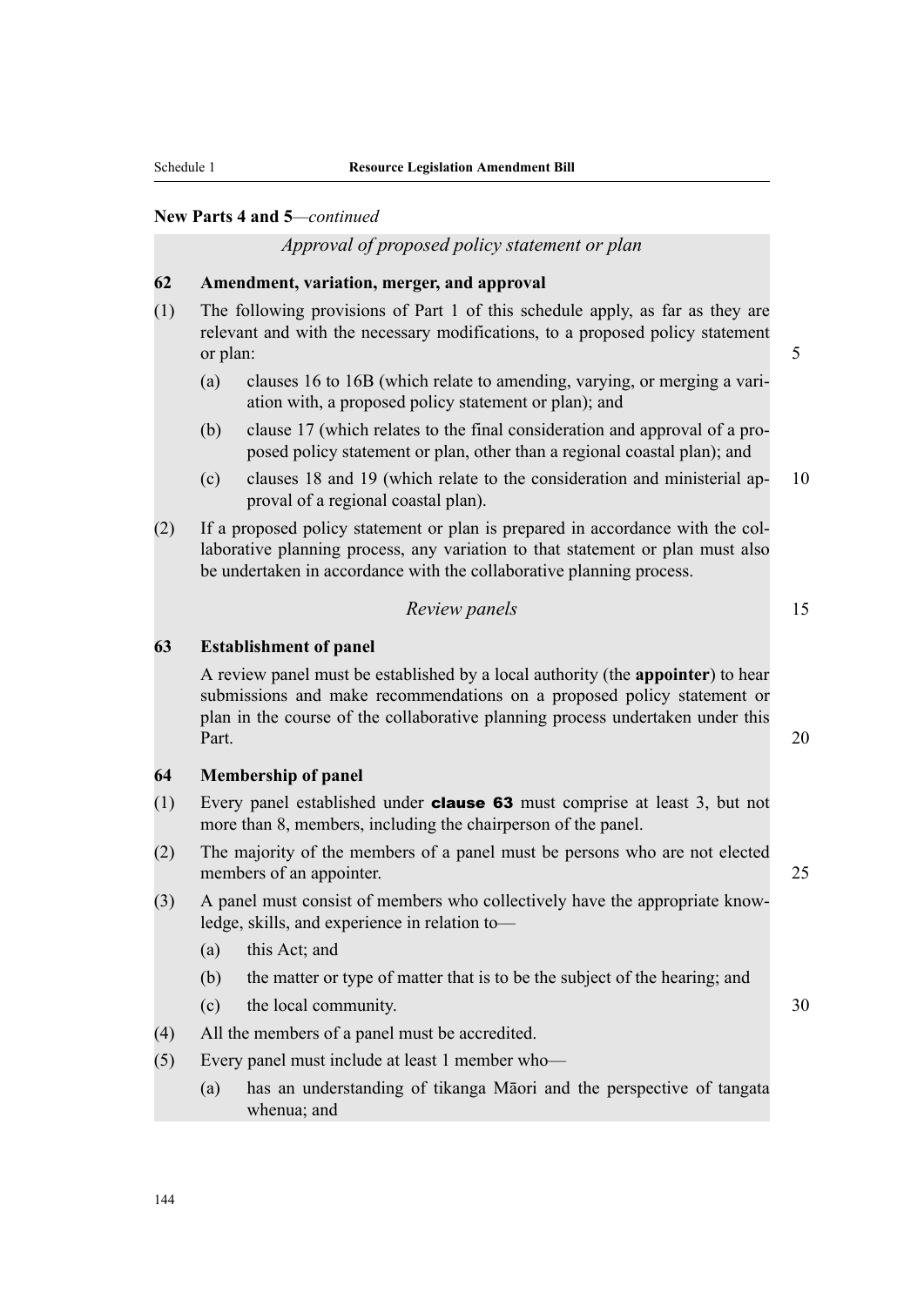**New Parts 4 and 5**—*continued*

*Approval of proposed policy statement or plan*

**62 Amendment, variation, merger, and approval**

(1) The following provisions of Part 1 of this schedule apply, as far as they are relevant and with the necessary modifications, to a proposed policy statement or plan:

(a) clauses 16 to 16B (which relate to amending, varying, or merging a variation with, a proposed policy statement or plan); and

(b) clause 17 (which relates to the final consideration and approval of a proposed policy statement or plan, other than a regional coastal plan); and

(c) clauses 18 and 19 (which relate to the consideration and ministerial approval of a regional coastal plan).

(2) If a proposed policy statement or plan is prepared in accordance with the collaborative planning process, any variation to that statement or plan must also be undertaken in accordance with the collaborative planning process.

*Review panels*

**63 Establishment of panel**

A review panel must be established by a local authority (the **appointer**) to hear submissions and make recommendations on a proposed policy statement or plan in the course of the collaborative planning process undertaken under this Part.

**64 Membership of panel**

(1) Every panel established under **clause 63** must comprise at least 3, but not more than 8, members, including the chairperson of the panel.

(2) The majority of the members of a panel must be persons who are not elected members of an appointer.

(3) A panel must consist of members who collectively have the appropriate knowledge, skills, and experience in relation to—

(a) this Act; and

(b) the matter or type of matter that is to be the subject of the hearing; and

(c) the local community.

(4) All the members of a panel must be accredited.

(5) Every panel must include at least 1 member who—

(a) has an understanding of tikanga Māori and the perspective of tangata whenua; and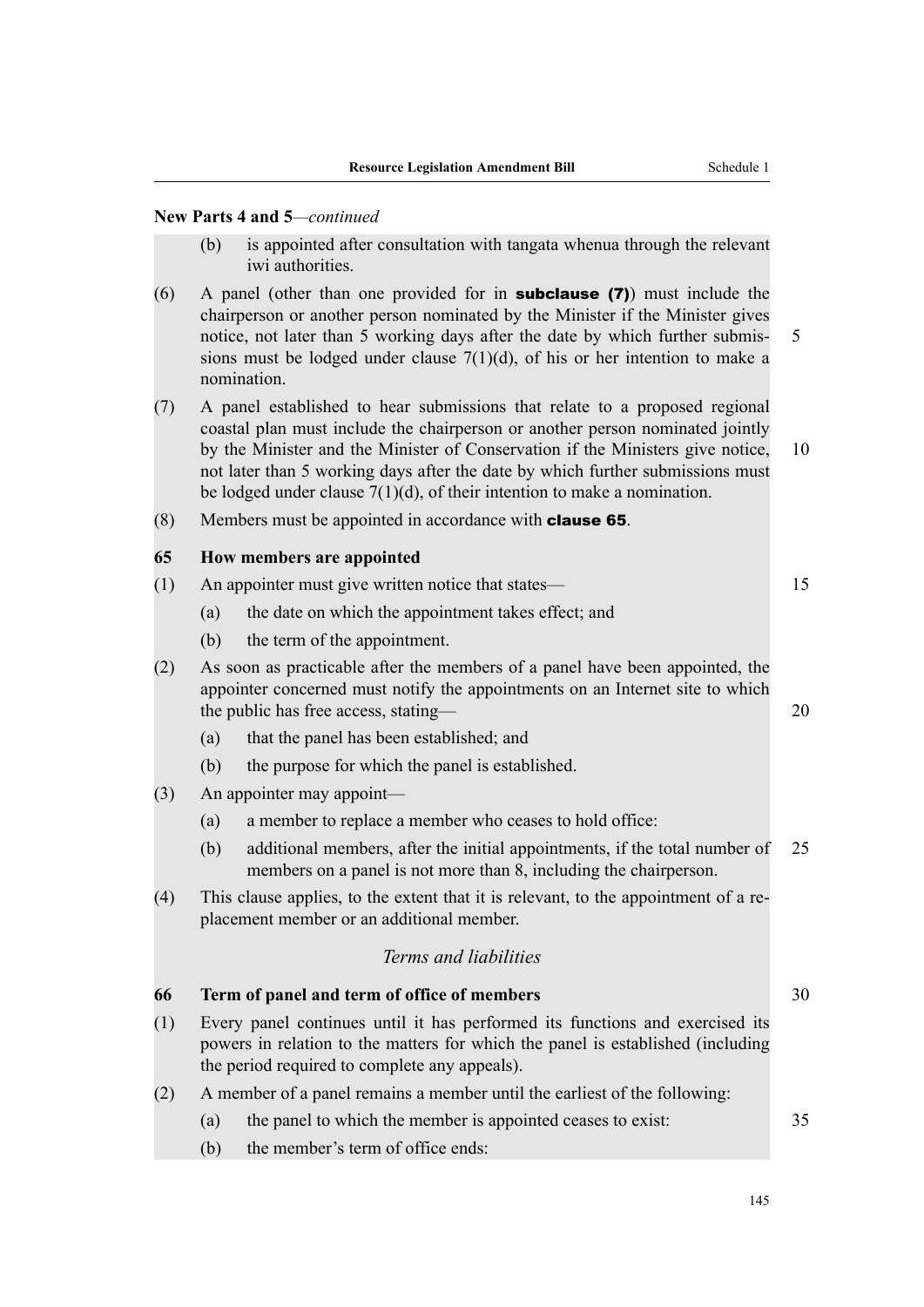**New Parts 4 and 5**—*continued*

(b) is appointed after consultation with tangata whenua through the relevant iwi authorities.

(6) A panel (other than one provided for in **subclause (7)**) must include the chairperson or another person nominated by the Minister if the Minister gives notice, not later than 5 working days after the date by which further submissions must be lodged under clause 7(1)(d), of his or her intention to make a nomination.

(7) A panel established to hear submissions that relate to a proposed regional coastal plan must include the chairperson or another person nominated jointly by the Minister and the Minister of Conservation if the Ministers give notice, not later than 5 working days after the date by which further submissions must be lodged under clause 7(1)(d), of their intention to make a nomination.

(8) Members must be appointed in accordance with **clause 65**.

**65 How members are appointed**

(1) An appointer must give written notice that states—

(a) the date on which the appointment takes effect; and

(b) the term of the appointment.

(2) As soon as practicable after the members of a panel have been appointed, the appointer concerned must notify the appointments on an Internet site to which the public has free access, stating—

(a) that the panel has been established; and

(b) the purpose for which the panel is established.

(3) An appointer may appoint—

(a) a member to replace a member who ceases to hold office:

(b) additional members, after the initial appointments, if the total number of members on a panel is not more than 8, including the chairperson.

(4) This clause applies, to the extent that it is relevant, to the appointment of a replacement member or an additional member.

*Terms and liabilities*

**66 Term of panel and term of office of members**

(1) Every panel continues until it has performed its functions and exercised its powers in relation to the matters for which the panel is established (including the period required to complete any appeals).

(2) A member of a panel remains a member until the earliest of the following:

(a) the panel to which the member is appointed ceases to exist:

(b) the member's term of office ends: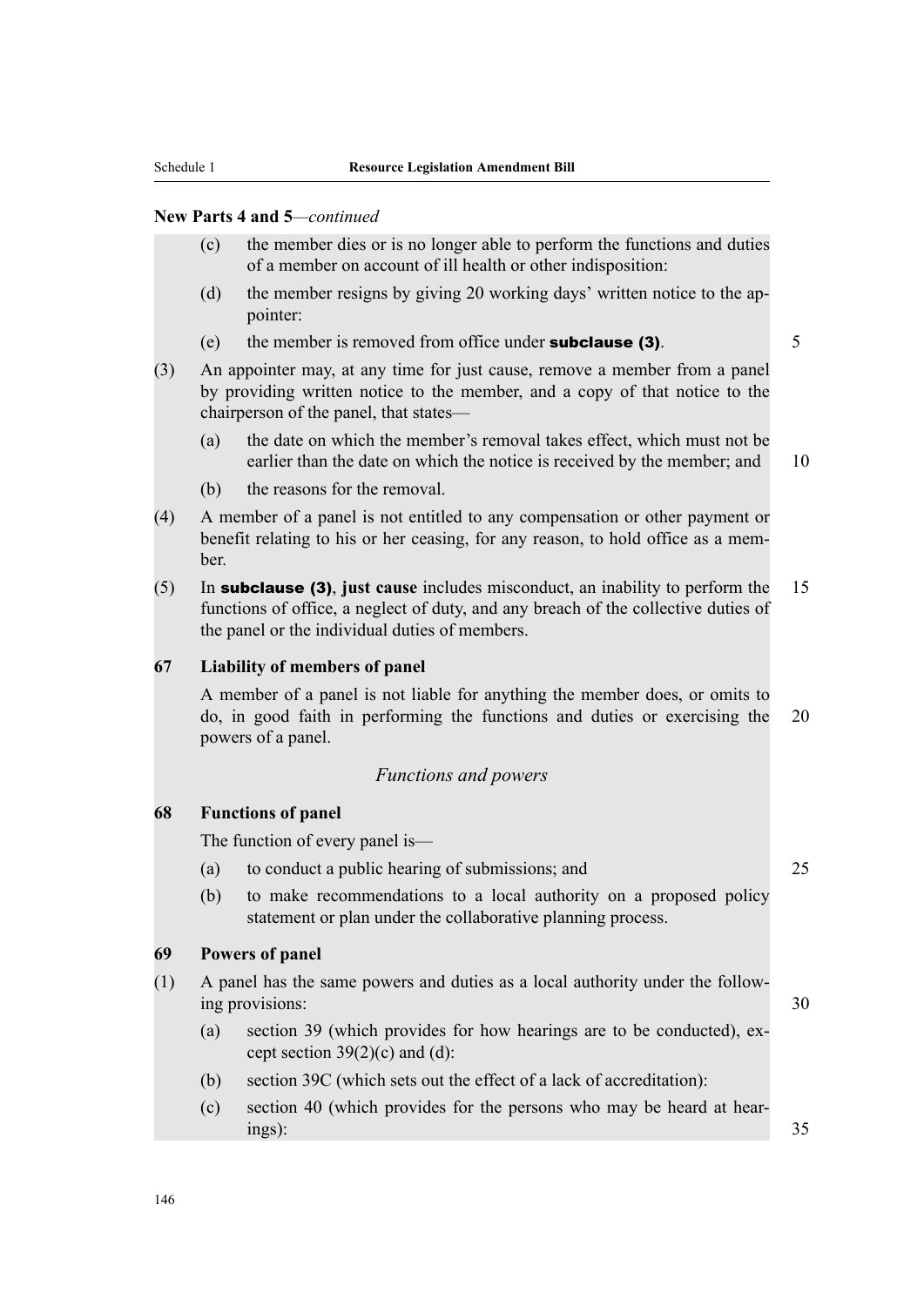New Parts 4 and 5—*continued*

(c) the member dies or is no longer able to perform the functions and duties of a member on account of ill health or other indisposition:

(d) the member resigns by giving 20 working days' written notice to the appointer:

(e) the member is removed from office under **subclause (3)**.

(3) An appointer may, at any time for just cause, remove a member from a panel by providing written notice to the member, and a copy of that notice to the chairperson of the panel, that states—

(a) the date on which the member's removal takes effect, which must not be earlier than the date on which the notice is received by the member; and

(b) the reasons for the removal.

(4) A member of a panel is not entitled to any compensation or other payment or benefit relating to his or her ceasing, for any reason, to hold office as a member.

(5) In **subclause (3)**, **just cause** includes misconduct, an inability to perform the functions of office, a neglect of duty, and any breach of the collective duties of the panel or the individual duties of members.

**67 Liability of members of panel**

A member of a panel is not liable for anything the member does, or omits to do, in good faith in performing the functions and duties or exercising the powers of a panel.

*Functions and powers*

**68 Functions of panel**

The function of every panel is—

(a) to conduct a public hearing of submissions; and

(b) to make recommendations to a local authority on a proposed policy statement or plan under the collaborative planning process.

**69 Powers of panel**

(1) A panel has the same powers and duties as a local authority under the following provisions:

(a) section 39 (which provides for how hearings are to be conducted), except section 39(2)(c) and (d):

(b) section 39C (which sets out the effect of a lack of accreditation):

(c) section 40 (which provides for the persons who may be heard at hearings):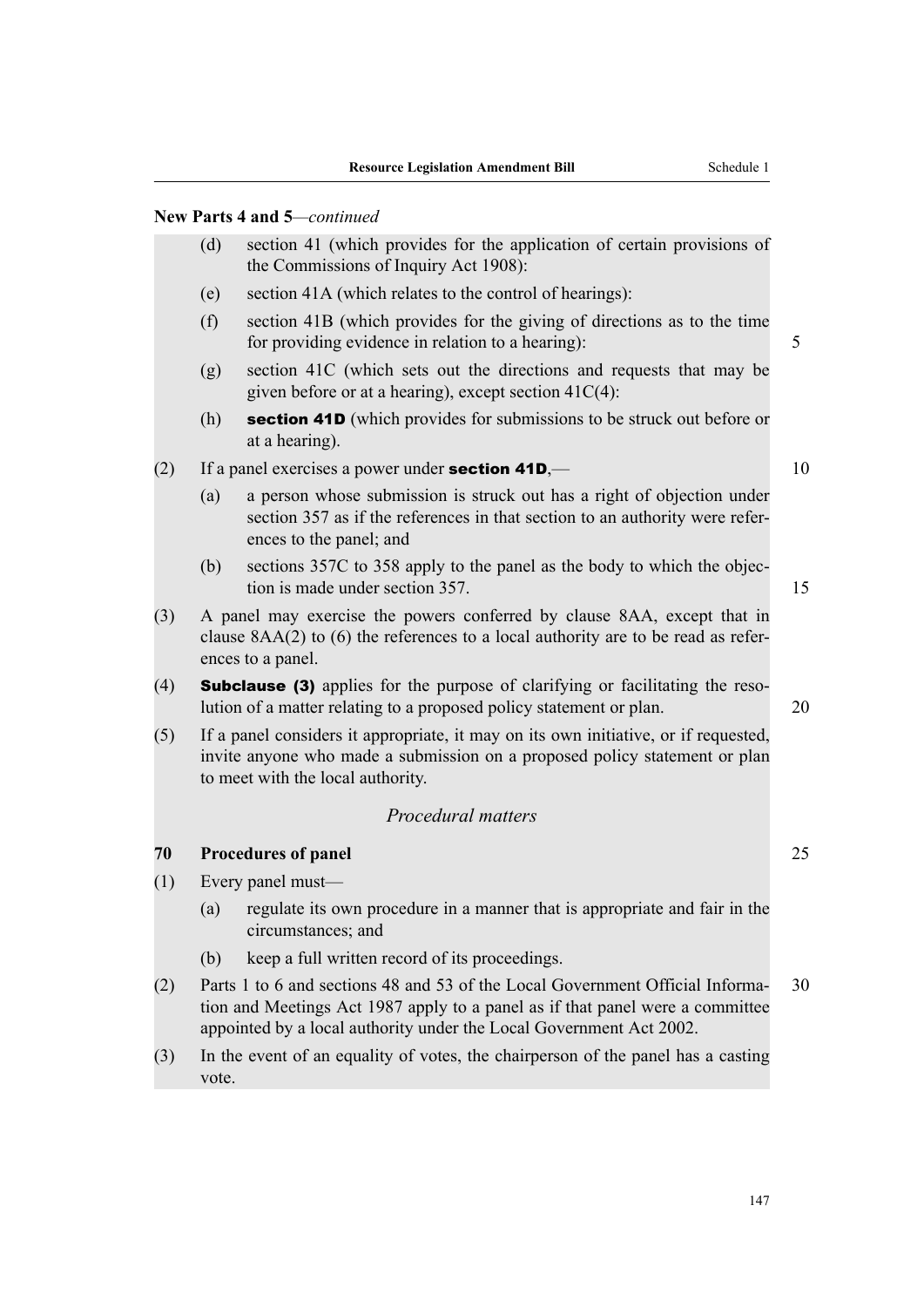**New Parts 4 and 5**—*continued*

(d) section 41 (which provides for the application of certain provisions of the Commissions of Inquiry Act 1908):

(e) section 41A (which relates to the control of hearings):

(f) section 41B (which provides for the giving of directions as to the time for providing evidence in relation to a hearing):

(g) section 41C (which sets out the directions and requests that may be given before or at a hearing), except section 41C(4):

(h) **section 41D** (which provides for submissions to be struck out before or at a hearing).

(2) If a panel exercises a power under **section 41D**,—

(a) a person whose submission is struck out has a right of objection under section 357 as if the references in that section to an authority were references to the panel; and

(b) sections 357C to 358 apply to the panel as the body to which the objection is made under section 357.

(3) A panel may exercise the powers conferred by clause 8AA, except that in clause 8AA(2) to (6) the references to a local authority are to be read as references to a panel.

(4) **Subclause (3)** applies for the purpose of clarifying or facilitating the resolution of a matter relating to a proposed policy statement or plan.

(5) If a panel considers it appropriate, it may on its own initiative, or if requested, invite anyone who made a submission on a proposed policy statement or plan to meet with the local authority.

*Procedural matters*

**70 Procedures of panel**

(1) Every panel must—

(a) regulate its own procedure in a manner that is appropriate and fair in the circumstances; and

(b) keep a full written record of its proceedings.

(2) Parts 1 to 6 and sections 48 and 53 of the Local Government Official Information and Meetings Act 1987 apply to a panel as if that panel were a committee appointed by a local authority under the Local Government Act 2002.

(3) In the event of an equality of votes, the chairperson of the panel has a casting vote.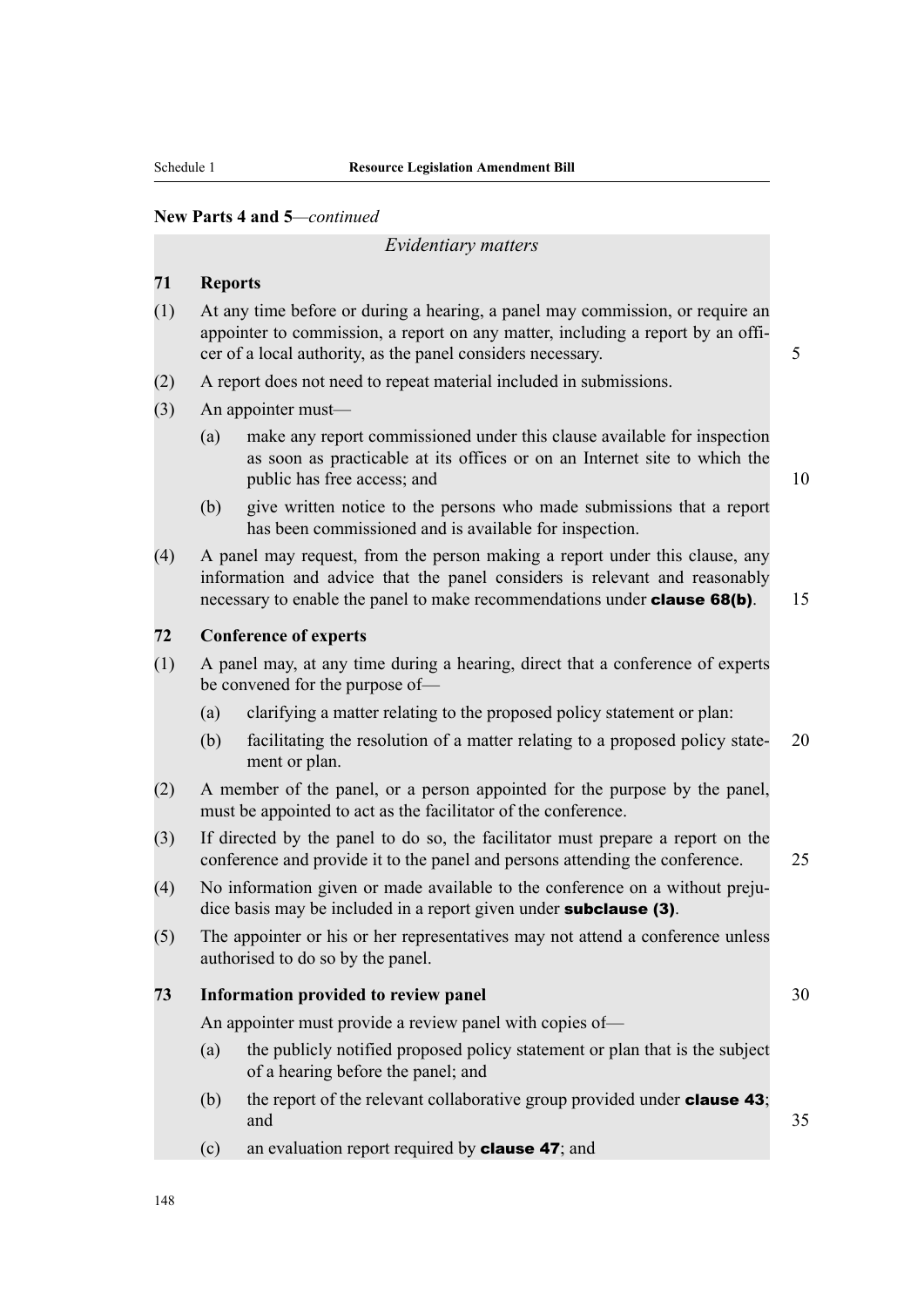**New Parts 4 and 5**—*continued*

*Evidentiary matters*

**71 Reports**

(1) At any time before or during a hearing, a panel may commission, or require an appointer to commission, a report on any matter, including a report by an officer of a local authority, as the panel considers necessary.

(2) A report does not need to repeat material included in submissions.

(3) An appointer must—

(a) make any report commissioned under this clause available for inspection as soon as practicable at its offices or on an Internet site to which the public has free access; and

(b) give written notice to the persons who made submissions that a report has been commissioned and is available for inspection.

(4) A panel may request, from the person making a report under this clause, any information and advice that the panel considers is relevant and reasonably necessary to enable the panel to make recommendations under **clause 68(b)**.

**72 Conference of experts**

(1) A panel may, at any time during a hearing, direct that a conference of experts be convened for the purpose of—

(a) clarifying a matter relating to the proposed policy statement or plan:

(b) facilitating the resolution of a matter relating to a proposed policy statement or plan.

(2) A member of the panel, or a person appointed for the purpose by the panel, must be appointed to act as the facilitator of the conference.

(3) If directed by the panel to do so, the facilitator must prepare a report on the conference and provide it to the panel and persons attending the conference.

(4) No information given or made available to the conference on a without prejudice basis may be included in a report given under **subclause (3)**.

(5) The appointer or his or her representatives may not attend a conference unless authorised to do so by the panel.

**73 Information provided to review panel**

An appointer must provide a review panel with copies of—

(a) the publicly notified proposed policy statement or plan that is the subject of a hearing before the panel; and

(b) the report of the relevant collaborative group provided under **clause 43**; and

(c) an evaluation report required by **clause 47**; and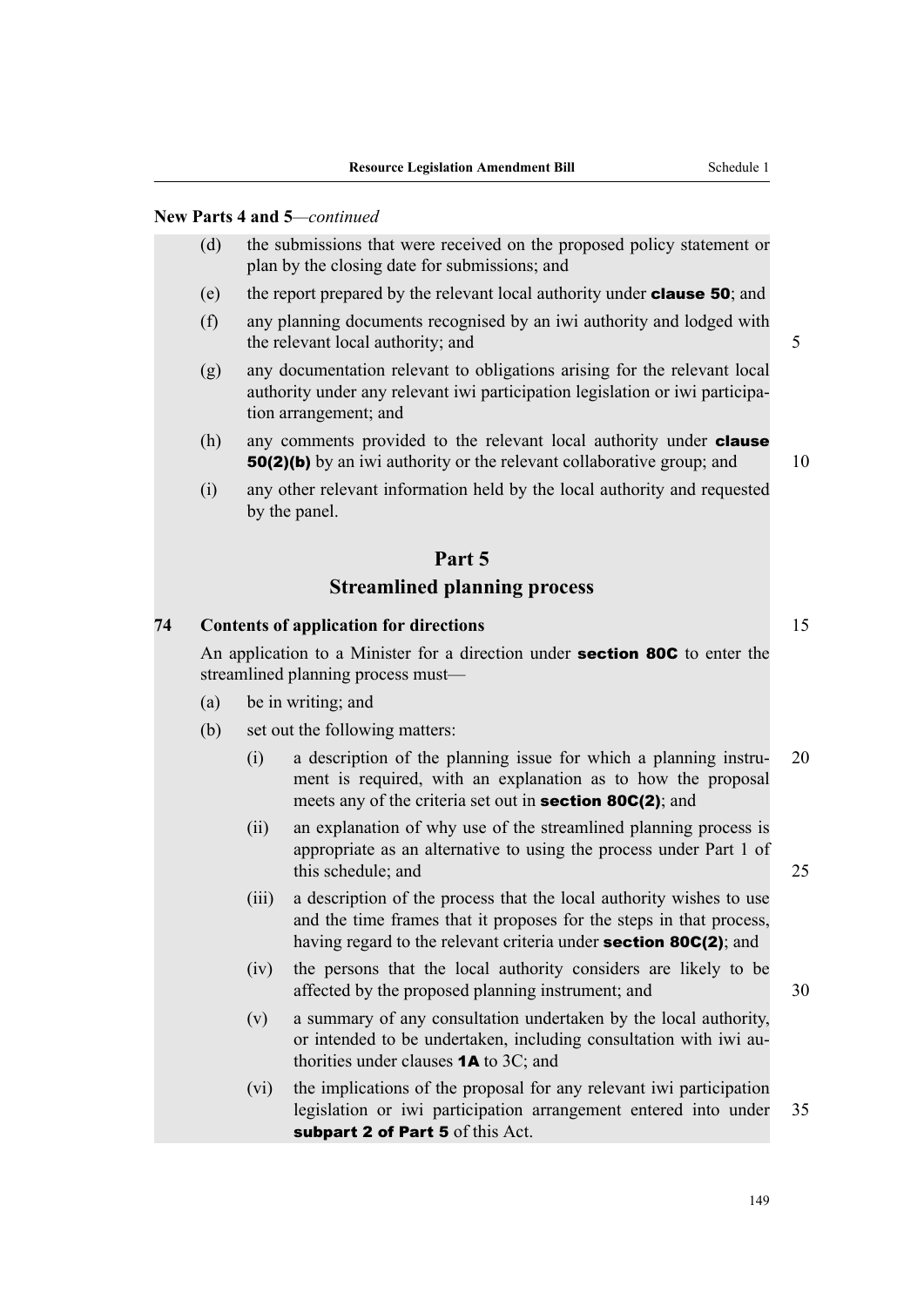**New Parts 4 and 5**—*continued*

(d) the submissions that were received on the proposed policy statement or plan by the closing date for submissions; and

(e) the report prepared by the relevant local authority under **clause 50**; and

(f) any planning documents recognised by an iwi authority and lodged with the relevant local authority; and

(g) any documentation relevant to obligations arising for the relevant local authority under any relevant iwi participation legislation or iwi participation arrangement; and

(h) any comments provided to the relevant local authority under **clause 50(2)(b)** by an iwi authority or the relevant collaborative group; and

(i) any other relevant information held by the local authority and requested by the panel.

## Part 5
## Streamlined planning process

### 74 Contents of application for directions

An application to a Minister for a direction under **section 80C** to enter the streamlined planning process must—

(a) be in writing; and

(b) set out the following matters:

(i) a description of the planning issue for which a planning instrument is required, with an explanation as to how the proposal meets any of the criteria set out in **section 80C(2)**; and

(ii) an explanation of why use of the streamlined planning process is appropriate as an alternative to using the process under Part 1 of this schedule; and

(iii) a description of the process that the local authority wishes to use and the time frames that it proposes for the steps in that process, having regard to the relevant criteria under **section 80C(2)**; and

(iv) the persons that the local authority considers are likely to be affected by the proposed planning instrument; and

(v) a summary of any consultation undertaken by the local authority, or intended to be undertaken, including consultation with iwi authorities under clauses **1A** to 3C; and

(vi) the implications of the proposal for any relevant iwi participation legislation or iwi participation arrangement entered into under **subpart 2 of Part 5** of this Act.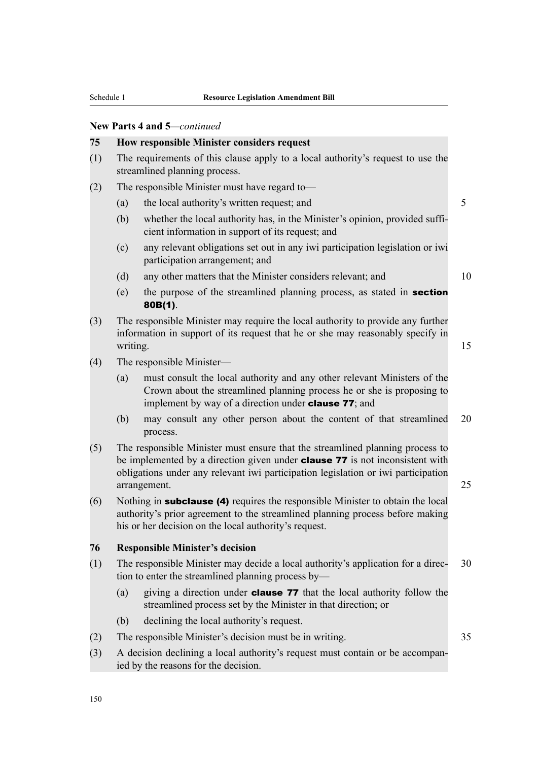**New Parts 4 and 5**—*continued*

### 75 How responsible Minister considers request

(1) The requirements of this clause apply to a local authority's request to use the streamlined planning process.

(2) The responsible Minister must have regard to—

- (a) the local authority's written request; and
- (b) whether the local authority has, in the Minister's opinion, provided sufficient information in support of its request; and
- (c) any relevant obligations set out in any iwi participation legislation or iwi participation arrangement; and
- (d) any other matters that the Minister considers relevant; and
- (e) the purpose of the streamlined planning process, as stated in **section 80B(1)**.

(3) The responsible Minister may require the local authority to provide any further information in support of its request that he or she may reasonably specify in writing.

(4) The responsible Minister—

- (a) must consult the local authority and any other relevant Ministers of the Crown about the streamlined planning process he or she is proposing to implement by way of a direction under **clause 77**; and
- (b) may consult any other person about the content of that streamlined process.

(5) The responsible Minister must ensure that the streamlined planning process to be implemented by a direction given under **clause 77** is not inconsistent with obligations under any relevant iwi participation legislation or iwi participation arrangement.

(6) Nothing in **subclause (4)** requires the responsible Minister to obtain the local authority's prior agreement to the streamlined planning process before making his or her decision on the local authority's request.

### 76 Responsible Minister's decision

(1) The responsible Minister may decide a local authority's application for a direction to enter the streamlined planning process by—

- (a) giving a direction under **clause 77** that the local authority follow the streamlined process set by the Minister in that direction; or
- (b) declining the local authority's request.

(2) The responsible Minister's decision must be in writing.

(3) A decision declining a local authority's request must contain or be accompanied by the reasons for the decision.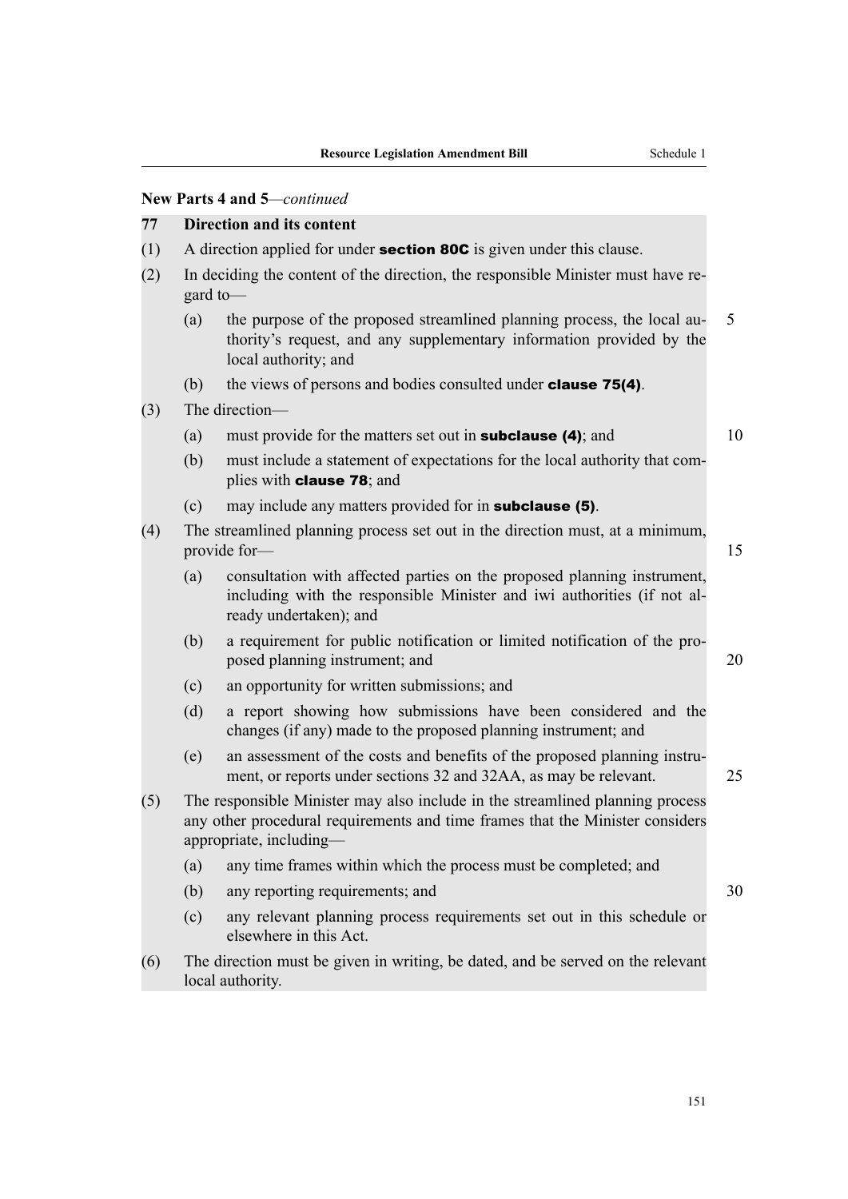**New Parts 4 and 5**—*continued*

**77 Direction and its content**

(1) A direction applied for under **section 80C** is given under this clause.

(2) In deciding the content of the direction, the responsible Minister must have regard to—

(a) the purpose of the proposed streamlined planning process, the local authority's request, and any supplementary information provided by the local authority; and

(b) the views of persons and bodies consulted under **clause 75(4)**.

(3) The direction—

(a) must provide for the matters set out in **subclause (4)**; and

(b) must include a statement of expectations for the local authority that complies with **clause 78**; and

(c) may include any matters provided for in **subclause (5)**.

(4) The streamlined planning process set out in the direction must, at a minimum, provide for—

(a) consultation with affected parties on the proposed planning instrument, including with the responsible Minister and iwi authorities (if not already undertaken); and

(b) a requirement for public notification or limited notification of the proposed planning instrument; and

(c) an opportunity for written submissions; and

(d) a report showing how submissions have been considered and the changes (if any) made to the proposed planning instrument; and

(e) an assessment of the costs and benefits of the proposed planning instrument, or reports under sections 32 and 32AA, as may be relevant.

(5) The responsible Minister may also include in the streamlined planning process any other procedural requirements and time frames that the Minister considers appropriate, including—

(a) any time frames within which the process must be completed; and

(b) any reporting requirements; and

(c) any relevant planning process requirements set out in this schedule or elsewhere in this Act.

(6) The direction must be given in writing, be dated, and be served on the relevant local authority.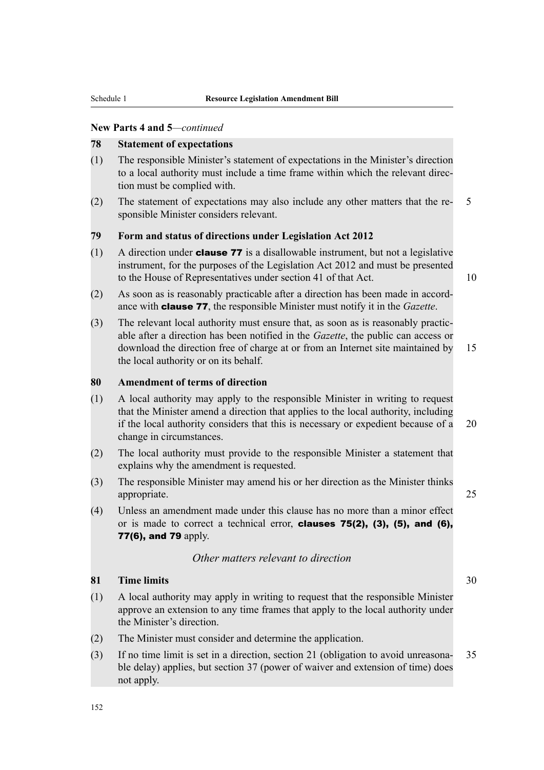New Parts 4 and 5—*continued*

**78 Statement of expectations**

(1) The responsible Minister's statement of expectations in the Minister's direction to a local authority must include a time frame within which the relevant direction must be complied with.

(2) The statement of expectations may also include any other matters that the responsible Minister considers relevant.

**79 Form and status of directions under Legislation Act 2012**

(1) A direction under **clause 77** is a disallowable instrument, but not a legislative instrument, for the purposes of the Legislation Act 2012 and must be presented to the House of Representatives under section 41 of that Act.

(2) As soon as is reasonably practicable after a direction has been made in accordance with **clause 77**, the responsible Minister must notify it in the *Gazette*.

(3) The relevant local authority must ensure that, as soon as is reasonably practicable after a direction has been notified in the *Gazette*, the public can access or download the direction free of charge at or from an Internet site maintained by the local authority or on its behalf.

**80 Amendment of terms of direction**

(1) A local authority may apply to the responsible Minister in writing to request that the Minister amend a direction that applies to the local authority, including if the local authority considers that this is necessary or expedient because of a change in circumstances.

(2) The local authority must provide to the responsible Minister a statement that explains why the amendment is requested.

(3) The responsible Minister may amend his or her direction as the Minister thinks appropriate.

(4) Unless an amendment made under this clause has no more than a minor effect or is made to correct a technical error, **clauses 75(2), (3), (5), and (6), 77(6), and 79** apply.

*Other matters relevant to direction*

**81 Time limits**

(1) A local authority may apply in writing to request that the responsible Minister approve an extension to any time frames that apply to the local authority under the Minister's direction.

(2) The Minister must consider and determine the application.

(3) If no time limit is set in a direction, section 21 (obligation to avoid unreasonable delay) applies, but section 37 (power of waiver and extension of time) does not apply.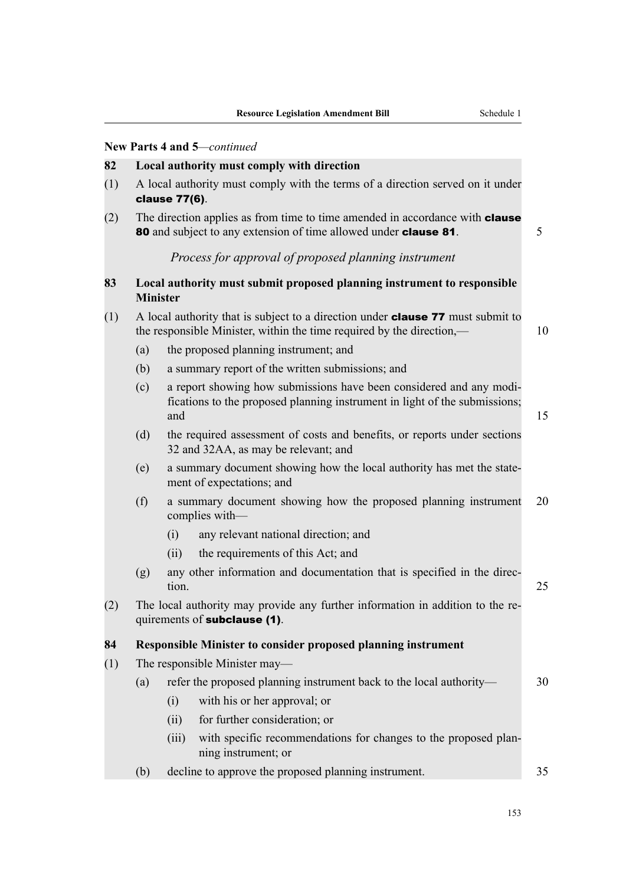**New Parts 4 and 5**—*continued*

**82 Local authority must comply with direction**

(1) A local authority must comply with the terms of a direction served on it under **clause 77(6)**.

(2) The direction applies as from time to time amended in accordance with **clause 80** and subject to any extension of time allowed under **clause 81**.

*Process for approval of proposed planning instrument*

**83 Local authority must submit proposed planning instrument to responsible Minister**

(1) A local authority that is subject to a direction under **clause 77** must submit to the responsible Minister, within the time required by the direction,—

(a) the proposed planning instrument; and

(b) a summary report of the written submissions; and

(c) a report showing how submissions have been considered and any modifications to the proposed planning instrument in light of the submissions; and

(d) the required assessment of costs and benefits, or reports under sections 32 and 32AA, as may be relevant; and

(e) a summary document showing how the local authority has met the statement of expectations; and

(f) a summary document showing how the proposed planning instrument complies with—

(i) any relevant national direction; and

(ii) the requirements of this Act; and

(g) any other information and documentation that is specified in the direction.

(2) The local authority may provide any further information in addition to the requirements of **subclause (1)**.

**84 Responsible Minister to consider proposed planning instrument**

(1) The responsible Minister may—

(a) refer the proposed planning instrument back to the local authority—

(i) with his or her approval; or

(ii) for further consideration; or

(iii) with specific recommendations for changes to the proposed planning instrument; or

(b) decline to approve the proposed planning instrument.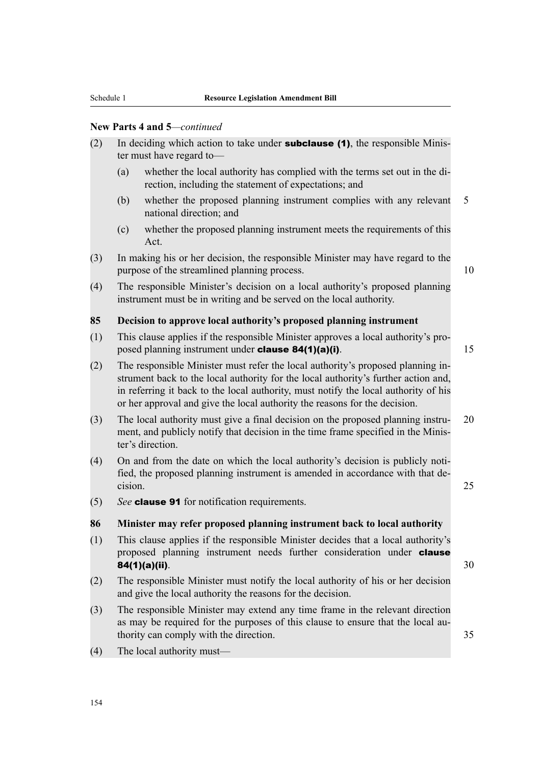**New Parts 4 and 5**—*continued*

(2) In deciding which action to take under **subclause (1)**, the responsible Minister must have regard to—

  (a) whether the local authority has complied with the terms set out in the direction, including the statement of expectations; and

  (b) whether the proposed planning instrument complies with any relevant national direction; and

  (c) whether the proposed planning instrument meets the requirements of this Act.

(3) In making his or her decision, the responsible Minister may have regard to the purpose of the streamlined planning process.

(4) The responsible Minister's decision on a local authority's proposed planning instrument must be in writing and be served on the local authority.

### 85 Decision to approve local authority's proposed planning instrument

(1) This clause applies if the responsible Minister approves a local authority's proposed planning instrument under **clause 84(1)(a)(i)**.

(2) The responsible Minister must refer the local authority's proposed planning instrument back to the local authority for the local authority's further action and, in referring it back to the local authority, must notify the local authority of his or her approval and give the local authority the reasons for the decision.

(3) The local authority must give a final decision on the proposed planning instrument, and publicly notify that decision in the time frame specified in the Minister's direction.

(4) On and from the date on which the local authority's decision is publicly notified, the proposed planning instrument is amended in accordance with that decision.

(5) *See* **clause 91** for notification requirements.

### 86 Minister may refer proposed planning instrument back to local authority

(1) This clause applies if the responsible Minister decides that a local authority's proposed planning instrument needs further consideration under **clause 84(1)(a)(ii)**.

(2) The responsible Minister must notify the local authority of his or her decision and give the local authority the reasons for the decision.

(3) The responsible Minister may extend any time frame in the relevant direction as may be required for the purposes of this clause to ensure that the local authority can comply with the direction.

(4) The local authority must—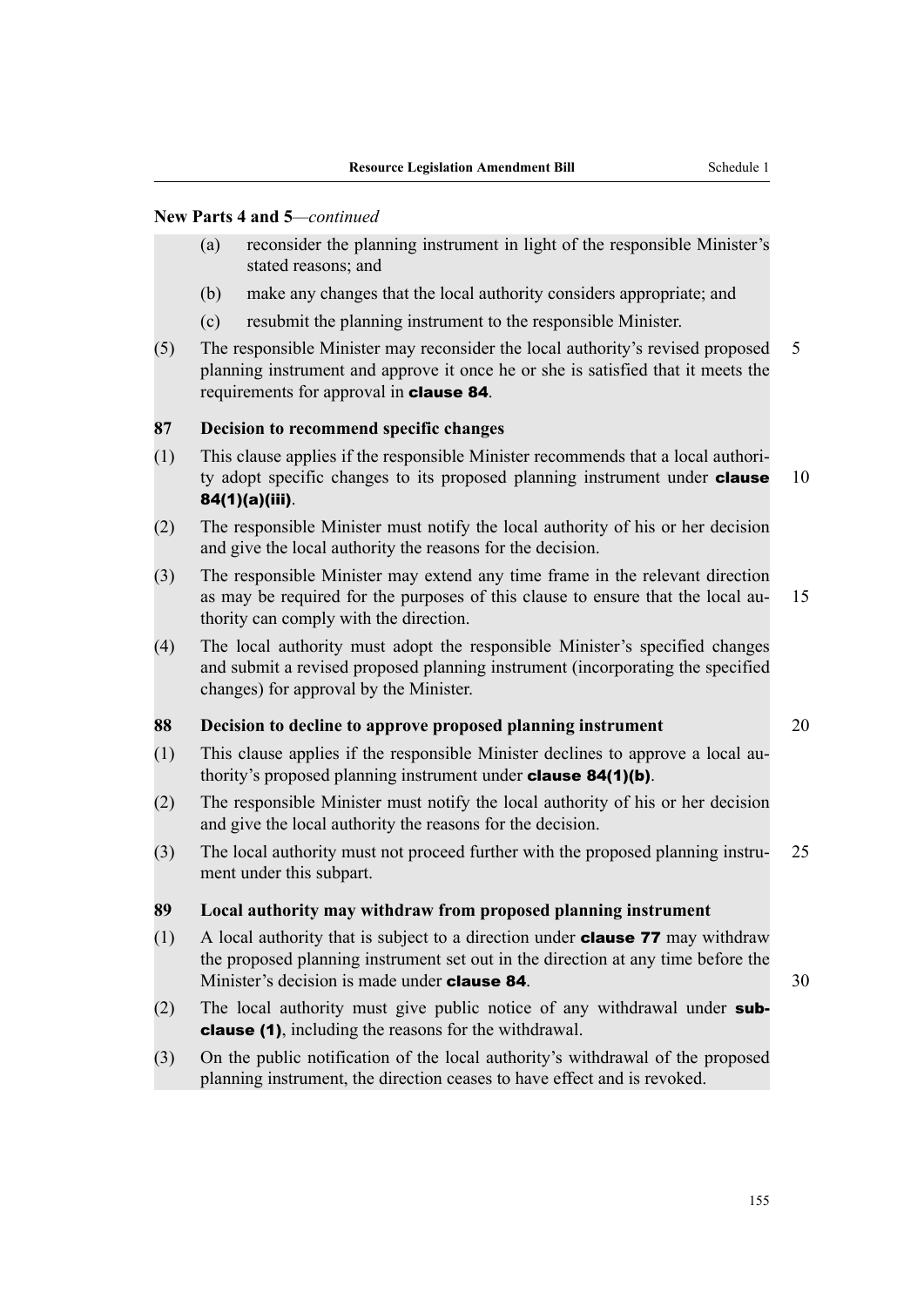**New Parts 4 and 5**—*continued*

(a) reconsider the planning instrument in light of the responsible Minister's stated reasons; and

(b) make any changes that the local authority considers appropriate; and

(c) resubmit the planning instrument to the responsible Minister.

(5) The responsible Minister may reconsider the local authority's revised proposed planning instrument and approve it once he or she is satisfied that it meets the requirements for approval in **clause 84**.

**87 Decision to recommend specific changes**

(1) This clause applies if the responsible Minister recommends that a local authority adopt specific changes to its proposed planning instrument under **clause 84(1)(a)(iii)**.

(2) The responsible Minister must notify the local authority of his or her decision and give the local authority the reasons for the decision.

(3) The responsible Minister may extend any time frame in the relevant direction as may be required for the purposes of this clause to ensure that the local authority can comply with the direction.

(4) The local authority must adopt the responsible Minister's specified changes and submit a revised proposed planning instrument (incorporating the specified changes) for approval by the Minister.

**88 Decision to decline to approve proposed planning instrument**

(1) This clause applies if the responsible Minister declines to approve a local authority's proposed planning instrument under **clause 84(1)(b)**.

(2) The responsible Minister must notify the local authority of his or her decision and give the local authority the reasons for the decision.

(3) The local authority must not proceed further with the proposed planning instrument under this subpart.

**89 Local authority may withdraw from proposed planning instrument**

(1) A local authority that is subject to a direction under **clause 77** may withdraw the proposed planning instrument set out in the direction at any time before the Minister's decision is made under **clause 84**.

(2) The local authority must give public notice of any withdrawal under **subclause (1)**, including the reasons for the withdrawal.

(3) On the public notification of the local authority's withdrawal of the proposed planning instrument, the direction ceases to have effect and is revoked.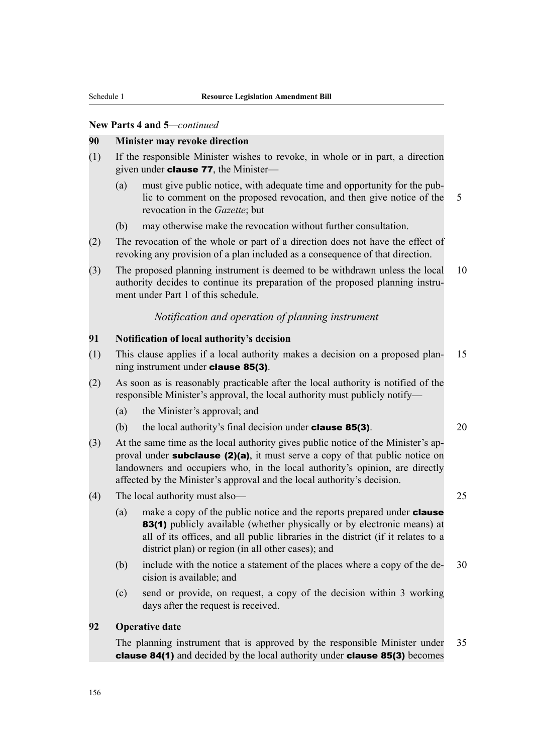**New Parts 4 and 5**—*continued*

### 90 Minister may revoke direction

(1) If the responsible Minister wishes to revoke, in whole or in part, a direction given under **clause 77**, the Minister—

- (a) must give public notice, with adequate time and opportunity for the public to comment on the proposed revocation, and then give notice of the revocation in the *Gazette*; but
- (b) may otherwise make the revocation without further consultation.

(2) The revocation of the whole or part of a direction does not have the effect of revoking any provision of a plan included as a consequence of that direction.

(3) The proposed planning instrument is deemed to be withdrawn unless the local authority decides to continue its preparation of the proposed planning instrument under Part 1 of this schedule.

*Notification and operation of planning instrument*

### 91 Notification of local authority's decision

(1) This clause applies if a local authority makes a decision on a proposed planning instrument under **clause 85(3)**.

(2) As soon as is reasonably practicable after the local authority is notified of the responsible Minister's approval, the local authority must publicly notify—

- (a) the Minister's approval; and
- (b) the local authority's final decision under **clause 85(3)**.

(3) At the same time as the local authority gives public notice of the Minister's approval under **subclause (2)(a)**, it must serve a copy of that public notice on landowners and occupiers who, in the local authority's opinion, are directly affected by the Minister's approval and the local authority's decision.

(4) The local authority must also—

- (a) make a copy of the public notice and the reports prepared under **clause 83(1)** publicly available (whether physically or by electronic means) at all of its offices, and all public libraries in the district (if it relates to a district plan) or region (in all other cases); and
- (b) include with the notice a statement of the places where a copy of the decision is available; and
- (c) send or provide, on request, a copy of the decision within 3 working days after the request is received.

### 92 Operative date

The planning instrument that is approved by the responsible Minister under **clause 84(1)** and decided by the local authority under **clause 85(3)** becomes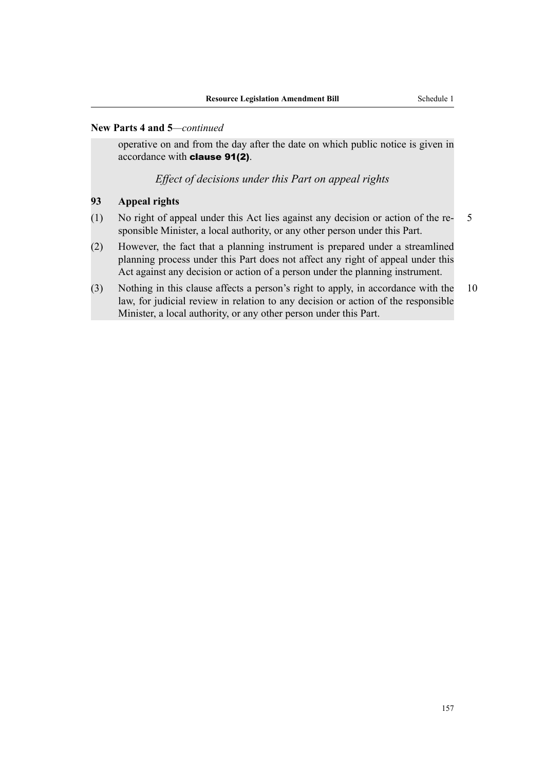**New Parts 4 and 5**—*continued*

operative on and from the day after the date on which public notice is given in accordance with **clause 91(2)**.

*Effect of decisions under this Part on appeal rights*

### 93 Appeal rights

(1) No right of appeal under this Act lies against any decision or action of the responsible Minister, a local authority, or any other person under this Part.

(2) However, the fact that a planning instrument is prepared under a streamlined planning process under this Part does not affect any right of appeal under this Act against any decision or action of a person under the planning instrument.

(3) Nothing in this clause affects a person's right to apply, in accordance with the law, for judicial review in relation to any decision or action of the responsible Minister, a local authority, or any other person under this Part.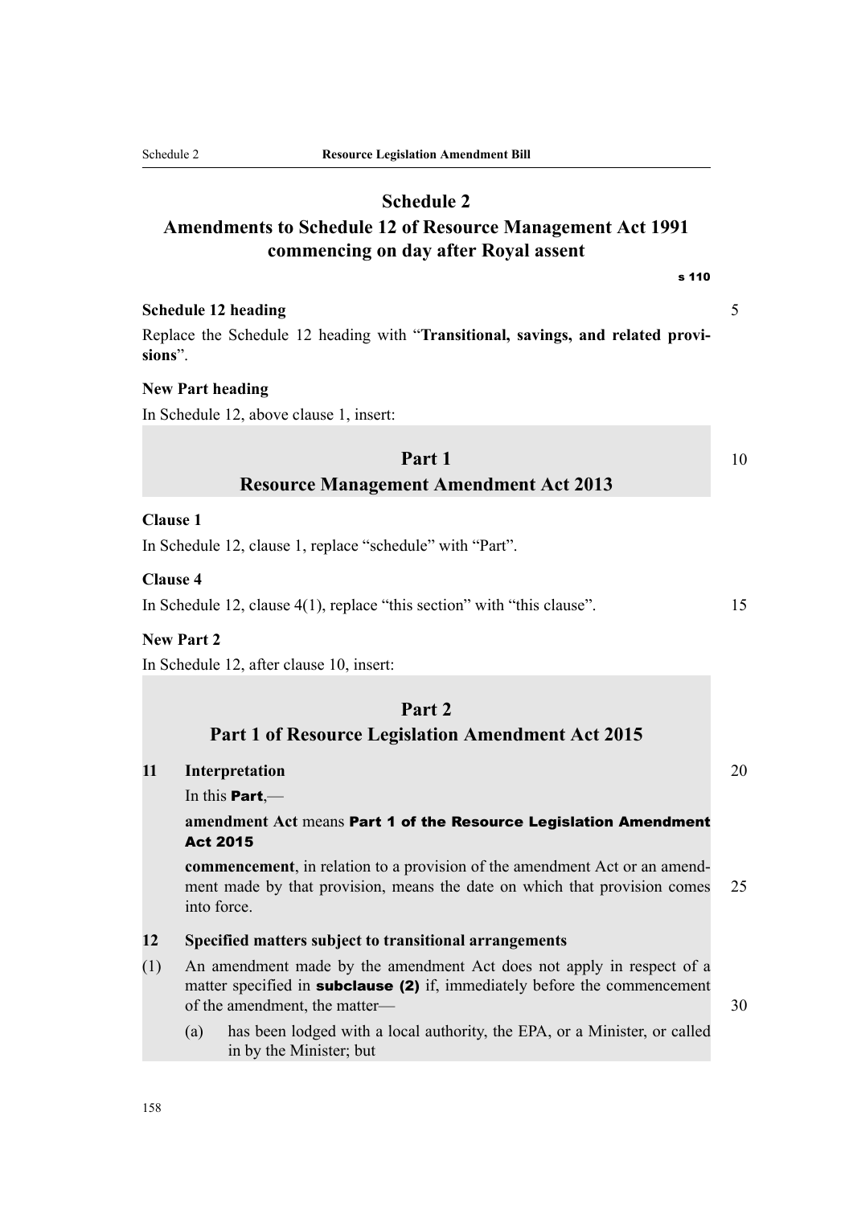# Schedule 2
# Amendments to Schedule 12 of Resource Management Act 1991 commencing on day after Royal assent

s 110

**Schedule 12 heading**

Replace the Schedule 12 heading with "**Transitional, savings, and related provisions**".

**New Part heading**

In Schedule 12, above clause 1, insert:

## Part 1
## Resource Management Amendment Act 2013

**Clause 1**

In Schedule 12, clause 1, replace "schedule" with "Part".

**Clause 4**

In Schedule 12, clause 4(1), replace "this section" with "this clause".

**New Part 2**

In Schedule 12, after clause 10, insert:

## Part 2
## Part 1 of Resource Legislation Amendment Act 2015

**11 Interpretation**

In this **Part**,—

**amendment Act** means **Part 1 of the Resource Legislation Amendment Act 2015**

**commencement**, in relation to a provision of the amendment Act or an amendment made by that provision, means the date on which that provision comes into force.

**12 Specified matters subject to transitional arrangements**

(1) An amendment made by the amendment Act does not apply in respect of a matter specified in **subclause (2)** if, immediately before the commencement of the amendment, the matter—

(a) has been lodged with a local authority, the EPA, or a Minister, or called in by the Minister; but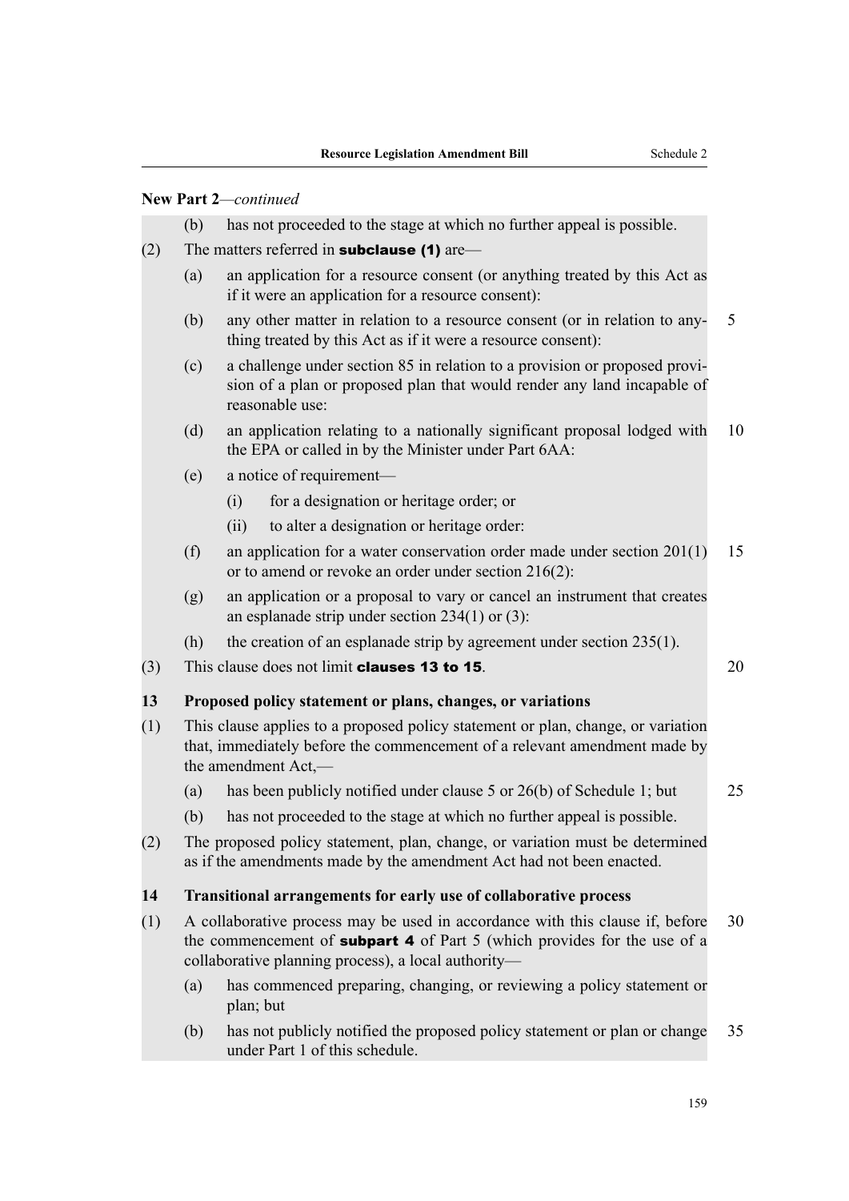**New Part 2**—*continued*

(b) has not proceeded to the stage at which no further appeal is possible.

(2) The matters referred in **subclause (1)** are—

(a) an application for a resource consent (or anything treated by this Act as if it were an application for a resource consent):

(b) any other matter in relation to a resource consent (or in relation to anything treated by this Act as if it were a resource consent):

(c) a challenge under section 85 in relation to a provision or proposed provision of a plan or proposed plan that would render any land incapable of reasonable use:

(d) an application relating to a nationally significant proposal lodged with the EPA or called in by the Minister under Part 6AA:

(e) a notice of requirement—

(i) for a designation or heritage order; or

(ii) to alter a designation or heritage order:

(f) an application for a water conservation order made under section 201(1) or to amend or revoke an order under section 216(2):

(g) an application or a proposal to vary or cancel an instrument that creates an esplanade strip under section 234(1) or (3):

(h) the creation of an esplanade strip by agreement under section 235(1).

(3) This clause does not limit **clauses 13 to 15**.

### 13 Proposed policy statement or plans, changes, or variations

(1) This clause applies to a proposed policy statement or plan, change, or variation that, immediately before the commencement of a relevant amendment made by the amendment Act,—

(a) has been publicly notified under clause 5 or 26(b) of Schedule 1; but

(b) has not proceeded to the stage at which no further appeal is possible.

(2) The proposed policy statement, plan, change, or variation must be determined as if the amendments made by the amendment Act had not been enacted.

### 14 Transitional arrangements for early use of collaborative process

(1) A collaborative process may be used in accordance with this clause if, before the commencement of **subpart 4** of Part 5 (which provides for the use of a collaborative planning process), a local authority—

(a) has commenced preparing, changing, or reviewing a policy statement or plan; but

(b) has not publicly notified the proposed policy statement or plan or change under Part 1 of this schedule.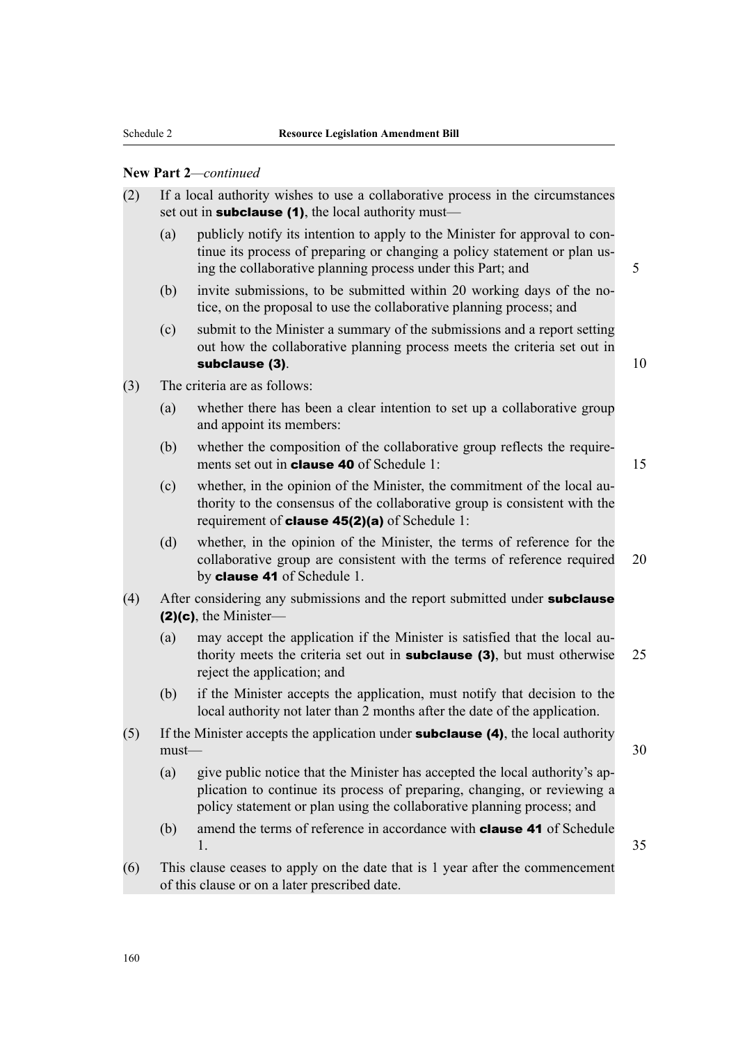**New Part 2**—*continued*

(2) If a local authority wishes to use a collaborative process in the circumstances set out in **subclause (1)**, the local authority must—

(a) publicly notify its intention to apply to the Minister for approval to continue its process of preparing or changing a policy statement or plan using the collaborative planning process under this Part; and

(b) invite submissions, to be submitted within 20 working days of the notice, on the proposal to use the collaborative planning process; and

(c) submit to the Minister a summary of the submissions and a report setting out how the collaborative planning process meets the criteria set out in **subclause (3)**.

(3) The criteria are as follows:

(a) whether there has been a clear intention to set up a collaborative group and appoint its members:

(b) whether the composition of the collaborative group reflects the requirements set out in **clause 40** of Schedule 1:

(c) whether, in the opinion of the Minister, the commitment of the local authority to the consensus of the collaborative group is consistent with the requirement of **clause 45(2)(a)** of Schedule 1:

(d) whether, in the opinion of the Minister, the terms of reference for the collaborative group are consistent with the terms of reference required by **clause 41** of Schedule 1.

(4) After considering any submissions and the report submitted under **subclause (2)(c)**, the Minister—

(a) may accept the application if the Minister is satisfied that the local authority meets the criteria set out in **subclause (3)**, but must otherwise reject the application; and

(b) if the Minister accepts the application, must notify that decision to the local authority not later than 2 months after the date of the application.

(5) If the Minister accepts the application under **subclause (4)**, the local authority must—

(a) give public notice that the Minister has accepted the local authority's application to continue its process of preparing, changing, or reviewing a policy statement or plan using the collaborative planning process; and

(b) amend the terms of reference in accordance with **clause 41** of Schedule 1.

(6) This clause ceases to apply on the date that is 1 year after the commencement of this clause or on a later prescribed date.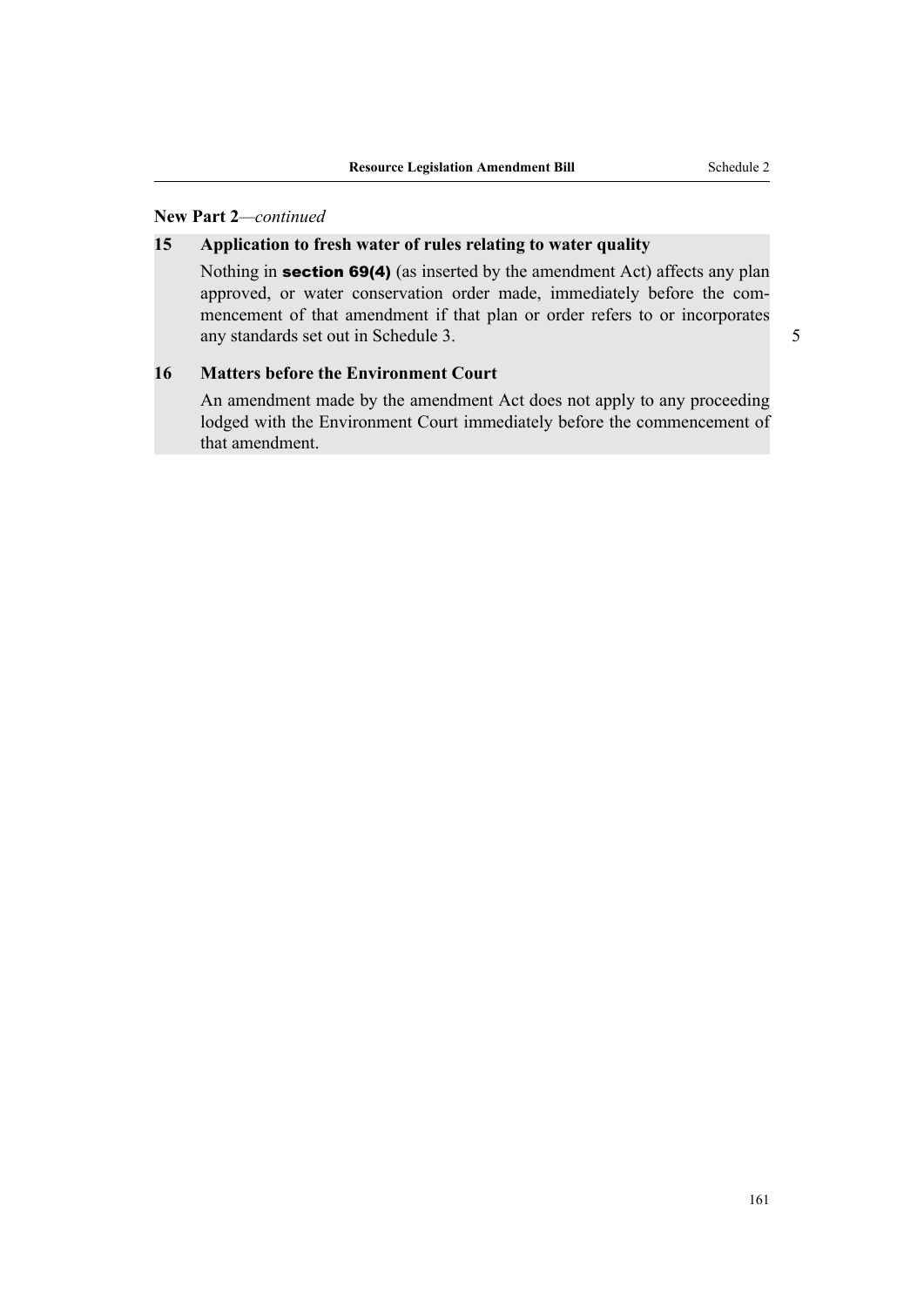**New Part 2**—*continued*

### 15 Application to fresh water of rules relating to water quality

Nothing in **section 69(4)** (as inserted by the amendment Act) affects any plan approved, or water conservation order made, immediately before the commencement of that amendment if that plan or order refers to or incorporates any standards set out in Schedule 3.

### 16 Matters before the Environment Court

An amendment made by the amendment Act does not apply to any proceeding lodged with the Environment Court immediately before the commencement of that amendment.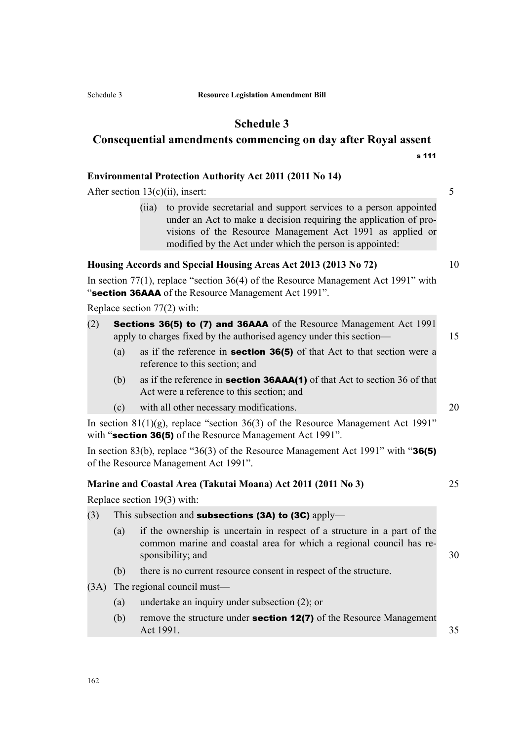# Schedule 3

## Consequential amendments commencing on day after Royal assent

s 111

**Environmental Protection Authority Act 2011 (2011 No 14)**

After section 13(c)(ii), insert:

(iia) to provide secretarial and support services to a person appointed under an Act to make a decision requiring the application of provisions of the Resource Management Act 1991 as applied or modified by the Act under which the person is appointed:

**Housing Accords and Special Housing Areas Act 2013 (2013 No 72)**

In section 77(1), replace "section 36(4) of the Resource Management Act 1991" with "**section 36AAA** of the Resource Management Act 1991".

Replace section 77(2) with:

(2) **Sections 36(5) to (7) and 36AAA** of the Resource Management Act 1991 apply to charges fixed by the authorised agency under this section—

(a) as if the reference in **section 36(5)** of that Act to that section were a reference to this section; and

(b) as if the reference in **section 36AAA(1)** of that Act to section 36 of that Act were a reference to this section; and

(c) with all other necessary modifications.

In section 81(1)(g), replace "section 36(3) of the Resource Management Act 1991" with "**section 36(5)** of the Resource Management Act 1991".

In section 83(b), replace "36(3) of the Resource Management Act 1991" with "**36(5)** of the Resource Management Act 1991".

**Marine and Coastal Area (Takutai Moana) Act 2011 (2011 No 3)**

Replace section 19(3) with:

(3) This subsection and **subsections (3A) to (3C)** apply—

(a) if the ownership is uncertain in respect of a structure in a part of the common marine and coastal area for which a regional council has responsibility; and

(b) there is no current resource consent in respect of the structure.

(3A) The regional council must—

(a) undertake an inquiry under subsection (2); or

(b) remove the structure under **section 12(7)** of the Resource Management Act 1991.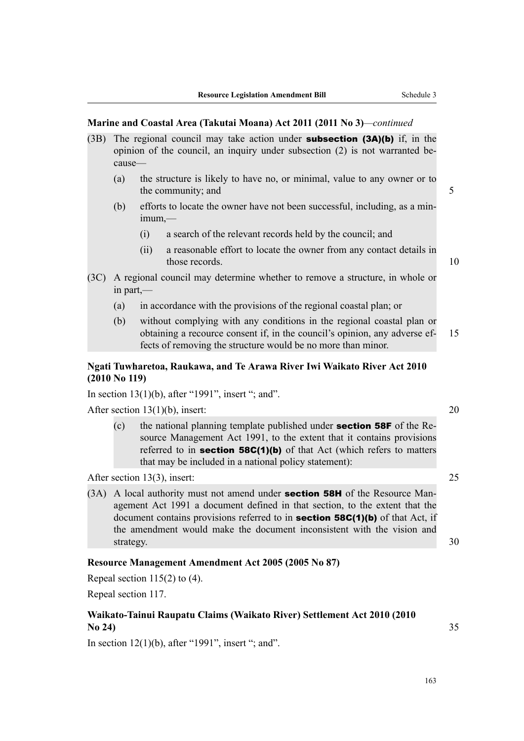**Marine and Coastal Area (Takutai Moana) Act 2011 (2011 No 3)**—*continued*

(3B) The regional council may take action under **subsection (3A)(b)** if, in the opinion of the council, an inquiry under subsection (2) is not warranted because—

- (a) the structure is likely to have no, or minimal, value to any owner or to the community; and
- (b) efforts to locate the owner have not been successful, including, as a minimum,—
  - (i) a search of the relevant records held by the council; and
  - (ii) a reasonable effort to locate the owner from any contact details in those records.

(3C) A regional council may determine whether to remove a structure, in whole or in part,—

- (a) in accordance with the provisions of the regional coastal plan; or
- (b) without complying with any conditions in the regional coastal plan or obtaining a recource consent if, in the council's opinion, any adverse effects of removing the structure would be no more than minor.

**Ngati Tuwharetoa, Raukawa, and Te Arawa River Iwi Waikato River Act 2010 (2010 No 119)**

In section 13(1)(b), after "1991", insert "; and".

After section 13(1)(b), insert:

- (c) the national planning template published under **section 58F** of the Resource Management Act 1991, to the extent that it contains provisions referred to in **section 58C(1)(b)** of that Act (which refers to matters that may be included in a national policy statement):

After section 13(3), insert:

(3A) A local authority must not amend under **section 58H** of the Resource Management Act 1991 a document defined in that section, to the extent that the document contains provisions referred to in **section 58C(1)(b)** of that Act, if the amendment would make the document inconsistent with the vision and strategy.

**Resource Management Amendment Act 2005 (2005 No 87)**

Repeal section 115(2) to (4).

Repeal section 117.

**Waikato-Tainui Raupatu Claims (Waikato River) Settlement Act 2010 (2010 No 24)**

In section 12(1)(b), after "1991", insert "; and".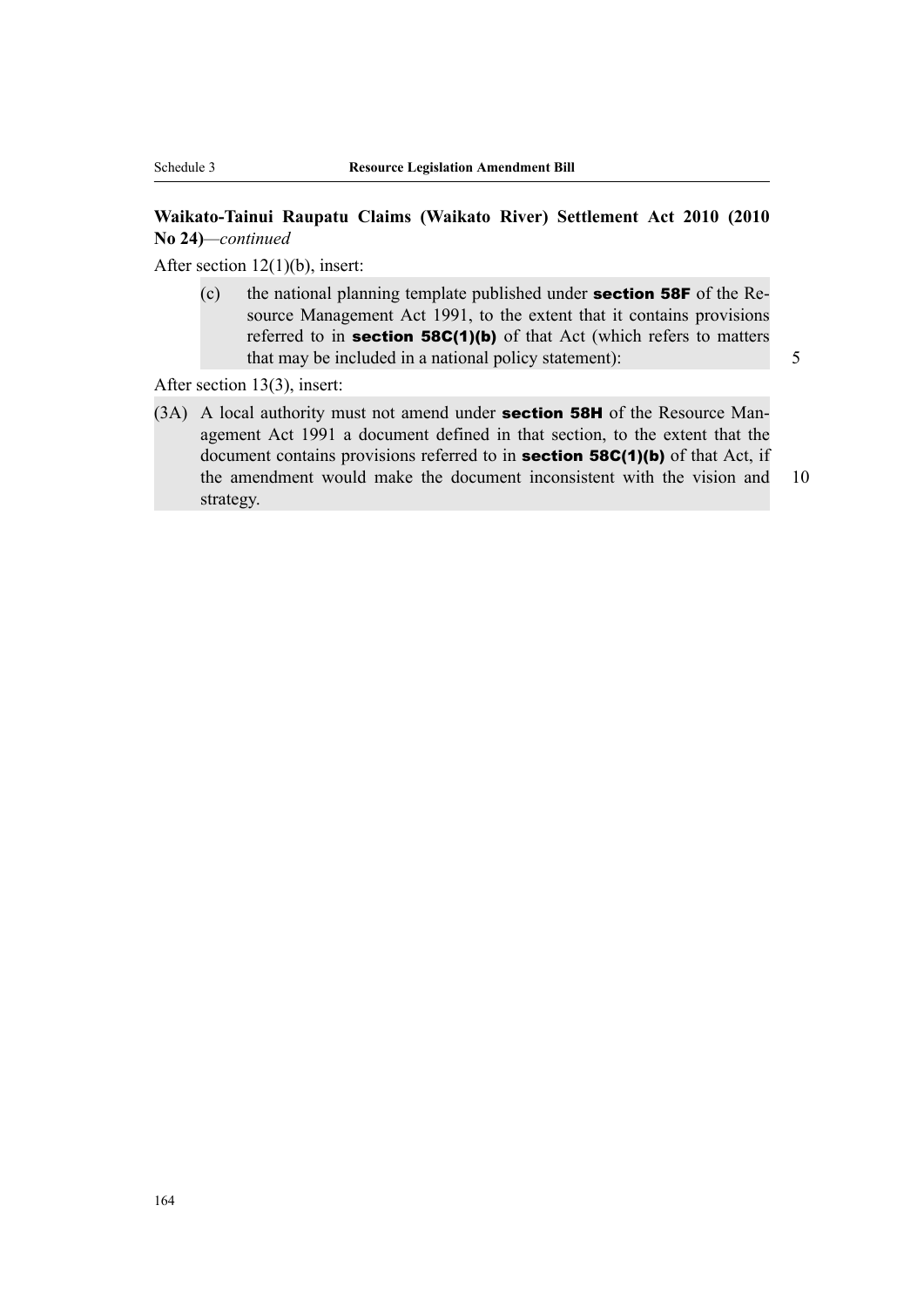**Waikato-Tainui Raupatu Claims (Waikato River) Settlement Act 2010 (2010 No 24)**—*continued*

After section 12(1)(b), insert:

(c) the national planning template published under **section 58F** of the Resource Management Act 1991, to the extent that it contains provisions referred to in **section 58C(1)(b)** of that Act (which refers to matters that may be included in a national policy statement):

After section 13(3), insert:

(3A) A local authority must not amend under **section 58H** of the Resource Management Act 1991 a document defined in that section, to the extent that the document contains provisions referred to in **section 58C(1)(b)** of that Act, if the amendment would make the document inconsistent with the vision and strategy.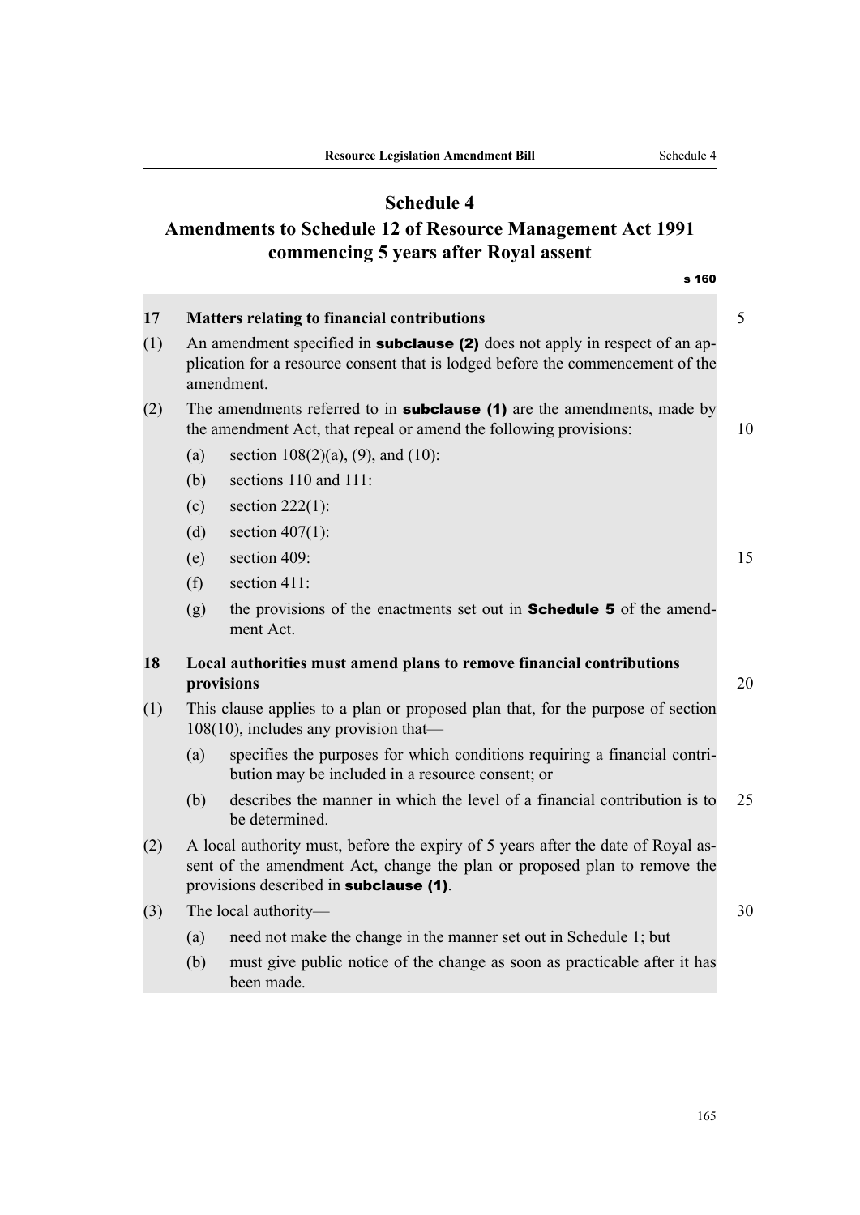# Schedule 4
## Amendments to Schedule 12 of Resource Management Act 1991 commencing 5 years after Royal assent

s 160

**17 Matters relating to financial contributions**

(1) An amendment specified in **subclause (2)** does not apply in respect of an application for a resource consent that is lodged before the commencement of the amendment.

(2) The amendments referred to in **subclause (1)** are the amendments, made by the amendment Act, that repeal or amend the following provisions:

(a) section 108(2)(a), (9), and (10):

(b) sections 110 and 111:

(c) section 222(1):

(d) section 407(1):

(e) section 409:

(f) section 411:

(g) the provisions of the enactments set out in **Schedule 5** of the amendment Act.

**18 Local authorities must amend plans to remove financial contributions provisions**

(1) This clause applies to a plan or proposed plan that, for the purpose of section 108(10), includes any provision that—

(a) specifies the purposes for which conditions requiring a financial contribution may be included in a resource consent; or

(b) describes the manner in which the level of a financial contribution is to be determined.

(2) A local authority must, before the expiry of 5 years after the date of Royal assent of the amendment Act, change the plan or proposed plan to remove the provisions described in **subclause (1)**.

(3) The local authority—

(a) need not make the change in the manner set out in Schedule 1; but

(b) must give public notice of the change as soon as practicable after it has been made.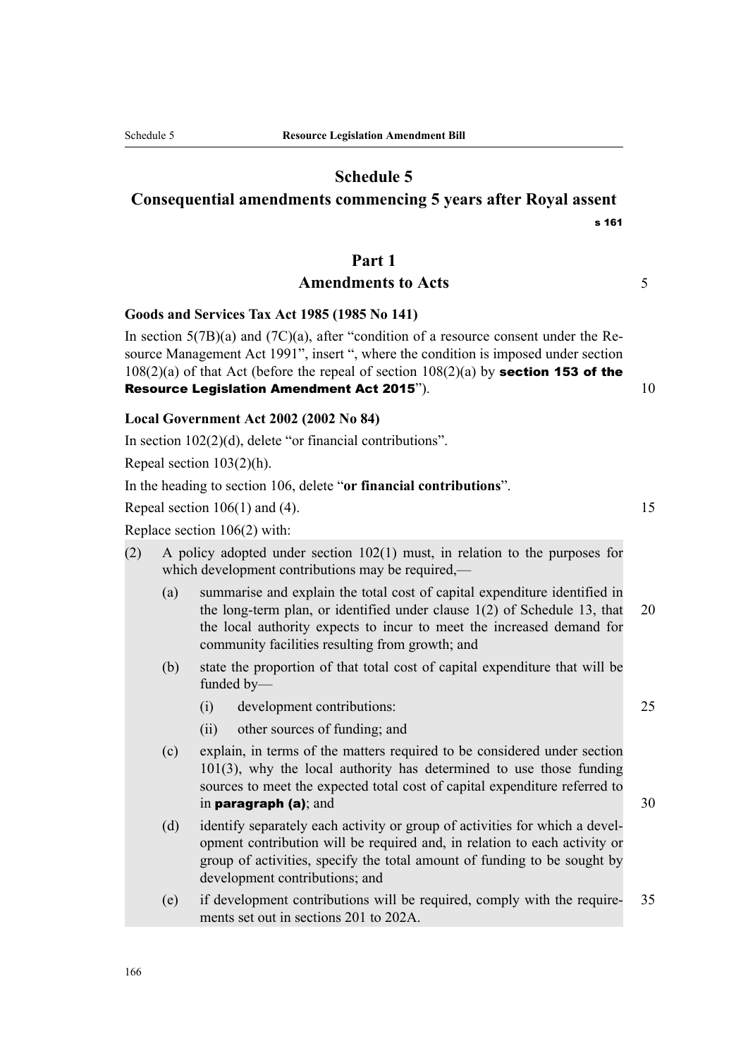# Schedule 5

## Consequential amendments commencing 5 years after Royal assent

s 161

## Part 1

## Amendments to Acts

**Goods and Services Tax Act 1985 (1985 No 141)**

In section 5(7B)(a) and (7C)(a), after "condition of a resource consent under the Resource Management Act 1991", insert ", where the condition is imposed under section 108(2)(a) of that Act (before the repeal of section 108(2)(a) by **section 153 of the Resource Legislation Amendment Act 2015**").

**Local Government Act 2002 (2002 No 84)**

In section 102(2)(d), delete "or financial contributions".

Repeal section 103(2)(h).

In the heading to section 106, delete "**or financial contributions**".

Repeal section 106(1) and (4).

Replace section 106(2) with:

(2) A policy adopted under section 102(1) must, in relation to the purposes for which development contributions may be required,—

- (a) summarise and explain the total cost of capital expenditure identified in the long-term plan, or identified under clause 1(2) of Schedule 13, that the local authority expects to incur to meet the increased demand for community facilities resulting from growth; and
- (b) state the proportion of that total cost of capital expenditure that will be funded by—
  - (i) development contributions:
  - (ii) other sources of funding; and
- (c) explain, in terms of the matters required to be considered under section 101(3), why the local authority has determined to use those funding sources to meet the expected total cost of capital expenditure referred to in **paragraph (a)**; and
- (d) identify separately each activity or group of activities for which a development contribution will be required and, in relation to each activity or group of activities, specify the total amount of funding to be sought by development contributions; and
- (e) if development contributions will be required, comply with the requirements set out in sections 201 to 202A.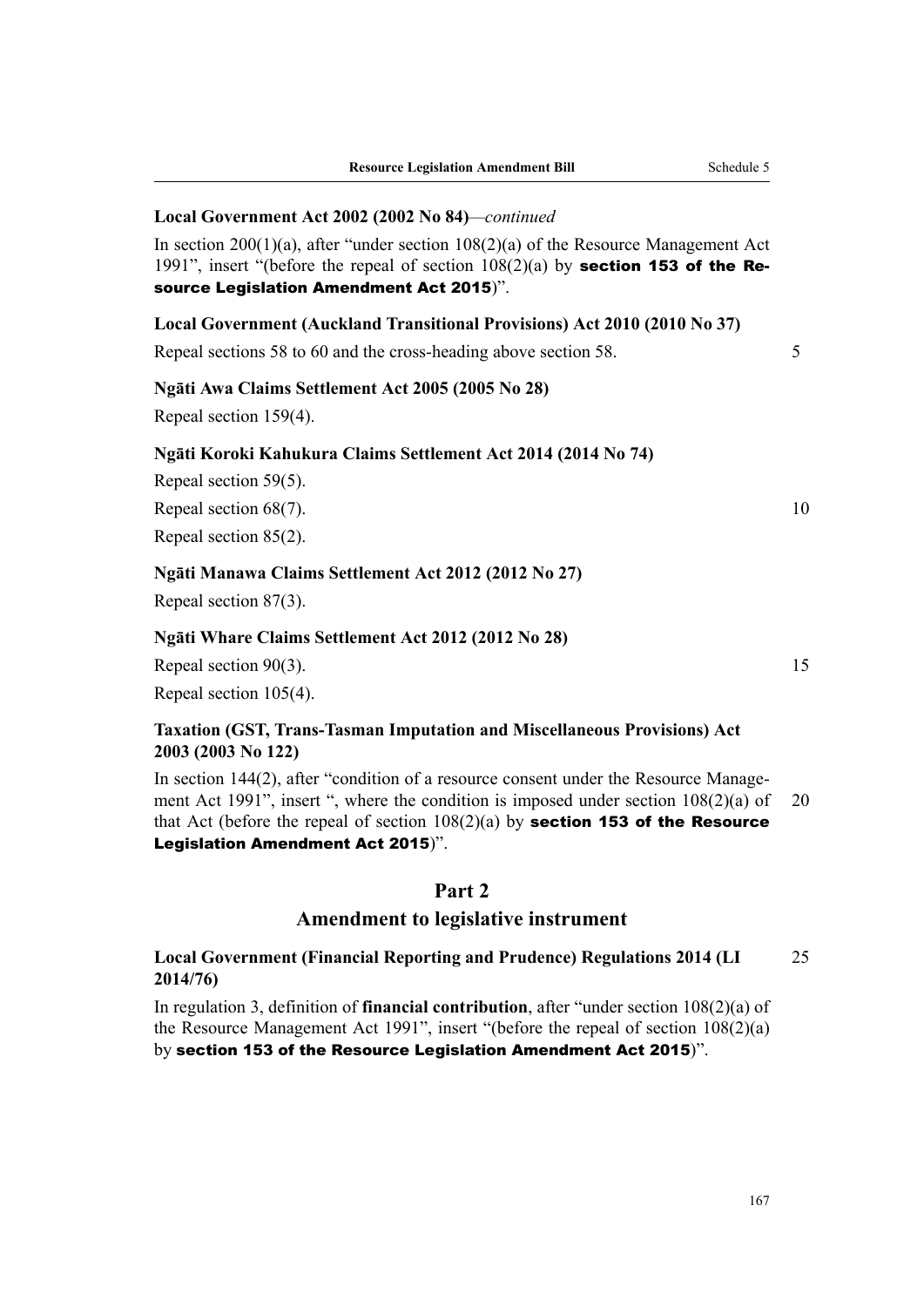**Local Government Act 2002 (2002 No 84)**—*continued*

In section 200(1)(a), after "under section 108(2)(a) of the Resource Management Act 1991", insert "(before the repeal of section 108(2)(a) by **section 153 of the Resource Legislation Amendment Act 2015**)".

**Local Government (Auckland Transitional Provisions) Act 2010 (2010 No 37)**

Repeal sections 58 to 60 and the cross-heading above section 58.

**Ngāti Awa Claims Settlement Act 2005 (2005 No 28)**

Repeal section 159(4).

**Ngāti Koroki Kahukura Claims Settlement Act 2014 (2014 No 74)**

Repeal section 59(5).

Repeal section 68(7).

Repeal section 85(2).

**Ngāti Manawa Claims Settlement Act 2012 (2012 No 27)**

Repeal section 87(3).

**Ngāti Whare Claims Settlement Act 2012 (2012 No 28)**

Repeal section 90(3).

Repeal section 105(4).

**Taxation (GST, Trans-Tasman Imputation and Miscellaneous Provisions) Act 2003 (2003 No 122)**

In section 144(2), after "condition of a resource consent under the Resource Management Act 1991", insert ", where the condition is imposed under section 108(2)(a) of that Act (before the repeal of section 108(2)(a) by **section 153 of the Resource Legislation Amendment Act 2015**)".

## Part 2

## Amendment to legislative instrument

**Local Government (Financial Reporting and Prudence) Regulations 2014 (LI 2014/76)**

In regulation 3, definition of **financial contribution**, after "under section 108(2)(a) of the Resource Management Act 1991", insert "(before the repeal of section 108(2)(a) by **section 153 of the Resource Legislation Amendment Act 2015**)".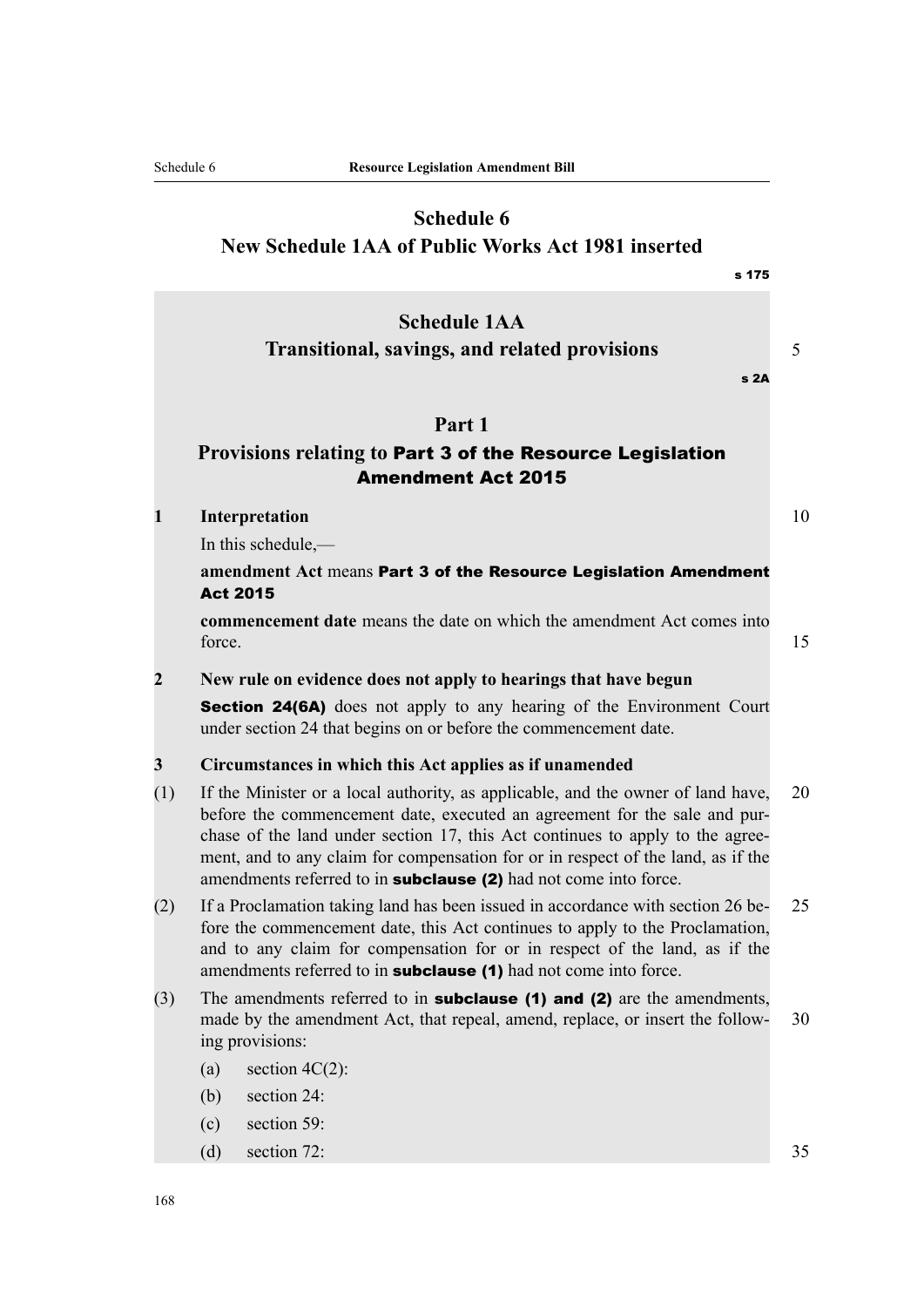# Schedule 6
# New Schedule 1AA of Public Works Act 1981 inserted

s 175

## Schedule 1AA
## Transitional, savings, and related provisions

s 2A

### Part 1
### Provisions relating to Part 3 of the Resource Legislation Amendment Act 2015

**1 Interpretation**

In this schedule,—

**amendment Act** means **Part 3 of the Resource Legislation Amendment Act 2015**

**commencement date** means the date on which the amendment Act comes into force.

**2 New rule on evidence does not apply to hearings that have begun**

**Section 24(6A)** does not apply to any hearing of the Environment Court under section 24 that begins on or before the commencement date.

**3 Circumstances in which this Act applies as if unamended**

(1) If the Minister or a local authority, as applicable, and the owner of land have, before the commencement date, executed an agreement for the sale and purchase of the land under section 17, this Act continues to apply to the agreement, and to any claim for compensation for or in respect of the land, as if the amendments referred to in **subclause (2)** had not come into force.

(2) If a Proclamation taking land has been issued in accordance with section 26 before the commencement date, this Act continues to apply to the Proclamation, and to any claim for compensation for or in respect of the land, as if the amendments referred to in **subclause (1)** had not come into force.

(3) The amendments referred to in **subclause (1) and (2)** are the amendments, made by the amendment Act, that repeal, amend, replace, or insert the following provisions:

(a) section 4C(2):

(b) section 24:

(c) section 59:

(d) section 72: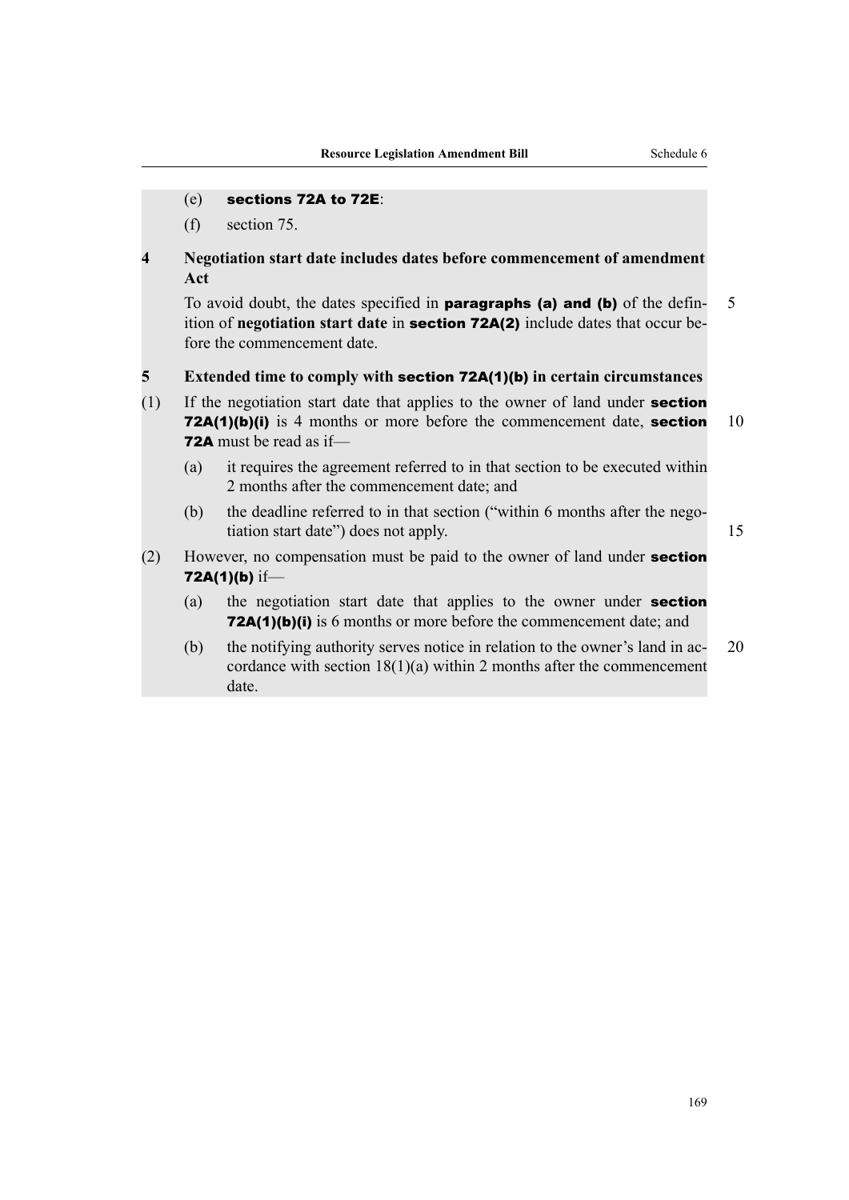(e) **sections 72A to 72E**:

(f) section 75.

**4 Negotiation start date includes dates before commencement of amendment Act**

To avoid doubt, the dates specified in **paragraphs (a) and (b)** of the definition of **negotiation start date** in **section 72A(2)** include dates that occur before the commencement date.

**5 Extended time to comply with section 72A(1)(b) in certain circumstances**

(1) If the negotiation start date that applies to the owner of land under **section 72A(1)(b)(i)** is 4 months or more before the commencement date, **section 72A** must be read as if—

(a) it requires the agreement referred to in that section to be executed within 2 months after the commencement date; and

(b) the deadline referred to in that section ("within 6 months after the negotiation start date") does not apply.

(2) However, no compensation must be paid to the owner of land under **section 72A(1)(b)** if—

(a) the negotiation start date that applies to the owner under **section 72A(1)(b)(i)** is 6 months or more before the commencement date; and

(b) the notifying authority serves notice in relation to the owner's land in accordance with section 18(1)(a) within 2 months after the commencement date.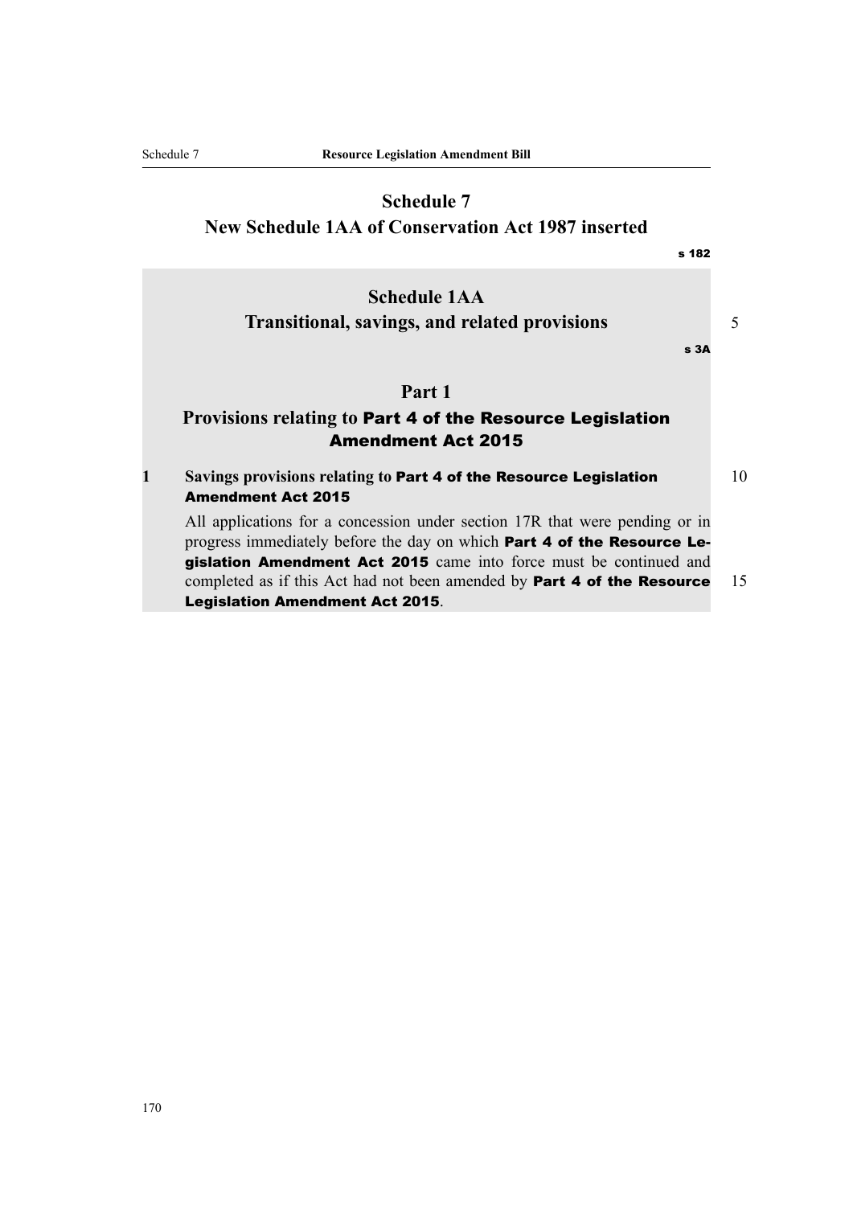# Schedule 7
## New Schedule 1AA of Conservation Act 1987 inserted

s 182

## Schedule 1AA
## Transitional, savings, and related provisions

s 3A

### Part 1
### Provisions relating to **Part 4 of the Resource Legislation Amendment Act 2015**

**1 Savings provisions relating to Part 4 of the Resource Legislation Amendment Act 2015**

All applications for a concession under section 17R that were pending or in progress immediately before the day on which **Part 4 of the Resource Legislation Amendment Act 2015** came into force must be continued and completed as if this Act had not been amended by **Part 4 of the Resource Legislation Amendment Act 2015**.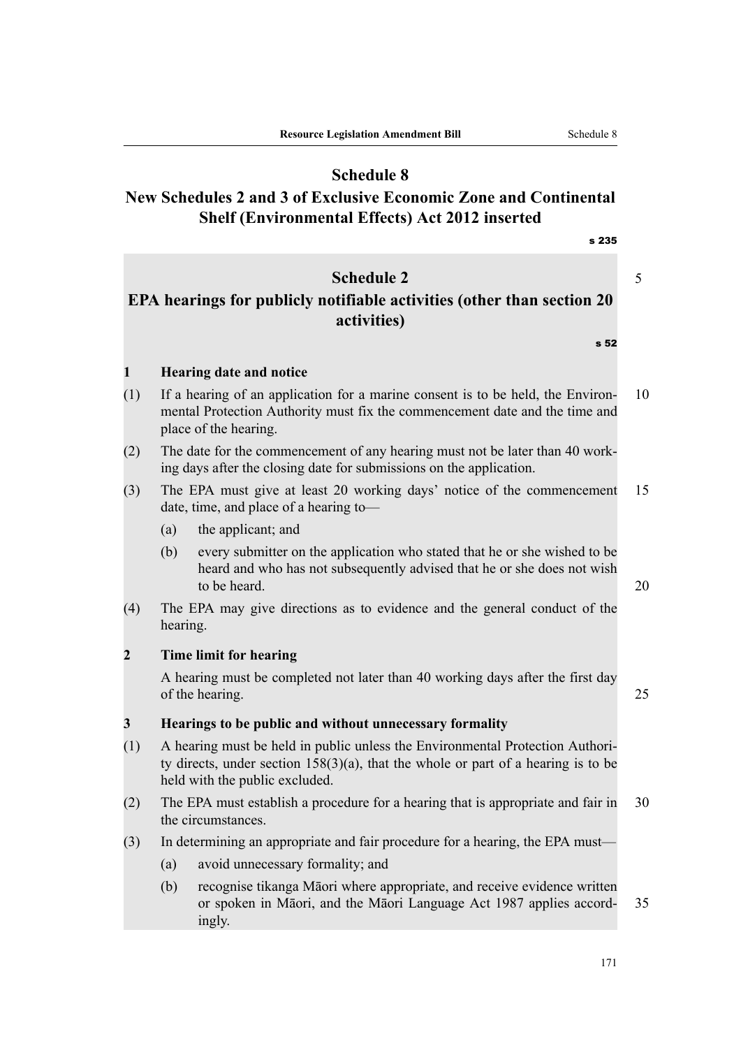# Schedule 8
# New Schedules 2 and 3 of Exclusive Economic Zone and Continental Shelf (Environmental Effects) Act 2012 inserted

s 235

## Schedule 2
## EPA hearings for publicly notifiable activities (other than section 20 activities)

s 52

### 1 Hearing date and notice

(1) If a hearing of an application for a marine consent is to be held, the Environmental Protection Authority must fix the commencement date and the time and place of the hearing.

(2) The date for the commencement of any hearing must not be later than 40 working days after the closing date for submissions on the application.

(3) The EPA must give at least 20 working days' notice of the commencement date, time, and place of a hearing to—

- (a) the applicant; and
- (b) every submitter on the application who stated that he or she wished to be heard and who has not subsequently advised that he or she does not wish to be heard.

(4) The EPA may give directions as to evidence and the general conduct of the hearing.

### 2 Time limit for hearing

A hearing must be completed not later than 40 working days after the first day of the hearing.

### 3 Hearings to be public and without unnecessary formality

(1) A hearing must be held in public unless the Environmental Protection Authority directs, under section 158(3)(a), that the whole or part of a hearing is to be held with the public excluded.

(2) The EPA must establish a procedure for a hearing that is appropriate and fair in the circumstances.

(3) In determining an appropriate and fair procedure for a hearing, the EPA must—

- (a) avoid unnecessary formality; and
- (b) recognise tikanga Māori where appropriate, and receive evidence written or spoken in Māori, and the Māori Language Act 1987 applies accordingly.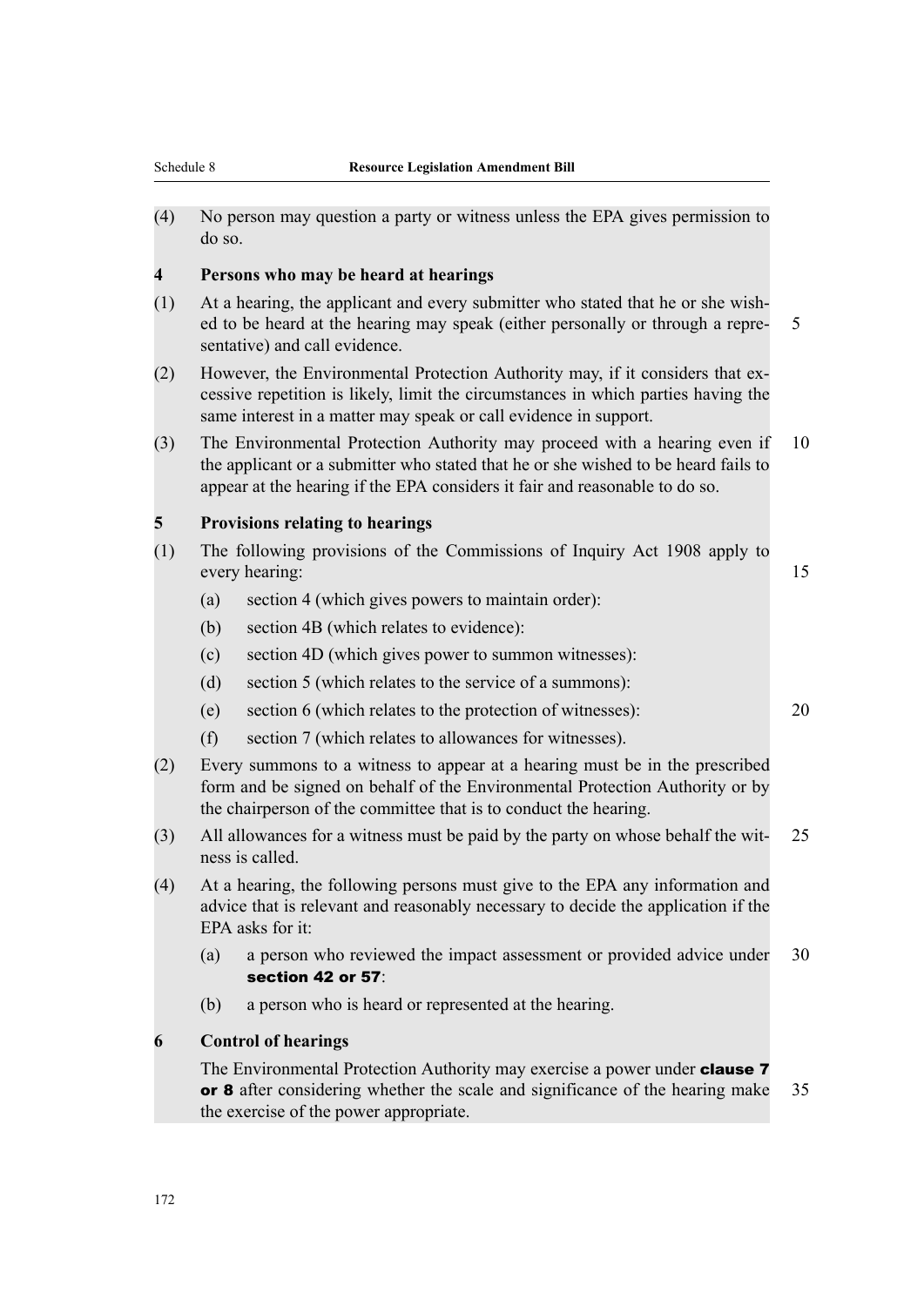(4) No person may question a party or witness unless the EPA gives permission to do so.

### 4 Persons who may be heard at hearings

(1) At a hearing, the applicant and every submitter who stated that he or she wished to be heard at the hearing may speak (either personally or through a representative) and call evidence.

(2) However, the Environmental Protection Authority may, if it considers that excessive repetition is likely, limit the circumstances in which parties having the same interest in a matter may speak or call evidence in support.

(3) The Environmental Protection Authority may proceed with a hearing even if the applicant or a submitter who stated that he or she wished to be heard fails to appear at the hearing if the EPA considers it fair and reasonable to do so.

### 5 Provisions relating to hearings

(1) The following provisions of the Commissions of Inquiry Act 1908 apply to every hearing:

- (a) section 4 (which gives powers to maintain order):
- (b) section 4B (which relates to evidence):
- (c) section 4D (which gives power to summon witnesses):
- (d) section 5 (which relates to the service of a summons):
- (e) section 6 (which relates to the protection of witnesses):
- (f) section 7 (which relates to allowances for witnesses).

(2) Every summons to a witness to appear at a hearing must be in the prescribed form and be signed on behalf of the Environmental Protection Authority or by the chairperson of the committee that is to conduct the hearing.

(3) All allowances for a witness must be paid by the party on whose behalf the witness is called.

(4) At a hearing, the following persons must give to the EPA any information and advice that is relevant and reasonably necessary to decide the application if the EPA asks for it:

- (a) a person who reviewed the impact assessment or provided advice under **section 42 or 57**:
- (b) a person who is heard or represented at the hearing.

### 6 Control of hearings

The Environmental Protection Authority may exercise a power under **clause 7 or 8** after considering whether the scale and significance of the hearing make the exercise of the power appropriate.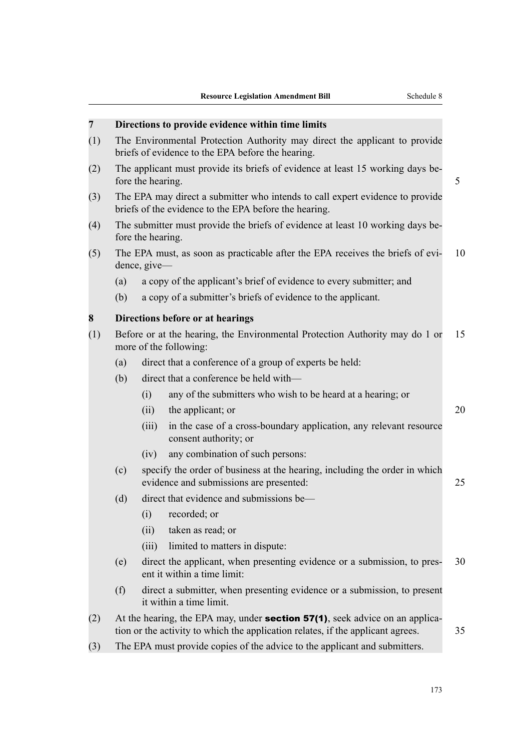### 7 Directions to provide evidence within time limits

(1) The Environmental Protection Authority may direct the applicant to provide briefs of evidence to the EPA before the hearing.

(2) The applicant must provide its briefs of evidence at least 15 working days before the hearing.

(3) The EPA may direct a submitter who intends to call expert evidence to provide briefs of the evidence to the EPA before the hearing.

(4) The submitter must provide the briefs of evidence at least 10 working days before the hearing.

(5) The EPA must, as soon as practicable after the EPA receives the briefs of evidence, give—

- (a) a copy of the applicant's brief of evidence to every submitter; and
- (b) a copy of a submitter's briefs of evidence to the applicant.

### 8 Directions before or at hearings

(1) Before or at the hearing, the Environmental Protection Authority may do 1 or more of the following:

- (a) direct that a conference of a group of experts be held:
- (b) direct that a conference be held with—
  - (i) any of the submitters who wish to be heard at a hearing; or
  - (ii) the applicant; or
  - (iii) in the case of a cross-boundary application, any relevant resource consent authority; or
  - (iv) any combination of such persons:
- (c) specify the order of business at the hearing, including the order in which evidence and submissions are presented:
- (d) direct that evidence and submissions be—
  - (i) recorded; or
  - (ii) taken as read; or
  - (iii) limited to matters in dispute:
- (e) direct the applicant, when presenting evidence or a submission, to present it within a time limit:
- (f) direct a submitter, when presenting evidence or a submission, to present it within a time limit.

(2) At the hearing, the EPA may, under **section 57(1)**, seek advice on an application or the activity to which the application relates, if the applicant agrees.

(3) The EPA must provide copies of the advice to the applicant and submitters.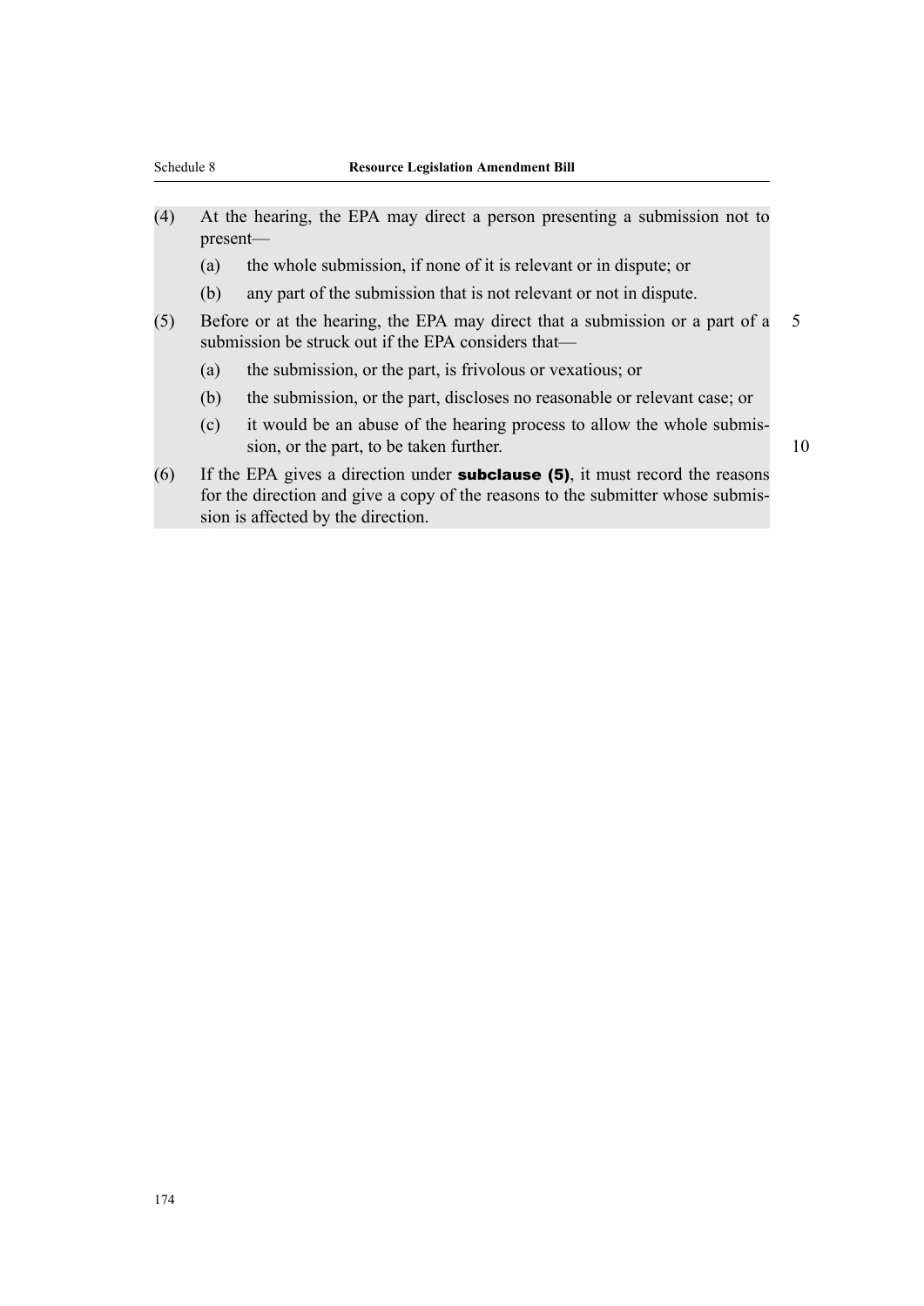(4) At the hearing, the EPA may direct a person presenting a submission not to present—

 (a) the whole submission, if none of it is relevant or in dispute; or

 (b) any part of the submission that is not relevant or not in dispute.

(5) Before or at the hearing, the EPA may direct that a submission or a part of a submission be struck out if the EPA considers that—

 (a) the submission, or the part, is frivolous or vexatious; or

 (b) the submission, or the part, discloses no reasonable or relevant case; or

 (c) it would be an abuse of the hearing process to allow the whole submission, or the part, to be taken further.

(6) If the EPA gives a direction under **subclause (5)**, it must record the reasons for the direction and give a copy of the reasons to the submitter whose submission is affected by the direction.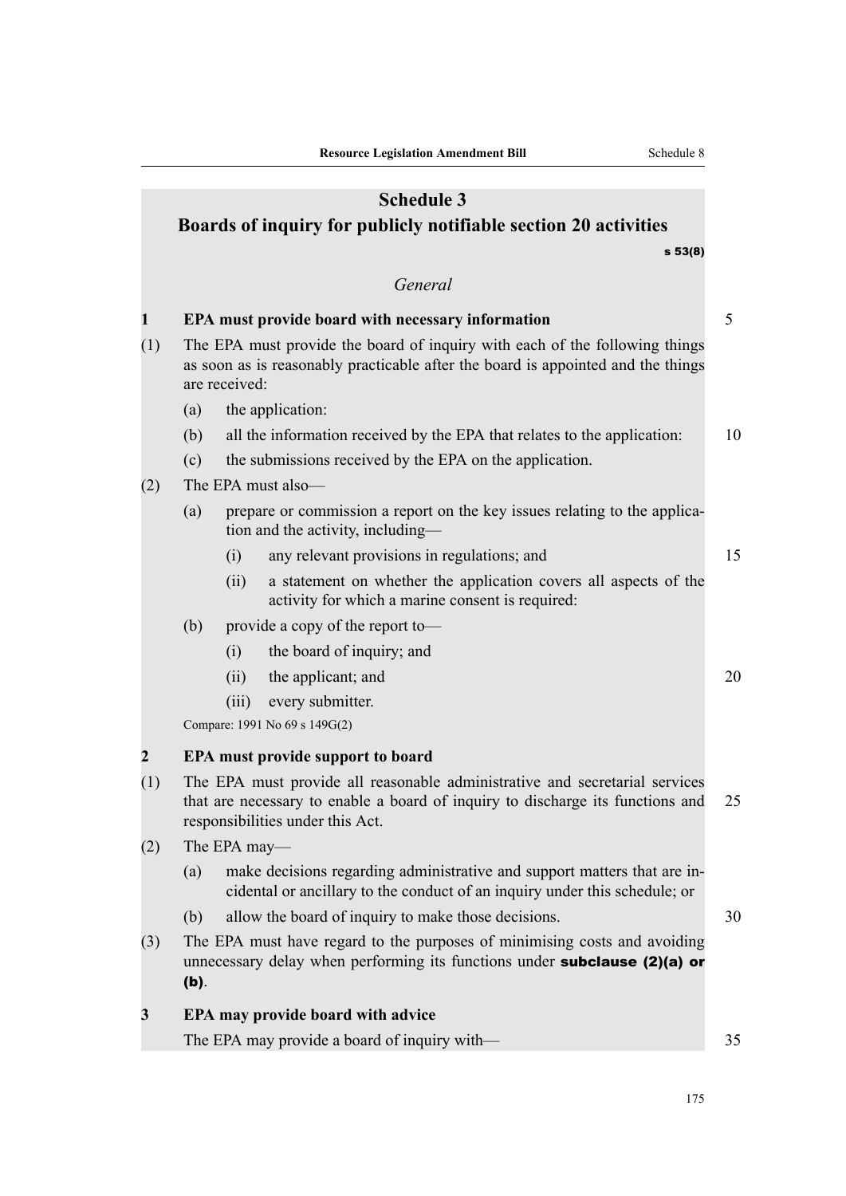# Schedule 3

# Boards of inquiry for publicly notifiable section 20 activities

s 53(8)

*General*

**1 EPA must provide board with necessary information**

(1) The EPA must provide the board of inquiry with each of the following things as soon as is reasonably practicable after the board is appointed and the things are received:

(a) the application:

(b) all the information received by the EPA that relates to the application:

(c) the submissions received by the EPA on the application.

(2) The EPA must also—

(a) prepare or commission a report on the key issues relating to the application and the activity, including—

(i) any relevant provisions in regulations; and

(ii) a statement on whether the application covers all aspects of the activity for which a marine consent is required:

(b) provide a copy of the report to—

(i) the board of inquiry; and

(ii) the applicant; and

(iii) every submitter.

Compare: 1991 No 69 s 149G(2)

**2 EPA must provide support to board**

(1) The EPA must provide all reasonable administrative and secretarial services that are necessary to enable a board of inquiry to discharge its functions and responsibilities under this Act.

(2) The EPA may—

(a) make decisions regarding administrative and support matters that are incidental or ancillary to the conduct of an inquiry under this schedule; or

(b) allow the board of inquiry to make those decisions.

(3) The EPA must have regard to the purposes of minimising costs and avoiding unnecessary delay when performing its functions under **subclause (2)(a) or (b)**.

**3 EPA may provide board with advice**

The EPA may provide a board of inquiry with—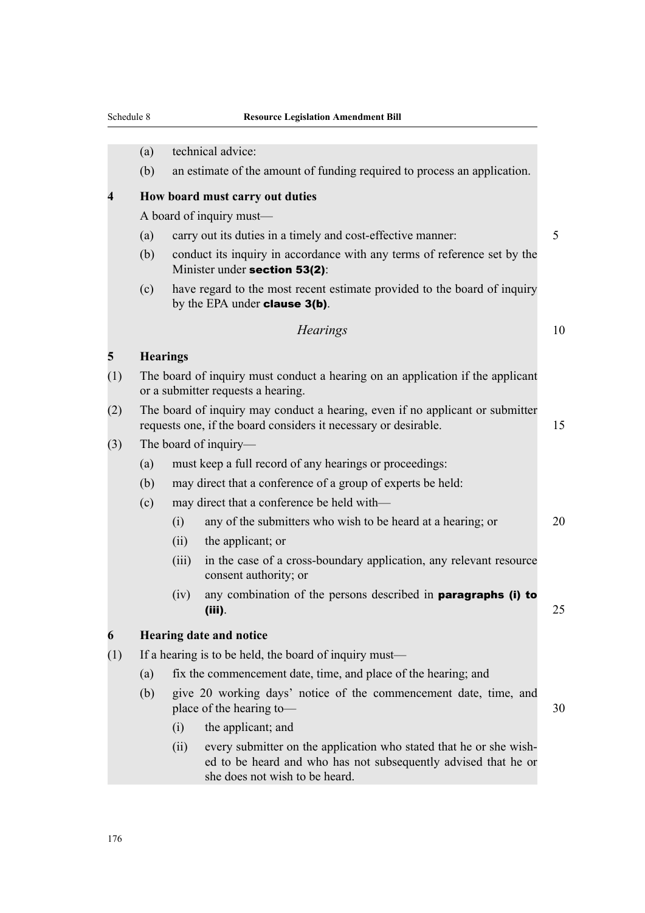(a) technical advice:

(b) an estimate of the amount of funding required to process an application.

**4 How board must carry out duties**

A board of inquiry must—

(a) carry out its duties in a timely and cost-effective manner:

(b) conduct its inquiry in accordance with any terms of reference set by the Minister under **section 53(2)**:

(c) have regard to the most recent estimate provided to the board of inquiry by the EPA under **clause 3(b)**.

*Hearings*

**5 Hearings**

(1) The board of inquiry must conduct a hearing on an application if the applicant or a submitter requests a hearing.

(2) The board of inquiry may conduct a hearing, even if no applicant or submitter requests one, if the board considers it necessary or desirable.

(3) The board of inquiry—

(a) must keep a full record of any hearings or proceedings:

(b) may direct that a conference of a group of experts be held:

(c) may direct that a conference be held with—

(i) any of the submitters who wish to be heard at a hearing; or

(ii) the applicant; or

(iii) in the case of a cross-boundary application, any relevant resource consent authority; or

(iv) any combination of the persons described in **paragraphs (i) to (iii)**.

**6 Hearing date and notice**

(1) If a hearing is to be held, the board of inquiry must—

(a) fix the commencement date, time, and place of the hearing; and

(b) give 20 working days' notice of the commencement date, time, and place of the hearing to—

(i) the applicant; and

(ii) every submitter on the application who stated that he or she wished to be heard and who has not subsequently advised that he or she does not wish to be heard.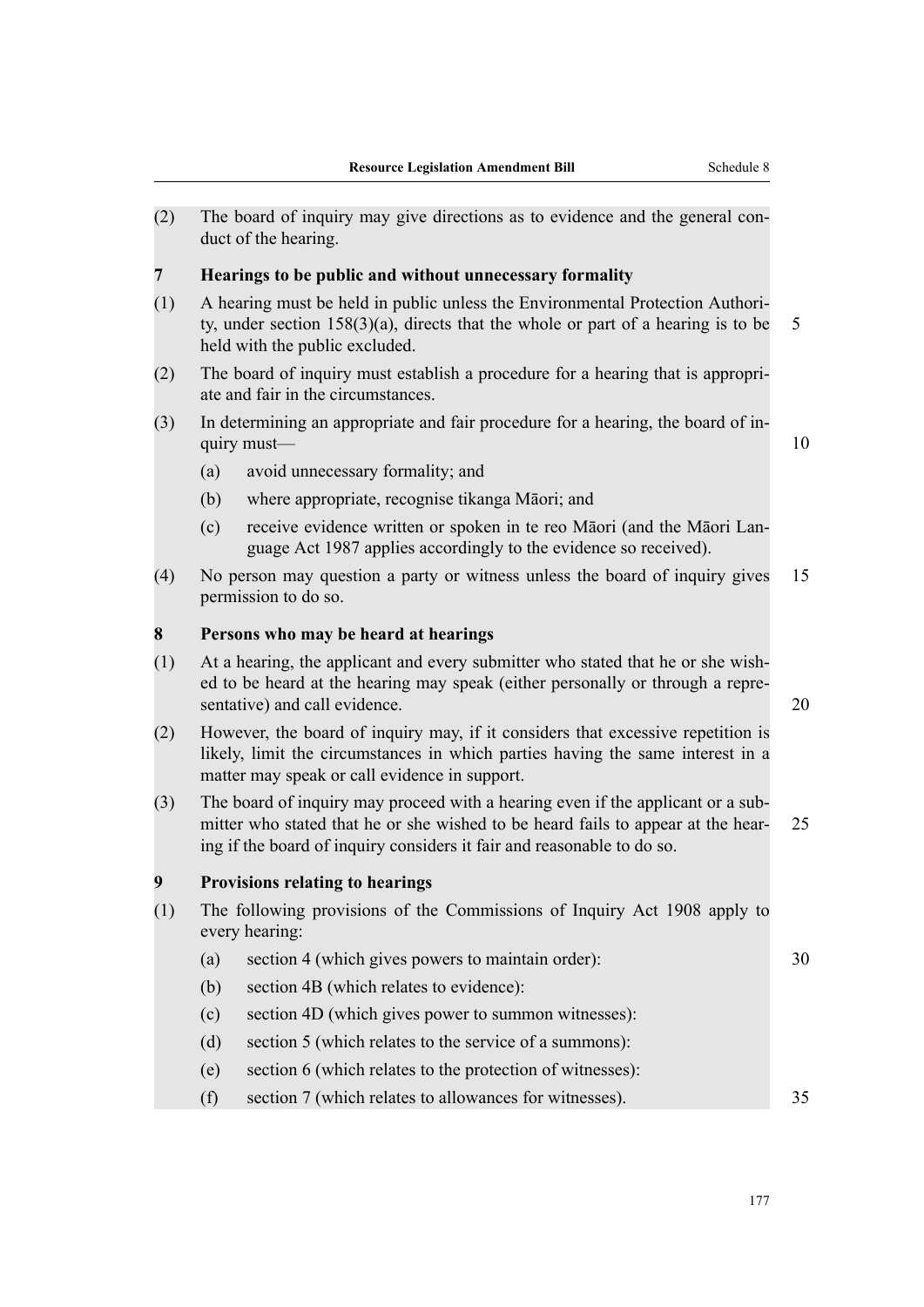(2) The board of inquiry may give directions as to evidence and the general conduct of the hearing.

**7 Hearings to be public and without unnecessary formality**

(1) A hearing must be held in public unless the Environmental Protection Authority, under section 158(3)(a), directs that the whole or part of a hearing is to be held with the public excluded.

(2) The board of inquiry must establish a procedure for a hearing that is appropriate and fair in the circumstances.

(3) In determining an appropriate and fair procedure for a hearing, the board of inquiry must—

- (a) avoid unnecessary formality; and
- (b) where appropriate, recognise tikanga Māori; and
- (c) receive evidence written or spoken in te reo Māori (and the Māori Language Act 1987 applies accordingly to the evidence so received).

(4) No person may question a party or witness unless the board of inquiry gives permission to do so.

**8 Persons who may be heard at hearings**

(1) At a hearing, the applicant and every submitter who stated that he or she wished to be heard at the hearing may speak (either personally or through a representative) and call evidence.

(2) However, the board of inquiry may, if it considers that excessive repetition is likely, limit the circumstances in which parties having the same interest in a matter may speak or call evidence in support.

(3) The board of inquiry may proceed with a hearing even if the applicant or a submitter who stated that he or she wished to be heard fails to appear at the hearing if the board of inquiry considers it fair and reasonable to do so.

**9 Provisions relating to hearings**

(1) The following provisions of the Commissions of Inquiry Act 1908 apply to every hearing:

- (a) section 4 (which gives powers to maintain order):
- (b) section 4B (which relates to evidence):
- (c) section 4D (which gives power to summon witnesses):
- (d) section 5 (which relates to the service of a summons):
- (e) section 6 (which relates to the protection of witnesses):
- (f) section 7 (which relates to allowances for witnesses).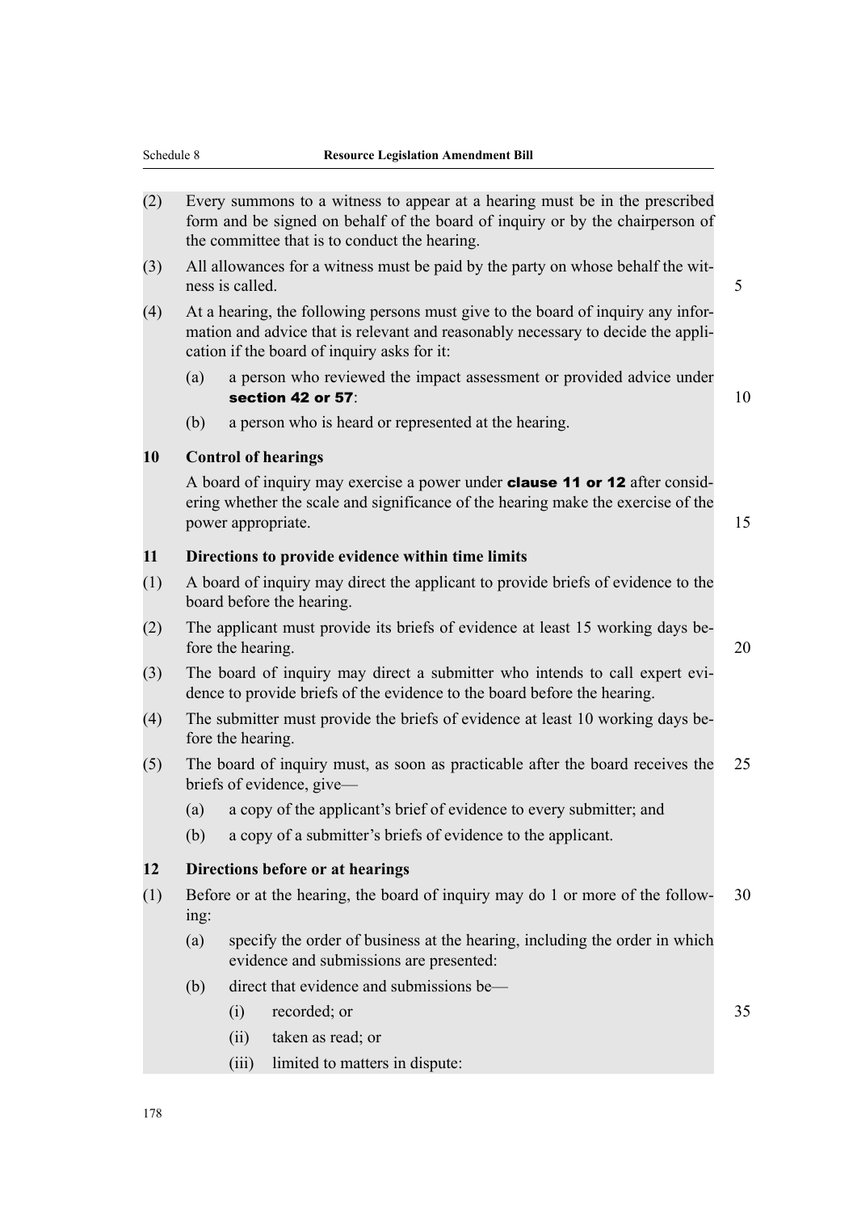(2) Every summons to a witness to appear at a hearing must be in the prescribed form and be signed on behalf of the board of inquiry or by the chairperson of the committee that is to conduct the hearing.

(3) All allowances for a witness must be paid by the party on whose behalf the witness is called.

(4) At a hearing, the following persons must give to the board of inquiry any information and advice that is relevant and reasonably necessary to decide the application if the board of inquiry asks for it:

- (a) a person who reviewed the impact assessment or provided advice under **section 42 or 57**:
- (b) a person who is heard or represented at the hearing.

### 10 Control of hearings

A board of inquiry may exercise a power under **clause 11 or 12** after considering whether the scale and significance of the hearing make the exercise of the power appropriate.

### 11 Directions to provide evidence within time limits

(1) A board of inquiry may direct the applicant to provide briefs of evidence to the board before the hearing.

(2) The applicant must provide its briefs of evidence at least 15 working days before the hearing.

(3) The board of inquiry may direct a submitter who intends to call expert evidence to provide briefs of the evidence to the board before the hearing.

(4) The submitter must provide the briefs of evidence at least 10 working days before the hearing.

(5) The board of inquiry must, as soon as practicable after the board receives the briefs of evidence, give—

- (a) a copy of the applicant's brief of evidence to every submitter; and
- (b) a copy of a submitter's briefs of evidence to the applicant.

### 12 Directions before or at hearings

(1) Before or at the hearing, the board of inquiry may do 1 or more of the following:

- (a) specify the order of business at the hearing, including the order in which evidence and submissions are presented:
- (b) direct that evidence and submissions be—
  - (i) recorded; or
  - (ii) taken as read; or
  - (iii) limited to matters in dispute: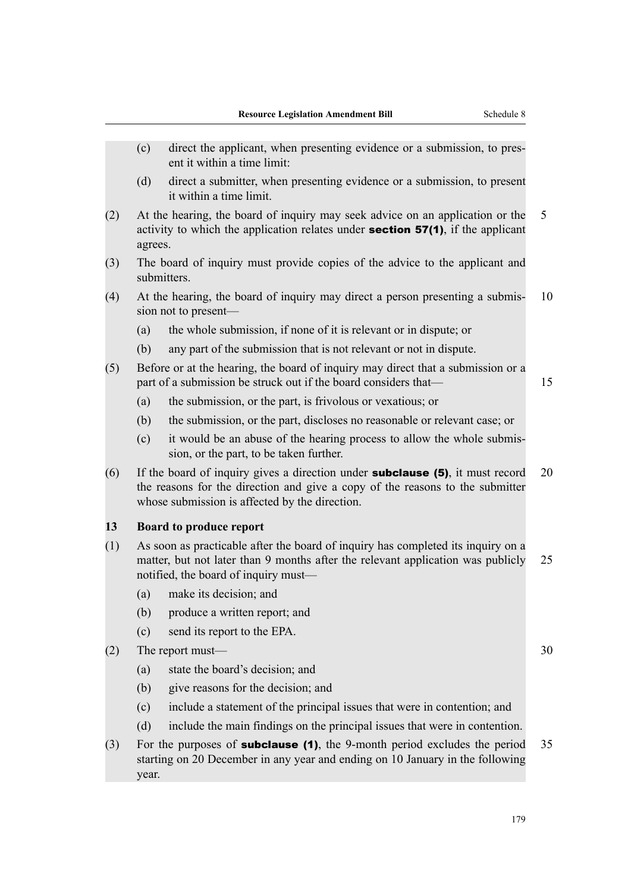(c) direct the applicant, when presenting evidence or a submission, to present it within a time limit:

(d) direct a submitter, when presenting evidence or a submission, to present it within a time limit.

(2) At the hearing, the board of inquiry may seek advice on an application or the activity to which the application relates under **section 57(1)**, if the applicant agrees.

(3) The board of inquiry must provide copies of the advice to the applicant and submitters.

(4) At the hearing, the board of inquiry may direct a person presenting a submission not to present—

(a) the whole submission, if none of it is relevant or in dispute; or

(b) any part of the submission that is not relevant or not in dispute.

(5) Before or at the hearing, the board of inquiry may direct that a submission or a part of a submission be struck out if the board considers that—

(a) the submission, or the part, is frivolous or vexatious; or

(b) the submission, or the part, discloses no reasonable or relevant case; or

(c) it would be an abuse of the hearing process to allow the whole submission, or the part, to be taken further.

(6) If the board of inquiry gives a direction under **subclause (5)**, it must record the reasons for the direction and give a copy of the reasons to the submitter whose submission is affected by the direction.

**13 Board to produce report**

(1) As soon as practicable after the board of inquiry has completed its inquiry on a matter, but not later than 9 months after the relevant application was publicly notified, the board of inquiry must—

(a) make its decision; and

(b) produce a written report; and

(c) send its report to the EPA.

(2) The report must—

(a) state the board's decision; and

(b) give reasons for the decision; and

(c) include a statement of the principal issues that were in contention; and

(d) include the main findings on the principal issues that were in contention.

(3) For the purposes of **subclause (1)**, the 9-month period excludes the period starting on 20 December in any year and ending on 10 January in the following year.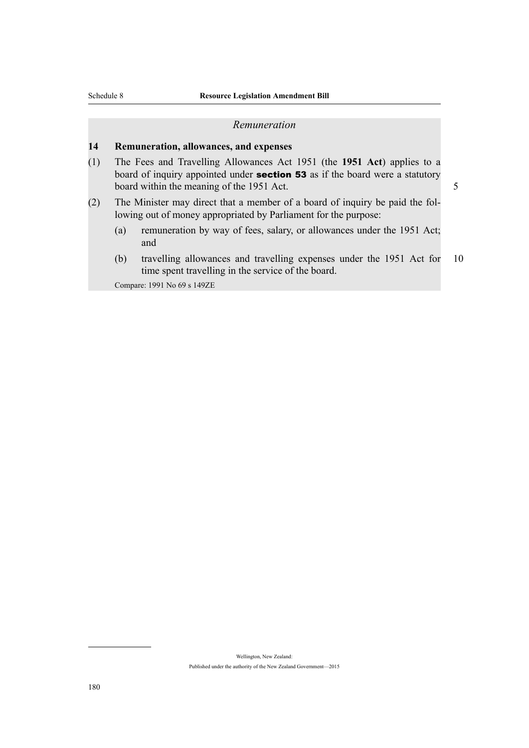*Remuneration*

**14 Remuneration, allowances, and expenses**

(1) The Fees and Travelling Allowances Act 1951 (the **1951 Act**) applies to a board of inquiry appointed under **section 53** as if the board were a statutory board within the meaning of the 1951 Act.

(2) The Minister may direct that a member of a board of inquiry be paid the following out of money appropriated by Parliament for the purpose:

   (a) remuneration by way of fees, salary, or allowances under the 1951 Act; and

   (b) travelling allowances and travelling expenses under the 1951 Act for time spent travelling in the service of the board.

Compare: 1991 No 69 s 149ZE

Wellington, New Zealand:

Published under the authority of the New Zealand Government—2015